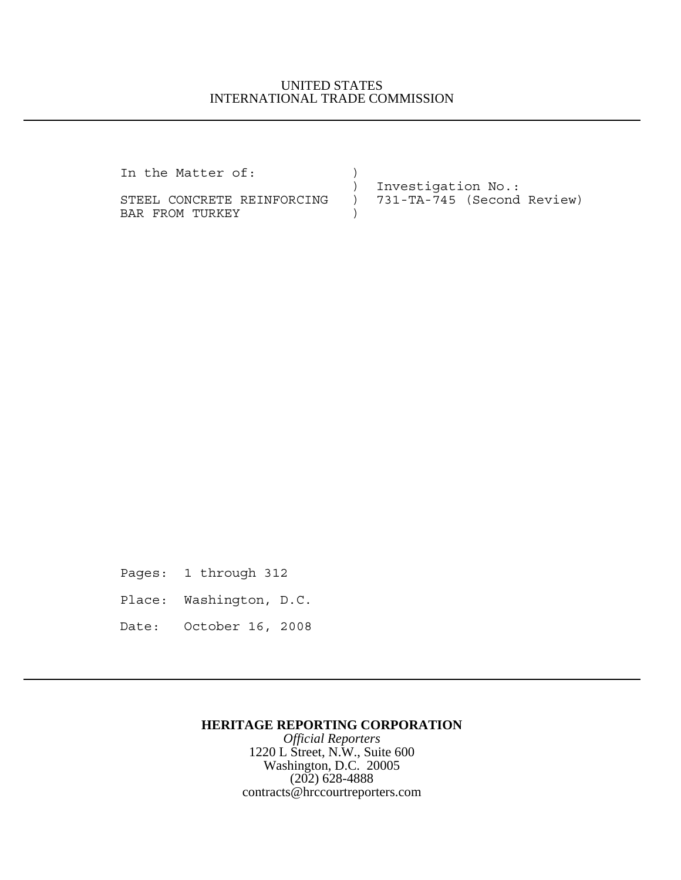UNITED STATES
INTERNATIONAL TRADE COMMISSION

---

```
In the Matter of:             )
                              )  Investigation No.:
STEEL CONCRETE REINFORCING    )  731-TA-745 (Second Review)
BAR FROM TURKEY               )
```

Pages: 1 through 312

Place: Washington, D.C.

Date: October 16, 2008

---

**HERITAGE REPORTING CORPORATION**

*Official Reporters*

1220 L Street, N.W., Suite 600

Washington, D.C. 20005

(202) 628-4888

contracts@hrccourtreporters.com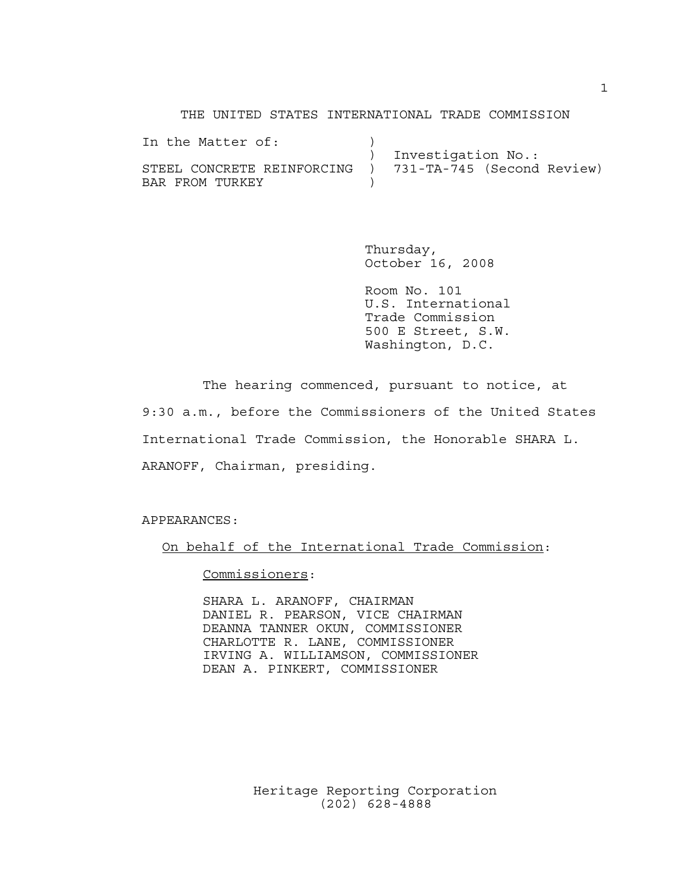THE UNITED STATES INTERNATIONAL TRADE COMMISSION

```
In the Matter of:            )
                             )  Investigation No.:
STEEL CONCRETE REINFORCING   )  731-TA-745 (Second Review)
BAR FROM TURKEY              )
```

Thursday,
October 16, 2008

Room No. 101
U.S. International
Trade Commission
500 E Street, S.W.
Washington, D.C.

The hearing commenced, pursuant to notice, at 9:30 a.m., before the Commissioners of the United States International Trade Commission, the Honorable SHARA L. ARANOFF, Chairman, presiding.

APPEARANCES:

On behalf of the International Trade Commission:

Commissioners:

SHARA L. ARANOFF, CHAIRMAN
DANIEL R. PEARSON, VICE CHAIRMAN
DEANNA TANNER OKUN, COMMISSIONER
CHARLOTTE R. LANE, COMMISSIONER
IRVING A. WILLIAMSON, COMMISSIONER
DEAN A. PINKERT, COMMISSIONER

Heritage Reporting Corporation
(202) 628-4888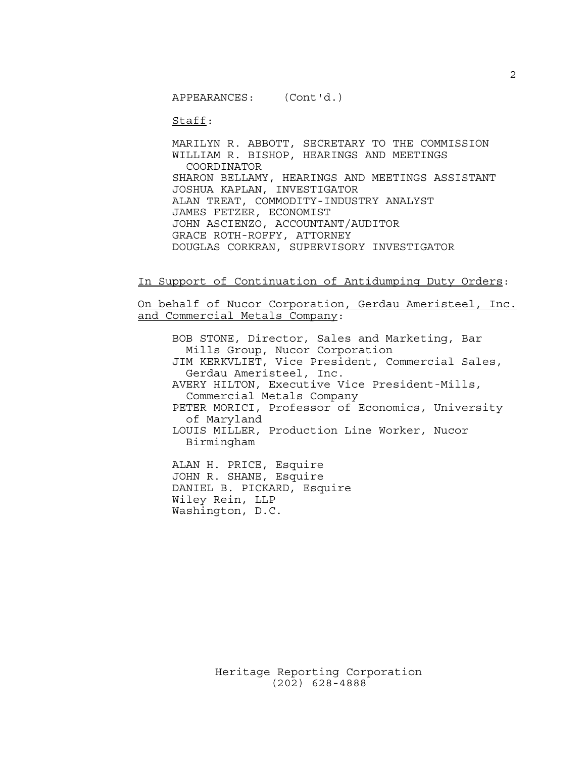APPEARANCES: (Cont'd.)

<u>Staff</u>:

MARILYN R. ABBOTT, SECRETARY TO THE COMMISSION
WILLIAM R. BISHOP, HEARINGS AND MEETINGS COORDINATOR
SHARON BELLAMY, HEARINGS AND MEETINGS ASSISTANT
JOSHUA KAPLAN, INVESTIGATOR
ALAN TREAT, COMMODITY-INDUSTRY ANALYST
JAMES FETZER, ECONOMIST
JOHN ASCIENZO, ACCOUNTANT/AUDITOR
GRACE ROTH-ROFFY, ATTORNEY
DOUGLAS CORKRAN, SUPERVISORY INVESTIGATOR

<u>In Support of Continuation of Antidumping Duty Orders</u>:

<u>On behalf of Nucor Corporation, Gerdau Ameristeel, Inc. and Commercial Metals Company</u>:

BOB STONE, Director, Sales and Marketing, Bar Mills Group, Nucor Corporation
JIM KERKVLIET, Vice President, Commercial Sales, Gerdau Ameristeel, Inc.
AVERY HILTON, Executive Vice President-Mills, Commercial Metals Company
PETER MORICI, Professor of Economics, University of Maryland
LOUIS MILLER, Production Line Worker, Nucor Birmingham

ALAN H. PRICE, Esquire
JOHN R. SHANE, Esquire
DANIEL B. PICKARD, Esquire
Wiley Rein, LLP
Washington, D.C.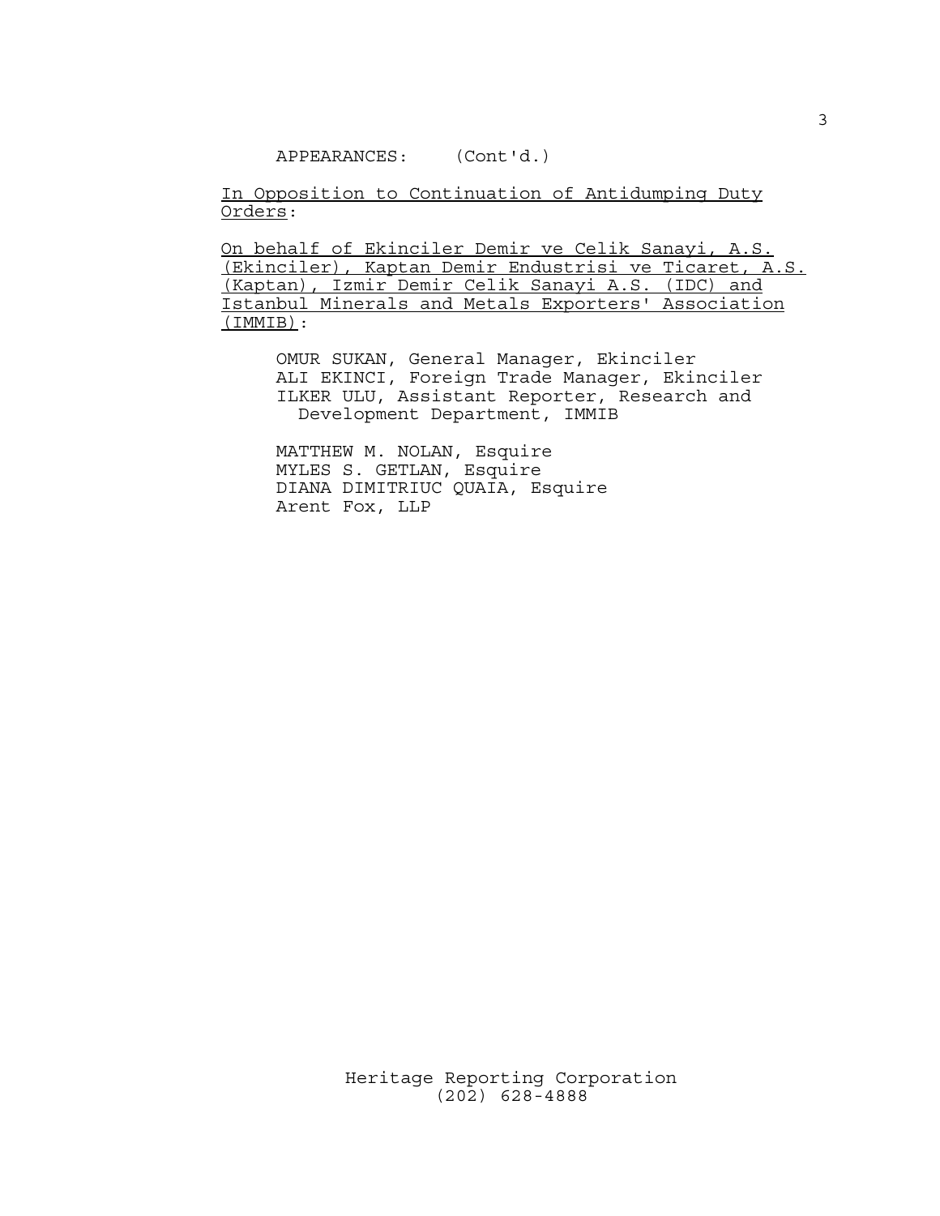APPEARANCES: (Cont'd.)

<u>In Opposition to Continuation of Antidumping Duty Orders</u>:

<u>On behalf of Ekinciler Demir ve Celik Sanayi, A.S. (Ekinciler), Kaptan Demir Endustrisi ve Ticaret, A.S. (Kaptan), Izmir Demir Celik Sanayi A.S. (IDC) and Istanbul Minerals and Metals Exporters' Association (IMMIB)</u>:

OMUR SUKAN, General Manager, Ekinciler
ALI EKINCI, Foreign Trade Manager, Ekinciler
ILKER ULU, Assistant Reporter, Research and Development Department, IMMIB

MATTHEW M. NOLAN, Esquire
MYLES S. GETLAN, Esquire
DIANA DIMITRIUC QUAIA, Esquire
Arent Fox, LLP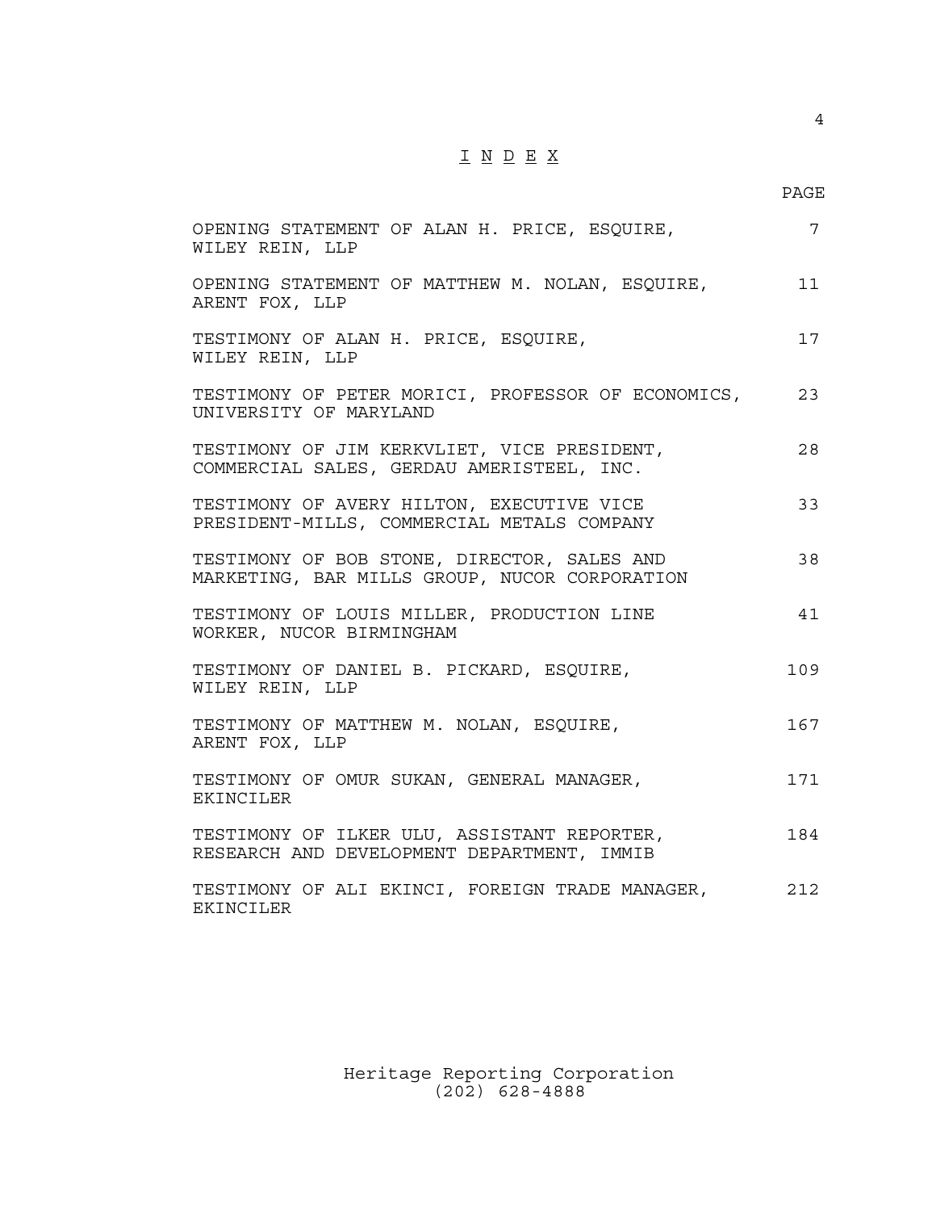# I N D E X

| | PAGE |
|---|---|
| OPENING STATEMENT OF ALAN H. PRICE, ESQUIRE, WILEY REIN, LLP | 7 |
| OPENING STATEMENT OF MATTHEW M. NOLAN, ESQUIRE, ARENT FOX, LLP | 11 |
| TESTIMONY OF ALAN H. PRICE, ESQUIRE, WILEY REIN, LLP | 17 |
| TESTIMONY OF PETER MORICI, PROFESSOR OF ECONOMICS, UNIVERSITY OF MARYLAND | 23 |
| TESTIMONY OF JIM KERKVLIET, VICE PRESIDENT, COMMERCIAL SALES, GERDAU AMERISTEEL, INC. | 28 |
| TESTIMONY OF AVERY HILTON, EXECUTIVE VICE PRESIDENT-MILLS, COMMERCIAL METALS COMPANY | 33 |
| TESTIMONY OF BOB STONE, DIRECTOR, SALES AND MARKETING, BAR MILLS GROUP, NUCOR CORPORATION | 38 |
| TESTIMONY OF LOUIS MILLER, PRODUCTION LINE WORKER, NUCOR BIRMINGHAM | 41 |
| TESTIMONY OF DANIEL B. PICKARD, ESQUIRE, WILEY REIN, LLP | 109 |
| TESTIMONY OF MATTHEW M. NOLAN, ESQUIRE, ARENT FOX, LLP | 167 |
| TESTIMONY OF OMUR SUKAN, GENERAL MANAGER, EKINCILER | 171 |
| TESTIMONY OF ILKER ULU, ASSISTANT REPORTER, RESEARCH AND DEVELOPMENT DEPARTMENT, IMMIB | 184 |
| TESTIMONY OF ALI EKINCI, FOREIGN TRADE MANAGER, EKINCILER | 212 |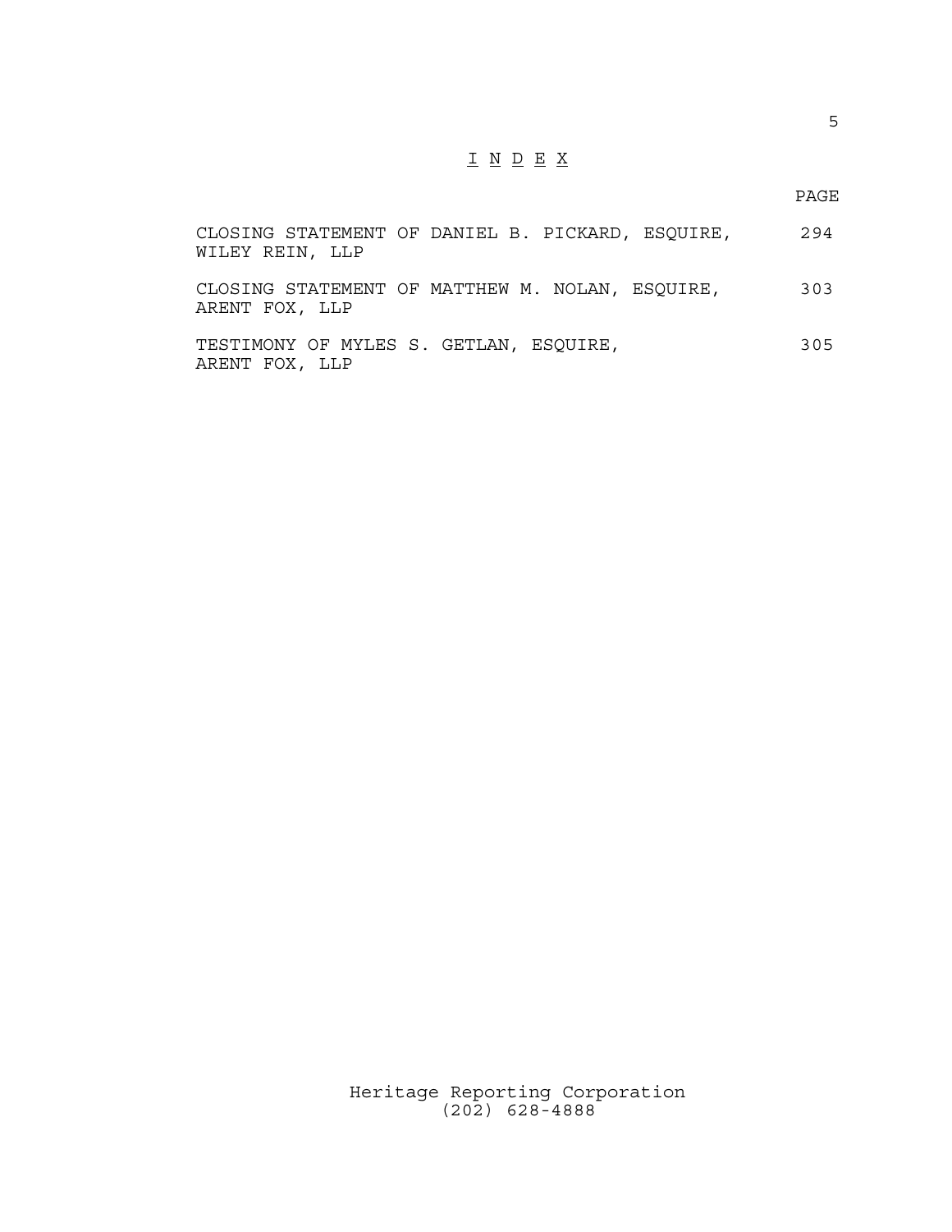# I N D E X

| | PAGE |
|---|---|
| CLOSING STATEMENT OF DANIEL B. PICKARD, ESQUIRE, WILEY REIN, LLP | 294 |
| CLOSING STATEMENT OF MATTHEW M. NOLAN, ESQUIRE, ARENT FOX, LLP | 303 |
| TESTIMONY OF MYLES S. GETLAN, ESQUIRE, ARENT FOX, LLP | 305 |

Heritage Reporting Corporation
(202) 628-4888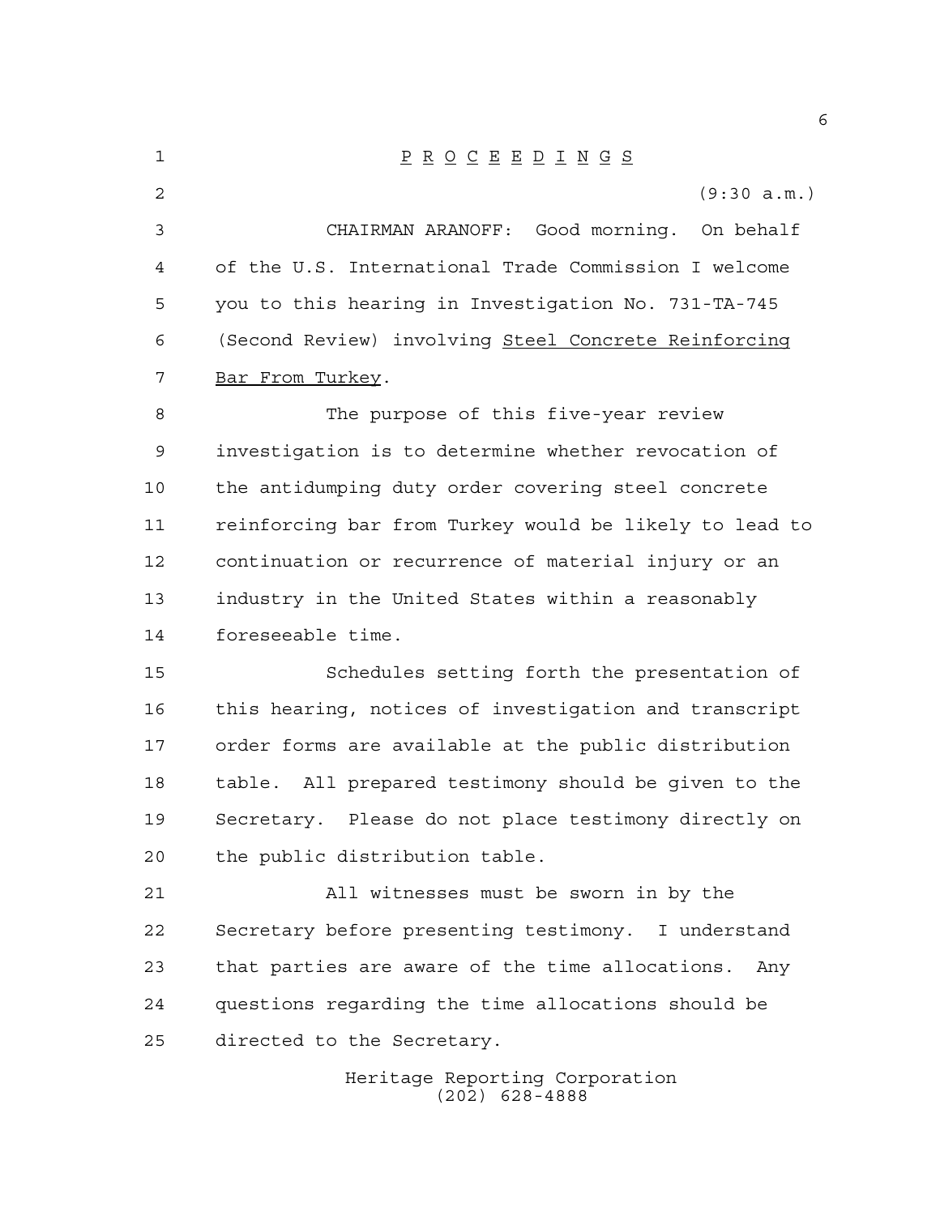P R O C E E D I N G S

(9:30 a.m.)

CHAIRMAN ARANOFF: Good morning. On behalf of the U.S. International Trade Commission I welcome you to this hearing in Investigation No. 731-TA-745 (Second Review) involving Steel Concrete Reinforcing Bar From Turkey.

The purpose of this five-year review investigation is to determine whether revocation of the antidumping duty order covering steel concrete reinforcing bar from Turkey would be likely to lead to continuation or recurrence of material injury or an industry in the United States within a reasonably foreseeable time.

Schedules setting forth the presentation of this hearing, notices of investigation and transcript order forms are available at the public distribution table. All prepared testimony should be given to the Secretary. Please do not place testimony directly on the public distribution table.

All witnesses must be sworn in by the Secretary before presenting testimony. I understand that parties are aware of the time allocations. Any questions regarding the time allocations should be directed to the Secretary.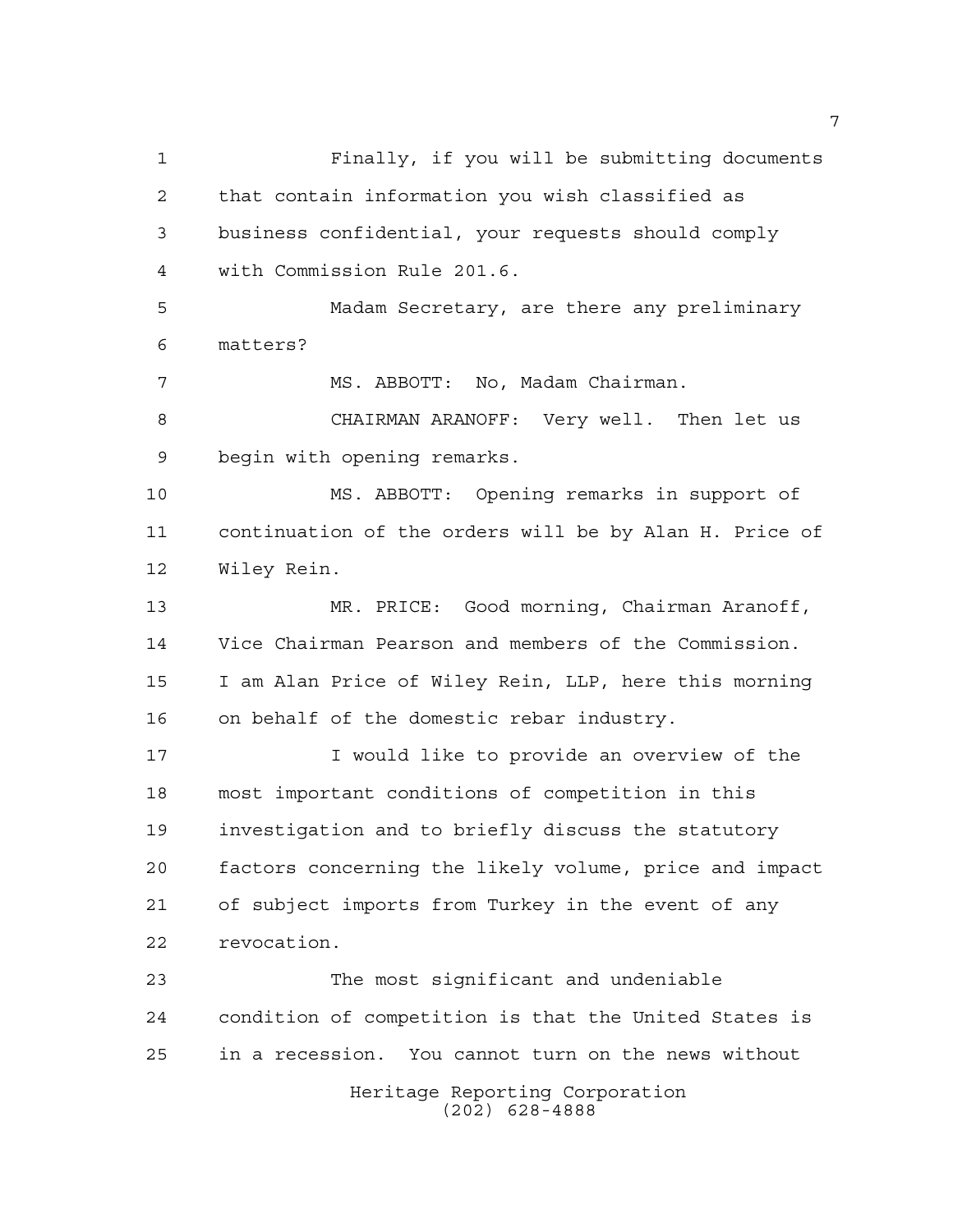Finally, if you will be submitting documents that contain information you wish classified as business confidential, your requests should comply with Commission Rule 201.6.

Madam Secretary, are there any preliminary matters?

MS. ABBOTT: No, Madam Chairman.

CHAIRMAN ARANOFF: Very well. Then let us begin with opening remarks.

MS. ABBOTT: Opening remarks in support of continuation of the orders will be by Alan H. Price of Wiley Rein.

MR. PRICE: Good morning, Chairman Aranoff, Vice Chairman Pearson and members of the Commission. I am Alan Price of Wiley Rein, LLP, here this morning on behalf of the domestic rebar industry.

I would like to provide an overview of the most important conditions of competition in this investigation and to briefly discuss the statutory factors concerning the likely volume, price and impact of subject imports from Turkey in the event of any revocation.

The most significant and undeniable condition of competition is that the United States is in a recession. You cannot turn on the news without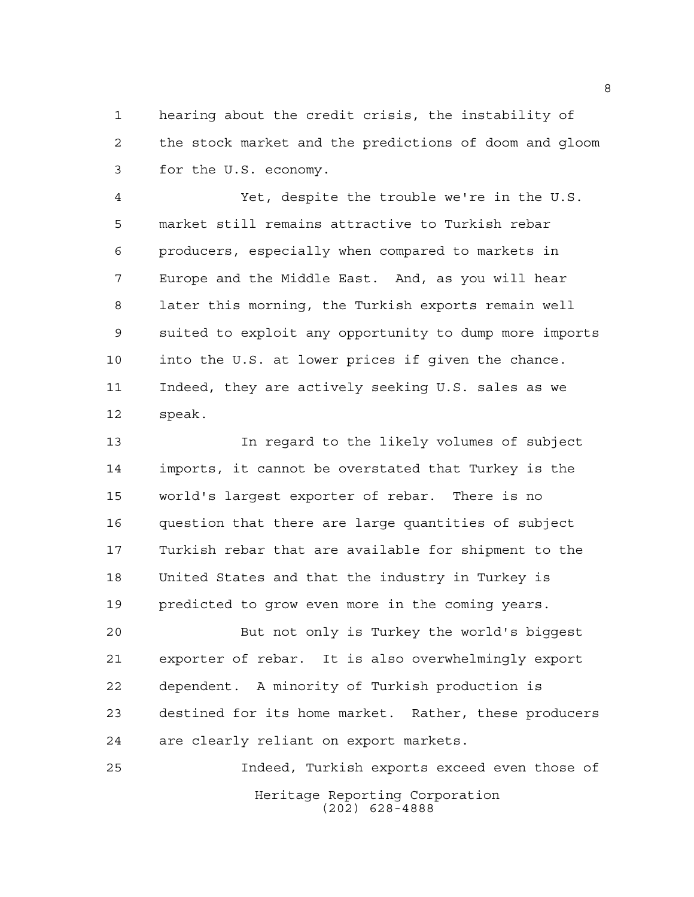hearing about the credit crisis, the instability of the stock market and the predictions of doom and gloom for the U.S. economy.

Yet, despite the trouble we're in the U.S. market still remains attractive to Turkish rebar producers, especially when compared to markets in Europe and the Middle East. And, as you will hear later this morning, the Turkish exports remain well suited to exploit any opportunity to dump more imports into the U.S. at lower prices if given the chance. Indeed, they are actively seeking U.S. sales as we speak.

In regard to the likely volumes of subject imports, it cannot be overstated that Turkey is the world's largest exporter of rebar. There is no question that there are large quantities of subject Turkish rebar that are available for shipment to the United States and that the industry in Turkey is predicted to grow even more in the coming years.

But not only is Turkey the world's biggest exporter of rebar. It is also overwhelmingly export dependent. A minority of Turkish production is destined for its home market. Rather, these producers are clearly reliant on export markets.

Indeed, Turkish exports exceed even those of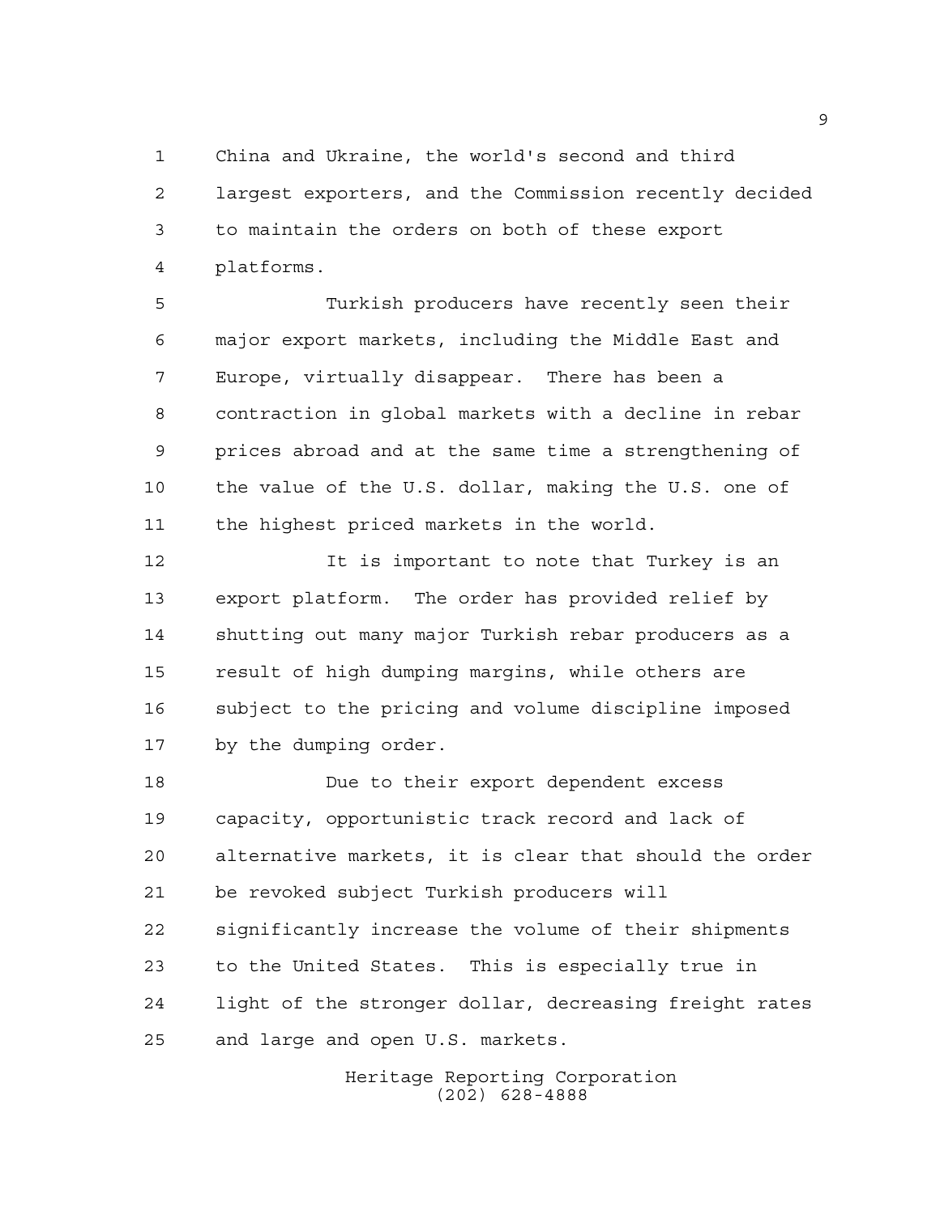China and Ukraine, the world's second and third largest exporters, and the Commission recently decided to maintain the orders on both of these export platforms.

Turkish producers have recently seen their major export markets, including the Middle East and Europe, virtually disappear. There has been a contraction in global markets with a decline in rebar prices abroad and at the same time a strengthening of the value of the U.S. dollar, making the U.S. one of the highest priced markets in the world.

It is important to note that Turkey is an export platform. The order has provided relief by shutting out many major Turkish rebar producers as a result of high dumping margins, while others are subject to the pricing and volume discipline imposed by the dumping order.

Due to their export dependent excess capacity, opportunistic track record and lack of alternative markets, it is clear that should the order be revoked subject Turkish producers will significantly increase the volume of their shipments to the United States. This is especially true in light of the stronger dollar, decreasing freight rates and large and open U.S. markets.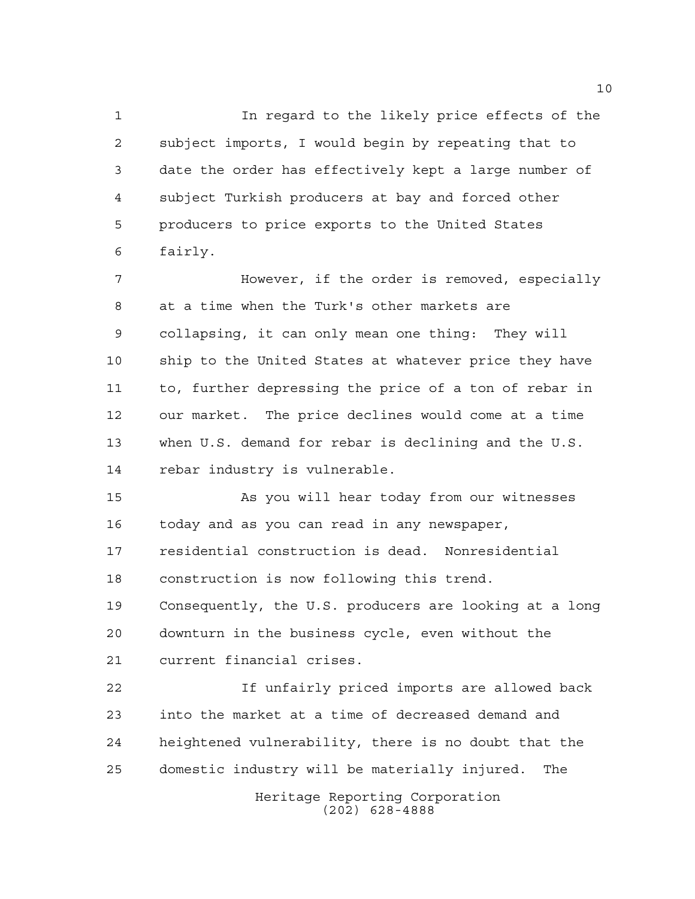In regard to the likely price effects of the subject imports, I would begin by repeating that to date the order has effectively kept a large number of subject Turkish producers at bay and forced other producers to price exports to the United States fairly.

However, if the order is removed, especially at a time when the Turk's other markets are collapsing, it can only mean one thing: They will ship to the United States at whatever price they have to, further depressing the price of a ton of rebar in our market. The price declines would come at a time when U.S. demand for rebar is declining and the U.S. rebar industry is vulnerable.

As you will hear today from our witnesses today and as you can read in any newspaper, residential construction is dead. Nonresidential construction is now following this trend. Consequently, the U.S. producers are looking at a long downturn in the business cycle, even without the current financial crises.

If unfairly priced imports are allowed back into the market at a time of decreased demand and heightened vulnerability, there is no doubt that the domestic industry will be materially injured. The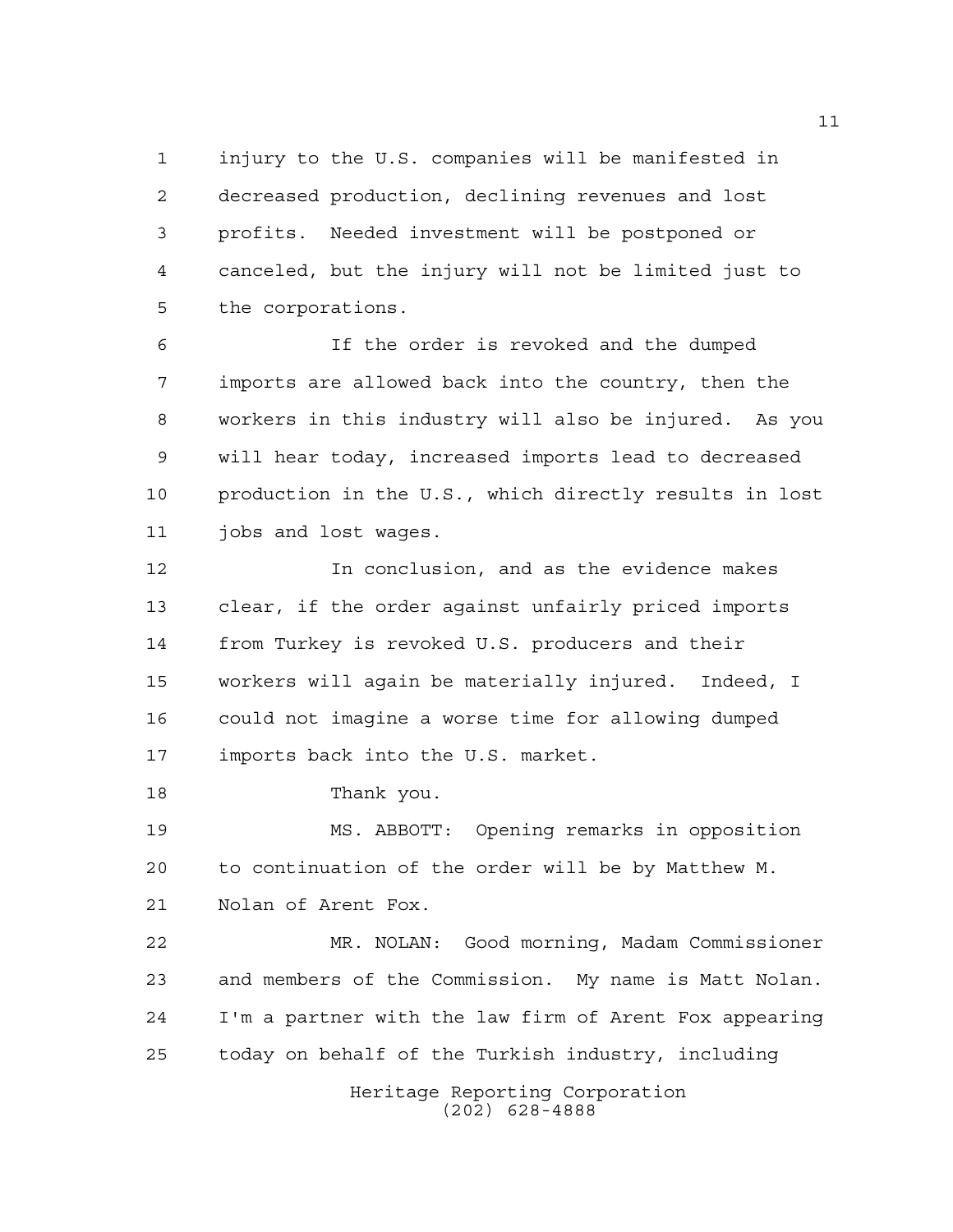injury to the U.S. companies will be manifested in decreased production, declining revenues and lost profits. Needed investment will be postponed or canceled, but the injury will not be limited just to the corporations.

If the order is revoked and the dumped imports are allowed back into the country, then the workers in this industry will also be injured. As you will hear today, increased imports lead to decreased production in the U.S., which directly results in lost jobs and lost wages.

In conclusion, and as the evidence makes clear, if the order against unfairly priced imports from Turkey is revoked U.S. producers and their workers will again be materially injured. Indeed, I could not imagine a worse time for allowing dumped imports back into the U.S. market.

Thank you.

MS. ABBOTT: Opening remarks in opposition to continuation of the order will be by Matthew M. Nolan of Arent Fox.

MR. NOLAN: Good morning, Madam Commissioner and members of the Commission. My name is Matt Nolan. I'm a partner with the law firm of Arent Fox appearing today on behalf of the Turkish industry, including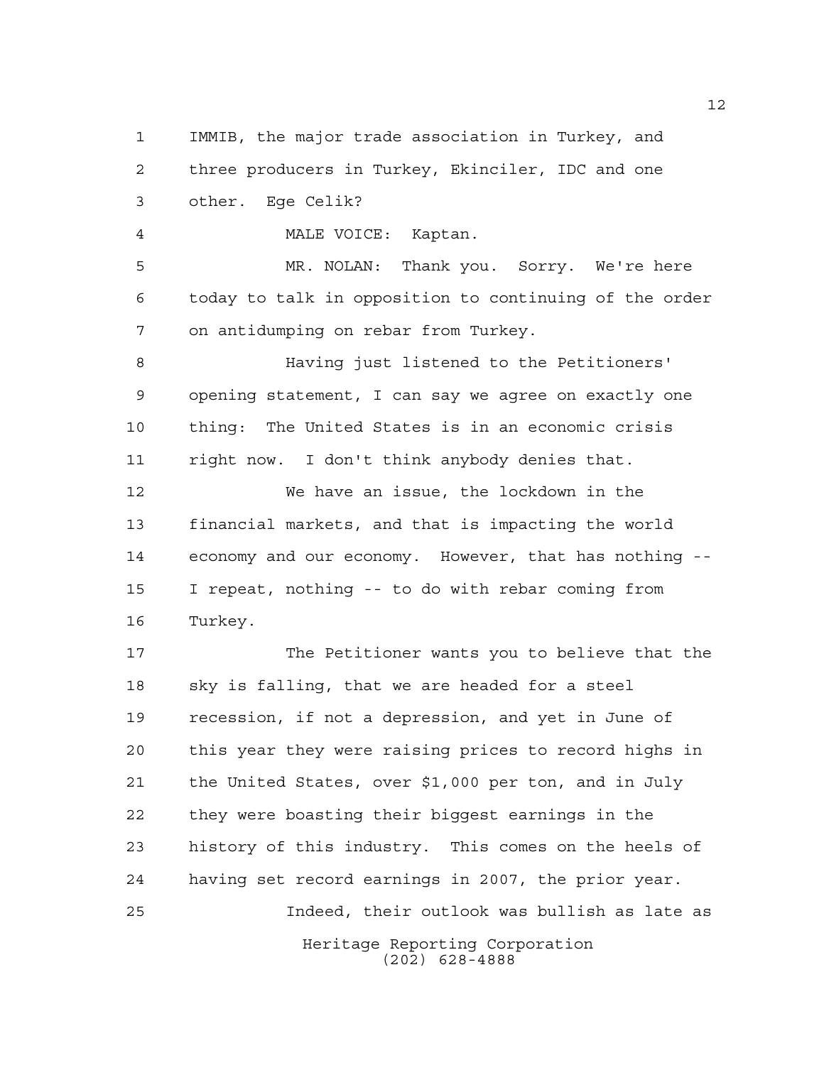IMMIB, the major trade association in Turkey, and three producers in Turkey, Ekinciler, IDC and one other. Ege Celik?

MALE VOICE: Kaptan.

MR. NOLAN: Thank you. Sorry. We're here today to talk in opposition to continuing of the order on antidumping on rebar from Turkey.

Having just listened to the Petitioners' opening statement, I can say we agree on exactly one thing: The United States is in an economic crisis right now. I don't think anybody denies that.

We have an issue, the lockdown in the financial markets, and that is impacting the world economy and our economy. However, that has nothing -- I repeat, nothing -- to do with rebar coming from Turkey.

The Petitioner wants you to believe that the sky is falling, that we are headed for a steel recession, if not a depression, and yet in June of this year they were raising prices to record highs in the United States, over $1,000 per ton, and in July they were boasting their biggest earnings in the history of this industry. This comes on the heels of having set record earnings in 2007, the prior year.

Indeed, their outlook was bullish as late as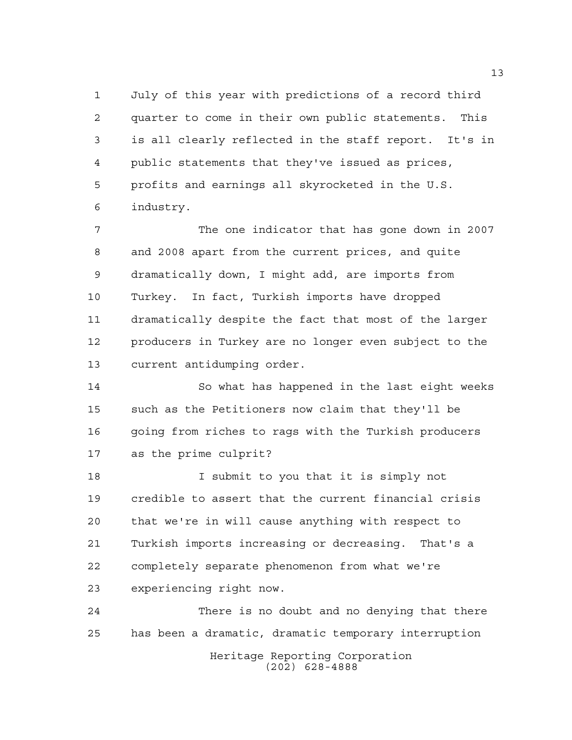July of this year with predictions of a record third quarter to come in their own public statements. This is all clearly reflected in the staff report. It's in public statements that they've issued as prices, profits and earnings all skyrocketed in the U.S. industry.

The one indicator that has gone down in 2007 and 2008 apart from the current prices, and quite dramatically down, I might add, are imports from Turkey. In fact, Turkish imports have dropped dramatically despite the fact that most of the larger producers in Turkey are no longer even subject to the current antidumping order.

So what has happened in the last eight weeks such as the Petitioners now claim that they'll be going from riches to rags with the Turkish producers as the prime culprit?

I submit to you that it is simply not credible to assert that the current financial crisis that we're in will cause anything with respect to Turkish imports increasing or decreasing. That's a completely separate phenomenon from what we're experiencing right now.

There is no doubt and no denying that there has been a dramatic, dramatic temporary interruption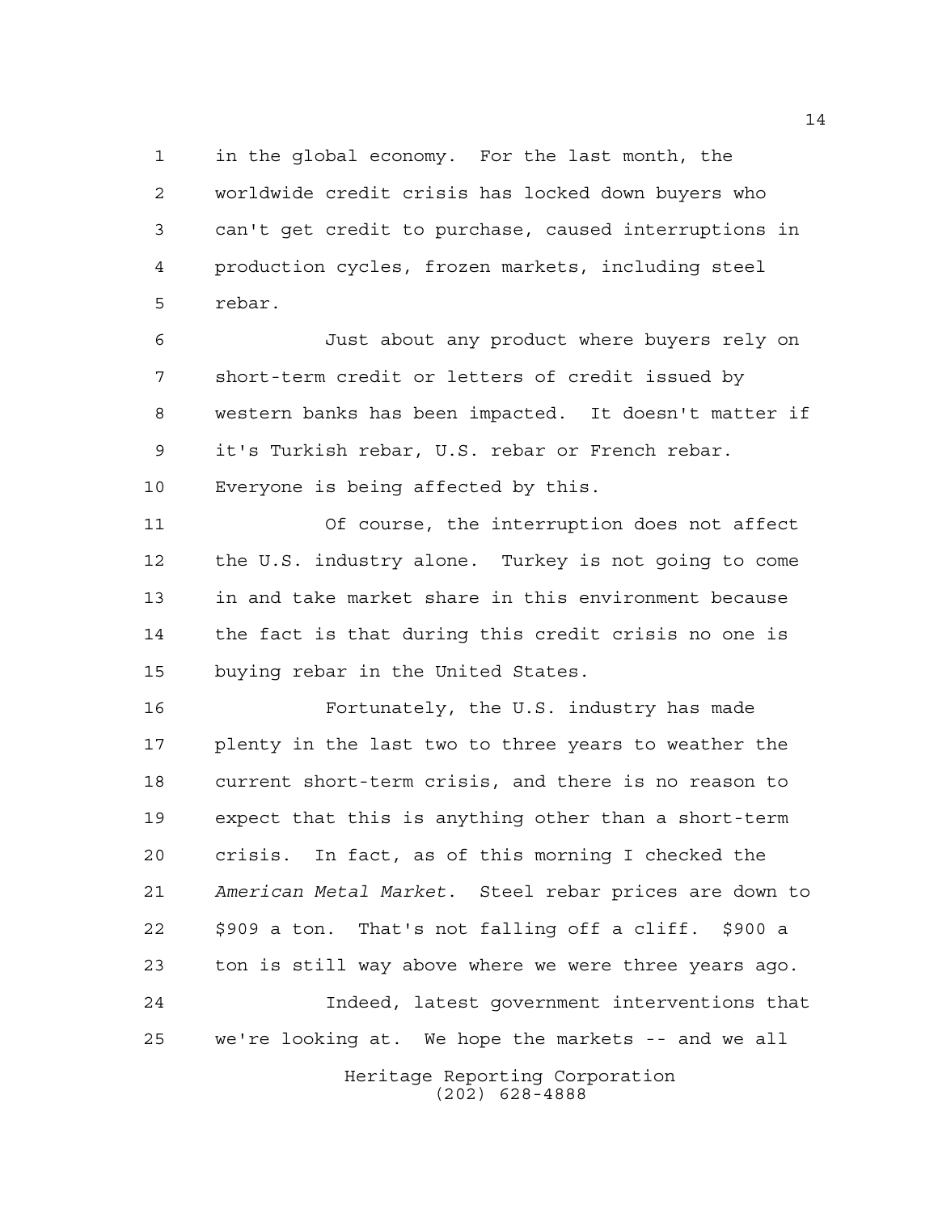in the global economy. For the last month, the worldwide credit crisis has locked down buyers who can't get credit to purchase, caused interruptions in production cycles, frozen markets, including steel rebar.

Just about any product where buyers rely on short-term credit or letters of credit issued by western banks has been impacted. It doesn't matter if it's Turkish rebar, U.S. rebar or French rebar. Everyone is being affected by this.

Of course, the interruption does not affect the U.S. industry alone. Turkey is not going to come in and take market share in this environment because the fact is that during this credit crisis no one is buying rebar in the United States.

Fortunately, the U.S. industry has made plenty in the last two to three years to weather the current short-term crisis, and there is no reason to expect that this is anything other than a short-term crisis. In fact, as of this morning I checked the *American Metal Market*. Steel rebar prices are down to $909 a ton. That's not falling off a cliff. $900 a ton is still way above where we were three years ago.

Indeed, latest government interventions that we're looking at. We hope the markets -- and we all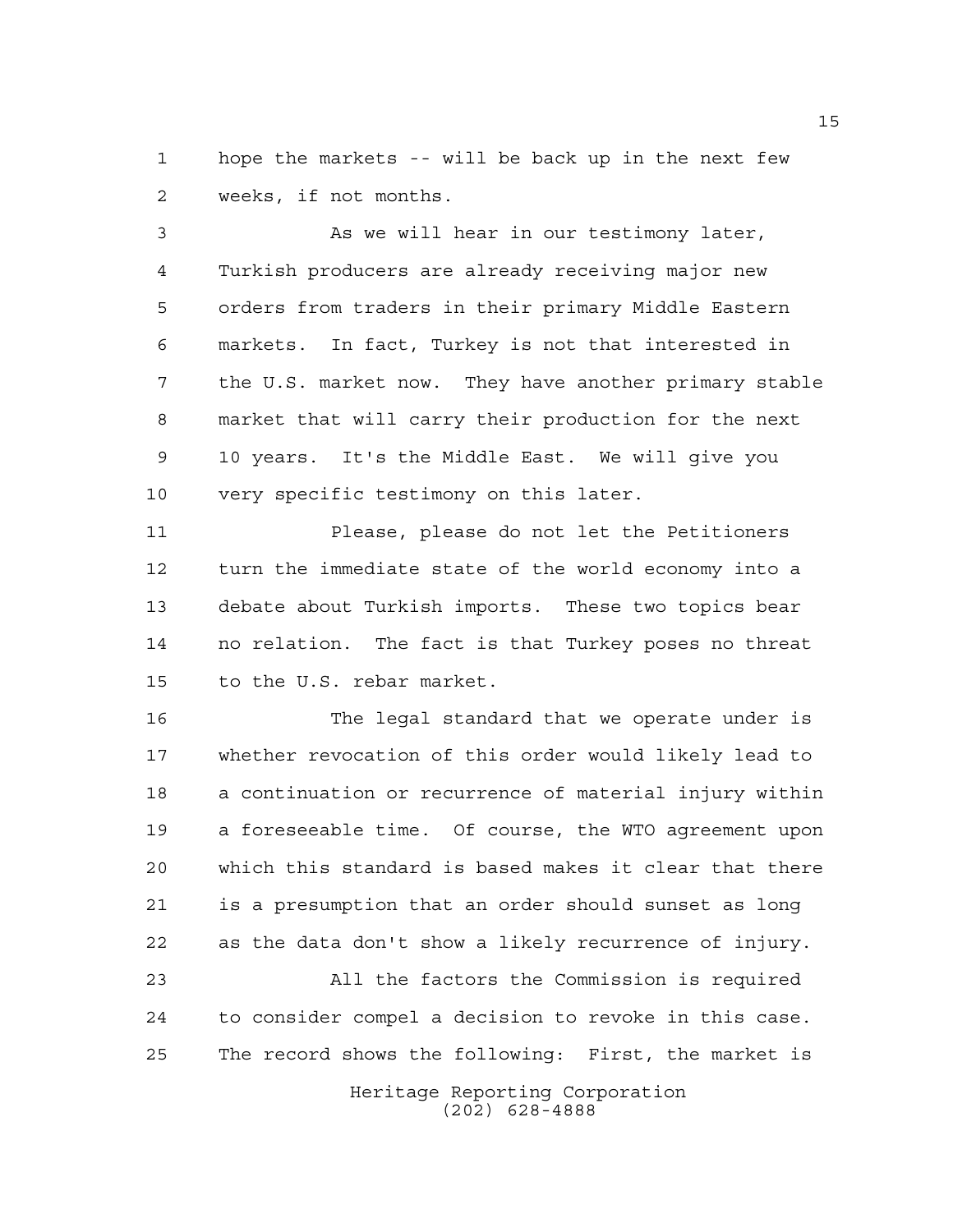hope the markets -- will be back up in the next few weeks, if not months.

As we will hear in our testimony later, Turkish producers are already receiving major new orders from traders in their primary Middle Eastern markets. In fact, Turkey is not that interested in the U.S. market now. They have another primary stable market that will carry their production for the next 10 years. It's the Middle East. We will give you very specific testimony on this later.

Please, please do not let the Petitioners turn the immediate state of the world economy into a debate about Turkish imports. These two topics bear no relation. The fact is that Turkey poses no threat to the U.S. rebar market.

The legal standard that we operate under is whether revocation of this order would likely lead to a continuation or recurrence of material injury within a foreseeable time. Of course, the WTO agreement upon which this standard is based makes it clear that there is a presumption that an order should sunset as long as the data don't show a likely recurrence of injury.

All the factors the Commission is required to consider compel a decision to revoke in this case. The record shows the following: First, the market is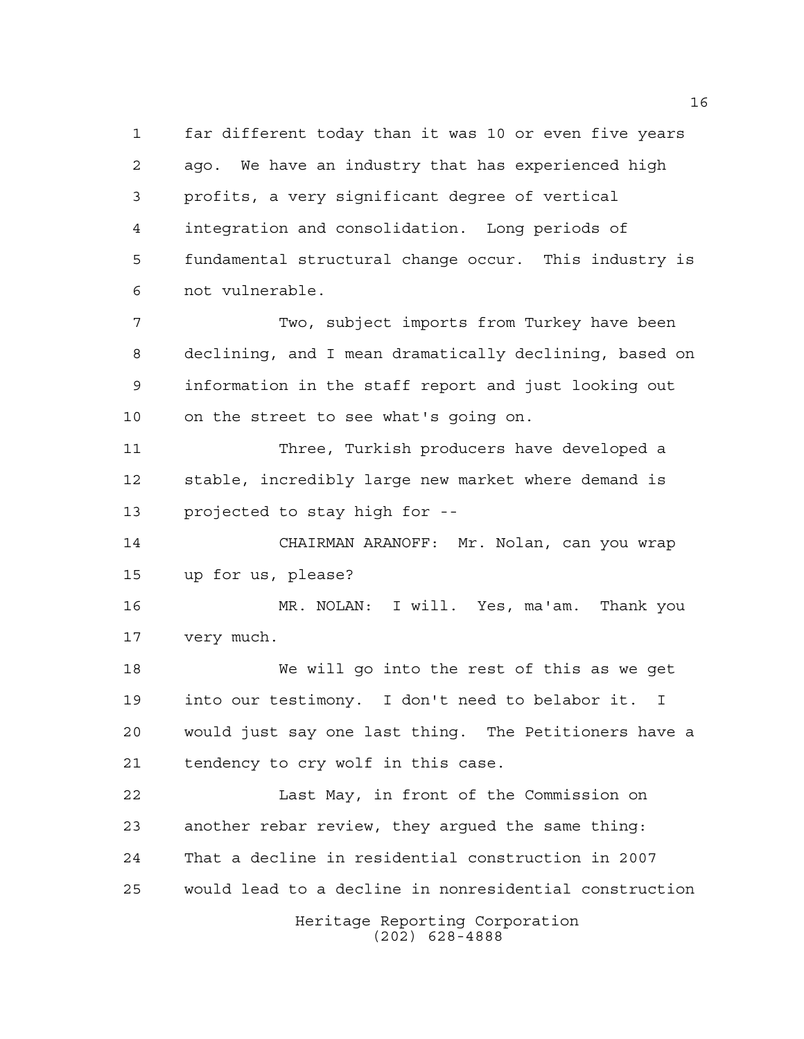far different today than it was 10 or even five years ago. We have an industry that has experienced high profits, a very significant degree of vertical integration and consolidation. Long periods of fundamental structural change occur. This industry is not vulnerable.

Two, subject imports from Turkey have been declining, and I mean dramatically declining, based on information in the staff report and just looking out on the street to see what's going on.

Three, Turkish producers have developed a stable, incredibly large new market where demand is projected to stay high for --

CHAIRMAN ARANOFF: Mr. Nolan, can you wrap up for us, please?

MR. NOLAN: I will. Yes, ma'am. Thank you very much.

We will go into the rest of this as we get into our testimony. I don't need to belabor it. I would just say one last thing. The Petitioners have a tendency to cry wolf in this case.

Last May, in front of the Commission on another rebar review, they argued the same thing: That a decline in residential construction in 2007 would lead to a decline in nonresidential construction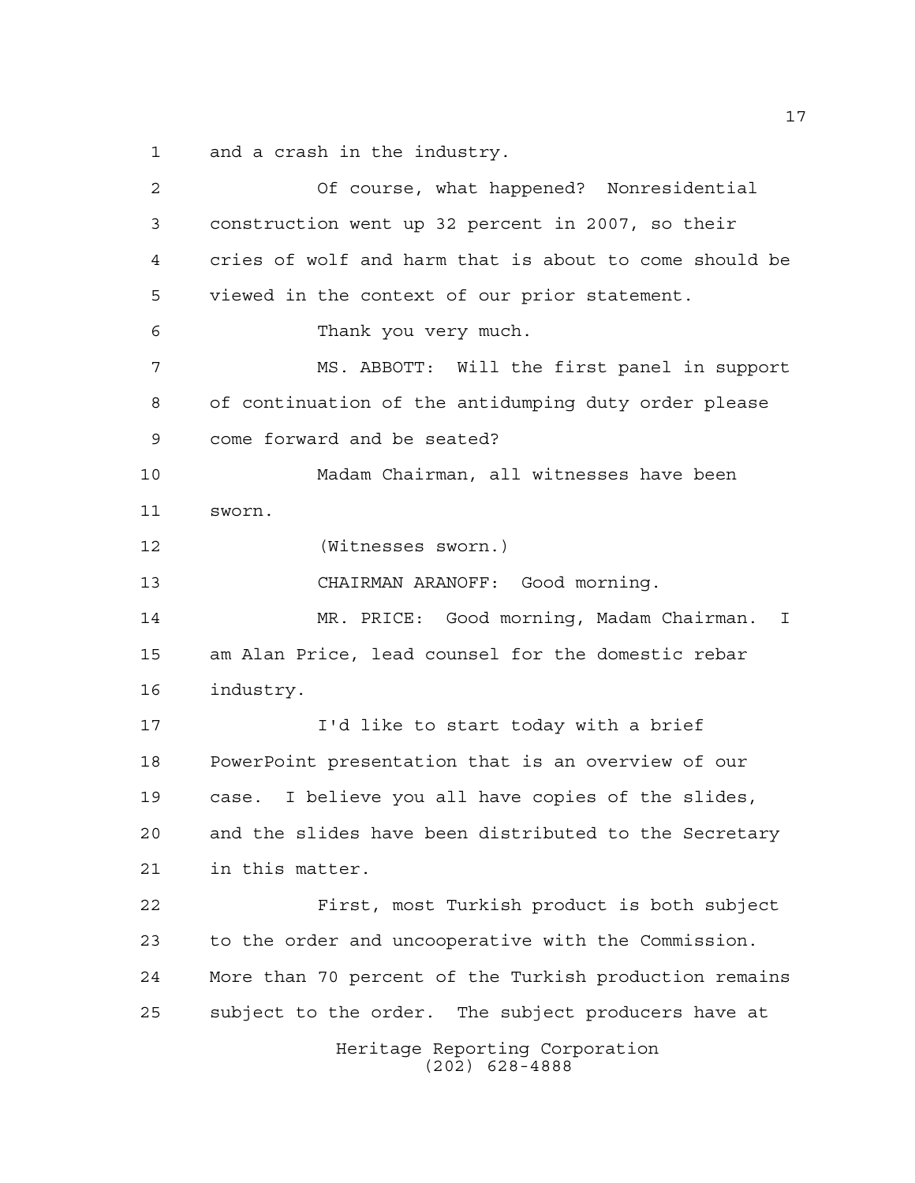and a crash in the industry.

Of course, what happened? Nonresidential construction went up 32 percent in 2007, so their cries of wolf and harm that is about to come should be viewed in the context of our prior statement.

Thank you very much.

MS. ABBOTT: Will the first panel in support of continuation of the antidumping duty order please come forward and be seated?

Madam Chairman, all witnesses have been sworn.

(Witnesses sworn.)

CHAIRMAN ARANOFF: Good morning.

MR. PRICE: Good morning, Madam Chairman. I am Alan Price, lead counsel for the domestic rebar industry.

I'd like to start today with a brief PowerPoint presentation that is an overview of our case. I believe you all have copies of the slides, and the slides have been distributed to the Secretary in this matter.

First, most Turkish product is both subject to the order and uncooperative with the Commission. More than 70 percent of the Turkish production remains subject to the order. The subject producers have at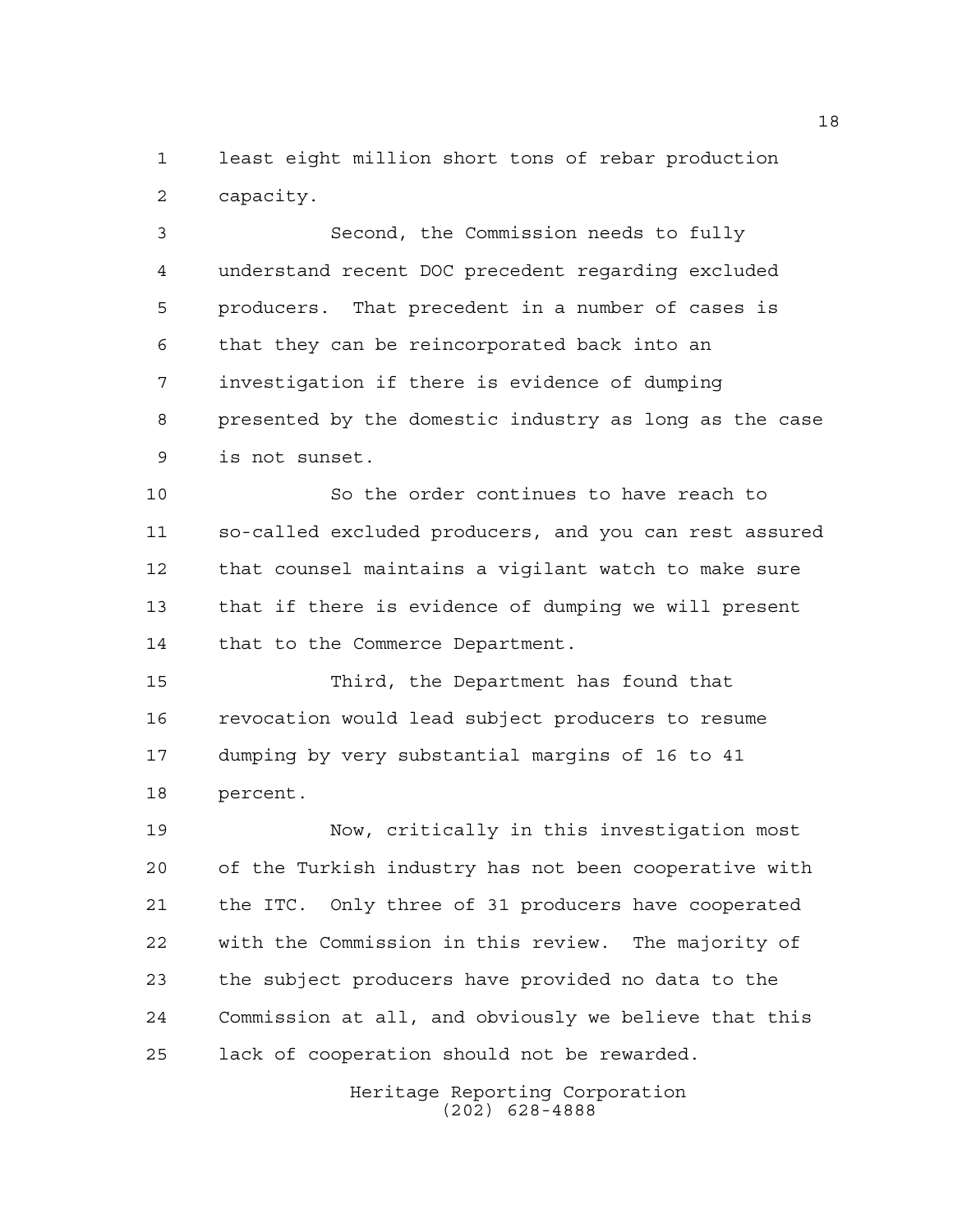least eight million short tons of rebar production capacity.

Second, the Commission needs to fully understand recent DOC precedent regarding excluded producers. That precedent in a number of cases is that they can be reincorporated back into an investigation if there is evidence of dumping presented by the domestic industry as long as the case is not sunset.

So the order continues to have reach to so-called excluded producers, and you can rest assured that counsel maintains a vigilant watch to make sure that if there is evidence of dumping we will present that to the Commerce Department.

Third, the Department has found that revocation would lead subject producers to resume dumping by very substantial margins of 16 to 41 percent.

Now, critically in this investigation most of the Turkish industry has not been cooperative with the ITC. Only three of 31 producers have cooperated with the Commission in this review. The majority of the subject producers have provided no data to the Commission at all, and obviously we believe that this lack of cooperation should not be rewarded.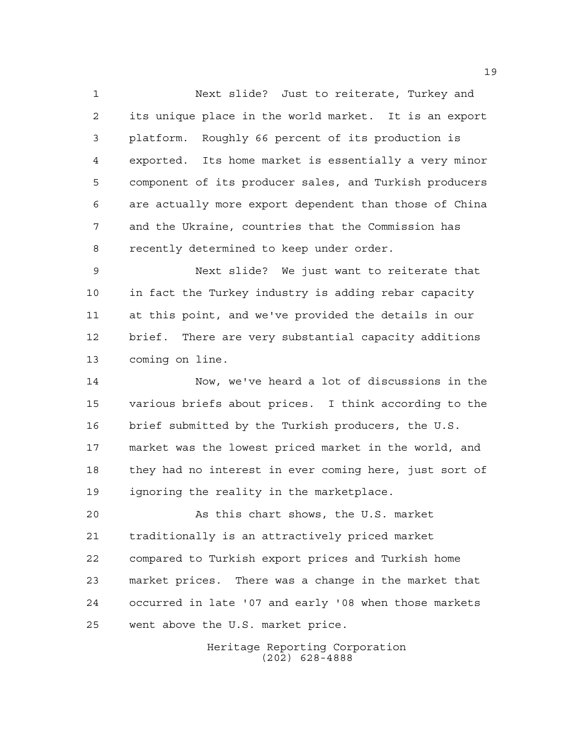Next slide? Just to reiterate, Turkey and its unique place in the world market. It is an export platform. Roughly 66 percent of its production is exported. Its home market is essentially a very minor component of its producer sales, and Turkish producers are actually more export dependent than those of China and the Ukraine, countries that the Commission has recently determined to keep under order.

Next slide? We just want to reiterate that in fact the Turkey industry is adding rebar capacity at this point, and we've provided the details in our brief. There are very substantial capacity additions coming on line.

Now, we've heard a lot of discussions in the various briefs about prices. I think according to the brief submitted by the Turkish producers, the U.S. market was the lowest priced market in the world, and they had no interest in ever coming here, just sort of ignoring the reality in the marketplace.

As this chart shows, the U.S. market traditionally is an attractively priced market compared to Turkish export prices and Turkish home market prices. There was a change in the market that occurred in late '07 and early '08 when those markets went above the U.S. market price.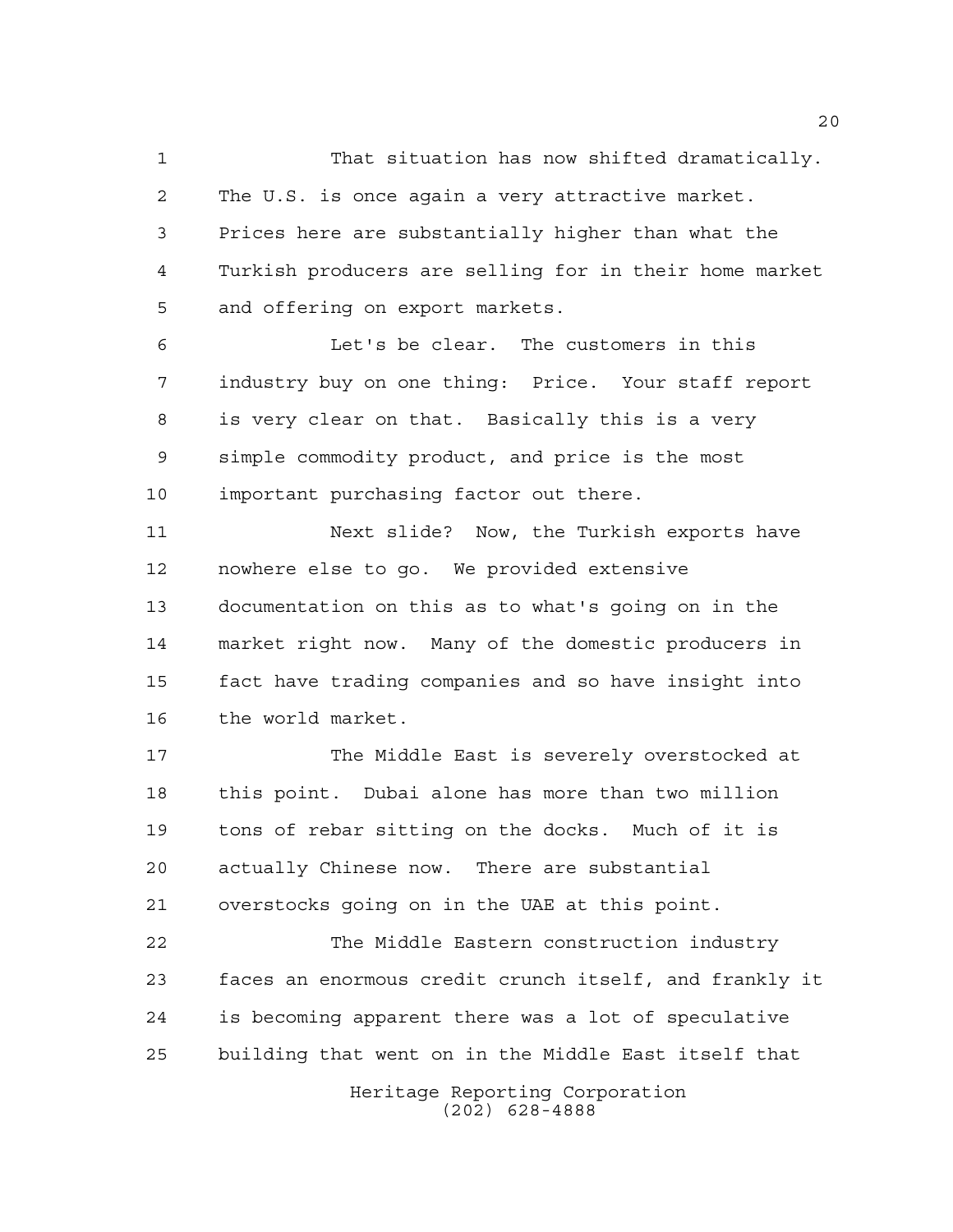That situation has now shifted dramatically. The U.S. is once again a very attractive market. Prices here are substantially higher than what the Turkish producers are selling for in their home market and offering on export markets.

Let's be clear. The customers in this industry buy on one thing: Price. Your staff report is very clear on that. Basically this is a very simple commodity product, and price is the most important purchasing factor out there.

Next slide? Now, the Turkish exports have nowhere else to go. We provided extensive documentation on this as to what's going on in the market right now. Many of the domestic producers in fact have trading companies and so have insight into the world market.

The Middle East is severely overstocked at this point. Dubai alone has more than two million tons of rebar sitting on the docks. Much of it is actually Chinese now. There are substantial overstocks going on in the UAE at this point.

The Middle Eastern construction industry faces an enormous credit crunch itself, and frankly it is becoming apparent there was a lot of speculative building that went on in the Middle East itself that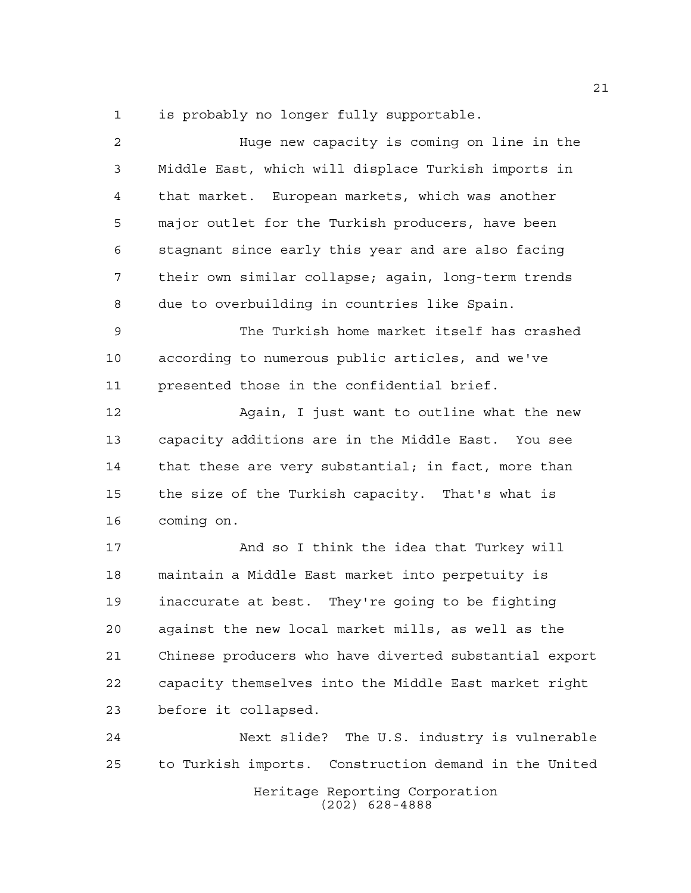is probably no longer fully supportable.

Huge new capacity is coming on line in the Middle East, which will displace Turkish imports in that market. European markets, which was another major outlet for the Turkish producers, have been stagnant since early this year and are also facing their own similar collapse; again, long-term trends due to overbuilding in countries like Spain.

The Turkish home market itself has crashed according to numerous public articles, and we've presented those in the confidential brief.

Again, I just want to outline what the new capacity additions are in the Middle East. You see that these are very substantial; in fact, more than the size of the Turkish capacity. That's what is coming on.

And so I think the idea that Turkey will maintain a Middle East market into perpetuity is inaccurate at best. They're going to be fighting against the new local market mills, as well as the Chinese producers who have diverted substantial export capacity themselves into the Middle East market right before it collapsed.

Next slide? The U.S. industry is vulnerable to Turkish imports. Construction demand in the United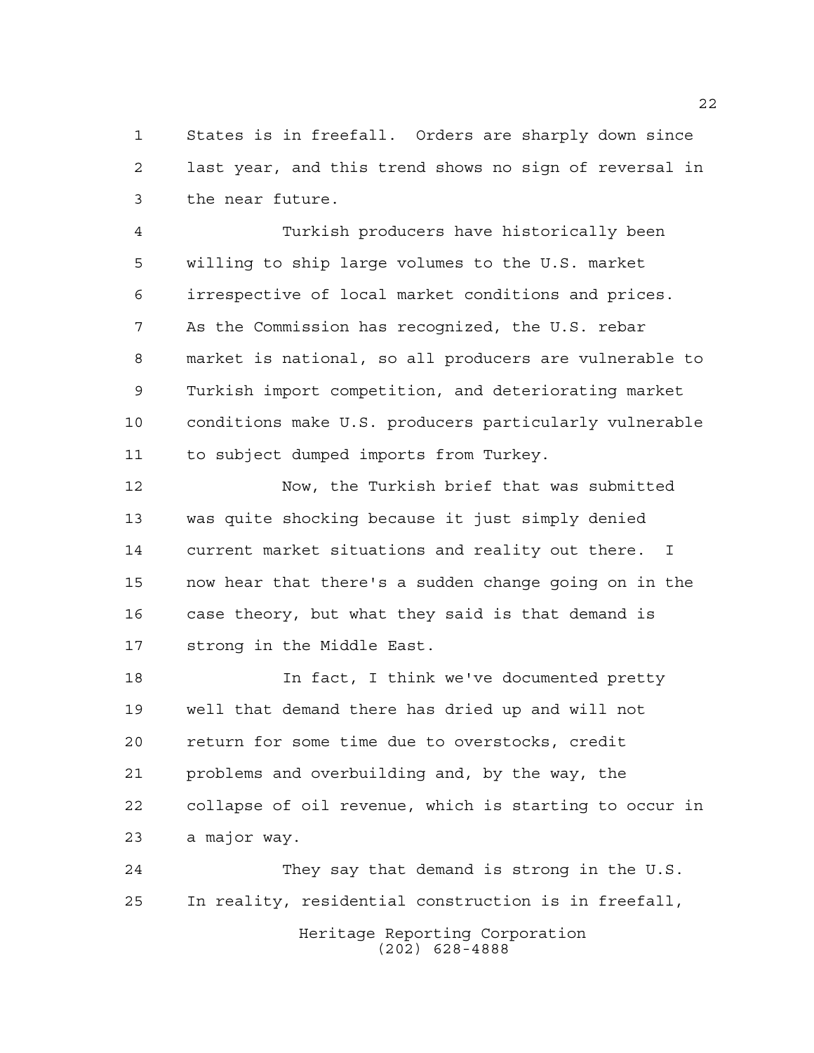States is in freefall. Orders are sharply down since last year, and this trend shows no sign of reversal in the near future.

Turkish producers have historically been willing to ship large volumes to the U.S. market irrespective of local market conditions and prices. As the Commission has recognized, the U.S. rebar market is national, so all producers are vulnerable to Turkish import competition, and deteriorating market conditions make U.S. producers particularly vulnerable to subject dumped imports from Turkey.

Now, the Turkish brief that was submitted was quite shocking because it just simply denied current market situations and reality out there. I now hear that there's a sudden change going on in the case theory, but what they said is that demand is strong in the Middle East.

In fact, I think we've documented pretty well that demand there has dried up and will not return for some time due to overstocks, credit problems and overbuilding and, by the way, the collapse of oil revenue, which is starting to occur in a major way.

They say that demand is strong in the U.S. In reality, residential construction is in freefall,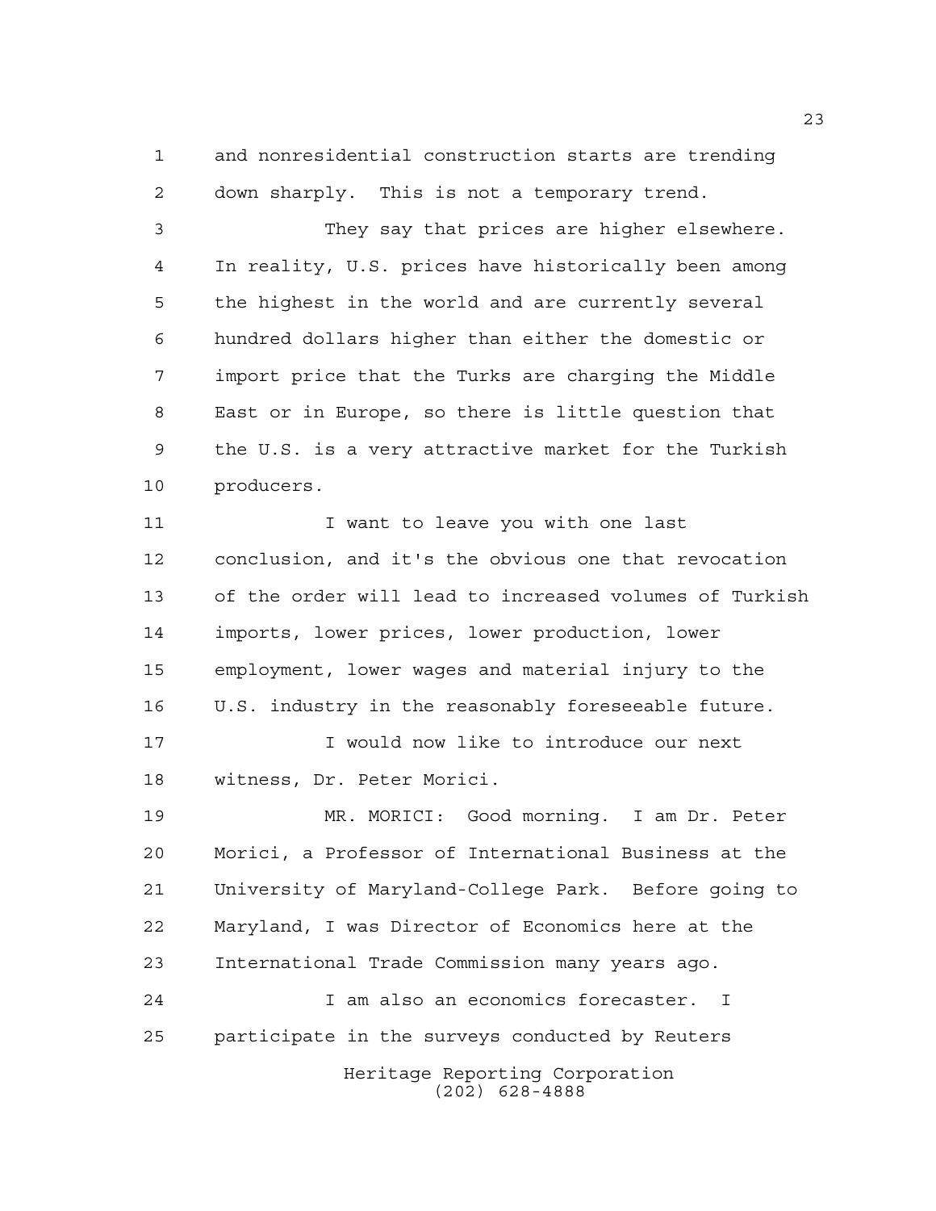and nonresidential construction starts are trending down sharply. This is not a temporary trend.

They say that prices are higher elsewhere. In reality, U.S. prices have historically been among the highest in the world and are currently several hundred dollars higher than either the domestic or import price that the Turks are charging the Middle East or in Europe, so there is little question that the U.S. is a very attractive market for the Turkish producers.

I want to leave you with one last conclusion, and it's the obvious one that revocation of the order will lead to increased volumes of Turkish imports, lower prices, lower production, lower employment, lower wages and material injury to the U.S. industry in the reasonably foreseeable future.

I would now like to introduce our next witness, Dr. Peter Morici.

MR. MORICI: Good morning. I am Dr. Peter Morici, a Professor of International Business at the University of Maryland-College Park. Before going to Maryland, I was Director of Economics here at the International Trade Commission many years ago.

I am also an economics forecaster. I participate in the surveys conducted by Reuters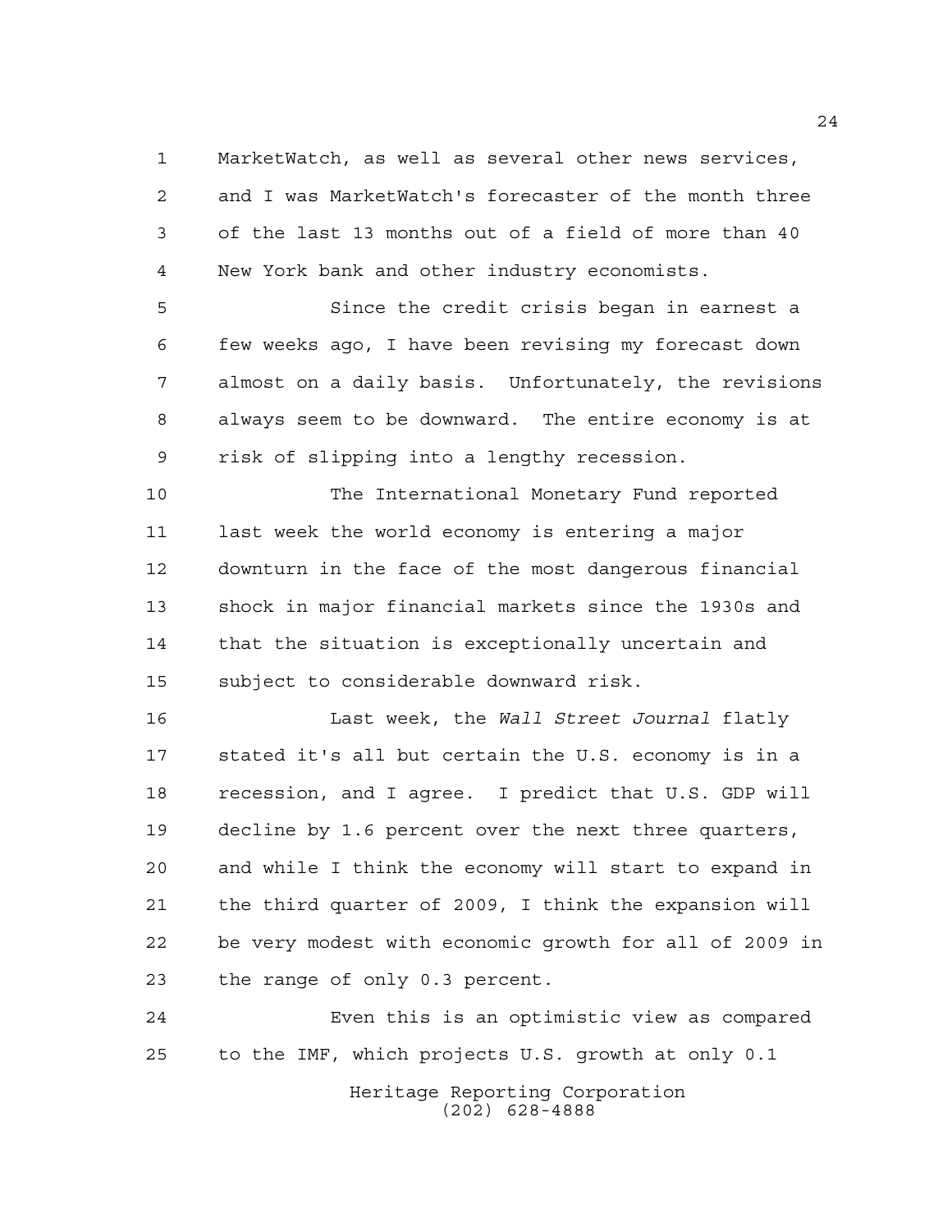MarketWatch, as well as several other news services, and I was MarketWatch's forecaster of the month three of the last 13 months out of a field of more than 40 New York bank and other industry economists.

Since the credit crisis began in earnest a few weeks ago, I have been revising my forecast down almost on a daily basis. Unfortunately, the revisions always seem to be downward. The entire economy is at risk of slipping into a lengthy recession.

The International Monetary Fund reported last week the world economy is entering a major downturn in the face of the most dangerous financial shock in major financial markets since the 1930s and that the situation is exceptionally uncertain and subject to considerable downward risk.

Last week, the *Wall Street Journal* flatly stated it's all but certain the U.S. economy is in a recession, and I agree. I predict that U.S. GDP will decline by 1.6 percent over the next three quarters, and while I think the economy will start to expand in the third quarter of 2009, I think the expansion will be very modest with economic growth for all of 2009 in the range of only 0.3 percent.

Even this is an optimistic view as compared to the IMF, which projects U.S. growth at only 0.1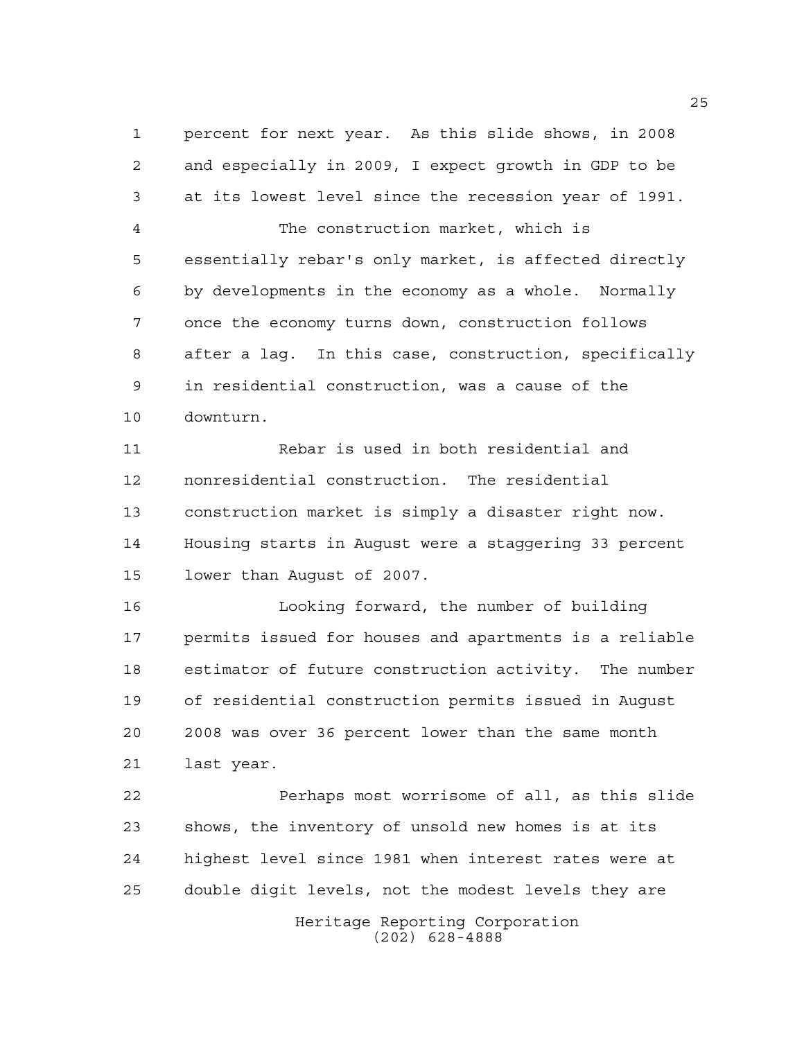percent for next year. As this slide shows, in 2008 and especially in 2009, I expect growth in GDP to be at its lowest level since the recession year of 1991.

The construction market, which is essentially rebar's only market, is affected directly by developments in the economy as a whole. Normally once the economy turns down, construction follows after a lag. In this case, construction, specifically in residential construction, was a cause of the downturn.

Rebar is used in both residential and nonresidential construction. The residential construction market is simply a disaster right now. Housing starts in August were a staggering 33 percent lower than August of 2007.

Looking forward, the number of building permits issued for houses and apartments is a reliable estimator of future construction activity. The number of residential construction permits issued in August 2008 was over 36 percent lower than the same month last year.

Perhaps most worrisome of all, as this slide shows, the inventory of unsold new homes is at its highest level since 1981 when interest rates were at double digit levels, not the modest levels they are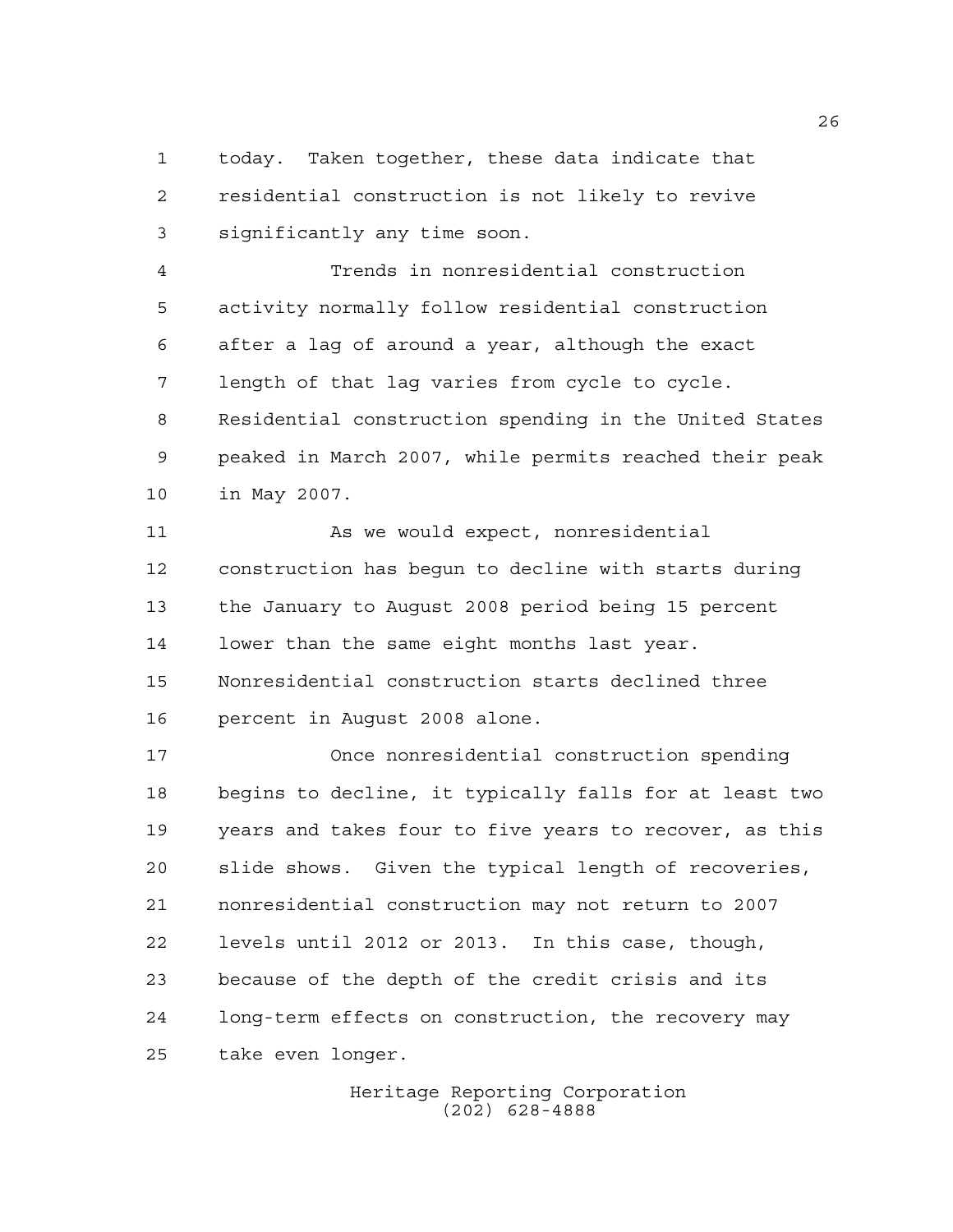today. Taken together, these data indicate that residential construction is not likely to revive significantly any time soon.

Trends in nonresidential construction activity normally follow residential construction after a lag of around a year, although the exact length of that lag varies from cycle to cycle. Residential construction spending in the United States peaked in March 2007, while permits reached their peak in May 2007.

As we would expect, nonresidential construction has begun to decline with starts during the January to August 2008 period being 15 percent lower than the same eight months last year. Nonresidential construction starts declined three percent in August 2008 alone.

Once nonresidential construction spending begins to decline, it typically falls for at least two years and takes four to five years to recover, as this slide shows. Given the typical length of recoveries, nonresidential construction may not return to 2007 levels until 2012 or 2013. In this case, though, because of the depth of the credit crisis and its long-term effects on construction, the recovery may take even longer.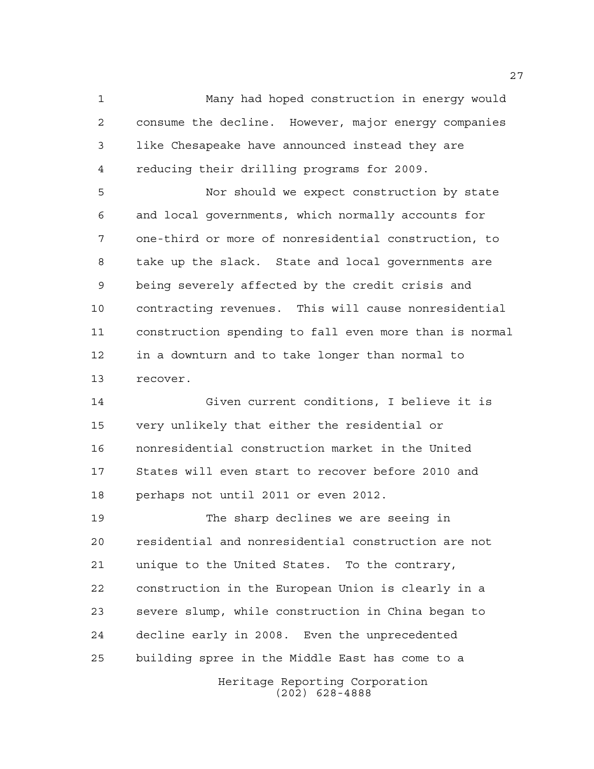Many had hoped construction in energy would consume the decline. However, major energy companies like Chesapeake have announced instead they are reducing their drilling programs for 2009.

Nor should we expect construction by state and local governments, which normally accounts for one-third or more of nonresidential construction, to take up the slack. State and local governments are being severely affected by the credit crisis and contracting revenues. This will cause nonresidential construction spending to fall even more than is normal in a downturn and to take longer than normal to recover.

Given current conditions, I believe it is very unlikely that either the residential or nonresidential construction market in the United States will even start to recover before 2010 and perhaps not until 2011 or even 2012.

The sharp declines we are seeing in residential and nonresidential construction are not unique to the United States. To the contrary, construction in the European Union is clearly in a severe slump, while construction in China began to decline early in 2008. Even the unprecedented building spree in the Middle East has come to a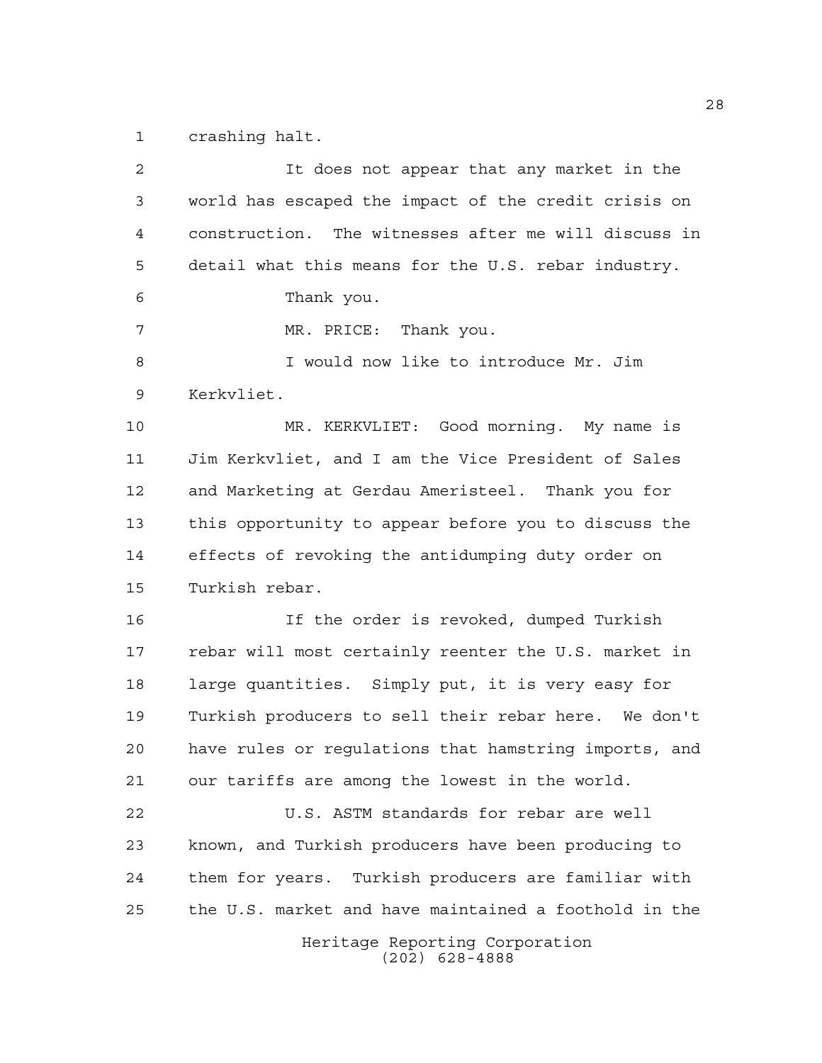crashing halt.

It does not appear that any market in the world has escaped the impact of the credit crisis on construction. The witnesses after me will discuss in detail what this means for the U.S. rebar industry.

Thank you.

MR. PRICE: Thank you.

I would now like to introduce Mr. Jim Kerkvliet.

MR. KERKVLIET: Good morning. My name is Jim Kerkvliet, and I am the Vice President of Sales and Marketing at Gerdau Ameristeel. Thank you for this opportunity to appear before you to discuss the effects of revoking the antidumping duty order on Turkish rebar.

If the order is revoked, dumped Turkish rebar will most certainly reenter the U.S. market in large quantities. Simply put, it is very easy for Turkish producers to sell their rebar here. We don't have rules or regulations that hamstring imports, and our tariffs are among the lowest in the world.

U.S. ASTM standards for rebar are well known, and Turkish producers have been producing to them for years. Turkish producers are familiar with the U.S. market and have maintained a foothold in the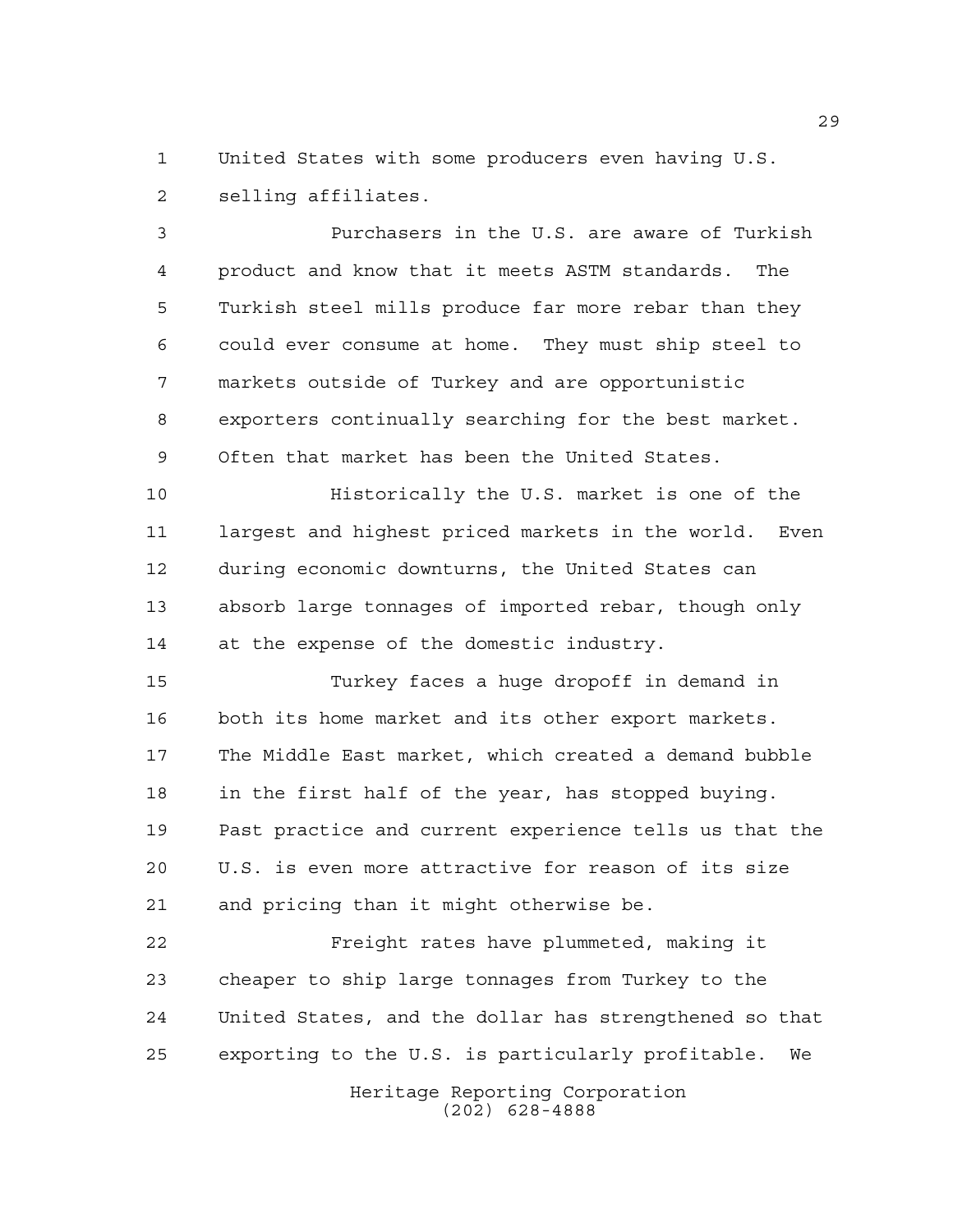United States with some producers even having U.S. selling affiliates.

Purchasers in the U.S. are aware of Turkish product and know that it meets ASTM standards. The Turkish steel mills produce far more rebar than they could ever consume at home. They must ship steel to markets outside of Turkey and are opportunistic exporters continually searching for the best market. Often that market has been the United States.

Historically the U.S. market is one of the largest and highest priced markets in the world. Even during economic downturns, the United States can absorb large tonnages of imported rebar, though only at the expense of the domestic industry.

Turkey faces a huge dropoff in demand in both its home market and its other export markets. The Middle East market, which created a demand bubble in the first half of the year, has stopped buying. Past practice and current experience tells us that the U.S. is even more attractive for reason of its size and pricing than it might otherwise be.

Freight rates have plummeted, making it cheaper to ship large tonnages from Turkey to the United States, and the dollar has strengthened so that exporting to the U.S. is particularly profitable. We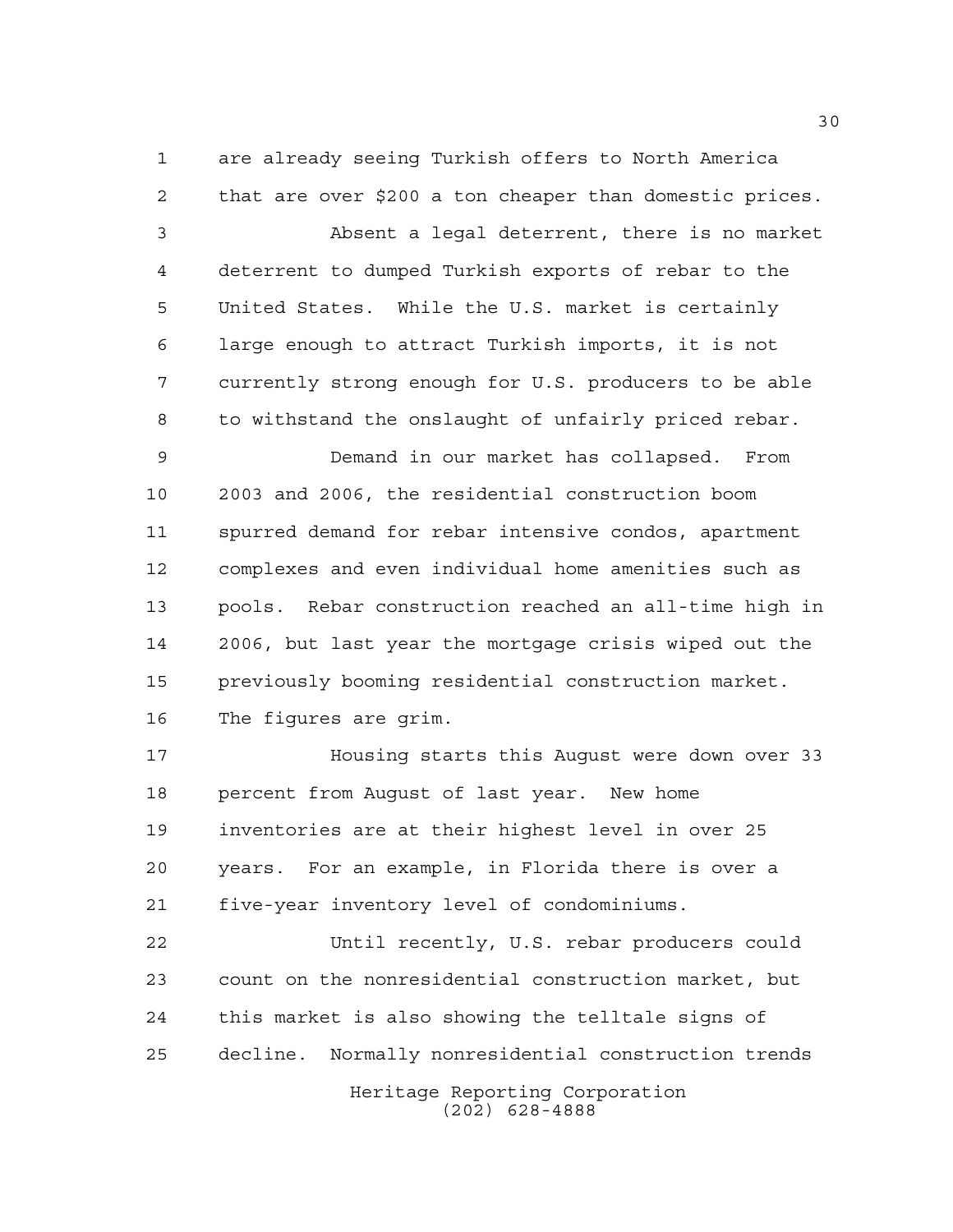are already seeing Turkish offers to North America that are over $200 a ton cheaper than domestic prices.

Absent a legal deterrent, there is no market deterrent to dumped Turkish exports of rebar to the United States. While the U.S. market is certainly large enough to attract Turkish imports, it is not currently strong enough for U.S. producers to be able to withstand the onslaught of unfairly priced rebar.

Demand in our market has collapsed. From 2003 and 2006, the residential construction boom spurred demand for rebar intensive condos, apartment complexes and even individual home amenities such as pools. Rebar construction reached an all-time high in 2006, but last year the mortgage crisis wiped out the previously booming residential construction market. The figures are grim.

Housing starts this August were down over 33 percent from August of last year. New home inventories are at their highest level in over 25 years. For an example, in Florida there is over a five-year inventory level of condominiums.

Until recently, U.S. rebar producers could count on the nonresidential construction market, but this market is also showing the telltale signs of decline. Normally nonresidential construction trends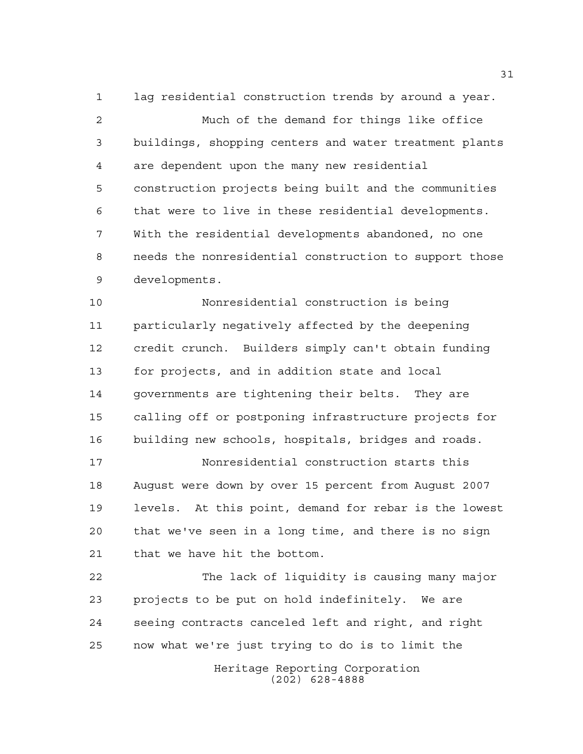lag residential construction trends by around a year.

Much of the demand for things like office buildings, shopping centers and water treatment plants are dependent upon the many new residential construction projects being built and the communities that were to live in these residential developments. With the residential developments abandoned, no one needs the nonresidential construction to support those developments.

Nonresidential construction is being particularly negatively affected by the deepening credit crunch. Builders simply can't obtain funding for projects, and in addition state and local governments are tightening their belts. They are calling off or postponing infrastructure projects for building new schools, hospitals, bridges and roads.

Nonresidential construction starts this August were down by over 15 percent from August 2007 levels. At this point, demand for rebar is the lowest that we've seen in a long time, and there is no sign that we have hit the bottom.

The lack of liquidity is causing many major projects to be put on hold indefinitely. We are seeing contracts canceled left and right, and right now what we're just trying to do is to limit the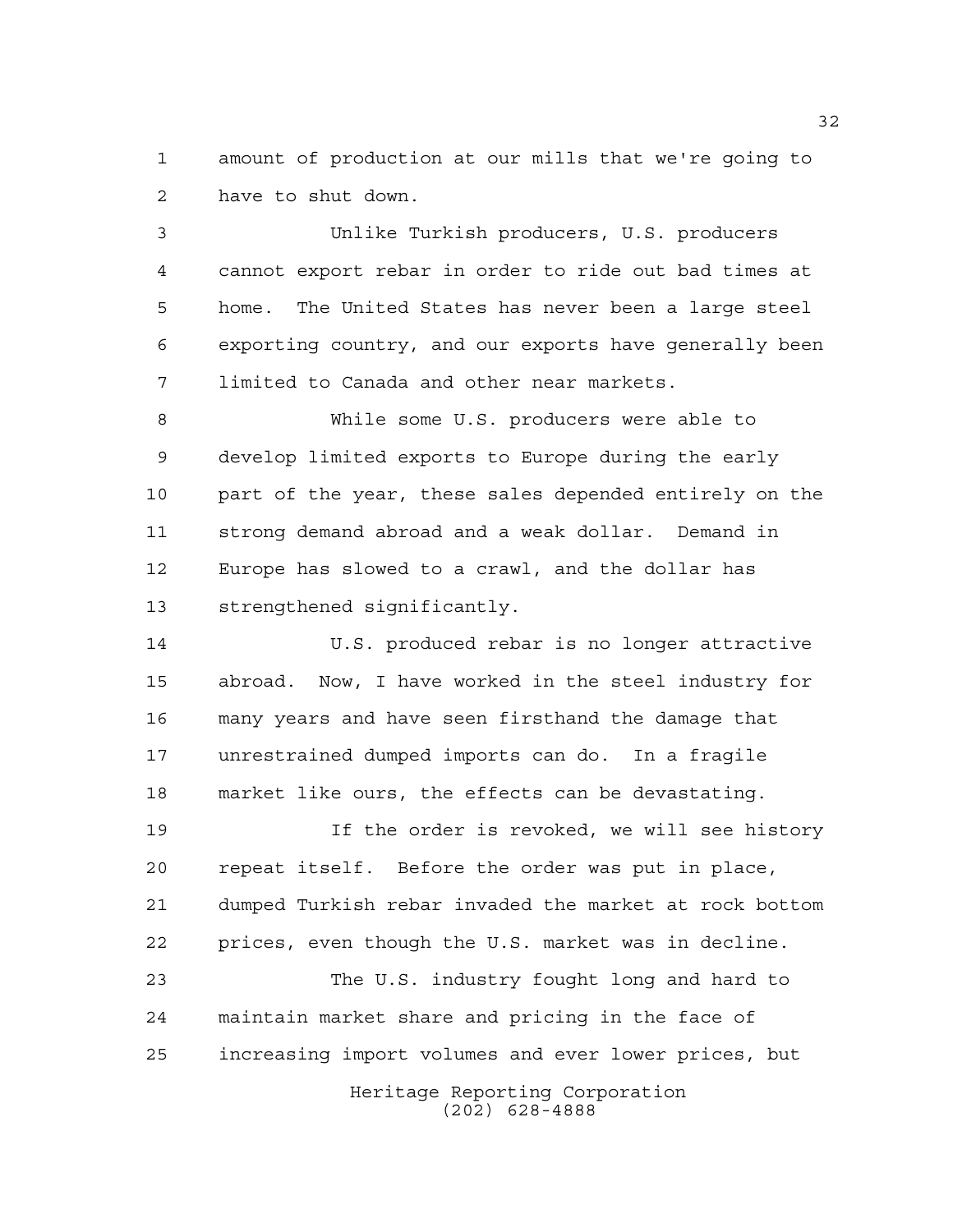amount of production at our mills that we're going to have to shut down.

Unlike Turkish producers, U.S. producers cannot export rebar in order to ride out bad times at home. The United States has never been a large steel exporting country, and our exports have generally been limited to Canada and other near markets.

While some U.S. producers were able to develop limited exports to Europe during the early part of the year, these sales depended entirely on the strong demand abroad and a weak dollar. Demand in Europe has slowed to a crawl, and the dollar has strengthened significantly.

U.S. produced rebar is no longer attractive abroad. Now, I have worked in the steel industry for many years and have seen firsthand the damage that unrestrained dumped imports can do. In a fragile market like ours, the effects can be devastating.

If the order is revoked, we will see history repeat itself. Before the order was put in place, dumped Turkish rebar invaded the market at rock bottom prices, even though the U.S. market was in decline.

The U.S. industry fought long and hard to maintain market share and pricing in the face of increasing import volumes and ever lower prices, but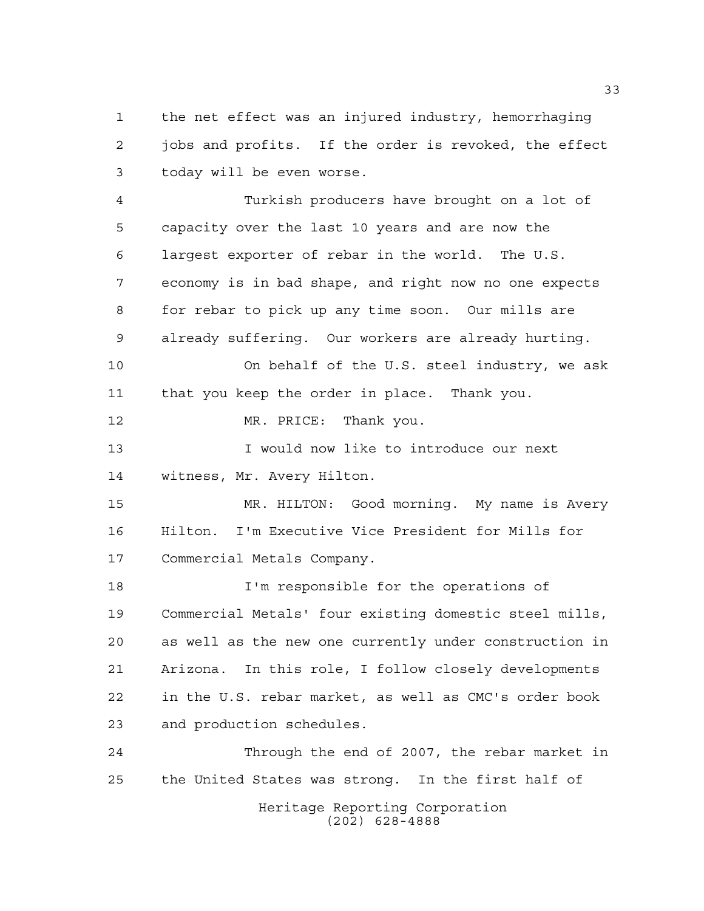the net effect was an injured industry, hemorrhaging jobs and profits. If the order is revoked, the effect today will be even worse.

Turkish producers have brought on a lot of capacity over the last 10 years and are now the largest exporter of rebar in the world. The U.S. economy is in bad shape, and right now no one expects for rebar to pick up any time soon. Our mills are already suffering. Our workers are already hurting.

On behalf of the U.S. steel industry, we ask that you keep the order in place. Thank you.

MR. PRICE: Thank you.

I would now like to introduce our next witness, Mr. Avery Hilton.

MR. HILTON: Good morning. My name is Avery Hilton. I'm Executive Vice President for Mills for Commercial Metals Company.

I'm responsible for the operations of Commercial Metals' four existing domestic steel mills, as well as the new one currently under construction in Arizona. In this role, I follow closely developments in the U.S. rebar market, as well as CMC's order book and production schedules.

Through the end of 2007, the rebar market in the United States was strong. In the first half of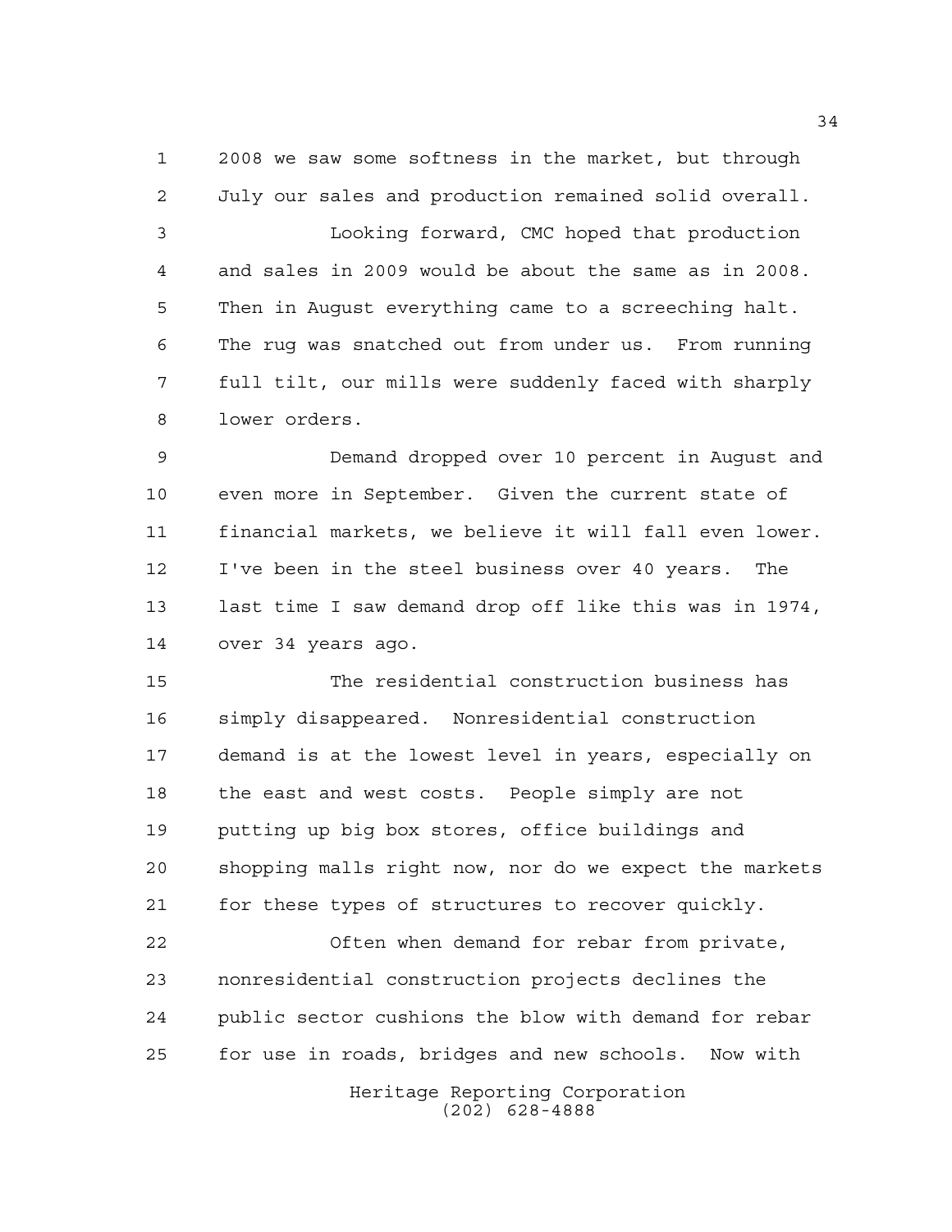2008 we saw some softness in the market, but through July our sales and production remained solid overall.

Looking forward, CMC hoped that production and sales in 2009 would be about the same as in 2008. Then in August everything came to a screeching halt. The rug was snatched out from under us. From running full tilt, our mills were suddenly faced with sharply lower orders.

Demand dropped over 10 percent in August and even more in September. Given the current state of financial markets, we believe it will fall even lower. I've been in the steel business over 40 years. The last time I saw demand drop off like this was in 1974, over 34 years ago.

The residential construction business has simply disappeared. Nonresidential construction demand is at the lowest level in years, especially on the east and west costs. People simply are not putting up big box stores, office buildings and shopping malls right now, nor do we expect the markets for these types of structures to recover quickly.

Often when demand for rebar from private, nonresidential construction projects declines the public sector cushions the blow with demand for rebar for use in roads, bridges and new schools. Now with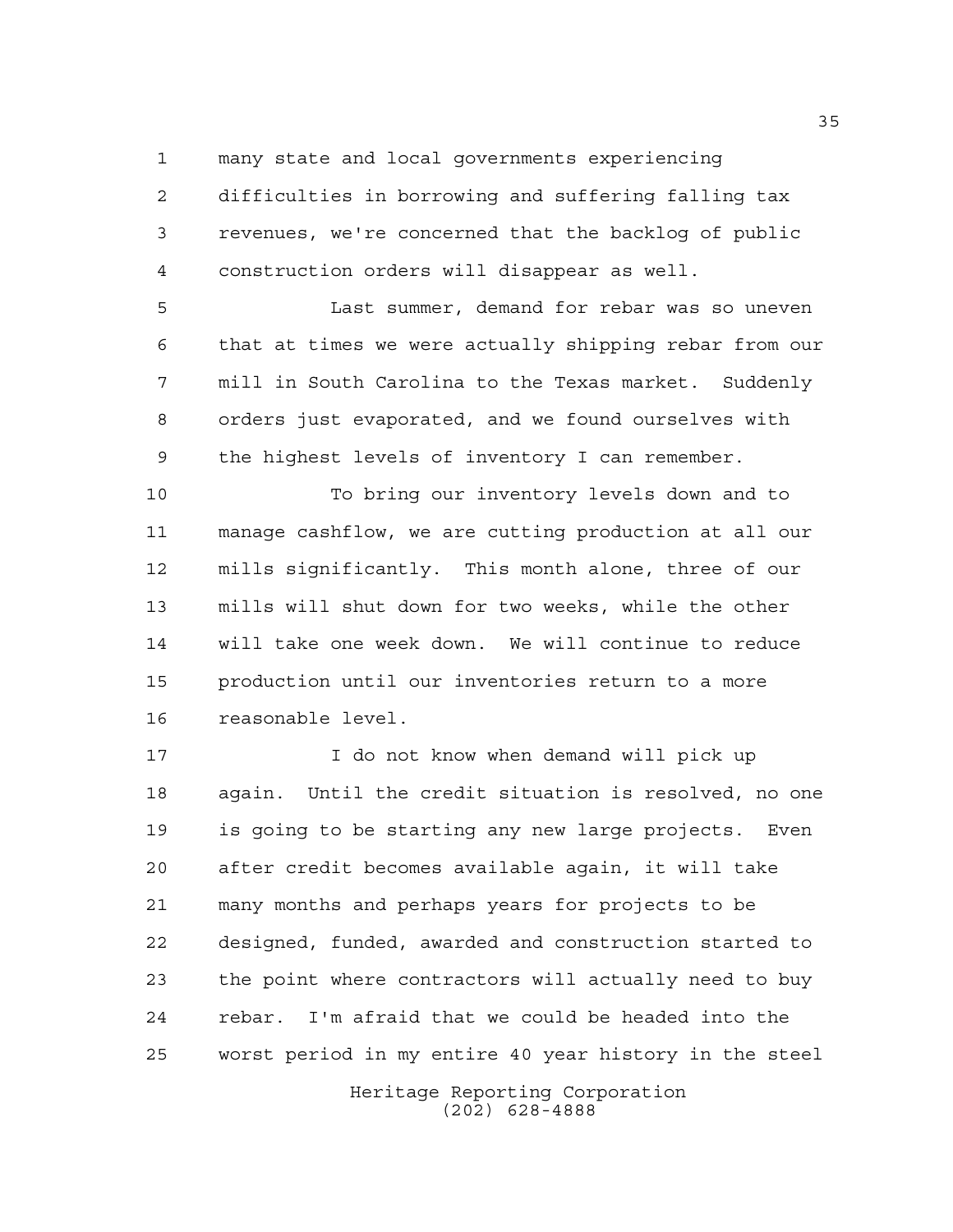many state and local governments experiencing difficulties in borrowing and suffering falling tax revenues, we're concerned that the backlog of public construction orders will disappear as well.

Last summer, demand for rebar was so uneven that at times we were actually shipping rebar from our mill in South Carolina to the Texas market. Suddenly orders just evaporated, and we found ourselves with the highest levels of inventory I can remember.

To bring our inventory levels down and to manage cashflow, we are cutting production at all our mills significantly. This month alone, three of our mills will shut down for two weeks, while the other will take one week down. We will continue to reduce production until our inventories return to a more reasonable level.

I do not know when demand will pick up again. Until the credit situation is resolved, no one is going to be starting any new large projects. Even after credit becomes available again, it will take many months and perhaps years for projects to be designed, funded, awarded and construction started to the point where contractors will actually need to buy rebar. I'm afraid that we could be headed into the worst period in my entire 40 year history in the steel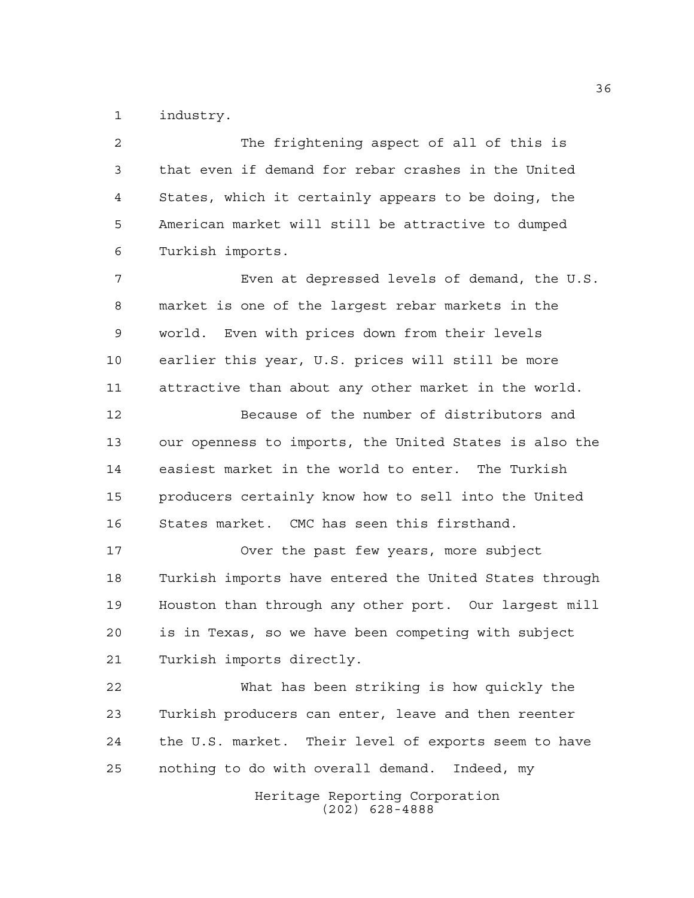industry.

The frightening aspect of all of this is that even if demand for rebar crashes in the United States, which it certainly appears to be doing, the American market will still be attractive to dumped Turkish imports.

Even at depressed levels of demand, the U.S. market is one of the largest rebar markets in the world. Even with prices down from their levels earlier this year, U.S. prices will still be more attractive than about any other market in the world.

Because of the number of distributors and our openness to imports, the United States is also the easiest market in the world to enter. The Turkish producers certainly know how to sell into the United States market. CMC has seen this firsthand.

Over the past few years, more subject Turkish imports have entered the United States through Houston than through any other port. Our largest mill is in Texas, so we have been competing with subject Turkish imports directly.

What has been striking is how quickly the Turkish producers can enter, leave and then reenter the U.S. market. Their level of exports seem to have nothing to do with overall demand. Indeed, my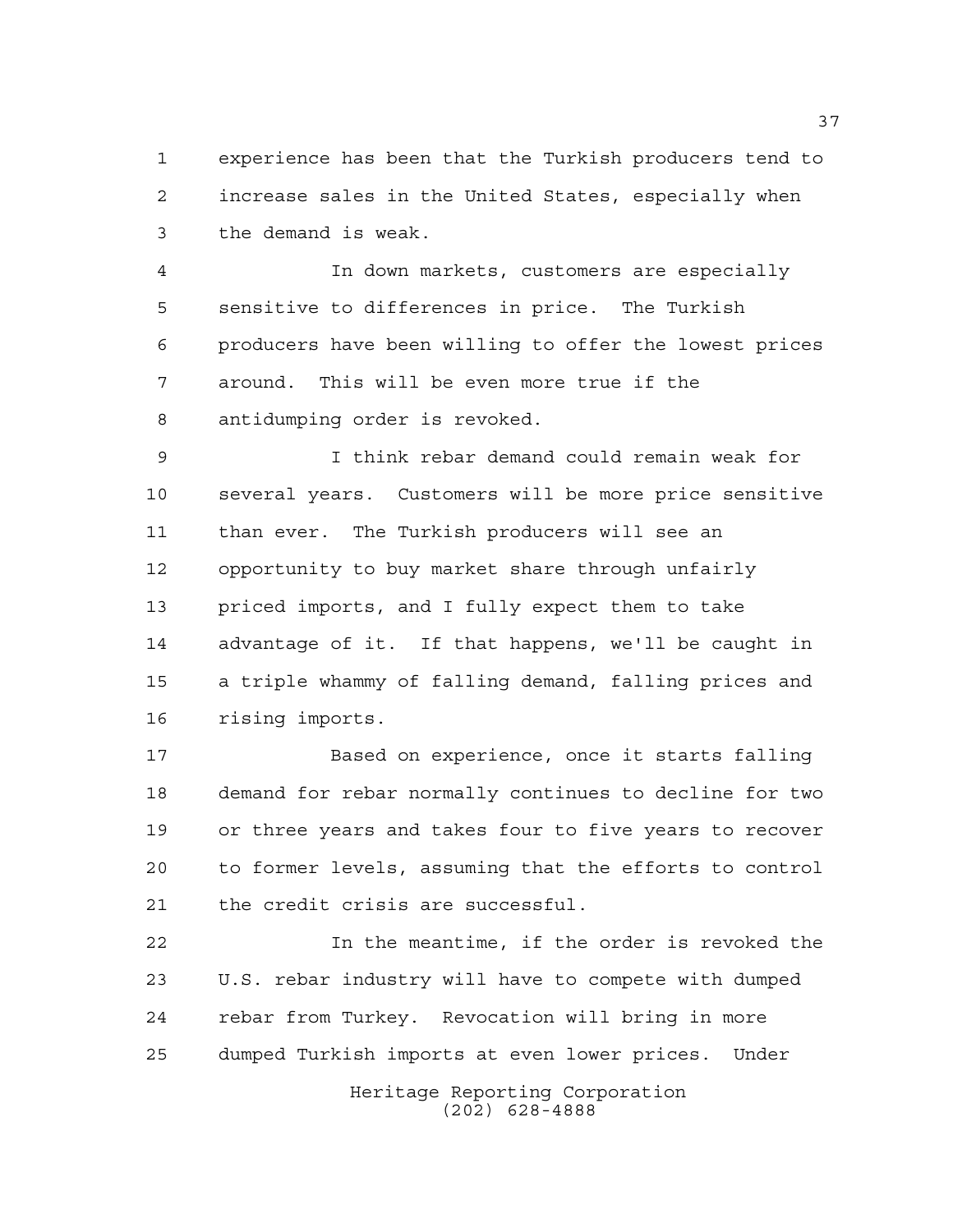experience has been that the Turkish producers tend to increase sales in the United States, especially when the demand is weak.

In down markets, customers are especially sensitive to differences in price. The Turkish producers have been willing to offer the lowest prices around. This will be even more true if the antidumping order is revoked.

I think rebar demand could remain weak for several years. Customers will be more price sensitive than ever. The Turkish producers will see an opportunity to buy market share through unfairly priced imports, and I fully expect them to take advantage of it. If that happens, we'll be caught in a triple whammy of falling demand, falling prices and rising imports.

Based on experience, once it starts falling demand for rebar normally continues to decline for two or three years and takes four to five years to recover to former levels, assuming that the efforts to control the credit crisis are successful.

In the meantime, if the order is revoked the U.S. rebar industry will have to compete with dumped rebar from Turkey. Revocation will bring in more dumped Turkish imports at even lower prices. Under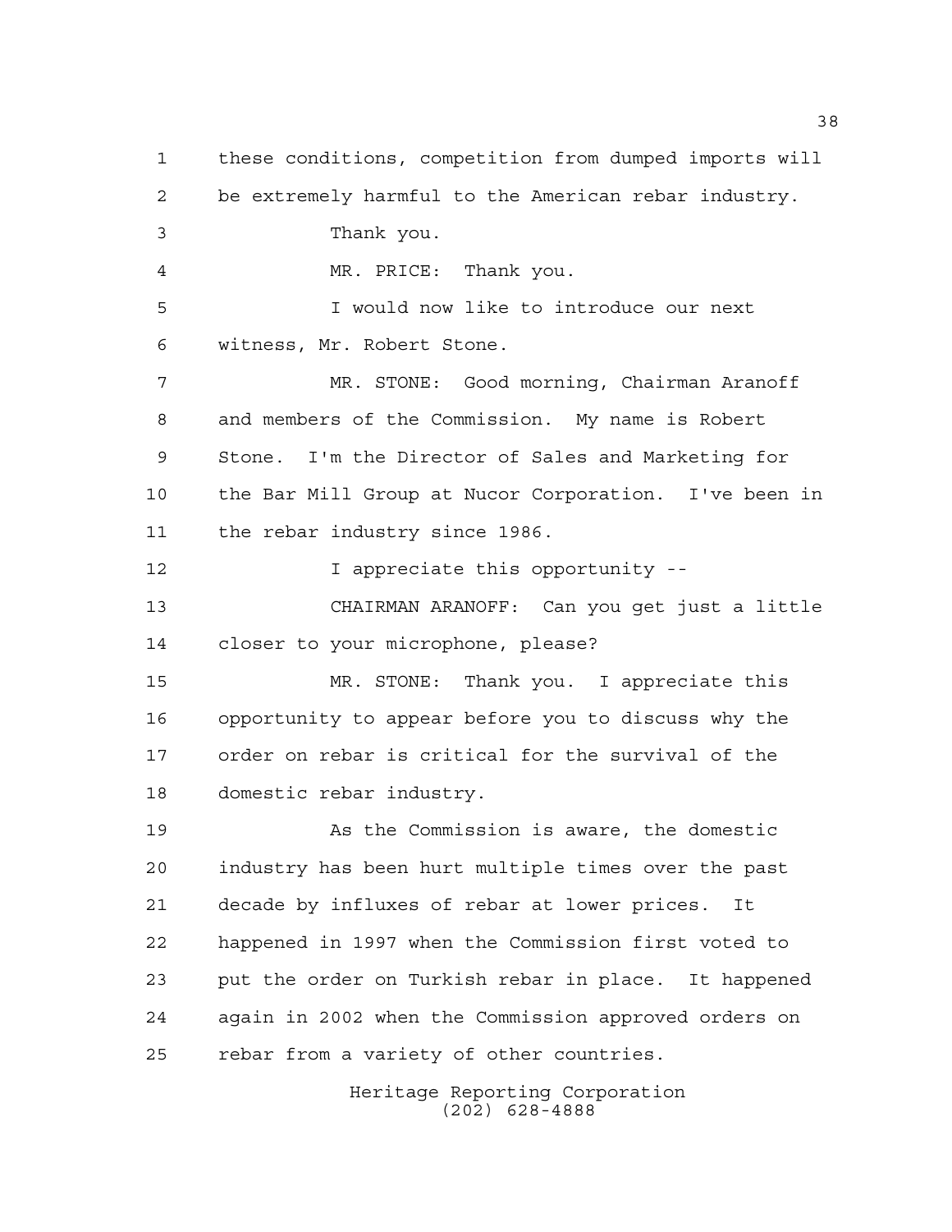these conditions, competition from dumped imports will be extremely harmful to the American rebar industry.

Thank you.

MR. PRICE: Thank you.

I would now like to introduce our next witness, Mr. Robert Stone.

MR. STONE: Good morning, Chairman Aranoff and members of the Commission. My name is Robert Stone. I'm the Director of Sales and Marketing for the Bar Mill Group at Nucor Corporation. I've been in the rebar industry since 1986.

I appreciate this opportunity --

CHAIRMAN ARANOFF: Can you get just a little closer to your microphone, please?

MR. STONE: Thank you. I appreciate this opportunity to appear before you to discuss why the order on rebar is critical for the survival of the domestic rebar industry.

As the Commission is aware, the domestic industry has been hurt multiple times over the past decade by influxes of rebar at lower prices. It happened in 1997 when the Commission first voted to put the order on Turkish rebar in place. It happened again in 2002 when the Commission approved orders on rebar from a variety of other countries.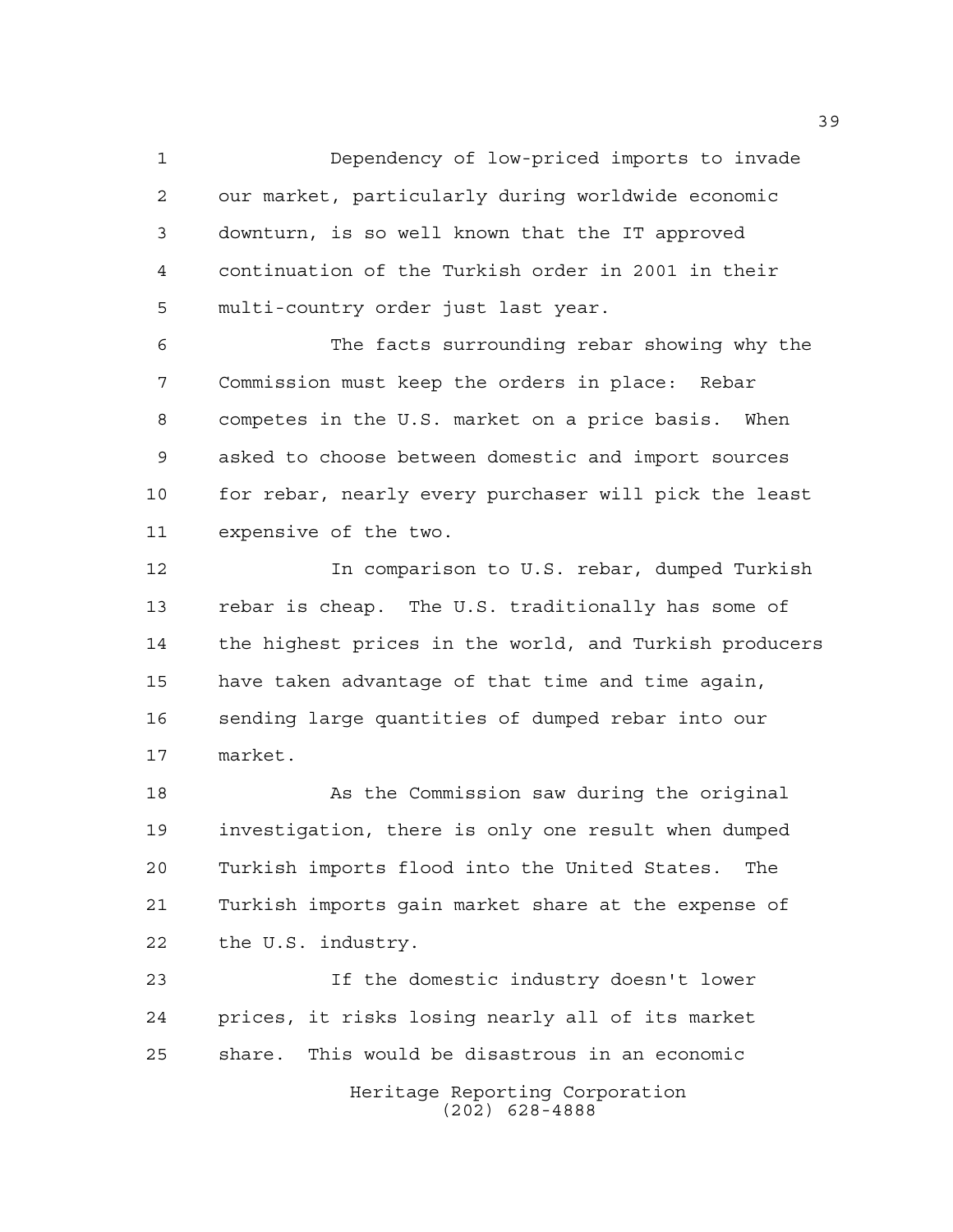Dependency of low-priced imports to invade our market, particularly during worldwide economic downturn, is so well known that the IT approved continuation of the Turkish order in 2001 in their multi-country order just last year.

The facts surrounding rebar showing why the Commission must keep the orders in place: Rebar competes in the U.S. market on a price basis. When asked to choose between domestic and import sources for rebar, nearly every purchaser will pick the least expensive of the two.

In comparison to U.S. rebar, dumped Turkish rebar is cheap. The U.S. traditionally has some of the highest prices in the world, and Turkish producers have taken advantage of that time and time again, sending large quantities of dumped rebar into our market.

As the Commission saw during the original investigation, there is only one result when dumped Turkish imports flood into the United States. The Turkish imports gain market share at the expense of the U.S. industry.

If the domestic industry doesn't lower prices, it risks losing nearly all of its market share. This would be disastrous in an economic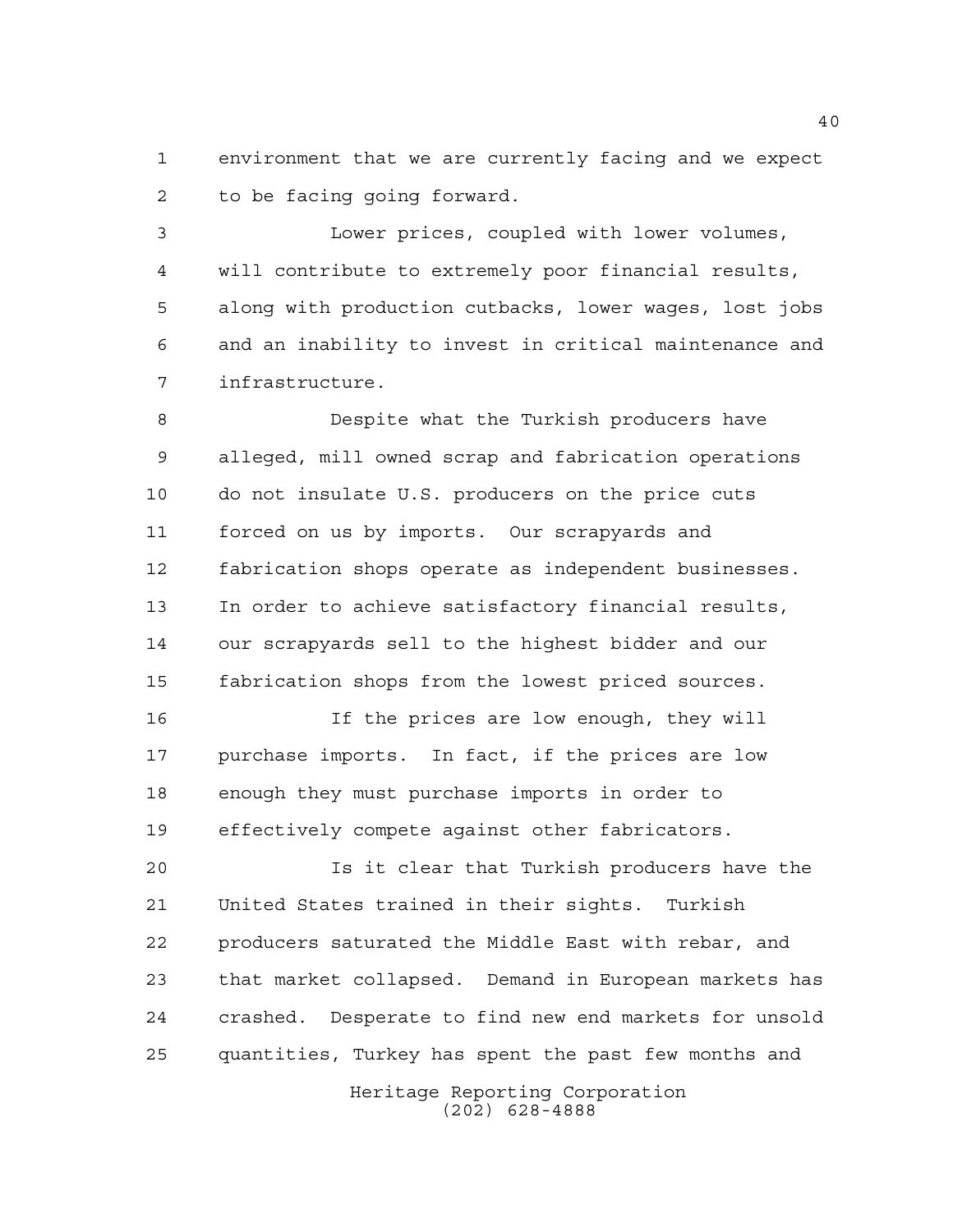environment that we are currently facing and we expect to be facing going forward.

Lower prices, coupled with lower volumes, will contribute to extremely poor financial results, along with production cutbacks, lower wages, lost jobs and an inability to invest in critical maintenance and infrastructure.

Despite what the Turkish producers have alleged, mill owned scrap and fabrication operations do not insulate U.S. producers on the price cuts forced on us by imports. Our scrapyards and fabrication shops operate as independent businesses. In order to achieve satisfactory financial results, our scrapyards sell to the highest bidder and our fabrication shops from the lowest priced sources.

If the prices are low enough, they will purchase imports. In fact, if the prices are low enough they must purchase imports in order to effectively compete against other fabricators.

Is it clear that Turkish producers have the United States trained in their sights. Turkish producers saturated the Middle East with rebar, and that market collapsed. Demand in European markets has crashed. Desperate to find new end markets for unsold quantities, Turkey has spent the past few months and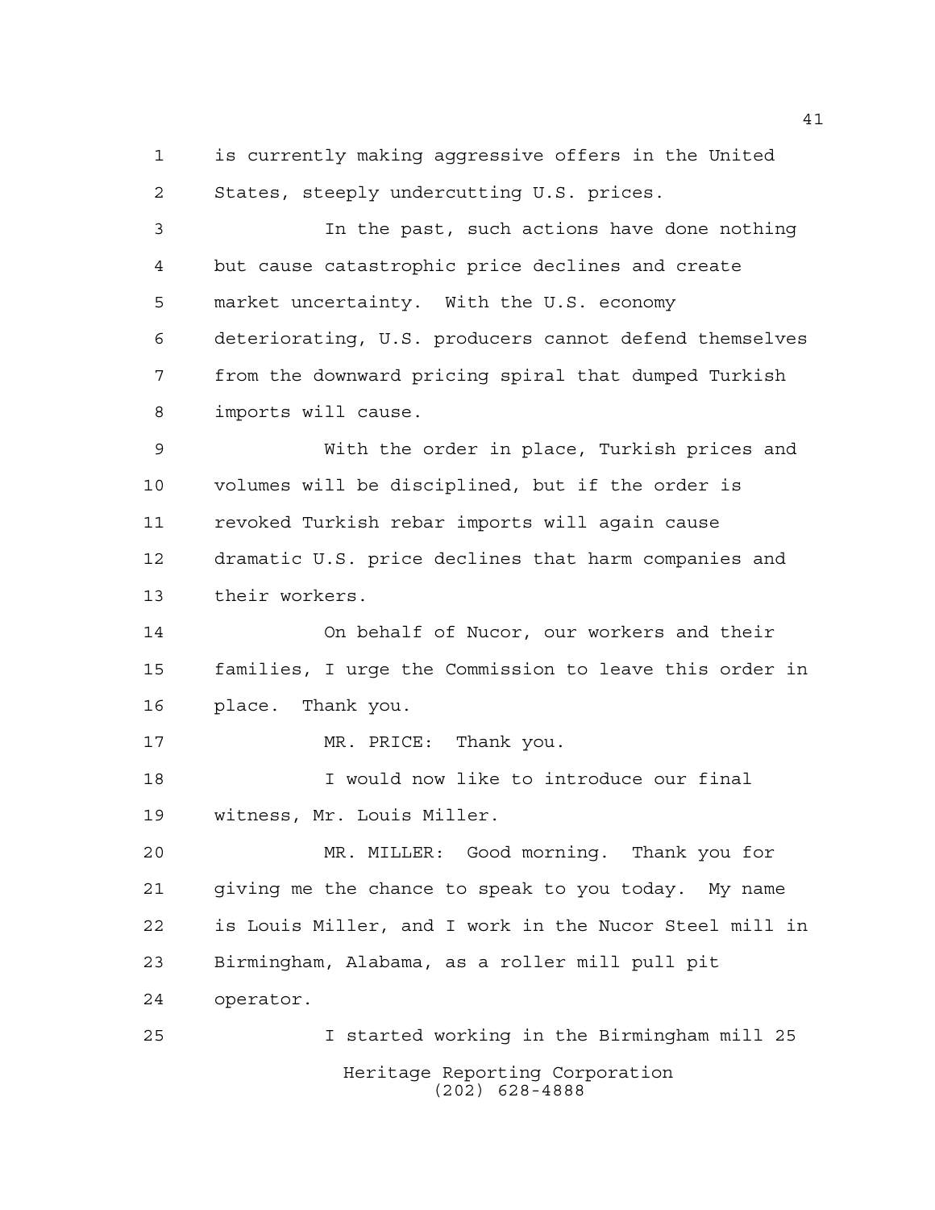is currently making aggressive offers in the United States, steeply undercutting U.S. prices.

In the past, such actions have done nothing but cause catastrophic price declines and create market uncertainty. With the U.S. economy deteriorating, U.S. producers cannot defend themselves from the downward pricing spiral that dumped Turkish imports will cause.

With the order in place, Turkish prices and volumes will be disciplined, but if the order is revoked Turkish rebar imports will again cause dramatic U.S. price declines that harm companies and their workers.

On behalf of Nucor, our workers and their families, I urge the Commission to leave this order in place. Thank you.

MR. PRICE: Thank you.

I would now like to introduce our final witness, Mr. Louis Miller.

MR. MILLER: Good morning. Thank you for giving me the chance to speak to you today. My name is Louis Miller, and I work in the Nucor Steel mill in Birmingham, Alabama, as a roller mill pull pit operator.

I started working in the Birmingham mill 25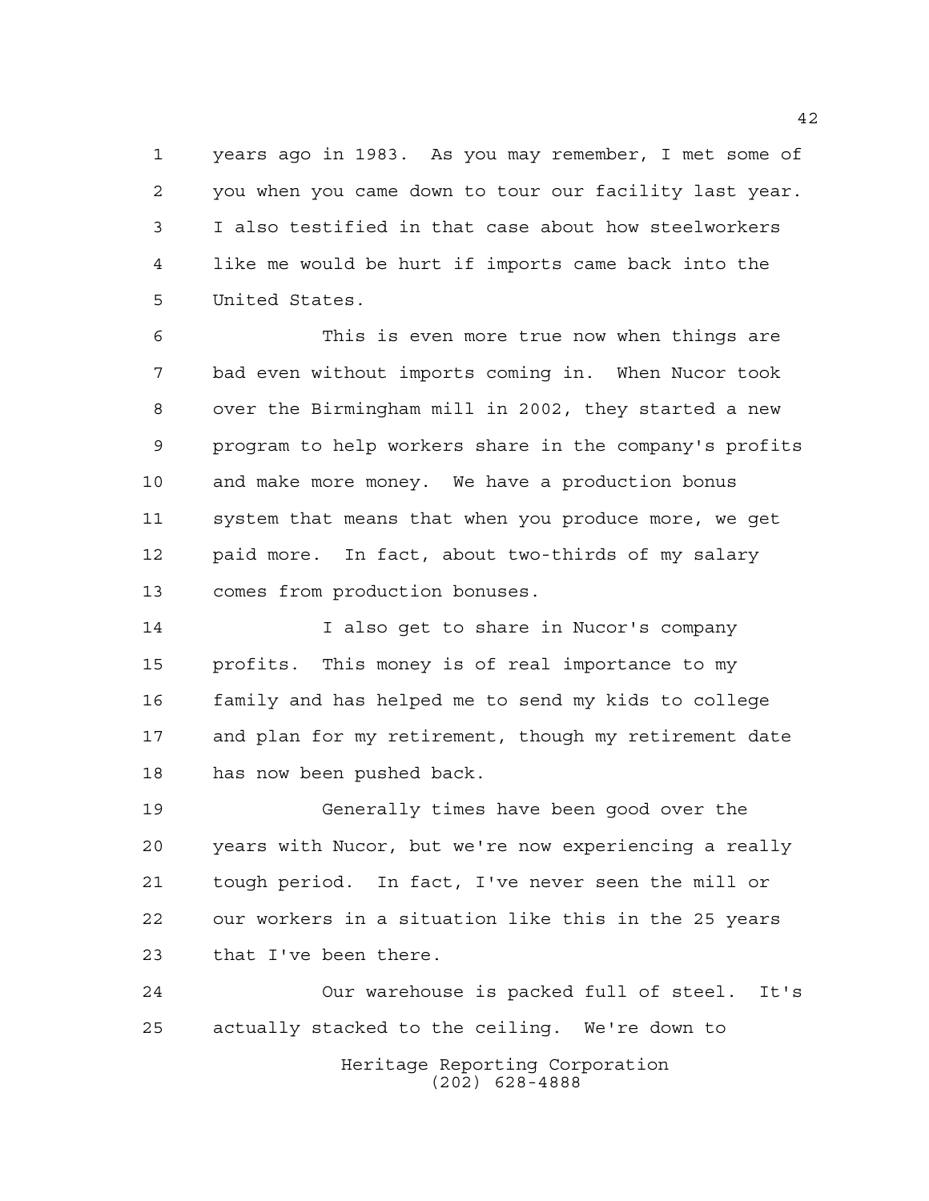years ago in 1983. As you may remember, I met some of you when you came down to tour our facility last year. I also testified in that case about how steelworkers like me would be hurt if imports came back into the United States.

This is even more true now when things are bad even without imports coming in. When Nucor took over the Birmingham mill in 2002, they started a new program to help workers share in the company's profits and make more money. We have a production bonus system that means that when you produce more, we get paid more. In fact, about two-thirds of my salary comes from production bonuses.

I also get to share in Nucor's company profits. This money is of real importance to my family and has helped me to send my kids to college and plan for my retirement, though my retirement date has now been pushed back.

Generally times have been good over the years with Nucor, but we're now experiencing a really tough period. In fact, I've never seen the mill or our workers in a situation like this in the 25 years that I've been there.

Our warehouse is packed full of steel. It's actually stacked to the ceiling. We're down to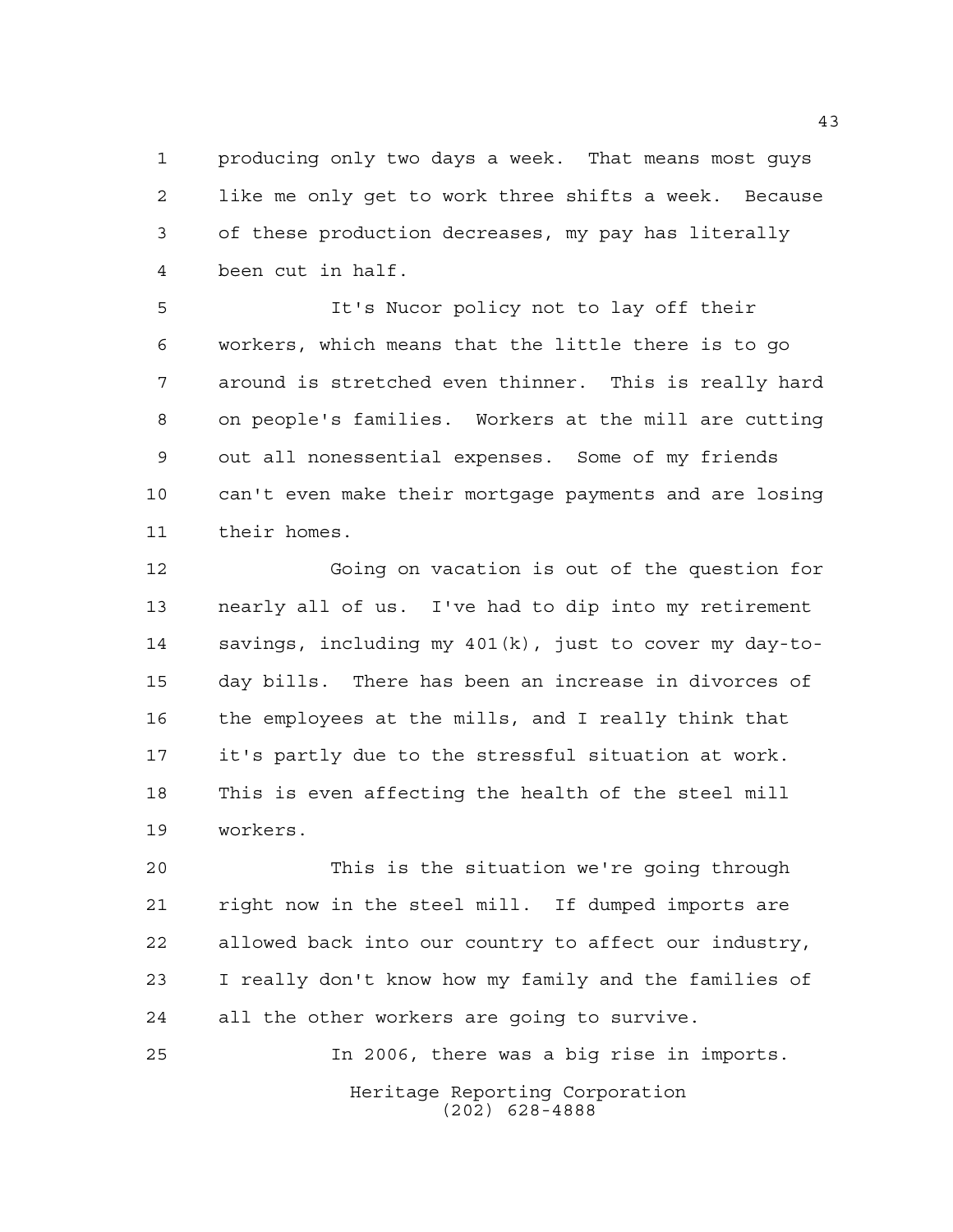producing only two days a week. That means most guys like me only get to work three shifts a week. Because of these production decreases, my pay has literally been cut in half.

It's Nucor policy not to lay off their workers, which means that the little there is to go around is stretched even thinner. This is really hard on people's families. Workers at the mill are cutting out all nonessential expenses. Some of my friends can't even make their mortgage payments and are losing their homes.

Going on vacation is out of the question for nearly all of us. I've had to dip into my retirement savings, including my 401(k), just to cover my day-to-day bills. There has been an increase in divorces of the employees at the mills, and I really think that it's partly due to the stressful situation at work. This is even affecting the health of the steel mill workers.

This is the situation we're going through right now in the steel mill. If dumped imports are allowed back into our country to affect our industry, I really don't know how my family and the families of all the other workers are going to survive.

In 2006, there was a big rise in imports.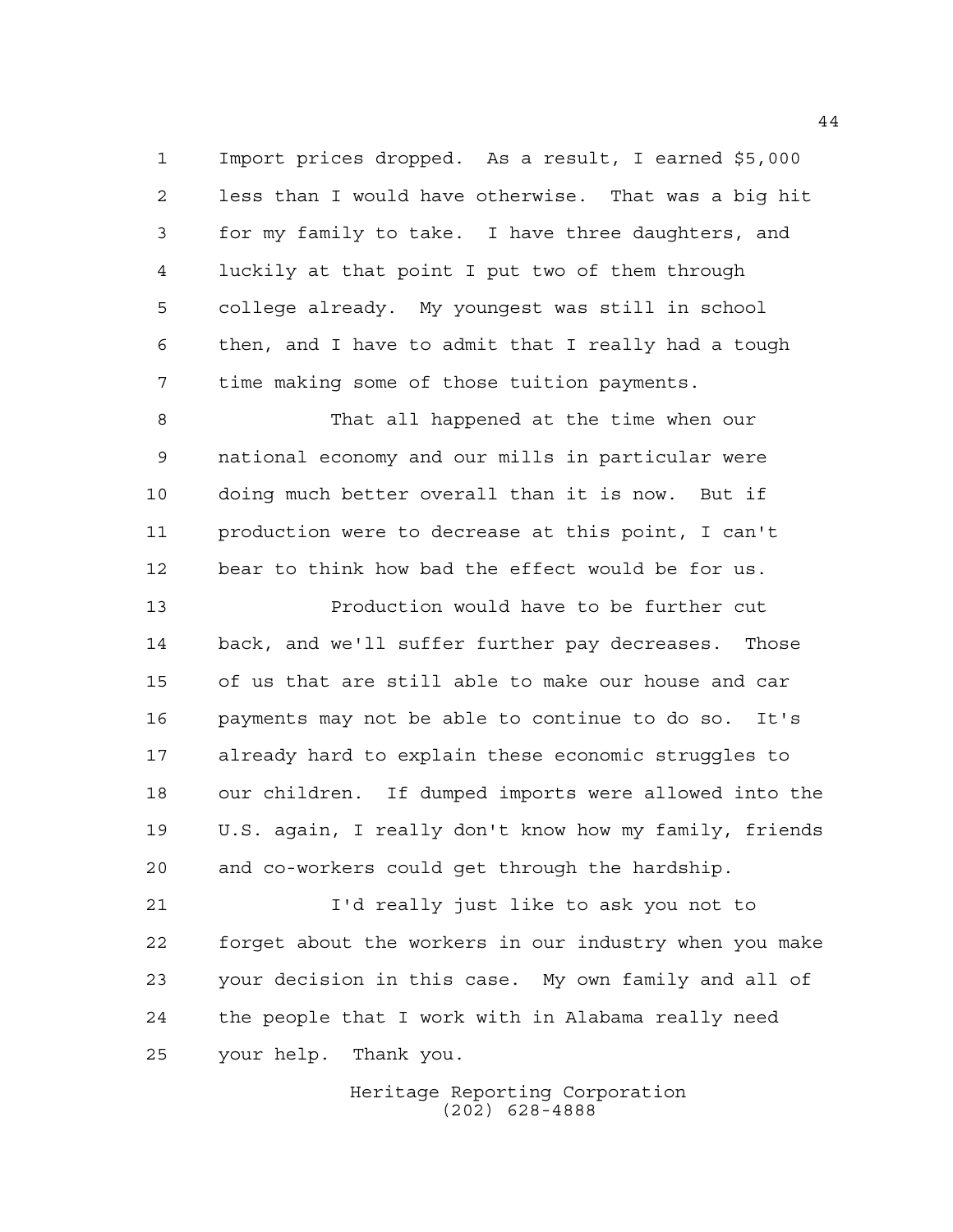Import prices dropped. As a result, I earned $5,000 less than I would have otherwise. That was a big hit for my family to take. I have three daughters, and luckily at that point I put two of them through college already. My youngest was still in school then, and I have to admit that I really had a tough time making some of those tuition payments.

That all happened at the time when our national economy and our mills in particular were doing much better overall than it is now. But if production were to decrease at this point, I can't bear to think how bad the effect would be for us.

Production would have to be further cut back, and we'll suffer further pay decreases. Those of us that are still able to make our house and car payments may not be able to continue to do so. It's already hard to explain these economic struggles to our children. If dumped imports were allowed into the U.S. again, I really don't know how my family, friends and co-workers could get through the hardship.

I'd really just like to ask you not to forget about the workers in our industry when you make your decision in this case. My own family and all of the people that I work with in Alabama really need your help. Thank you.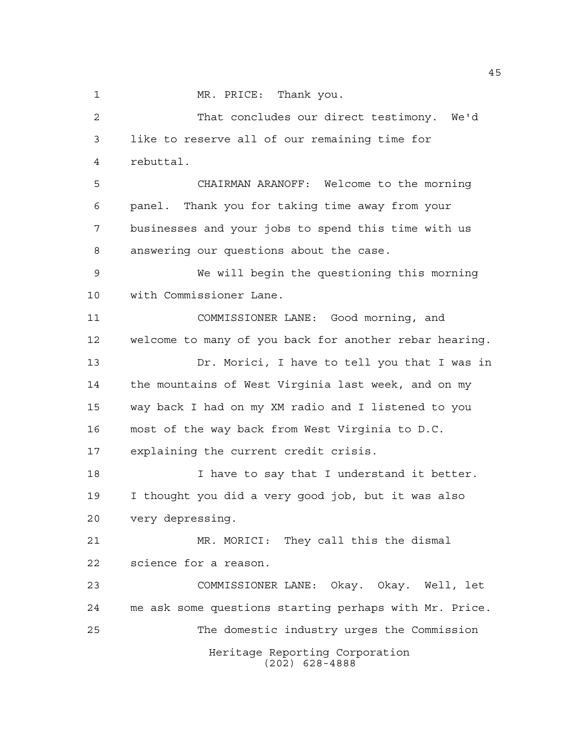MR. PRICE: Thank you.

That concludes our direct testimony. We'd like to reserve all of our remaining time for rebuttal.

CHAIRMAN ARANOFF: Welcome to the morning panel. Thank you for taking time away from your businesses and your jobs to spend this time with us answering our questions about the case.

We will begin the questioning this morning with Commissioner Lane.

COMMISSIONER LANE: Good morning, and welcome to many of you back for another rebar hearing.

Dr. Morici, I have to tell you that I was in the mountains of West Virginia last week, and on my way back I had on my XM radio and I listened to you most of the way back from West Virginia to D.C. explaining the current credit crisis.

I have to say that I understand it better. I thought you did a very good job, but it was also very depressing.

MR. MORICI: They call this the dismal science for a reason.

COMMISSIONER LANE: Okay. Okay. Well, let me ask some questions starting perhaps with Mr. Price.

The domestic industry urges the Commission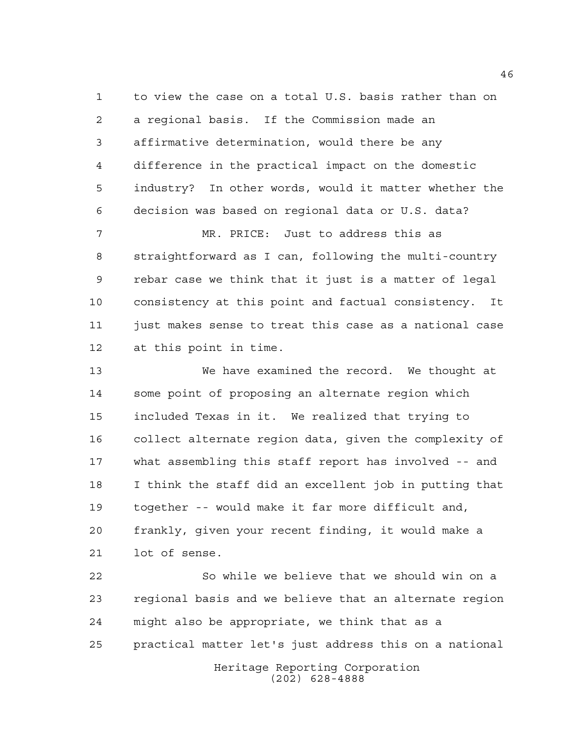to view the case on a total U.S. basis rather than on a regional basis. If the Commission made an affirmative determination, would there be any difference in the practical impact on the domestic industry? In other words, would it matter whether the decision was based on regional data or U.S. data?

MR. PRICE: Just to address this as straightforward as I can, following the multi-country rebar case we think that it just is a matter of legal consistency at this point and factual consistency. It just makes sense to treat this case as a national case at this point in time.

We have examined the record. We thought at some point of proposing an alternate region which included Texas in it. We realized that trying to collect alternate region data, given the complexity of what assembling this staff report has involved -- and I think the staff did an excellent job in putting that together -- would make it far more difficult and, frankly, given your recent finding, it would make a lot of sense.

So while we believe that we should win on a regional basis and we believe that an alternate region might also be appropriate, we think that as a practical matter let's just address this on a national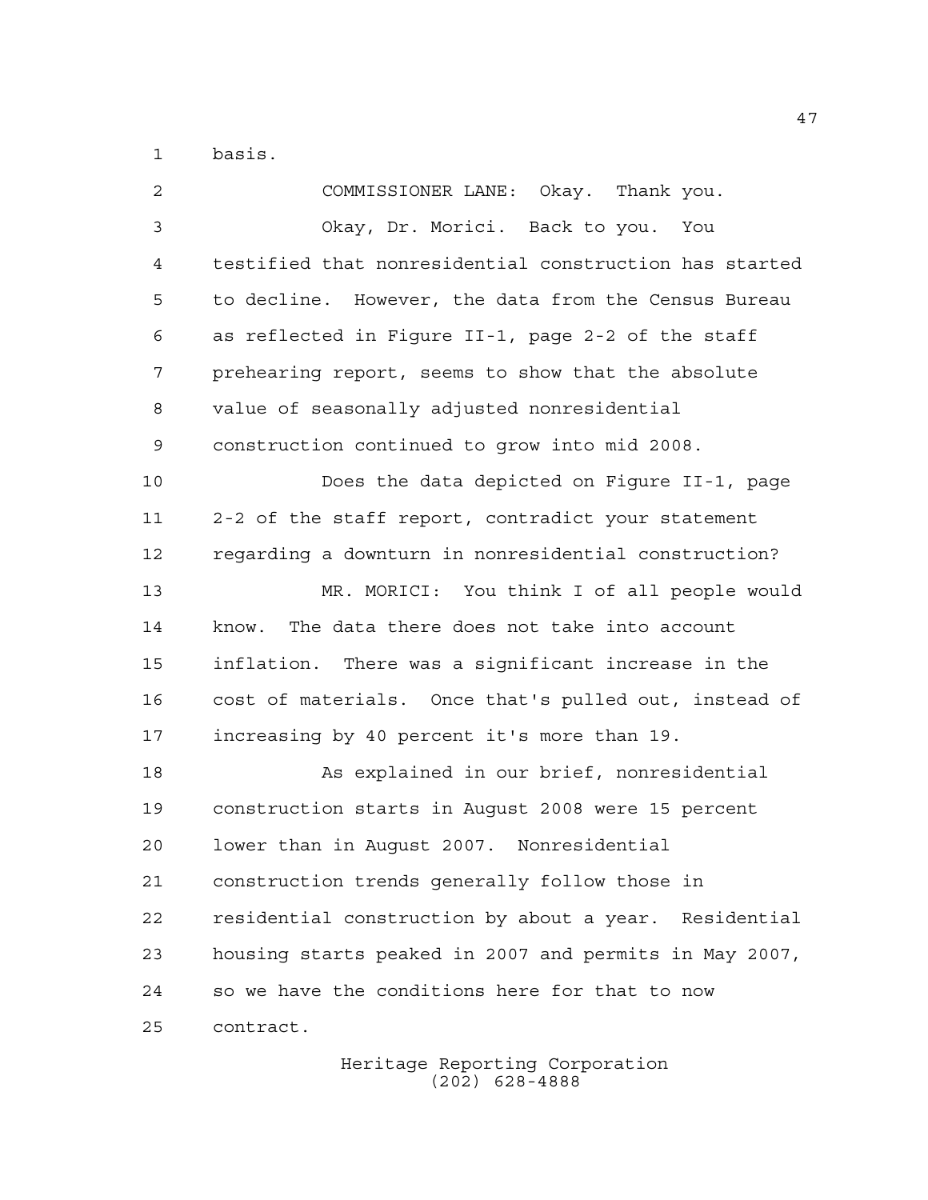basis.

COMMISSIONER LANE: Okay. Thank you.

Okay, Dr. Morici. Back to you. You testified that nonresidential construction has started to decline. However, the data from the Census Bureau as reflected in Figure II-1, page 2-2 of the staff prehearing report, seems to show that the absolute value of seasonally adjusted nonresidential construction continued to grow into mid 2008.

Does the data depicted on Figure II-1, page 2-2 of the staff report, contradict your statement regarding a downturn in nonresidential construction?

MR. MORICI: You think I of all people would know. The data there does not take into account inflation. There was a significant increase in the cost of materials. Once that's pulled out, instead of increasing by 40 percent it's more than 19.

As explained in our brief, nonresidential construction starts in August 2008 were 15 percent lower than in August 2007. Nonresidential construction trends generally follow those in residential construction by about a year. Residential housing starts peaked in 2007 and permits in May 2007, so we have the conditions here for that to now contract.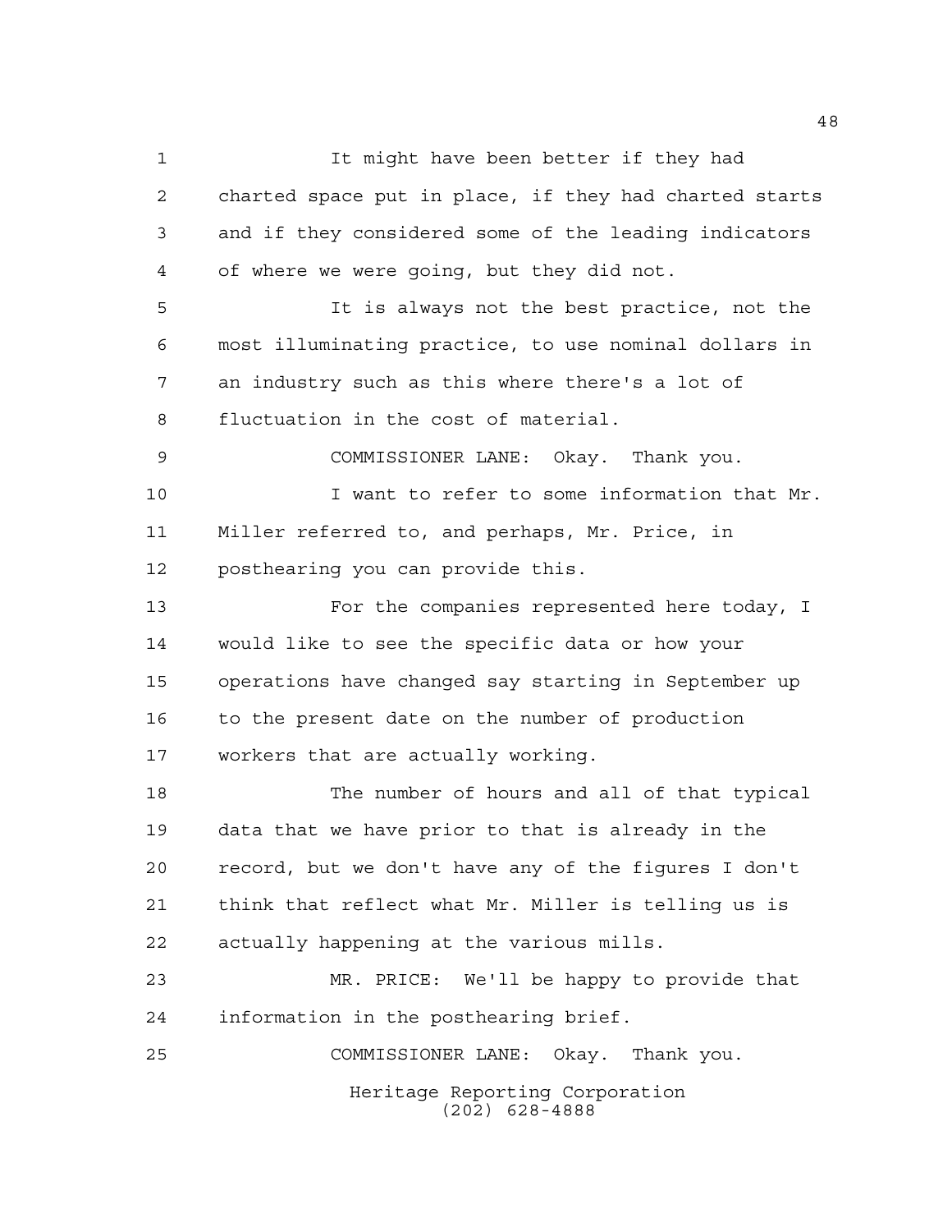It might have been better if they had charted space put in place, if they had charted starts and if they considered some of the leading indicators of where we were going, but they did not.

It is always not the best practice, not the most illuminating practice, to use nominal dollars in an industry such as this where there's a lot of fluctuation in the cost of material.

COMMISSIONER LANE: Okay. Thank you.

I want to refer to some information that Mr. Miller referred to, and perhaps, Mr. Price, in posthearing you can provide this.

For the companies represented here today, I would like to see the specific data or how your operations have changed say starting in September up to the present date on the number of production workers that are actually working.

The number of hours and all of that typical data that we have prior to that is already in the record, but we don't have any of the figures I don't think that reflect what Mr. Miller is telling us is actually happening at the various mills.

MR. PRICE: We'll be happy to provide that information in the posthearing brief.

COMMISSIONER LANE: Okay. Thank you.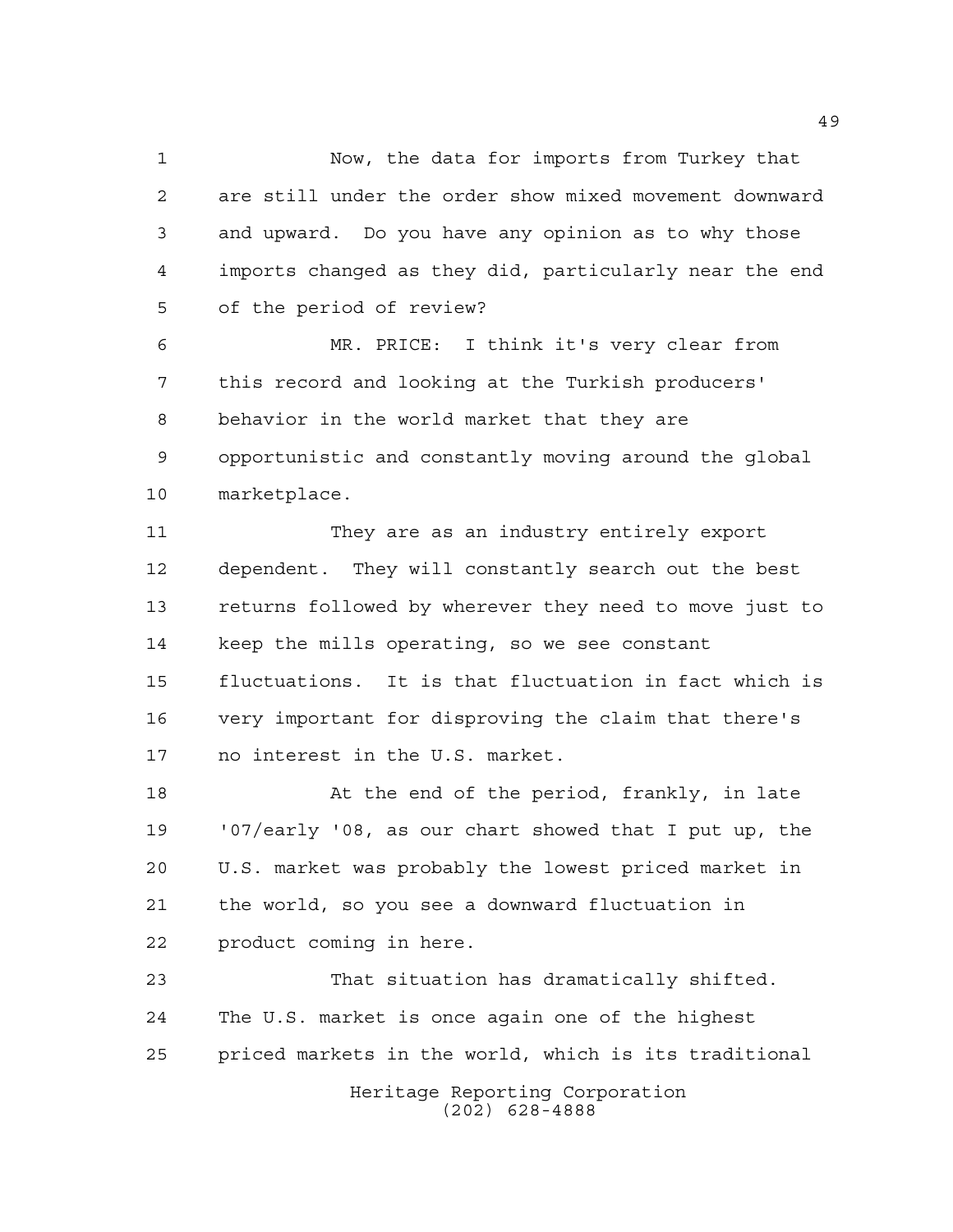Now, the data for imports from Turkey that are still under the order show mixed movement downward and upward. Do you have any opinion as to why those imports changed as they did, particularly near the end of the period of review?

MR. PRICE: I think it's very clear from this record and looking at the Turkish producers' behavior in the world market that they are opportunistic and constantly moving around the global marketplace.

They are as an industry entirely export dependent. They will constantly search out the best returns followed by wherever they need to move just to keep the mills operating, so we see constant fluctuations. It is that fluctuation in fact which is very important for disproving the claim that there's no interest in the U.S. market.

At the end of the period, frankly, in late '07/early '08, as our chart showed that I put up, the U.S. market was probably the lowest priced market in the world, so you see a downward fluctuation in product coming in here.

That situation has dramatically shifted. The U.S. market is once again one of the highest priced markets in the world, which is its traditional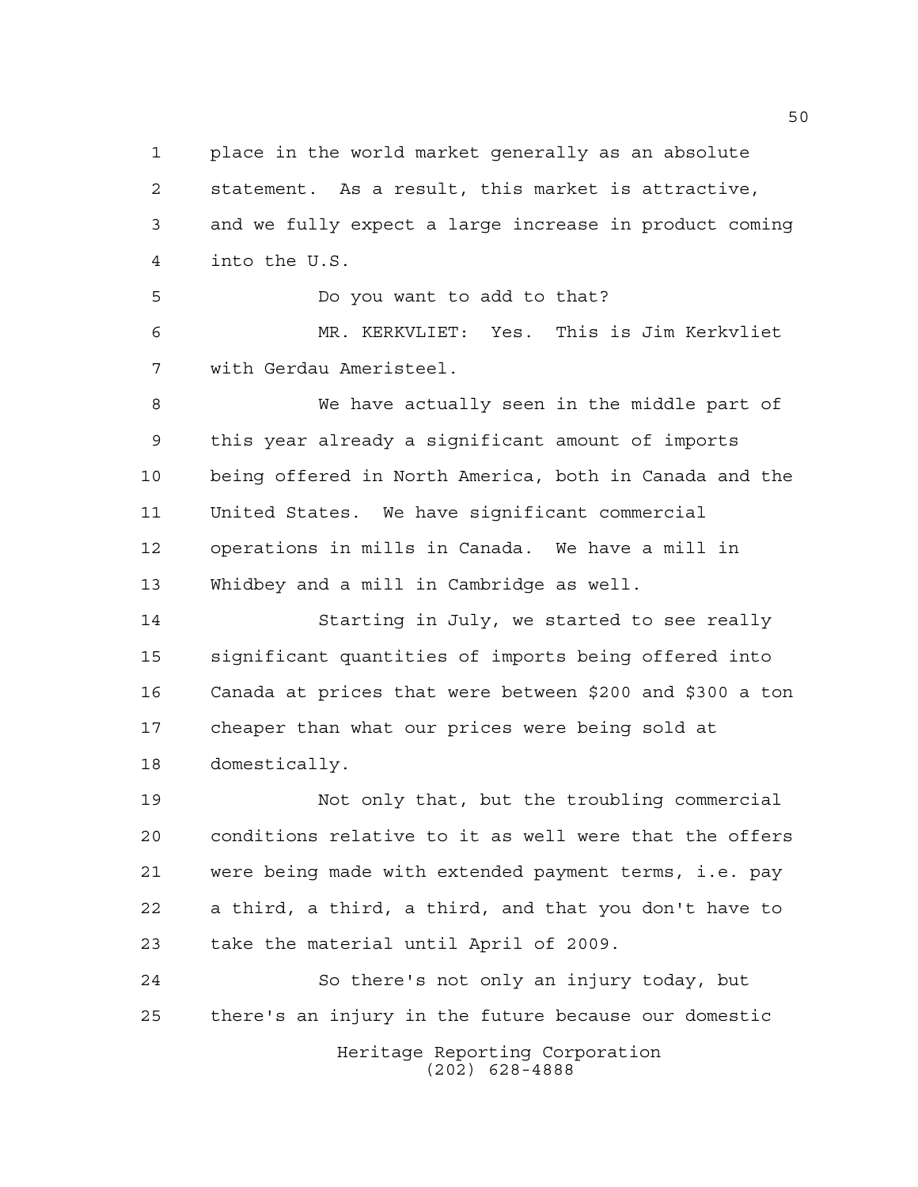place in the world market generally as an absolute statement. As a result, this market is attractive, and we fully expect a large increase in product coming into the U.S.

Do you want to add to that?

MR. KERKVLIET: Yes. This is Jim Kerkvliet with Gerdau Ameristeel.

We have actually seen in the middle part of this year already a significant amount of imports being offered in North America, both in Canada and the United States. We have significant commercial operations in mills in Canada. We have a mill in Whidbey and a mill in Cambridge as well.

Starting in July, we started to see really significant quantities of imports being offered into Canada at prices that were between $200 and $300 a ton cheaper than what our prices were being sold at domestically.

Not only that, but the troubling commercial conditions relative to it as well were that the offers were being made with extended payment terms, i.e. pay a third, a third, a third, and that you don't have to take the material until April of 2009.

So there's not only an injury today, but there's an injury in the future because our domestic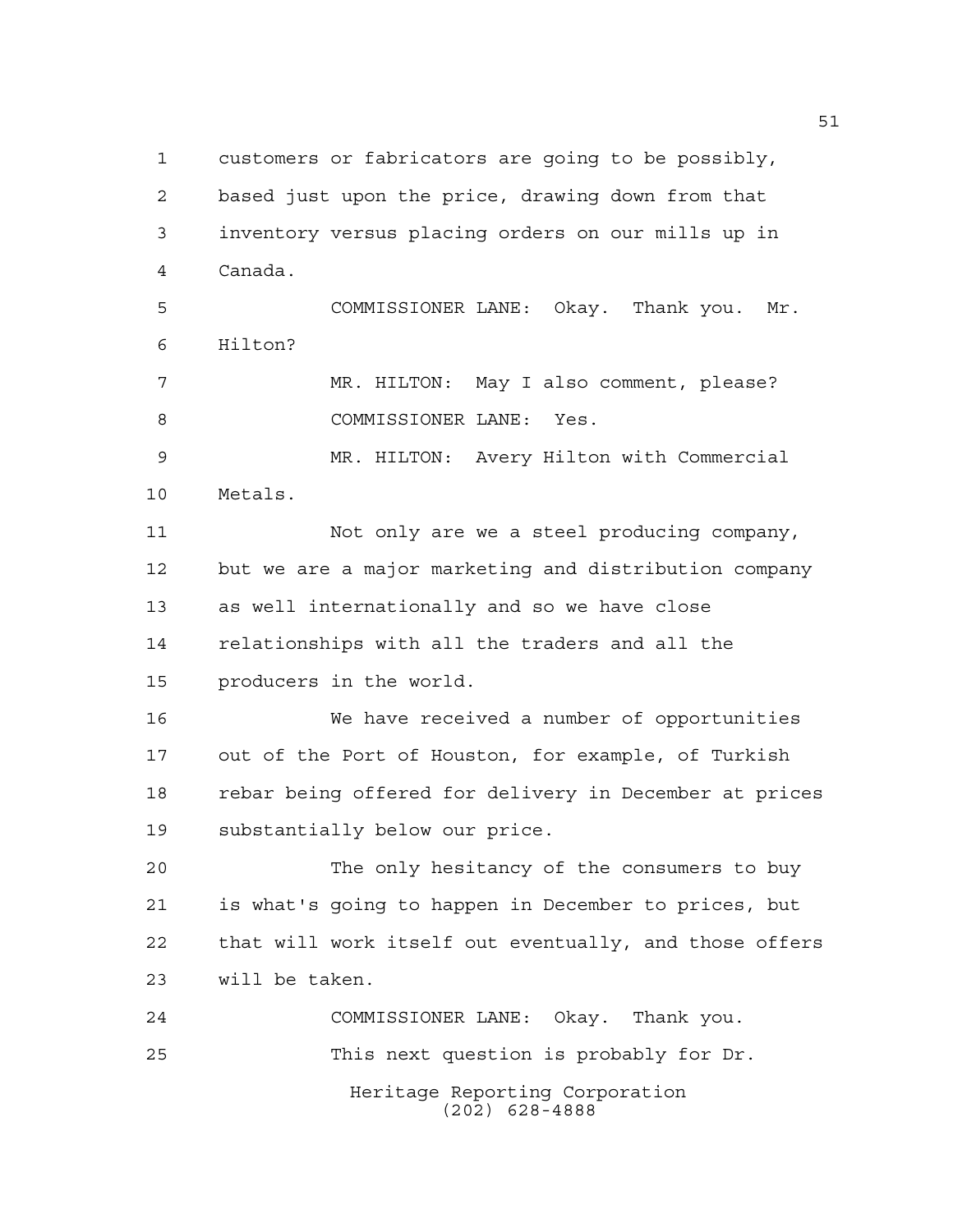customers or fabricators are going to be possibly, based just upon the price, drawing down from that inventory versus placing orders on our mills up in Canada.

COMMISSIONER LANE: Okay. Thank you. Mr. Hilton?

MR. HILTON: May I also comment, please?

COMMISSIONER LANE: Yes.

MR. HILTON: Avery Hilton with Commercial Metals.

Not only are we a steel producing company, but we are a major marketing and distribution company as well internationally and so we have close relationships with all the traders and all the producers in the world.

We have received a number of opportunities out of the Port of Houston, for example, of Turkish rebar being offered for delivery in December at prices substantially below our price.

The only hesitancy of the consumers to buy is what's going to happen in December to prices, but that will work itself out eventually, and those offers will be taken.

COMMISSIONER LANE: Okay. Thank you.

This next question is probably for Dr.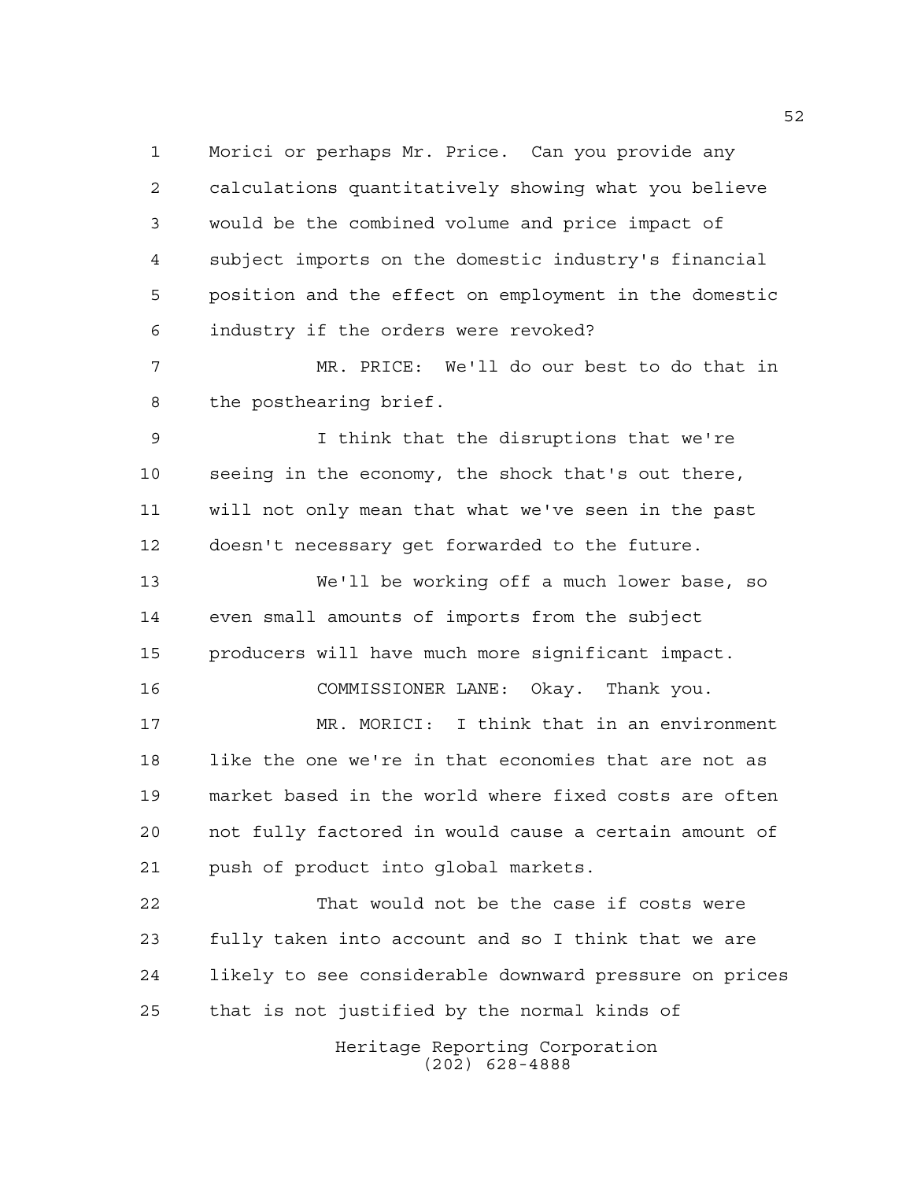Morici or perhaps Mr. Price. Can you provide any calculations quantitatively showing what you believe would be the combined volume and price impact of subject imports on the domestic industry's financial position and the effect on employment in the domestic industry if the orders were revoked?

MR. PRICE: We'll do our best to do that in the posthearing brief.

I think that the disruptions that we're seeing in the economy, the shock that's out there, will not only mean that what we've seen in the past doesn't necessary get forwarded to the future.

We'll be working off a much lower base, so even small amounts of imports from the subject producers will have much more significant impact.

COMMISSIONER LANE: Okay. Thank you.

MR. MORICI: I think that in an environment like the one we're in that economies that are not as market based in the world where fixed costs are often not fully factored in would cause a certain amount of push of product into global markets.

That would not be the case if costs were fully taken into account and so I think that we are likely to see considerable downward pressure on prices that is not justified by the normal kinds of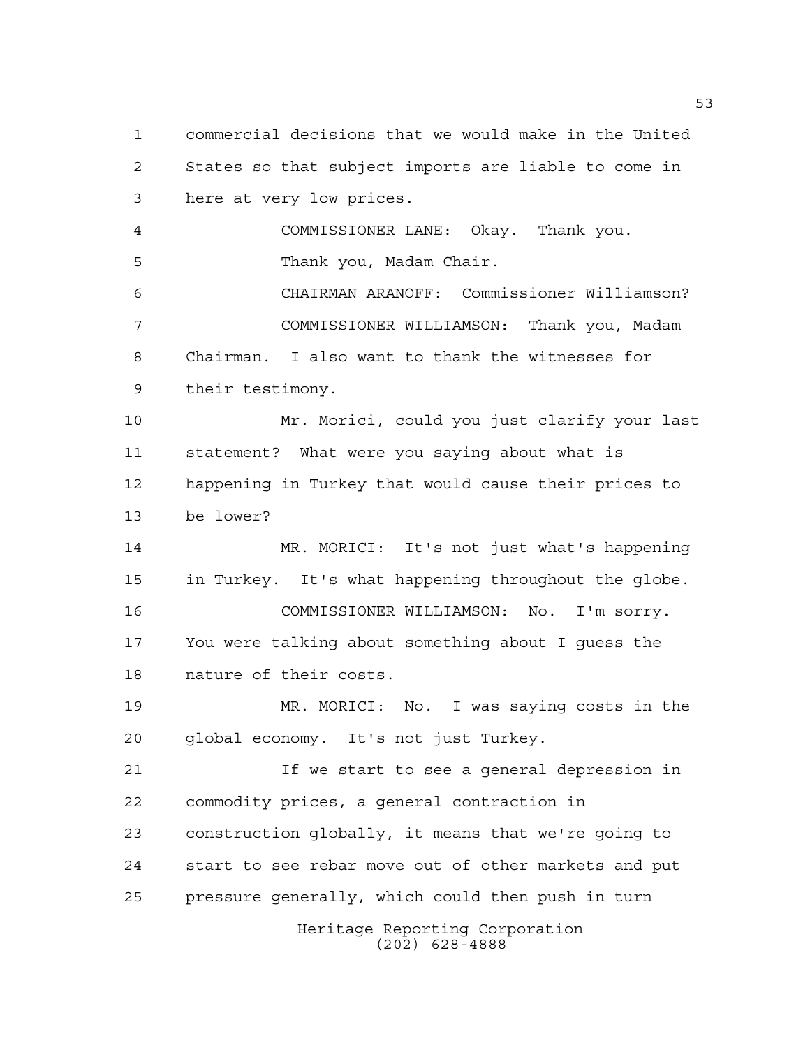commercial decisions that we would make in the United States so that subject imports are liable to come in here at very low prices.

COMMISSIONER LANE: Okay. Thank you.

Thank you, Madam Chair.

CHAIRMAN ARANOFF: Commissioner Williamson?

COMMISSIONER WILLIAMSON: Thank you, Madam Chairman. I also want to thank the witnesses for their testimony.

Mr. Morici, could you just clarify your last statement? What were you saying about what is happening in Turkey that would cause their prices to be lower?

MR. MORICI: It's not just what's happening in Turkey. It's what happening throughout the globe.

COMMISSIONER WILLIAMSON: No. I'm sorry. You were talking about something about I guess the nature of their costs.

MR. MORICI: No. I was saying costs in the global economy. It's not just Turkey.

If we start to see a general depression in commodity prices, a general contraction in construction globally, it means that we're going to start to see rebar move out of other markets and put pressure generally, which could then push in turn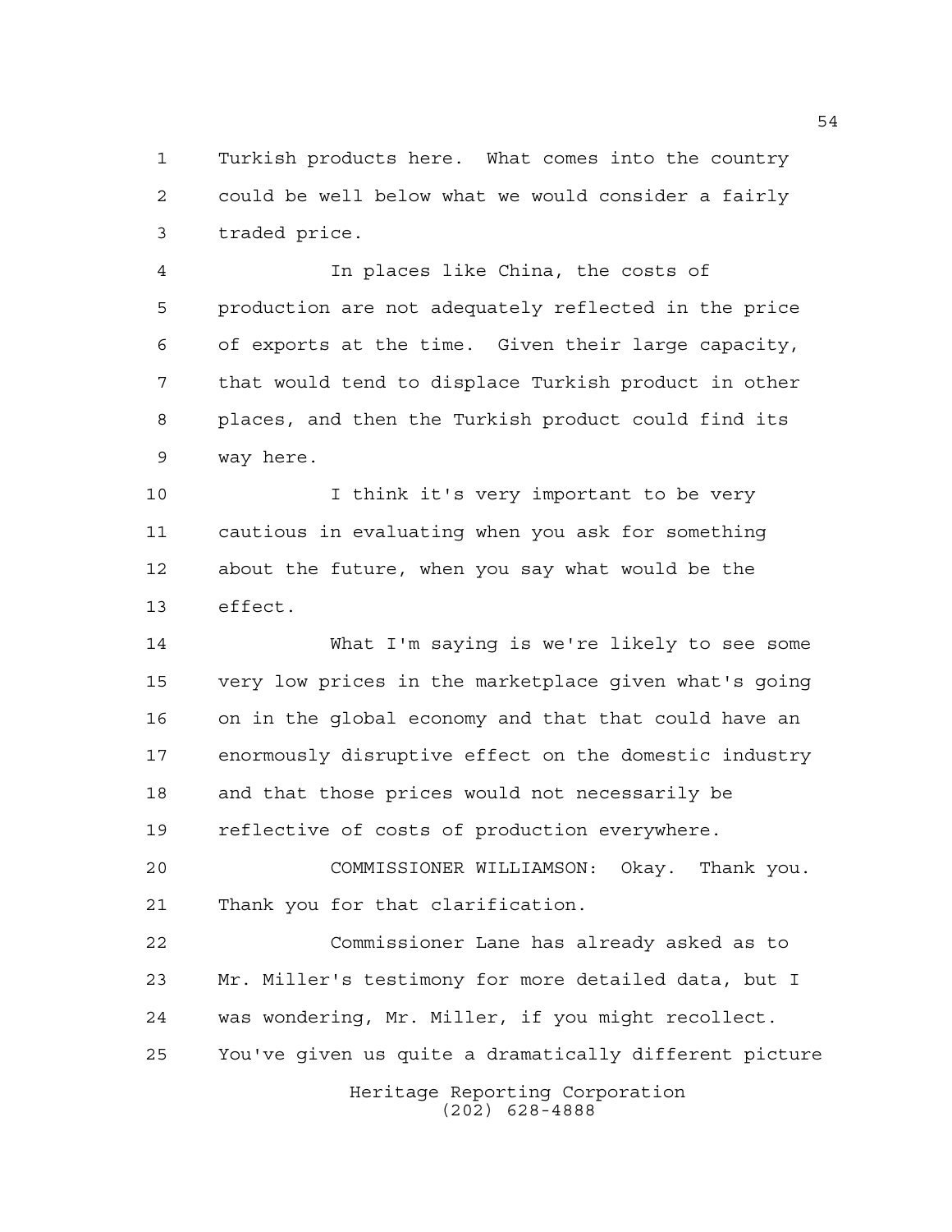Turkish products here. What comes into the country could be well below what we would consider a fairly traded price.

In places like China, the costs of production are not adequately reflected in the price of exports at the time. Given their large capacity, that would tend to displace Turkish product in other places, and then the Turkish product could find its way here.

I think it's very important to be very cautious in evaluating when you ask for something about the future, when you say what would be the effect.

What I'm saying is we're likely to see some very low prices in the marketplace given what's going on in the global economy and that that could have an enormously disruptive effect on the domestic industry and that those prices would not necessarily be reflective of costs of production everywhere.

COMMISSIONER WILLIAMSON: Okay. Thank you. Thank you for that clarification.

Commissioner Lane has already asked as to Mr. Miller's testimony for more detailed data, but I was wondering, Mr. Miller, if you might recollect. You've given us quite a dramatically different picture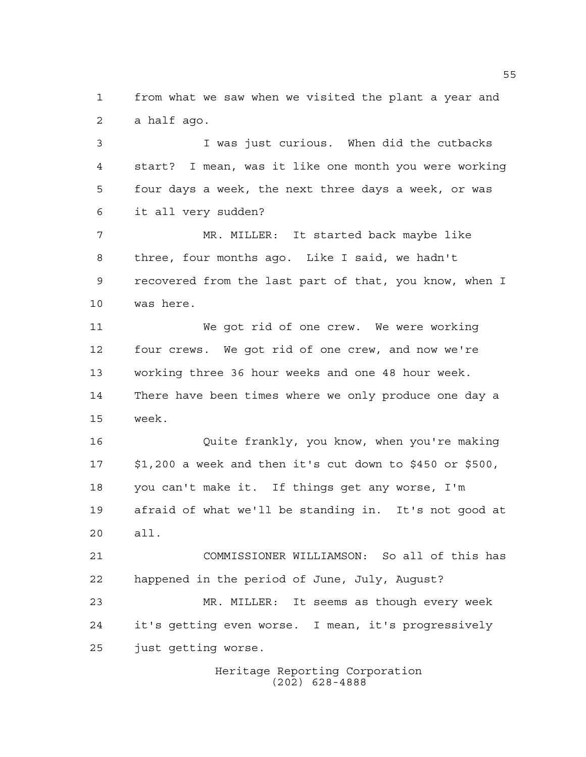from what we saw when we visited the plant a year and a half ago.

I was just curious. When did the cutbacks start? I mean, was it like one month you were working four days a week, the next three days a week, or was it all very sudden?

MR. MILLER: It started back maybe like three, four months ago. Like I said, we hadn't recovered from the last part of that, you know, when I was here.

We got rid of one crew. We were working four crews. We got rid of one crew, and now we're working three 36 hour weeks and one 48 hour week. There have been times where we only produce one day a week.

Quite frankly, you know, when you're making $1,200 a week and then it's cut down to $450 or $500, you can't make it. If things get any worse, I'm afraid of what we'll be standing in. It's not good at all.

COMMISSIONER WILLIAMSON: So all of this has happened in the period of June, July, August?

MR. MILLER: It seems as though every week it's getting even worse. I mean, it's progressively just getting worse.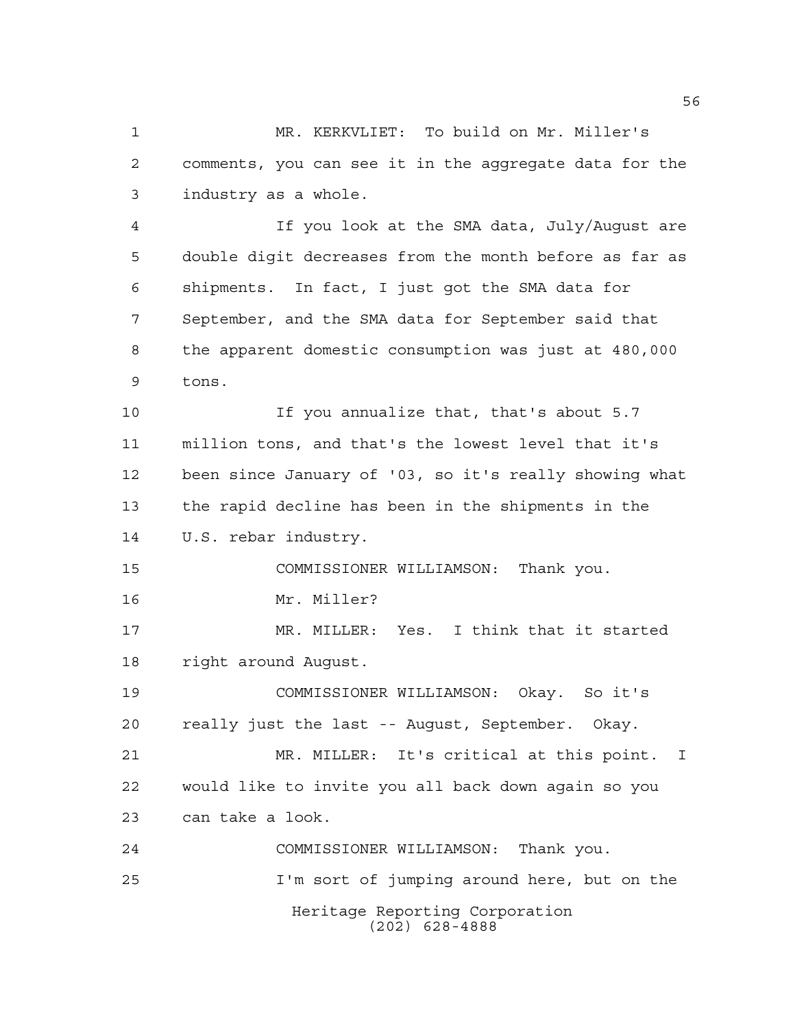MR. KERKVLIET: To build on Mr. Miller's comments, you can see it in the aggregate data for the industry as a whole.

If you look at the SMA data, July/August are double digit decreases from the month before as far as shipments. In fact, I just got the SMA data for September, and the SMA data for September said that the apparent domestic consumption was just at 480,000 tons.

If you annualize that, that's about 5.7 million tons, and that's the lowest level that it's been since January of '03, so it's really showing what the rapid decline has been in the shipments in the U.S. rebar industry.

COMMISSIONER WILLIAMSON: Thank you.

Mr. Miller?

MR. MILLER: Yes. I think that it started right around August.

COMMISSIONER WILLIAMSON: Okay. So it's really just the last -- August, September. Okay.

MR. MILLER: It's critical at this point. I would like to invite you all back down again so you can take a look.

COMMISSIONER WILLIAMSON: Thank you.

I'm sort of jumping around here, but on the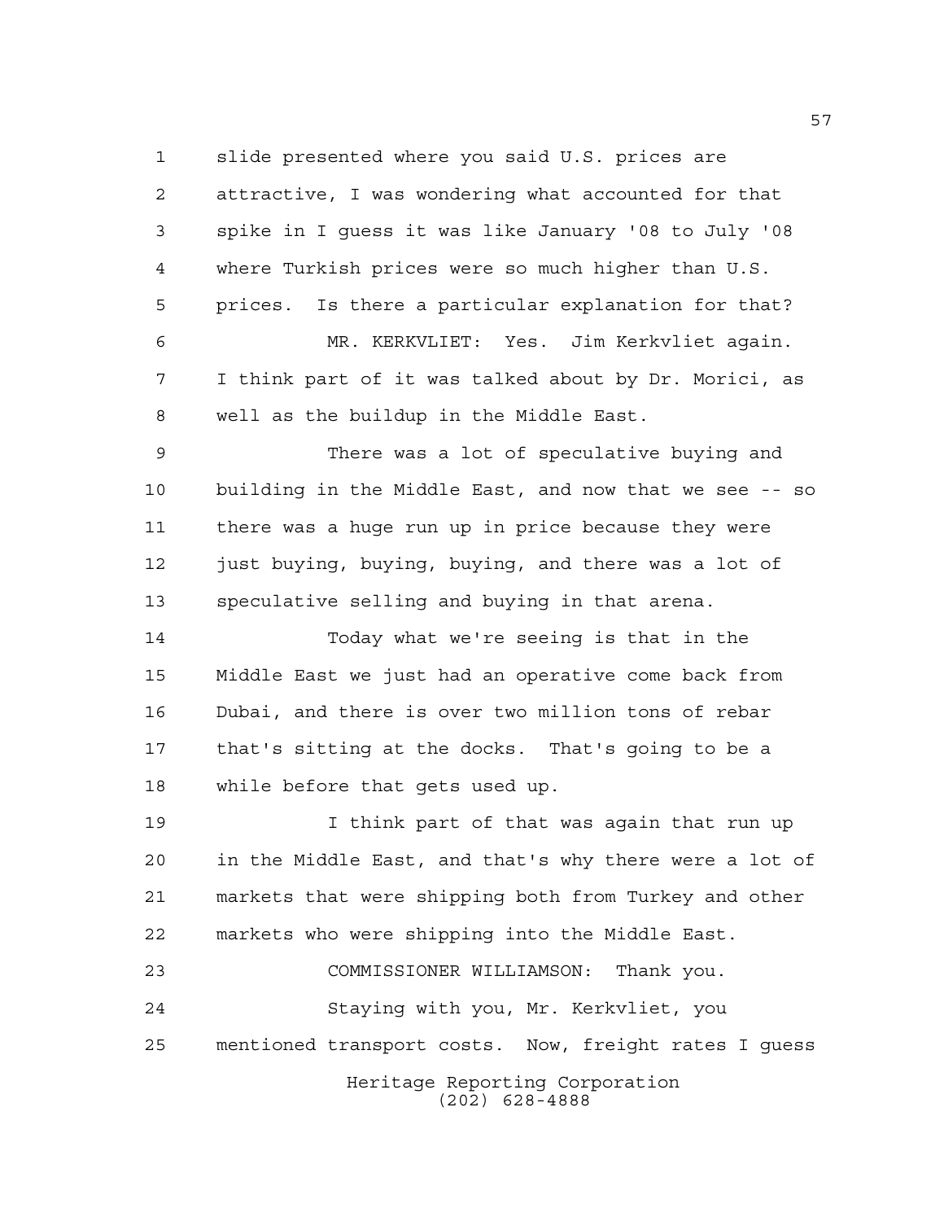slide presented where you said U.S. prices are attractive, I was wondering what accounted for that spike in I guess it was like January '08 to July '08 where Turkish prices were so much higher than U.S. prices. Is there a particular explanation for that?

MR. KERKVLIET: Yes. Jim Kerkvliet again. I think part of it was talked about by Dr. Morici, as well as the buildup in the Middle East.

There was a lot of speculative buying and building in the Middle East, and now that we see -- so there was a huge run up in price because they were just buying, buying, buying, and there was a lot of speculative selling and buying in that arena.

Today what we're seeing is that in the Middle East we just had an operative come back from Dubai, and there is over two million tons of rebar that's sitting at the docks. That's going to be a while before that gets used up.

I think part of that was again that run up in the Middle East, and that's why there were a lot of markets that were shipping both from Turkey and other markets who were shipping into the Middle East.

COMMISSIONER WILLIAMSON: Thank you.

Staying with you, Mr. Kerkvliet, you mentioned transport costs. Now, freight rates I guess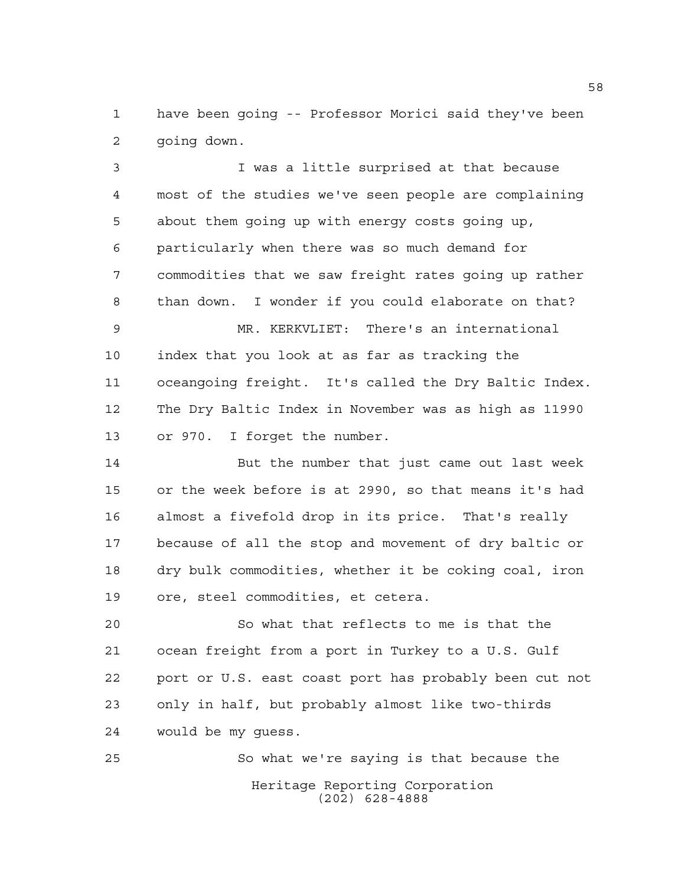have been going -- Professor Morici said they've been going down.

I was a little surprised at that because most of the studies we've seen people are complaining about them going up with energy costs going up, particularly when there was so much demand for commodities that we saw freight rates going up rather than down. I wonder if you could elaborate on that?

MR. KERKVLIET: There's an international index that you look at as far as tracking the oceangoing freight. It's called the Dry Baltic Index. The Dry Baltic Index in November was as high as 11990 or 970. I forget the number.

But the number that just came out last week or the week before is at 2990, so that means it's had almost a fivefold drop in its price. That's really because of all the stop and movement of dry baltic or dry bulk commodities, whether it be coking coal, iron ore, steel commodities, et cetera.

So what that reflects to me is that the ocean freight from a port in Turkey to a U.S. Gulf port or U.S. east coast port has probably been cut not only in half, but probably almost like two-thirds would be my guess.

So what we're saying is that because the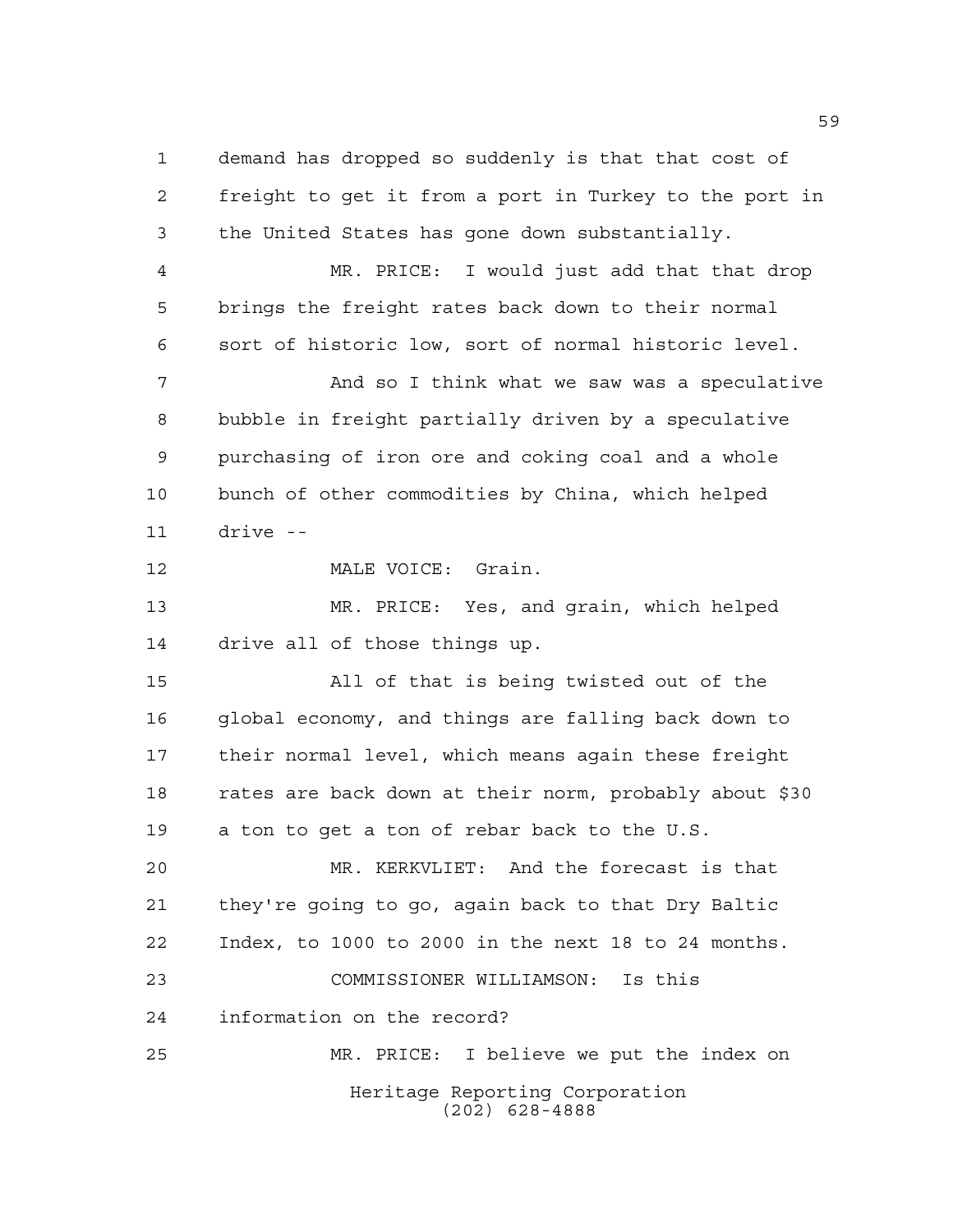demand has dropped so suddenly is that that cost of freight to get it from a port in Turkey to the port in the United States has gone down substantially.

MR. PRICE: I would just add that that drop brings the freight rates back down to their normal sort of historic low, sort of normal historic level.

And so I think what we saw was a speculative bubble in freight partially driven by a speculative purchasing of iron ore and coking coal and a whole bunch of other commodities by China, which helped drive --

MALE VOICE: Grain.

MR. PRICE: Yes, and grain, which helped drive all of those things up.

All of that is being twisted out of the global economy, and things are falling back down to their normal level, which means again these freight rates are back down at their norm, probably about $30 a ton to get a ton of rebar back to the U.S.

MR. KERKVLIET: And the forecast is that they're going to go, again back to that Dry Baltic Index, to 1000 to 2000 in the next 18 to 24 months.

COMMISSIONER WILLIAMSON: Is this information on the record?

MR. PRICE: I believe we put the index on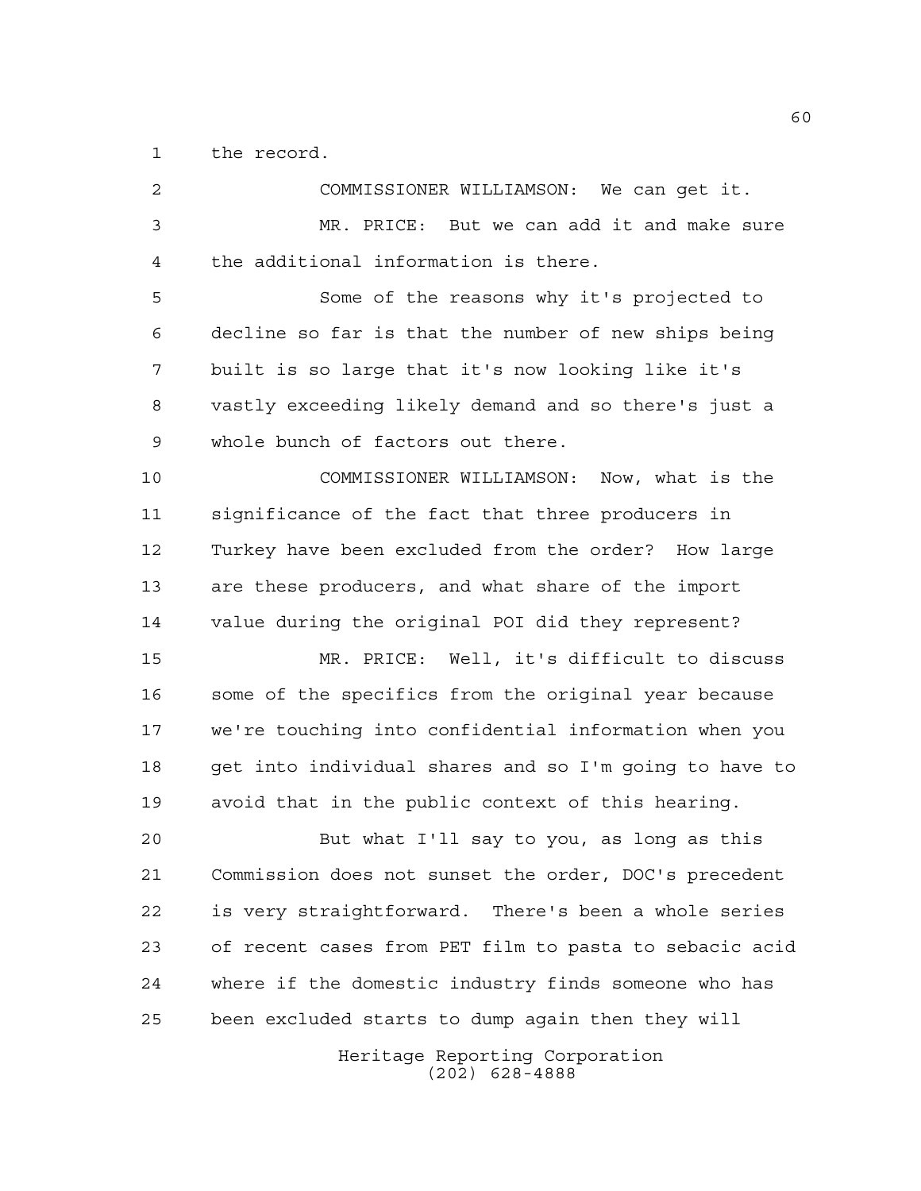the record.

COMMISSIONER WILLIAMSON: We can get it.

MR. PRICE: But we can add it and make sure the additional information is there.

Some of the reasons why it's projected to decline so far is that the number of new ships being built is so large that it's now looking like it's vastly exceeding likely demand and so there's just a whole bunch of factors out there.

COMMISSIONER WILLIAMSON: Now, what is the significance of the fact that three producers in Turkey have been excluded from the order? How large are these producers, and what share of the import value during the original POI did they represent?

MR. PRICE: Well, it's difficult to discuss some of the specifics from the original year because we're touching into confidential information when you get into individual shares and so I'm going to have to avoid that in the public context of this hearing.

But what I'll say to you, as long as this Commission does not sunset the order, DOC's precedent is very straightforward. There's been a whole series of recent cases from PET film to pasta to sebacic acid where if the domestic industry finds someone who has been excluded starts to dump again then they will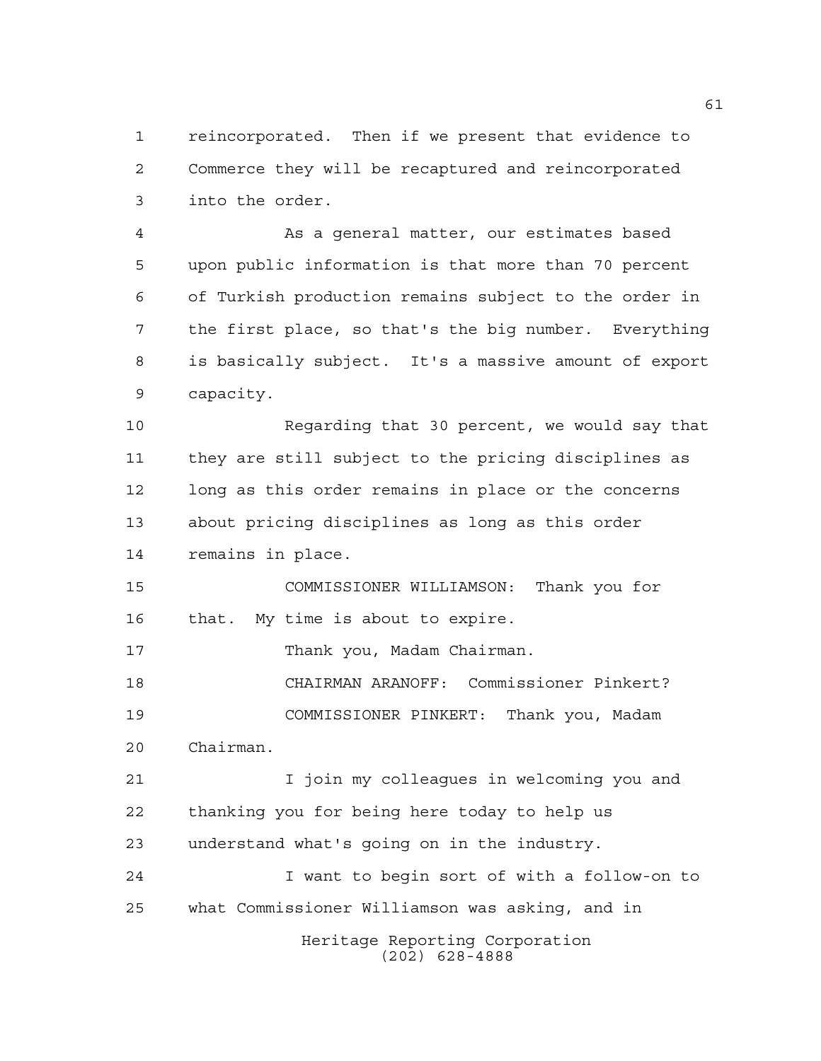reincorporated. Then if we present that evidence to Commerce they will be recaptured and reincorporated into the order.

As a general matter, our estimates based upon public information is that more than 70 percent of Turkish production remains subject to the order in the first place, so that's the big number. Everything is basically subject. It's a massive amount of export capacity.

Regarding that 30 percent, we would say that they are still subject to the pricing disciplines as long as this order remains in place or the concerns about pricing disciplines as long as this order remains in place.

COMMISSIONER WILLIAMSON: Thank you for that. My time is about to expire.

Thank you, Madam Chairman.

CHAIRMAN ARANOFF: Commissioner Pinkert?

COMMISSIONER PINKERT: Thank you, Madam Chairman.

I join my colleagues in welcoming you and thanking you for being here today to help us understand what's going on in the industry.

I want to begin sort of with a follow-on to what Commissioner Williamson was asking, and in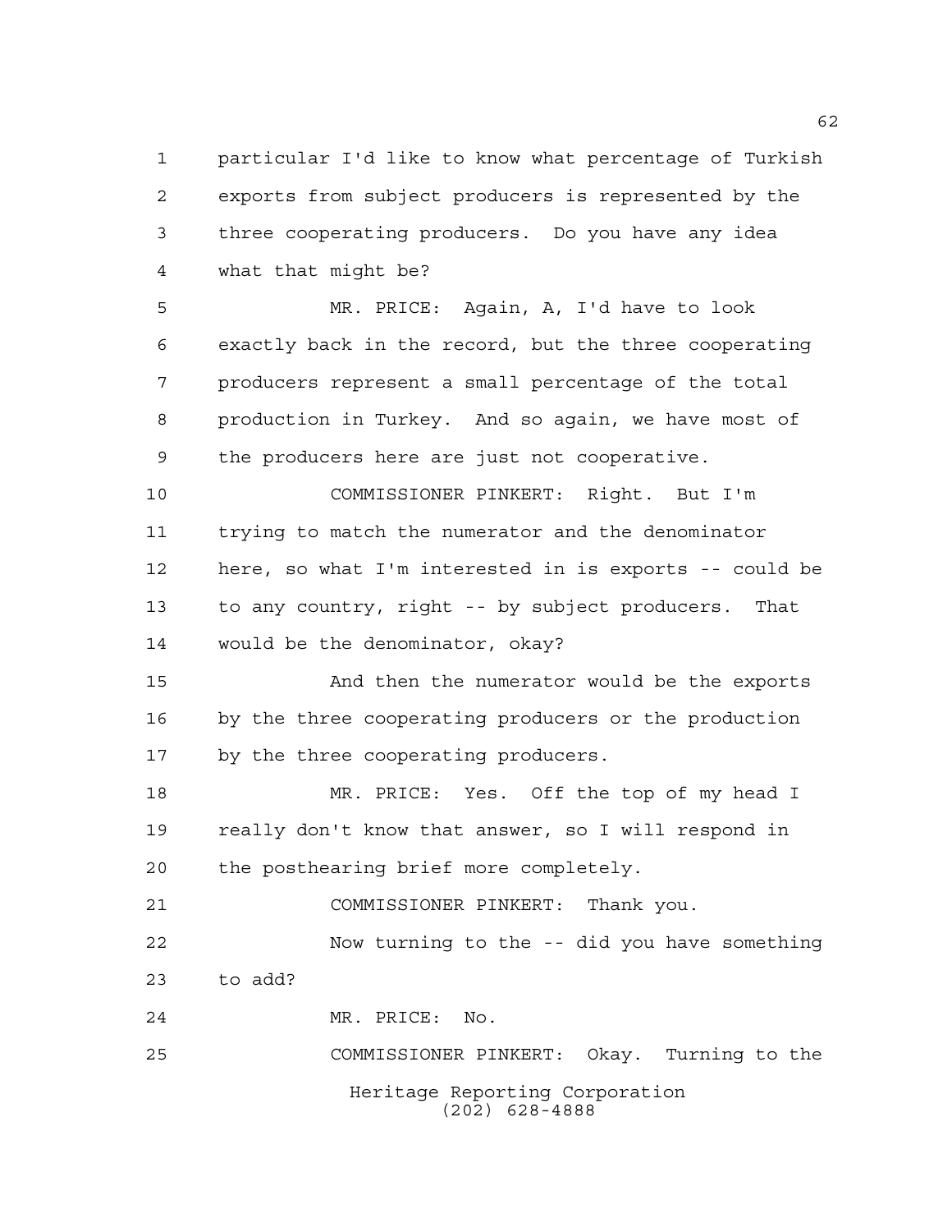particular I'd like to know what percentage of Turkish exports from subject producers is represented by the three cooperating producers. Do you have any idea what that might be?

MR. PRICE: Again, A, I'd have to look exactly back in the record, but the three cooperating producers represent a small percentage of the total production in Turkey. And so again, we have most of the producers here are just not cooperative.

COMMISSIONER PINKERT: Right. But I'm trying to match the numerator and the denominator here, so what I'm interested in is exports -- could be to any country, right -- by subject producers. That would be the denominator, okay?

And then the numerator would be the exports by the three cooperating producers or the production by the three cooperating producers.

MR. PRICE: Yes. Off the top of my head I really don't know that answer, so I will respond in the posthearing brief more completely.

COMMISSIONER PINKERT: Thank you.

Now turning to the -- did you have something to add?

MR. PRICE: No.

COMMISSIONER PINKERT: Okay. Turning to the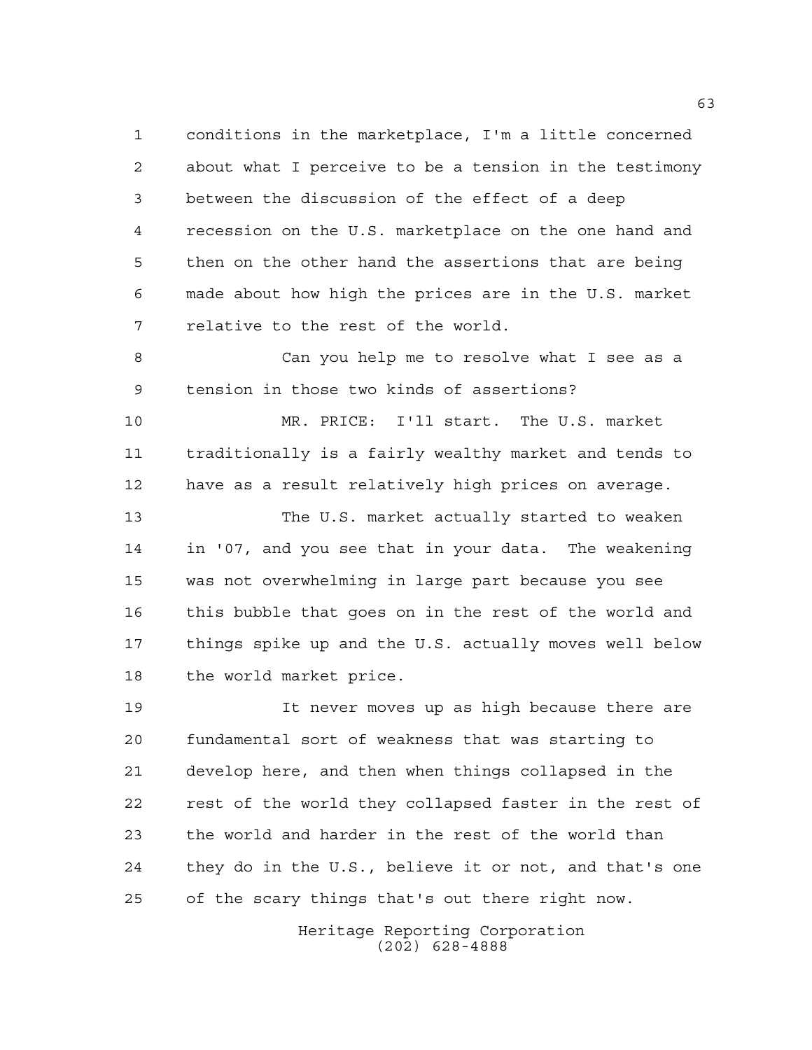conditions in the marketplace, I'm a little concerned about what I perceive to be a tension in the testimony between the discussion of the effect of a deep recession on the U.S. marketplace on the one hand and then on the other hand the assertions that are being made about how high the prices are in the U.S. market relative to the rest of the world.

Can you help me to resolve what I see as a tension in those two kinds of assertions?

MR. PRICE: I'll start. The U.S. market traditionally is a fairly wealthy market and tends to have as a result relatively high prices on average.

The U.S. market actually started to weaken in '07, and you see that in your data. The weakening was not overwhelming in large part because you see this bubble that goes on in the rest of the world and things spike up and the U.S. actually moves well below the world market price.

It never moves up as high because there are fundamental sort of weakness that was starting to develop here, and then when things collapsed in the rest of the world they collapsed faster in the rest of the world and harder in the rest of the world than they do in the U.S., believe it or not, and that's one of the scary things that's out there right now.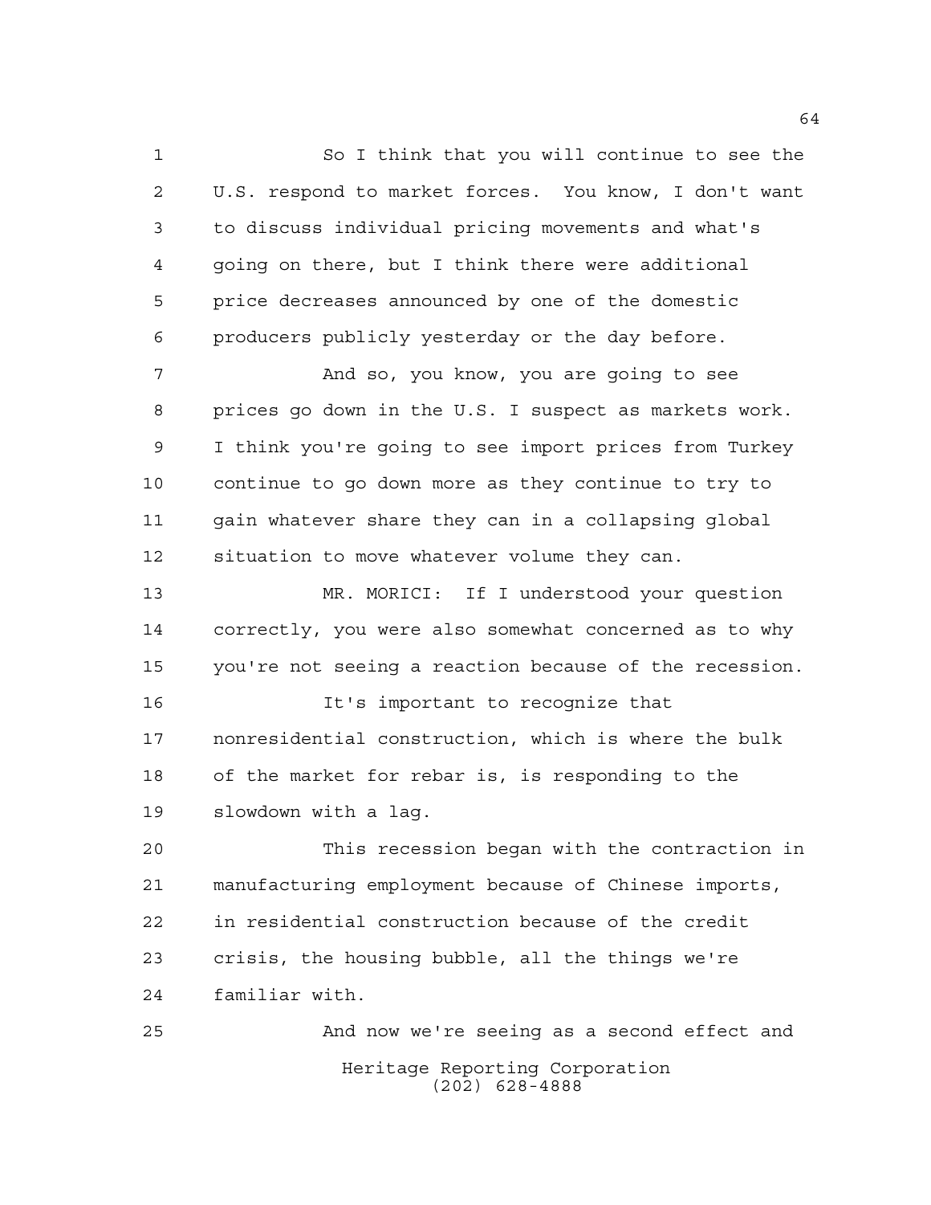So I think that you will continue to see the U.S. respond to market forces. You know, I don't want to discuss individual pricing movements and what's going on there, but I think there were additional price decreases announced by one of the domestic producers publicly yesterday or the day before.

And so, you know, you are going to see prices go down in the U.S. I suspect as markets work. I think you're going to see import prices from Turkey continue to go down more as they continue to try to gain whatever share they can in a collapsing global situation to move whatever volume they can.

MR. MORICI: If I understood your question correctly, you were also somewhat concerned as to why you're not seeing a reaction because of the recession.

It's important to recognize that nonresidential construction, which is where the bulk of the market for rebar is, is responding to the slowdown with a lag.

This recession began with the contraction in manufacturing employment because of Chinese imports, in residential construction because of the credit crisis, the housing bubble, all the things we're familiar with.

And now we're seeing as a second effect and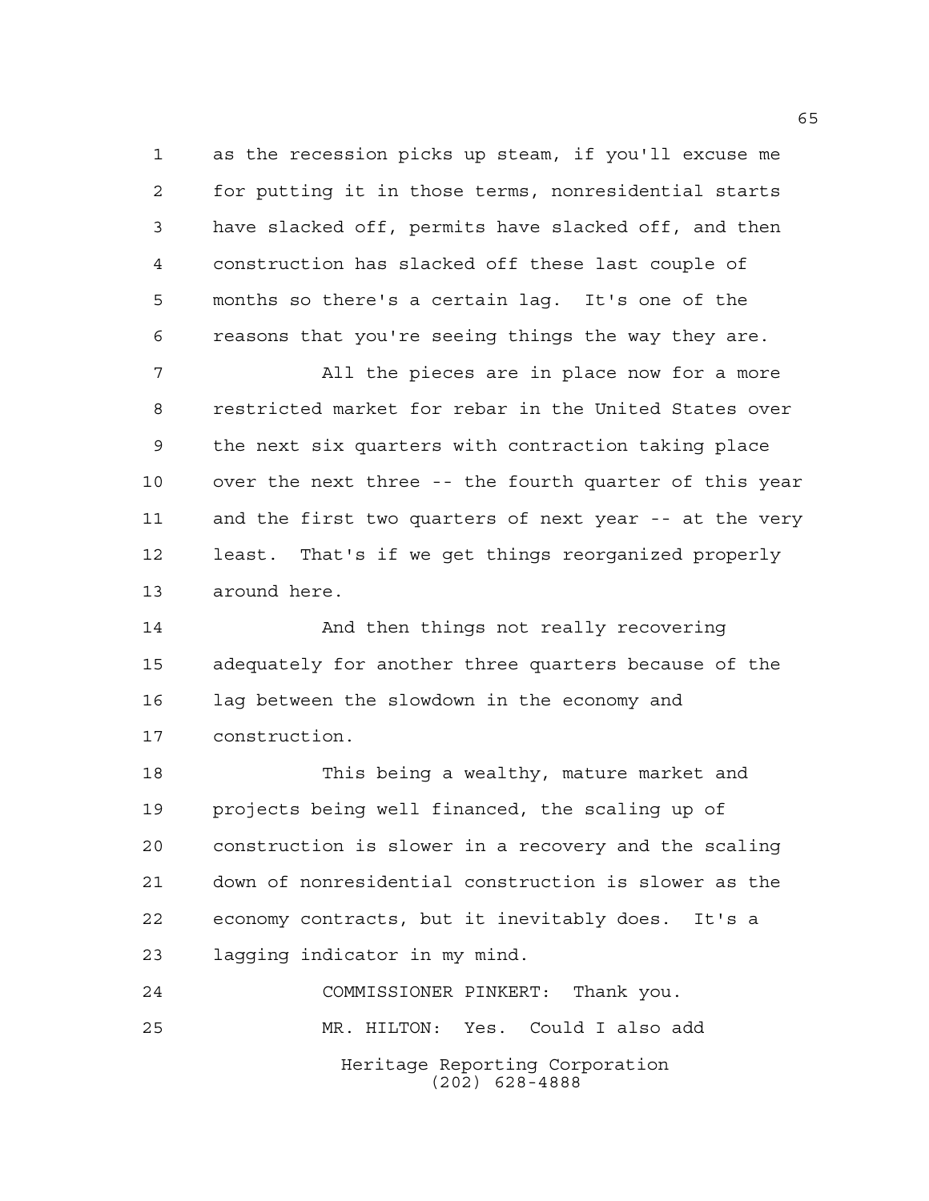as the recession picks up steam, if you'll excuse me for putting it in those terms, nonresidential starts have slacked off, permits have slacked off, and then construction has slacked off these last couple of months so there's a certain lag. It's one of the reasons that you're seeing things the way they are.

All the pieces are in place now for a more restricted market for rebar in the United States over the next six quarters with contraction taking place over the next three -- the fourth quarter of this year and the first two quarters of next year -- at the very least. That's if we get things reorganized properly around here.

And then things not really recovering adequately for another three quarters because of the lag between the slowdown in the economy and construction.

This being a wealthy, mature market and projects being well financed, the scaling up of construction is slower in a recovery and the scaling down of nonresidential construction is slower as the economy contracts, but it inevitably does. It's a lagging indicator in my mind.

COMMISSIONER PINKERT: Thank you.

MR. HILTON: Yes. Could I also add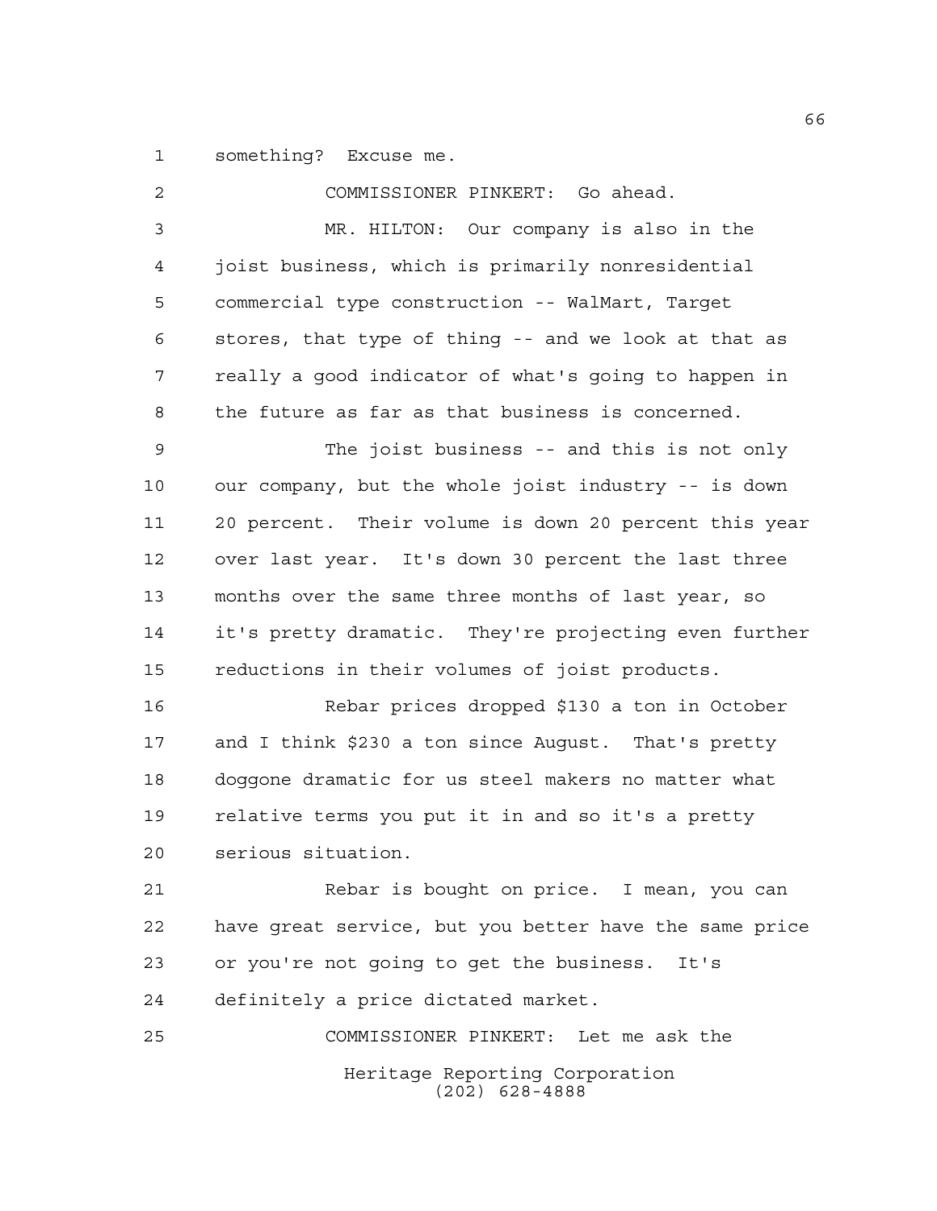something? Excuse me.

COMMISSIONER PINKERT: Go ahead.

MR. HILTON: Our company is also in the joist business, which is primarily nonresidential commercial type construction -- WalMart, Target stores, that type of thing -- and we look at that as really a good indicator of what's going to happen in the future as far as that business is concerned.

The joist business -- and this is not only our company, but the whole joist industry -- is down 20 percent. Their volume is down 20 percent this year over last year. It's down 30 percent the last three months over the same three months of last year, so it's pretty dramatic. They're projecting even further reductions in their volumes of joist products.

Rebar prices dropped $130 a ton in October and I think $230 a ton since August. That's pretty doggone dramatic for us steel makers no matter what relative terms you put it in and so it's a pretty serious situation.

Rebar is bought on price. I mean, you can have great service, but you better have the same price or you're not going to get the business. It's definitely a price dictated market.

COMMISSIONER PINKERT: Let me ask the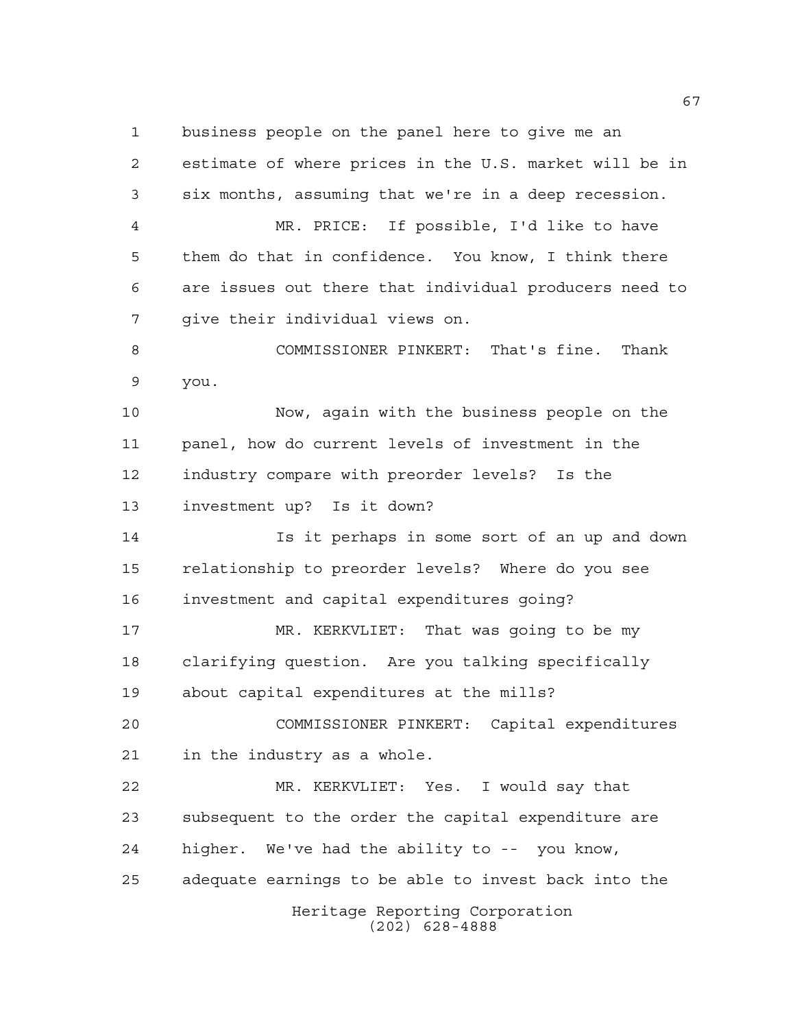business people on the panel here to give me an estimate of where prices in the U.S. market will be in six months, assuming that we're in a deep recession.

MR. PRICE: If possible, I'd like to have them do that in confidence. You know, I think there are issues out there that individual producers need to give their individual views on.

COMMISSIONER PINKERT: That's fine. Thank you.

Now, again with the business people on the panel, how do current levels of investment in the industry compare with preorder levels? Is the investment up? Is it down?

Is it perhaps in some sort of an up and down relationship to preorder levels? Where do you see investment and capital expenditures going?

MR. KERKVLIET: That was going to be my clarifying question. Are you talking specifically about capital expenditures at the mills?

COMMISSIONER PINKERT: Capital expenditures in the industry as a whole.

MR. KERKVLIET: Yes. I would say that subsequent to the order the capital expenditure are higher. We've had the ability to -- you know, adequate earnings to be able to invest back into the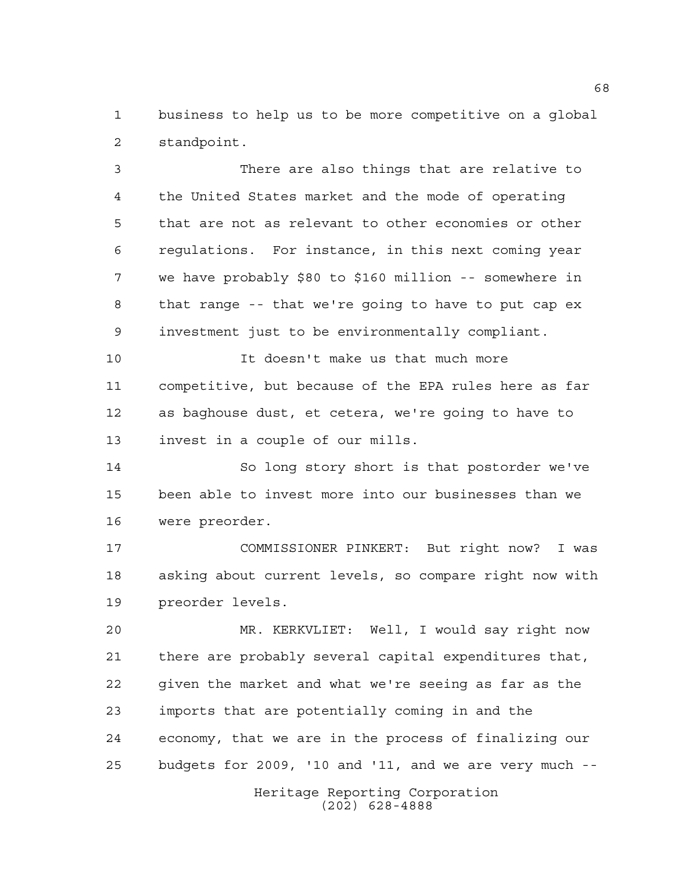business to help us to be more competitive on a global standpoint.

There are also things that are relative to the United States market and the mode of operating that are not as relevant to other economies or other regulations. For instance, in this next coming year we have probably $80 to $160 million -- somewhere in that range -- that we're going to have to put cap ex investment just to be environmentally compliant.

It doesn't make us that much more competitive, but because of the EPA rules here as far as baghouse dust, et cetera, we're going to have to invest in a couple of our mills.

So long story short is that postorder we've been able to invest more into our businesses than we were preorder.

COMMISSIONER PINKERT: But right now? I was asking about current levels, so compare right now with preorder levels.

MR. KERKVLIET: Well, I would say right now there are probably several capital expenditures that, given the market and what we're seeing as far as the imports that are potentially coming in and the economy, that we are in the process of finalizing our budgets for 2009, '10 and '11, and we are very much --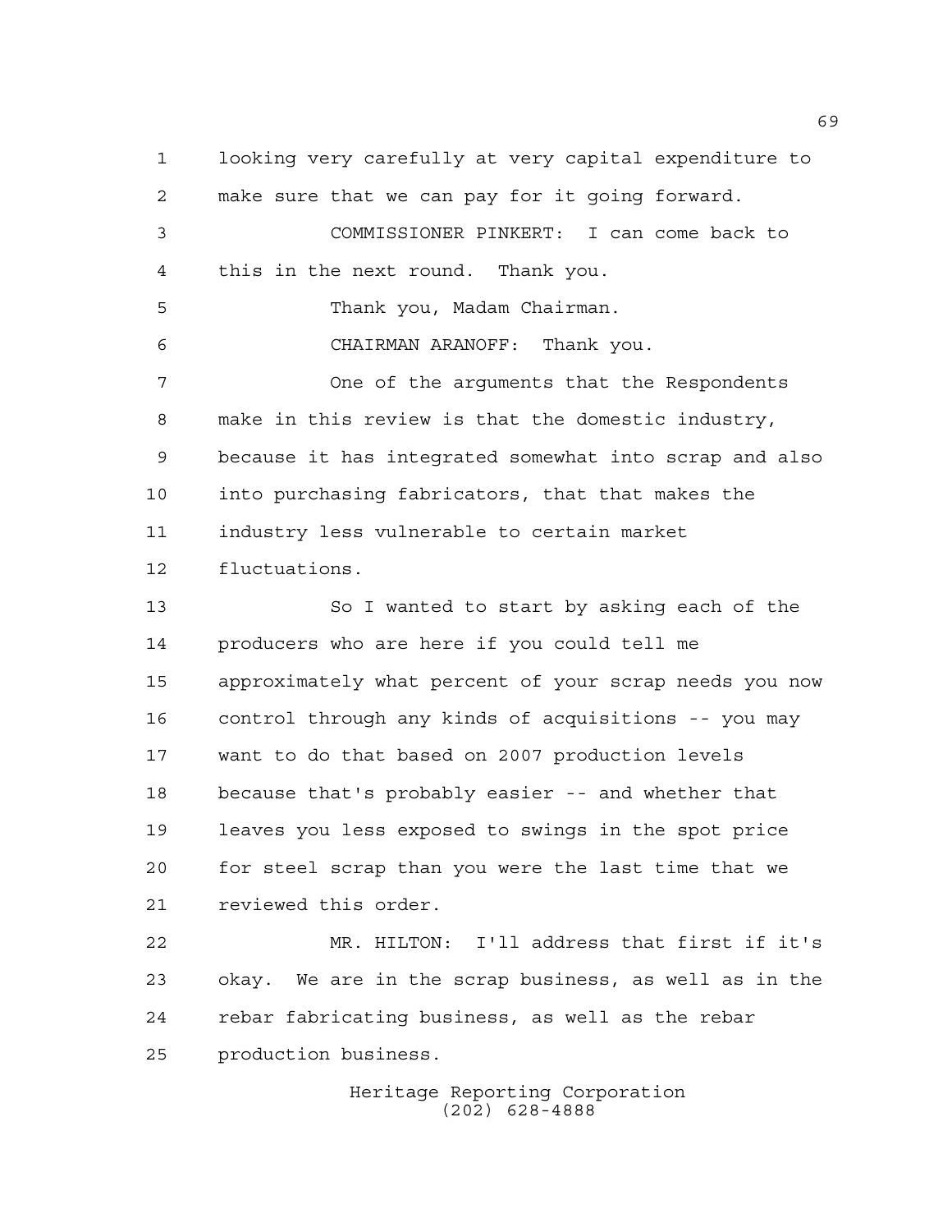looking very carefully at very capital expenditure to make sure that we can pay for it going forward.

COMMISSIONER PINKERT: I can come back to this in the next round. Thank you.

Thank you, Madam Chairman.

CHAIRMAN ARANOFF: Thank you.

One of the arguments that the Respondents make in this review is that the domestic industry, because it has integrated somewhat into scrap and also into purchasing fabricators, that that makes the industry less vulnerable to certain market fluctuations.

So I wanted to start by asking each of the producers who are here if you could tell me approximately what percent of your scrap needs you now control through any kinds of acquisitions -- you may want to do that based on 2007 production levels because that's probably easier -- and whether that leaves you less exposed to swings in the spot price for steel scrap than you were the last time that we reviewed this order.

MR. HILTON: I'll address that first if it's okay. We are in the scrap business, as well as in the rebar fabricating business, as well as the rebar production business.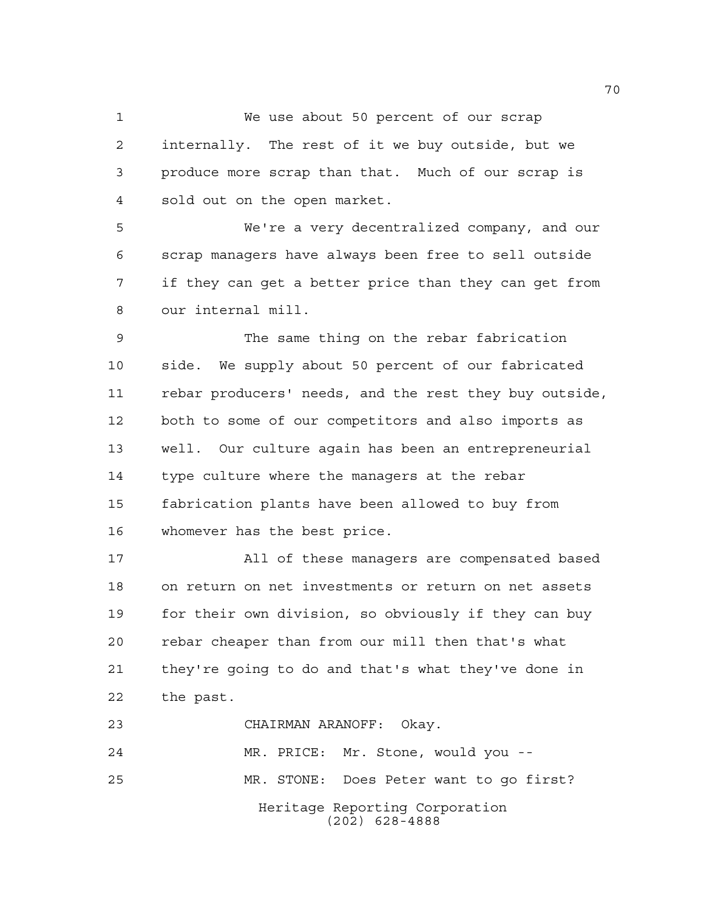We use about 50 percent of our scrap internally. The rest of it we buy outside, but we produce more scrap than that. Much of our scrap is sold out on the open market.

We're a very decentralized company, and our scrap managers have always been free to sell outside if they can get a better price than they can get from our internal mill.

The same thing on the rebar fabrication side. We supply about 50 percent of our fabricated rebar producers' needs, and the rest they buy outside, both to some of our competitors and also imports as well. Our culture again has been an entrepreneurial type culture where the managers at the rebar fabrication plants have been allowed to buy from whomever has the best price.

All of these managers are compensated based on return on net investments or return on net assets for their own division, so obviously if they can buy rebar cheaper than from our mill then that's what they're going to do and that's what they've done in the past.

CHAIRMAN ARANOFF: Okay.

MR. PRICE: Mr. Stone, would you --

MR. STONE: Does Peter want to go first?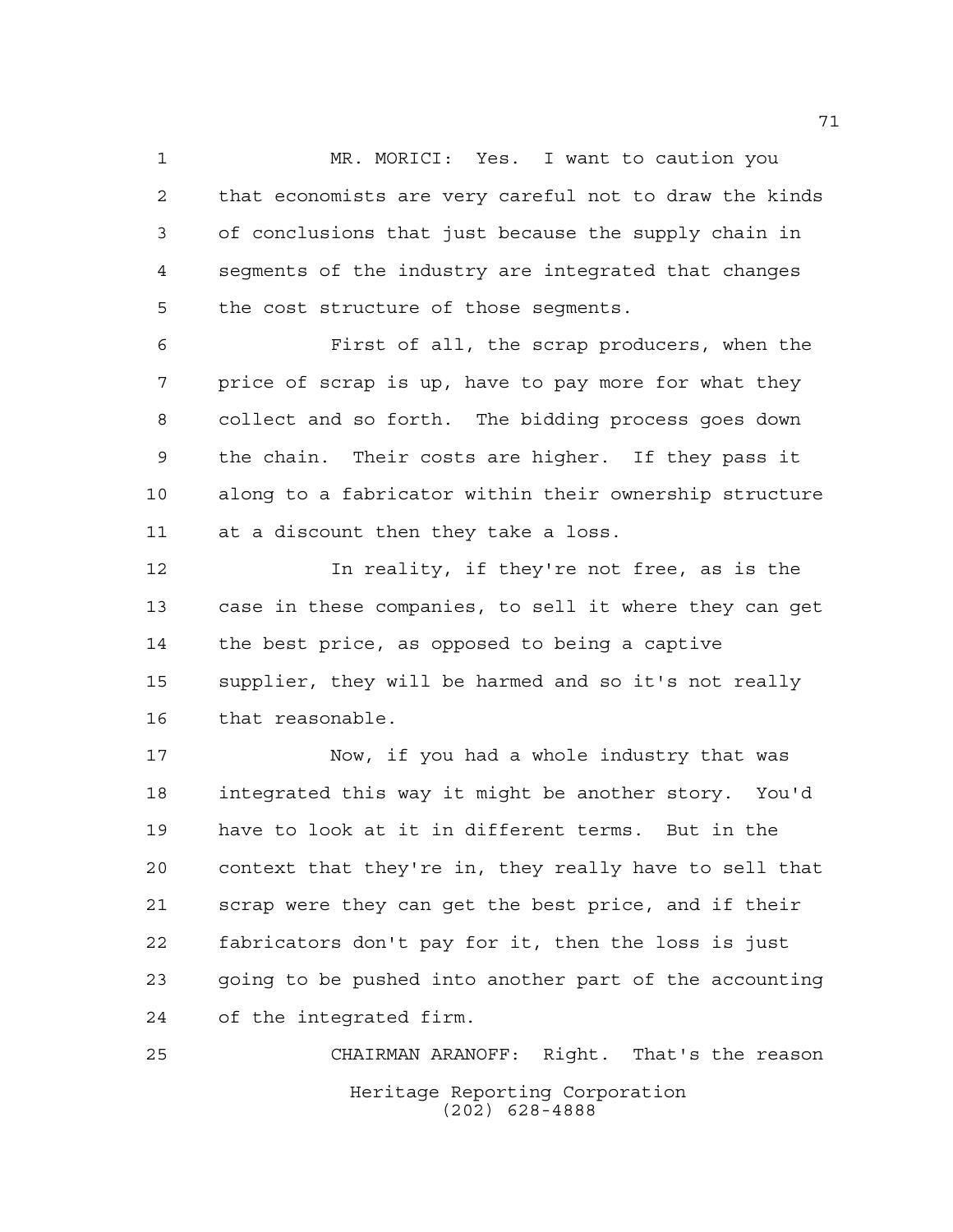MR. MORICI: Yes. I want to caution you that economists are very careful not to draw the kinds of conclusions that just because the supply chain in segments of the industry are integrated that changes the cost structure of those segments.

First of all, the scrap producers, when the price of scrap is up, have to pay more for what they collect and so forth. The bidding process goes down the chain. Their costs are higher. If they pass it along to a fabricator within their ownership structure at a discount then they take a loss.

In reality, if they're not free, as is the case in these companies, to sell it where they can get the best price, as opposed to being a captive supplier, they will be harmed and so it's not really that reasonable.

Now, if you had a whole industry that was integrated this way it might be another story. You'd have to look at it in different terms. But in the context that they're in, they really have to sell that scrap were they can get the best price, and if their fabricators don't pay for it, then the loss is just going to be pushed into another part of the accounting of the integrated firm.

CHAIRMAN ARANOFF: Right. That's the reason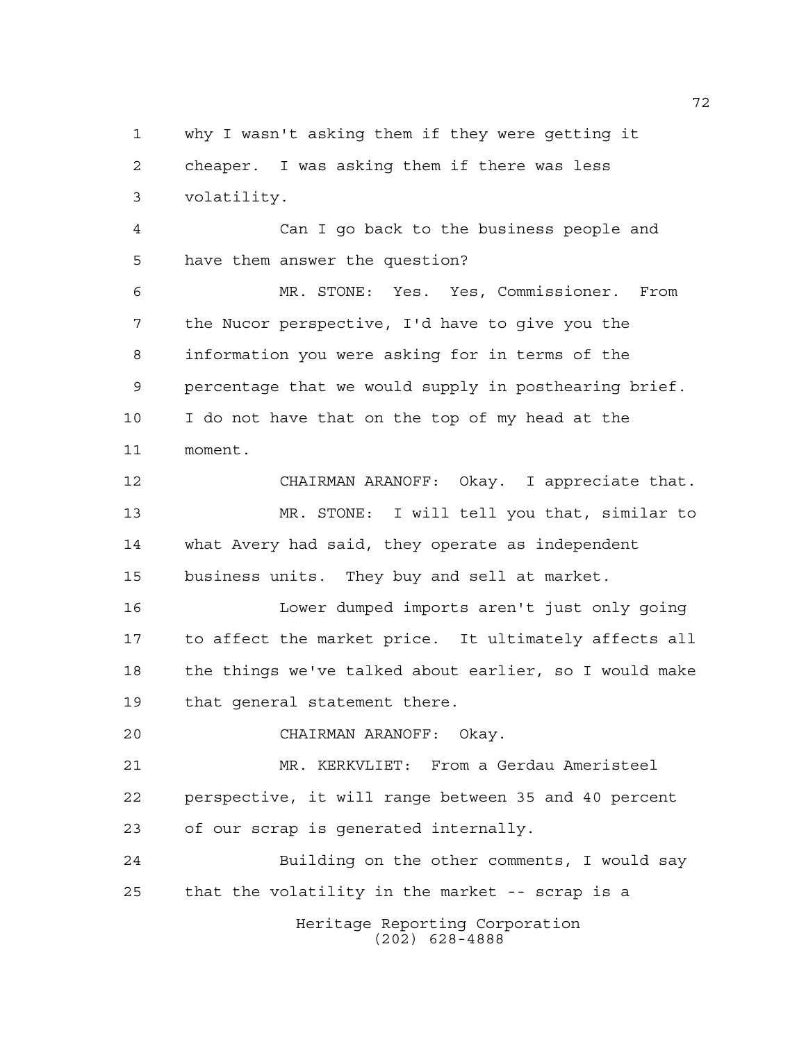why I wasn't asking them if they were getting it cheaper. I was asking them if there was less volatility.

Can I go back to the business people and have them answer the question?

MR. STONE: Yes. Yes, Commissioner. From the Nucor perspective, I'd have to give you the information you were asking for in terms of the percentage that we would supply in posthearing brief. I do not have that on the top of my head at the moment.

CHAIRMAN ARANOFF: Okay. I appreciate that.

MR. STONE: I will tell you that, similar to what Avery had said, they operate as independent business units. They buy and sell at market.

Lower dumped imports aren't just only going to affect the market price. It ultimately affects all the things we've talked about earlier, so I would make that general statement there.

CHAIRMAN ARANOFF: Okay.

MR. KERKVLIET: From a Gerdau Ameristeel perspective, it will range between 35 and 40 percent of our scrap is generated internally.

Building on the other comments, I would say that the volatility in the market -- scrap is a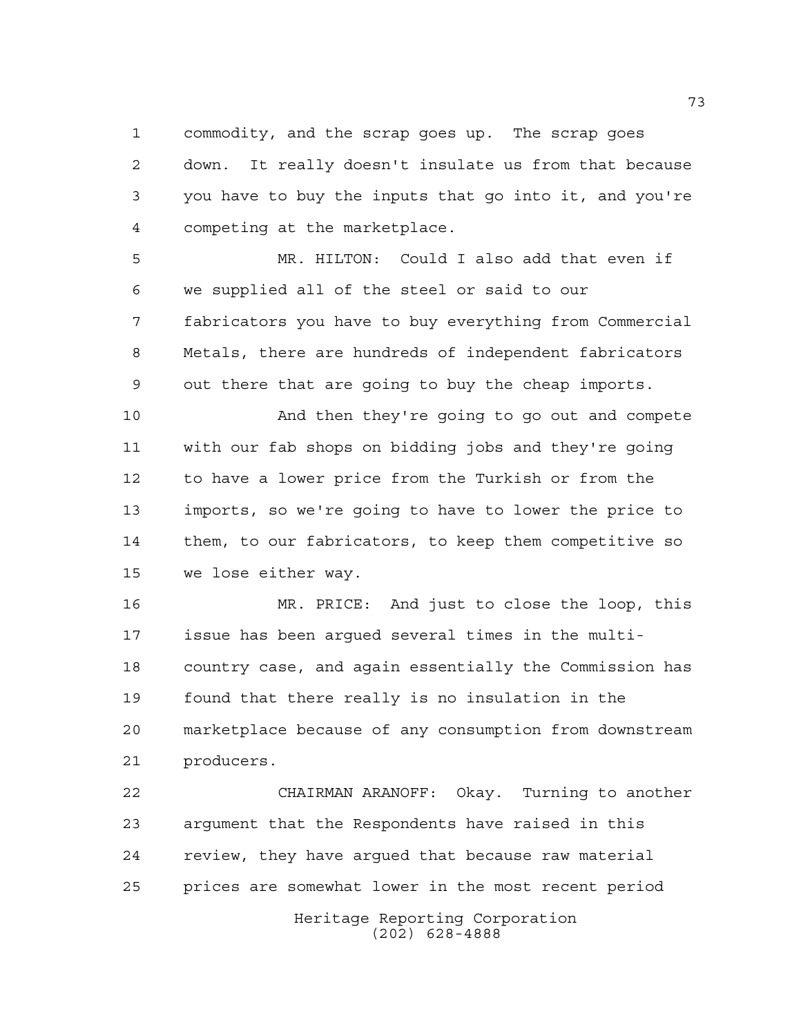commodity, and the scrap goes up. The scrap goes down. It really doesn't insulate us from that because you have to buy the inputs that go into it, and you're competing at the marketplace.

MR. HILTON: Could I also add that even if we supplied all of the steel or said to our fabricators you have to buy everything from Commercial Metals, there are hundreds of independent fabricators out there that are going to buy the cheap imports.

And then they're going to go out and compete with our fab shops on bidding jobs and they're going to have a lower price from the Turkish or from the imports, so we're going to have to lower the price to them, to our fabricators, to keep them competitive so we lose either way.

MR. PRICE: And just to close the loop, this issue has been argued several times in the multi-country case, and again essentially the Commission has found that there really is no insulation in the marketplace because of any consumption from downstream producers.

CHAIRMAN ARANOFF: Okay. Turning to another argument that the Respondents have raised in this review, they have argued that because raw material prices are somewhat lower in the most recent period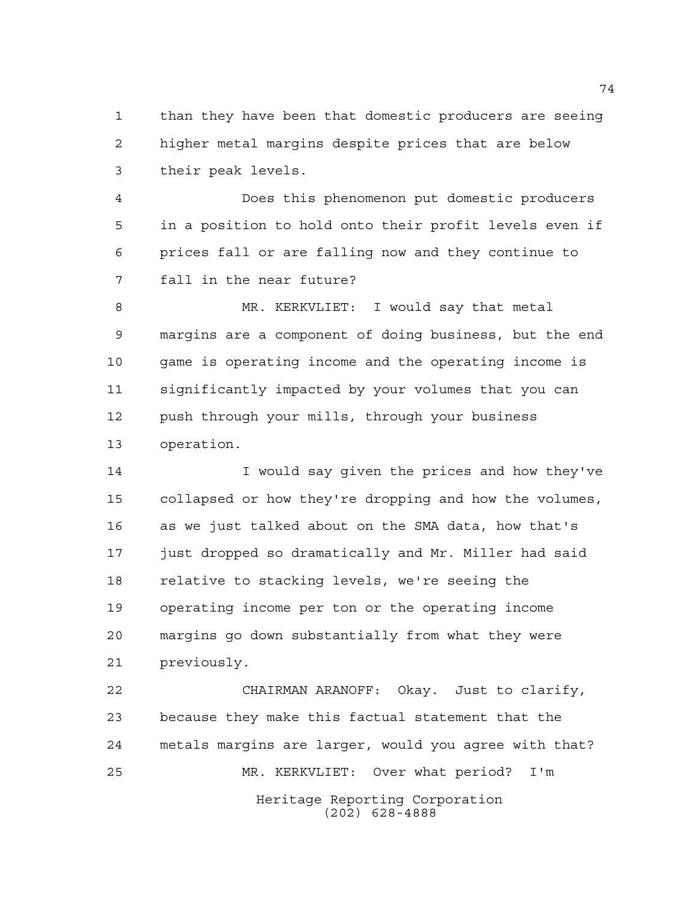than they have been that domestic producers are seeing higher metal margins despite prices that are below their peak levels.

Does this phenomenon put domestic producers in a position to hold onto their profit levels even if prices fall or are falling now and they continue to fall in the near future?

MR. KERKVLIET: I would say that metal margins are a component of doing business, but the end game is operating income and the operating income is significantly impacted by your volumes that you can push through your mills, through your business operation.

I would say given the prices and how they've collapsed or how they're dropping and how the volumes, as we just talked about on the SMA data, how that's just dropped so dramatically and Mr. Miller had said relative to stacking levels, we're seeing the operating income per ton or the operating income margins go down substantially from what they were previously.

CHAIRMAN ARANOFF: Okay. Just to clarify, because they make this factual statement that the metals margins are larger, would you agree with that?

MR. KERKVLIET: Over what period? I'm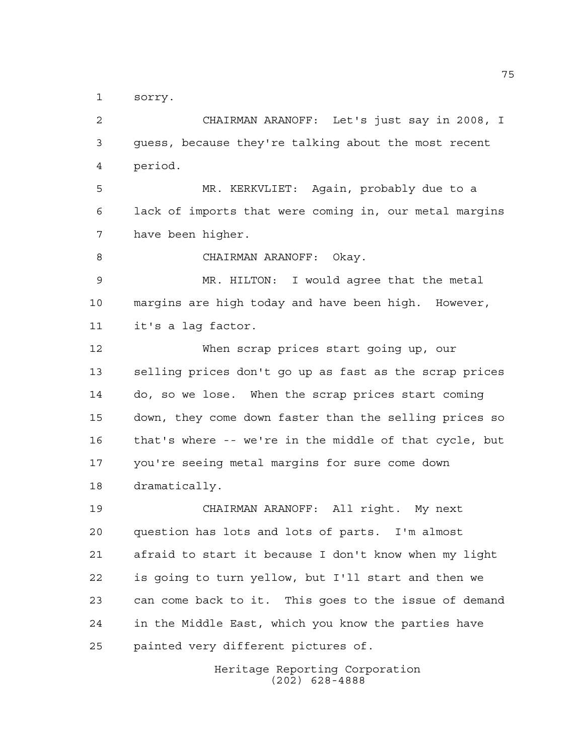sorry.

CHAIRMAN ARANOFF: Let's just say in 2008, I guess, because they're talking about the most recent period.

MR. KERKVLIET: Again, probably due to a lack of imports that were coming in, our metal margins have been higher.

CHAIRMAN ARANOFF: Okay.

MR. HILTON: I would agree that the metal margins are high today and have been high. However, it's a lag factor.

When scrap prices start going up, our selling prices don't go up as fast as the scrap prices do, so we lose. When the scrap prices start coming down, they come down faster than the selling prices so that's where -- we're in the middle of that cycle, but you're seeing metal margins for sure come down dramatically.

CHAIRMAN ARANOFF: All right. My next question has lots and lots of parts. I'm almost afraid to start it because I don't know when my light is going to turn yellow, but I'll start and then we can come back to it. This goes to the issue of demand in the Middle East, which you know the parties have painted very different pictures of.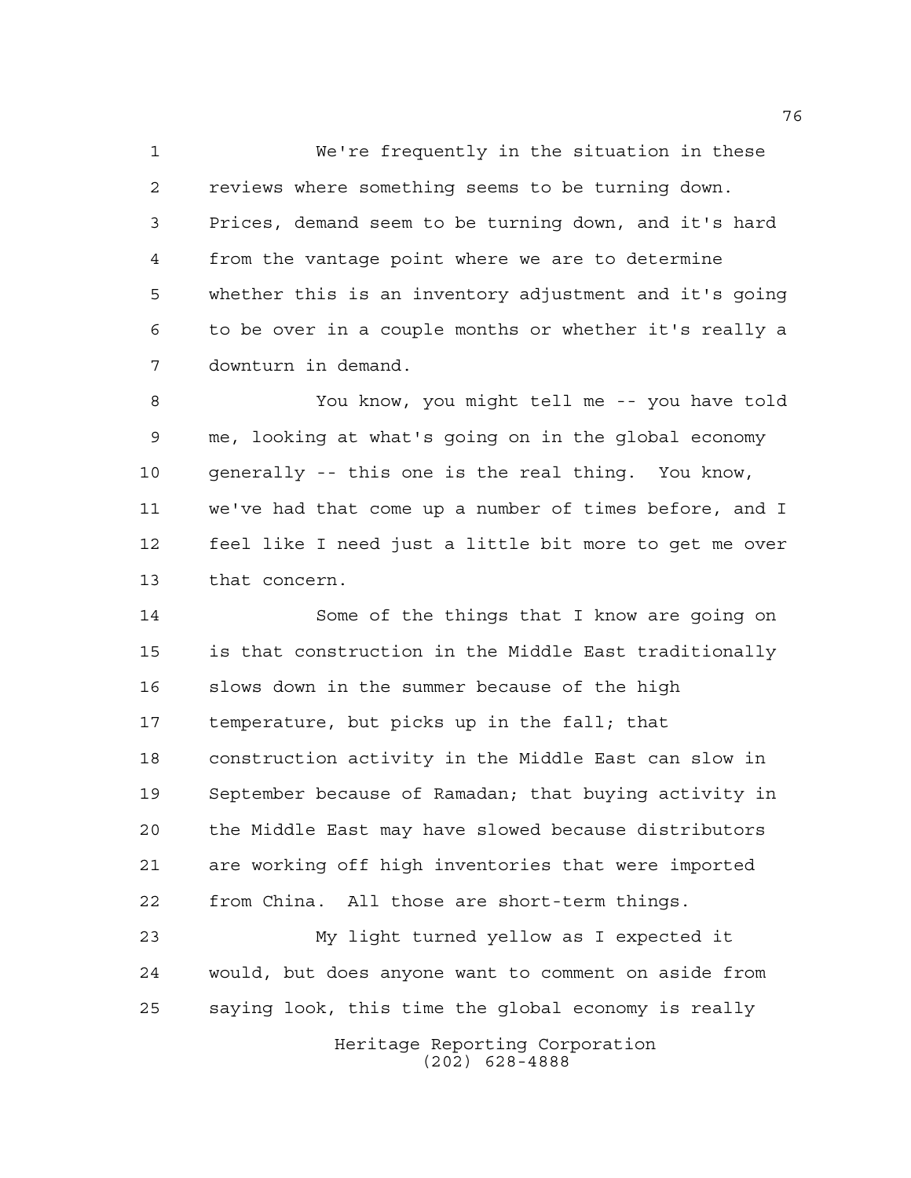We're frequently in the situation in these reviews where something seems to be turning down. Prices, demand seem to be turning down, and it's hard from the vantage point where we are to determine whether this is an inventory adjustment and it's going to be over in a couple months or whether it's really a downturn in demand.

You know, you might tell me -- you have told me, looking at what's going on in the global economy generally -- this one is the real thing. You know, we've had that come up a number of times before, and I feel like I need just a little bit more to get me over that concern.

Some of the things that I know are going on is that construction in the Middle East traditionally slows down in the summer because of the high temperature, but picks up in the fall; that construction activity in the Middle East can slow in September because of Ramadan; that buying activity in the Middle East may have slowed because distributors are working off high inventories that were imported from China. All those are short-term things.

My light turned yellow as I expected it would, but does anyone want to comment on aside from saying look, this time the global economy is really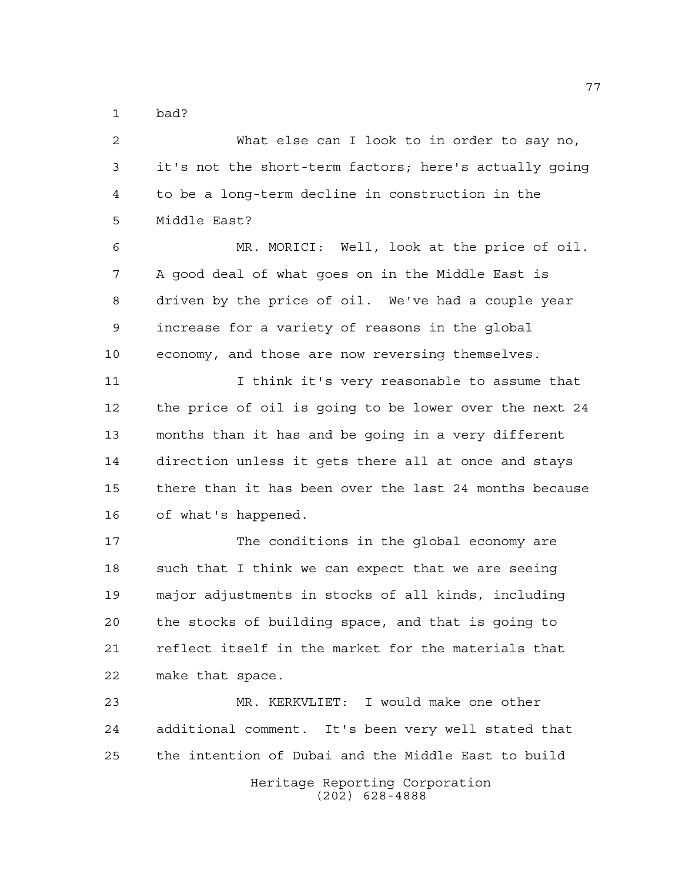bad?

What else can I look to in order to say no, it's not the short-term factors; here's actually going to be a long-term decline in construction in the Middle East?

MR. MORICI: Well, look at the price of oil. A good deal of what goes on in the Middle East is driven by the price of oil. We've had a couple year increase for a variety of reasons in the global economy, and those are now reversing themselves.

I think it's very reasonable to assume that the price of oil is going to be lower over the next 24 months than it has and be going in a very different direction unless it gets there all at once and stays there than it has been over the last 24 months because of what's happened.

The conditions in the global economy are such that I think we can expect that we are seeing major adjustments in stocks of all kinds, including the stocks of building space, and that is going to reflect itself in the market for the materials that make that space.

MR. KERKVLIET: I would make one other additional comment. It's been very well stated that the intention of Dubai and the Middle East to build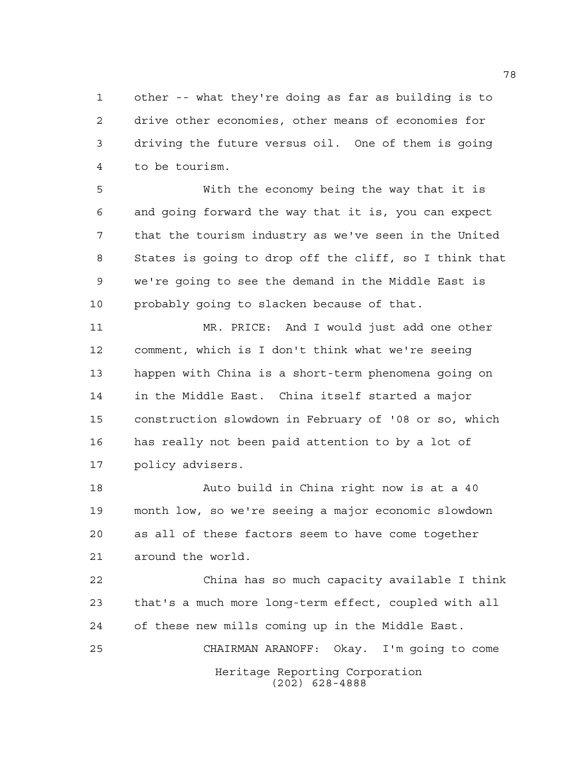other -- what they're doing as far as building is to drive other economies, other means of economies for driving the future versus oil. One of them is going to be tourism.

With the economy being the way that it is and going forward the way that it is, you can expect that the tourism industry as we've seen in the United States is going to drop off the cliff, so I think that we're going to see the demand in the Middle East is probably going to slacken because of that.

MR. PRICE: And I would just add one other comment, which is I don't think what we're seeing happen with China is a short-term phenomena going on in the Middle East. China itself started a major construction slowdown in February of '08 or so, which has really not been paid attention to by a lot of policy advisers.

Auto build in China right now is at a 40 month low, so we're seeing a major economic slowdown as all of these factors seem to have come together around the world.

China has so much capacity available I think that's a much more long-term effect, coupled with all of these new mills coming up in the Middle East.

CHAIRMAN ARANOFF: Okay. I'm going to come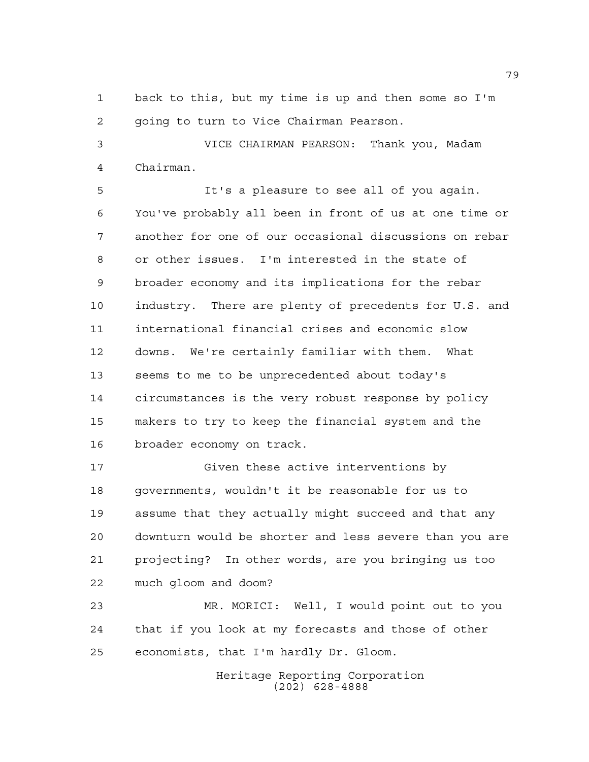back to this, but my time is up and then some so I'm going to turn to Vice Chairman Pearson.

VICE CHAIRMAN PEARSON: Thank you, Madam Chairman.

It's a pleasure to see all of you again. You've probably all been in front of us at one time or another for one of our occasional discussions on rebar or other issues. I'm interested in the state of broader economy and its implications for the rebar industry. There are plenty of precedents for U.S. and international financial crises and economic slow downs. We're certainly familiar with them. What seems to me to be unprecedented about today's circumstances is the very robust response by policy makers to try to keep the financial system and the broader economy on track.

Given these active interventions by governments, wouldn't it be reasonable for us to assume that they actually might succeed and that any downturn would be shorter and less severe than you are projecting? In other words, are you bringing us too much gloom and doom?

MR. MORICI: Well, I would point out to you that if you look at my forecasts and those of other economists, that I'm hardly Dr. Gloom.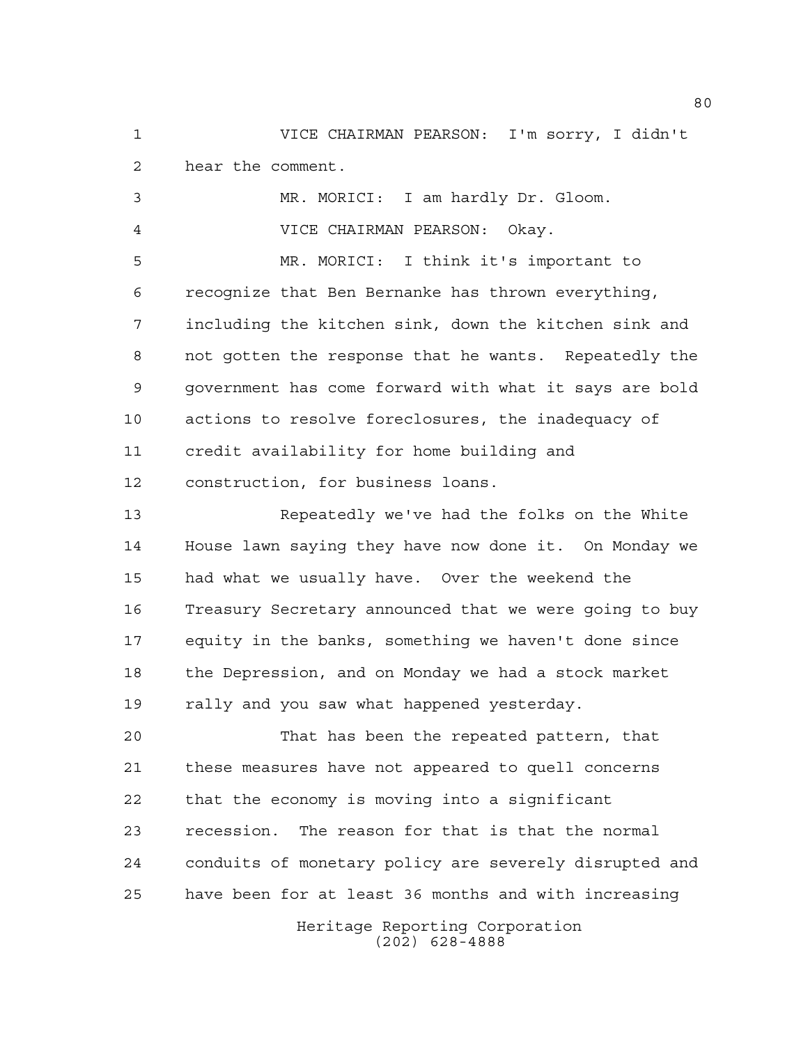VICE CHAIRMAN PEARSON: I'm sorry, I didn't hear the comment.

MR. MORICI: I am hardly Dr. Gloom.

VICE CHAIRMAN PEARSON: Okay.

MR. MORICI: I think it's important to recognize that Ben Bernanke has thrown everything, including the kitchen sink, down the kitchen sink and not gotten the response that he wants. Repeatedly the government has come forward with what it says are bold actions to resolve foreclosures, the inadequacy of credit availability for home building and construction, for business loans.

Repeatedly we've had the folks on the White House lawn saying they have now done it. On Monday we had what we usually have. Over the weekend the Treasury Secretary announced that we were going to buy equity in the banks, something we haven't done since the Depression, and on Monday we had a stock market rally and you saw what happened yesterday.

That has been the repeated pattern, that these measures have not appeared to quell concerns that the economy is moving into a significant recession. The reason for that is that the normal conduits of monetary policy are severely disrupted and have been for at least 36 months and with increasing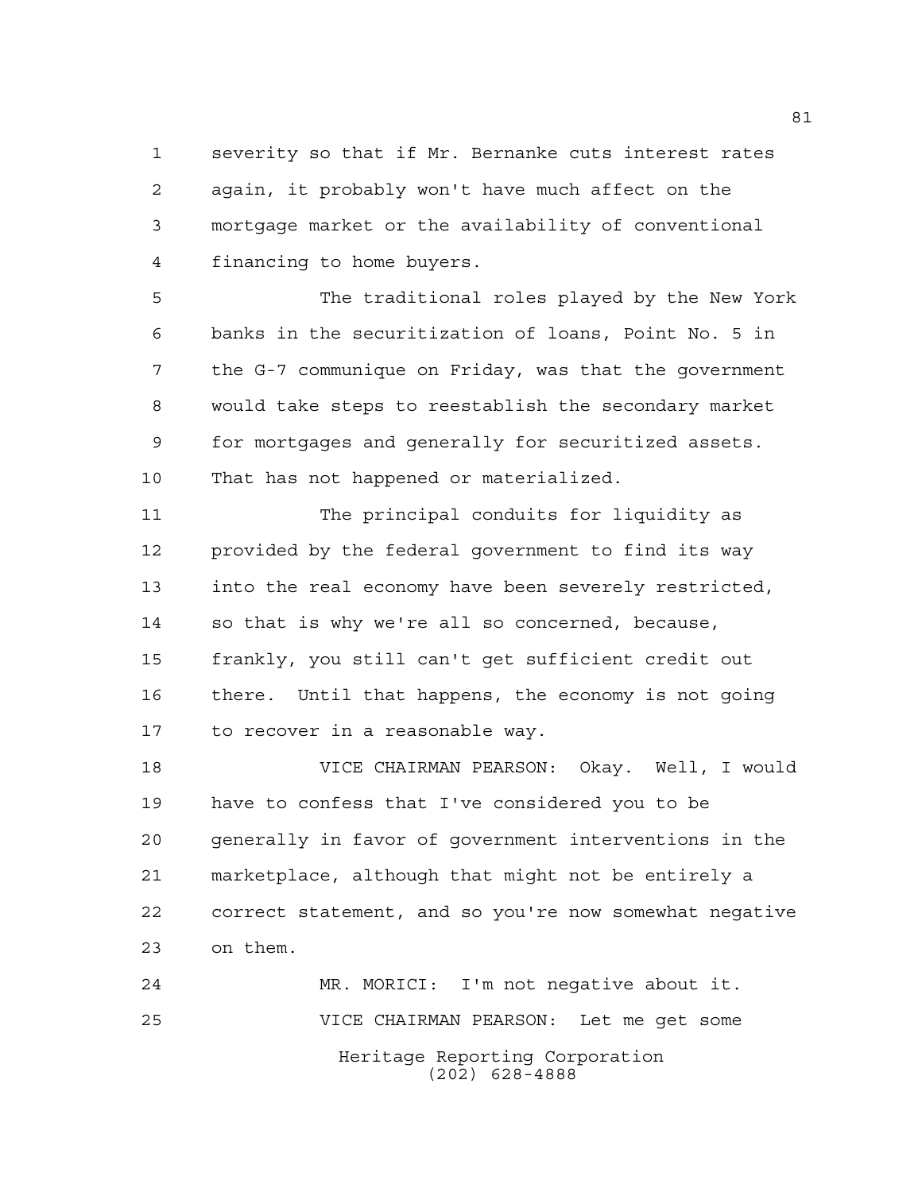severity so that if Mr. Bernanke cuts interest rates again, it probably won't have much affect on the mortgage market or the availability of conventional financing to home buyers.

The traditional roles played by the New York banks in the securitization of loans, Point No. 5 in the G-7 communique on Friday, was that the government would take steps to reestablish the secondary market for mortgages and generally for securitized assets. That has not happened or materialized.

The principal conduits for liquidity as provided by the federal government to find its way into the real economy have been severely restricted, so that is why we're all so concerned, because, frankly, you still can't get sufficient credit out there. Until that happens, the economy is not going to recover in a reasonable way.

VICE CHAIRMAN PEARSON: Okay. Well, I would have to confess that I've considered you to be generally in favor of government interventions in the marketplace, although that might not be entirely a correct statement, and so you're now somewhat negative on them.

MR. MORICI: I'm not negative about it.

VICE CHAIRMAN PEARSON: Let me get some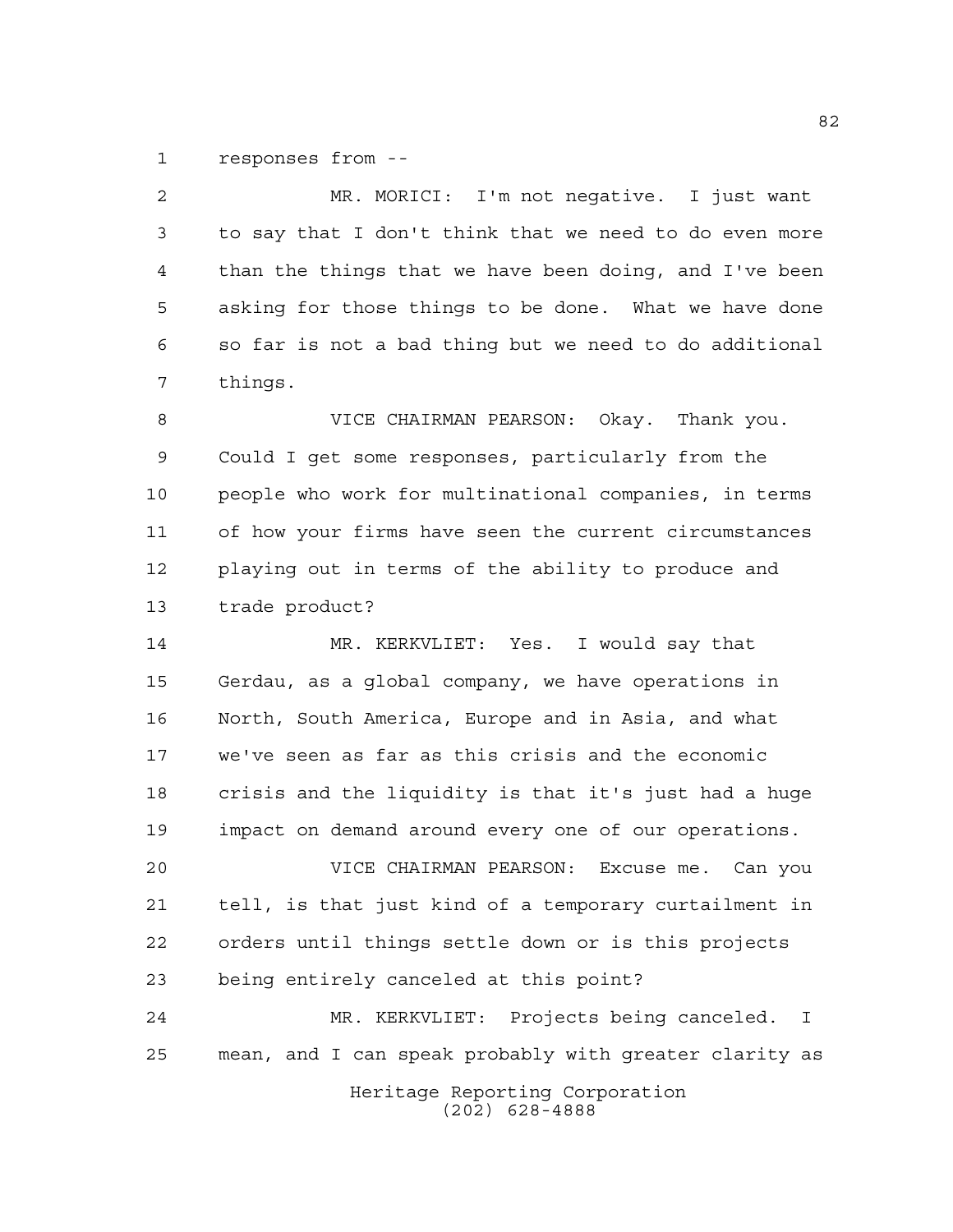responses from --

MR. MORICI: I'm not negative. I just want to say that I don't think that we need to do even more than the things that we have been doing, and I've been asking for those things to be done. What we have done so far is not a bad thing but we need to do additional things.

VICE CHAIRMAN PEARSON: Okay. Thank you. Could I get some responses, particularly from the people who work for multinational companies, in terms of how your firms have seen the current circumstances playing out in terms of the ability to produce and trade product?

MR. KERKVLIET: Yes. I would say that Gerdau, as a global company, we have operations in North, South America, Europe and in Asia, and what we've seen as far as this crisis and the economic crisis and the liquidity is that it's just had a huge impact on demand around every one of our operations.

VICE CHAIRMAN PEARSON: Excuse me. Can you tell, is that just kind of a temporary curtailment in orders until things settle down or is this projects being entirely canceled at this point?

MR. KERKVLIET: Projects being canceled. I mean, and I can speak probably with greater clarity as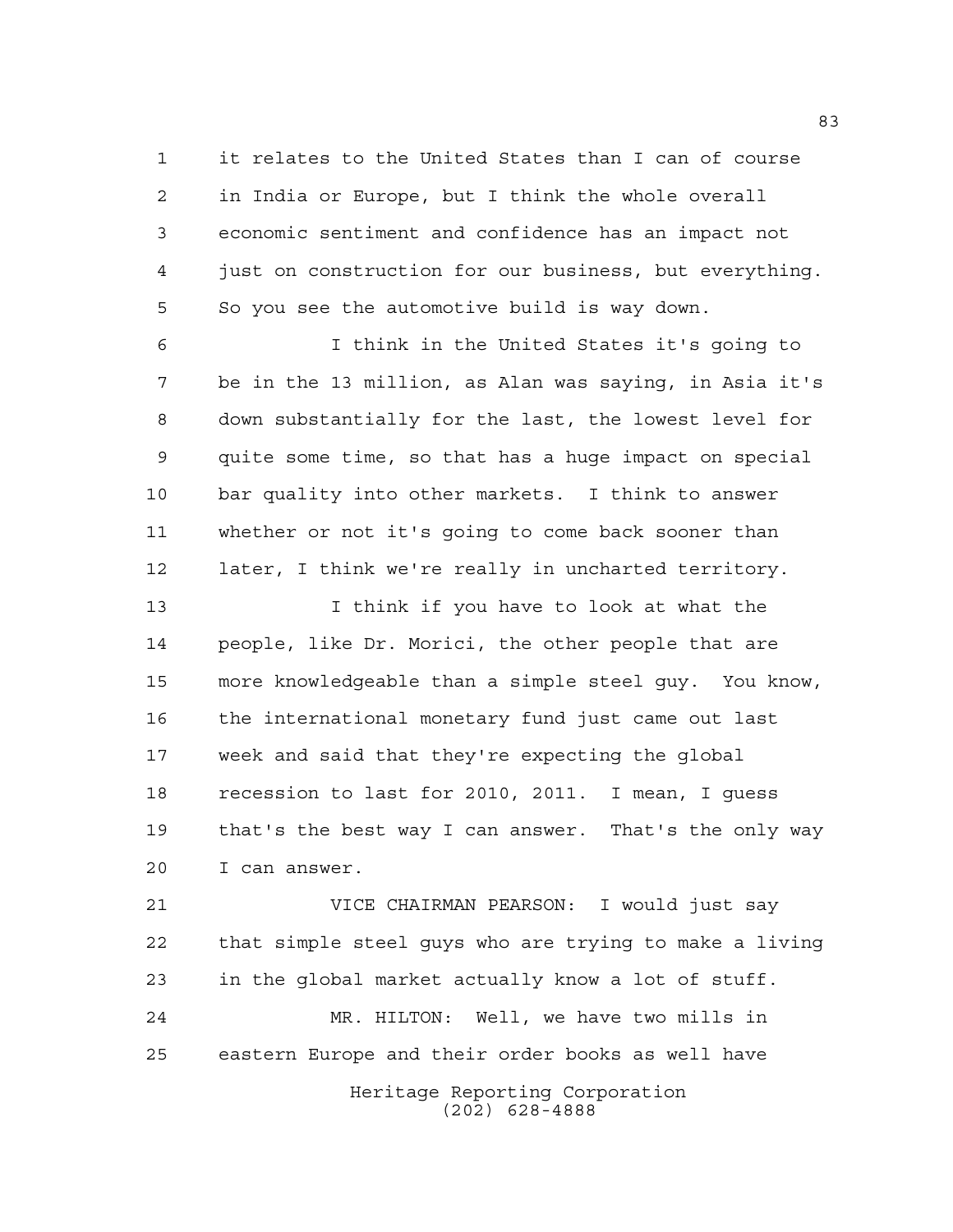it relates to the United States than I can of course in India or Europe, but I think the whole overall economic sentiment and confidence has an impact not just on construction for our business, but everything. So you see the automotive build is way down.

I think in the United States it's going to be in the 13 million, as Alan was saying, in Asia it's down substantially for the last, the lowest level for quite some time, so that has a huge impact on special bar quality into other markets. I think to answer whether or not it's going to come back sooner than later, I think we're really in uncharted territory.

I think if you have to look at what the people, like Dr. Morici, the other people that are more knowledgeable than a simple steel guy. You know, the international monetary fund just came out last week and said that they're expecting the global recession to last for 2010, 2011. I mean, I guess that's the best way I can answer. That's the only way I can answer.

VICE CHAIRMAN PEARSON: I would just say that simple steel guys who are trying to make a living in the global market actually know a lot of stuff.

MR. HILTON: Well, we have two mills in eastern Europe and their order books as well have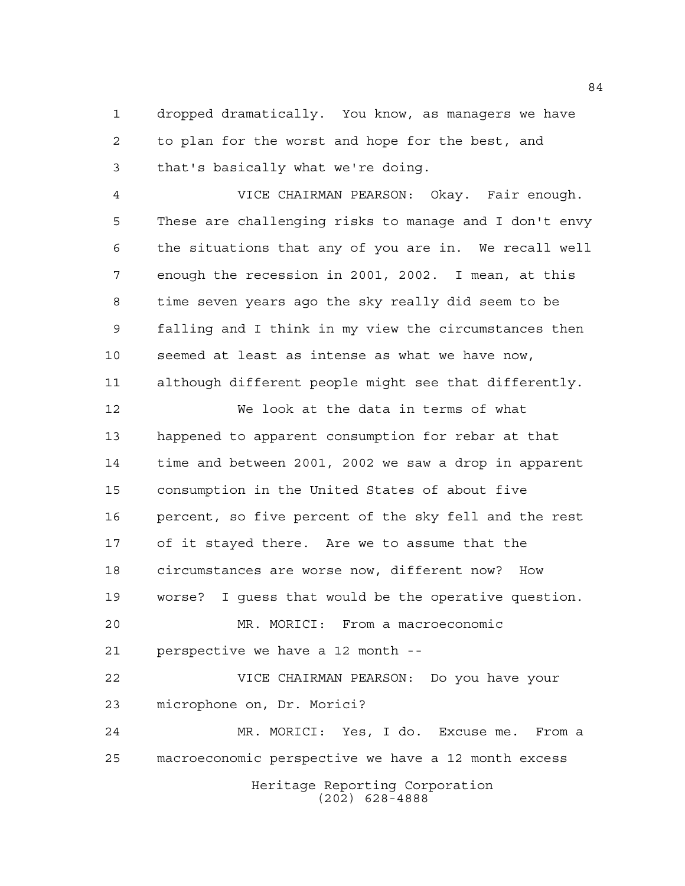dropped dramatically. You know, as managers we have to plan for the worst and hope for the best, and that's basically what we're doing.

VICE CHAIRMAN PEARSON: Okay. Fair enough. These are challenging risks to manage and I don't envy the situations that any of you are in. We recall well enough the recession in 2001, 2002. I mean, at this time seven years ago the sky really did seem to be falling and I think in my view the circumstances then seemed at least as intense as what we have now, although different people might see that differently.

We look at the data in terms of what happened to apparent consumption for rebar at that time and between 2001, 2002 we saw a drop in apparent consumption in the United States of about five percent, so five percent of the sky fell and the rest of it stayed there. Are we to assume that the circumstances are worse now, different now? How worse? I guess that would be the operative question.

MR. MORICI: From a macroeconomic perspective we have a 12 month --

VICE CHAIRMAN PEARSON: Do you have your microphone on, Dr. Morici?

MR. MORICI: Yes, I do. Excuse me. From a macroeconomic perspective we have a 12 month excess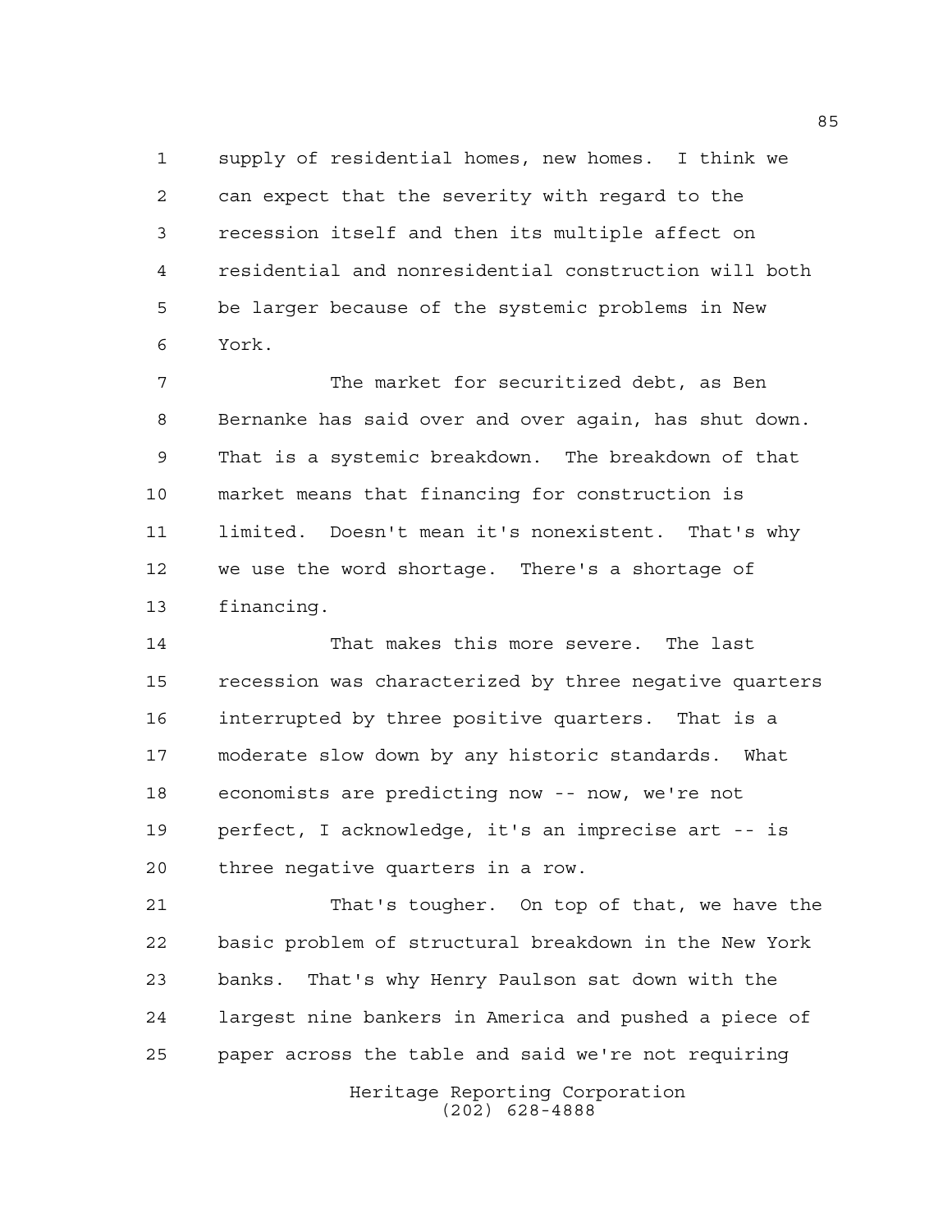supply of residential homes, new homes. I think we can expect that the severity with regard to the recession itself and then its multiple affect on residential and nonresidential construction will both be larger because of the systemic problems in New York.

The market for securitized debt, as Ben Bernanke has said over and over again, has shut down. That is a systemic breakdown. The breakdown of that market means that financing for construction is limited. Doesn't mean it's nonexistent. That's why we use the word shortage. There's a shortage of financing.

That makes this more severe. The last recession was characterized by three negative quarters interrupted by three positive quarters. That is a moderate slow down by any historic standards. What economists are predicting now -- now, we're not perfect, I acknowledge, it's an imprecise art -- is three negative quarters in a row.

That's tougher. On top of that, we have the basic problem of structural breakdown in the New York banks. That's why Henry Paulson sat down with the largest nine bankers in America and pushed a piece of paper across the table and said we're not requiring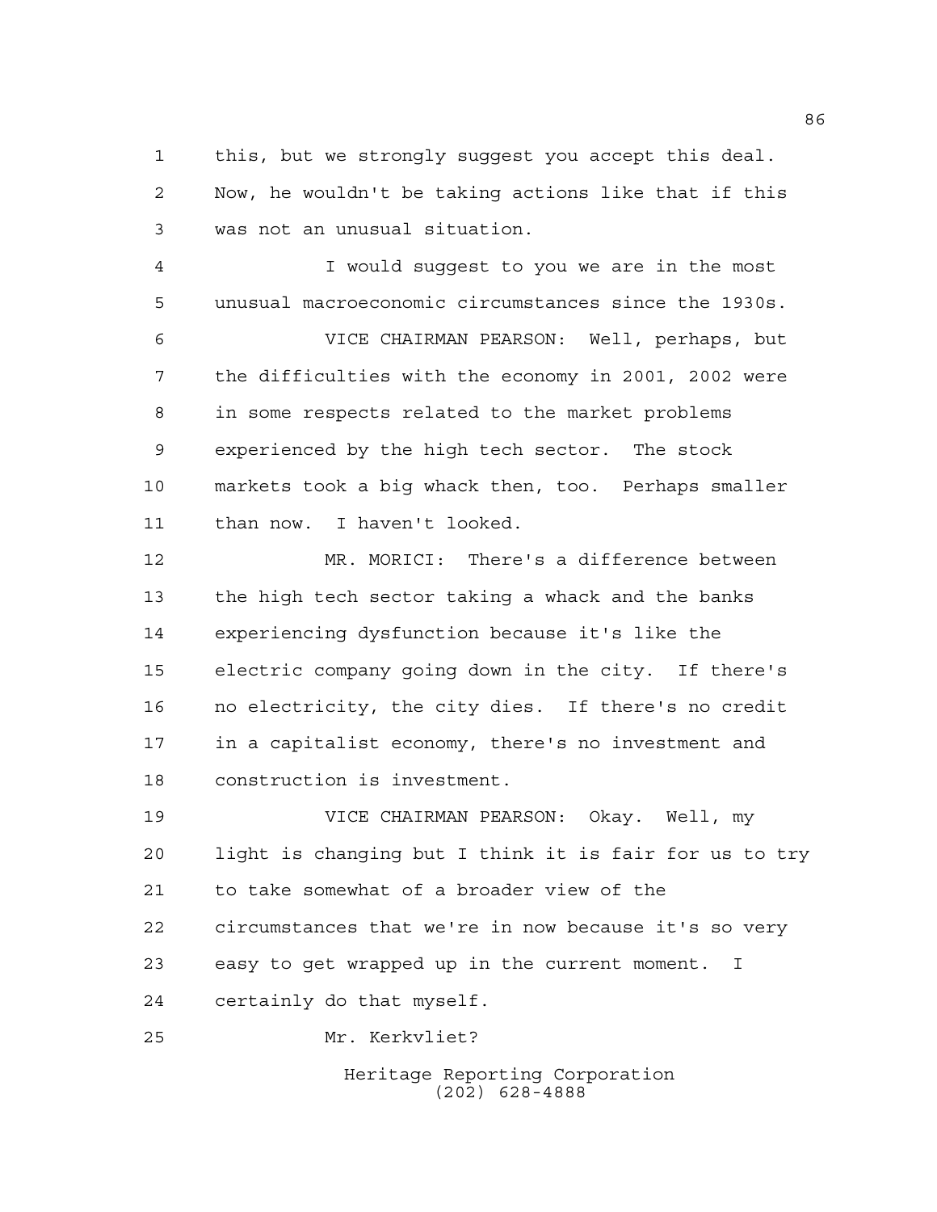this, but we strongly suggest you accept this deal. Now, he wouldn't be taking actions like that if this was not an unusual situation.

I would suggest to you we are in the most unusual macroeconomic circumstances since the 1930s.

VICE CHAIRMAN PEARSON: Well, perhaps, but the difficulties with the economy in 2001, 2002 were in some respects related to the market problems experienced by the high tech sector. The stock markets took a big whack then, too. Perhaps smaller than now. I haven't looked.

MR. MORICI: There's a difference between the high tech sector taking a whack and the banks experiencing dysfunction because it's like the electric company going down in the city. If there's no electricity, the city dies. If there's no credit in a capitalist economy, there's no investment and construction is investment.

VICE CHAIRMAN PEARSON: Okay. Well, my light is changing but I think it is fair for us to try to take somewhat of a broader view of the circumstances that we're in now because it's so very easy to get wrapped up in the current moment. I certainly do that myself.

Mr. Kerkvliet?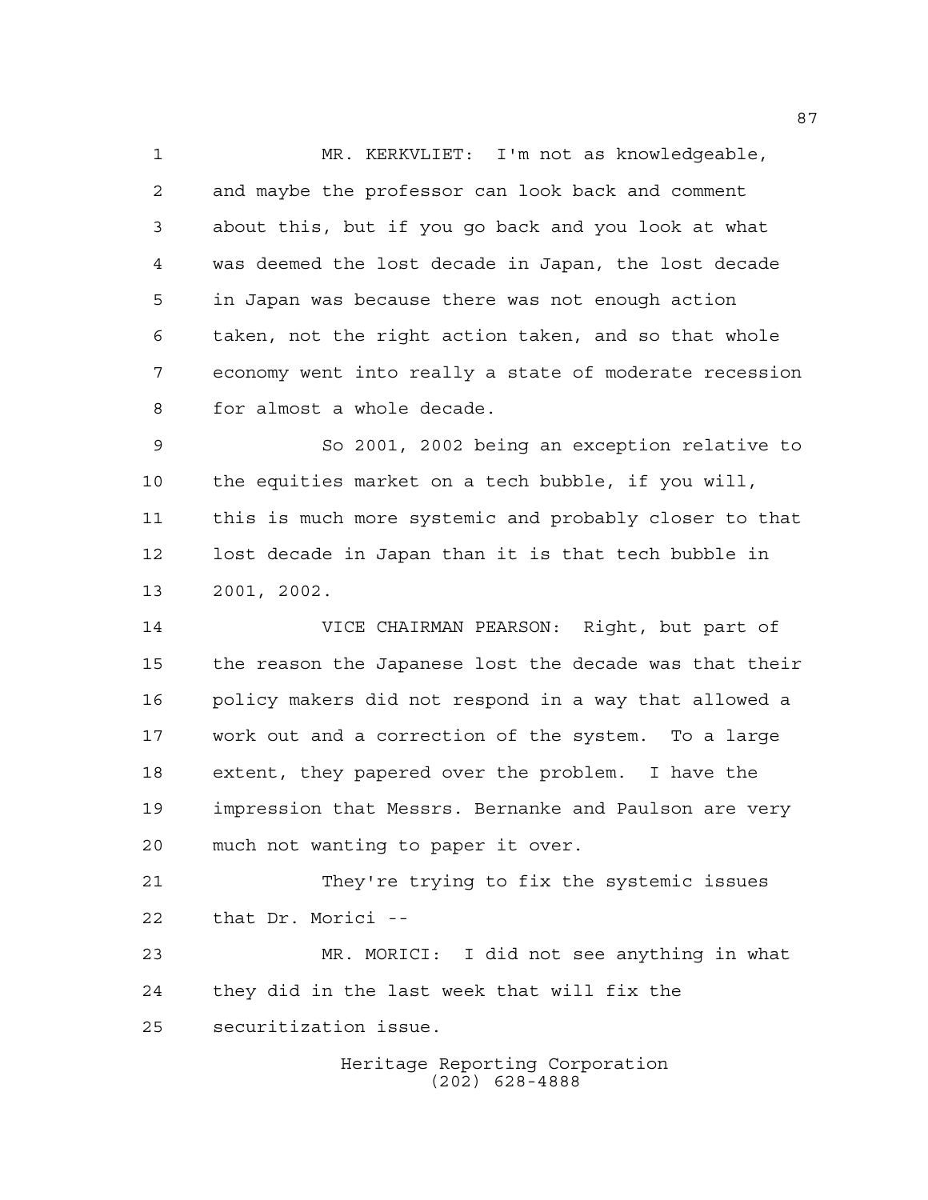MR. KERKVLIET: I'm not as knowledgeable, and maybe the professor can look back and comment about this, but if you go back and you look at what was deemed the lost decade in Japan, the lost decade in Japan was because there was not enough action taken, not the right action taken, and so that whole economy went into really a state of moderate recession for almost a whole decade.

So 2001, 2002 being an exception relative to the equities market on a tech bubble, if you will, this is much more systemic and probably closer to that lost decade in Japan than it is that tech bubble in 2001, 2002.

VICE CHAIRMAN PEARSON: Right, but part of the reason the Japanese lost the decade was that their policy makers did not respond in a way that allowed a work out and a correction of the system. To a large extent, they papered over the problem. I have the impression that Messrs. Bernanke and Paulson are very much not wanting to paper it over.

They're trying to fix the systemic issues that Dr. Morici --

MR. MORICI: I did not see anything in what they did in the last week that will fix the securitization issue.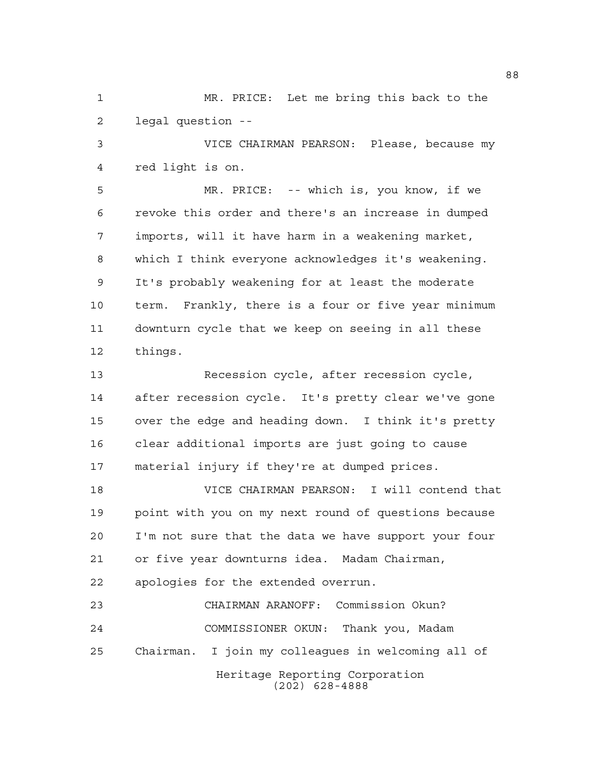MR. PRICE: Let me bring this back to the legal question --

VICE CHAIRMAN PEARSON: Please, because my red light is on.

MR. PRICE: -- which is, you know, if we revoke this order and there's an increase in dumped imports, will it have harm in a weakening market, which I think everyone acknowledges it's weakening. It's probably weakening for at least the moderate term. Frankly, there is a four or five year minimum downturn cycle that we keep on seeing in all these things.

Recession cycle, after recession cycle, after recession cycle. It's pretty clear we've gone over the edge and heading down. I think it's pretty clear additional imports are just going to cause material injury if they're at dumped prices.

VICE CHAIRMAN PEARSON: I will contend that point with you on my next round of questions because I'm not sure that the data we have support your four or five year downturns idea. Madam Chairman, apologies for the extended overrun.

CHAIRMAN ARANOFF: Commission Okun?

COMMISSIONER OKUN: Thank you, Madam Chairman. I join my colleagues in welcoming all of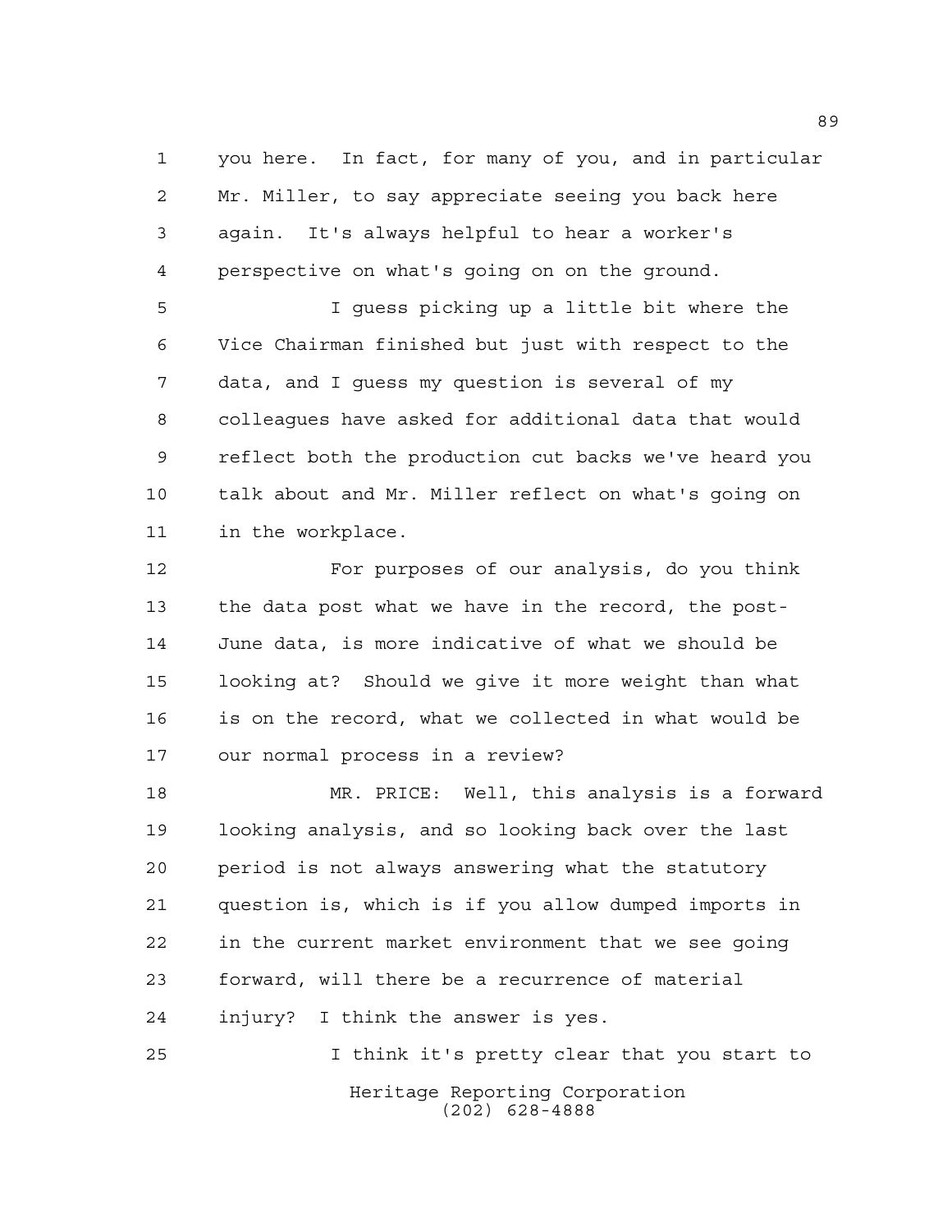you here. In fact, for many of you, and in particular Mr. Miller, to say appreciate seeing you back here again. It's always helpful to hear a worker's perspective on what's going on on the ground.

I guess picking up a little bit where the Vice Chairman finished but just with respect to the data, and I guess my question is several of my colleagues have asked for additional data that would reflect both the production cut backs we've heard you talk about and Mr. Miller reflect on what's going on in the workplace.

For purposes of our analysis, do you think the data post what we have in the record, the post-June data, is more indicative of what we should be looking at? Should we give it more weight than what is on the record, what we collected in what would be our normal process in a review?

MR. PRICE: Well, this analysis is a forward looking analysis, and so looking back over the last period is not always answering what the statutory question is, which is if you allow dumped imports in in the current market environment that we see going forward, will there be a recurrence of material injury? I think the answer is yes.

I think it's pretty clear that you start to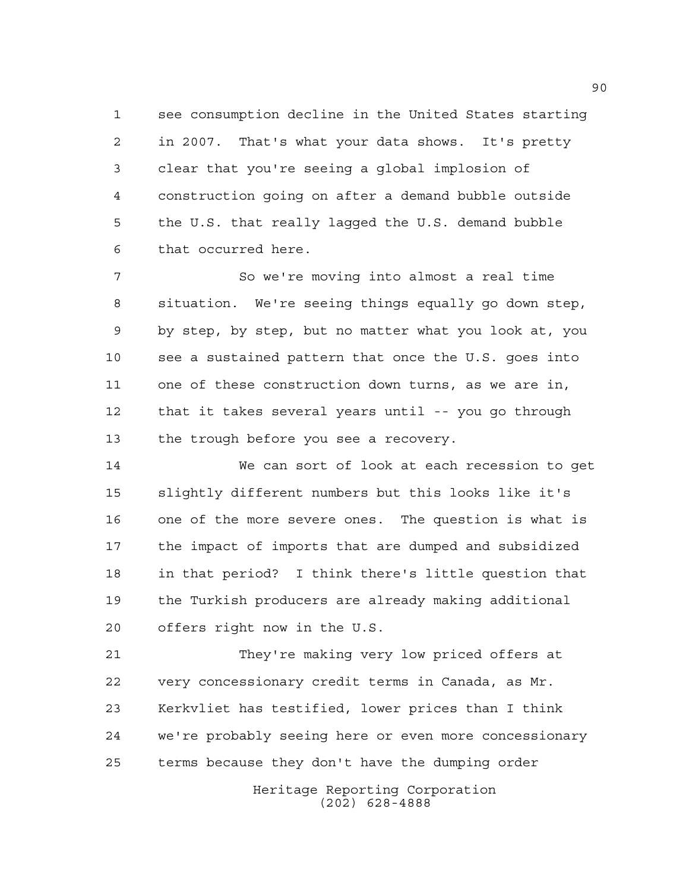see consumption decline in the United States starting in 2007. That's what your data shows. It's pretty clear that you're seeing a global implosion of construction going on after a demand bubble outside the U.S. that really lagged the U.S. demand bubble that occurred here.

So we're moving into almost a real time situation. We're seeing things equally go down step, by step, by step, but no matter what you look at, you see a sustained pattern that once the U.S. goes into one of these construction down turns, as we are in, that it takes several years until -- you go through the trough before you see a recovery.

We can sort of look at each recession to get slightly different numbers but this looks like it's one of the more severe ones. The question is what is the impact of imports that are dumped and subsidized in that period? I think there's little question that the Turkish producers are already making additional offers right now in the U.S.

They're making very low priced offers at very concessionary credit terms in Canada, as Mr. Kerkvliet has testified, lower prices than I think we're probably seeing here or even more concessionary terms because they don't have the dumping order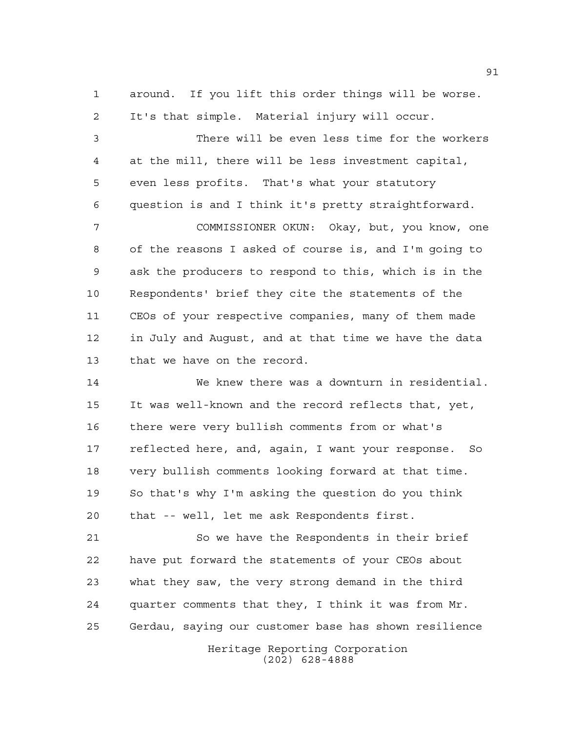around. If you lift this order things will be worse. It's that simple. Material injury will occur.

There will be even less time for the workers at the mill, there will be less investment capital, even less profits. That's what your statutory question is and I think it's pretty straightforward.

COMMISSIONER OKUN: Okay, but, you know, one of the reasons I asked of course is, and I'm going to ask the producers to respond to this, which is in the Respondents' brief they cite the statements of the CEOs of your respective companies, many of them made in July and August, and at that time we have the data that we have on the record.

We knew there was a downturn in residential. It was well-known and the record reflects that, yet, there were very bullish comments from or what's reflected here, and, again, I want your response. So very bullish comments looking forward at that time. So that's why I'm asking the question do you think that -- well, let me ask Respondents first.

So we have the Respondents in their brief have put forward the statements of your CEOs about what they saw, the very strong demand in the third quarter comments that they, I think it was from Mr. Gerdau, saying our customer base has shown resilience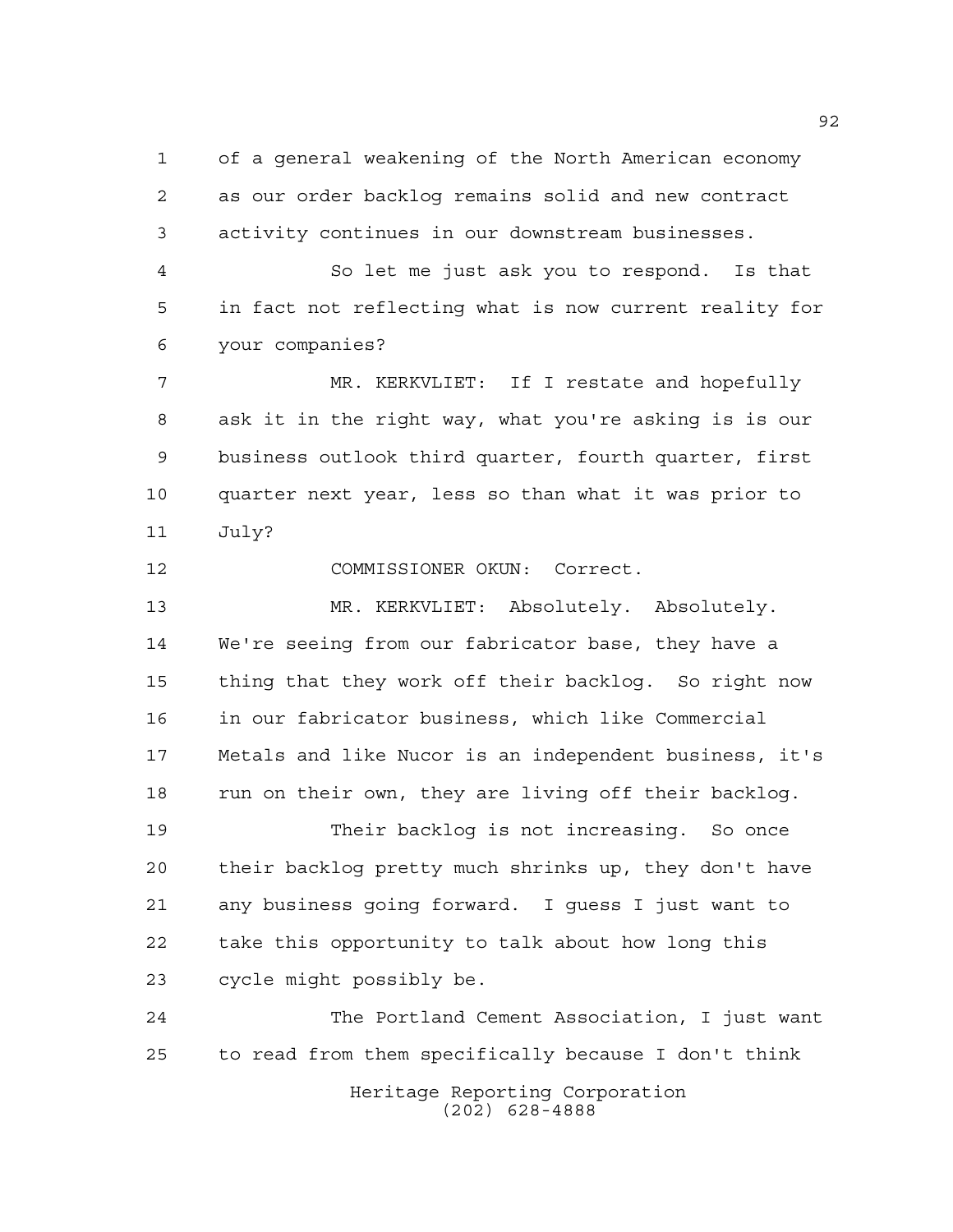of a general weakening of the North American economy as our order backlog remains solid and new contract activity continues in our downstream businesses.

So let me just ask you to respond. Is that in fact not reflecting what is now current reality for your companies?

MR. KERKVLIET: If I restate and hopefully ask it in the right way, what you're asking is is our business outlook third quarter, fourth quarter, first quarter next year, less so than what it was prior to July?

COMMISSIONER OKUN: Correct.

MR. KERKVLIET: Absolutely. Absolutely. We're seeing from our fabricator base, they have a thing that they work off their backlog. So right now in our fabricator business, which like Commercial Metals and like Nucor is an independent business, it's run on their own, they are living off their backlog.

Their backlog is not increasing. So once their backlog pretty much shrinks up, they don't have any business going forward. I guess I just want to take this opportunity to talk about how long this cycle might possibly be.

The Portland Cement Association, I just want to read from them specifically because I don't think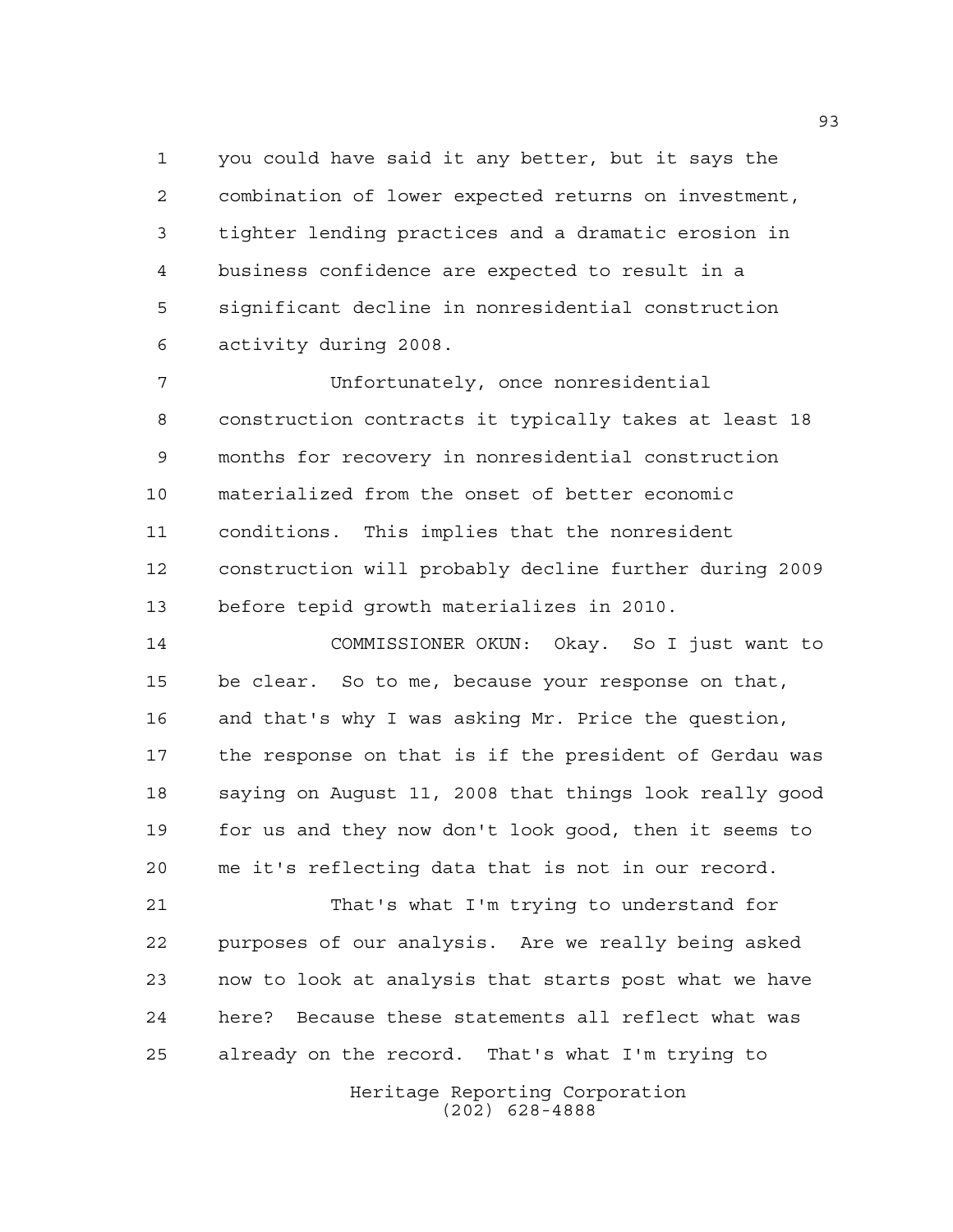you could have said it any better, but it says the combination of lower expected returns on investment, tighter lending practices and a dramatic erosion in business confidence are expected to result in a significant decline in nonresidential construction activity during 2008.

Unfortunately, once nonresidential construction contracts it typically takes at least 18 months for recovery in nonresidential construction materialized from the onset of better economic conditions. This implies that the nonresident construction will probably decline further during 2009 before tepid growth materializes in 2010.

COMMISSIONER OKUN: Okay. So I just want to be clear. So to me, because your response on that, and that's why I was asking Mr. Price the question, the response on that is if the president of Gerdau was saying on August 11, 2008 that things look really good for us and they now don't look good, then it seems to me it's reflecting data that is not in our record.

That's what I'm trying to understand for purposes of our analysis. Are we really being asked now to look at analysis that starts post what we have here? Because these statements all reflect what was already on the record. That's what I'm trying to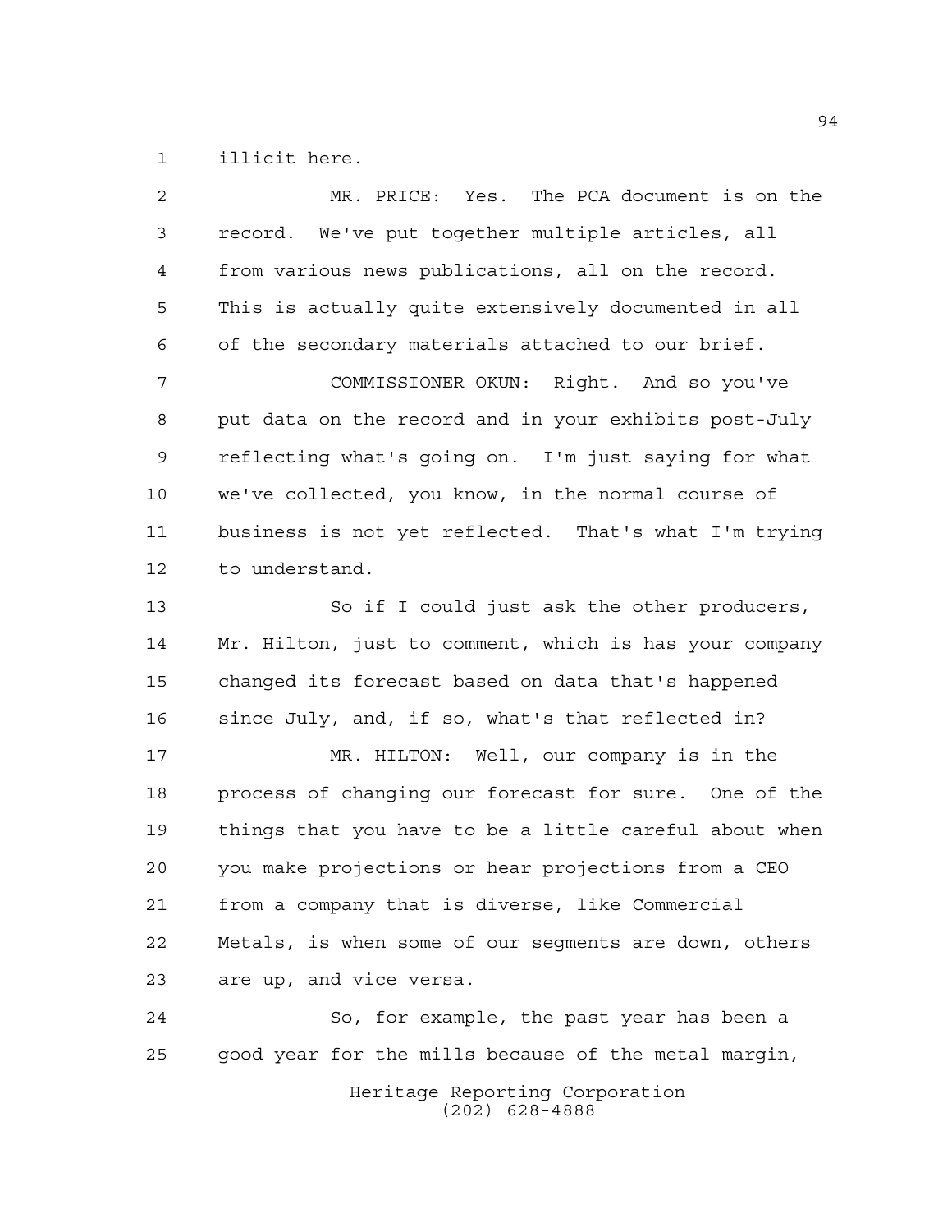illicit here.

MR. PRICE: Yes. The PCA document is on the record. We've put together multiple articles, all from various news publications, all on the record. This is actually quite extensively documented in all of the secondary materials attached to our brief.

COMMISSIONER OKUN: Right. And so you've put data on the record and in your exhibits post-July reflecting what's going on. I'm just saying for what we've collected, you know, in the normal course of business is not yet reflected. That's what I'm trying to understand.

So if I could just ask the other producers, Mr. Hilton, just to comment, which is has your company changed its forecast based on data that's happened since July, and, if so, what's that reflected in?

MR. HILTON: Well, our company is in the process of changing our forecast for sure. One of the things that you have to be a little careful about when you make projections or hear projections from a CEO from a company that is diverse, like Commercial Metals, is when some of our segments are down, others are up, and vice versa.

So, for example, the past year has been a good year for the mills because of the metal margin,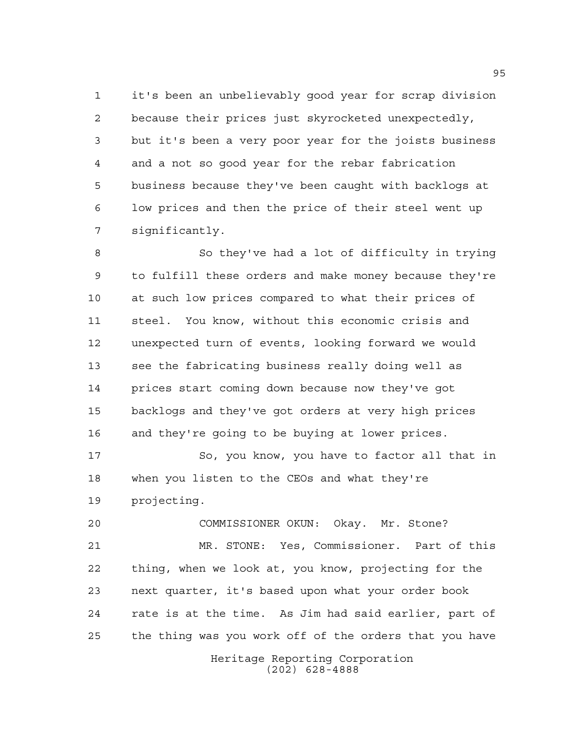it's been an unbelievably good year for scrap division because their prices just skyrocketed unexpectedly, but it's been a very poor year for the joists business and a not so good year for the rebar fabrication business because they've been caught with backlogs at low prices and then the price of their steel went up significantly.

So they've had a lot of difficulty in trying to fulfill these orders and make money because they're at such low prices compared to what their prices of steel. You know, without this economic crisis and unexpected turn of events, looking forward we would see the fabricating business really doing well as prices start coming down because now they've got backlogs and they've got orders at very high prices and they're going to be buying at lower prices.

So, you know, you have to factor all that in when you listen to the CEOs and what they're projecting.

COMMISSIONER OKUN: Okay. Mr. Stone?

MR. STONE: Yes, Commissioner. Part of this thing, when we look at, you know, projecting for the next quarter, it's based upon what your order book rate is at the time. As Jim had said earlier, part of the thing was you work off of the orders that you have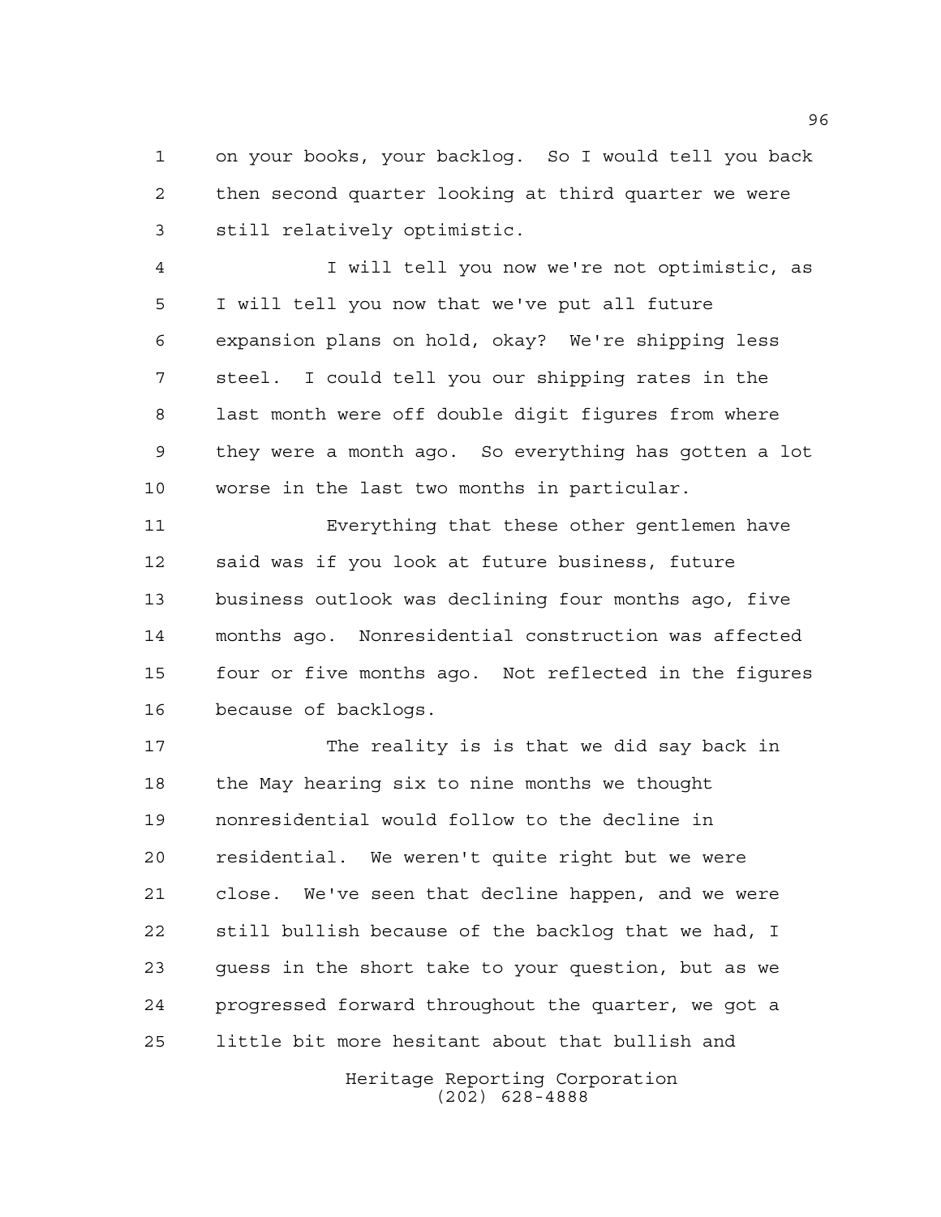on your books, your backlog. So I would tell you back then second quarter looking at third quarter we were still relatively optimistic.

I will tell you now we're not optimistic, as I will tell you now that we've put all future expansion plans on hold, okay? We're shipping less steel. I could tell you our shipping rates in the last month were off double digit figures from where they were a month ago. So everything has gotten a lot worse in the last two months in particular.

Everything that these other gentlemen have said was if you look at future business, future business outlook was declining four months ago, five months ago. Nonresidential construction was affected four or five months ago. Not reflected in the figures because of backlogs.

The reality is is that we did say back in the May hearing six to nine months we thought nonresidential would follow to the decline in residential. We weren't quite right but we were close. We've seen that decline happen, and we were still bullish because of the backlog that we had, I guess in the short take to your question, but as we progressed forward throughout the quarter, we got a little bit more hesitant about that bullish and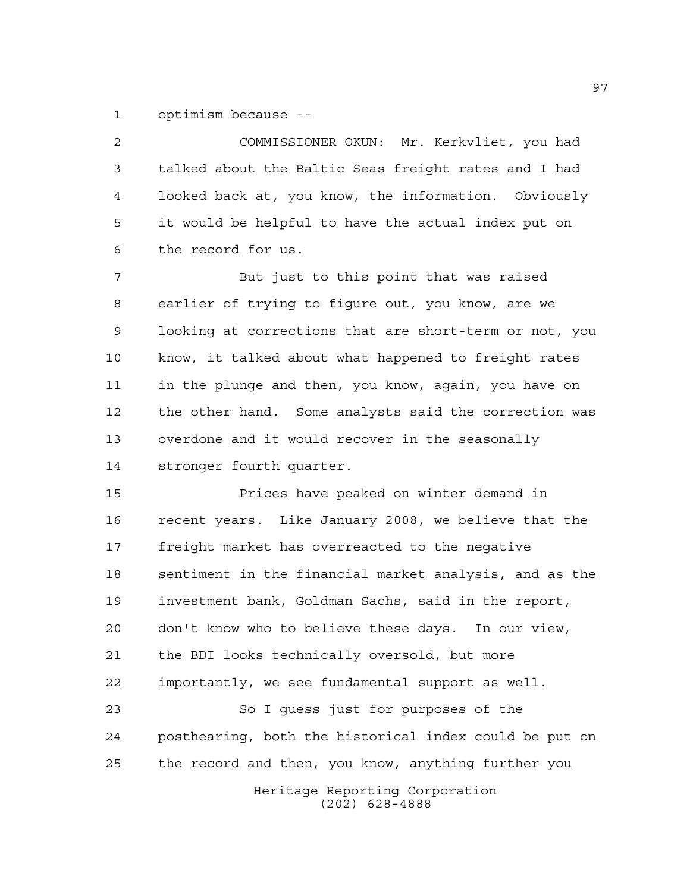optimism because --

COMMISSIONER OKUN: Mr. Kerkvliet, you had talked about the Baltic Seas freight rates and I had looked back at, you know, the information. Obviously it would be helpful to have the actual index put on the record for us.

But just to this point that was raised earlier of trying to figure out, you know, are we looking at corrections that are short-term or not, you know, it talked about what happened to freight rates in the plunge and then, you know, again, you have on the other hand. Some analysts said the correction was overdone and it would recover in the seasonally stronger fourth quarter.

Prices have peaked on winter demand in recent years. Like January 2008, we believe that the freight market has overreacted to the negative sentiment in the financial market analysis, and as the investment bank, Goldman Sachs, said in the report, don't know who to believe these days. In our view, the BDI looks technically oversold, but more importantly, we see fundamental support as well.

So I guess just for purposes of the posthearing, both the historical index could be put on the record and then, you know, anything further you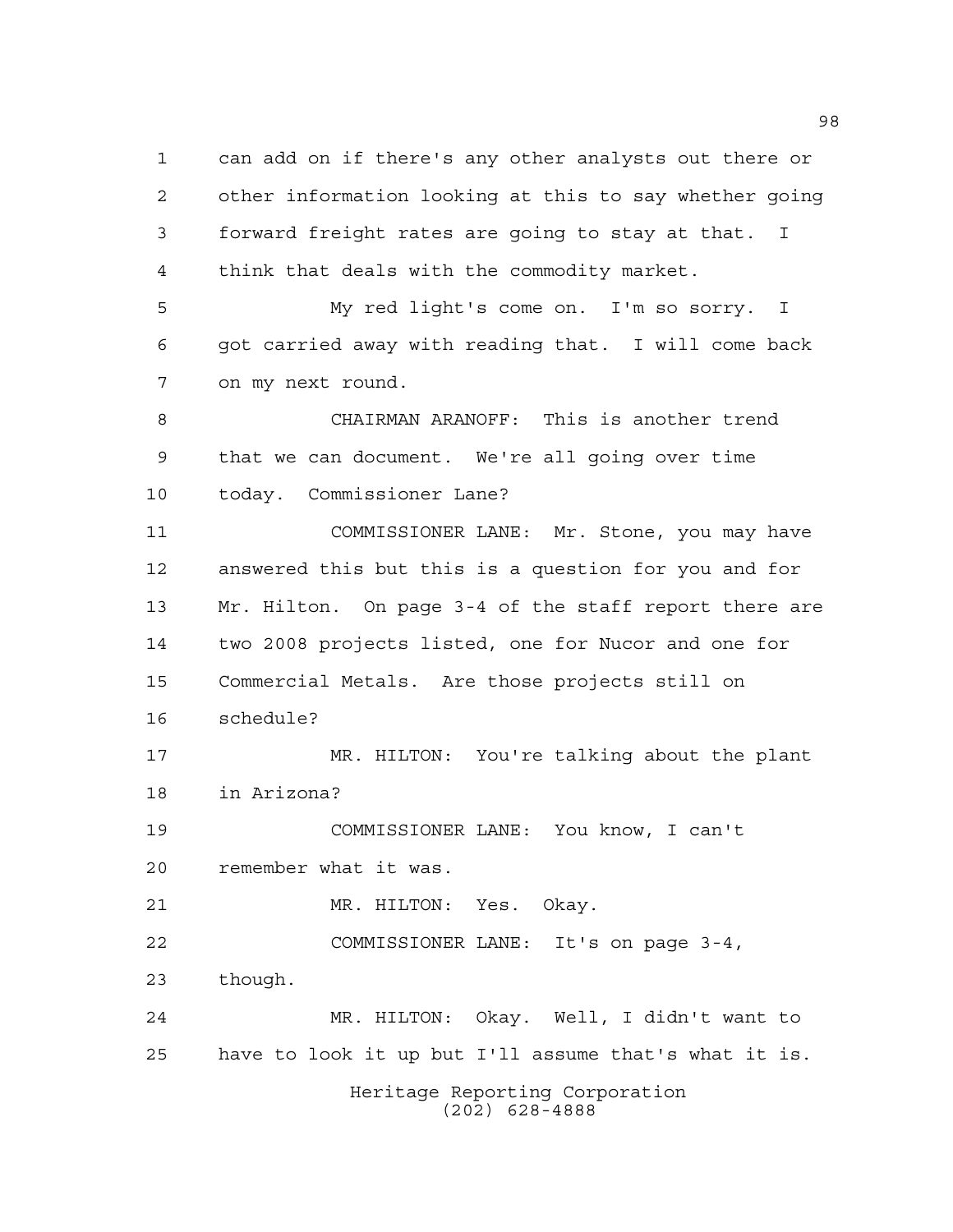can add on if there's any other analysts out there or other information looking at this to say whether going forward freight rates are going to stay at that. I think that deals with the commodity market.

My red light's come on. I'm so sorry. I got carried away with reading that. I will come back on my next round.

CHAIRMAN ARANOFF: This is another trend that we can document. We're all going over time today. Commissioner Lane?

COMMISSIONER LANE: Mr. Stone, you may have answered this but this is a question for you and for Mr. Hilton. On page 3-4 of the staff report there are two 2008 projects listed, one for Nucor and one for Commercial Metals. Are those projects still on schedule?

MR. HILTON: You're talking about the plant in Arizona?

COMMISSIONER LANE: You know, I can't remember what it was.

MR. HILTON: Yes. Okay.

COMMISSIONER LANE: It's on page 3-4, though.

MR. HILTON: Okay. Well, I didn't want to have to look it up but I'll assume that's what it is.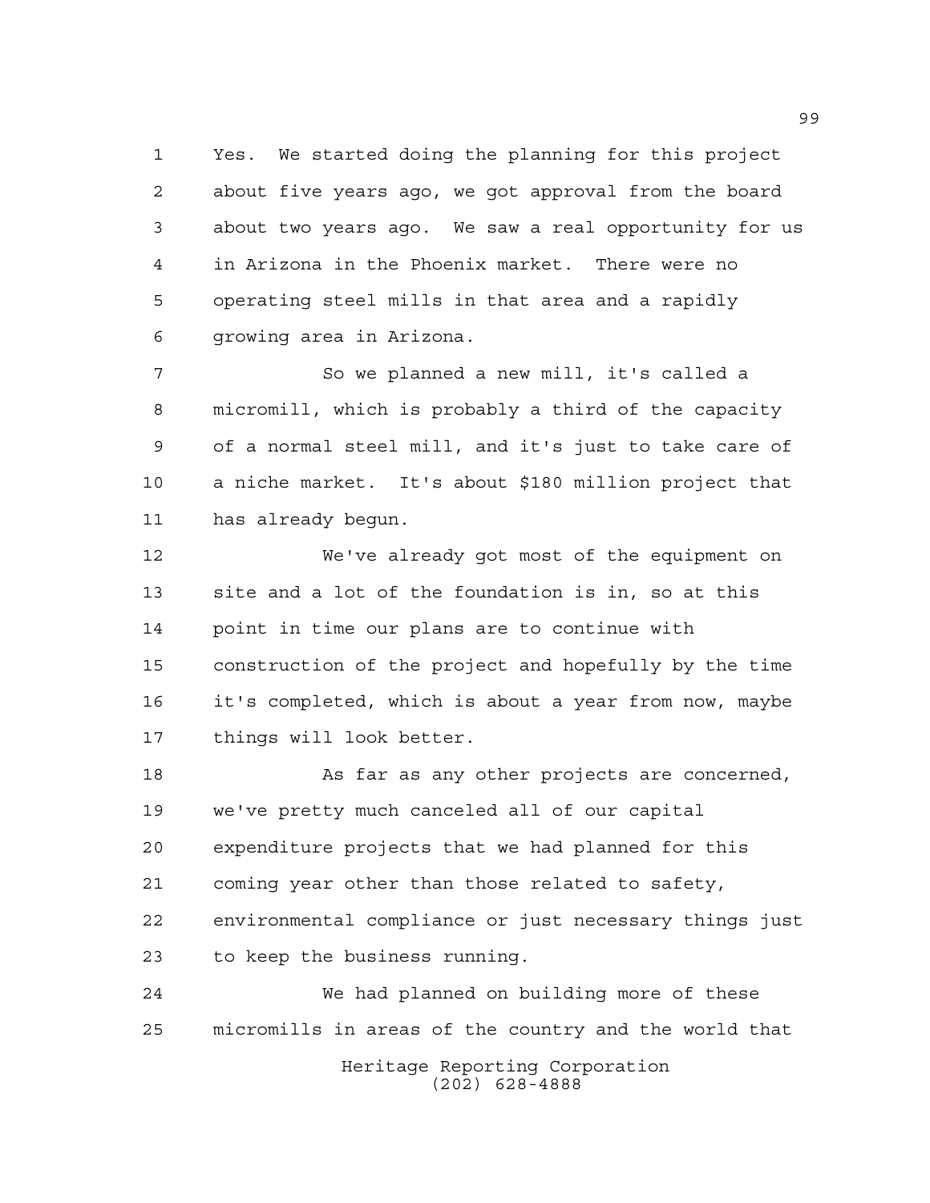Yes. We started doing the planning for this project about five years ago, we got approval from the board about two years ago. We saw a real opportunity for us in Arizona in the Phoenix market. There were no operating steel mills in that area and a rapidly growing area in Arizona.

So we planned a new mill, it's called a micromill, which is probably a third of the capacity of a normal steel mill, and it's just to take care of a niche market. It's about $180 million project that has already begun.

We've already got most of the equipment on site and a lot of the foundation is in, so at this point in time our plans are to continue with construction of the project and hopefully by the time it's completed, which is about a year from now, maybe things will look better.

As far as any other projects are concerned, we've pretty much canceled all of our capital expenditure projects that we had planned for this coming year other than those related to safety, environmental compliance or just necessary things just to keep the business running.

We had planned on building more of these micromills in areas of the country and the world that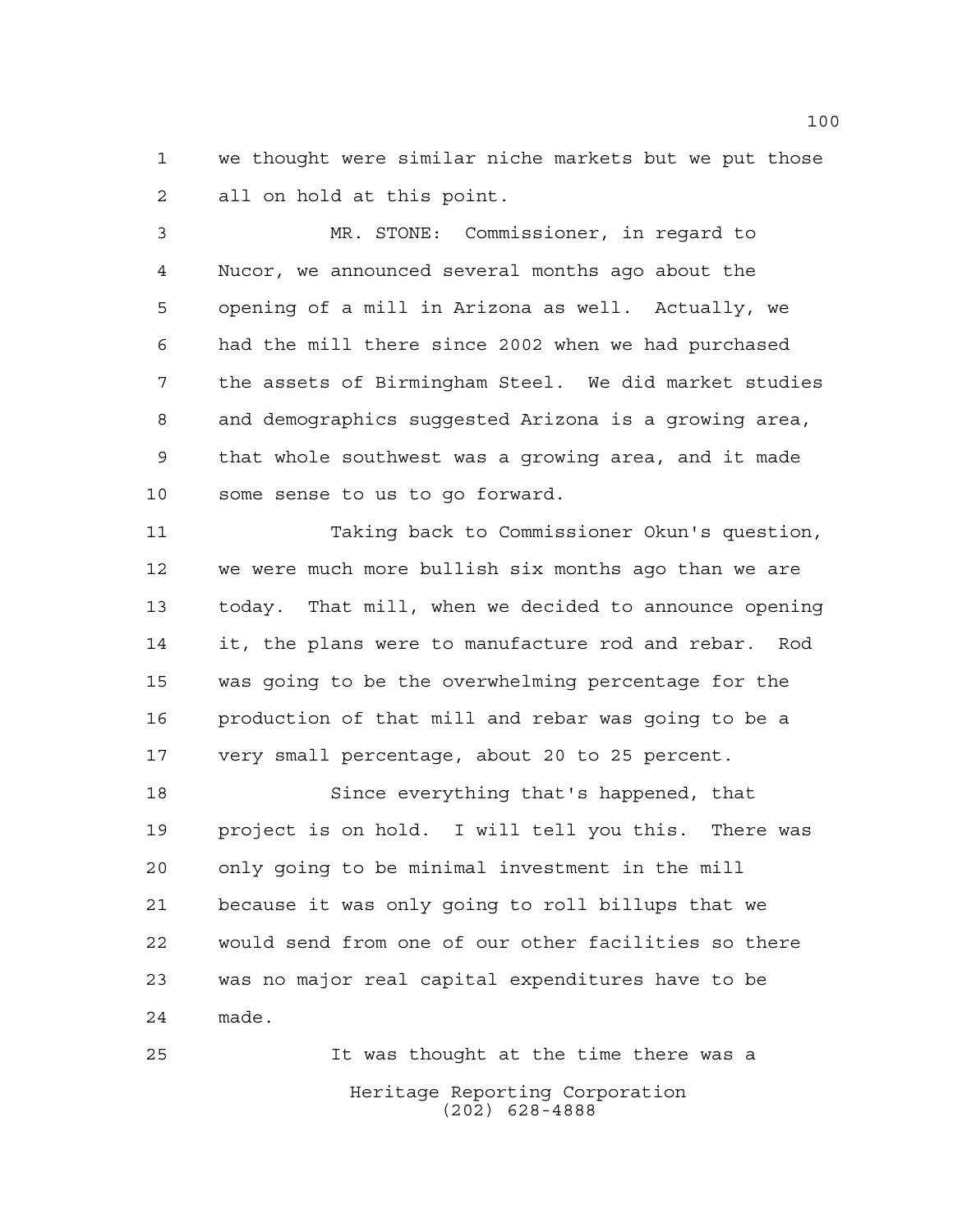we thought were similar niche markets but we put those all on hold at this point.

MR. STONE: Commissioner, in regard to Nucor, we announced several months ago about the opening of a mill in Arizona as well. Actually, we had the mill there since 2002 when we had purchased the assets of Birmingham Steel. We did market studies and demographics suggested Arizona is a growing area, that whole southwest was a growing area, and it made some sense to us to go forward.

Taking back to Commissioner Okun's question, we were much more bullish six months ago than we are today. That mill, when we decided to announce opening it, the plans were to manufacture rod and rebar. Rod was going to be the overwhelming percentage for the production of that mill and rebar was going to be a very small percentage, about 20 to 25 percent.

Since everything that's happened, that project is on hold. I will tell you this. There was only going to be minimal investment in the mill because it was only going to roll billups that we would send from one of our other facilities so there was no major real capital expenditures have to be made.

It was thought at the time there was a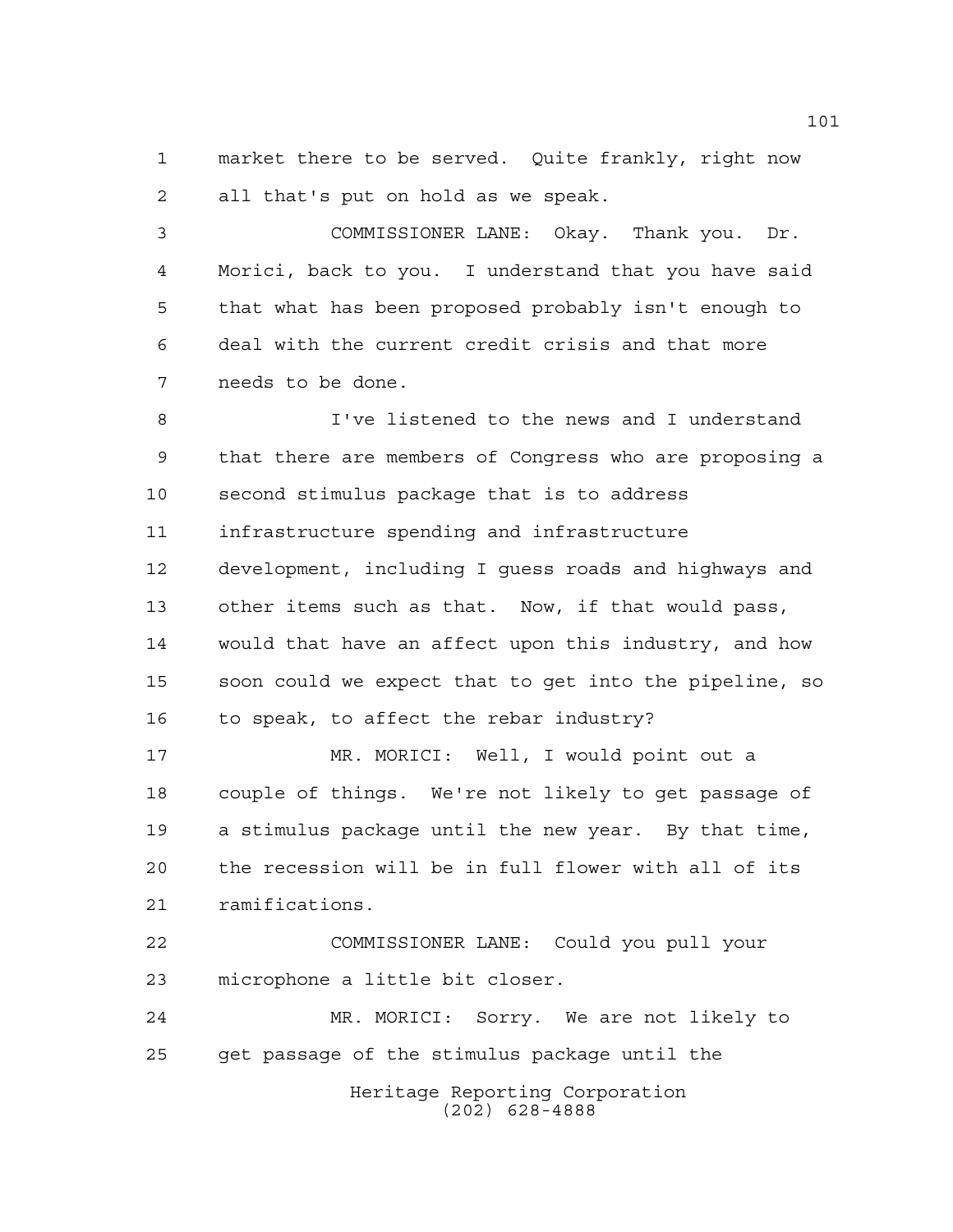market there to be served. Quite frankly, right now all that's put on hold as we speak.

COMMISSIONER LANE: Okay. Thank you. Dr. Morici, back to you. I understand that you have said that what has been proposed probably isn't enough to deal with the current credit crisis and that more needs to be done.

I've listened to the news and I understand that there are members of Congress who are proposing a second stimulus package that is to address infrastructure spending and infrastructure development, including I guess roads and highways and other items such as that. Now, if that would pass, would that have an affect upon this industry, and how soon could we expect that to get into the pipeline, so to speak, to affect the rebar industry?

MR. MORICI: Well, I would point out a couple of things. We're not likely to get passage of a stimulus package until the new year. By that time, the recession will be in full flower with all of its ramifications.

COMMISSIONER LANE: Could you pull your microphone a little bit closer.

MR. MORICI: Sorry. We are not likely to get passage of the stimulus package until the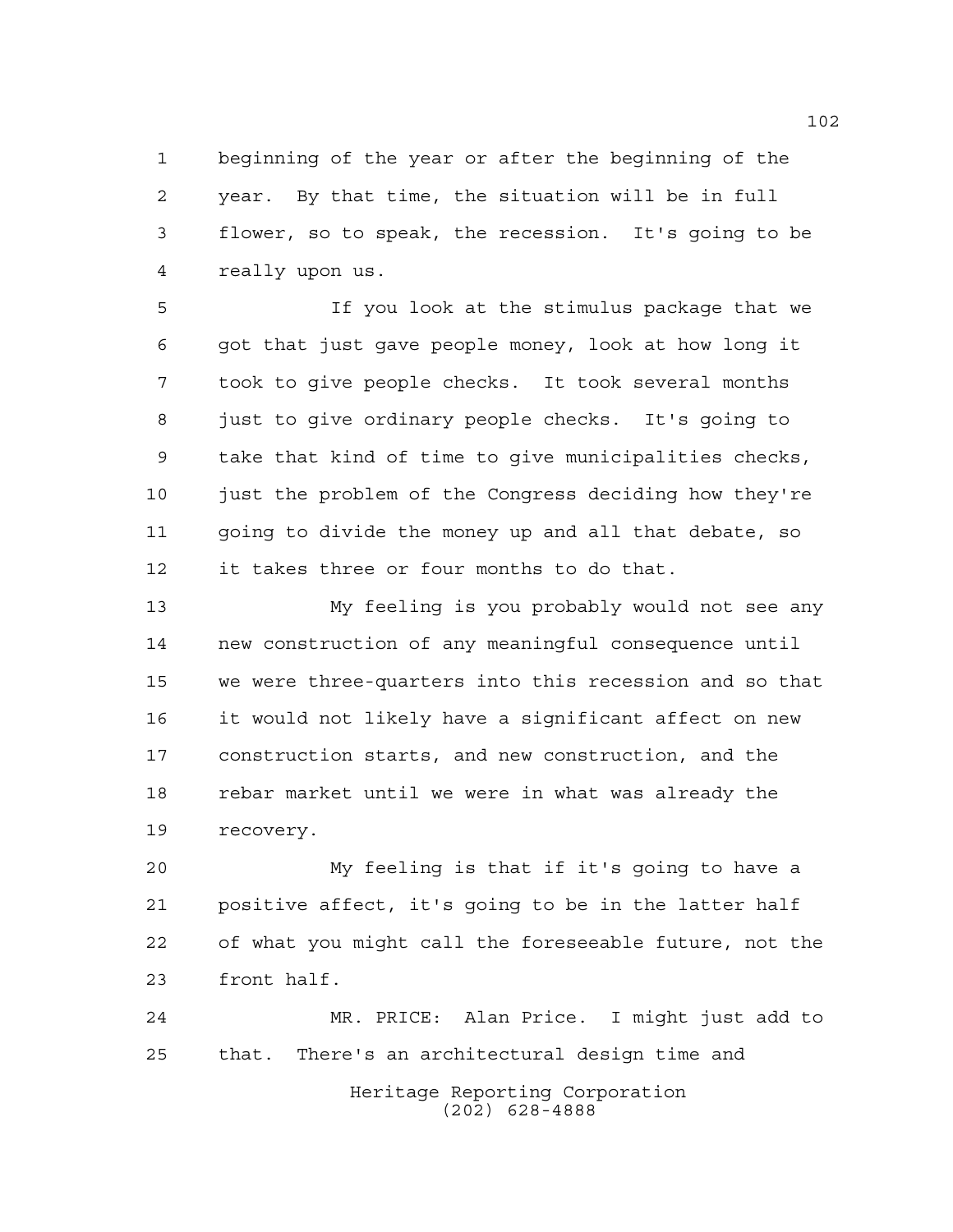beginning of the year or after the beginning of the year. By that time, the situation will be in full flower, so to speak, the recession. It's going to be really upon us.

If you look at the stimulus package that we got that just gave people money, look at how long it took to give people checks. It took several months just to give ordinary people checks. It's going to take that kind of time to give municipalities checks, just the problem of the Congress deciding how they're going to divide the money up and all that debate, so it takes three or four months to do that.

My feeling is you probably would not see any new construction of any meaningful consequence until we were three-quarters into this recession and so that it would not likely have a significant affect on new construction starts, and new construction, and the rebar market until we were in what was already the recovery.

My feeling is that if it's going to have a positive affect, it's going to be in the latter half of what you might call the foreseeable future, not the front half.

MR. PRICE: Alan Price. I might just add to that. There's an architectural design time and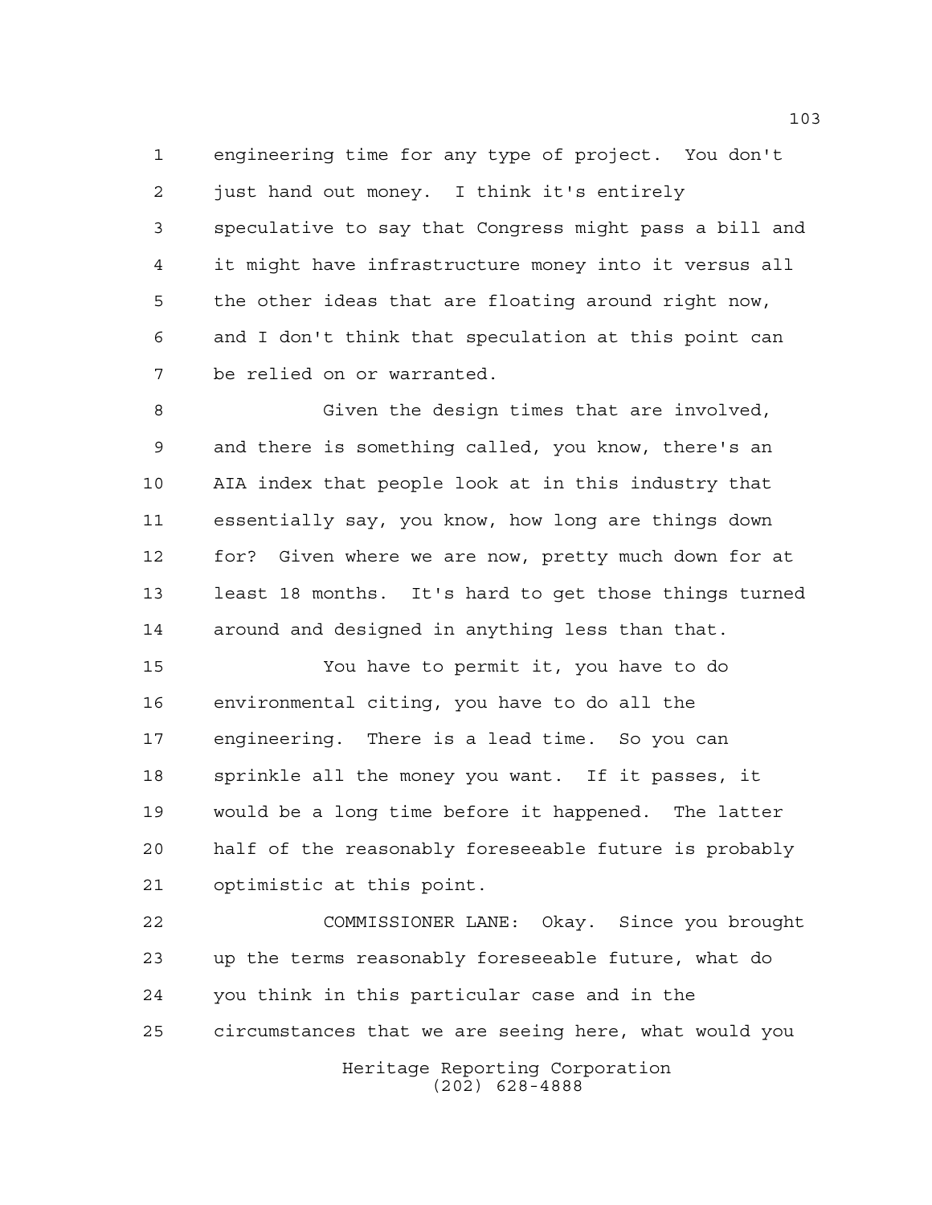engineering time for any type of project. You don't just hand out money. I think it's entirely speculative to say that Congress might pass a bill and it might have infrastructure money into it versus all the other ideas that are floating around right now, and I don't think that speculation at this point can be relied on or warranted.

Given the design times that are involved, and there is something called, you know, there's an AIA index that people look at in this industry that essentially say, you know, how long are things down for? Given where we are now, pretty much down for at least 18 months. It's hard to get those things turned around and designed in anything less than that.

You have to permit it, you have to do environmental citing, you have to do all the engineering. There is a lead time. So you can sprinkle all the money you want. If it passes, it would be a long time before it happened. The latter half of the reasonably foreseeable future is probably optimistic at this point.

COMMISSIONER LANE: Okay. Since you brought up the terms reasonably foreseeable future, what do you think in this particular case and in the circumstances that we are seeing here, what would you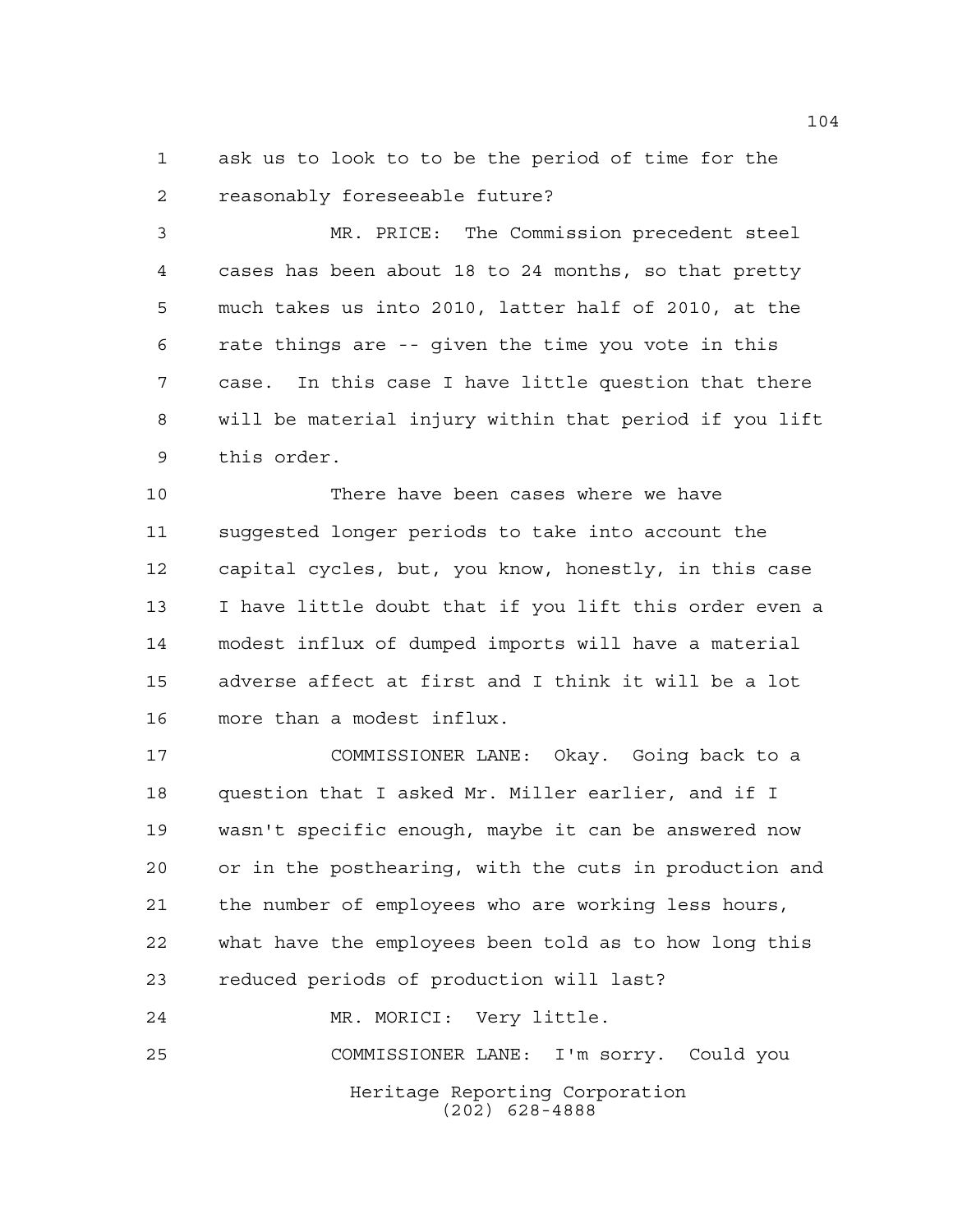ask us to look to to be the period of time for the reasonably foreseeable future?

MR. PRICE: The Commission precedent steel cases has been about 18 to 24 months, so that pretty much takes us into 2010, latter half of 2010, at the rate things are -- given the time you vote in this case. In this case I have little question that there will be material injury within that period if you lift this order.

There have been cases where we have suggested longer periods to take into account the capital cycles, but, you know, honestly, in this case I have little doubt that if you lift this order even a modest influx of dumped imports will have a material adverse affect at first and I think it will be a lot more than a modest influx.

COMMISSIONER LANE: Okay. Going back to a question that I asked Mr. Miller earlier, and if I wasn't specific enough, maybe it can be answered now or in the posthearing, with the cuts in production and the number of employees who are working less hours, what have the employees been told as to how long this reduced periods of production will last?

MR. MORICI: Very little.

COMMISSIONER LANE: I'm sorry. Could you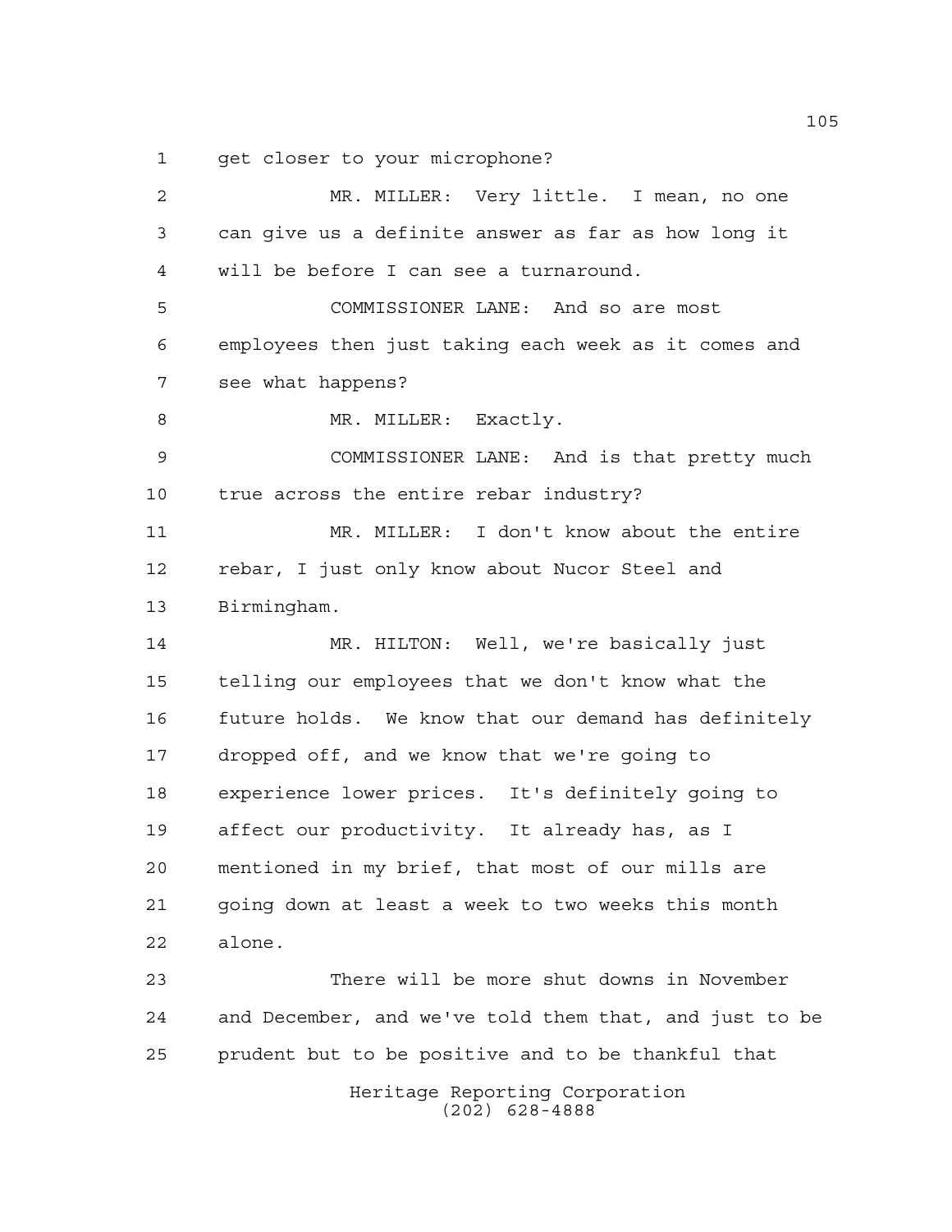get closer to your microphone?

MR. MILLER: Very little. I mean, no one can give us a definite answer as far as how long it will be before I can see a turnaround.

COMMISSIONER LANE: And so are most employees then just taking each week as it comes and see what happens?

MR. MILLER: Exactly.

COMMISSIONER LANE: And is that pretty much true across the entire rebar industry?

MR. MILLER: I don't know about the entire rebar, I just only know about Nucor Steel and Birmingham.

MR. HILTON: Well, we're basically just telling our employees that we don't know what the future holds. We know that our demand has definitely dropped off, and we know that we're going to experience lower prices. It's definitely going to affect our productivity. It already has, as I mentioned in my brief, that most of our mills are going down at least a week to two weeks this month alone.

There will be more shut downs in November and December, and we've told them that, and just to be prudent but to be positive and to be thankful that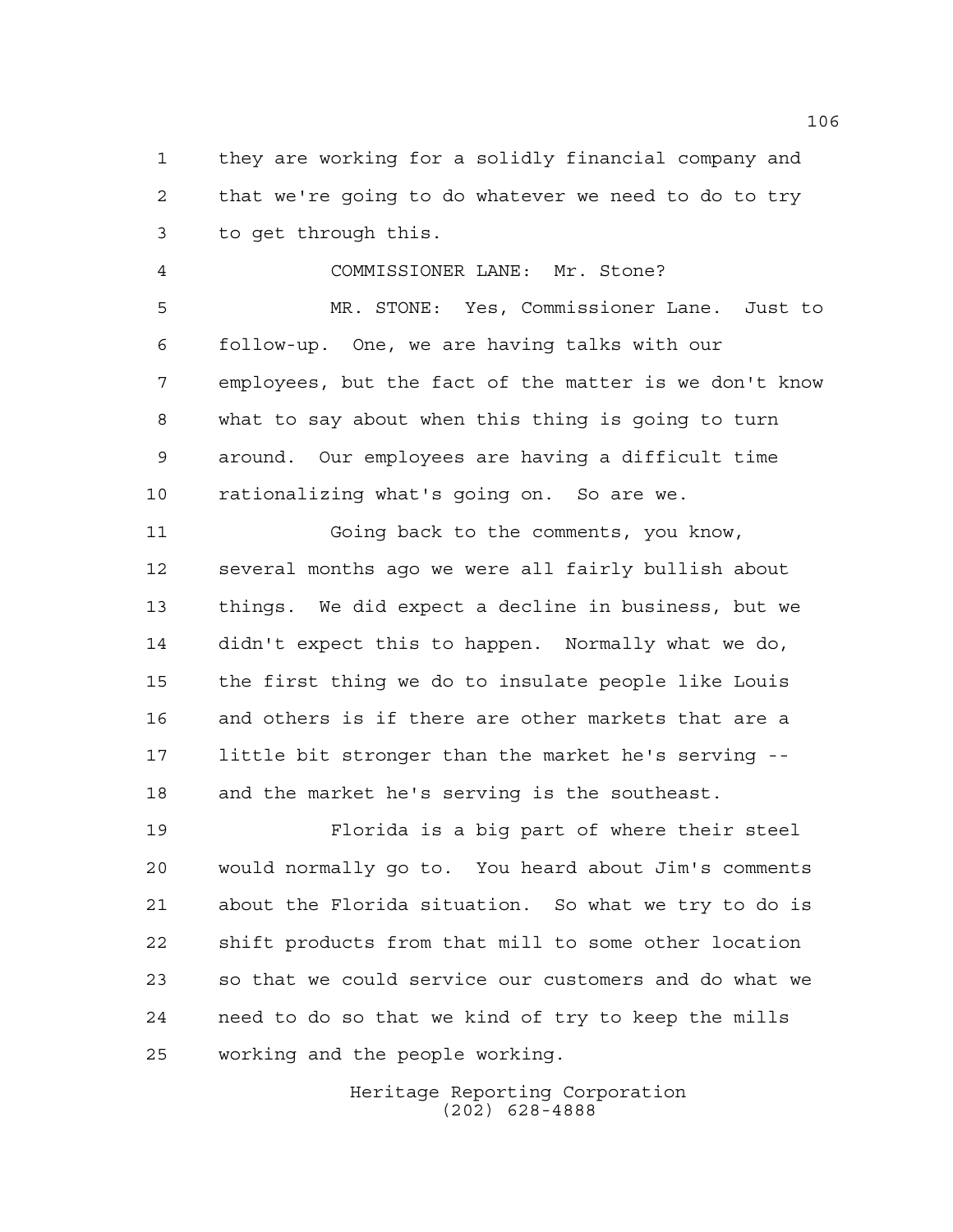they are working for a solidly financial company and that we're going to do whatever we need to do to try to get through this.

COMMISSIONER LANE: Mr. Stone?

MR. STONE: Yes, Commissioner Lane. Just to follow-up. One, we are having talks with our employees, but the fact of the matter is we don't know what to say about when this thing is going to turn around. Our employees are having a difficult time rationalizing what's going on. So are we.

Going back to the comments, you know, several months ago we were all fairly bullish about things. We did expect a decline in business, but we didn't expect this to happen. Normally what we do, the first thing we do to insulate people like Louis and others is if there are other markets that are a little bit stronger than the market he's serving -- and the market he's serving is the southeast.

Florida is a big part of where their steel would normally go to. You heard about Jim's comments about the Florida situation. So what we try to do is shift products from that mill to some other location so that we could service our customers and do what we need to do so that we kind of try to keep the mills working and the people working.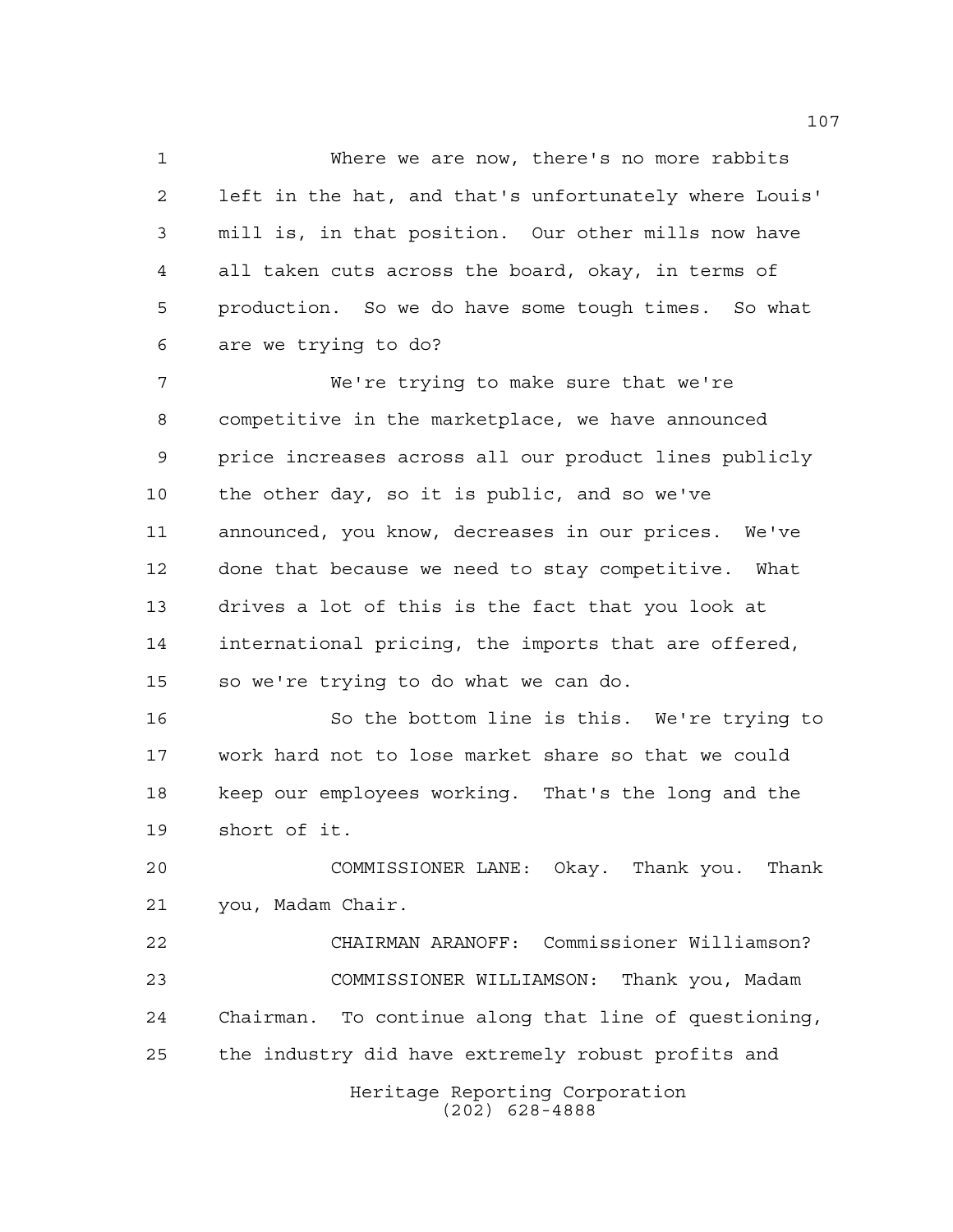Where we are now, there's no more rabbits left in the hat, and that's unfortunately where Louis' mill is, in that position. Our other mills now have all taken cuts across the board, okay, in terms of production. So we do have some tough times. So what are we trying to do?

We're trying to make sure that we're competitive in the marketplace, we have announced price increases across all our product lines publicly the other day, so it is public, and so we've announced, you know, decreases in our prices. We've done that because we need to stay competitive. What drives a lot of this is the fact that you look at international pricing, the imports that are offered, so we're trying to do what we can do.

So the bottom line is this. We're trying to work hard not to lose market share so that we could keep our employees working. That's the long and the short of it.

COMMISSIONER LANE: Okay. Thank you. Thank you, Madam Chair.

CHAIRMAN ARANOFF: Commissioner Williamson?

COMMISSIONER WILLIAMSON: Thank you, Madam Chairman. To continue along that line of questioning, the industry did have extremely robust profits and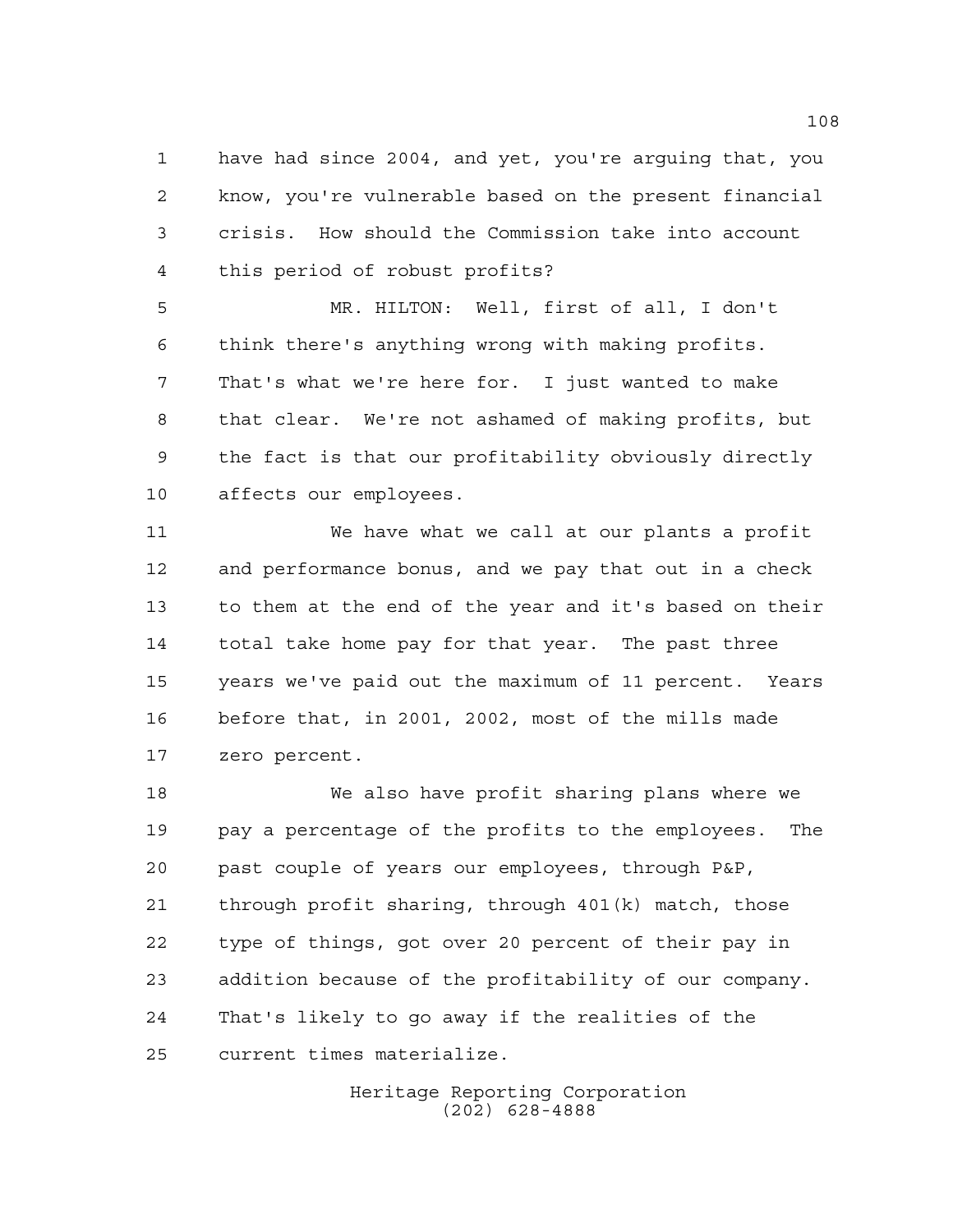have had since 2004, and yet, you're arguing that, you know, you're vulnerable based on the present financial crisis. How should the Commission take into account this period of robust profits?

MR. HILTON: Well, first of all, I don't think there's anything wrong with making profits. That's what we're here for. I just wanted to make that clear. We're not ashamed of making profits, but the fact is that our profitability obviously directly affects our employees.

We have what we call at our plants a profit and performance bonus, and we pay that out in a check to them at the end of the year and it's based on their total take home pay for that year. The past three years we've paid out the maximum of 11 percent. Years before that, in 2001, 2002, most of the mills made zero percent.

We also have profit sharing plans where we pay a percentage of the profits to the employees. The past couple of years our employees, through P&P, through profit sharing, through 401(k) match, those type of things, got over 20 percent of their pay in addition because of the profitability of our company. That's likely to go away if the realities of the current times materialize.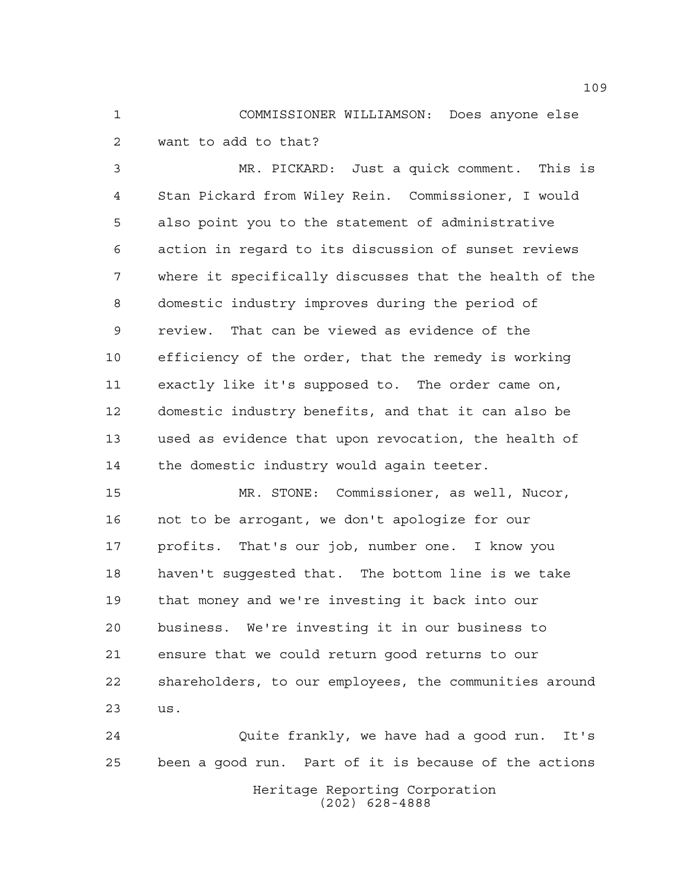COMMISSIONER WILLIAMSON: Does anyone else want to add to that?

MR. PICKARD: Just a quick comment. This is Stan Pickard from Wiley Rein. Commissioner, I would also point you to the statement of administrative action in regard to its discussion of sunset reviews where it specifically discusses that the health of the domestic industry improves during the period of review. That can be viewed as evidence of the efficiency of the order, that the remedy is working exactly like it's supposed to. The order came on, domestic industry benefits, and that it can also be used as evidence that upon revocation, the health of the domestic industry would again teeter.

MR. STONE: Commissioner, as well, Nucor, not to be arrogant, we don't apologize for our profits. That's our job, number one. I know you haven't suggested that. The bottom line is we take that money and we're investing it back into our business. We're investing it in our business to ensure that we could return good returns to our shareholders, to our employees, the communities around us.

Quite frankly, we have had a good run. It's been a good run. Part of it is because of the actions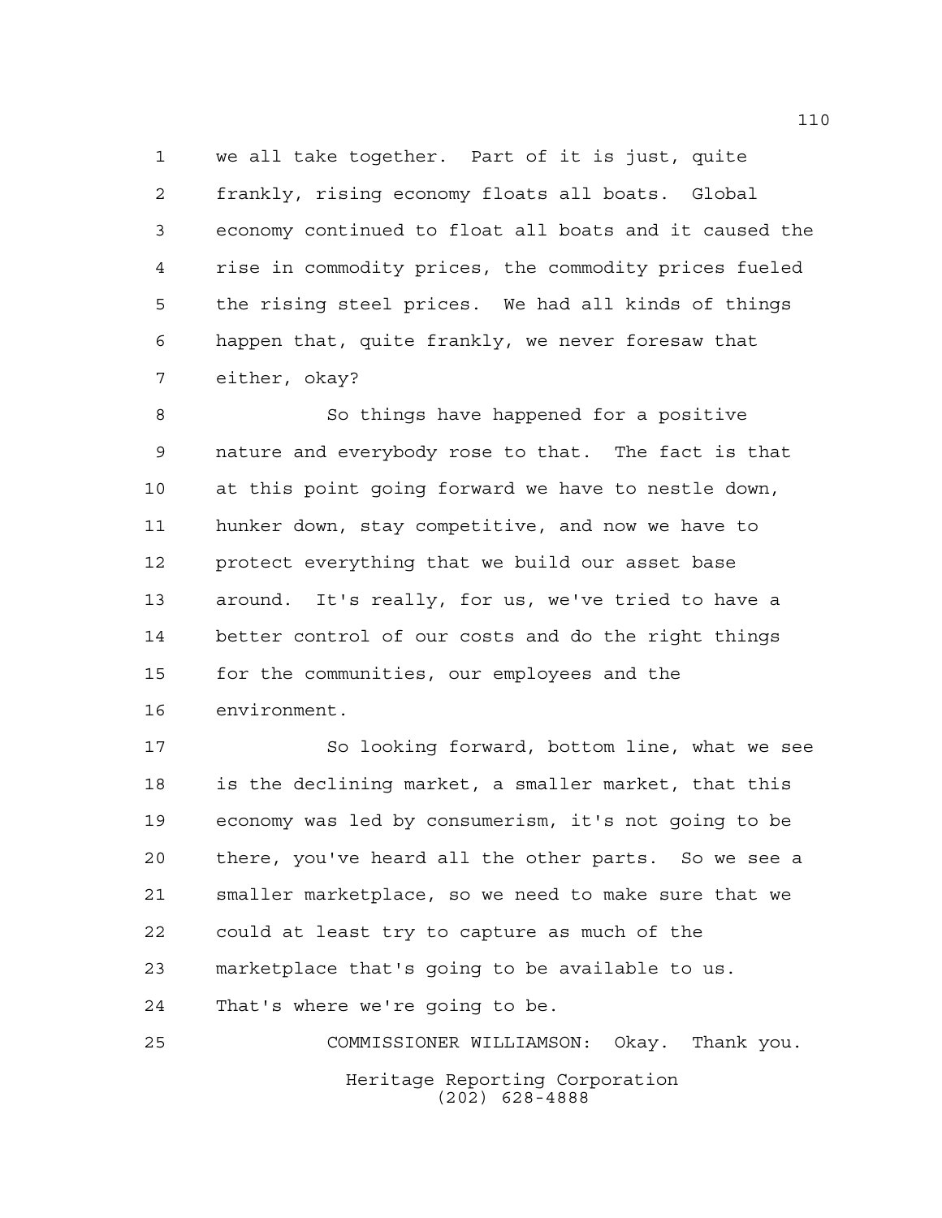we all take together. Part of it is just, quite frankly, rising economy floats all boats. Global economy continued to float all boats and it caused the rise in commodity prices, the commodity prices fueled the rising steel prices. We had all kinds of things happen that, quite frankly, we never foresaw that either, okay?

So things have happened for a positive nature and everybody rose to that. The fact is that at this point going forward we have to nestle down, hunker down, stay competitive, and now we have to protect everything that we build our asset base around. It's really, for us, we've tried to have a better control of our costs and do the right things for the communities, our employees and the environment.

So looking forward, bottom line, what we see is the declining market, a smaller market, that this economy was led by consumerism, it's not going to be there, you've heard all the other parts. So we see a smaller marketplace, so we need to make sure that we could at least try to capture as much of the marketplace that's going to be available to us. That's where we're going to be.

COMMISSIONER WILLIAMSON: Okay. Thank you.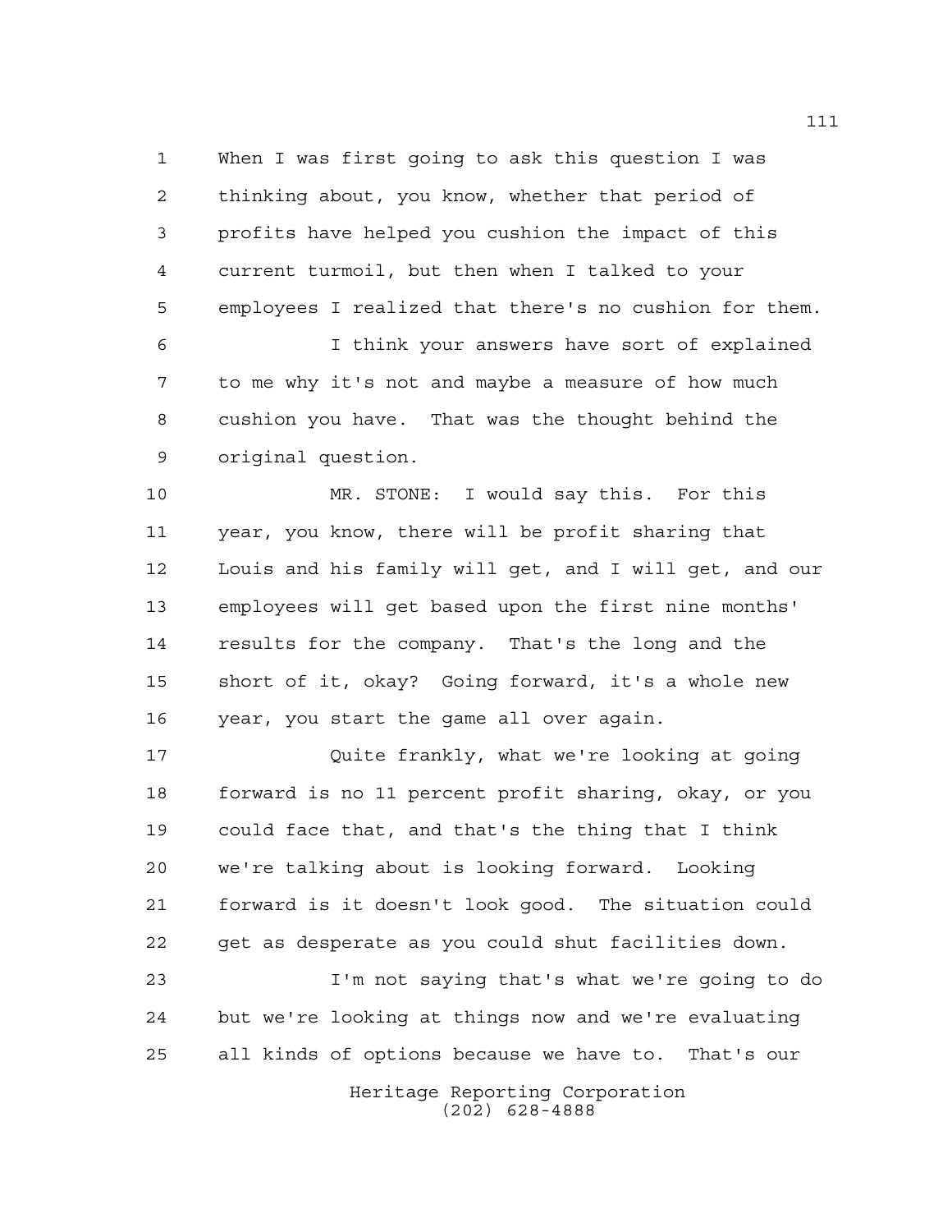When I was first going to ask this question I was thinking about, you know, whether that period of profits have helped you cushion the impact of this current turmoil, but then when I talked to your employees I realized that there's no cushion for them.

I think your answers have sort of explained to me why it's not and maybe a measure of how much cushion you have. That was the thought behind the original question.

MR. STONE: I would say this. For this year, you know, there will be profit sharing that Louis and his family will get, and I will get, and our employees will get based upon the first nine months' results for the company. That's the long and the short of it, okay? Going forward, it's a whole new year, you start the game all over again.

Quite frankly, what we're looking at going forward is no 11 percent profit sharing, okay, or you could face that, and that's the thing that I think we're talking about is looking forward. Looking forward is it doesn't look good. The situation could get as desperate as you could shut facilities down.

I'm not saying that's what we're going to do but we're looking at things now and we're evaluating all kinds of options because we have to. That's our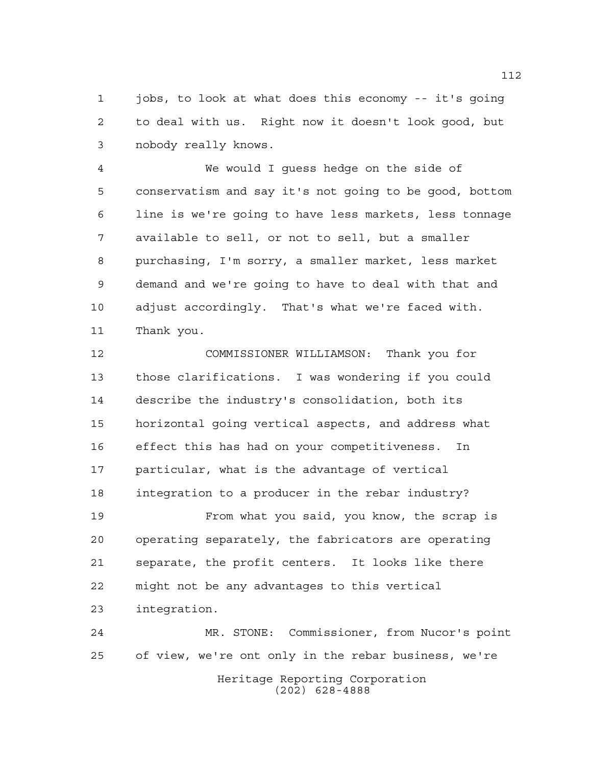jobs, to look at what does this economy -- it's going to deal with us. Right now it doesn't look good, but nobody really knows.

We would I guess hedge on the side of conservatism and say it's not going to be good, bottom line is we're going to have less markets, less tonnage available to sell, or not to sell, but a smaller purchasing, I'm sorry, a smaller market, less market demand and we're going to have to deal with that and adjust accordingly. That's what we're faced with. Thank you.

COMMISSIONER WILLIAMSON: Thank you for those clarifications. I was wondering if you could describe the industry's consolidation, both its horizontal going vertical aspects, and address what effect this has had on your competitiveness. In particular, what is the advantage of vertical integration to a producer in the rebar industry?

From what you said, you know, the scrap is operating separately, the fabricators are operating separate, the profit centers. It looks like there might not be any advantages to this vertical integration.

MR. STONE: Commissioner, from Nucor's point of view, we're ont only in the rebar business, we're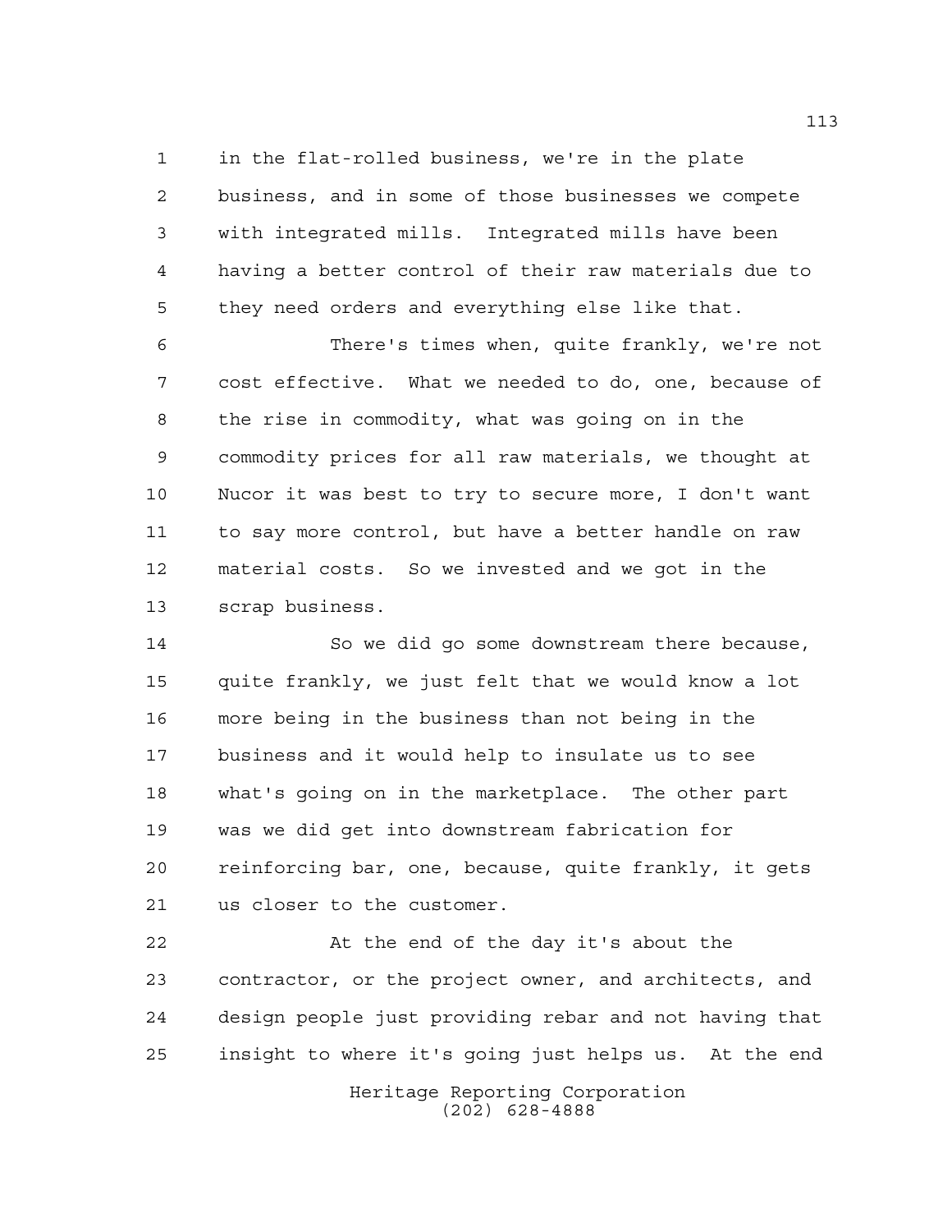in the flat-rolled business, we're in the plate business, and in some of those businesses we compete with integrated mills. Integrated mills have been having a better control of their raw materials due to they need orders and everything else like that.

There's times when, quite frankly, we're not cost effective. What we needed to do, one, because of the rise in commodity, what was going on in the commodity prices for all raw materials, we thought at Nucor it was best to try to secure more, I don't want to say more control, but have a better handle on raw material costs. So we invested and we got in the scrap business.

So we did go some downstream there because, quite frankly, we just felt that we would know a lot more being in the business than not being in the business and it would help to insulate us to see what's going on in the marketplace. The other part was we did get into downstream fabrication for reinforcing bar, one, because, quite frankly, it gets us closer to the customer.

At the end of the day it's about the contractor, or the project owner, and architects, and design people just providing rebar and not having that insight to where it's going just helps us. At the end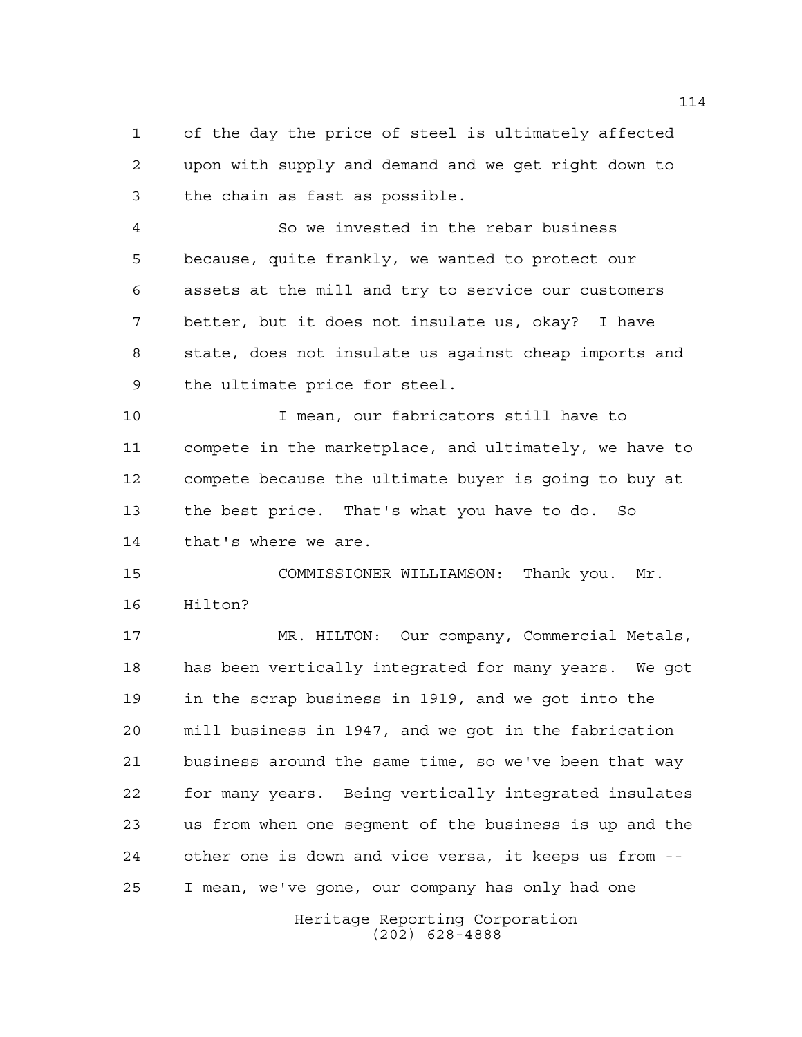of the day the price of steel is ultimately affected upon with supply and demand and we get right down to the chain as fast as possible.

So we invested in the rebar business because, quite frankly, we wanted to protect our assets at the mill and try to service our customers better, but it does not insulate us, okay? I have state, does not insulate us against cheap imports and the ultimate price for steel.

I mean, our fabricators still have to compete in the marketplace, and ultimately, we have to compete because the ultimate buyer is going to buy at the best price. That's what you have to do. So that's where we are.

COMMISSIONER WILLIAMSON: Thank you. Mr. Hilton?

MR. HILTON: Our company, Commercial Metals, has been vertically integrated for many years. We got in the scrap business in 1919, and we got into the mill business in 1947, and we got in the fabrication business around the same time, so we've been that way for many years. Being vertically integrated insulates us from when one segment of the business is up and the other one is down and vice versa, it keeps us from -- I mean, we've gone, our company has only had one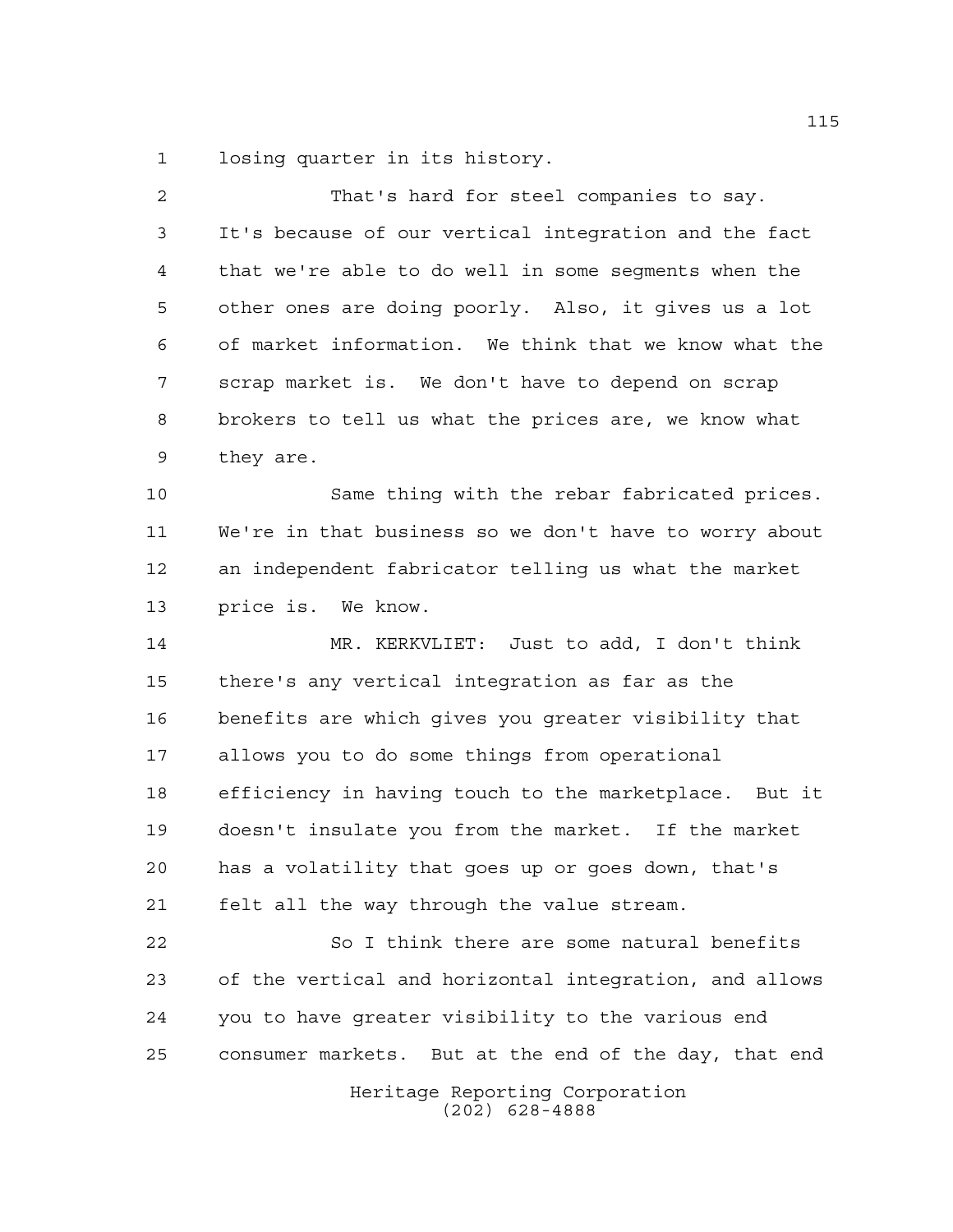losing quarter in its history.

That's hard for steel companies to say. It's because of our vertical integration and the fact that we're able to do well in some segments when the other ones are doing poorly. Also, it gives us a lot of market information. We think that we know what the scrap market is. We don't have to depend on scrap brokers to tell us what the prices are, we know what they are.

Same thing with the rebar fabricated prices. We're in that business so we don't have to worry about an independent fabricator telling us what the market price is. We know.

MR. KERKVLIET: Just to add, I don't think there's any vertical integration as far as the benefits are which gives you greater visibility that allows you to do some things from operational efficiency in having touch to the marketplace. But it doesn't insulate you from the market. If the market has a volatility that goes up or goes down, that's felt all the way through the value stream.

So I think there are some natural benefits of the vertical and horizontal integration, and allows you to have greater visibility to the various end consumer markets. But at the end of the day, that end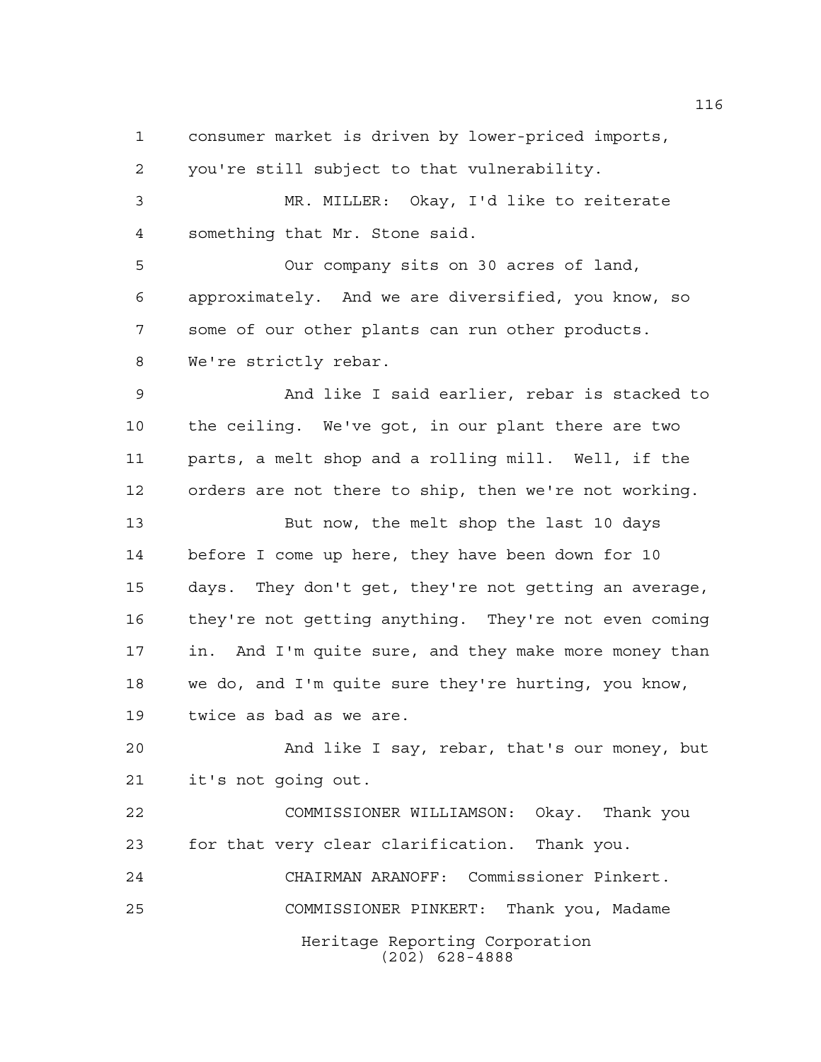consumer market is driven by lower-priced imports, you're still subject to that vulnerability.

MR. MILLER: Okay, I'd like to reiterate something that Mr. Stone said.

Our company sits on 30 acres of land, approximately. And we are diversified, you know, so some of our other plants can run other products. We're strictly rebar.

And like I said earlier, rebar is stacked to the ceiling. We've got, in our plant there are two parts, a melt shop and a rolling mill. Well, if the orders are not there to ship, then we're not working.

But now, the melt shop the last 10 days before I come up here, they have been down for 10 days. They don't get, they're not getting an average, they're not getting anything. They're not even coming in. And I'm quite sure, and they make more money than we do, and I'm quite sure they're hurting, you know, twice as bad as we are.

And like I say, rebar, that's our money, but it's not going out.

COMMISSIONER WILLIAMSON: Okay. Thank you for that very clear clarification. Thank you.

CHAIRMAN ARANOFF: Commissioner Pinkert.

COMMISSIONER PINKERT: Thank you, Madame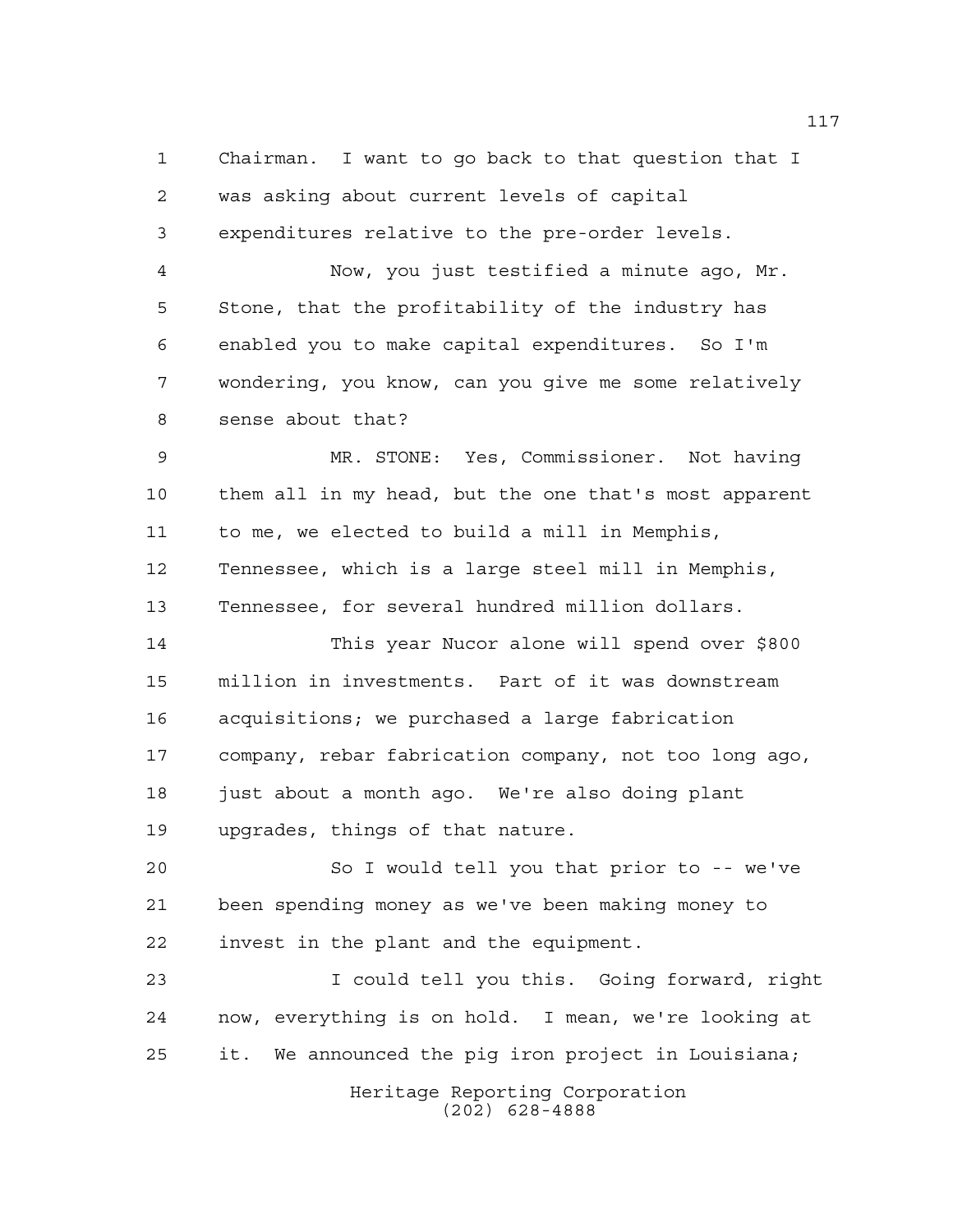Chairman. I want to go back to that question that I was asking about current levels of capital expenditures relative to the pre-order levels.

Now, you just testified a minute ago, Mr. Stone, that the profitability of the industry has enabled you to make capital expenditures. So I'm wondering, you know, can you give me some relatively sense about that?

MR. STONE: Yes, Commissioner. Not having them all in my head, but the one that's most apparent to me, we elected to build a mill in Memphis, Tennessee, which is a large steel mill in Memphis, Tennessee, for several hundred million dollars.

This year Nucor alone will spend over $800 million in investments. Part of it was downstream acquisitions; we purchased a large fabrication company, rebar fabrication company, not too long ago, just about a month ago. We're also doing plant upgrades, things of that nature.

So I would tell you that prior to -- we've been spending money as we've been making money to invest in the plant and the equipment.

I could tell you this. Going forward, right now, everything is on hold. I mean, we're looking at it. We announced the pig iron project in Louisiana;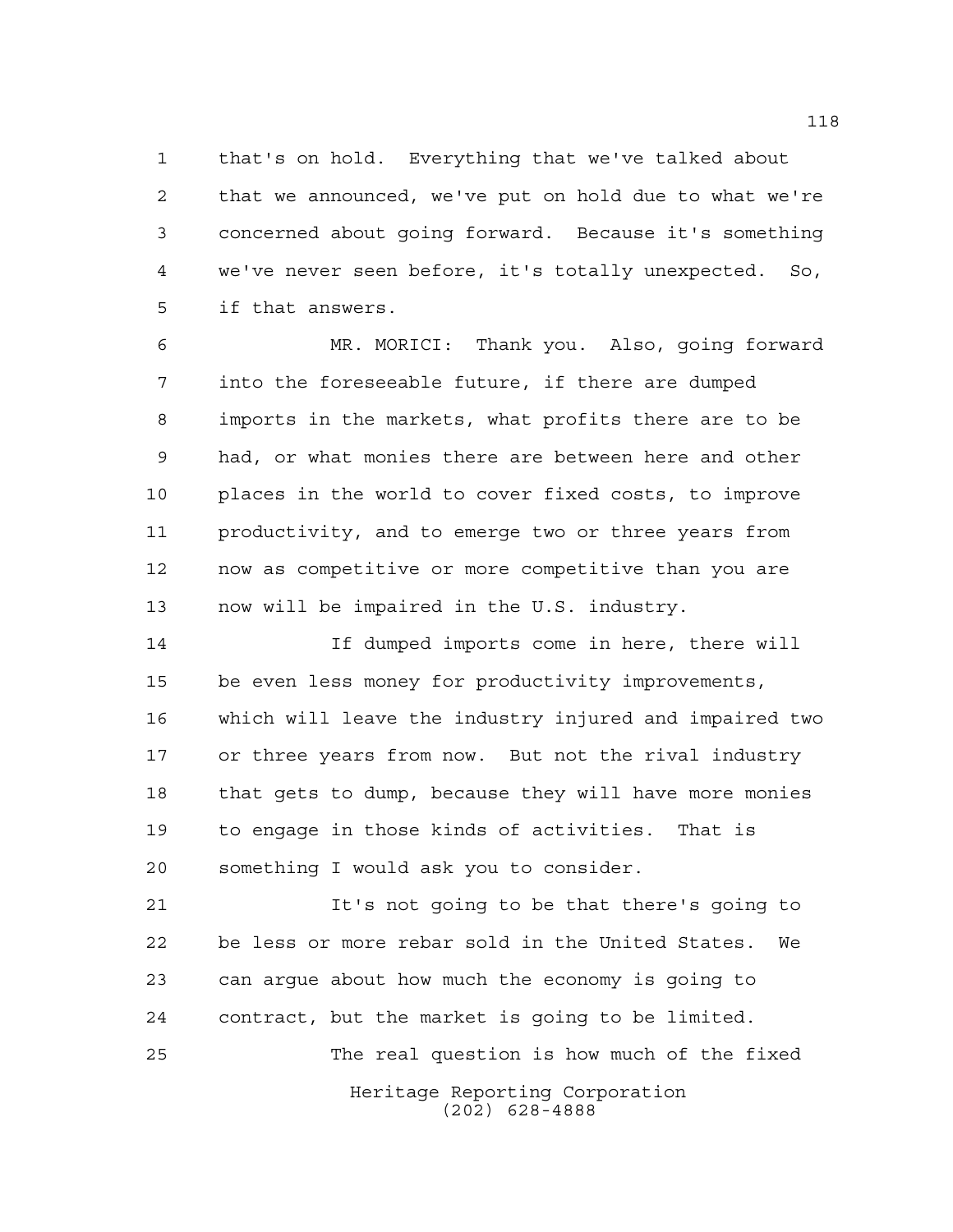that's on hold. Everything that we've talked about that we announced, we've put on hold due to what we're concerned about going forward. Because it's something we've never seen before, it's totally unexpected. So, if that answers.

MR. MORICI: Thank you. Also, going forward into the foreseeable future, if there are dumped imports in the markets, what profits there are to be had, or what monies there are between here and other places in the world to cover fixed costs, to improve productivity, and to emerge two or three years from now as competitive or more competitive than you are now will be impaired in the U.S. industry.

If dumped imports come in here, there will be even less money for productivity improvements, which will leave the industry injured and impaired two or three years from now. But not the rival industry that gets to dump, because they will have more monies to engage in those kinds of activities. That is something I would ask you to consider.

It's not going to be that there's going to be less or more rebar sold in the United States. We can argue about how much the economy is going to contract, but the market is going to be limited.

The real question is how much of the fixed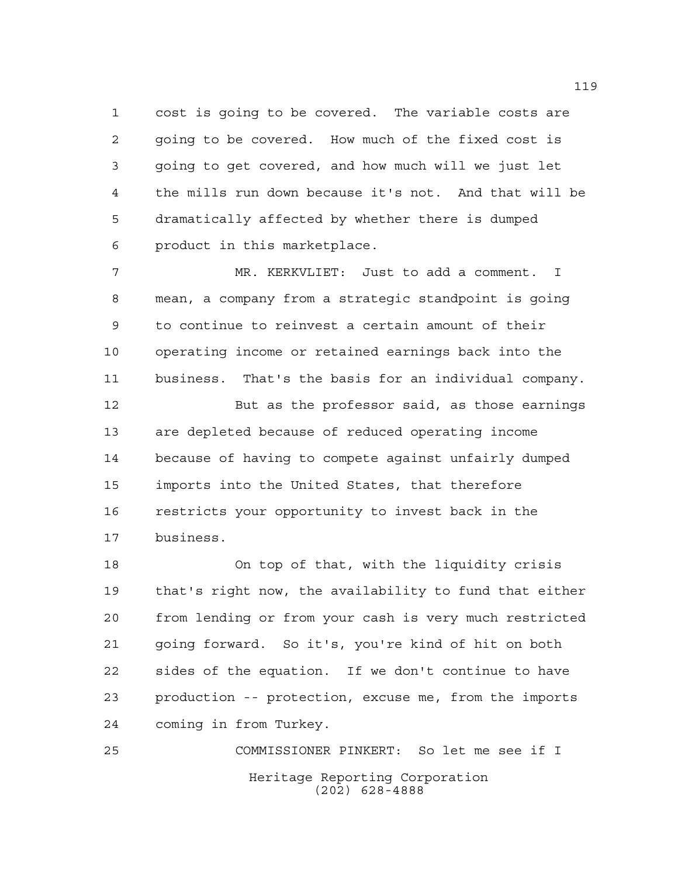cost is going to be covered. The variable costs are going to be covered. How much of the fixed cost is going to get covered, and how much will we just let the mills run down because it's not. And that will be dramatically affected by whether there is dumped product in this marketplace.

MR. KERKVLIET: Just to add a comment. I mean, a company from a strategic standpoint is going to continue to reinvest a certain amount of their operating income or retained earnings back into the business. That's the basis for an individual company.

But as the professor said, as those earnings are depleted because of reduced operating income because of having to compete against unfairly dumped imports into the United States, that therefore restricts your opportunity to invest back in the business.

On top of that, with the liquidity crisis that's right now, the availability to fund that either from lending or from your cash is very much restricted going forward. So it's, you're kind of hit on both sides of the equation. If we don't continue to have production -- protection, excuse me, from the imports coming in from Turkey.

COMMISSIONER PINKERT: So let me see if I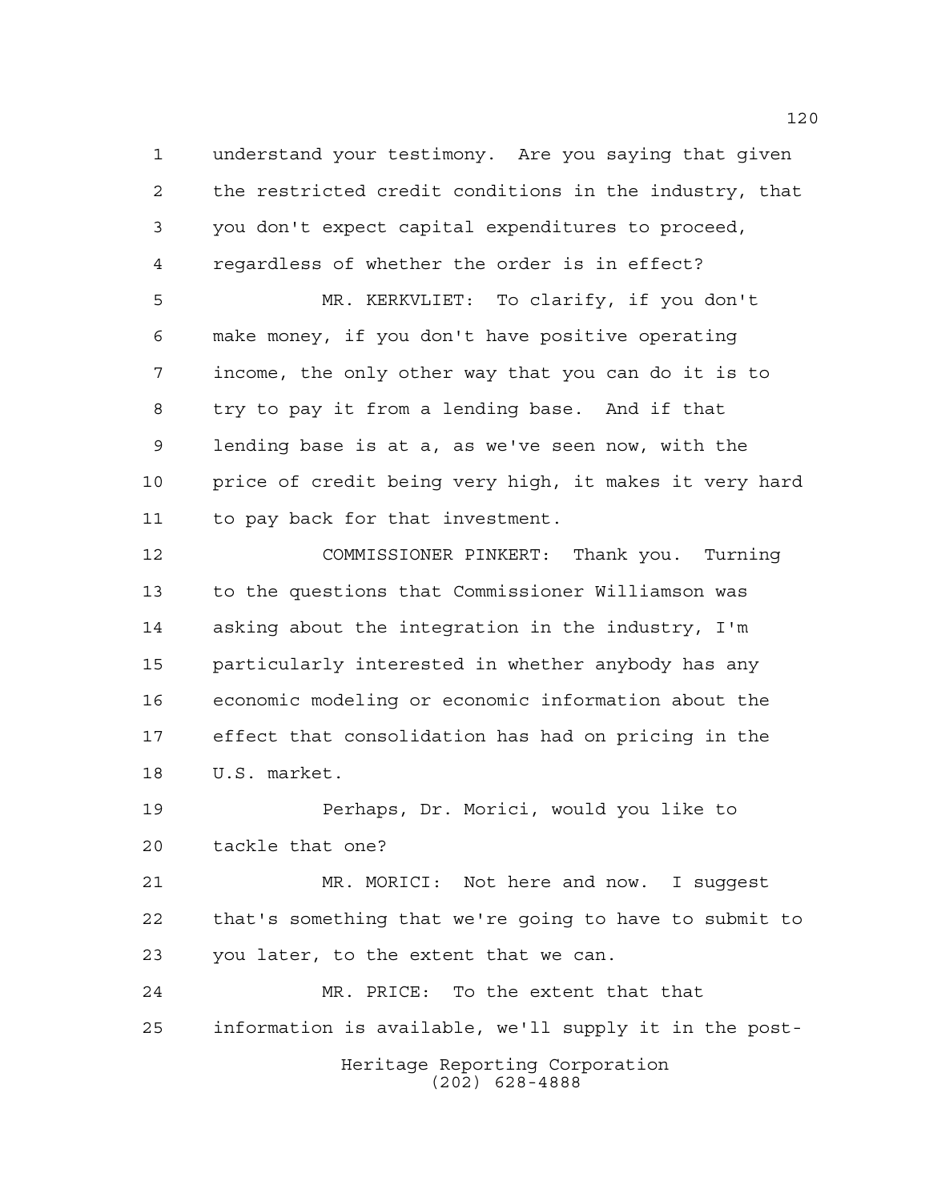understand your testimony. Are you saying that given the restricted credit conditions in the industry, that you don't expect capital expenditures to proceed, regardless of whether the order is in effect?

MR. KERKVLIET: To clarify, if you don't make money, if you don't have positive operating income, the only other way that you can do it is to try to pay it from a lending base. And if that lending base is at a, as we've seen now, with the price of credit being very high, it makes it very hard to pay back for that investment.

COMMISSIONER PINKERT: Thank you. Turning to the questions that Commissioner Williamson was asking about the integration in the industry, I'm particularly interested in whether anybody has any economic modeling or economic information about the effect that consolidation has had on pricing in the U.S. market.

Perhaps, Dr. Morici, would you like to tackle that one?

MR. MORICI: Not here and now. I suggest that's something that we're going to have to submit to you later, to the extent that we can.

MR. PRICE: To the extent that that information is available, we'll supply it in the post-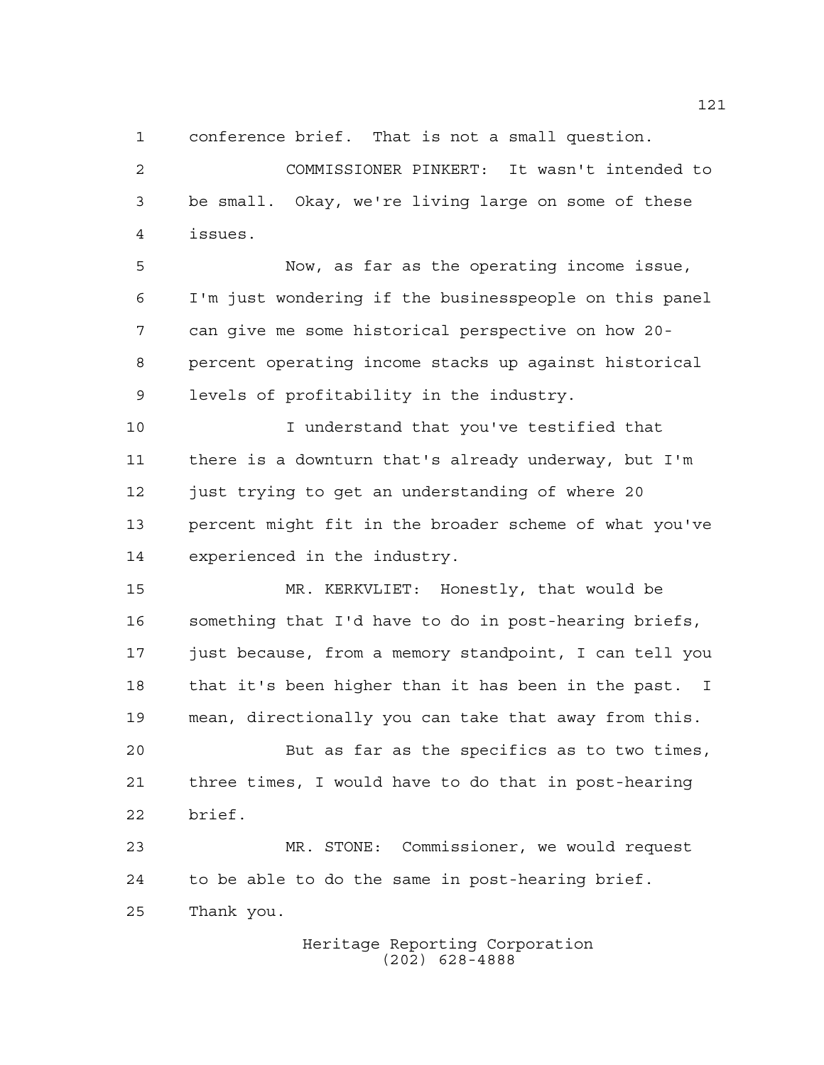conference brief. That is not a small question.

COMMISSIONER PINKERT: It wasn't intended to be small. Okay, we're living large on some of these issues.

Now, as far as the operating income issue, I'm just wondering if the businesspeople on this panel can give me some historical perspective on how 20-percent operating income stacks up against historical levels of profitability in the industry.

I understand that you've testified that there is a downturn that's already underway, but I'm just trying to get an understanding of where 20 percent might fit in the broader scheme of what you've experienced in the industry.

MR. KERKVLIET: Honestly, that would be something that I'd have to do in post-hearing briefs, just because, from a memory standpoint, I can tell you that it's been higher than it has been in the past. I mean, directionally you can take that away from this.

But as far as the specifics as to two times, three times, I would have to do that in post-hearing brief.

MR. STONE: Commissioner, we would request to be able to do the same in post-hearing brief. Thank you.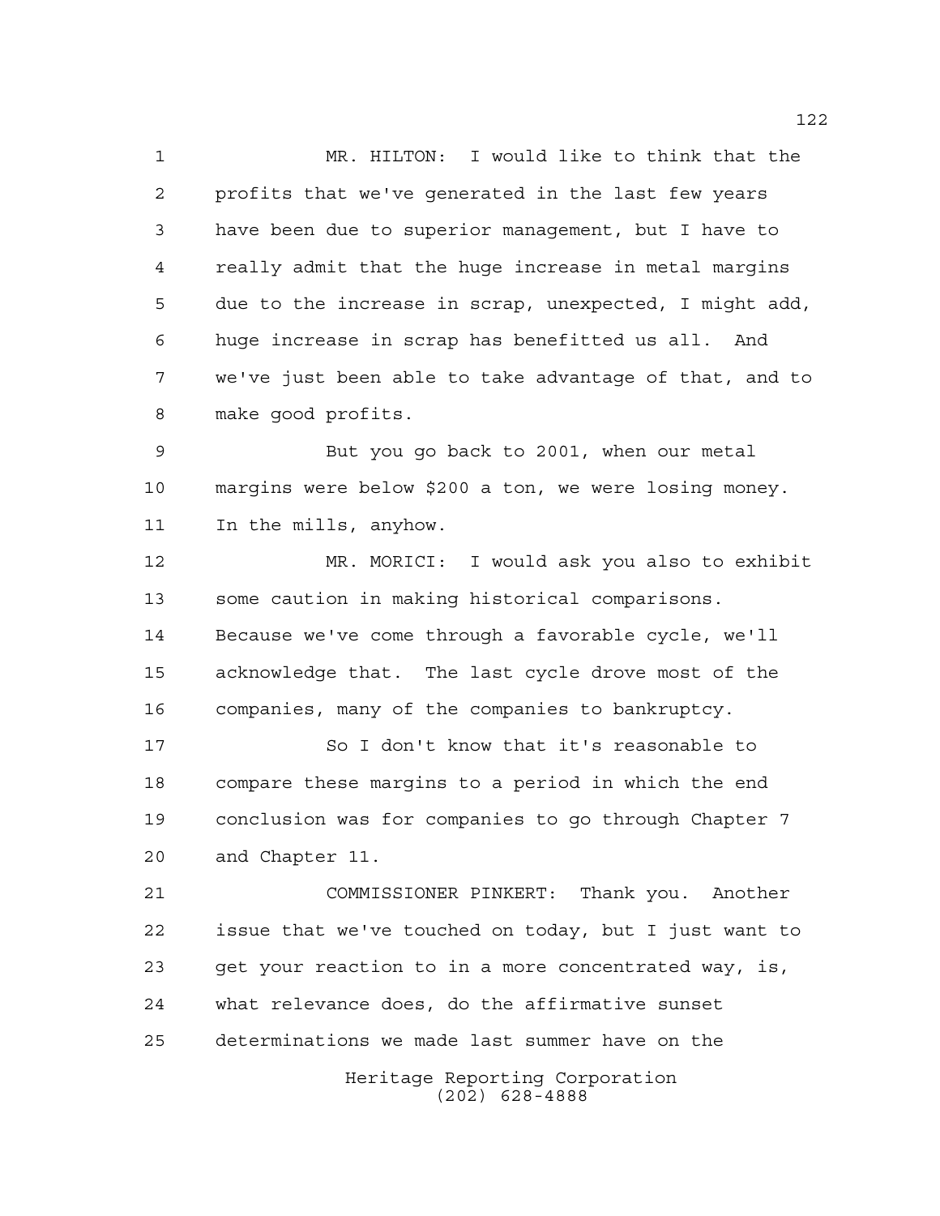MR. HILTON: I would like to think that the profits that we've generated in the last few years have been due to superior management, but I have to really admit that the huge increase in metal margins due to the increase in scrap, unexpected, I might add, huge increase in scrap has benefitted us all. And we've just been able to take advantage of that, and to make good profits.

But you go back to 2001, when our metal margins were below $200 a ton, we were losing money. In the mills, anyhow.

MR. MORICI: I would ask you also to exhibit some caution in making historical comparisons. Because we've come through a favorable cycle, we'll acknowledge that. The last cycle drove most of the companies, many of the companies to bankruptcy.

So I don't know that it's reasonable to compare these margins to a period in which the end conclusion was for companies to go through Chapter 7 and Chapter 11.

COMMISSIONER PINKERT: Thank you. Another issue that we've touched on today, but I just want to get your reaction to in a more concentrated way, is, what relevance does, do the affirmative sunset determinations we made last summer have on the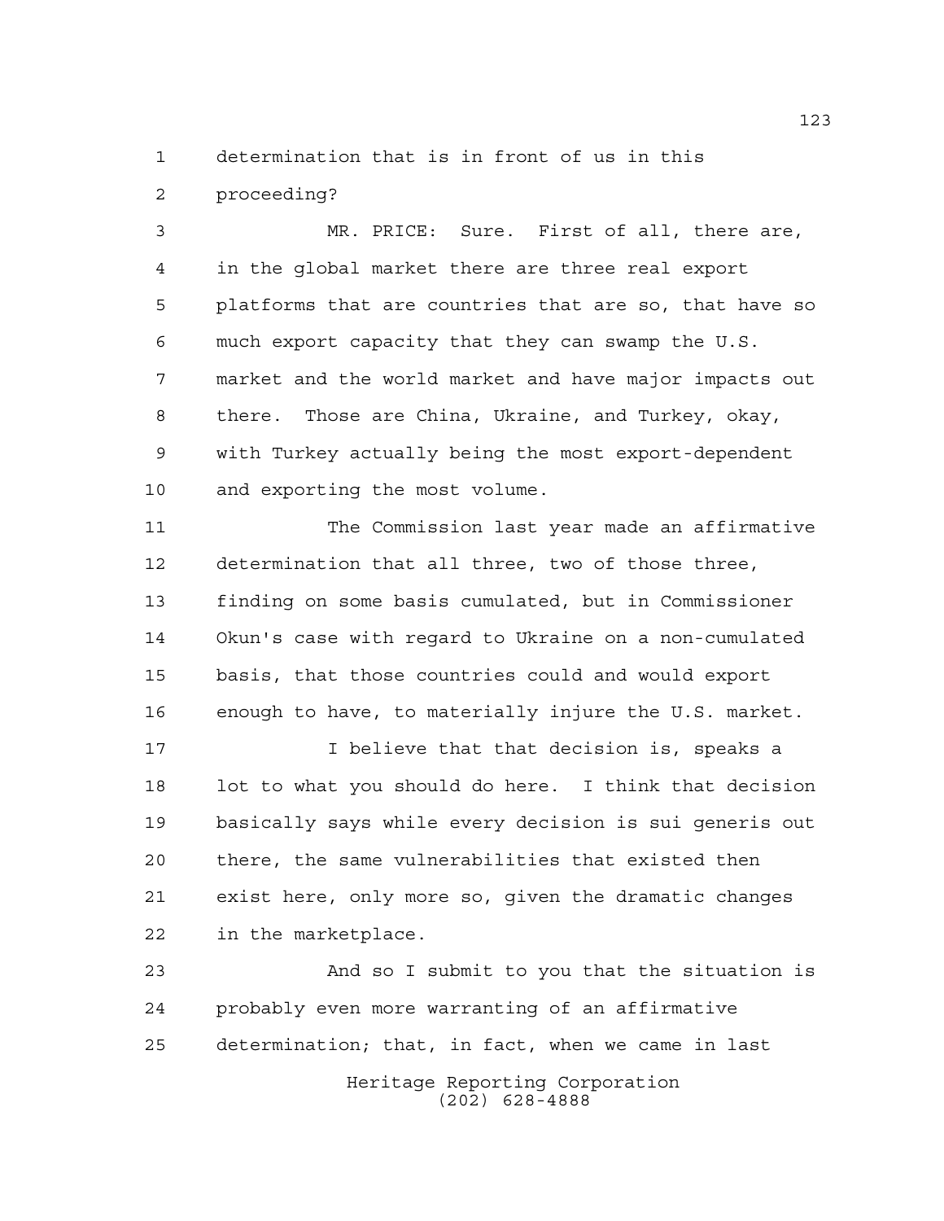determination that is in front of us in this proceeding?

MR. PRICE: Sure. First of all, there are, in the global market there are three real export platforms that are countries that are so, that have so much export capacity that they can swamp the U.S. market and the world market and have major impacts out there. Those are China, Ukraine, and Turkey, okay, with Turkey actually being the most export-dependent and exporting the most volume.

The Commission last year made an affirmative determination that all three, two of those three, finding on some basis cumulated, but in Commissioner Okun's case with regard to Ukraine on a non-cumulated basis, that those countries could and would export enough to have, to materially injure the U.S. market.

I believe that that decision is, speaks a lot to what you should do here. I think that decision basically says while every decision is sui generis out there, the same vulnerabilities that existed then exist here, only more so, given the dramatic changes in the marketplace.

And so I submit to you that the situation is probably even more warranting of an affirmative determination; that, in fact, when we came in last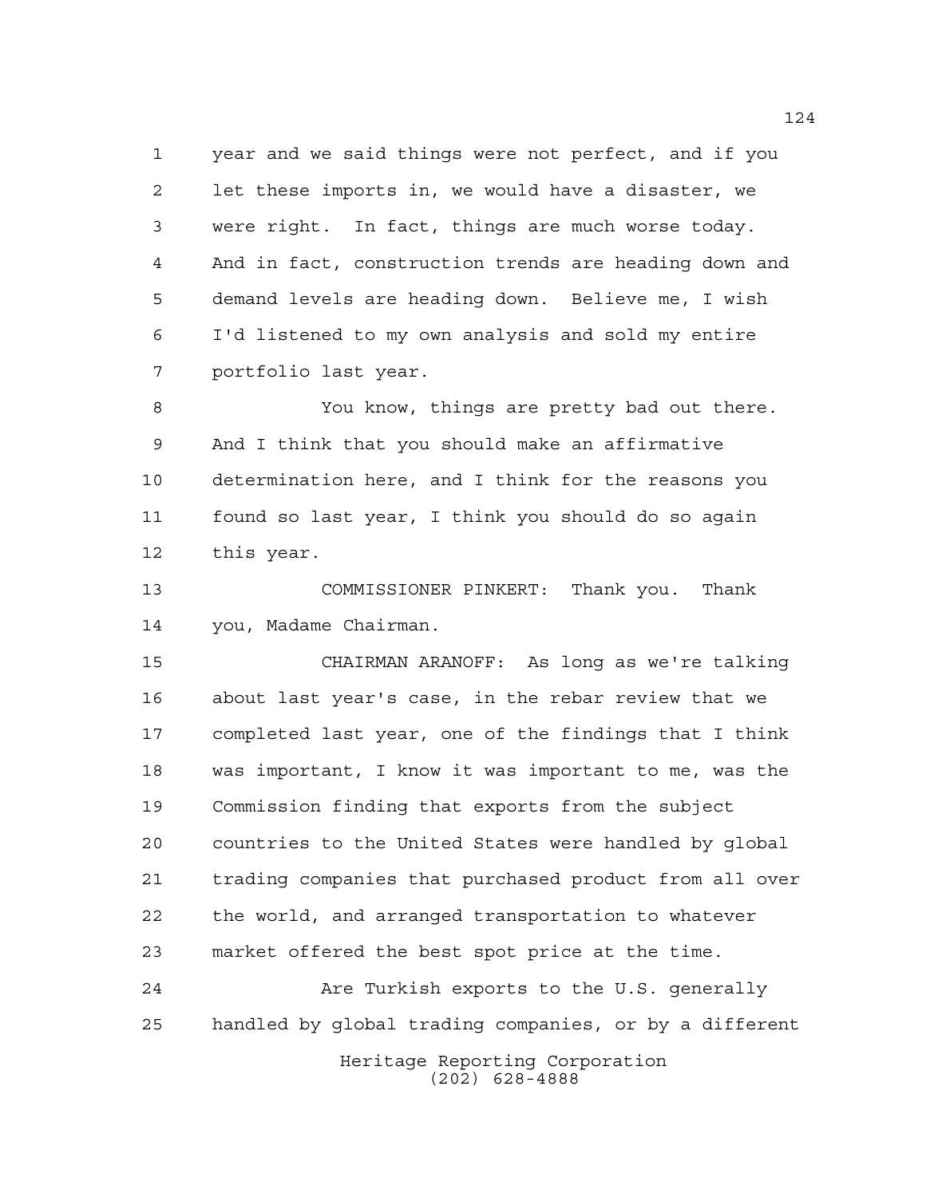year and we said things were not perfect, and if you let these imports in, we would have a disaster, we were right. In fact, things are much worse today. And in fact, construction trends are heading down and demand levels are heading down. Believe me, I wish I'd listened to my own analysis and sold my entire portfolio last year.

You know, things are pretty bad out there. And I think that you should make an affirmative determination here, and I think for the reasons you found so last year, I think you should do so again this year.

COMMISSIONER PINKERT: Thank you. Thank you, Madame Chairman.

CHAIRMAN ARANOFF: As long as we're talking about last year's case, in the rebar review that we completed last year, one of the findings that I think was important, I know it was important to me, was the Commission finding that exports from the subject countries to the United States were handled by global trading companies that purchased product from all over the world, and arranged transportation to whatever market offered the best spot price at the time.

Are Turkish exports to the U.S. generally handled by global trading companies, or by a different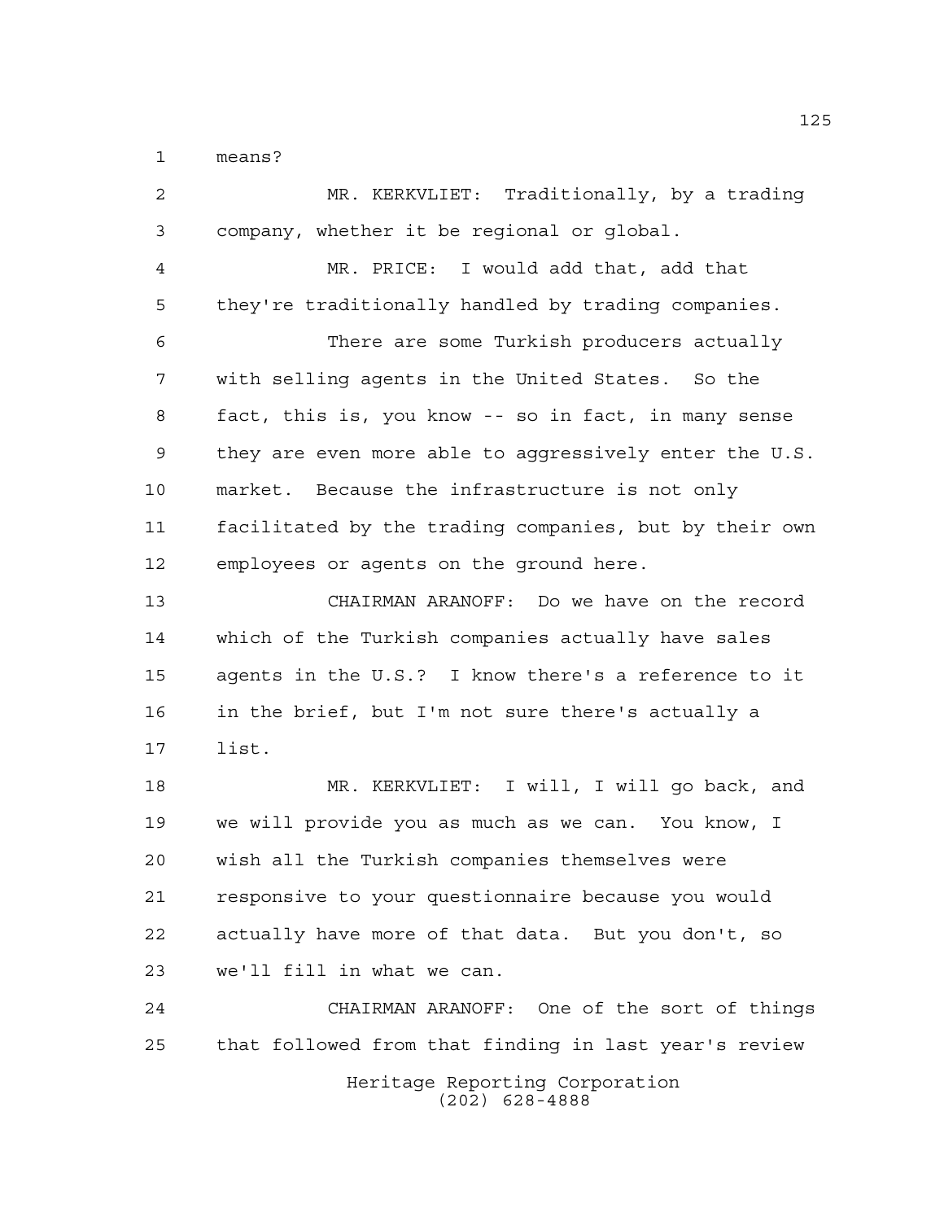means?

MR. KERKVLIET: Traditionally, by a trading company, whether it be regional or global.

MR. PRICE: I would add that, add that they're traditionally handled by trading companies.

There are some Turkish producers actually with selling agents in the United States. So the fact, this is, you know -- so in fact, in many sense they are even more able to aggressively enter the U.S. market. Because the infrastructure is not only facilitated by the trading companies, but by their own employees or agents on the ground here.

CHAIRMAN ARANOFF: Do we have on the record which of the Turkish companies actually have sales agents in the U.S.? I know there's a reference to it in the brief, but I'm not sure there's actually a list.

MR. KERKVLIET: I will, I will go back, and we will provide you as much as we can. You know, I wish all the Turkish companies themselves were responsive to your questionnaire because you would actually have more of that data. But you don't, so we'll fill in what we can.

CHAIRMAN ARANOFF: One of the sort of things that followed from that finding in last year's review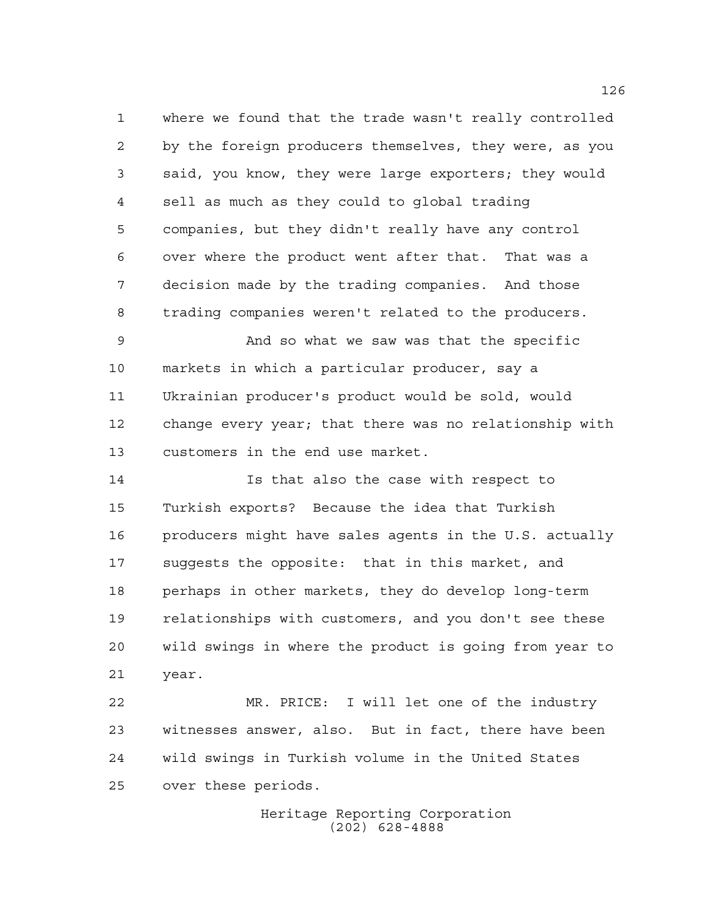where we found that the trade wasn't really controlled by the foreign producers themselves, they were, as you said, you know, they were large exporters; they would sell as much as they could to global trading companies, but they didn't really have any control over where the product went after that. That was a decision made by the trading companies. And those trading companies weren't related to the producers.

And so what we saw was that the specific markets in which a particular producer, say a Ukrainian producer's product would be sold, would change every year; that there was no relationship with customers in the end use market.

Is that also the case with respect to Turkish exports? Because the idea that Turkish producers might have sales agents in the U.S. actually suggests the opposite: that in this market, and perhaps in other markets, they do develop long-term relationships with customers, and you don't see these wild swings in where the product is going from year to year.

MR. PRICE: I will let one of the industry witnesses answer, also. But in fact, there have been wild swings in Turkish volume in the United States over these periods.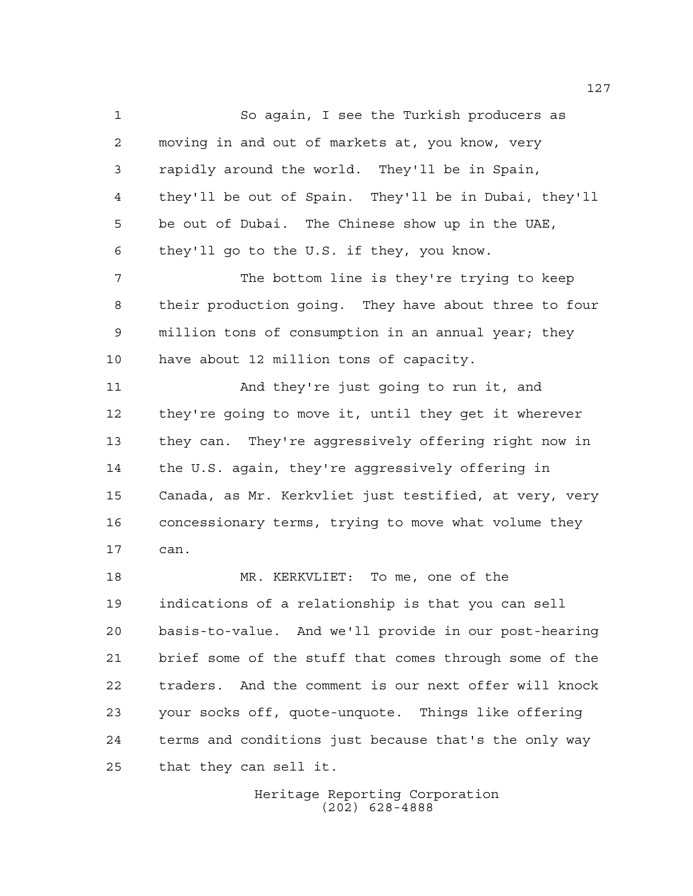So again, I see the Turkish producers as moving in and out of markets at, you know, very rapidly around the world. They'll be in Spain, they'll be out of Spain. They'll be in Dubai, they'll be out of Dubai. The Chinese show up in the UAE, they'll go to the U.S. if they, you know.

The bottom line is they're trying to keep their production going. They have about three to four million tons of consumption in an annual year; they have about 12 million tons of capacity.

And they're just going to run it, and they're going to move it, until they get it wherever they can. They're aggressively offering right now in the U.S. again, they're aggressively offering in Canada, as Mr. Kerkvliet just testified, at very, very concessionary terms, trying to move what volume they can.

MR. KERKVLIET: To me, one of the indications of a relationship is that you can sell basis-to-value. And we'll provide in our post-hearing brief some of the stuff that comes through some of the traders. And the comment is our next offer will knock your socks off, quote-unquote. Things like offering terms and conditions just because that's the only way that they can sell it.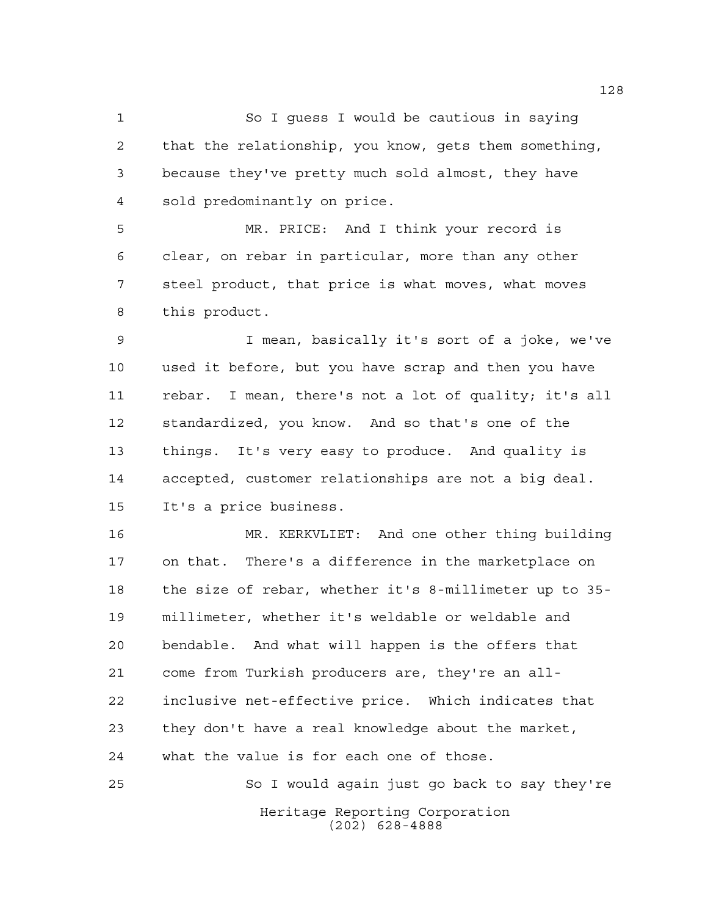So I guess I would be cautious in saying that the relationship, you know, gets them something, because they've pretty much sold almost, they have sold predominantly on price.

MR. PRICE: And I think your record is clear, on rebar in particular, more than any other steel product, that price is what moves, what moves this product.

I mean, basically it's sort of a joke, we've used it before, but you have scrap and then you have rebar. I mean, there's not a lot of quality; it's all standardized, you know. And so that's one of the things. It's very easy to produce. And quality is accepted, customer relationships are not a big deal. It's a price business.

MR. KERKVLIET: And one other thing building on that. There's a difference in the marketplace on the size of rebar, whether it's 8-millimeter up to 35-millimeter, whether it's weldable or weldable and bendable. And what will happen is the offers that come from Turkish producers are, they're an all-inclusive net-effective price. Which indicates that they don't have a real knowledge about the market, what the value is for each one of those.

So I would again just go back to say they're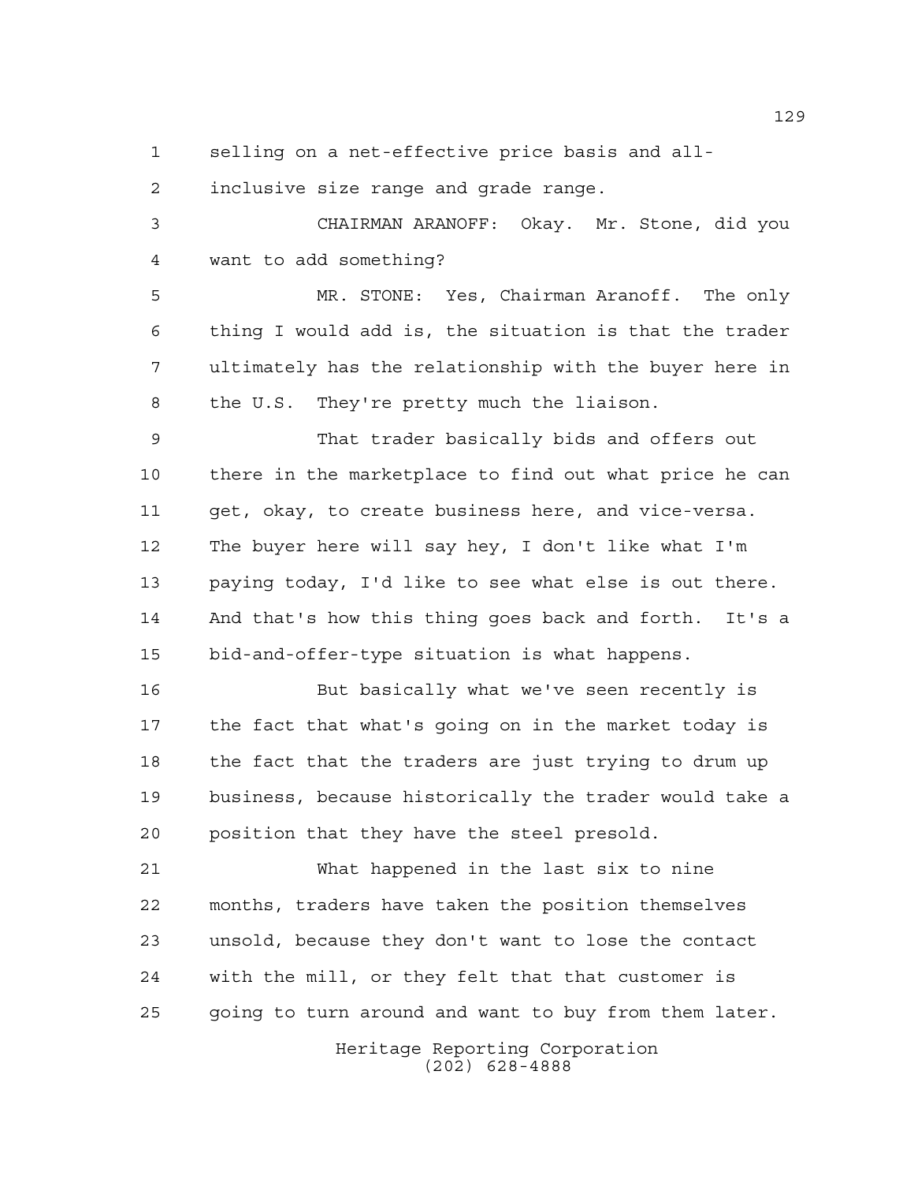selling on a net-effective price basis and all-inclusive size range and grade range.

CHAIRMAN ARANOFF: Okay. Mr. Stone, did you want to add something?

MR. STONE: Yes, Chairman Aranoff. The only thing I would add is, the situation is that the trader ultimately has the relationship with the buyer here in the U.S. They're pretty much the liaison.

That trader basically bids and offers out there in the marketplace to find out what price he can get, okay, to create business here, and vice-versa. The buyer here will say hey, I don't like what I'm paying today, I'd like to see what else is out there. And that's how this thing goes back and forth. It's a bid-and-offer-type situation is what happens.

But basically what we've seen recently is the fact that what's going on in the market today is the fact that the traders are just trying to drum up business, because historically the trader would take a position that they have the steel presold.

What happened in the last six to nine months, traders have taken the position themselves unsold, because they don't want to lose the contact with the mill, or they felt that that customer is going to turn around and want to buy from them later.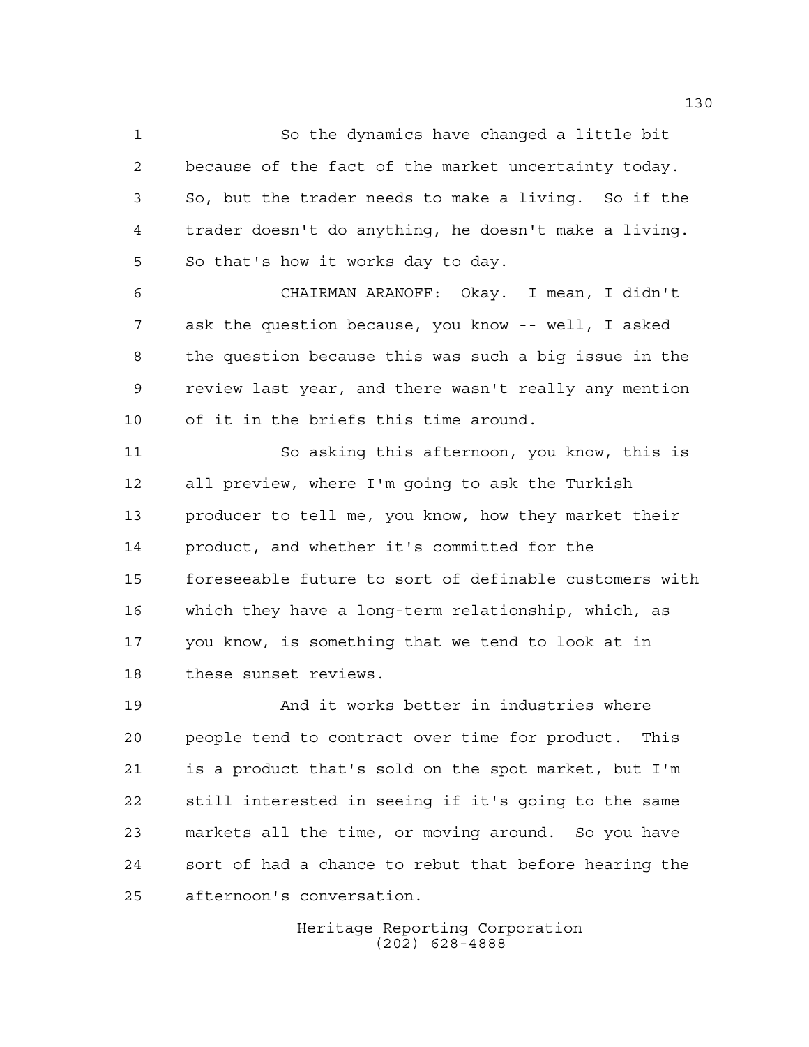So the dynamics have changed a little bit because of the fact of the market uncertainty today. So, but the trader needs to make a living. So if the trader doesn't do anything, he doesn't make a living. So that's how it works day to day.

CHAIRMAN ARANOFF: Okay. I mean, I didn't ask the question because, you know -- well, I asked the question because this was such a big issue in the review last year, and there wasn't really any mention of it in the briefs this time around.

So asking this afternoon, you know, this is all preview, where I'm going to ask the Turkish producer to tell me, you know, how they market their product, and whether it's committed for the foreseeable future to sort of definable customers with which they have a long-term relationship, which, as you know, is something that we tend to look at in these sunset reviews.

And it works better in industries where people tend to contract over time for product. This is a product that's sold on the spot market, but I'm still interested in seeing if it's going to the same markets all the time, or moving around. So you have sort of had a chance to rebut that before hearing the afternoon's conversation.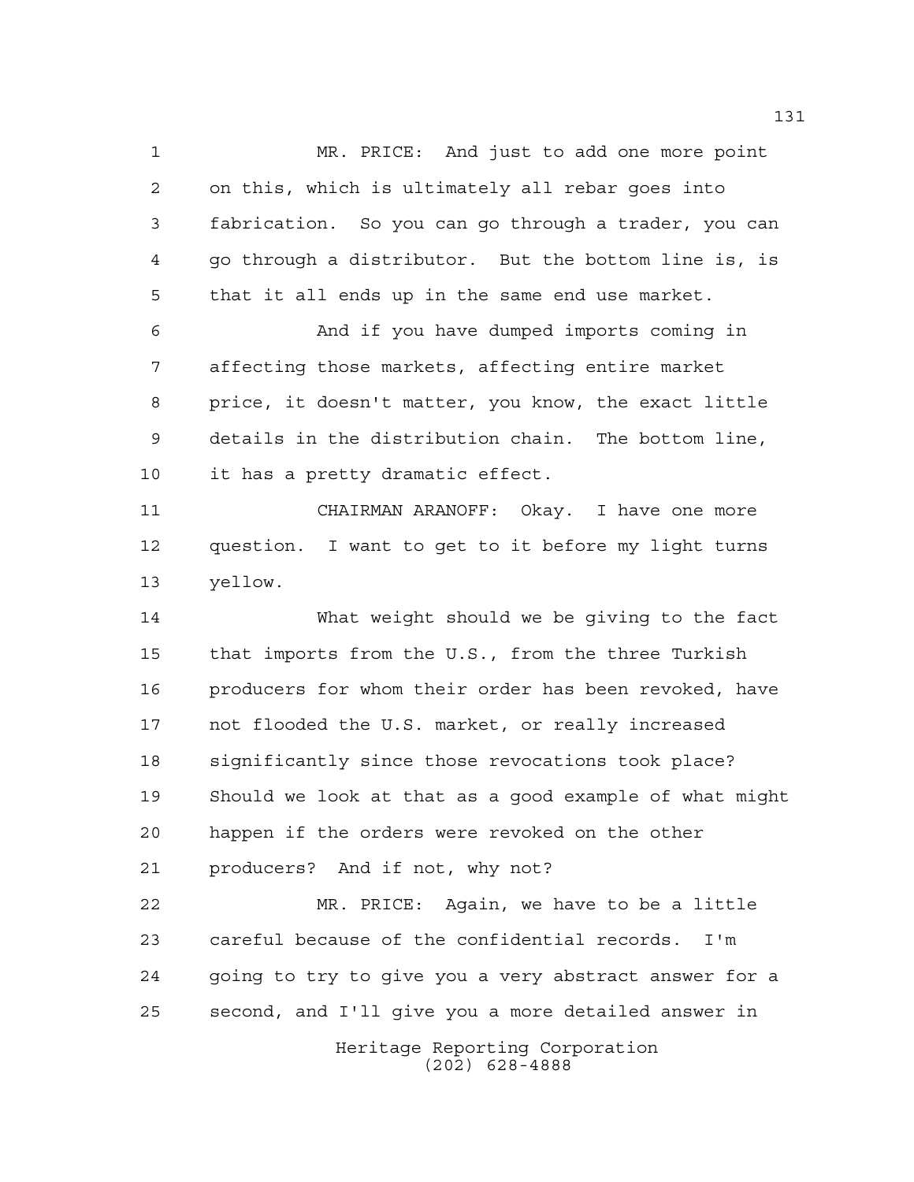MR. PRICE: And just to add one more point on this, which is ultimately all rebar goes into fabrication. So you can go through a trader, you can go through a distributor. But the bottom line is, is that it all ends up in the same end use market.

And if you have dumped imports coming in affecting those markets, affecting entire market price, it doesn't matter, you know, the exact little details in the distribution chain. The bottom line, it has a pretty dramatic effect.

CHAIRMAN ARANOFF: Okay. I have one more question. I want to get to it before my light turns yellow.

What weight should we be giving to the fact that imports from the U.S., from the three Turkish producers for whom their order has been revoked, have not flooded the U.S. market, or really increased significantly since those revocations took place? Should we look at that as a good example of what might happen if the orders were revoked on the other producers? And if not, why not?

MR. PRICE: Again, we have to be a little careful because of the confidential records. I'm going to try to give you a very abstract answer for a second, and I'll give you a more detailed answer in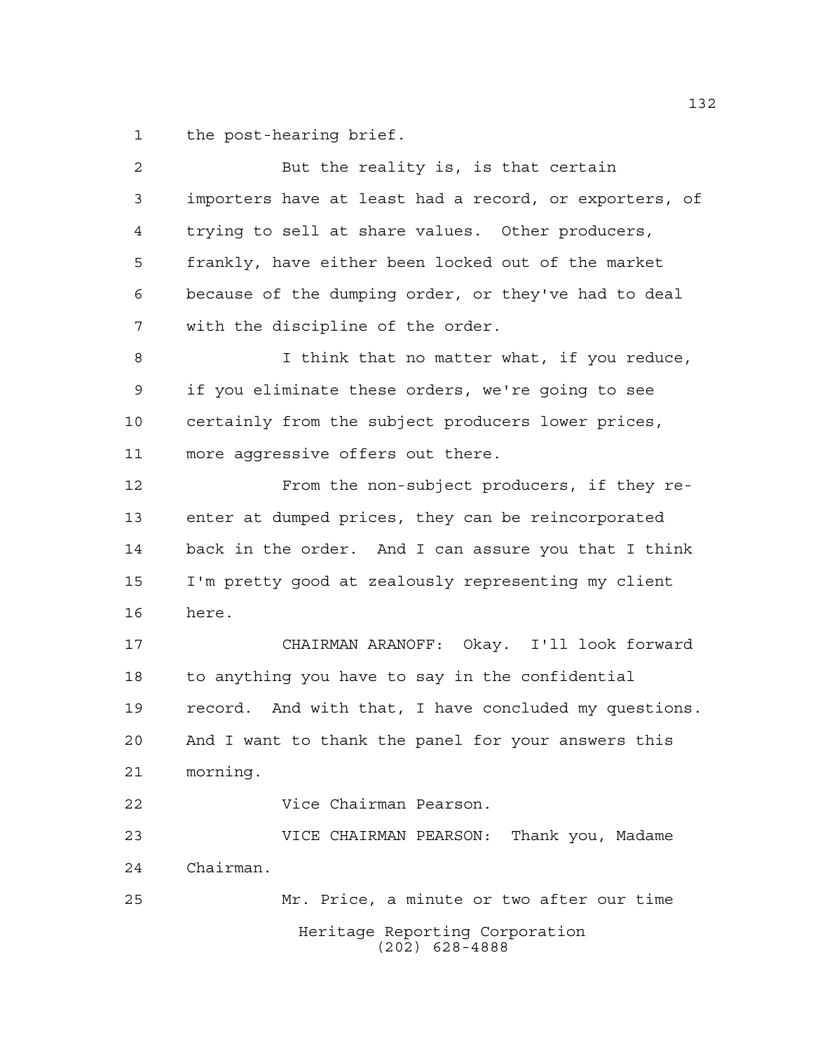the post-hearing brief.

But the reality is, is that certain importers have at least had a record, or exporters, of trying to sell at share values. Other producers, frankly, have either been locked out of the market because of the dumping order, or they've had to deal with the discipline of the order.

I think that no matter what, if you reduce, if you eliminate these orders, we're going to see certainly from the subject producers lower prices, more aggressive offers out there.

From the non-subject producers, if they re-enter at dumped prices, they can be reincorporated back in the order. And I can assure you that I think I'm pretty good at zealously representing my client here.

CHAIRMAN ARANOFF: Okay. I'll look forward to anything you have to say in the confidential record. And with that, I have concluded my questions. And I want to thank the panel for your answers this morning.

Vice Chairman Pearson.

VICE CHAIRMAN PEARSON: Thank you, Madame Chairman.

Mr. Price, a minute or two after our time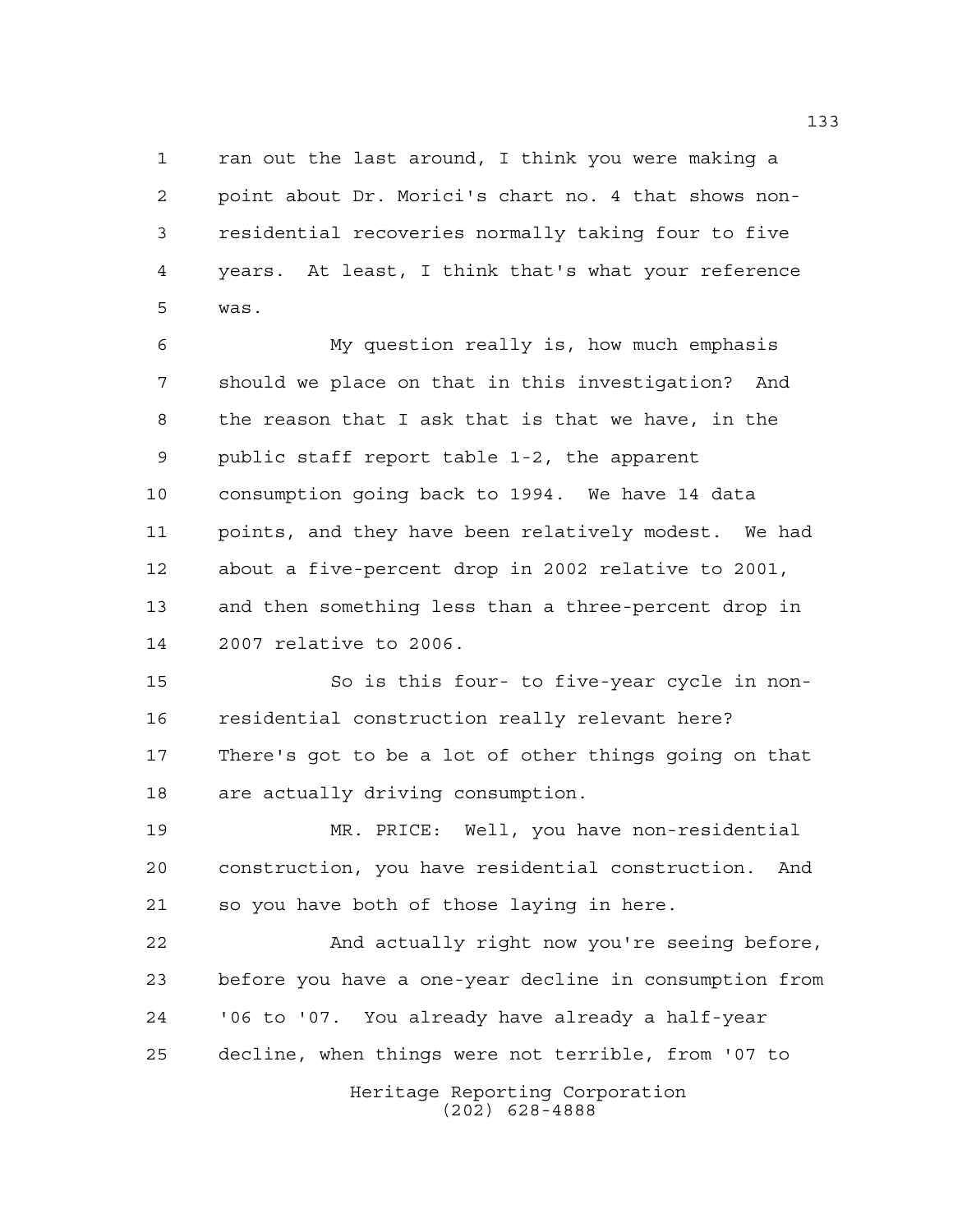ran out the last around, I think you were making a point about Dr. Morici's chart no. 4 that shows non-residential recoveries normally taking four to five years. At least, I think that's what your reference was.

My question really is, how much emphasis should we place on that in this investigation? And the reason that I ask that is that we have, in the public staff report table 1-2, the apparent consumption going back to 1994. We have 14 data points, and they have been relatively modest. We had about a five-percent drop in 2002 relative to 2001, and then something less than a three-percent drop in 2007 relative to 2006.

So is this four- to five-year cycle in non-residential construction really relevant here? There's got to be a lot of other things going on that are actually driving consumption.

MR. PRICE: Well, you have non-residential construction, you have residential construction. And so you have both of those laying in here.

And actually right now you're seeing before, before you have a one-year decline in consumption from '06 to '07. You already have already a half-year decline, when things were not terrible, from '07 to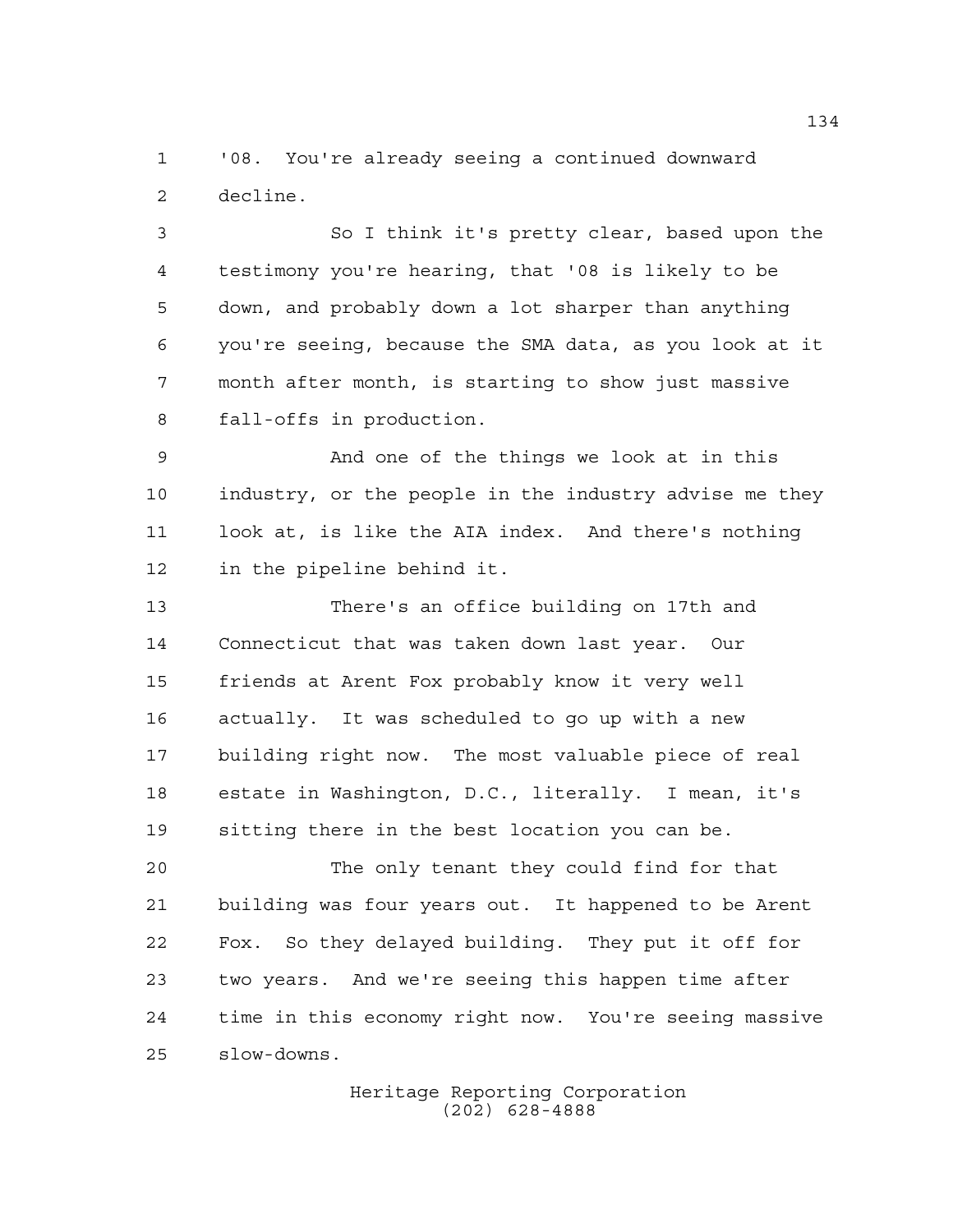'08. You're already seeing a continued downward decline.

So I think it's pretty clear, based upon the testimony you're hearing, that '08 is likely to be down, and probably down a lot sharper than anything you're seeing, because the SMA data, as you look at it month after month, is starting to show just massive fall-offs in production.

And one of the things we look at in this industry, or the people in the industry advise me they look at, is like the AIA index. And there's nothing in the pipeline behind it.

There's an office building on 17th and Connecticut that was taken down last year. Our friends at Arent Fox probably know it very well actually. It was scheduled to go up with a new building right now. The most valuable piece of real estate in Washington, D.C., literally. I mean, it's sitting there in the best location you can be.

The only tenant they could find for that building was four years out. It happened to be Arent Fox. So they delayed building. They put it off for two years. And we're seeing this happen time after time in this economy right now. You're seeing massive slow-downs.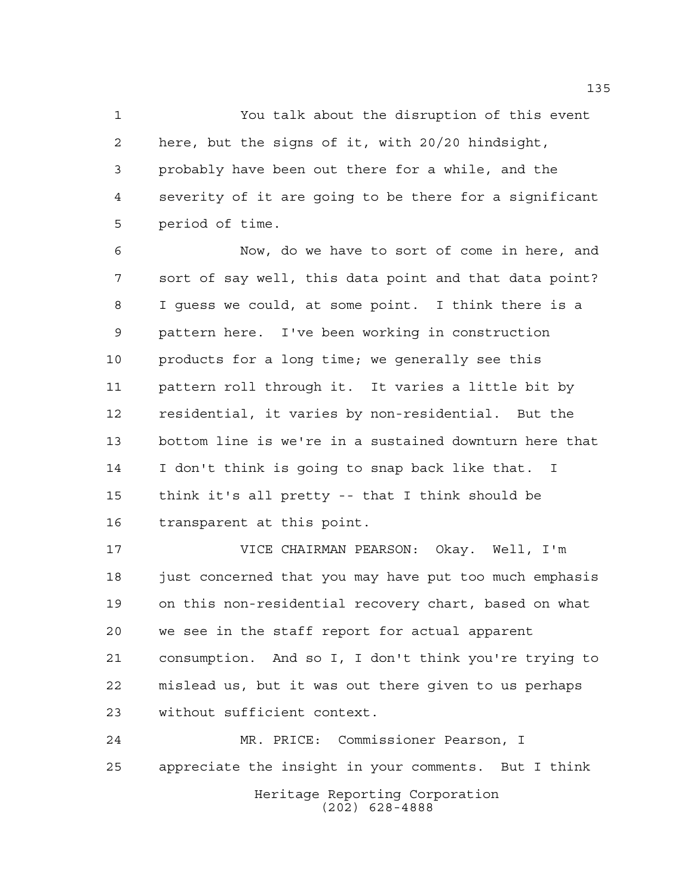You talk about the disruption of this event here, but the signs of it, with 20/20 hindsight, probably have been out there for a while, and the severity of it are going to be there for a significant period of time.

Now, do we have to sort of come in here, and sort of say well, this data point and that data point? I guess we could, at some point. I think there is a pattern here. I've been working in construction products for a long time; we generally see this pattern roll through it. It varies a little bit by residential, it varies by non-residential. But the bottom line is we're in a sustained downturn here that I don't think is going to snap back like that. I think it's all pretty -- that I think should be transparent at this point.

VICE CHAIRMAN PEARSON: Okay. Well, I'm just concerned that you may have put too much emphasis on this non-residential recovery chart, based on what we see in the staff report for actual apparent consumption. And so I, I don't think you're trying to mislead us, but it was out there given to us perhaps without sufficient context.

MR. PRICE: Commissioner Pearson, I appreciate the insight in your comments. But I think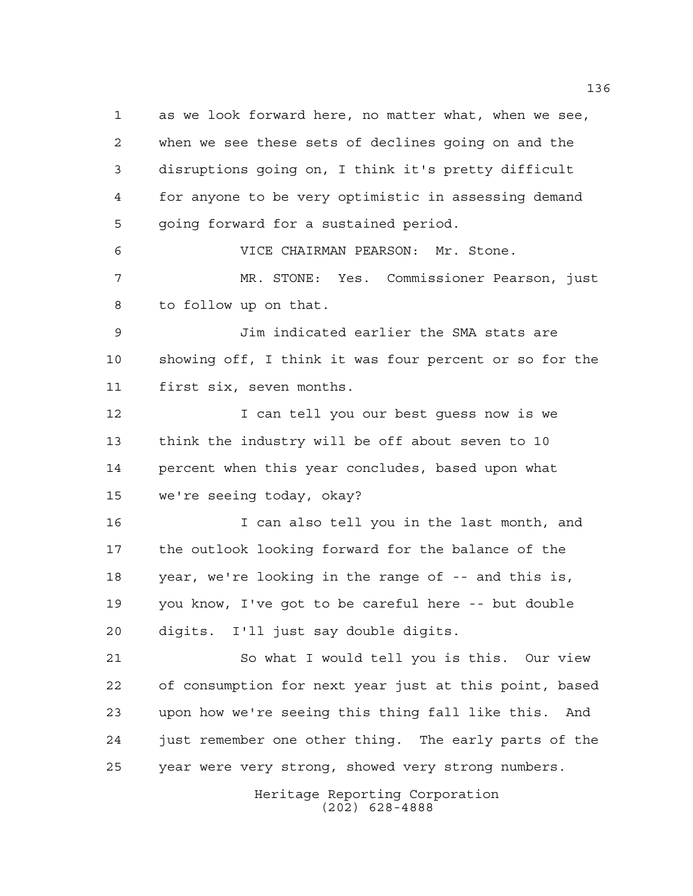as we look forward here, no matter what, when we see, when we see these sets of declines going on and the disruptions going on, I think it's pretty difficult for anyone to be very optimistic in assessing demand going forward for a sustained period.

VICE CHAIRMAN PEARSON: Mr. Stone.

MR. STONE: Yes. Commissioner Pearson, just to follow up on that.

Jim indicated earlier the SMA stats are showing off, I think it was four percent or so for the first six, seven months.

I can tell you our best guess now is we think the industry will be off about seven to 10 percent when this year concludes, based upon what we're seeing today, okay?

I can also tell you in the last month, and the outlook looking forward for the balance of the year, we're looking in the range of -- and this is, you know, I've got to be careful here -- but double digits. I'll just say double digits.

So what I would tell you is this. Our view of consumption for next year just at this point, based upon how we're seeing this thing fall like this. And just remember one other thing. The early parts of the year were very strong, showed very strong numbers.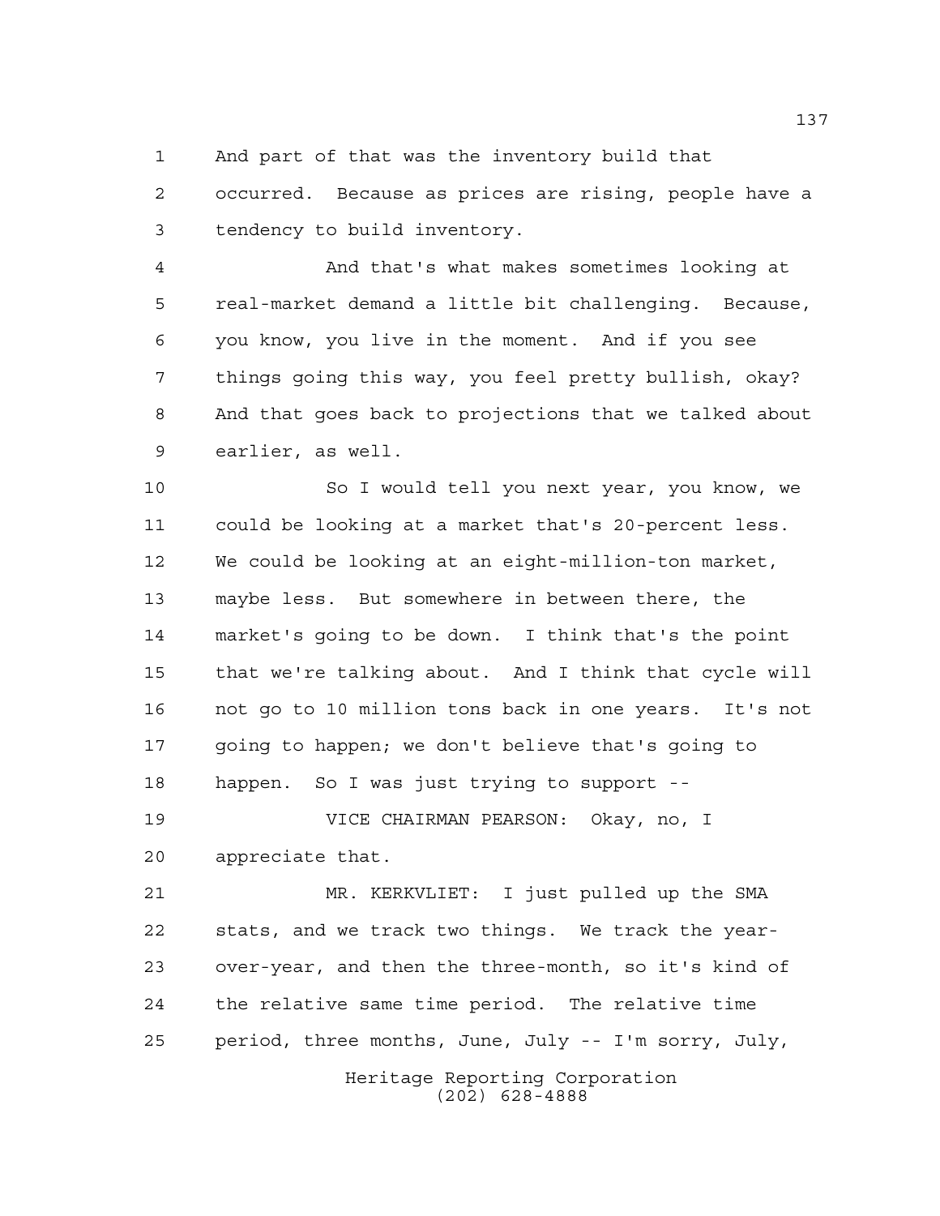And part of that was the inventory build that occurred. Because as prices are rising, people have a tendency to build inventory.

And that's what makes sometimes looking at real-market demand a little bit challenging. Because, you know, you live in the moment. And if you see things going this way, you feel pretty bullish, okay? And that goes back to projections that we talked about earlier, as well.

So I would tell you next year, you know, we could be looking at a market that's 20-percent less. We could be looking at an eight-million-ton market, maybe less. But somewhere in between there, the market's going to be down. I think that's the point that we're talking about. And I think that cycle will not go to 10 million tons back in one years. It's not going to happen; we don't believe that's going to happen. So I was just trying to support --

VICE CHAIRMAN PEARSON: Okay, no, I appreciate that.

MR. KERKVLIET: I just pulled up the SMA stats, and we track two things. We track the year-over-year, and then the three-month, so it's kind of the relative same time period. The relative time period, three months, June, July -- I'm sorry, July,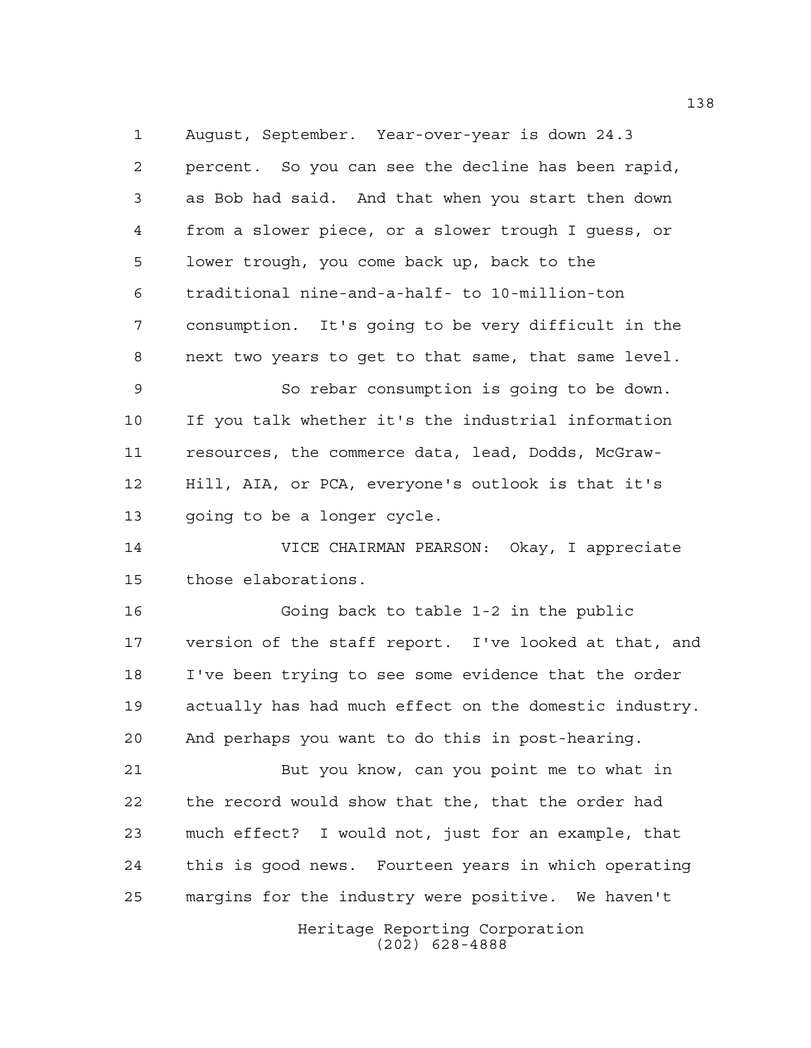August, September. Year-over-year is down 24.3 percent. So you can see the decline has been rapid, as Bob had said. And that when you start then down from a slower piece, or a slower trough I guess, or lower trough, you come back up, back to the traditional nine-and-a-half- to 10-million-ton consumption. It's going to be very difficult in the next two years to get to that same, that same level.

So rebar consumption is going to be down. If you talk whether it's the industrial information resources, the commerce data, lead, Dodds, McGraw-Hill, AIA, or PCA, everyone's outlook is that it's going to be a longer cycle.

VICE CHAIRMAN PEARSON: Okay, I appreciate those elaborations.

Going back to table 1-2 in the public version of the staff report. I've looked at that, and I've been trying to see some evidence that the order actually has had much effect on the domestic industry. And perhaps you want to do this in post-hearing.

But you know, can you point me to what in the record would show that the, that the order had much effect? I would not, just for an example, that this is good news. Fourteen years in which operating margins for the industry were positive. We haven't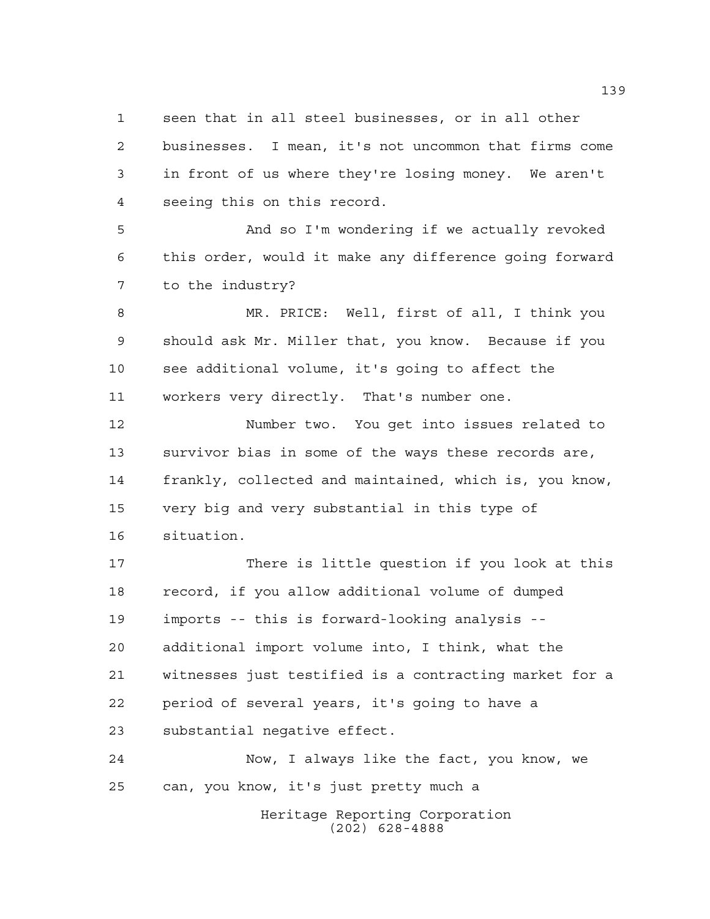seen that in all steel businesses, or in all other businesses. I mean, it's not uncommon that firms come in front of us where they're losing money. We aren't seeing this on this record.

And so I'm wondering if we actually revoked this order, would it make any difference going forward to the industry?

MR. PRICE: Well, first of all, I think you should ask Mr. Miller that, you know. Because if you see additional volume, it's going to affect the workers very directly. That's number one.

Number two. You get into issues related to survivor bias in some of the ways these records are, frankly, collected and maintained, which is, you know, very big and very substantial in this type of situation.

There is little question if you look at this record, if you allow additional volume of dumped imports -- this is forward-looking analysis -- additional import volume into, I think, what the witnesses just testified is a contracting market for a period of several years, it's going to have a substantial negative effect.

Now, I always like the fact, you know, we can, you know, it's just pretty much a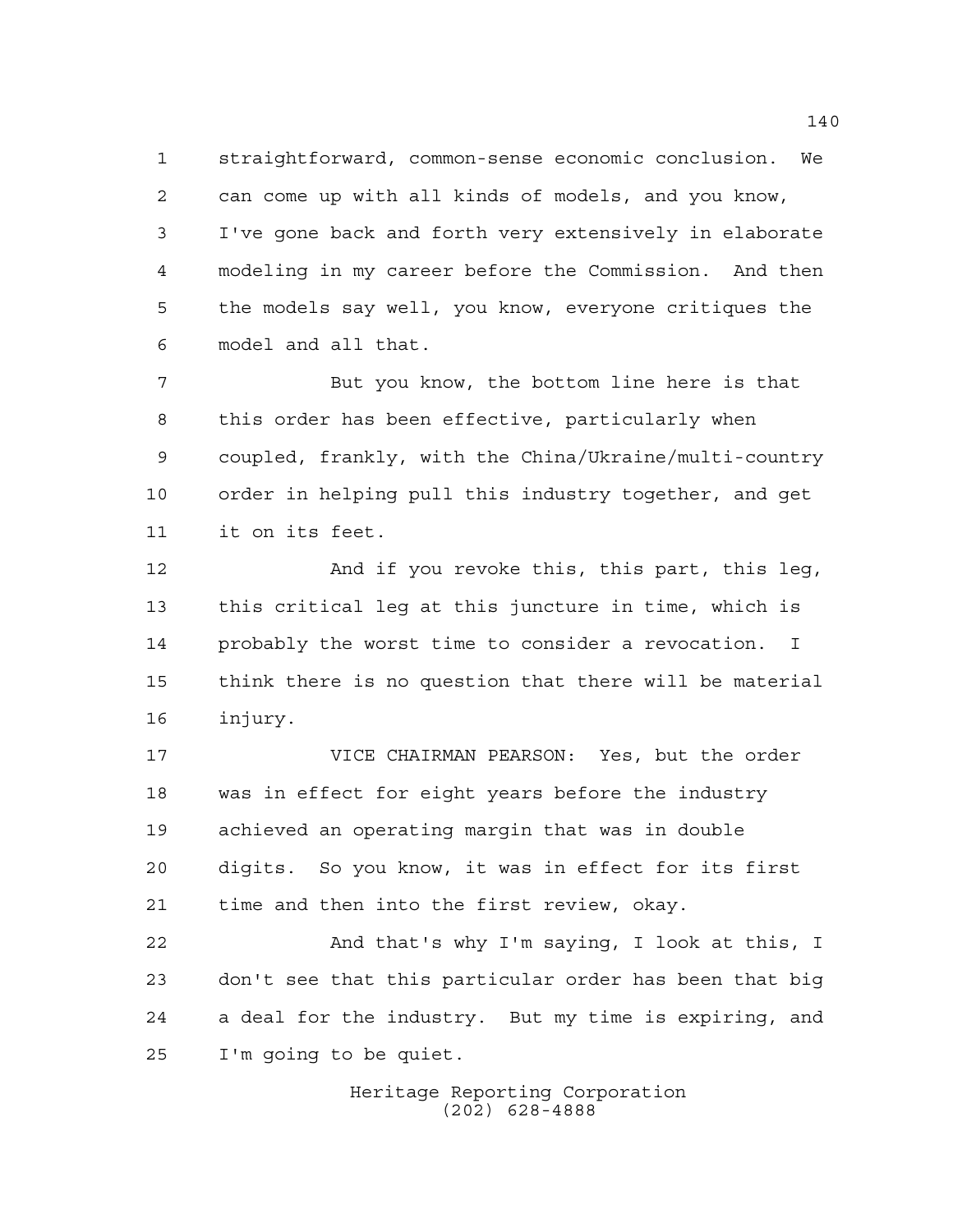straightforward, common-sense economic conclusion. We can come up with all kinds of models, and you know, I've gone back and forth very extensively in elaborate modeling in my career before the Commission. And then the models say well, you know, everyone critiques the model and all that.

But you know, the bottom line here is that this order has been effective, particularly when coupled, frankly, with the China/Ukraine/multi-country order in helping pull this industry together, and get it on its feet.

And if you revoke this, this part, this leg, this critical leg at this juncture in time, which is probably the worst time to consider a revocation. I think there is no question that there will be material injury.

VICE CHAIRMAN PEARSON: Yes, but the order was in effect for eight years before the industry achieved an operating margin that was in double digits. So you know, it was in effect for its first time and then into the first review, okay.

And that's why I'm saying, I look at this, I don't see that this particular order has been that big a deal for the industry. But my time is expiring, and I'm going to be quiet.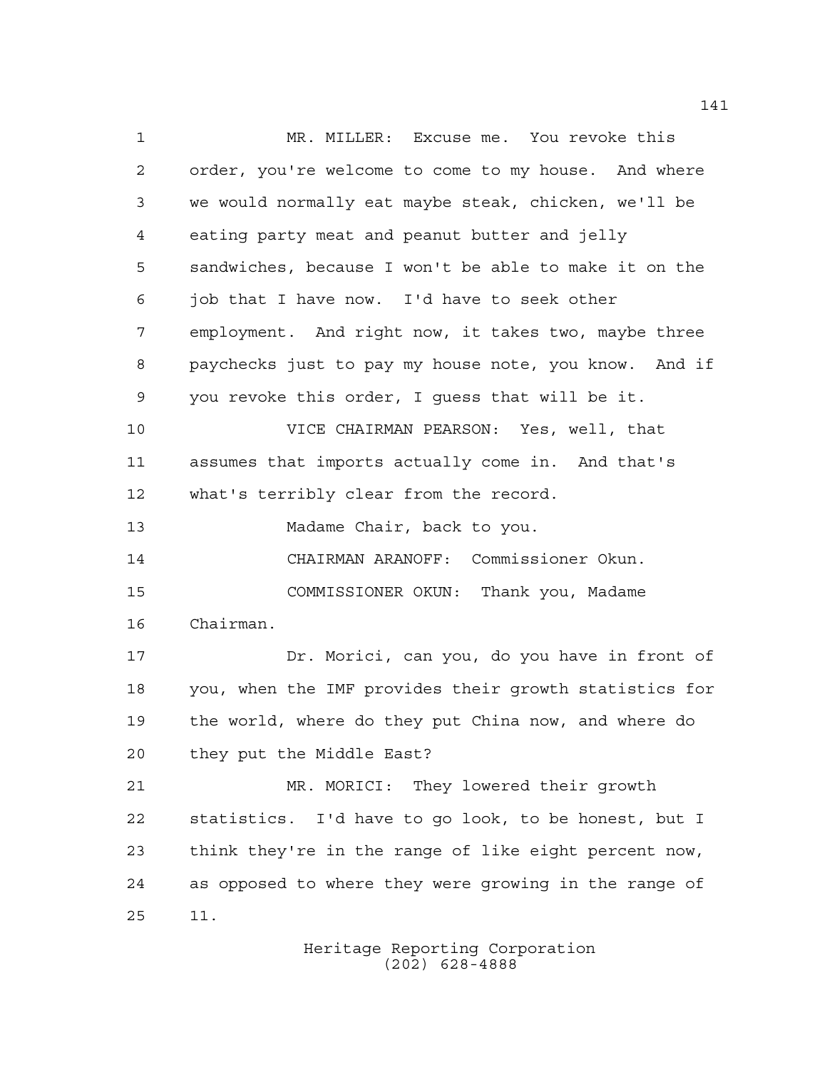MR. MILLER: Excuse me. You revoke this order, you're welcome to come to my house. And where we would normally eat maybe steak, chicken, we'll be eating party meat and peanut butter and jelly sandwiches, because I won't be able to make it on the job that I have now. I'd have to seek other employment. And right now, it takes two, maybe three paychecks just to pay my house note, you know. And if you revoke this order, I guess that will be it.

VICE CHAIRMAN PEARSON: Yes, well, that assumes that imports actually come in. And that's what's terribly clear from the record.

Madame Chair, back to you.

CHAIRMAN ARANOFF: Commissioner Okun.

COMMISSIONER OKUN: Thank you, Madame Chairman.

Dr. Morici, can you, do you have in front of you, when the IMF provides their growth statistics for the world, where do they put China now, and where do they put the Middle East?

MR. MORICI: They lowered their growth statistics. I'd have to go look, to be honest, but I think they're in the range of like eight percent now, as opposed to where they were growing in the range of 11.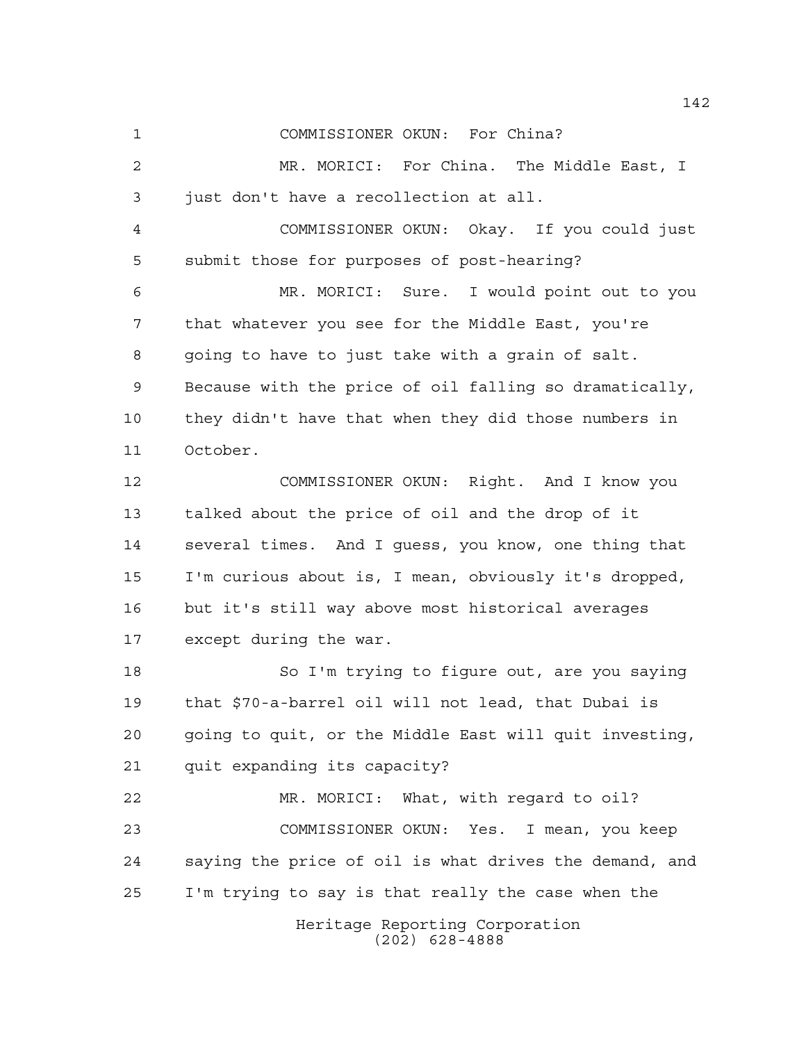COMMISSIONER OKUN: For China?

MR. MORICI: For China. The Middle East, I just don't have a recollection at all.

COMMISSIONER OKUN: Okay. If you could just submit those for purposes of post-hearing?

MR. MORICI: Sure. I would point out to you that whatever you see for the Middle East, you're going to have to just take with a grain of salt. Because with the price of oil falling so dramatically, they didn't have that when they did those numbers in October.

COMMISSIONER OKUN: Right. And I know you talked about the price of oil and the drop of it several times. And I guess, you know, one thing that I'm curious about is, I mean, obviously it's dropped, but it's still way above most historical averages except during the war.

So I'm trying to figure out, are you saying that $70-a-barrel oil will not lead, that Dubai is going to quit, or the Middle East will quit investing, quit expanding its capacity?

MR. MORICI: What, with regard to oil?

COMMISSIONER OKUN: Yes. I mean, you keep saying the price of oil is what drives the demand, and I'm trying to say is that really the case when the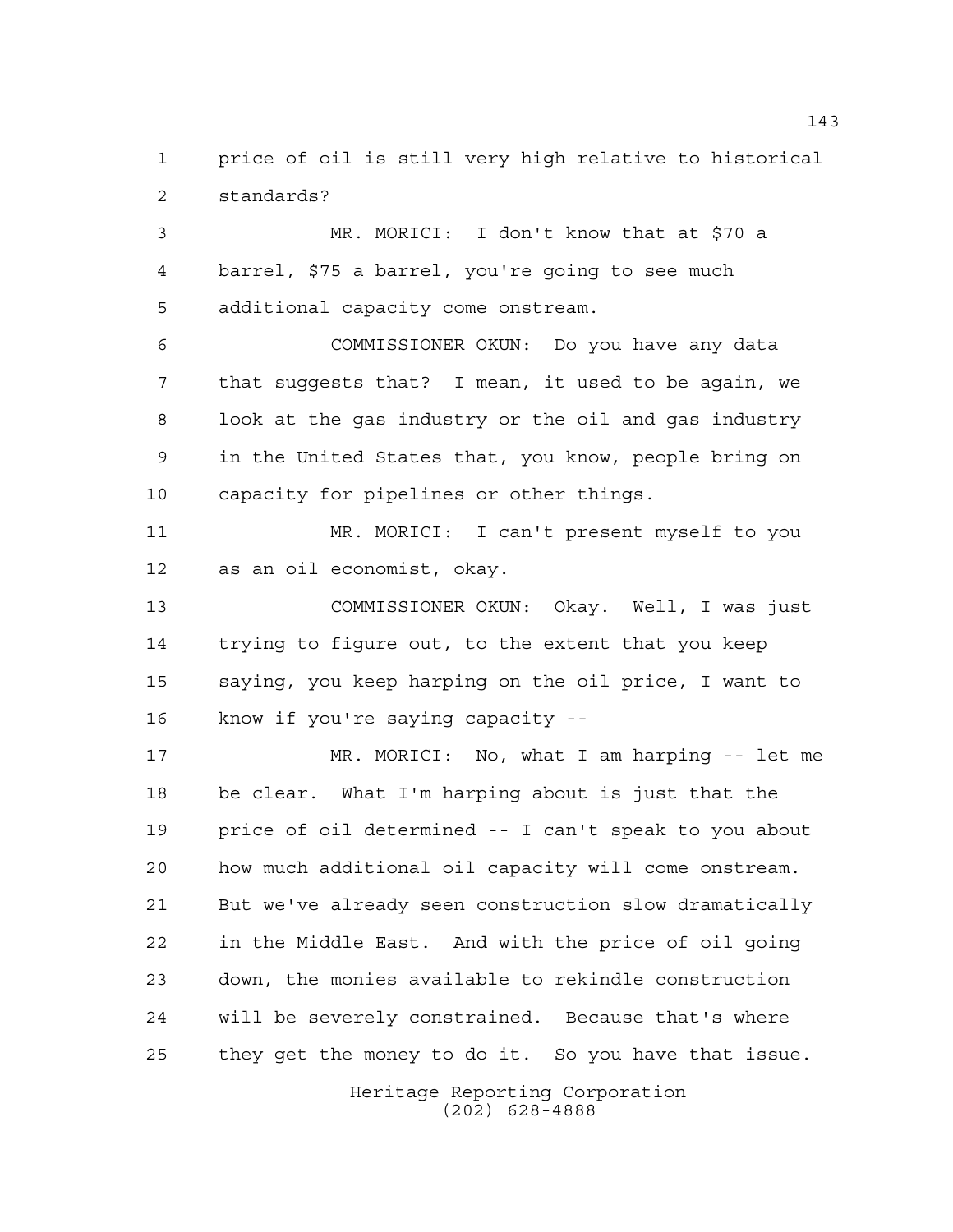price of oil is still very high relative to historical standards?

MR. MORICI: I don't know that at $70 a barrel, $75 a barrel, you're going to see much additional capacity come onstream.

COMMISSIONER OKUN: Do you have any data that suggests that? I mean, it used to be again, we look at the gas industry or the oil and gas industry in the United States that, you know, people bring on capacity for pipelines or other things.

MR. MORICI: I can't present myself to you as an oil economist, okay.

COMMISSIONER OKUN: Okay. Well, I was just trying to figure out, to the extent that you keep saying, you keep harping on the oil price, I want to know if you're saying capacity --

MR. MORICI: No, what I am harping -- let me be clear. What I'm harping about is just that the price of oil determined -- I can't speak to you about how much additional oil capacity will come onstream. But we've already seen construction slow dramatically in the Middle East. And with the price of oil going down, the monies available to rekindle construction will be severely constrained. Because that's where they get the money to do it. So you have that issue.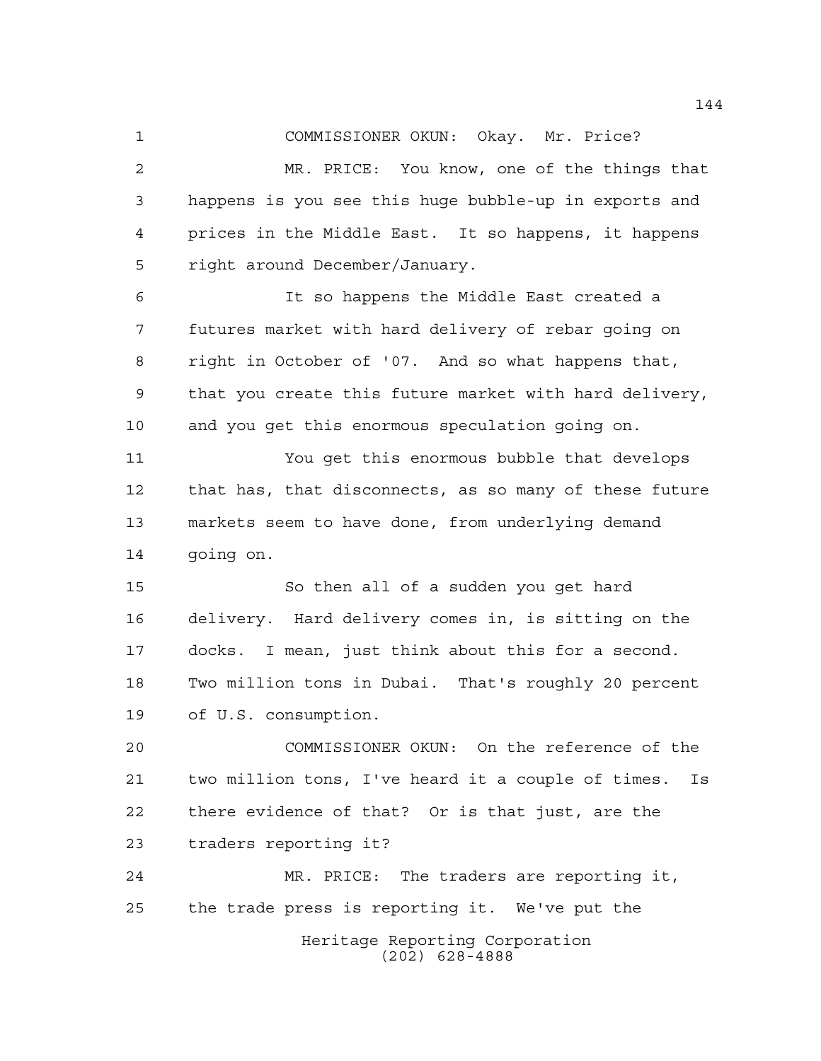COMMISSIONER OKUN: Okay. Mr. Price?

MR. PRICE: You know, one of the things that happens is you see this huge bubble-up in exports and prices in the Middle East. It so happens, it happens right around December/January.

It so happens the Middle East created a futures market with hard delivery of rebar going on right in October of '07. And so what happens that, that you create this future market with hard delivery, and you get this enormous speculation going on.

You get this enormous bubble that develops that has, that disconnects, as so many of these future markets seem to have done, from underlying demand going on.

So then all of a sudden you get hard delivery. Hard delivery comes in, is sitting on the docks. I mean, just think about this for a second. Two million tons in Dubai. That's roughly 20 percent of U.S. consumption.

COMMISSIONER OKUN: On the reference of the two million tons, I've heard it a couple of times. Is there evidence of that? Or is that just, are the traders reporting it?

MR. PRICE: The traders are reporting it, the trade press is reporting it. We've put the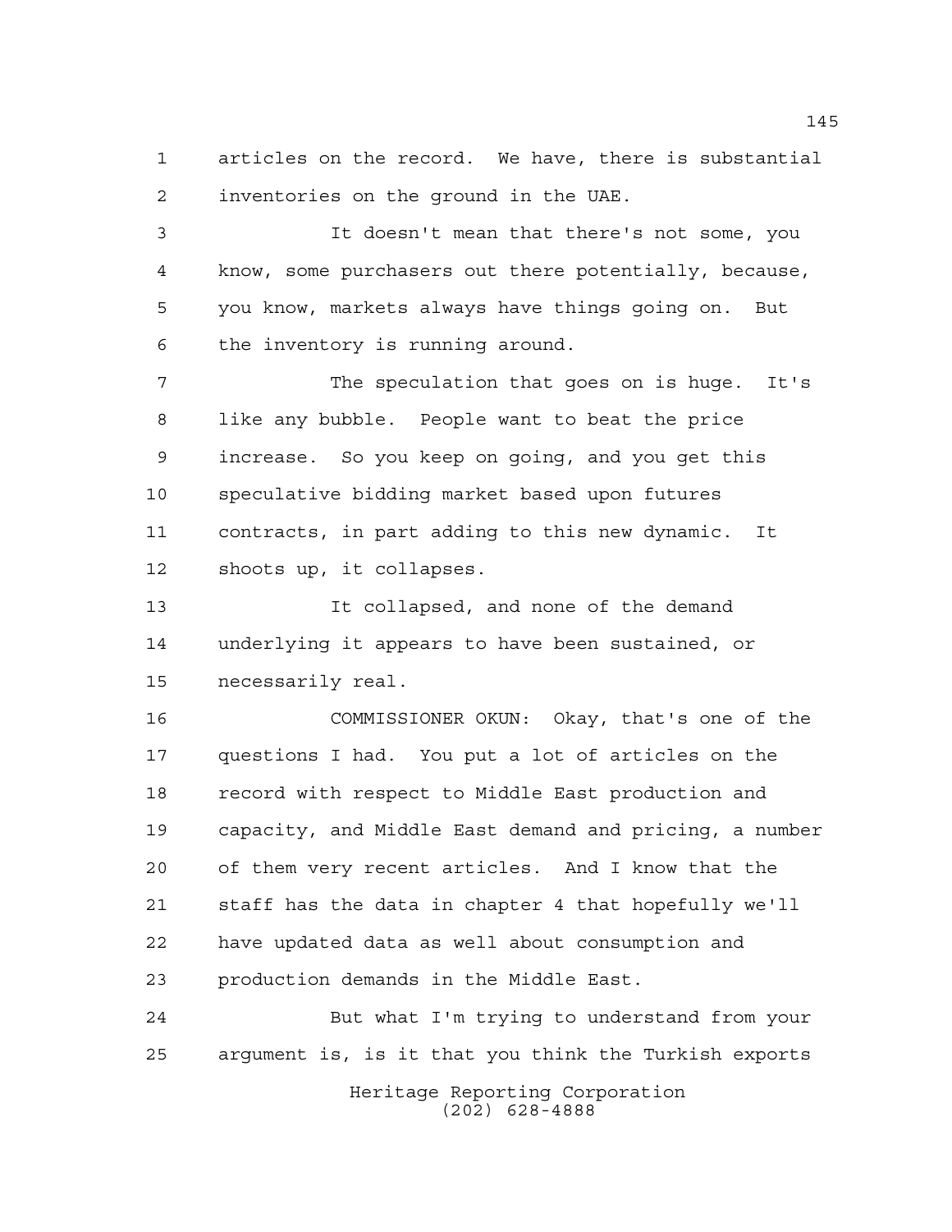articles on the record. We have, there is substantial inventories on the ground in the UAE.

It doesn't mean that there's not some, you know, some purchasers out there potentially, because, you know, markets always have things going on. But the inventory is running around.

The speculation that goes on is huge. It's like any bubble. People want to beat the price increase. So you keep on going, and you get this speculative bidding market based upon futures contracts, in part adding to this new dynamic. It shoots up, it collapses.

It collapsed, and none of the demand underlying it appears to have been sustained, or necessarily real.

COMMISSIONER OKUN: Okay, that's one of the questions I had. You put a lot of articles on the record with respect to Middle East production and capacity, and Middle East demand and pricing, a number of them very recent articles. And I know that the staff has the data in chapter 4 that hopefully we'll have updated data as well about consumption and production demands in the Middle East.

But what I'm trying to understand from your argument is, is it that you think the Turkish exports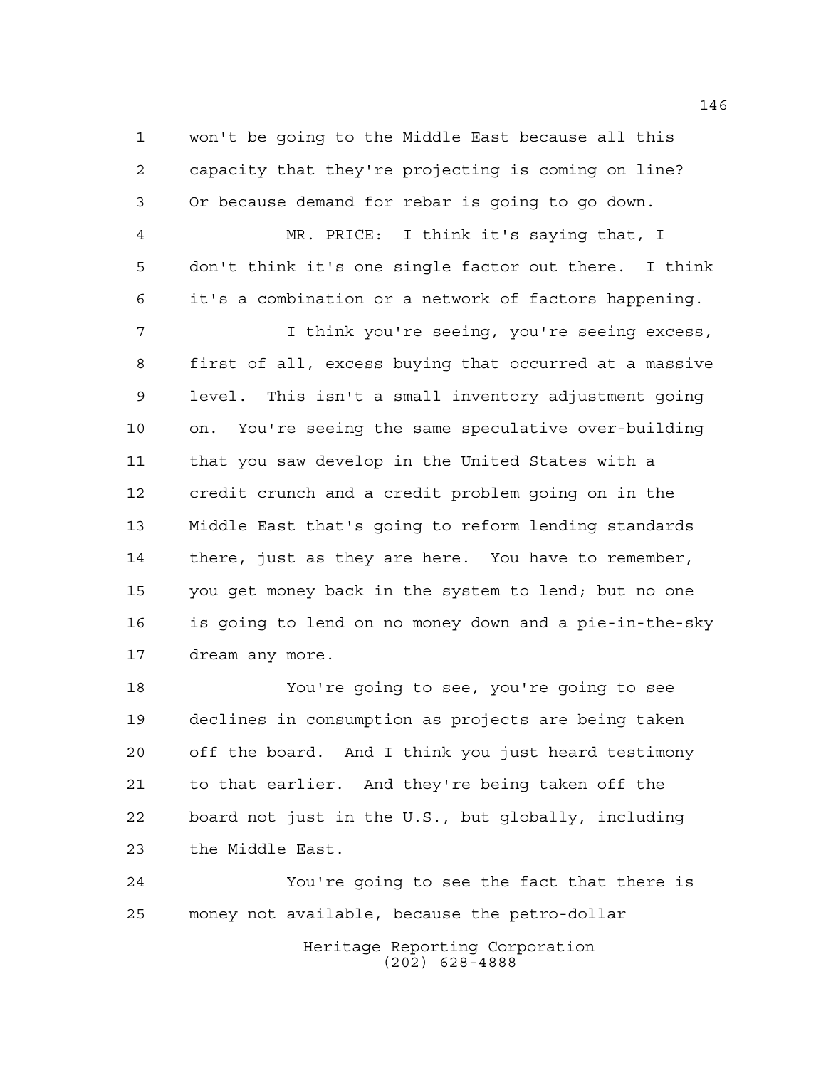won't be going to the Middle East because all this capacity that they're projecting is coming on line? Or because demand for rebar is going to go down.

MR. PRICE: I think it's saying that, I don't think it's one single factor out there. I think it's a combination or a network of factors happening.

I think you're seeing, you're seeing excess, first of all, excess buying that occurred at a massive level. This isn't a small inventory adjustment going on. You're seeing the same speculative over-building that you saw develop in the United States with a credit crunch and a credit problem going on in the Middle East that's going to reform lending standards there, just as they are here. You have to remember, you get money back in the system to lend; but no one is going to lend on no money down and a pie-in-the-sky dream any more.

You're going to see, you're going to see declines in consumption as projects are being taken off the board. And I think you just heard testimony to that earlier. And they're being taken off the board not just in the U.S., but globally, including the Middle East.

You're going to see the fact that there is money not available, because the petro-dollar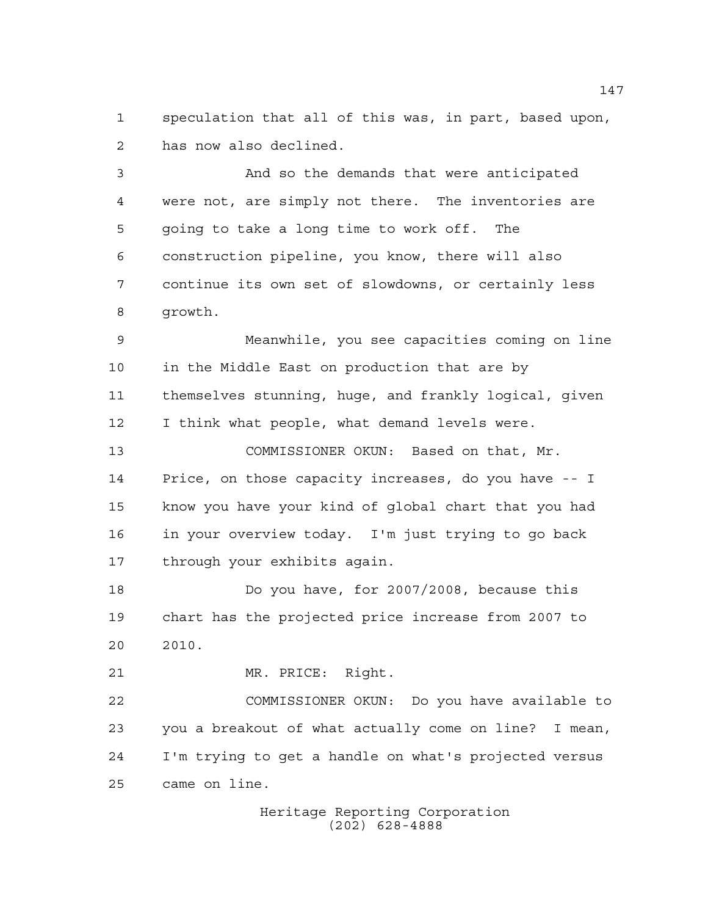speculation that all of this was, in part, based upon, has now also declined.

And so the demands that were anticipated were not, are simply not there. The inventories are going to take a long time to work off. The construction pipeline, you know, there will also continue its own set of slowdowns, or certainly less growth.

Meanwhile, you see capacities coming on line in the Middle East on production that are by themselves stunning, huge, and frankly logical, given I think what people, what demand levels were.

COMMISSIONER OKUN: Based on that, Mr. Price, on those capacity increases, do you have -- I know you have your kind of global chart that you had in your overview today. I'm just trying to go back through your exhibits again.

Do you have, for 2007/2008, because this chart has the projected price increase from 2007 to 2010.

MR. PRICE: Right.

COMMISSIONER OKUN: Do you have available to you a breakout of what actually come on line? I mean, I'm trying to get a handle on what's projected versus came on line.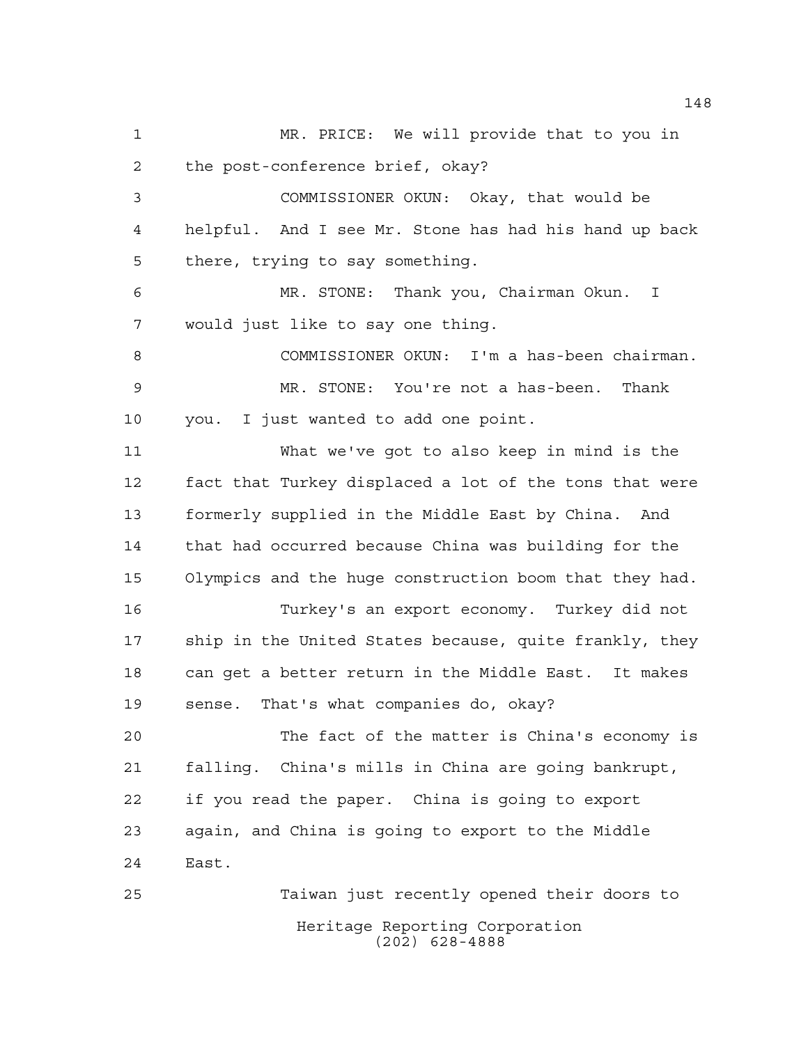MR. PRICE: We will provide that to you in the post-conference brief, okay?

COMMISSIONER OKUN: Okay, that would be helpful. And I see Mr. Stone has had his hand up back there, trying to say something.

MR. STONE: Thank you, Chairman Okun. I would just like to say one thing.

COMMISSIONER OKUN: I'm a has-been chairman.

MR. STONE: You're not a has-been. Thank you. I just wanted to add one point.

What we've got to also keep in mind is the fact that Turkey displaced a lot of the tons that were formerly supplied in the Middle East by China. And that had occurred because China was building for the Olympics and the huge construction boom that they had.

Turkey's an export economy. Turkey did not ship in the United States because, quite frankly, they can get a better return in the Middle East. It makes sense. That's what companies do, okay?

The fact of the matter is China's economy is falling. China's mills in China are going bankrupt, if you read the paper. China is going to export again, and China is going to export to the Middle East.

Taiwan just recently opened their doors to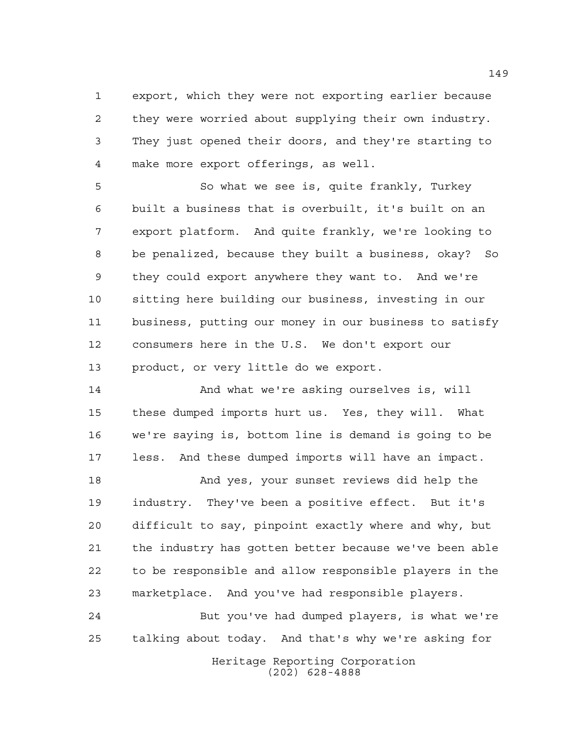export, which they were not exporting earlier because they were worried about supplying their own industry. They just opened their doors, and they're starting to make more export offerings, as well.

So what we see is, quite frankly, Turkey built a business that is overbuilt, it's built on an export platform. And quite frankly, we're looking to be penalized, because they built a business, okay? So they could export anywhere they want to. And we're sitting here building our business, investing in our business, putting our money in our business to satisfy consumers here in the U.S. We don't export our product, or very little do we export.

And what we're asking ourselves is, will these dumped imports hurt us. Yes, they will. What we're saying is, bottom line is demand is going to be less. And these dumped imports will have an impact.

And yes, your sunset reviews did help the industry. They've been a positive effect. But it's difficult to say, pinpoint exactly where and why, but the industry has gotten better because we've been able to be responsible and allow responsible players in the marketplace. And you've had responsible players.

But you've had dumped players, is what we're talking about today. And that's why we're asking for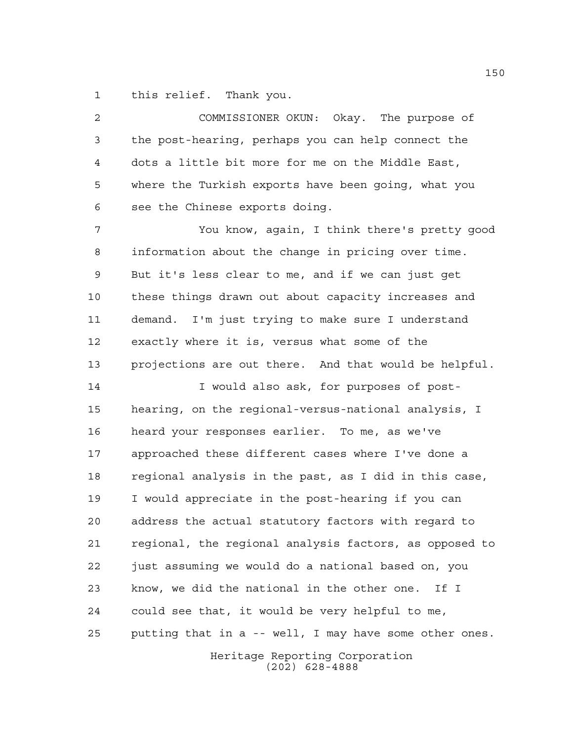this relief. Thank you.

COMMISSIONER OKUN: Okay. The purpose of the post-hearing, perhaps you can help connect the dots a little bit more for me on the Middle East, where the Turkish exports have been going, what you see the Chinese exports doing.

You know, again, I think there's pretty good information about the change in pricing over time. But it's less clear to me, and if we can just get these things drawn out about capacity increases and demand. I'm just trying to make sure I understand exactly where it is, versus what some of the projections are out there. And that would be helpful.

I would also ask, for purposes of post-hearing, on the regional-versus-national analysis, I heard your responses earlier. To me, as we've approached these different cases where I've done a regional analysis in the past, as I did in this case, I would appreciate in the post-hearing if you can address the actual statutory factors with regard to regional, the regional analysis factors, as opposed to just assuming we would do a national based on, you know, we did the national in the other one. If I could see that, it would be very helpful to me, putting that in a -- well, I may have some other ones.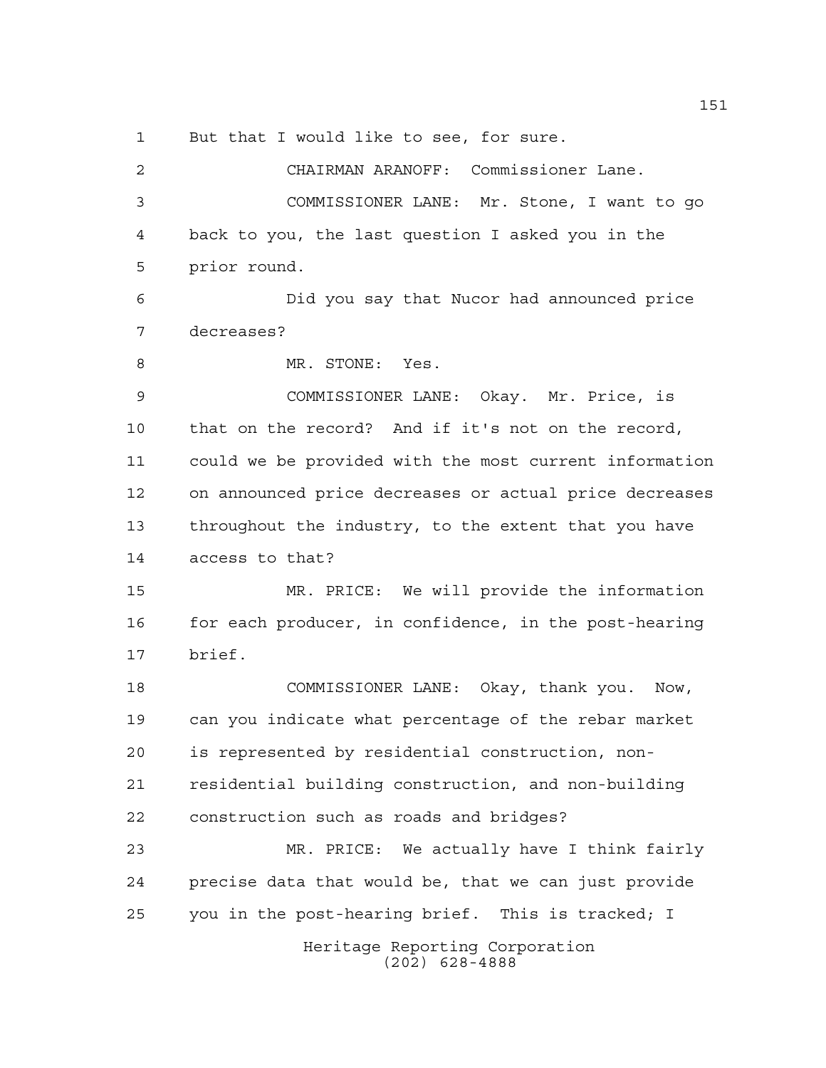But that I would like to see, for sure.

CHAIRMAN ARANOFF: Commissioner Lane.

COMMISSIONER LANE: Mr. Stone, I want to go back to you, the last question I asked you in the prior round.

Did you say that Nucor had announced price decreases?

MR. STONE: Yes.

COMMISSIONER LANE: Okay. Mr. Price, is that on the record? And if it's not on the record, could we be provided with the most current information on announced price decreases or actual price decreases throughout the industry, to the extent that you have access to that?

MR. PRICE: We will provide the information for each producer, in confidence, in the post-hearing brief.

COMMISSIONER LANE: Okay, thank you. Now, can you indicate what percentage of the rebar market is represented by residential construction, non-residential building construction, and non-building construction such as roads and bridges?

MR. PRICE: We actually have I think fairly precise data that would be, that we can just provide you in the post-hearing brief. This is tracked; I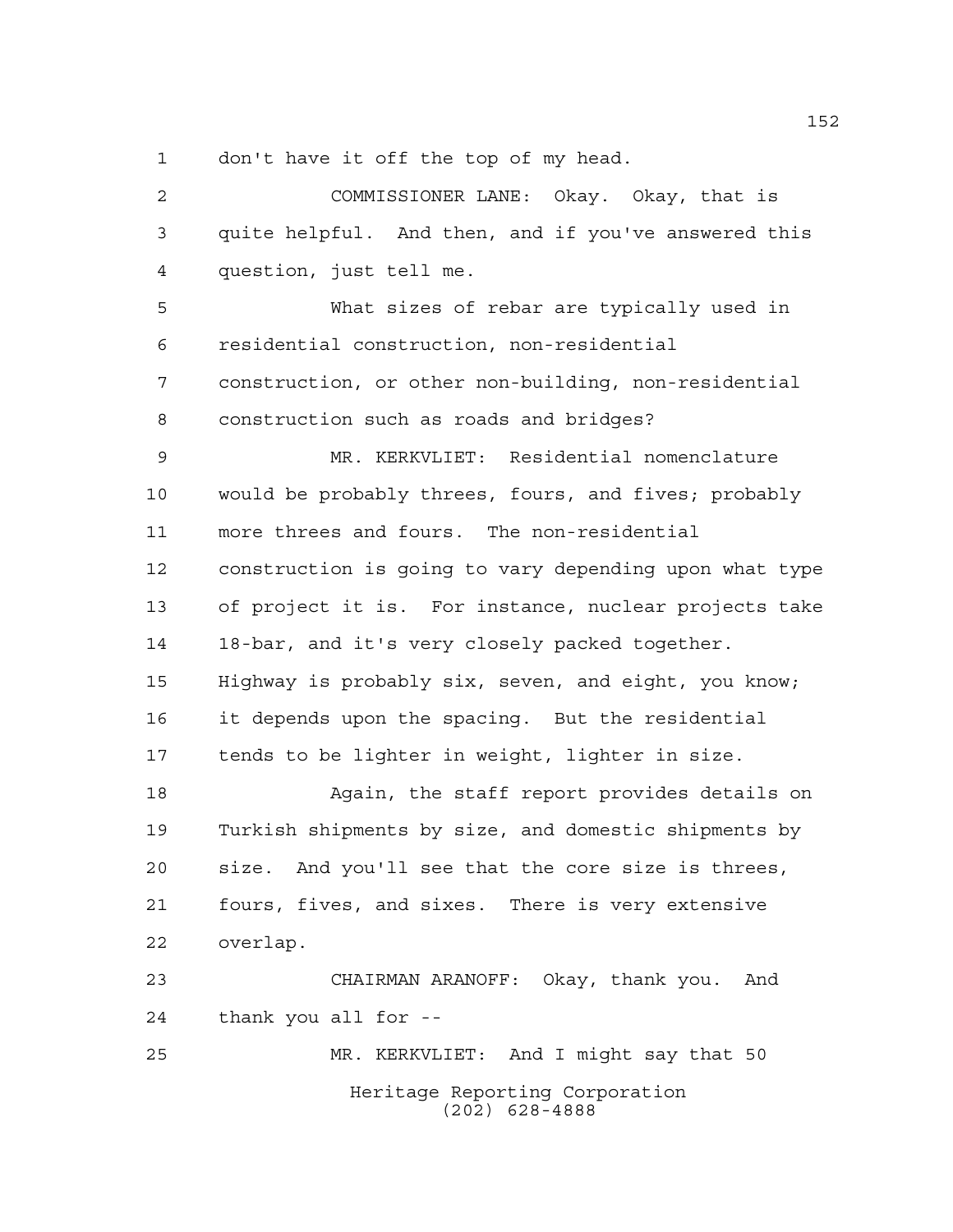don't have it off the top of my head.

COMMISSIONER LANE: Okay. Okay, that is quite helpful. And then, and if you've answered this question, just tell me.

What sizes of rebar are typically used in residential construction, non-residential construction, or other non-building, non-residential construction such as roads and bridges?

MR. KERKVLIET: Residential nomenclature would be probably threes, fours, and fives; probably more threes and fours. The non-residential construction is going to vary depending upon what type of project it is. For instance, nuclear projects take 18-bar, and it's very closely packed together. Highway is probably six, seven, and eight, you know; it depends upon the spacing. But the residential tends to be lighter in weight, lighter in size.

Again, the staff report provides details on Turkish shipments by size, and domestic shipments by size. And you'll see that the core size is threes, fours, fives, and sixes. There is very extensive overlap.

CHAIRMAN ARANOFF: Okay, thank you. And thank you all for --

MR. KERKVLIET: And I might say that 50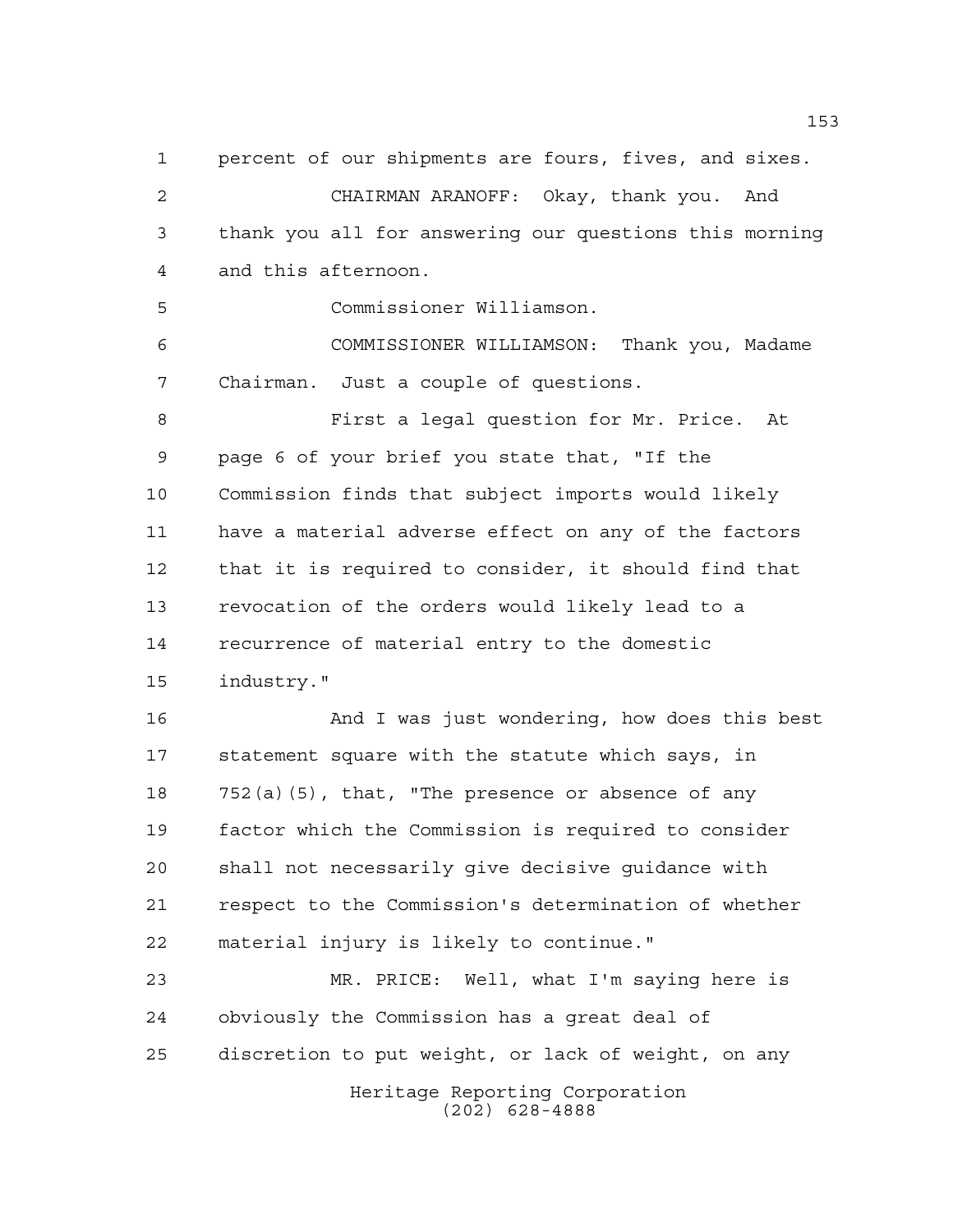percent of our shipments are fours, fives, and sixes.

CHAIRMAN ARANOFF: Okay, thank you. And thank you all for answering our questions this morning and this afternoon.

Commissioner Williamson.

COMMISSIONER WILLIAMSON: Thank you, Madame Chairman. Just a couple of questions.

First a legal question for Mr. Price. At page 6 of your brief you state that, "If the Commission finds that subject imports would likely have a material adverse effect on any of the factors that it is required to consider, it should find that revocation of the orders would likely lead to a recurrence of material entry to the domestic industry."

And I was just wondering, how does this best statement square with the statute which says, in 752(a)(5), that, "The presence or absence of any factor which the Commission is required to consider shall not necessarily give decisive guidance with respect to the Commission's determination of whether material injury is likely to continue."

MR. PRICE: Well, what I'm saying here is obviously the Commission has a great deal of discretion to put weight, or lack of weight, on any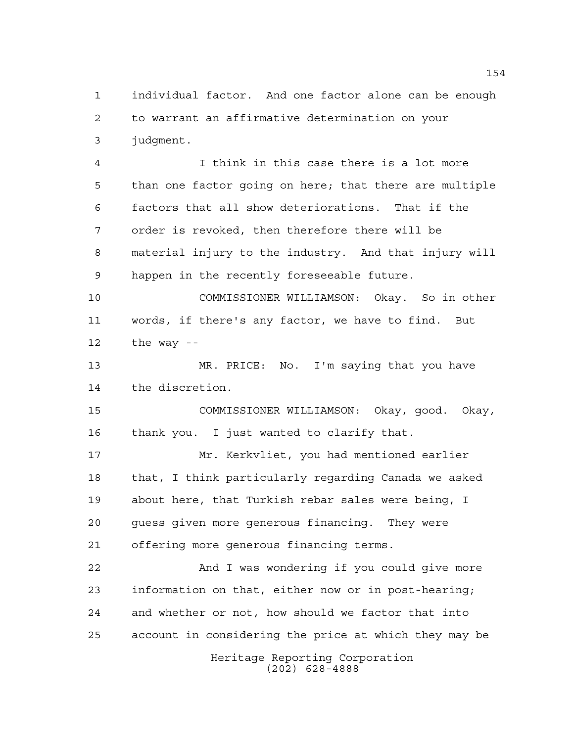individual factor. And one factor alone can be enough to warrant an affirmative determination on your judgment.

I think in this case there is a lot more than one factor going on here; that there are multiple factors that all show deteriorations. That if the order is revoked, then therefore there will be material injury to the industry. And that injury will happen in the recently foreseeable future.

COMMISSIONER WILLIAMSON: Okay. So in other words, if there's any factor, we have to find. But the way --

MR. PRICE: No. I'm saying that you have the discretion.

COMMISSIONER WILLIAMSON: Okay, good. Okay, thank you. I just wanted to clarify that.

Mr. Kerkvliet, you had mentioned earlier that, I think particularly regarding Canada we asked about here, that Turkish rebar sales were being, I guess given more generous financing. They were offering more generous financing terms.

And I was wondering if you could give more information on that, either now or in post-hearing; and whether or not, how should we factor that into account in considering the price at which they may be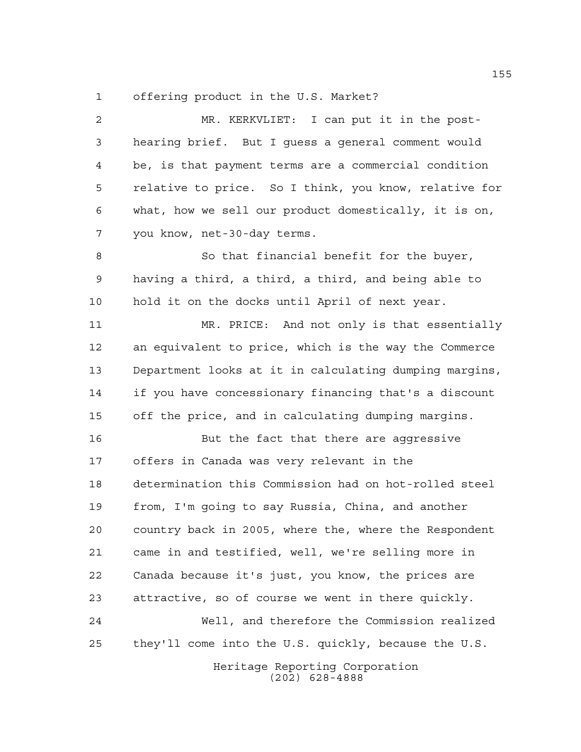offering product in the U.S. Market?

MR. KERKVLIET: I can put it in the post-hearing brief. But I guess a general comment would be, is that payment terms are a commercial condition relative to price. So I think, you know, relative for what, how we sell our product domestically, it is on, you know, net-30-day terms.

So that financial benefit for the buyer, having a third, a third, a third, and being able to hold it on the docks until April of next year.

MR. PRICE: And not only is that essentially an equivalent to price, which is the way the Commerce Department looks at it in calculating dumping margins, if you have concessionary financing that's a discount off the price, and in calculating dumping margins.

But the fact that there are aggressive offers in Canada was very relevant in the determination this Commission had on hot-rolled steel from, I'm going to say Russia, China, and another country back in 2005, where the, where the Respondent came in and testified, well, we're selling more in Canada because it's just, you know, the prices are attractive, so of course we went in there quickly.

Well, and therefore the Commission realized they'll come into the U.S. quickly, because the U.S.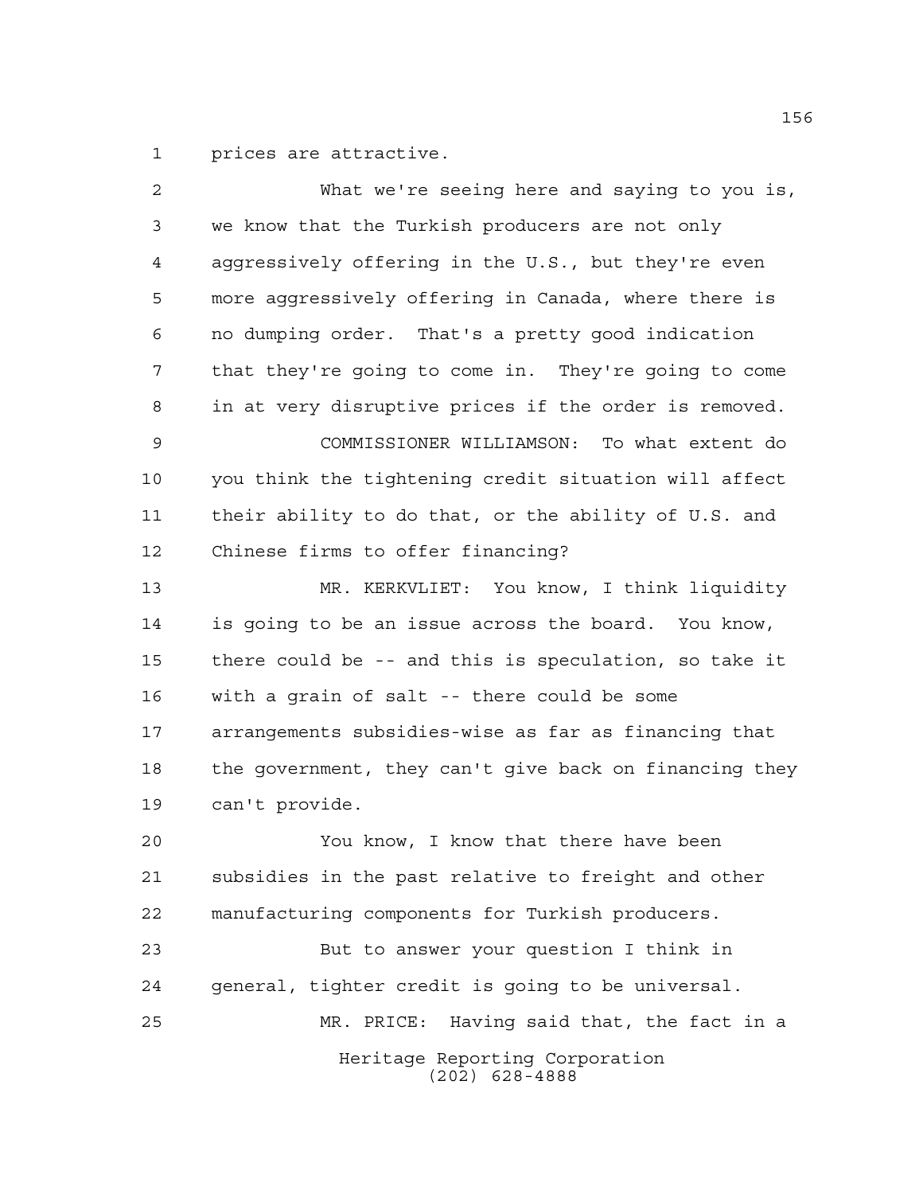prices are attractive.

What we're seeing here and saying to you is, we know that the Turkish producers are not only aggressively offering in the U.S., but they're even more aggressively offering in Canada, where there is no dumping order. That's a pretty good indication that they're going to come in. They're going to come in at very disruptive prices if the order is removed.

COMMISSIONER WILLIAMSON: To what extent do you think the tightening credit situation will affect their ability to do that, or the ability of U.S. and Chinese firms to offer financing?

MR. KERKVLIET: You know, I think liquidity is going to be an issue across the board. You know, there could be -- and this is speculation, so take it with a grain of salt -- there could be some arrangements subsidies-wise as far as financing that the government, they can't give back on financing they can't provide.

You know, I know that there have been subsidies in the past relative to freight and other manufacturing components for Turkish producers.

But to answer your question I think in general, tighter credit is going to be universal.

MR. PRICE: Having said that, the fact in a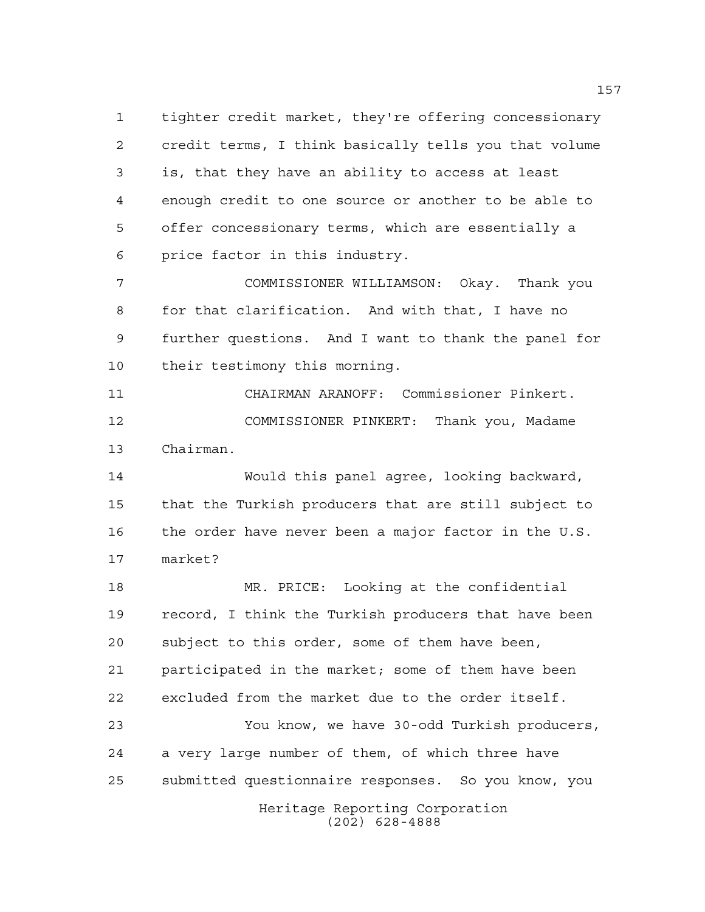tighter credit market, they're offering concessionary credit terms, I think basically tells you that volume is, that they have an ability to access at least enough credit to one source or another to be able to offer concessionary terms, which are essentially a price factor in this industry.

COMMISSIONER WILLIAMSON: Okay. Thank you for that clarification. And with that, I have no further questions. And I want to thank the panel for their testimony this morning.

CHAIRMAN ARANOFF: Commissioner Pinkert.

COMMISSIONER PINKERT: Thank you, Madame Chairman.

Would this panel agree, looking backward, that the Turkish producers that are still subject to the order have never been a major factor in the U.S. market?

MR. PRICE: Looking at the confidential record, I think the Turkish producers that have been subject to this order, some of them have been, participated in the market; some of them have been excluded from the market due to the order itself.

You know, we have 30-odd Turkish producers, a very large number of them, of which three have submitted questionnaire responses. So you know, you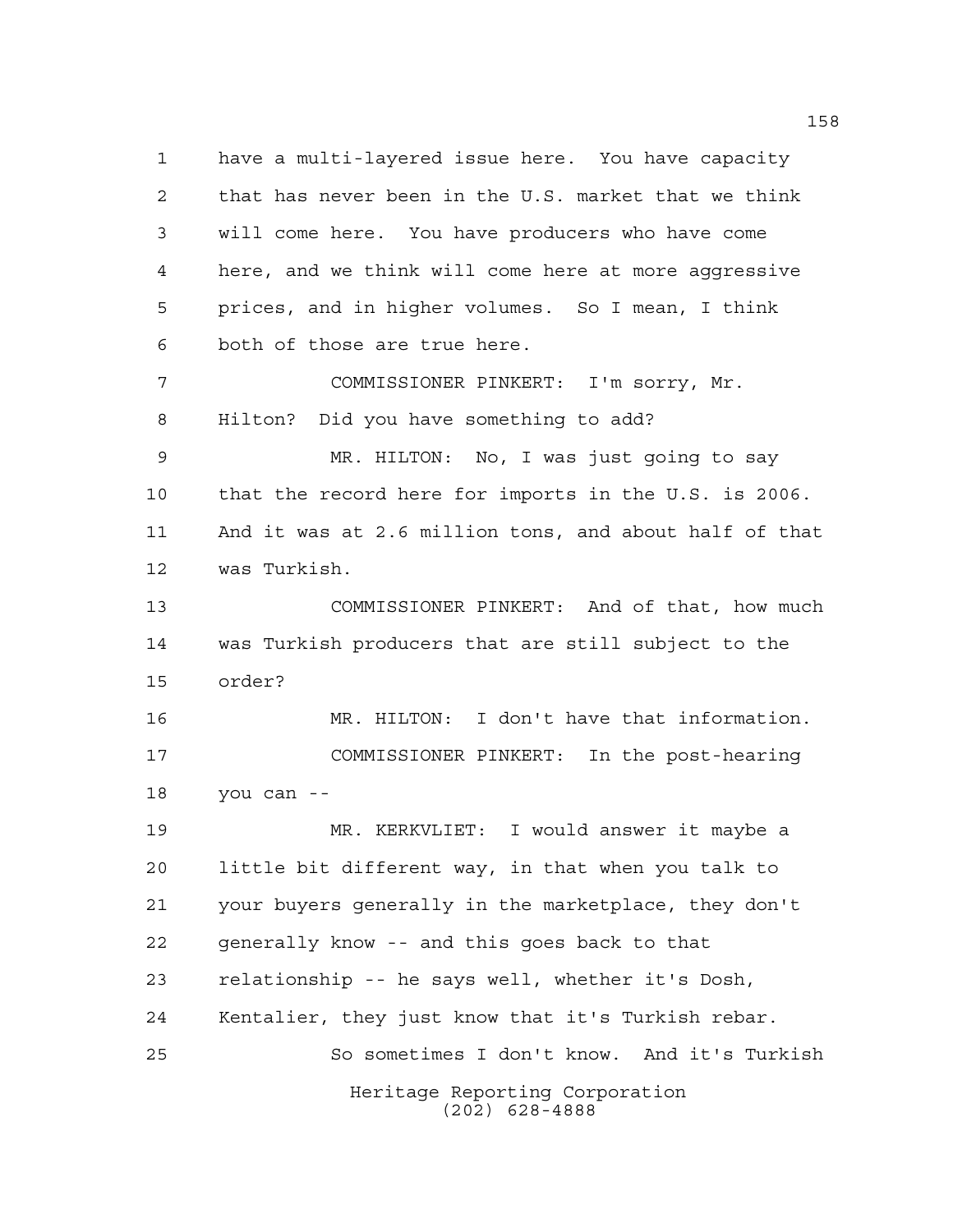have a multi-layered issue here. You have capacity that has never been in the U.S. market that we think will come here. You have producers who have come here, and we think will come here at more aggressive prices, and in higher volumes. So I mean, I think both of those are true here.

COMMISSIONER PINKERT: I'm sorry, Mr. Hilton? Did you have something to add?

MR. HILTON: No, I was just going to say that the record here for imports in the U.S. is 2006. And it was at 2.6 million tons, and about half of that was Turkish.

COMMISSIONER PINKERT: And of that, how much was Turkish producers that are still subject to the order?

MR. HILTON: I don't have that information.

COMMISSIONER PINKERT: In the post-hearing you can --

MR. KERKVLIET: I would answer it maybe a little bit different way, in that when you talk to your buyers generally in the marketplace, they don't generally know -- and this goes back to that relationship -- he says well, whether it's Dosh, Kentalier, they just know that it's Turkish rebar.

So sometimes I don't know. And it's Turkish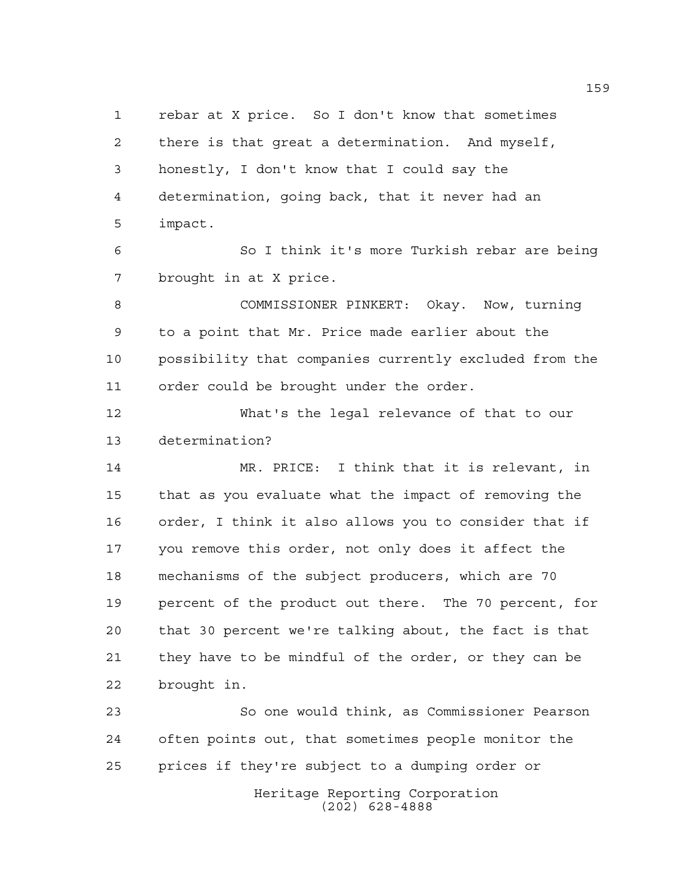rebar at X price. So I don't know that sometimes there is that great a determination. And myself, honestly, I don't know that I could say the determination, going back, that it never had an impact.

So I think it's more Turkish rebar are being brought in at X price.

COMMISSIONER PINKERT: Okay. Now, turning to a point that Mr. Price made earlier about the possibility that companies currently excluded from the order could be brought under the order.

What's the legal relevance of that to our determination?

MR. PRICE: I think that it is relevant, in that as you evaluate what the impact of removing the order, I think it also allows you to consider that if you remove this order, not only does it affect the mechanisms of the subject producers, which are 70 percent of the product out there. The 70 percent, for that 30 percent we're talking about, the fact is that they have to be mindful of the order, or they can be brought in.

So one would think, as Commissioner Pearson often points out, that sometimes people monitor the prices if they're subject to a dumping order or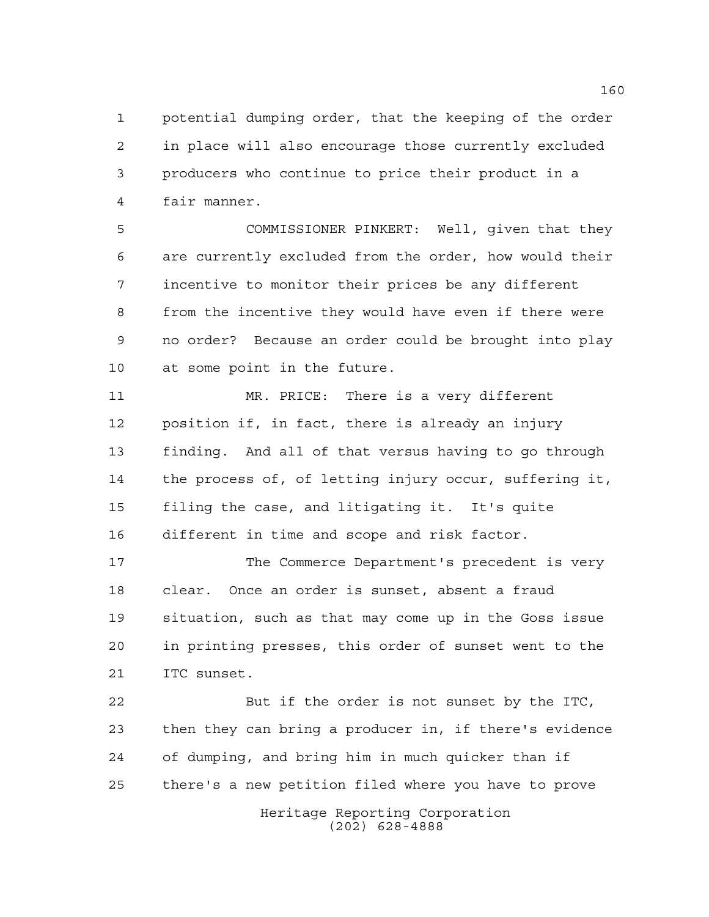potential dumping order, that the keeping of the order in place will also encourage those currently excluded producers who continue to price their product in a fair manner.

COMMISSIONER PINKERT: Well, given that they are currently excluded from the order, how would their incentive to monitor their prices be any different from the incentive they would have even if there were no order? Because an order could be brought into play at some point in the future.

MR. PRICE: There is a very different position if, in fact, there is already an injury finding. And all of that versus having to go through the process of, of letting injury occur, suffering it, filing the case, and litigating it. It's quite different in time and scope and risk factor.

The Commerce Department's precedent is very clear. Once an order is sunset, absent a fraud situation, such as that may come up in the Goss issue in printing presses, this order of sunset went to the ITC sunset.

But if the order is not sunset by the ITC, then they can bring a producer in, if there's evidence of dumping, and bring him in much quicker than if there's a new petition filed where you have to prove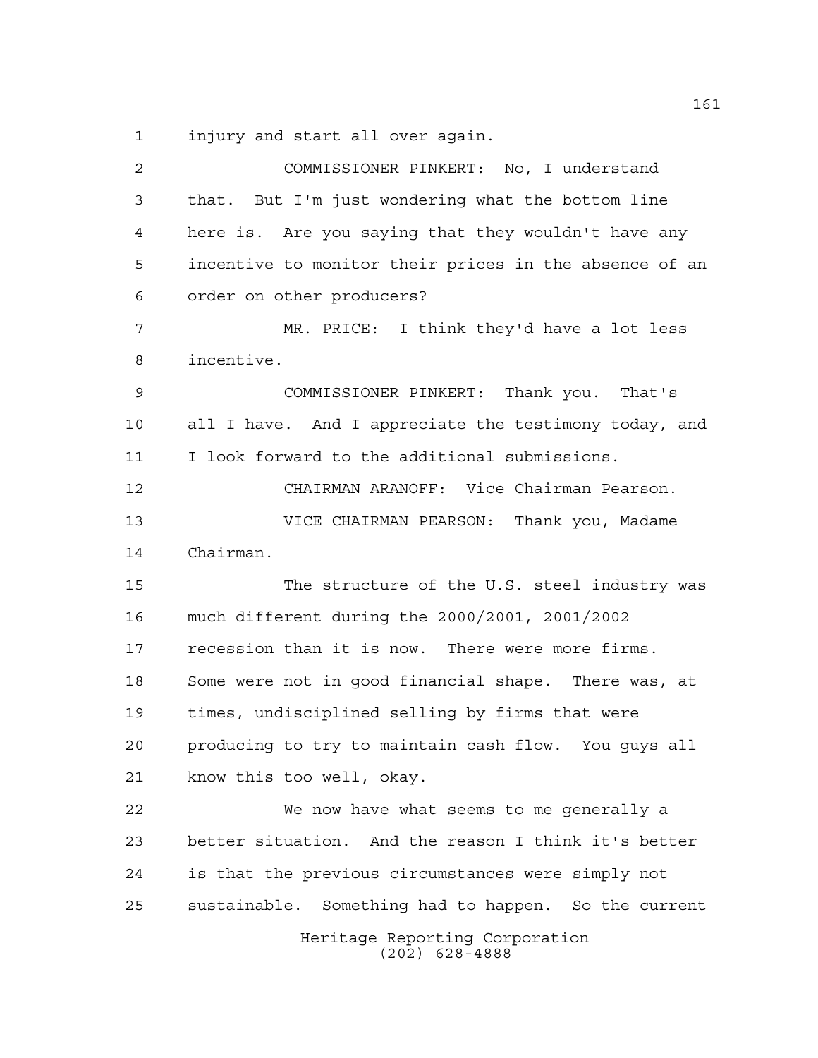injury and start all over again.

COMMISSIONER PINKERT: No, I understand that. But I'm just wondering what the bottom line here is. Are you saying that they wouldn't have any incentive to monitor their prices in the absence of an order on other producers?

MR. PRICE: I think they'd have a lot less incentive.

COMMISSIONER PINKERT: Thank you. That's all I have. And I appreciate the testimony today, and I look forward to the additional submissions.

CHAIRMAN ARANOFF: Vice Chairman Pearson.

VICE CHAIRMAN PEARSON: Thank you, Madame Chairman.

The structure of the U.S. steel industry was much different during the 2000/2001, 2001/2002 recession than it is now. There were more firms. Some were not in good financial shape. There was, at times, undisciplined selling by firms that were producing to try to maintain cash flow. You guys all know this too well, okay.

We now have what seems to me generally a better situation. And the reason I think it's better is that the previous circumstances were simply not sustainable. Something had to happen. So the current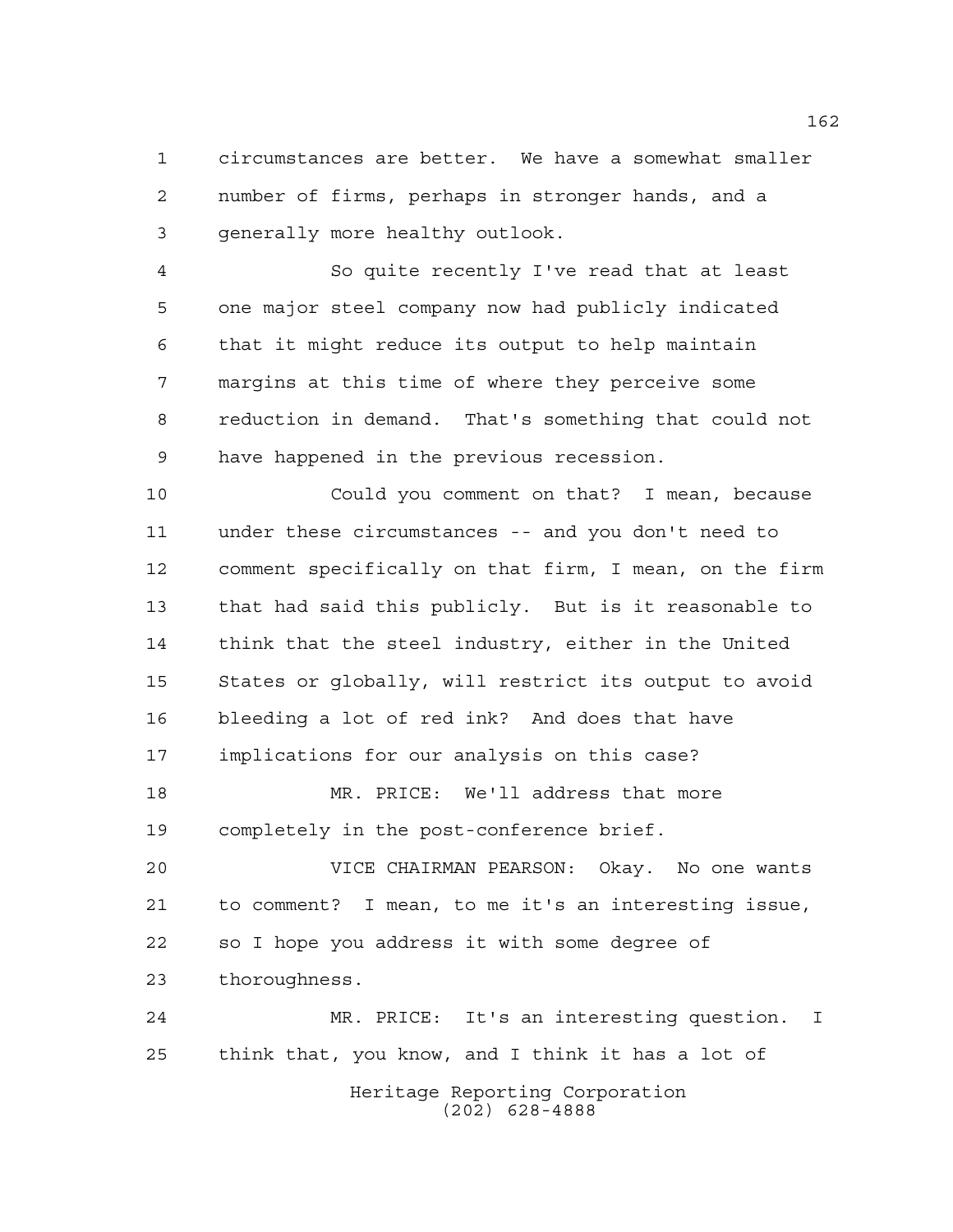circumstances are better. We have a somewhat smaller number of firms, perhaps in stronger hands, and a generally more healthy outlook.

So quite recently I've read that at least one major steel company now had publicly indicated that it might reduce its output to help maintain margins at this time of where they perceive some reduction in demand. That's something that could not have happened in the previous recession.

Could you comment on that? I mean, because under these circumstances -- and you don't need to comment specifically on that firm, I mean, on the firm that had said this publicly. But is it reasonable to think that the steel industry, either in the United States or globally, will restrict its output to avoid bleeding a lot of red ink? And does that have implications for our analysis on this case?

MR. PRICE: We'll address that more completely in the post-conference brief.

VICE CHAIRMAN PEARSON: Okay. No one wants to comment? I mean, to me it's an interesting issue, so I hope you address it with some degree of thoroughness.

MR. PRICE: It's an interesting question. I think that, you know, and I think it has a lot of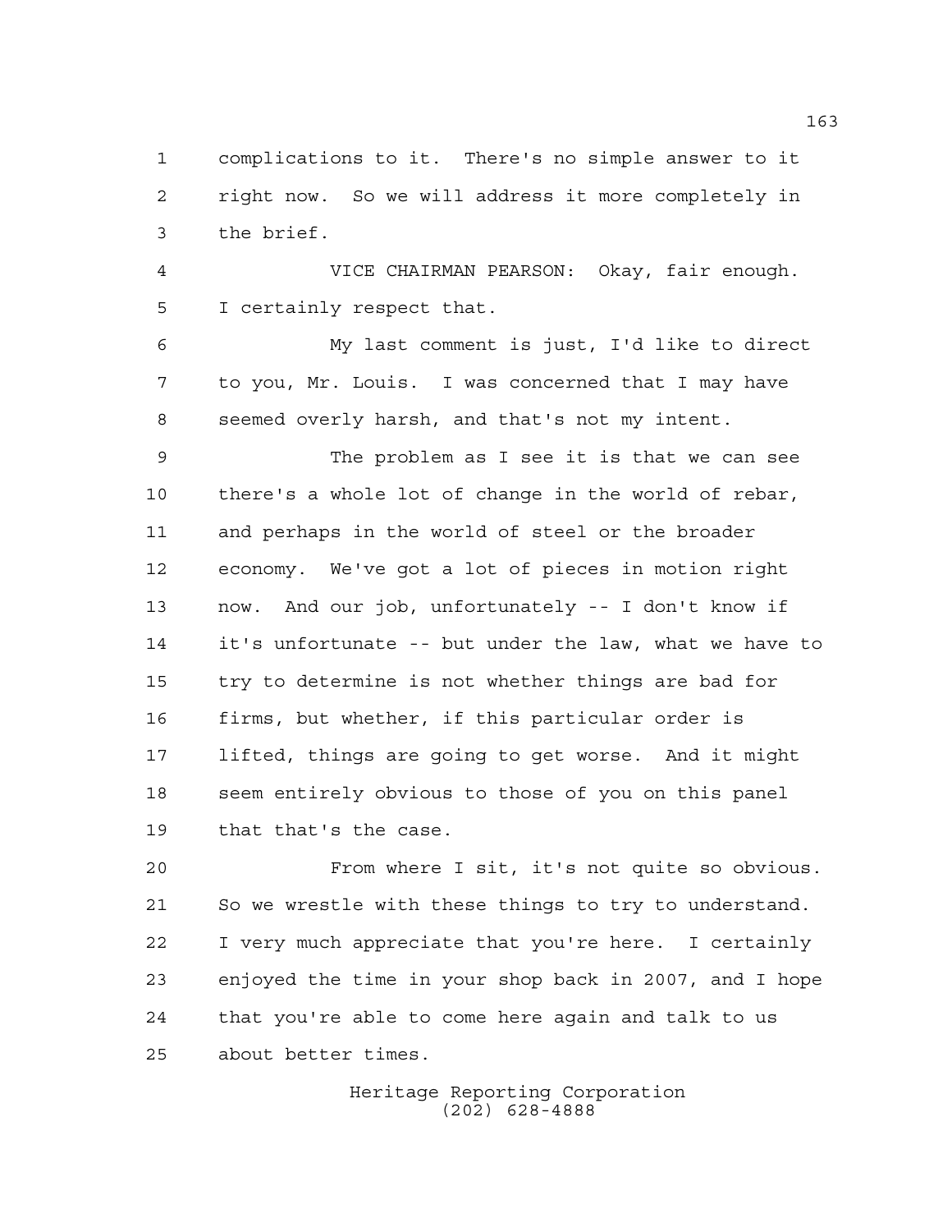complications to it. There's no simple answer to it right now. So we will address it more completely in the brief.

VICE CHAIRMAN PEARSON: Okay, fair enough. I certainly respect that.

My last comment is just, I'd like to direct to you, Mr. Louis. I was concerned that I may have seemed overly harsh, and that's not my intent.

The problem as I see it is that we can see there's a whole lot of change in the world of rebar, and perhaps in the world of steel or the broader economy. We've got a lot of pieces in motion right now. And our job, unfortunately -- I don't know if it's unfortunate -- but under the law, what we have to try to determine is not whether things are bad for firms, but whether, if this particular order is lifted, things are going to get worse. And it might seem entirely obvious to those of you on this panel that that's the case.

From where I sit, it's not quite so obvious. So we wrestle with these things to try to understand. I very much appreciate that you're here. I certainly enjoyed the time in your shop back in 2007, and I hope that you're able to come here again and talk to us about better times.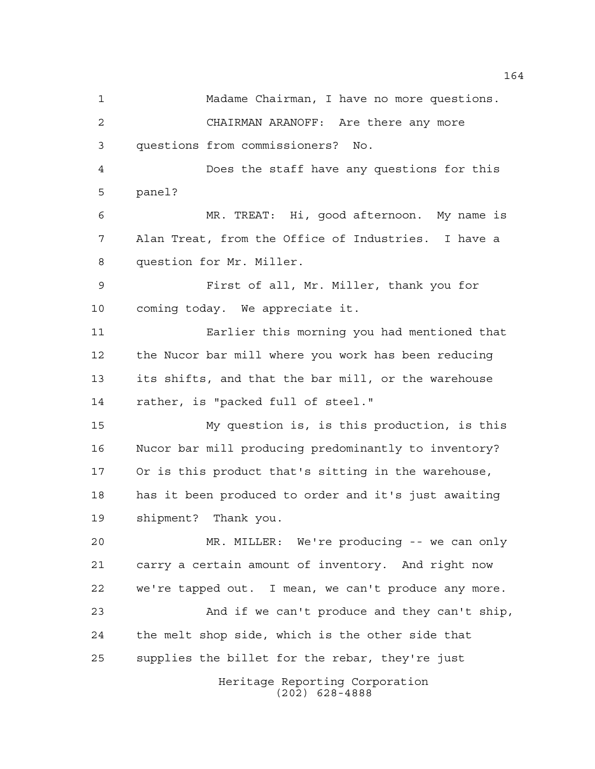Madame Chairman, I have no more questions.

CHAIRMAN ARANOFF: Are there any more questions from commissioners? No.

Does the staff have any questions for this panel?

MR. TREAT: Hi, good afternoon. My name is Alan Treat, from the Office of Industries. I have a question for Mr. Miller.

First of all, Mr. Miller, thank you for coming today. We appreciate it.

Earlier this morning you had mentioned that the Nucor bar mill where you work has been reducing its shifts, and that the bar mill, or the warehouse rather, is "packed full of steel."

My question is, is this production, is this Nucor bar mill producing predominantly to inventory? Or is this product that's sitting in the warehouse, has it been produced to order and it's just awaiting shipment? Thank you.

MR. MILLER: We're producing -- we can only carry a certain amount of inventory. And right now we're tapped out. I mean, we can't produce any more.

And if we can't produce and they can't ship, the melt shop side, which is the other side that supplies the billet for the rebar, they're just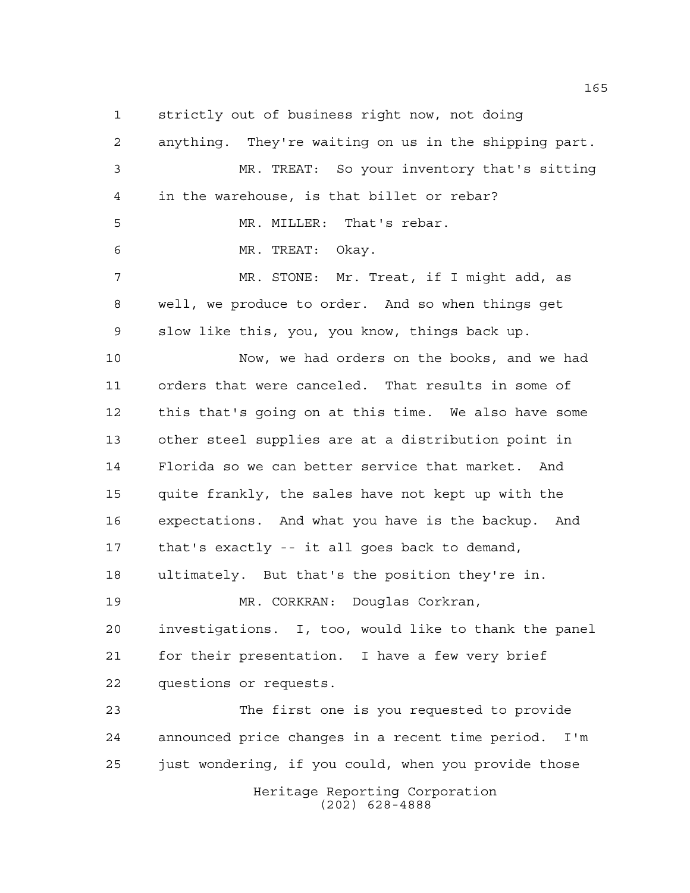strictly out of business right now, not doing anything. They're waiting on us in the shipping part.

MR. TREAT: So your inventory that's sitting in the warehouse, is that billet or rebar?

MR. MILLER: That's rebar.

MR. TREAT: Okay.

MR. STONE: Mr. Treat, if I might add, as well, we produce to order. And so when things get slow like this, you, you know, things back up.

Now, we had orders on the books, and we had orders that were canceled. That results in some of this that's going on at this time. We also have some other steel supplies are at a distribution point in Florida so we can better service that market. And quite frankly, the sales have not kept up with the expectations. And what you have is the backup. And that's exactly -- it all goes back to demand, ultimately. But that's the position they're in.

MR. CORKRAN: Douglas Corkran, investigations. I, too, would like to thank the panel for their presentation. I have a few very brief questions or requests.

The first one is you requested to provide announced price changes in a recent time period. I'm just wondering, if you could, when you provide those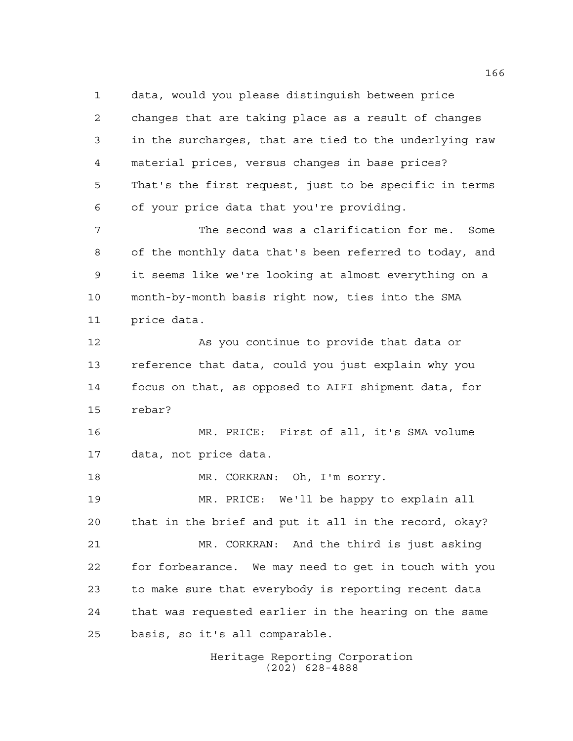data, would you please distinguish between price changes that are taking place as a result of changes in the surcharges, that are tied to the underlying raw material prices, versus changes in base prices? That's the first request, just to be specific in terms of your price data that you're providing.

The second was a clarification for me. Some of the monthly data that's been referred to today, and it seems like we're looking at almost everything on a month-by-month basis right now, ties into the SMA price data.

As you continue to provide that data or reference that data, could you just explain why you focus on that, as opposed to AIFI shipment data, for rebar?

MR. PRICE: First of all, it's SMA volume data, not price data.

MR. CORKRAN: Oh, I'm sorry.

MR. PRICE: We'll be happy to explain all that in the brief and put it all in the record, okay?

MR. CORKRAN: And the third is just asking for forbearance. We may need to get in touch with you to make sure that everybody is reporting recent data that was requested earlier in the hearing on the same basis, so it's all comparable.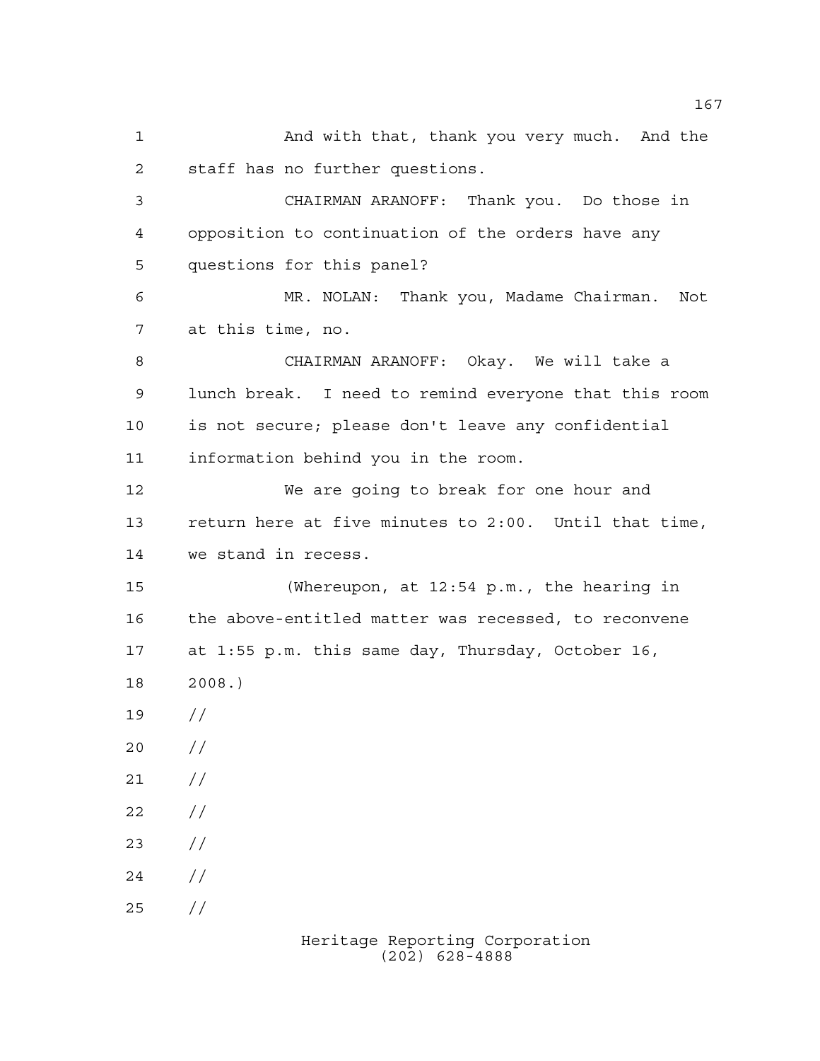And with that, thank you very much. And the staff has no further questions.

CHAIRMAN ARANOFF: Thank you. Do those in opposition to continuation of the orders have any questions for this panel?

MR. NOLAN: Thank you, Madame Chairman. Not at this time, no.

CHAIRMAN ARANOFF: Okay. We will take a lunch break. I need to remind everyone that this room is not secure; please don't leave any confidential information behind you in the room.

We are going to break for one hour and return here at five minutes to 2:00. Until that time, we stand in recess.

(Whereupon, at 12:54 p.m., the hearing in the above-entitled matter was recessed, to reconvene at 1:55 p.m. this same day, Thursday, October 16, 2008.)

//

//

//

//

//

//

//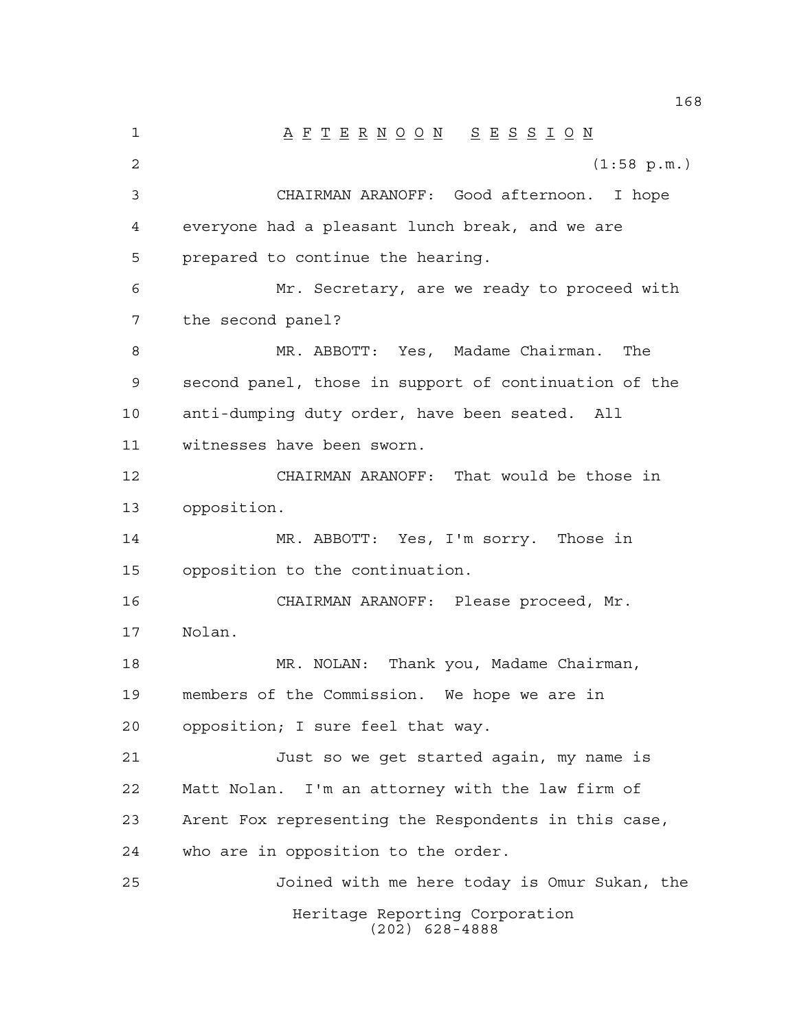# A F T E R N O O N   S E S S I O N

(1:58 p.m.)

CHAIRMAN ARANOFF: Good afternoon. I hope everyone had a pleasant lunch break, and we are prepared to continue the hearing.

Mr. Secretary, are we ready to proceed with the second panel?

MR. ABBOTT: Yes, Madame Chairman. The second panel, those in support of continuation of the anti-dumping duty order, have been seated. All witnesses have been sworn.

CHAIRMAN ARANOFF: That would be those in opposition.

MR. ABBOTT: Yes, I'm sorry. Those in opposition to the continuation.

CHAIRMAN ARANOFF: Please proceed, Mr. Nolan.

MR. NOLAN: Thank you, Madame Chairman, members of the Commission. We hope we are in opposition; I sure feel that way.

Just so we get started again, my name is Matt Nolan. I'm an attorney with the law firm of Arent Fox representing the Respondents in this case, who are in opposition to the order.

Joined with me here today is Omur Sukan, the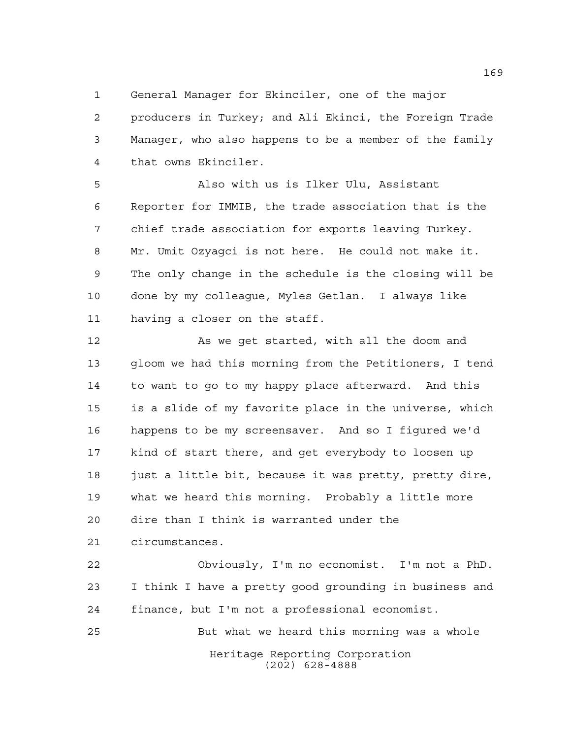1 General Manager for Ekinciler, one of the major
2 producers in Turkey; and Ali Ekinci, the Foreign Trade
3 Manager, who also happens to be a member of the family
4 that owns Ekinciler.

5 Also with us is Ilker Ulu, Assistant
6 Reporter for IMMIB, the trade association that is the
7 chief trade association for exports leaving Turkey.
8 Mr. Umit Ozyagci is not here. He could not make it.
9 The only change in the schedule is the closing will be
10 done by my colleague, Myles Getlan. I always like
11 having a closer on the staff.

12 As we get started, with all the doom and
13 gloom we had this morning from the Petitioners, I tend
14 to want to go to my happy place afterward. And this
15 is a slide of my favorite place in the universe, which
16 happens to be my screensaver. And so I figured we'd
17 kind of start there, and get everybody to loosen up
18 just a little bit, because it was pretty, pretty dire,
19 what we heard this morning. Probably a little more
20 dire than I think is warranted under the
21 circumstances.

22 Obviously, I'm no economist. I'm not a PhD.
23 I think I have a pretty good grounding in business and
24 finance, but I'm not a professional economist.

25 But what we heard this morning was a whole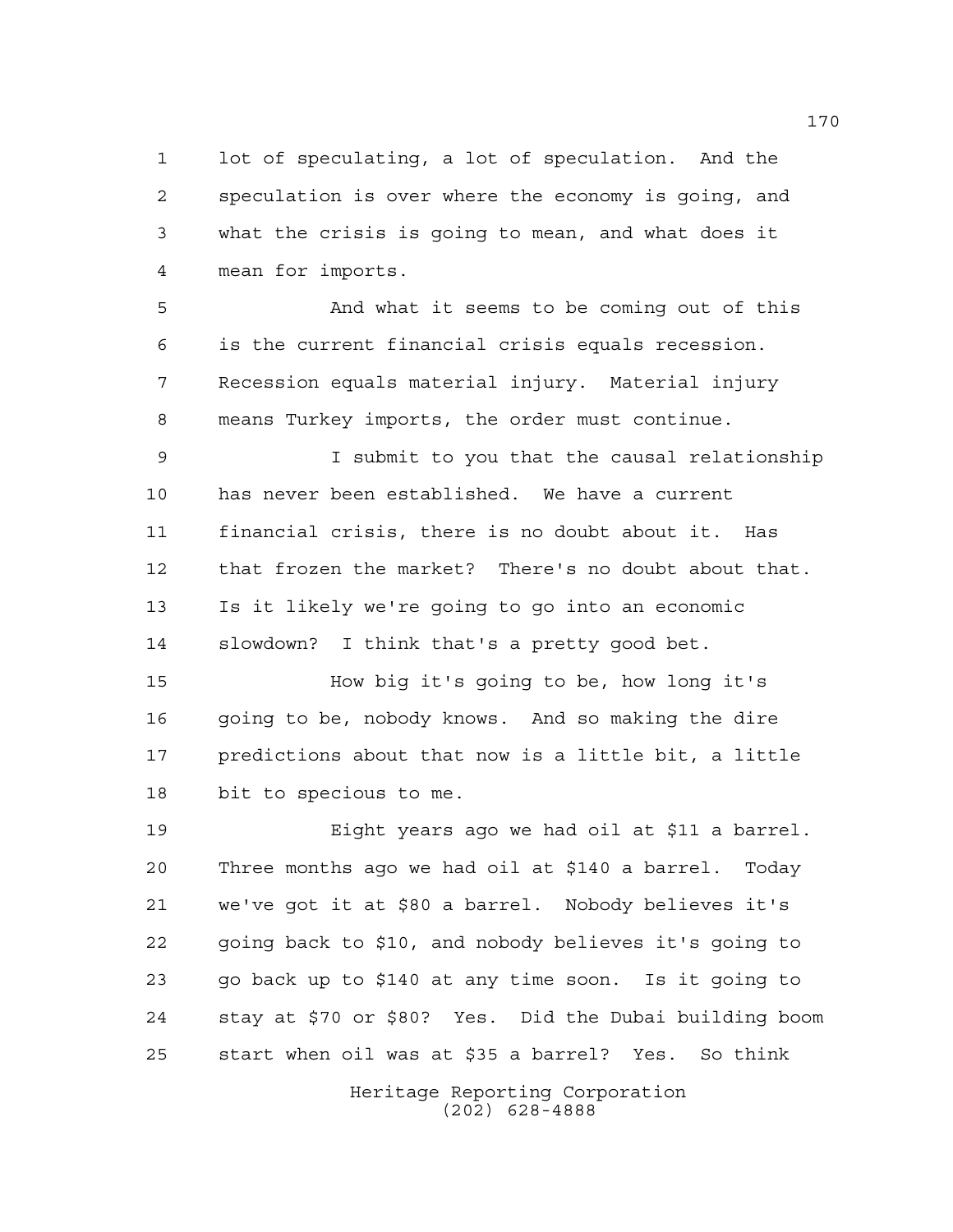lot of speculating, a lot of speculation. And the speculation is over where the economy is going, and what the crisis is going to mean, and what does it mean for imports.

And what it seems to be coming out of this is the current financial crisis equals recession. Recession equals material injury. Material injury means Turkey imports, the order must continue.

I submit to you that the causal relationship has never been established. We have a current financial crisis, there is no doubt about it. Has that frozen the market? There's no doubt about that. Is it likely we're going to go into an economic slowdown? I think that's a pretty good bet.

How big it's going to be, how long it's going to be, nobody knows. And so making the dire predictions about that now is a little bit, a little bit to specious to me.

Eight years ago we had oil at $11 a barrel. Three months ago we had oil at $140 a barrel. Today we've got it at $80 a barrel. Nobody believes it's going back to $10, and nobody believes it's going to go back up to $140 at any time soon. Is it going to stay at $70 or $80? Yes. Did the Dubai building boom start when oil was at $35 a barrel? Yes. So think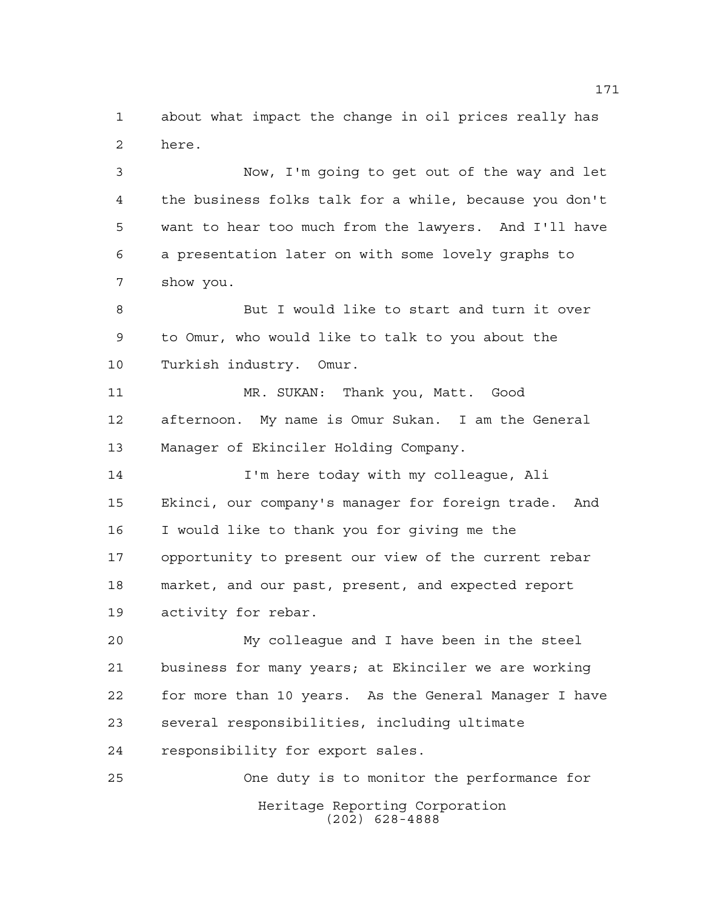about what impact the change in oil prices really has here.

Now, I'm going to get out of the way and let the business folks talk for a while, because you don't want to hear too much from the lawyers. And I'll have a presentation later on with some lovely graphs to show you.

But I would like to start and turn it over to Omur, who would like to talk to you about the Turkish industry. Omur.

MR. SUKAN: Thank you, Matt. Good afternoon. My name is Omur Sukan. I am the General Manager of Ekinciler Holding Company.

I'm here today with my colleague, Ali Ekinci, our company's manager for foreign trade. And I would like to thank you for giving me the opportunity to present our view of the current rebar market, and our past, present, and expected report activity for rebar.

My colleague and I have been in the steel business for many years; at Ekinciler we are working for more than 10 years. As the General Manager I have several responsibilities, including ultimate responsibility for export sales.

One duty is to monitor the performance for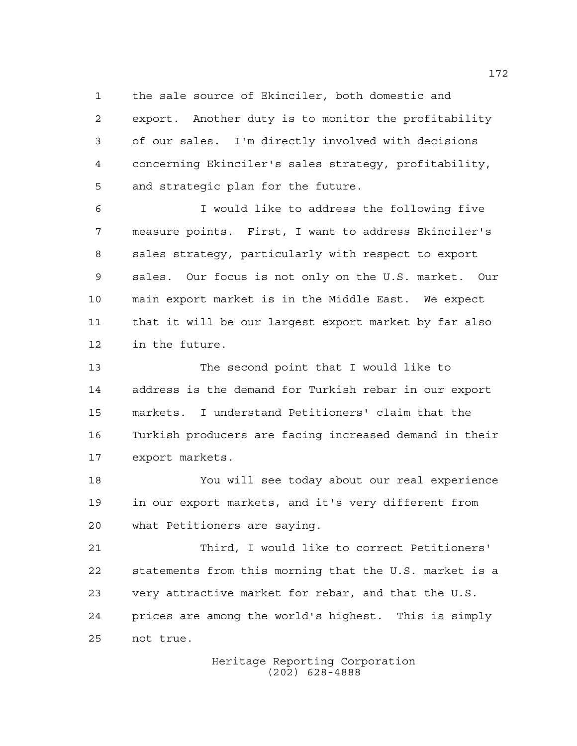the sale source of Ekinciler, both domestic and export. Another duty is to monitor the profitability of our sales. I'm directly involved with decisions concerning Ekinciler's sales strategy, profitability, and strategic plan for the future.

I would like to address the following five measure points. First, I want to address Ekinciler's sales strategy, particularly with respect to export sales. Our focus is not only on the U.S. market. Our main export market is in the Middle East. We expect that it will be our largest export market by far also in the future.

The second point that I would like to address is the demand for Turkish rebar in our export markets. I understand Petitioners' claim that the Turkish producers are facing increased demand in their export markets.

You will see today about our real experience in our export markets, and it's very different from what Petitioners are saying.

Third, I would like to correct Petitioners' statements from this morning that the U.S. market is a very attractive market for rebar, and that the U.S. prices are among the world's highest. This is simply not true.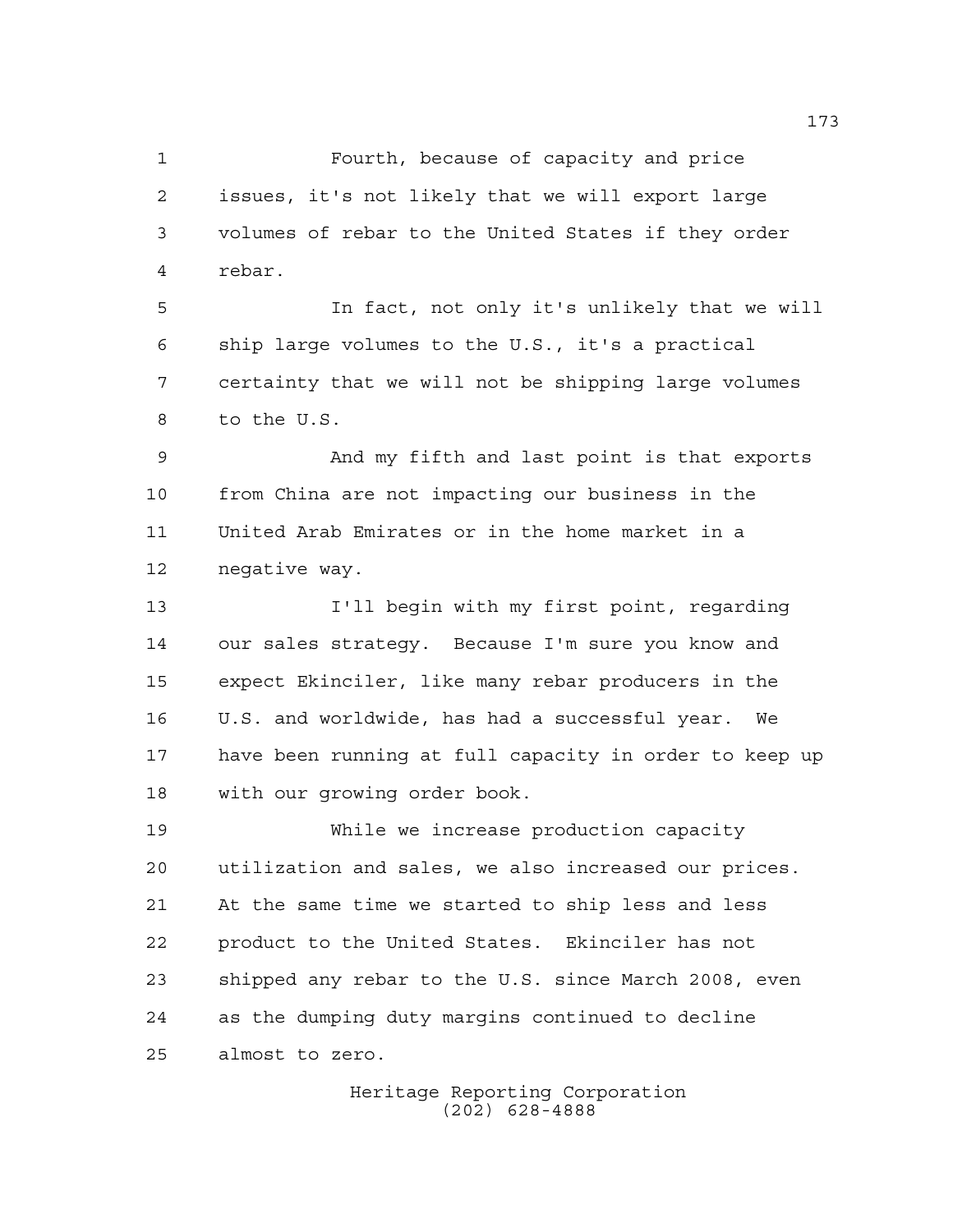Fourth, because of capacity and price issues, it's not likely that we will export large volumes of rebar to the United States if they order rebar.

In fact, not only it's unlikely that we will ship large volumes to the U.S., it's a practical certainty that we will not be shipping large volumes to the U.S.

And my fifth and last point is that exports from China are not impacting our business in the United Arab Emirates or in the home market in a negative way.

I'll begin with my first point, regarding our sales strategy. Because I'm sure you know and expect Ekinciler, like many rebar producers in the U.S. and worldwide, has had a successful year. We have been running at full capacity in order to keep up with our growing order book.

While we increase production capacity utilization and sales, we also increased our prices. At the same time we started to ship less and less product to the United States. Ekinciler has not shipped any rebar to the U.S. since March 2008, even as the dumping duty margins continued to decline almost to zero.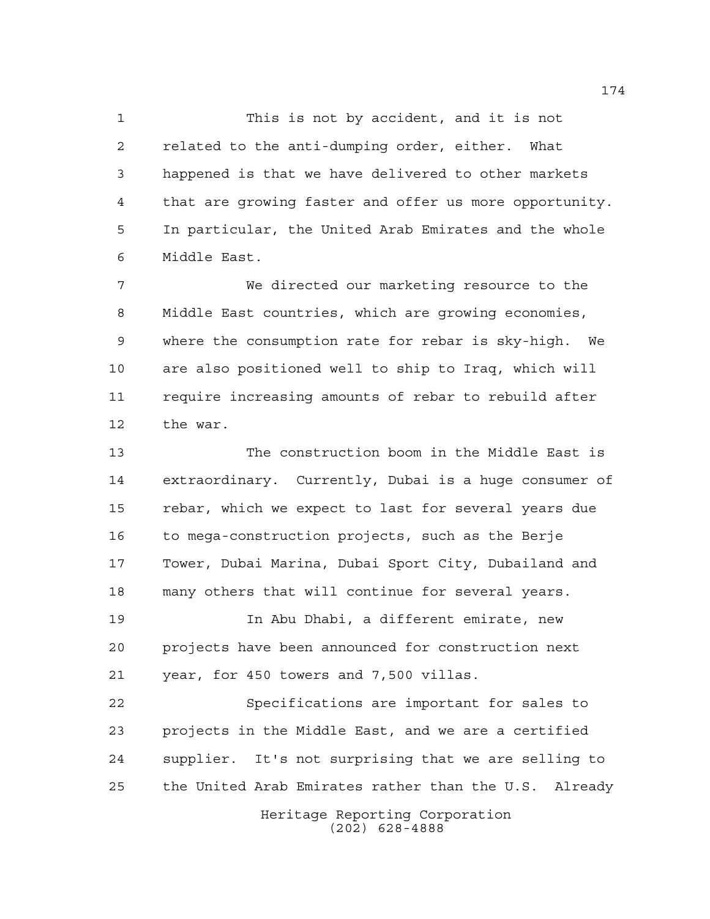This is not by accident, and it is not related to the anti-dumping order, either. What happened is that we have delivered to other markets that are growing faster and offer us more opportunity. In particular, the United Arab Emirates and the whole Middle East.

We directed our marketing resource to the Middle East countries, which are growing economies, where the consumption rate for rebar is sky-high. We are also positioned well to ship to Iraq, which will require increasing amounts of rebar to rebuild after the war.

The construction boom in the Middle East is extraordinary. Currently, Dubai is a huge consumer of rebar, which we expect to last for several years due to mega-construction projects, such as the Berje Tower, Dubai Marina, Dubai Sport City, Dubailand and many others that will continue for several years.

In Abu Dhabi, a different emirate, new projects have been announced for construction next year, for 450 towers and 7,500 villas.

Specifications are important for sales to projects in the Middle East, and we are a certified supplier. It's not surprising that we are selling to the United Arab Emirates rather than the U.S. Already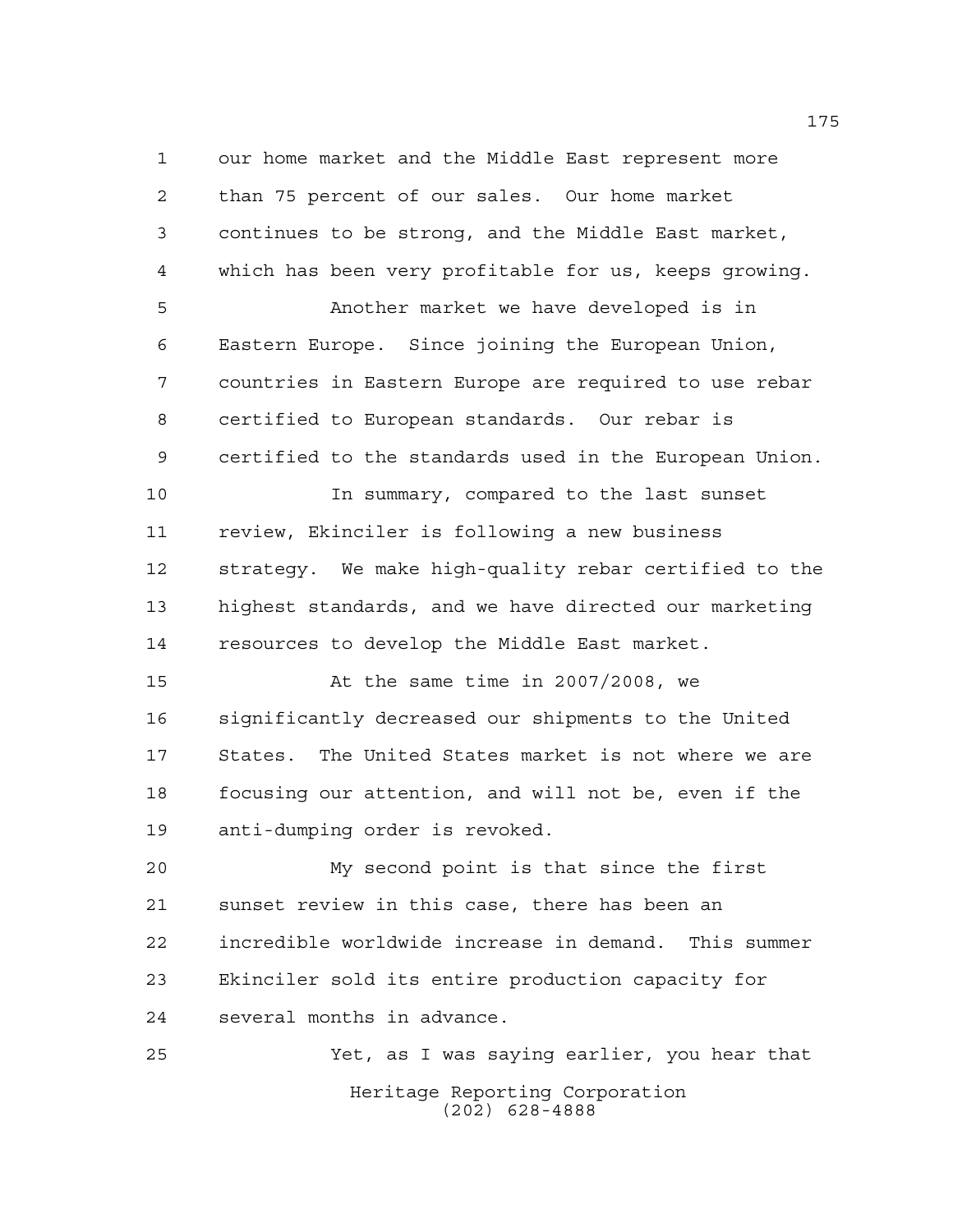our home market and the Middle East represent more than 75 percent of our sales. Our home market continues to be strong, and the Middle East market, which has been very profitable for us, keeps growing.

Another market we have developed is in Eastern Europe. Since joining the European Union, countries in Eastern Europe are required to use rebar certified to European standards. Our rebar is certified to the standards used in the European Union.

In summary, compared to the last sunset review, Ekinciler is following a new business strategy. We make high-quality rebar certified to the highest standards, and we have directed our marketing resources to develop the Middle East market.

At the same time in 2007/2008, we significantly decreased our shipments to the United States. The United States market is not where we are focusing our attention, and will not be, even if the anti-dumping order is revoked.

My second point is that since the first sunset review in this case, there has been an incredible worldwide increase in demand. This summer Ekinciler sold its entire production capacity for several months in advance.

Yet, as I was saying earlier, you hear that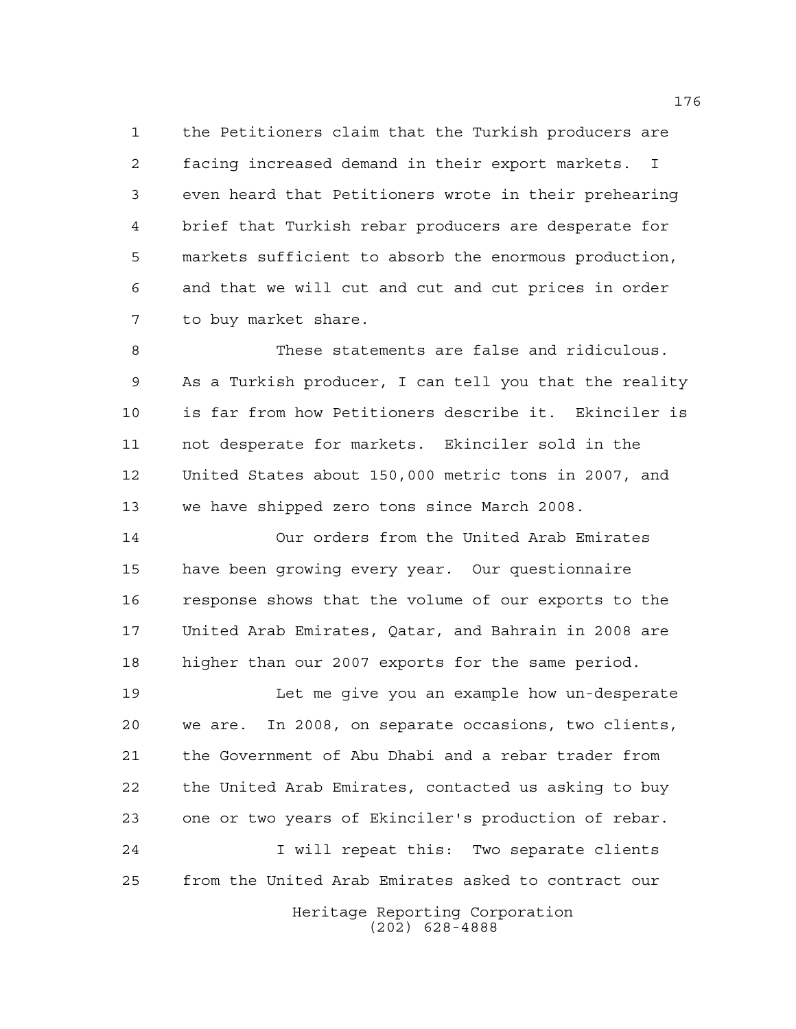the Petitioners claim that the Turkish producers are facing increased demand in their export markets. I even heard that Petitioners wrote in their prehearing brief that Turkish rebar producers are desperate for markets sufficient to absorb the enormous production, and that we will cut and cut and cut prices in order to buy market share.

These statements are false and ridiculous. As a Turkish producer, I can tell you that the reality is far from how Petitioners describe it. Ekinciler is not desperate for markets. Ekinciler sold in the United States about 150,000 metric tons in 2007, and we have shipped zero tons since March 2008.

Our orders from the United Arab Emirates have been growing every year. Our questionnaire response shows that the volume of our exports to the United Arab Emirates, Qatar, and Bahrain in 2008 are higher than our 2007 exports for the same period.

Let me give you an example how un-desperate we are. In 2008, on separate occasions, two clients, the Government of Abu Dhabi and a rebar trader from the United Arab Emirates, contacted us asking to buy one or two years of Ekinciler's production of rebar.

I will repeat this: Two separate clients from the United Arab Emirates asked to contract our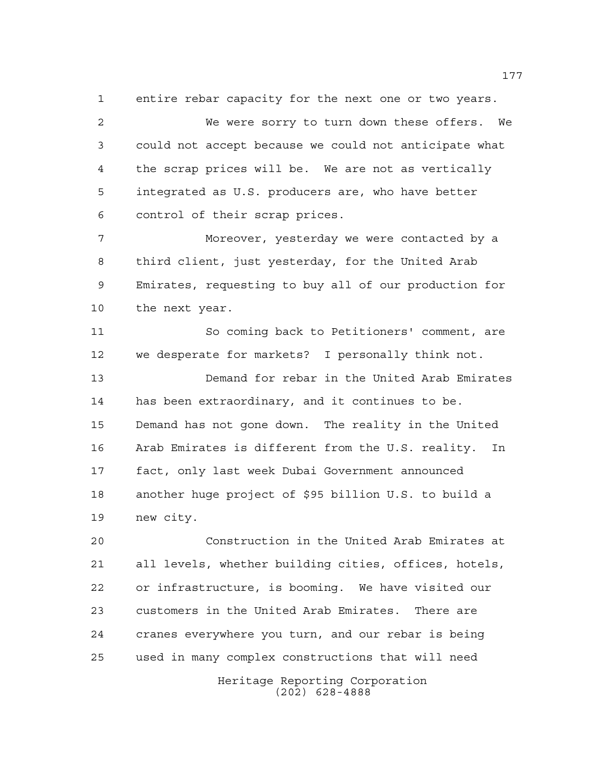entire rebar capacity for the next one or two years.

We were sorry to turn down these offers. We could not accept because we could not anticipate what the scrap prices will be. We are not as vertically integrated as U.S. producers are, who have better control of their scrap prices.

Moreover, yesterday we were contacted by a third client, just yesterday, for the United Arab Emirates, requesting to buy all of our production for the next year.

So coming back to Petitioners' comment, are we desperate for markets? I personally think not.

Demand for rebar in the United Arab Emirates has been extraordinary, and it continues to be. Demand has not gone down. The reality in the United Arab Emirates is different from the U.S. reality. In fact, only last week Dubai Government announced another huge project of $95 billion U.S. to build a new city.

Construction in the United Arab Emirates at all levels, whether building cities, offices, hotels, or infrastructure, is booming. We have visited our customers in the United Arab Emirates. There are cranes everywhere you turn, and our rebar is being used in many complex constructions that will need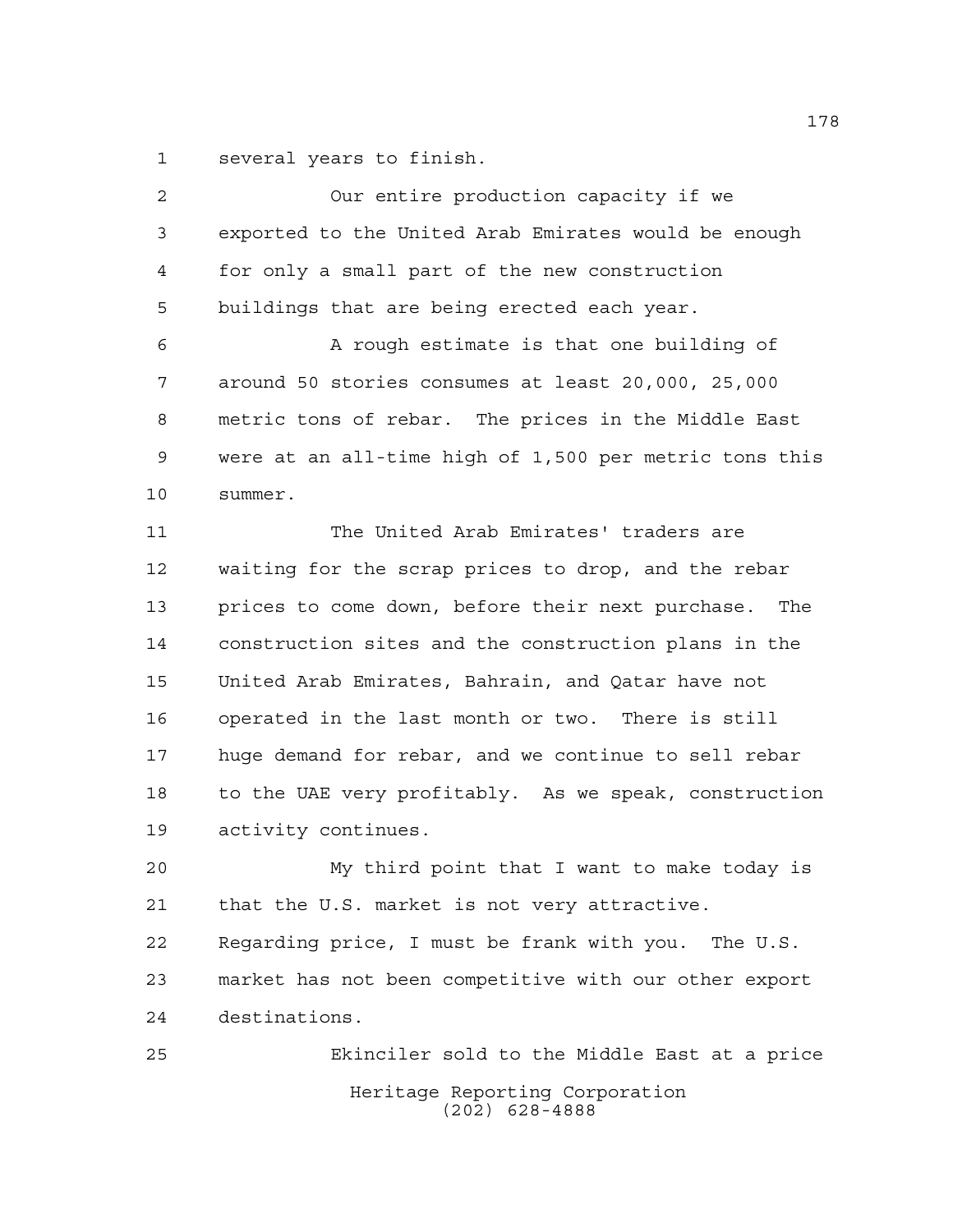several years to finish.

Our entire production capacity if we exported to the United Arab Emirates would be enough for only a small part of the new construction buildings that are being erected each year.

A rough estimate is that one building of around 50 stories consumes at least 20,000, 25,000 metric tons of rebar. The prices in the Middle East were at an all-time high of 1,500 per metric tons this summer.

The United Arab Emirates' traders are waiting for the scrap prices to drop, and the rebar prices to come down, before their next purchase. The construction sites and the construction plans in the United Arab Emirates, Bahrain, and Qatar have not operated in the last month or two. There is still huge demand for rebar, and we continue to sell rebar to the UAE very profitably. As we speak, construction activity continues.

My third point that I want to make today is that the U.S. market is not very attractive. Regarding price, I must be frank with you. The U.S. market has not been competitive with our other export destinations.

Ekinciler sold to the Middle East at a price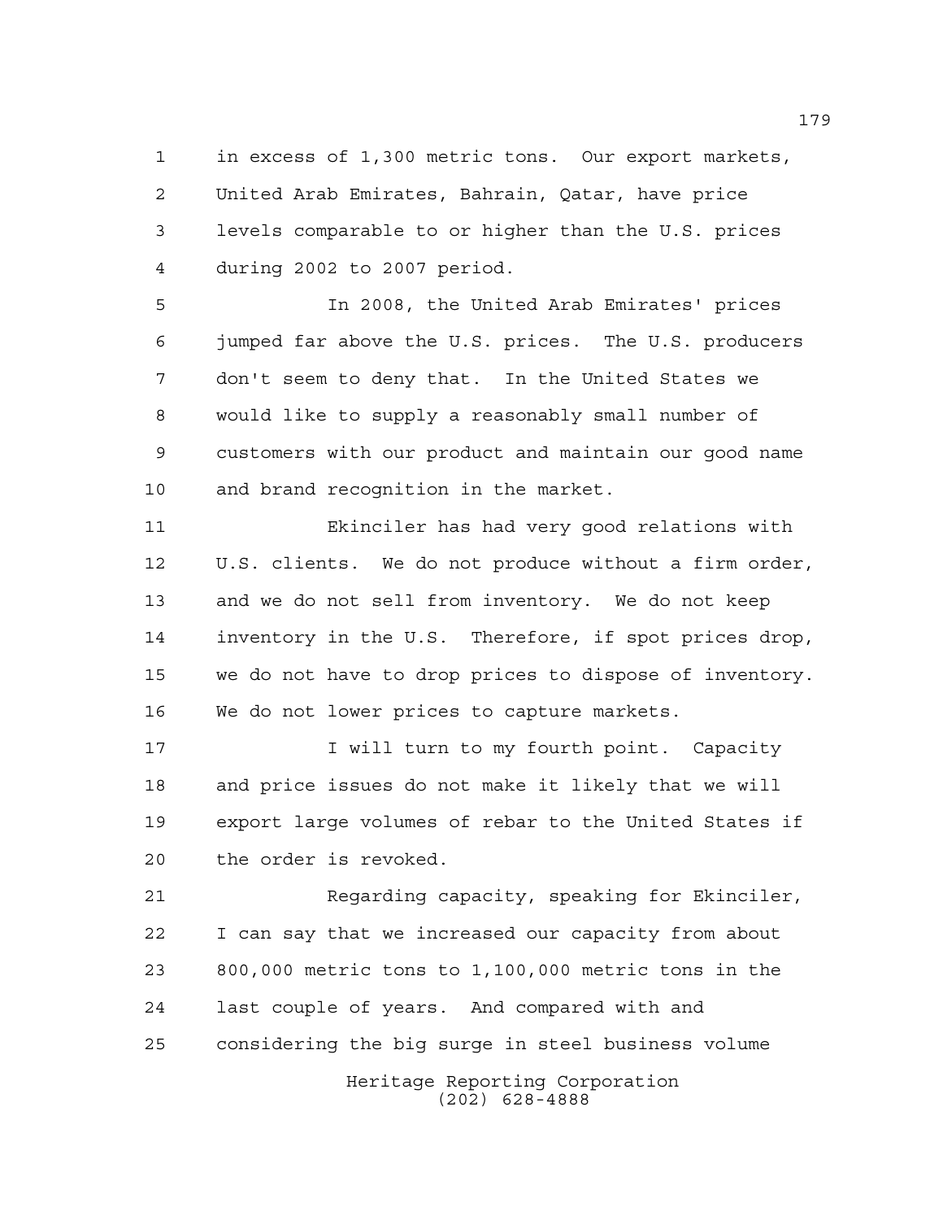in excess of 1,300 metric tons. Our export markets, United Arab Emirates, Bahrain, Qatar, have price levels comparable to or higher than the U.S. prices during 2002 to 2007 period.

In 2008, the United Arab Emirates' prices jumped far above the U.S. prices. The U.S. producers don't seem to deny that. In the United States we would like to supply a reasonably small number of customers with our product and maintain our good name and brand recognition in the market.

Ekinciler has had very good relations with U.S. clients. We do not produce without a firm order, and we do not sell from inventory. We do not keep inventory in the U.S. Therefore, if spot prices drop, we do not have to drop prices to dispose of inventory. We do not lower prices to capture markets.

I will turn to my fourth point. Capacity and price issues do not make it likely that we will export large volumes of rebar to the United States if the order is revoked.

Regarding capacity, speaking for Ekinciler, I can say that we increased our capacity from about 800,000 metric tons to 1,100,000 metric tons in the last couple of years. And compared with and considering the big surge in steel business volume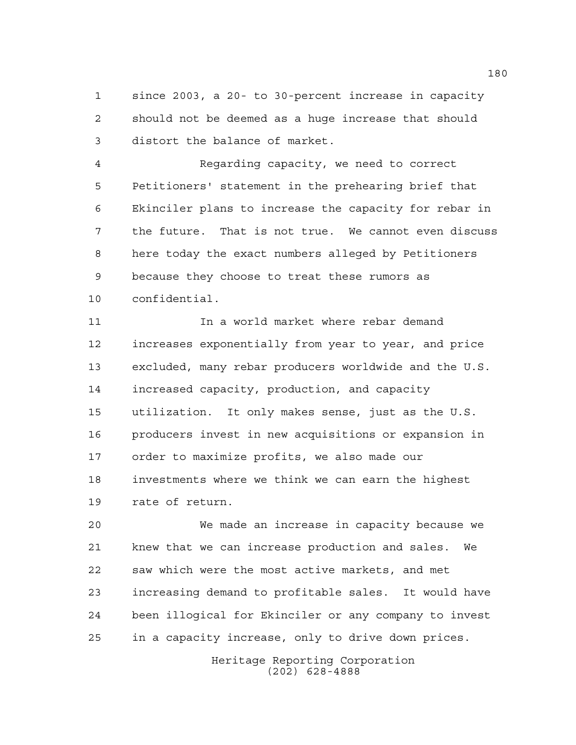since 2003, a 20- to 30-percent increase in capacity should not be deemed as a huge increase that should distort the balance of market.

Regarding capacity, we need to correct Petitioners' statement in the prehearing brief that Ekinciler plans to increase the capacity for rebar in the future. That is not true. We cannot even discuss here today the exact numbers alleged by Petitioners because they choose to treat these rumors as confidential.

In a world market where rebar demand increases exponentially from year to year, and price excluded, many rebar producers worldwide and the U.S. increased capacity, production, and capacity utilization. It only makes sense, just as the U.S. producers invest in new acquisitions or expansion in order to maximize profits, we also made our investments where we think we can earn the highest rate of return.

We made an increase in capacity because we knew that we can increase production and sales. We saw which were the most active markets, and met increasing demand to profitable sales. It would have been illogical for Ekinciler or any company to invest in a capacity increase, only to drive down prices.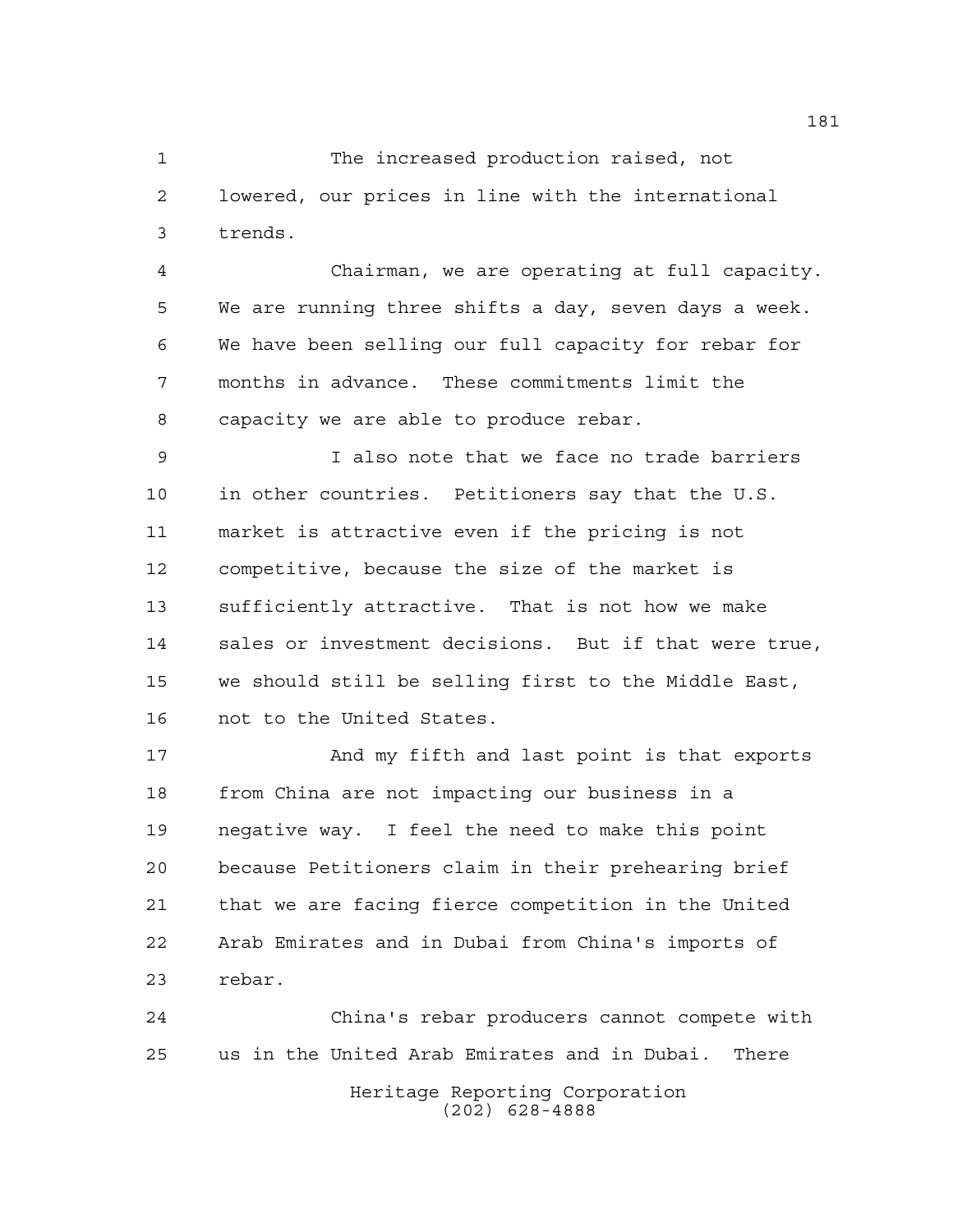The increased production raised, not lowered, our prices in line with the international trends.

Chairman, we are operating at full capacity. We are running three shifts a day, seven days a week. We have been selling our full capacity for rebar for months in advance. These commitments limit the capacity we are able to produce rebar.

I also note that we face no trade barriers in other countries. Petitioners say that the U.S. market is attractive even if the pricing is not competitive, because the size of the market is sufficiently attractive. That is not how we make sales or investment decisions. But if that were true, we should still be selling first to the Middle East, not to the United States.

And my fifth and last point is that exports from China are not impacting our business in a negative way. I feel the need to make this point because Petitioners claim in their prehearing brief that we are facing fierce competition in the United Arab Emirates and in Dubai from China's imports of rebar.

China's rebar producers cannot compete with us in the United Arab Emirates and in Dubai. There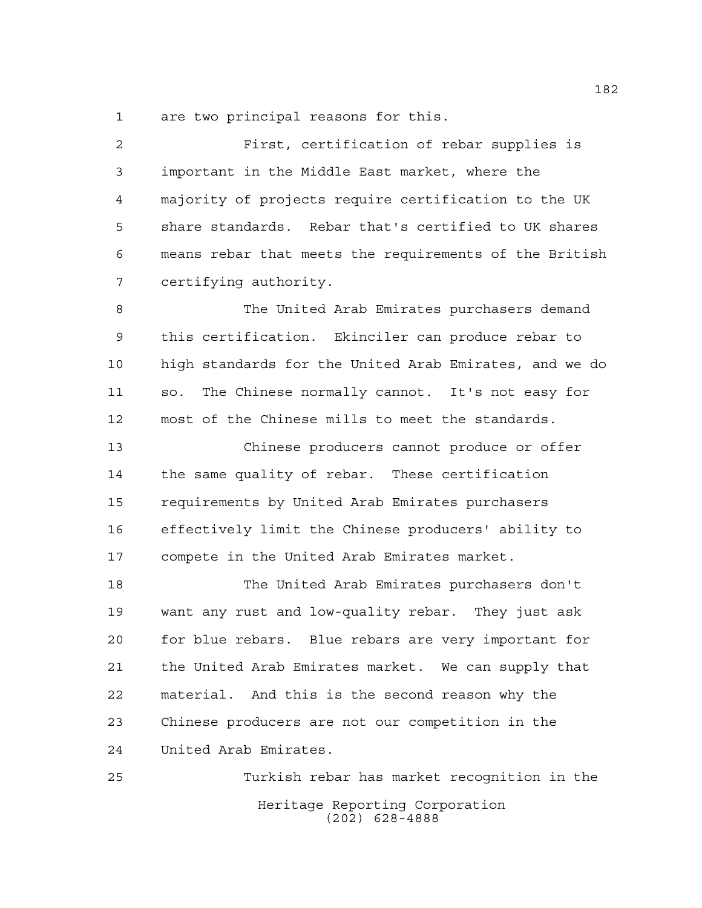are two principal reasons for this.

First, certification of rebar supplies is important in the Middle East market, where the majority of projects require certification to the UK share standards. Rebar that's certified to UK shares means rebar that meets the requirements of the British certifying authority.

The United Arab Emirates purchasers demand this certification. Ekinciler can produce rebar to high standards for the United Arab Emirates, and we do so. The Chinese normally cannot. It's not easy for most of the Chinese mills to meet the standards.

Chinese producers cannot produce or offer the same quality of rebar. These certification requirements by United Arab Emirates purchasers effectively limit the Chinese producers' ability to compete in the United Arab Emirates market.

The United Arab Emirates purchasers don't want any rust and low-quality rebar. They just ask for blue rebars. Blue rebars are very important for the United Arab Emirates market. We can supply that material. And this is the second reason why the Chinese producers are not our competition in the United Arab Emirates.

Turkish rebar has market recognition in the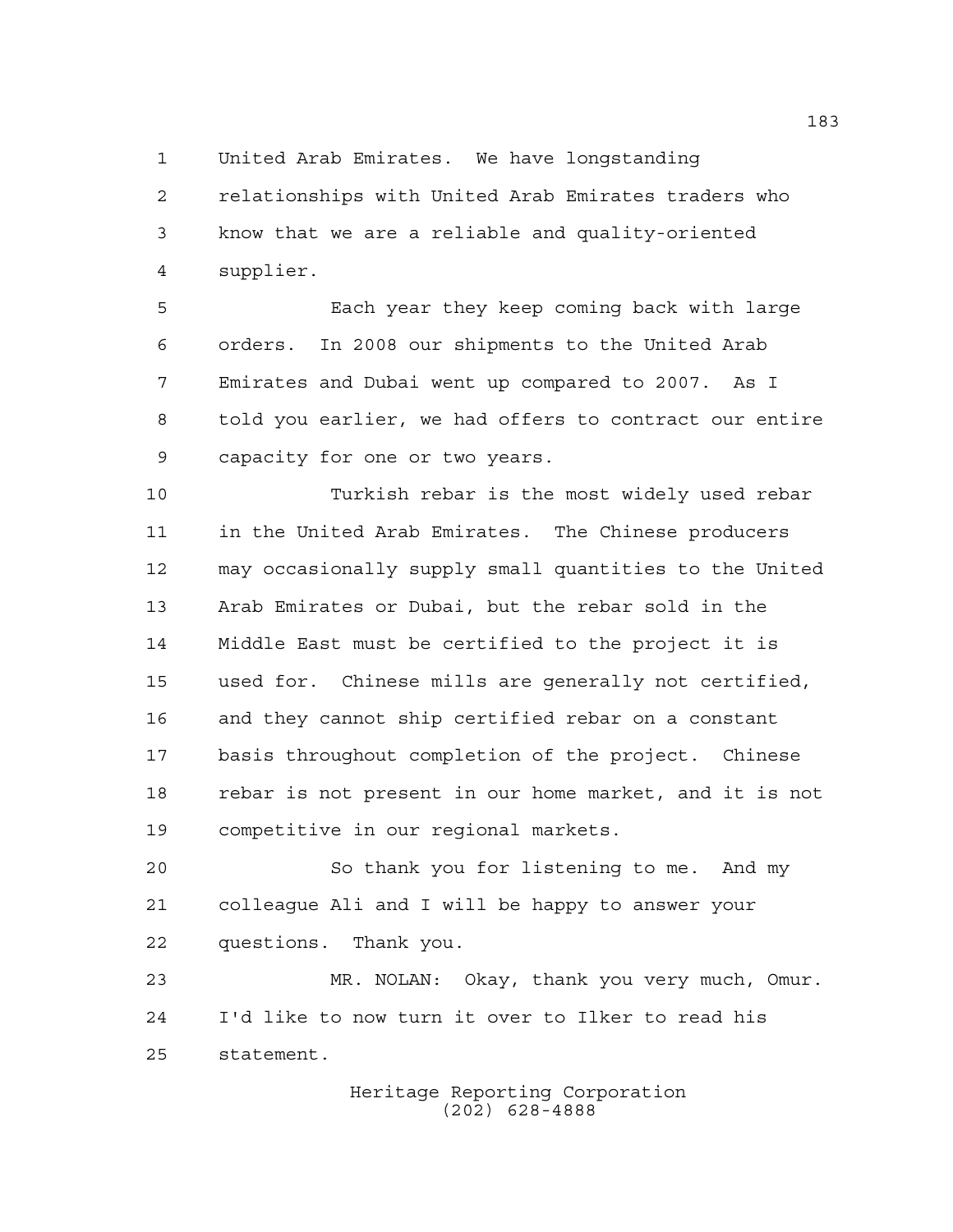United Arab Emirates. We have longstanding relationships with United Arab Emirates traders who know that we are a reliable and quality-oriented supplier.

Each year they keep coming back with large orders. In 2008 our shipments to the United Arab Emirates and Dubai went up compared to 2007. As I told you earlier, we had offers to contract our entire capacity for one or two years.

Turkish rebar is the most widely used rebar in the United Arab Emirates. The Chinese producers may occasionally supply small quantities to the United Arab Emirates or Dubai, but the rebar sold in the Middle East must be certified to the project it is used for. Chinese mills are generally not certified, and they cannot ship certified rebar on a constant basis throughout completion of the project. Chinese rebar is not present in our home market, and it is not competitive in our regional markets.

So thank you for listening to me. And my colleague Ali and I will be happy to answer your questions. Thank you.

MR. NOLAN: Okay, thank you very much, Omur. I'd like to now turn it over to Ilker to read his statement.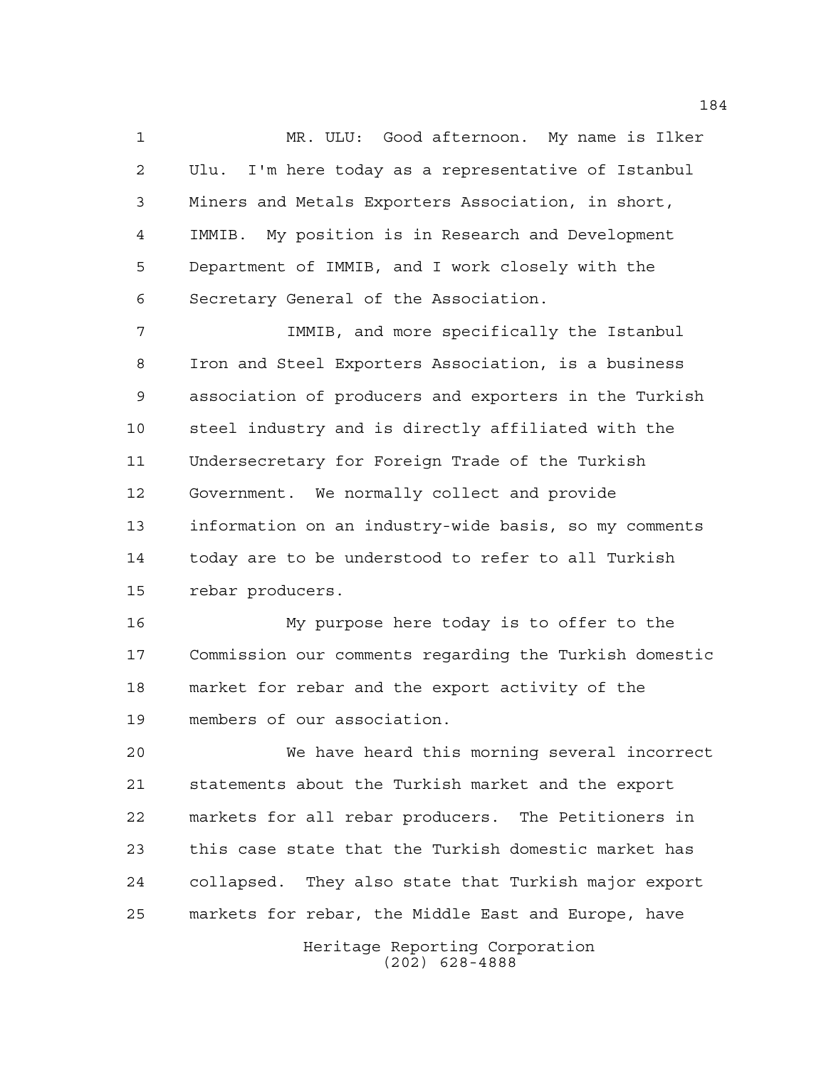MR. ULU: Good afternoon. My name is Ilker Ulu. I'm here today as a representative of Istanbul Miners and Metals Exporters Association, in short, IMMIB. My position is in Research and Development Department of IMMIB, and I work closely with the Secretary General of the Association.

IMMIB, and more specifically the Istanbul Iron and Steel Exporters Association, is a business association of producers and exporters in the Turkish steel industry and is directly affiliated with the Undersecretary for Foreign Trade of the Turkish Government. We normally collect and provide information on an industry-wide basis, so my comments today are to be understood to refer to all Turkish rebar producers.

My purpose here today is to offer to the Commission our comments regarding the Turkish domestic market for rebar and the export activity of the members of our association.

We have heard this morning several incorrect statements about the Turkish market and the export markets for all rebar producers. The Petitioners in this case state that the Turkish domestic market has collapsed. They also state that Turkish major export markets for rebar, the Middle East and Europe, have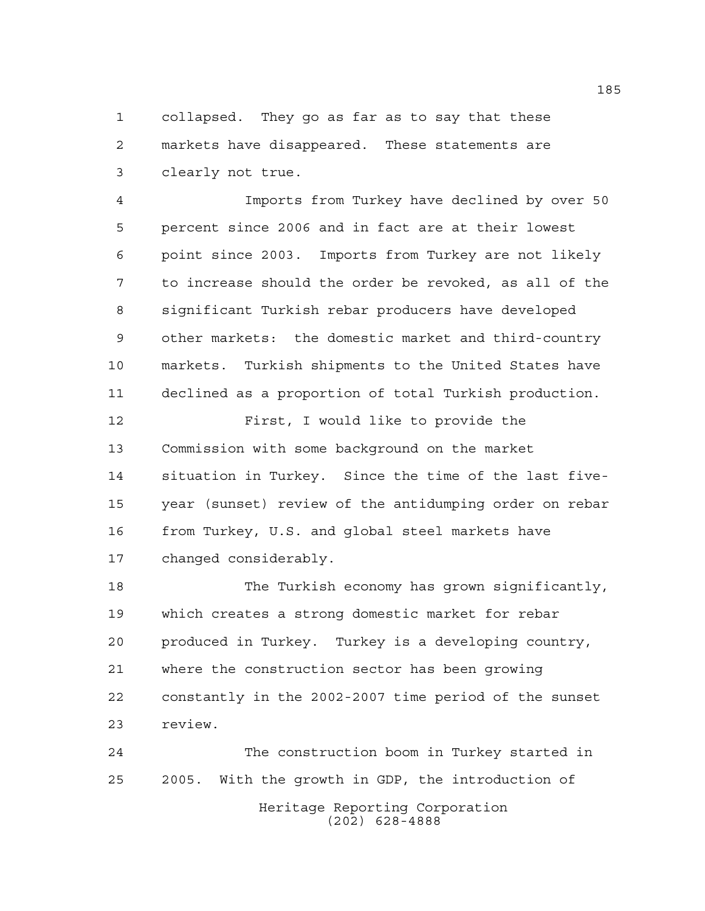collapsed. They go as far as to say that these markets have disappeared. These statements are clearly not true.

Imports from Turkey have declined by over 50 percent since 2006 and in fact are at their lowest point since 2003. Imports from Turkey are not likely to increase should the order be revoked, as all of the significant Turkish rebar producers have developed other markets: the domestic market and third-country markets. Turkish shipments to the United States have declined as a proportion of total Turkish production.

First, I would like to provide the Commission with some background on the market situation in Turkey. Since the time of the last five-year (sunset) review of the antidumping order on rebar from Turkey, U.S. and global steel markets have changed considerably.

The Turkish economy has grown significantly, which creates a strong domestic market for rebar produced in Turkey. Turkey is a developing country, where the construction sector has been growing constantly in the 2002-2007 time period of the sunset review.

The construction boom in Turkey started in 2005. With the growth in GDP, the introduction of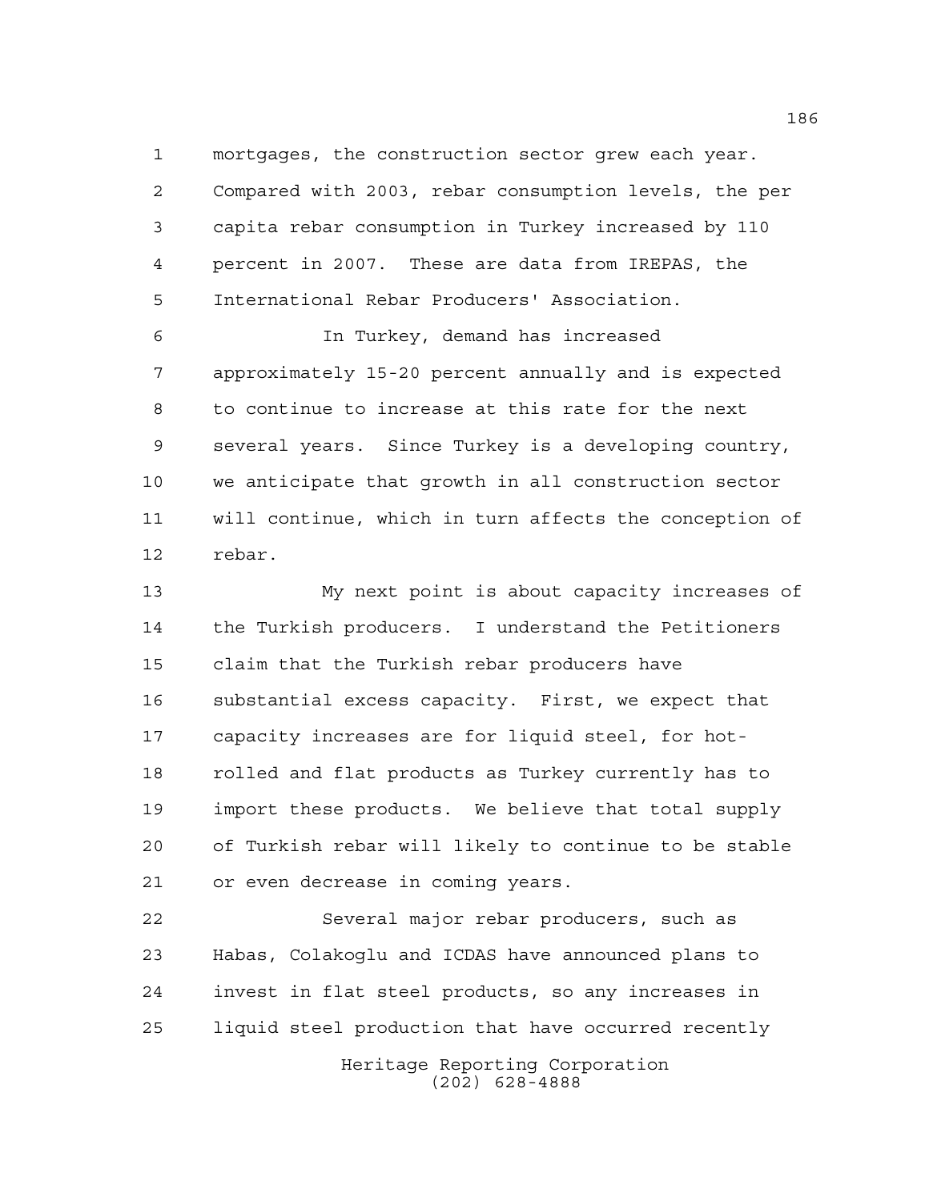mortgages, the construction sector grew each year. Compared with 2003, rebar consumption levels, the per capita rebar consumption in Turkey increased by 110 percent in 2007. These are data from IREPAS, the International Rebar Producers' Association.

In Turkey, demand has increased approximately 15-20 percent annually and is expected to continue to increase at this rate for the next several years. Since Turkey is a developing country, we anticipate that growth in all construction sector will continue, which in turn affects the conception of rebar.

My next point is about capacity increases of the Turkish producers. I understand the Petitioners claim that the Turkish rebar producers have substantial excess capacity. First, we expect that capacity increases are for liquid steel, for hot-rolled and flat products as Turkey currently has to import these products. We believe that total supply of Turkish rebar will likely to continue to be stable or even decrease in coming years.

Several major rebar producers, such as Habas, Colakoglu and ICDAS have announced plans to invest in flat steel products, so any increases in liquid steel production that have occurred recently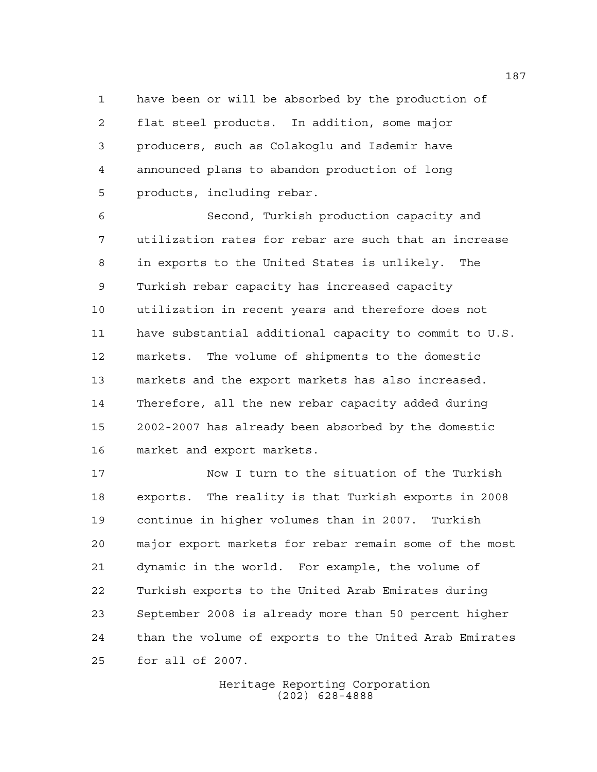have been or will be absorbed by the production of flat steel products. In addition, some major producers, such as Colakoglu and Isdemir have announced plans to abandon production of long products, including rebar.

Second, Turkish production capacity and utilization rates for rebar are such that an increase in exports to the United States is unlikely. The Turkish rebar capacity has increased capacity utilization in recent years and therefore does not have substantial additional capacity to commit to U.S. markets. The volume of shipments to the domestic markets and the export markets has also increased. Therefore, all the new rebar capacity added during 2002-2007 has already been absorbed by the domestic market and export markets.

Now I turn to the situation of the Turkish exports. The reality is that Turkish exports in 2008 continue in higher volumes than in 2007. Turkish major export markets for rebar remain some of the most dynamic in the world. For example, the volume of Turkish exports to the United Arab Emirates during September 2008 is already more than 50 percent higher than the volume of exports to the United Arab Emirates for all of 2007.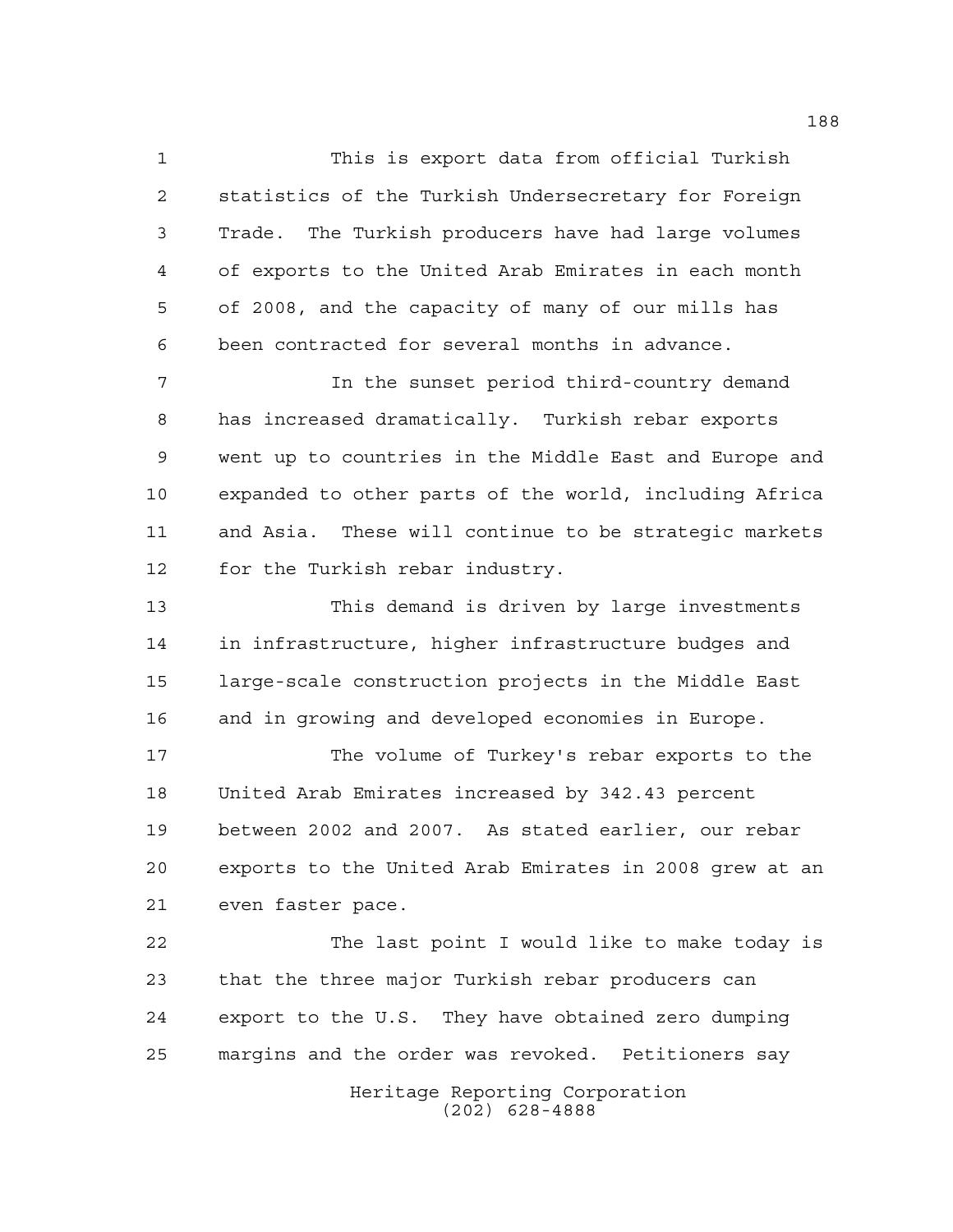This is export data from official Turkish statistics of the Turkish Undersecretary for Foreign Trade. The Turkish producers have had large volumes of exports to the United Arab Emirates in each month of 2008, and the capacity of many of our mills has been contracted for several months in advance.

In the sunset period third-country demand has increased dramatically. Turkish rebar exports went up to countries in the Middle East and Europe and expanded to other parts of the world, including Africa and Asia. These will continue to be strategic markets for the Turkish rebar industry.

This demand is driven by large investments in infrastructure, higher infrastructure budges and large-scale construction projects in the Middle East and in growing and developed economies in Europe.

The volume of Turkey's rebar exports to the United Arab Emirates increased by 342.43 percent between 2002 and 2007. As stated earlier, our rebar exports to the United Arab Emirates in 2008 grew at an even faster pace.

The last point I would like to make today is that the three major Turkish rebar producers can export to the U.S. They have obtained zero dumping margins and the order was revoked. Petitioners say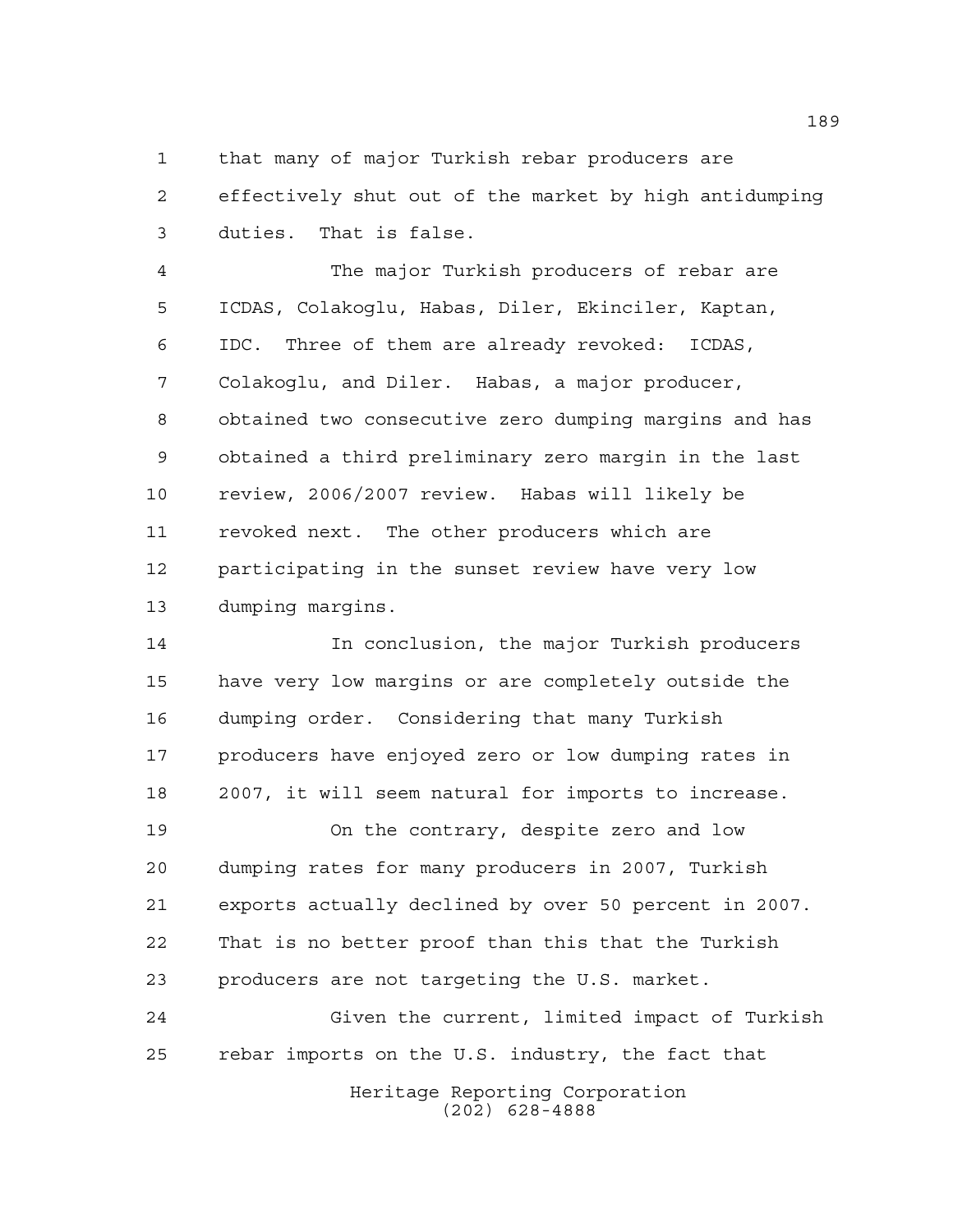that many of major Turkish rebar producers are effectively shut out of the market by high antidumping duties. That is false.

The major Turkish producers of rebar are ICDAS, Colakoglu, Habas, Diler, Ekinciler, Kaptan, IDC. Three of them are already revoked: ICDAS, Colakoglu, and Diler. Habas, a major producer, obtained two consecutive zero dumping margins and has obtained a third preliminary zero margin in the last review, 2006/2007 review. Habas will likely be revoked next. The other producers which are participating in the sunset review have very low dumping margins.

In conclusion, the major Turkish producers have very low margins or are completely outside the dumping order. Considering that many Turkish producers have enjoyed zero or low dumping rates in 2007, it will seem natural for imports to increase.

On the contrary, despite zero and low dumping rates for many producers in 2007, Turkish exports actually declined by over 50 percent in 2007. That is no better proof than this that the Turkish producers are not targeting the U.S. market.

Given the current, limited impact of Turkish rebar imports on the U.S. industry, the fact that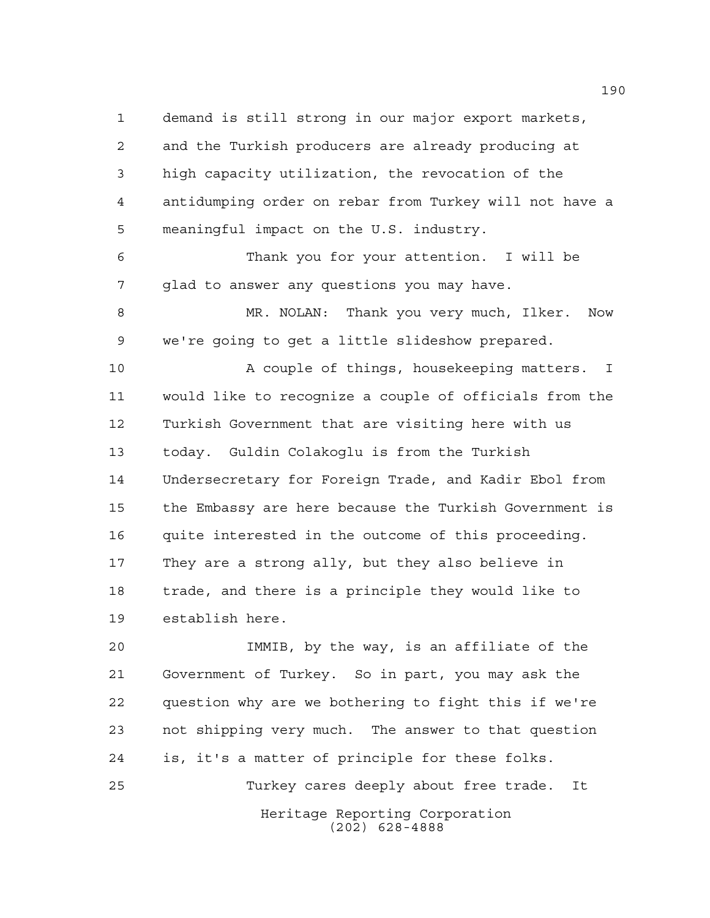demand is still strong in our major export markets, and the Turkish producers are already producing at high capacity utilization, the revocation of the antidumping order on rebar from Turkey will not have a meaningful impact on the U.S. industry.

Thank you for your attention. I will be glad to answer any questions you may have.

MR. NOLAN: Thank you very much, Ilker. Now we're going to get a little slideshow prepared.

A couple of things, housekeeping matters. I would like to recognize a couple of officials from the Turkish Government that are visiting here with us today. Guldin Colakoglu is from the Turkish Undersecretary for Foreign Trade, and Kadir Ebol from the Embassy are here because the Turkish Government is quite interested in the outcome of this proceeding. They are a strong ally, but they also believe in trade, and there is a principle they would like to establish here.

IMMIB, by the way, is an affiliate of the Government of Turkey. So in part, you may ask the question why are we bothering to fight this if we're not shipping very much. The answer to that question is, it's a matter of principle for these folks.

Turkey cares deeply about free trade. It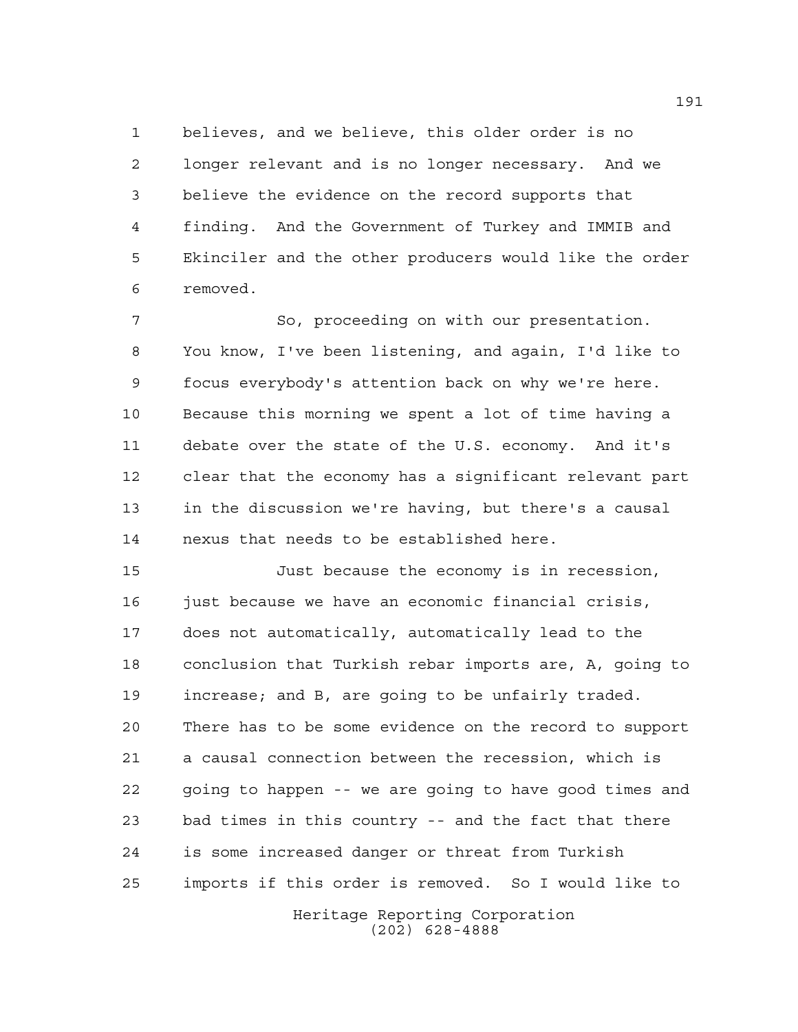believes, and we believe, this older order is no longer relevant and is no longer necessary. And we believe the evidence on the record supports that finding. And the Government of Turkey and IMMIB and Ekinciler and the other producers would like the order removed.

So, proceeding on with our presentation. You know, I've been listening, and again, I'd like to focus everybody's attention back on why we're here. Because this morning we spent a lot of time having a debate over the state of the U.S. economy. And it's clear that the economy has a significant relevant part in the discussion we're having, but there's a causal nexus that needs to be established here.

Just because the economy is in recession, just because we have an economic financial crisis, does not automatically, automatically lead to the conclusion that Turkish rebar imports are, A, going to increase; and B, are going to be unfairly traded. There has to be some evidence on the record to support a causal connection between the recession, which is going to happen -- we are going to have good times and bad times in this country -- and the fact that there is some increased danger or threat from Turkish imports if this order is removed. So I would like to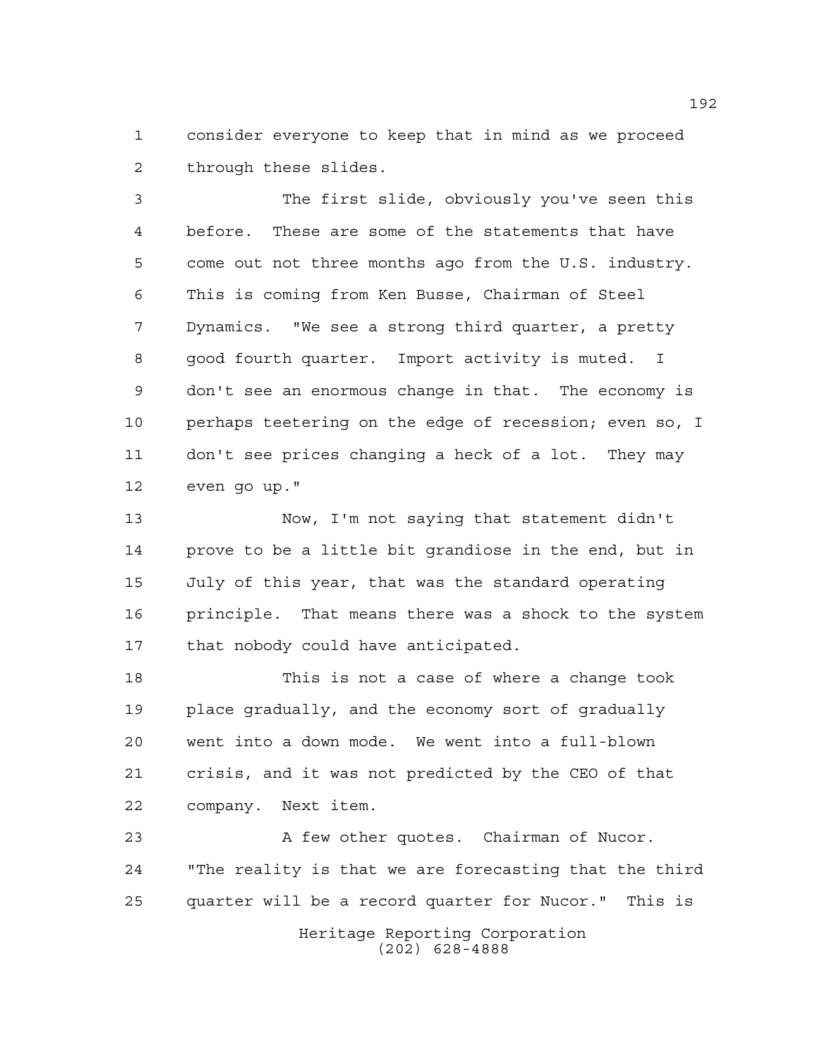consider everyone to keep that in mind as we proceed through these slides.

The first slide, obviously you've seen this before. These are some of the statements that have come out not three months ago from the U.S. industry. This is coming from Ken Busse, Chairman of Steel Dynamics. "We see a strong third quarter, a pretty good fourth quarter. Import activity is muted. I don't see an enormous change in that. The economy is perhaps teetering on the edge of recession; even so, I don't see prices changing a heck of a lot. They may even go up."

Now, I'm not saying that statement didn't prove to be a little bit grandiose in the end, but in July of this year, that was the standard operating principle. That means there was a shock to the system that nobody could have anticipated.

This is not a case of where a change took place gradually, and the economy sort of gradually went into a down mode. We went into a full-blown crisis, and it was not predicted by the CEO of that company. Next item.

A few other quotes. Chairman of Nucor. "The reality is that we are forecasting that the third quarter will be a record quarter for Nucor." This is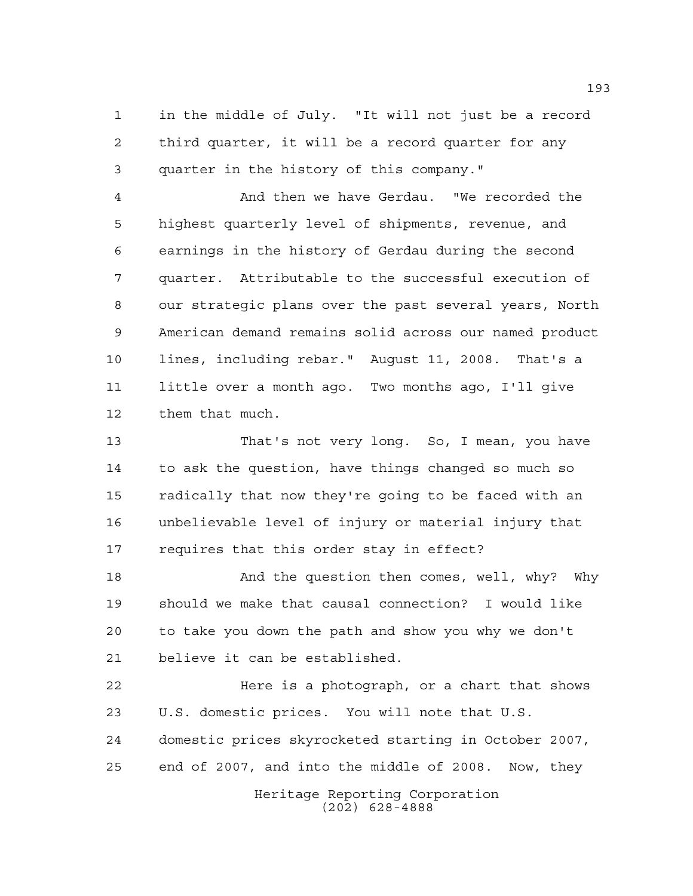in the middle of July. "It will not just be a record third quarter, it will be a record quarter for any quarter in the history of this company."

And then we have Gerdau. "We recorded the highest quarterly level of shipments, revenue, and earnings in the history of Gerdau during the second quarter. Attributable to the successful execution of our strategic plans over the past several years, North American demand remains solid across our named product lines, including rebar." August 11, 2008. That's a little over a month ago. Two months ago, I'll give them that much.

That's not very long. So, I mean, you have to ask the question, have things changed so much so radically that now they're going to be faced with an unbelievable level of injury or material injury that requires that this order stay in effect?

And the question then comes, well, why? Why should we make that causal connection? I would like to take you down the path and show you why we don't believe it can be established.

Here is a photograph, or a chart that shows U.S. domestic prices. You will note that U.S. domestic prices skyrocketed starting in October 2007, end of 2007, and into the middle of 2008. Now, they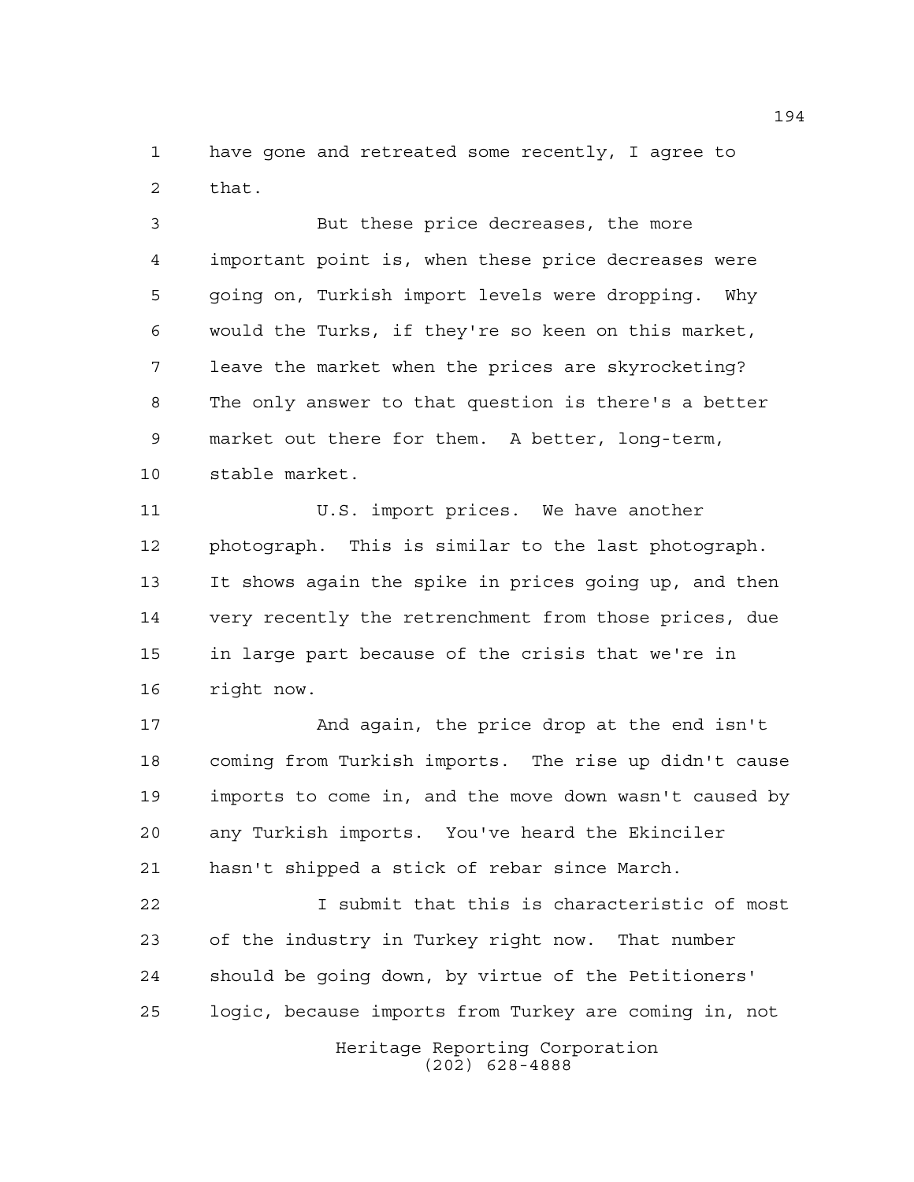have gone and retreated some recently, I agree to that.

But these price decreases, the more important point is, when these price decreases were going on, Turkish import levels were dropping. Why would the Turks, if they're so keen on this market, leave the market when the prices are skyrocketing? The only answer to that question is there's a better market out there for them. A better, long-term, stable market.

U.S. import prices. We have another photograph. This is similar to the last photograph. It shows again the spike in prices going up, and then very recently the retrenchment from those prices, due in large part because of the crisis that we're in right now.

And again, the price drop at the end isn't coming from Turkish imports. The rise up didn't cause imports to come in, and the move down wasn't caused by any Turkish imports. You've heard the Ekinciler hasn't shipped a stick of rebar since March.

I submit that this is characteristic of most of the industry in Turkey right now. That number should be going down, by virtue of the Petitioners' logic, because imports from Turkey are coming in, not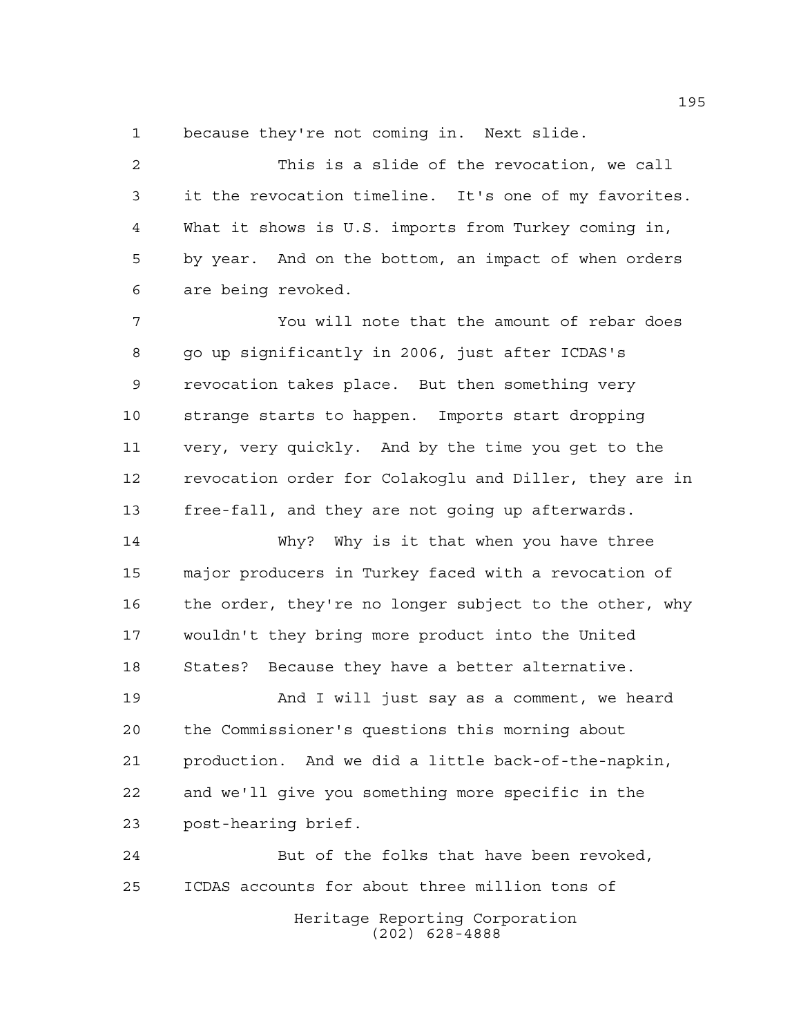because they're not coming in. Next slide.

This is a slide of the revocation, we call it the revocation timeline. It's one of my favorites. What it shows is U.S. imports from Turkey coming in, by year. And on the bottom, an impact of when orders are being revoked.

You will note that the amount of rebar does go up significantly in 2006, just after ICDAS's revocation takes place. But then something very strange starts to happen. Imports start dropping very, very quickly. And by the time you get to the revocation order for Colakoglu and Diller, they are in free-fall, and they are not going up afterwards.

Why? Why is it that when you have three major producers in Turkey faced with a revocation of the order, they're no longer subject to the other, why wouldn't they bring more product into the United States? Because they have a better alternative.

And I will just say as a comment, we heard the Commissioner's questions this morning about production. And we did a little back-of-the-napkin, and we'll give you something more specific in the post-hearing brief.

But of the folks that have been revoked, ICDAS accounts for about three million tons of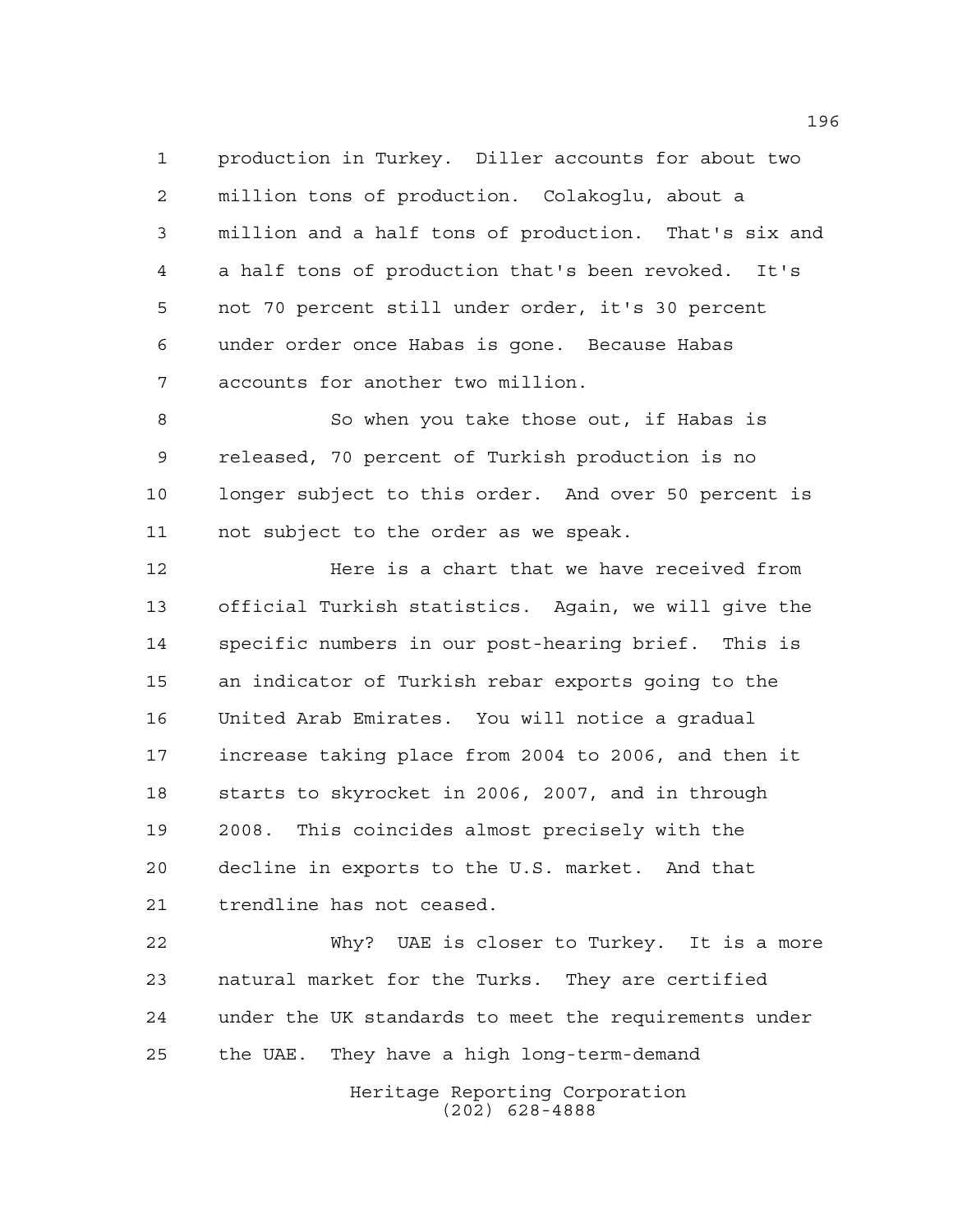production in Turkey. Diller accounts for about two million tons of production. Colakoglu, about a million and a half tons of production. That's six and a half tons of production that's been revoked. It's not 70 percent still under order, it's 30 percent under order once Habas is gone. Because Habas accounts for another two million.

So when you take those out, if Habas is released, 70 percent of Turkish production is no longer subject to this order. And over 50 percent is not subject to the order as we speak.

Here is a chart that we have received from official Turkish statistics. Again, we will give the specific numbers in our post-hearing brief. This is an indicator of Turkish rebar exports going to the United Arab Emirates. You will notice a gradual increase taking place from 2004 to 2006, and then it starts to skyrocket in 2006, 2007, and in through 2008. This coincides almost precisely with the decline in exports to the U.S. market. And that trendline has not ceased.

Why? UAE is closer to Turkey. It is a more natural market for the Turks. They are certified under the UK standards to meet the requirements under the UAE. They have a high long-term-demand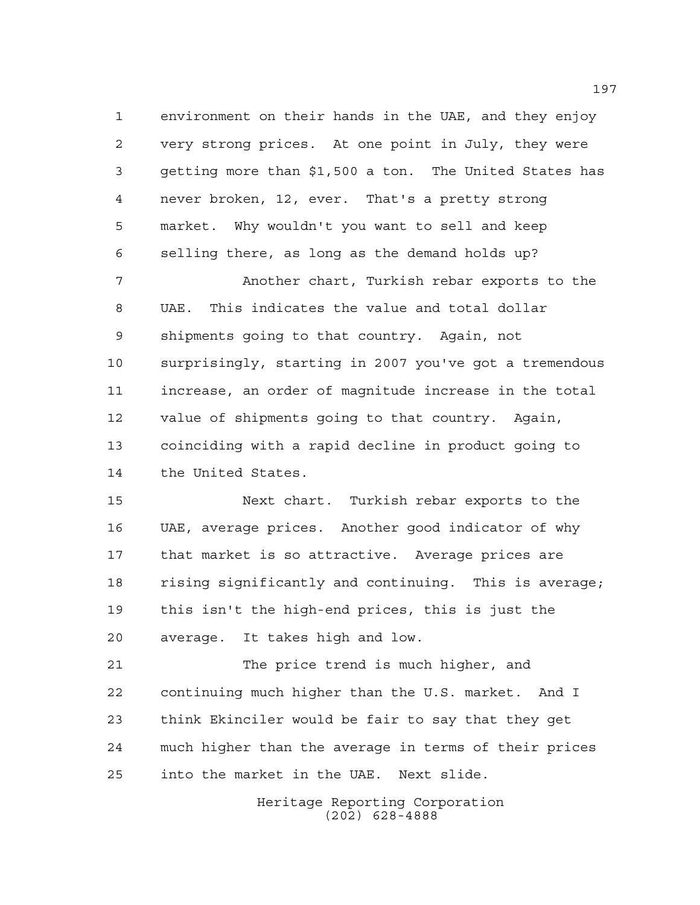environment on their hands in the UAE, and they enjoy very strong prices. At one point in July, they were getting more than $1,500 a ton. The United States has never broken, 12, ever. That's a pretty strong market. Why wouldn't you want to sell and keep selling there, as long as the demand holds up?

Another chart, Turkish rebar exports to the UAE. This indicates the value and total dollar shipments going to that country. Again, not surprisingly, starting in 2007 you've got a tremendous increase, an order of magnitude increase in the total value of shipments going to that country. Again, coinciding with a rapid decline in product going to the United States.

Next chart. Turkish rebar exports to the UAE, average prices. Another good indicator of why that market is so attractive. Average prices are rising significantly and continuing. This is average; this isn't the high-end prices, this is just the average. It takes high and low.

The price trend is much higher, and continuing much higher than the U.S. market. And I think Ekinciler would be fair to say that they get much higher than the average in terms of their prices into the market in the UAE. Next slide.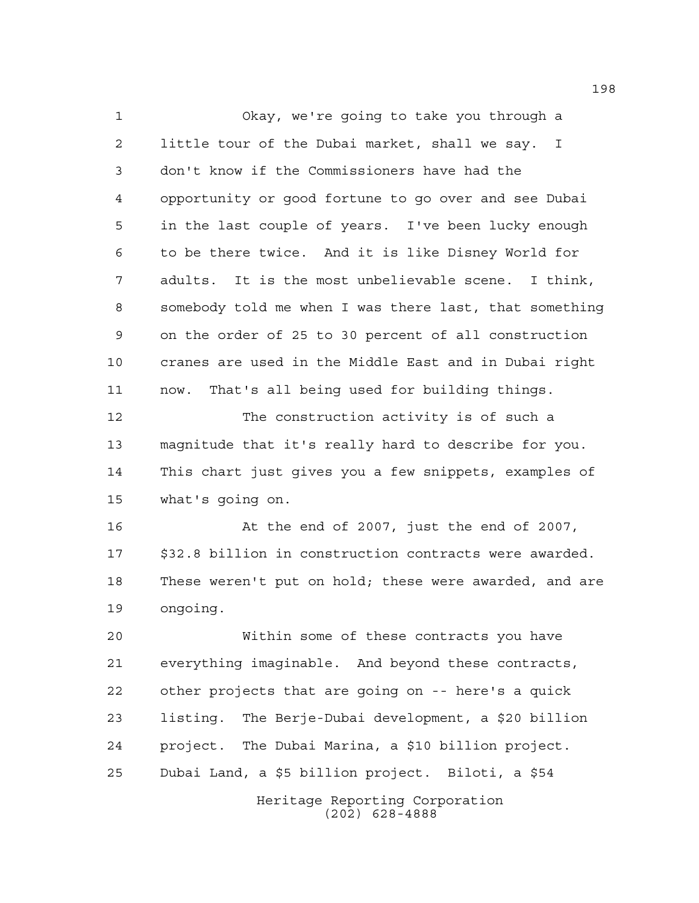Okay, we're going to take you through a little tour of the Dubai market, shall we say. I don't know if the Commissioners have had the opportunity or good fortune to go over and see Dubai in the last couple of years. I've been lucky enough to be there twice. And it is like Disney World for adults. It is the most unbelievable scene. I think, somebody told me when I was there last, that something on the order of 25 to 30 percent of all construction cranes are used in the Middle East and in Dubai right now. That's all being used for building things.

The construction activity is of such a magnitude that it's really hard to describe for you. This chart just gives you a few snippets, examples of what's going on.

At the end of 2007, just the end of 2007, $32.8 billion in construction contracts were awarded. These weren't put on hold; these were awarded, and are ongoing.

Within some of these contracts you have everything imaginable. And beyond these contracts, other projects that are going on -- here's a quick listing. The Berje-Dubai development, a $20 billion project. The Dubai Marina, a $10 billion project. Dubai Land, a $5 billion project. Biloti, a $54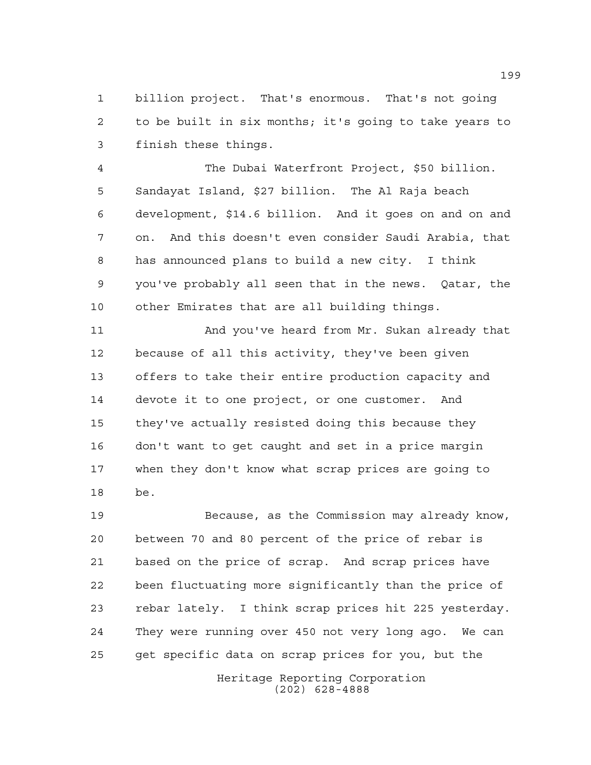billion project. That's enormous. That's not going to be built in six months; it's going to take years to finish these things.

The Dubai Waterfront Project, $50 billion. Sandayat Island, $27 billion. The Al Raja beach development, $14.6 billion. And it goes on and on and on. And this doesn't even consider Saudi Arabia, that has announced plans to build a new city. I think you've probably all seen that in the news. Qatar, the other Emirates that are all building things.

And you've heard from Mr. Sukan already that because of all this activity, they've been given offers to take their entire production capacity and devote it to one project, or one customer. And they've actually resisted doing this because they don't want to get caught and set in a price margin when they don't know what scrap prices are going to be.

Because, as the Commission may already know, between 70 and 80 percent of the price of rebar is based on the price of scrap. And scrap prices have been fluctuating more significantly than the price of rebar lately. I think scrap prices hit 225 yesterday. They were running over 450 not very long ago. We can get specific data on scrap prices for you, but the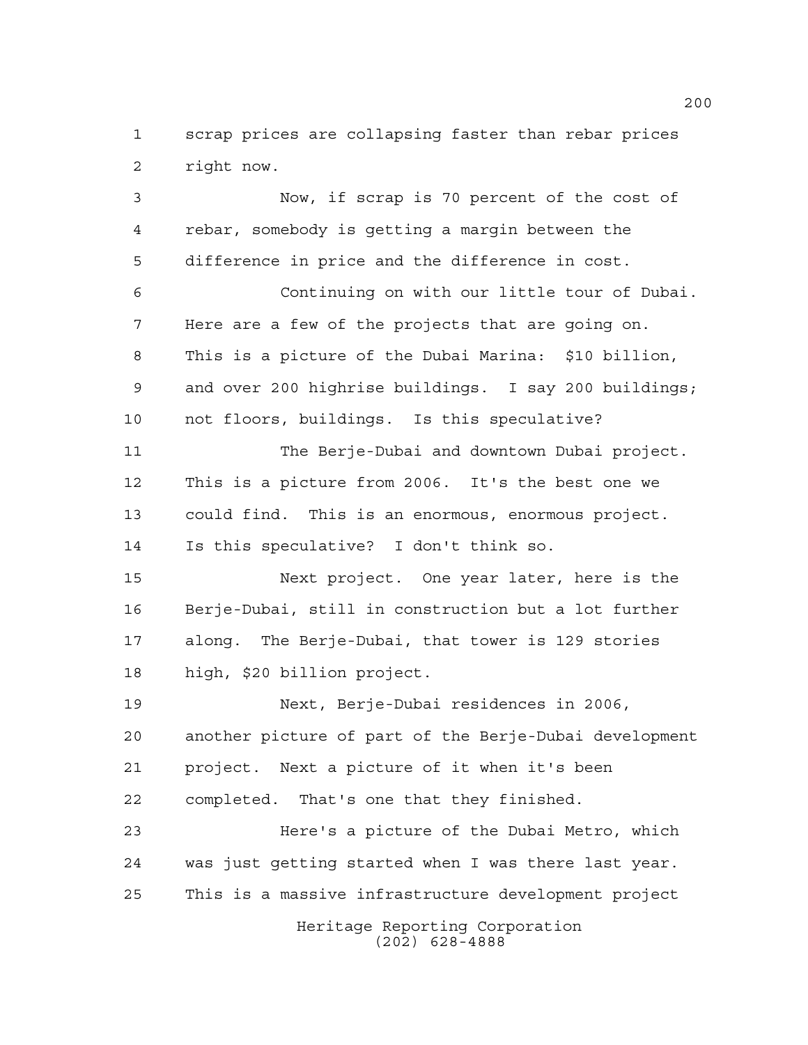scrap prices are collapsing faster than rebar prices right now.

Now, if scrap is 70 percent of the cost of rebar, somebody is getting a margin between the difference in price and the difference in cost.

Continuing on with our little tour of Dubai. Here are a few of the projects that are going on. This is a picture of the Dubai Marina: $10 billion, and over 200 highrise buildings. I say 200 buildings; not floors, buildings. Is this speculative?

The Berje-Dubai and downtown Dubai project. This is a picture from 2006. It's the best one we could find. This is an enormous, enormous project. Is this speculative? I don't think so.

Next project. One year later, here is the Berje-Dubai, still in construction but a lot further along. The Berje-Dubai, that tower is 129 stories high, $20 billion project.

Next, Berje-Dubai residences in 2006, another picture of part of the Berje-Dubai development project. Next a picture of it when it's been completed. That's one that they finished.

Here's a picture of the Dubai Metro, which was just getting started when I was there last year. This is a massive infrastructure development project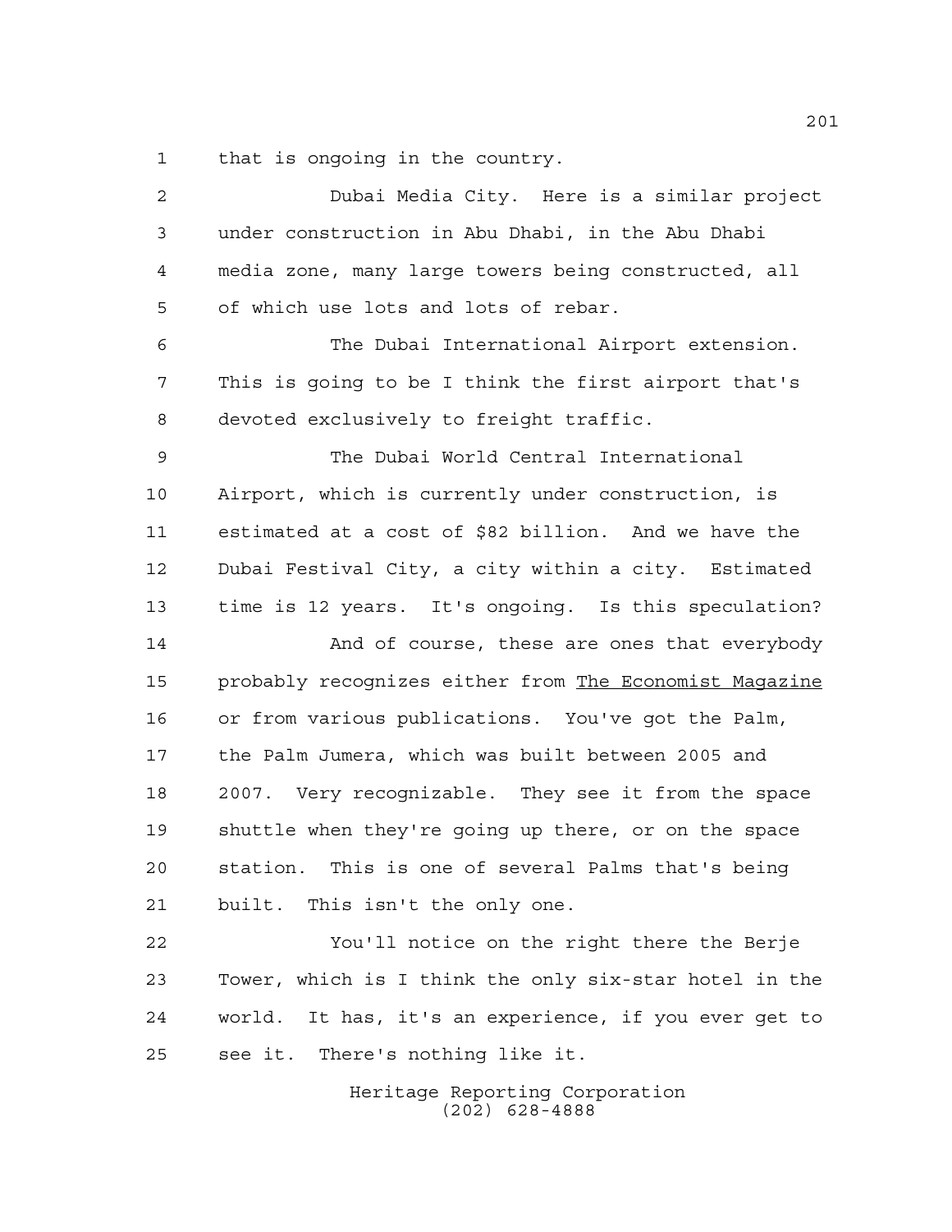1 that is ongoing in the country.

2 Dubai Media City. Here is a similar project
3 under construction in Abu Dhabi, in the Abu Dhabi
4 media zone, many large towers being constructed, all
5 of which use lots and lots of rebar.

6 The Dubai International Airport extension.
7 This is going to be I think the first airport that's
8 devoted exclusively to freight traffic.

9 The Dubai World Central International
10 Airport, which is currently under construction, is
11 estimated at a cost of $82 billion. And we have the
12 Dubai Festival City, a city within a city. Estimated
13 time is 12 years. It's ongoing. Is this speculation?

14 And of course, these are ones that everybody
15 probably recognizes either from The Economist Magazine
16 or from various publications. You've got the Palm,
17 the Palm Jumera, which was built between 2005 and
18 2007. Very recognizable. They see it from the space
19 shuttle when they're going up there, or on the space
20 station. This is one of several Palms that's being
21 built. This isn't the only one.

22 You'll notice on the right there the Berje
23 Tower, which is I think the only six-star hotel in the
24 world. It has, it's an experience, if you ever get to
25 see it. There's nothing like it.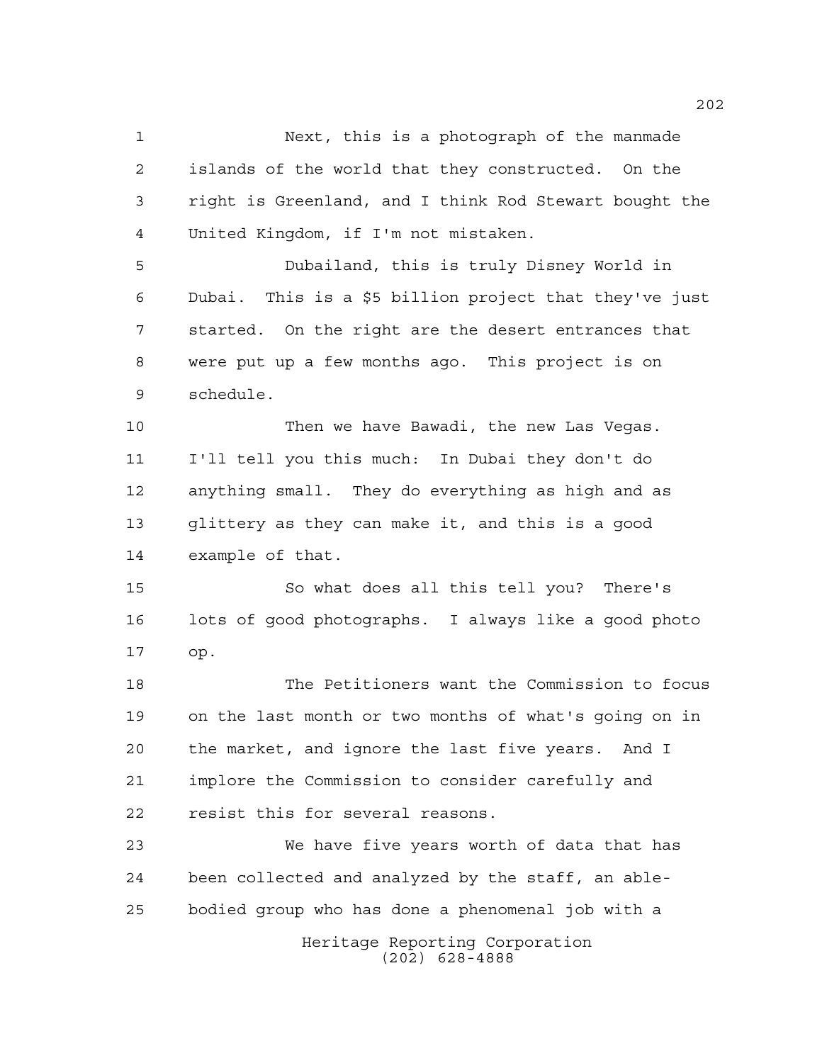Next, this is a photograph of the manmade islands of the world that they constructed. On the right is Greenland, and I think Rod Stewart bought the United Kingdom, if I'm not mistaken.

Dubailand, this is truly Disney World in Dubai. This is a $5 billion project that they've just started. On the right are the desert entrances that were put up a few months ago. This project is on schedule.

Then we have Bawadi, the new Las Vegas. I'll tell you this much: In Dubai they don't do anything small. They do everything as high and as glittery as they can make it, and this is a good example of that.

So what does all this tell you? There's lots of good photographs. I always like a good photo op.

The Petitioners want the Commission to focus on the last month or two months of what's going on in the market, and ignore the last five years. And I implore the Commission to consider carefully and resist this for several reasons.

We have five years worth of data that has been collected and analyzed by the staff, an able-bodied group who has done a phenomenal job with a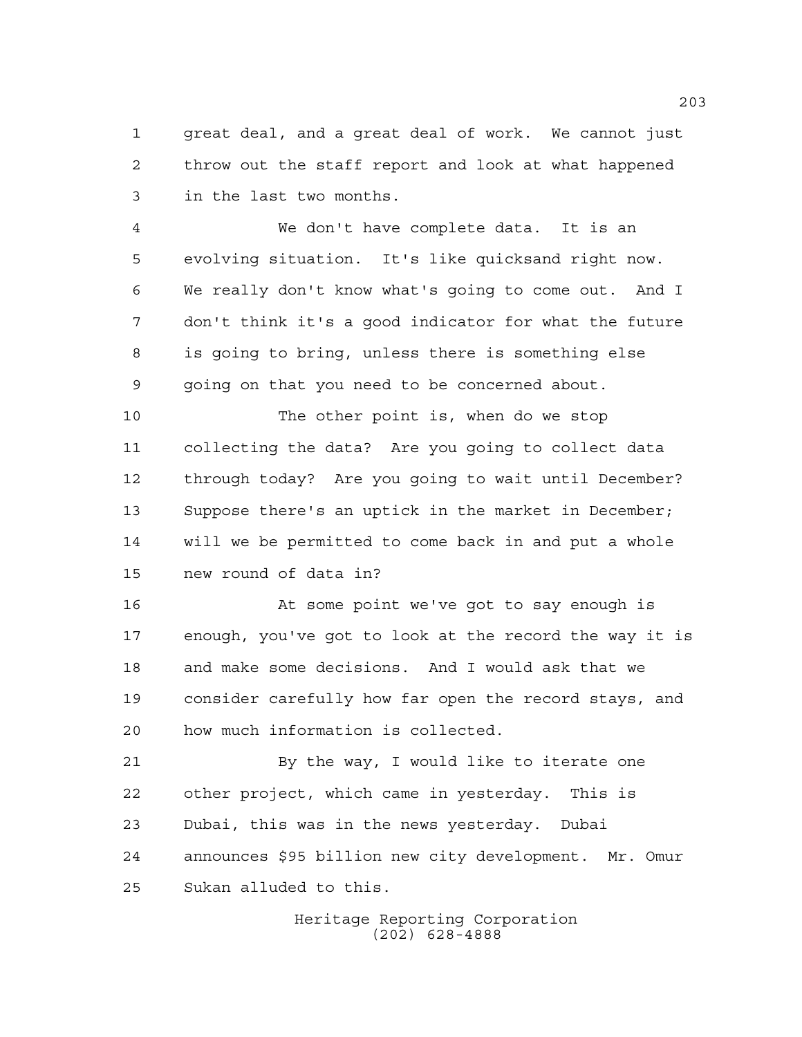great deal, and a great deal of work. We cannot just throw out the staff report and look at what happened in the last two months.

We don't have complete data. It is an evolving situation. It's like quicksand right now. We really don't know what's going to come out. And I don't think it's a good indicator for what the future is going to bring, unless there is something else going on that you need to be concerned about.

The other point is, when do we stop collecting the data? Are you going to collect data through today? Are you going to wait until December? Suppose there's an uptick in the market in December; will we be permitted to come back in and put a whole new round of data in?

At some point we've got to say enough is enough, you've got to look at the record the way it is and make some decisions. And I would ask that we consider carefully how far open the record stays, and how much information is collected.

By the way, I would like to iterate one other project, which came in yesterday. This is Dubai, this was in the news yesterday. Dubai announces $95 billion new city development. Mr. Omur Sukan alluded to this.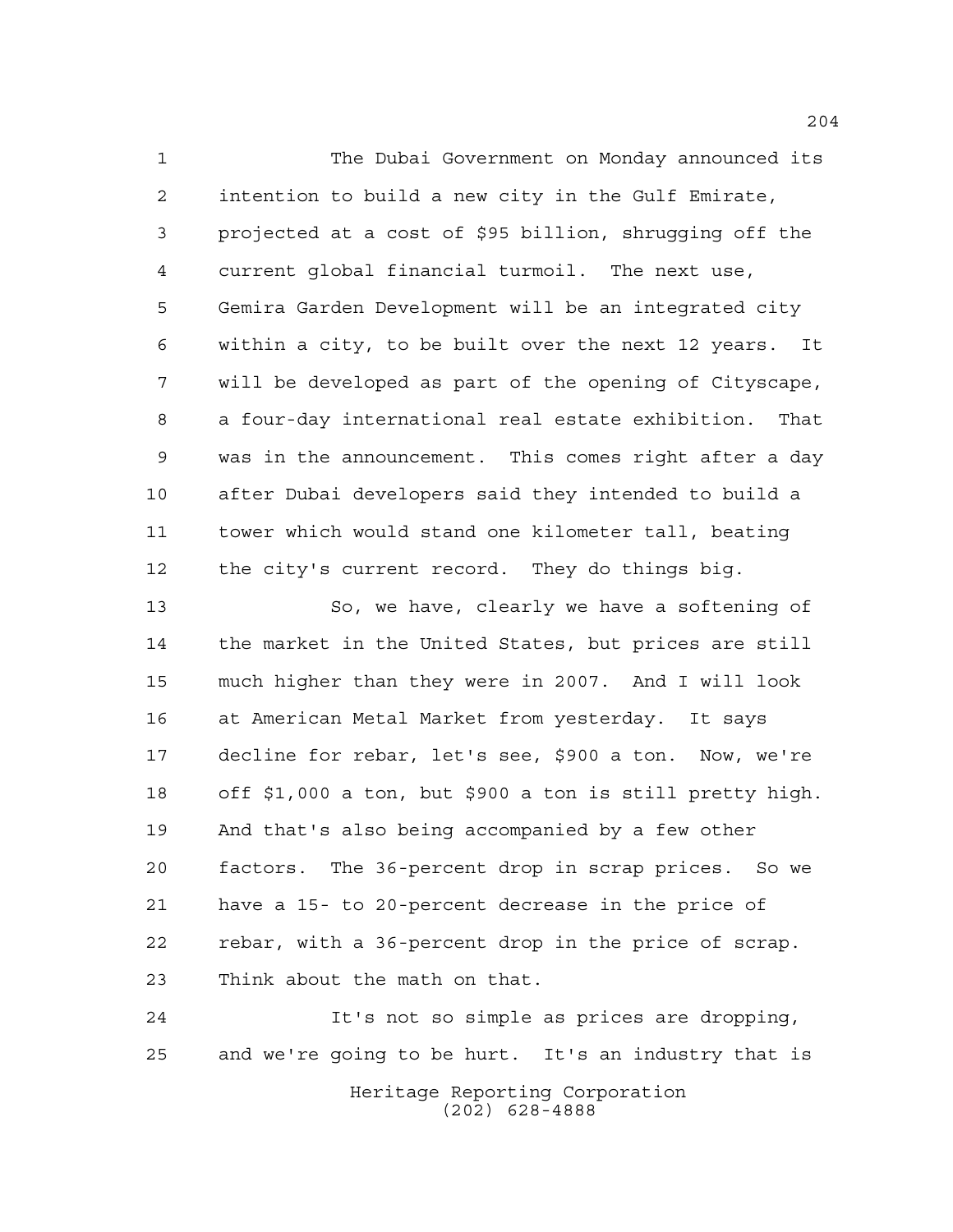The Dubai Government on Monday announced its intention to build a new city in the Gulf Emirate, projected at a cost of $95 billion, shrugging off the current global financial turmoil. The next use, Gemira Garden Development will be an integrated city within a city, to be built over the next 12 years. It will be developed as part of the opening of Cityscape, a four-day international real estate exhibition. That was in the announcement. This comes right after a day after Dubai developers said they intended to build a tower which would stand one kilometer tall, beating the city's current record. They do things big.

So, we have, clearly we have a softening of the market in the United States, but prices are still much higher than they were in 2007. And I will look at American Metal Market from yesterday. It says decline for rebar, let's see, $900 a ton. Now, we're off $1,000 a ton, but $900 a ton is still pretty high. And that's also being accompanied by a few other factors. The 36-percent drop in scrap prices. So we have a 15- to 20-percent decrease in the price of rebar, with a 36-percent drop in the price of scrap. Think about the math on that.

It's not so simple as prices are dropping, and we're going to be hurt. It's an industry that is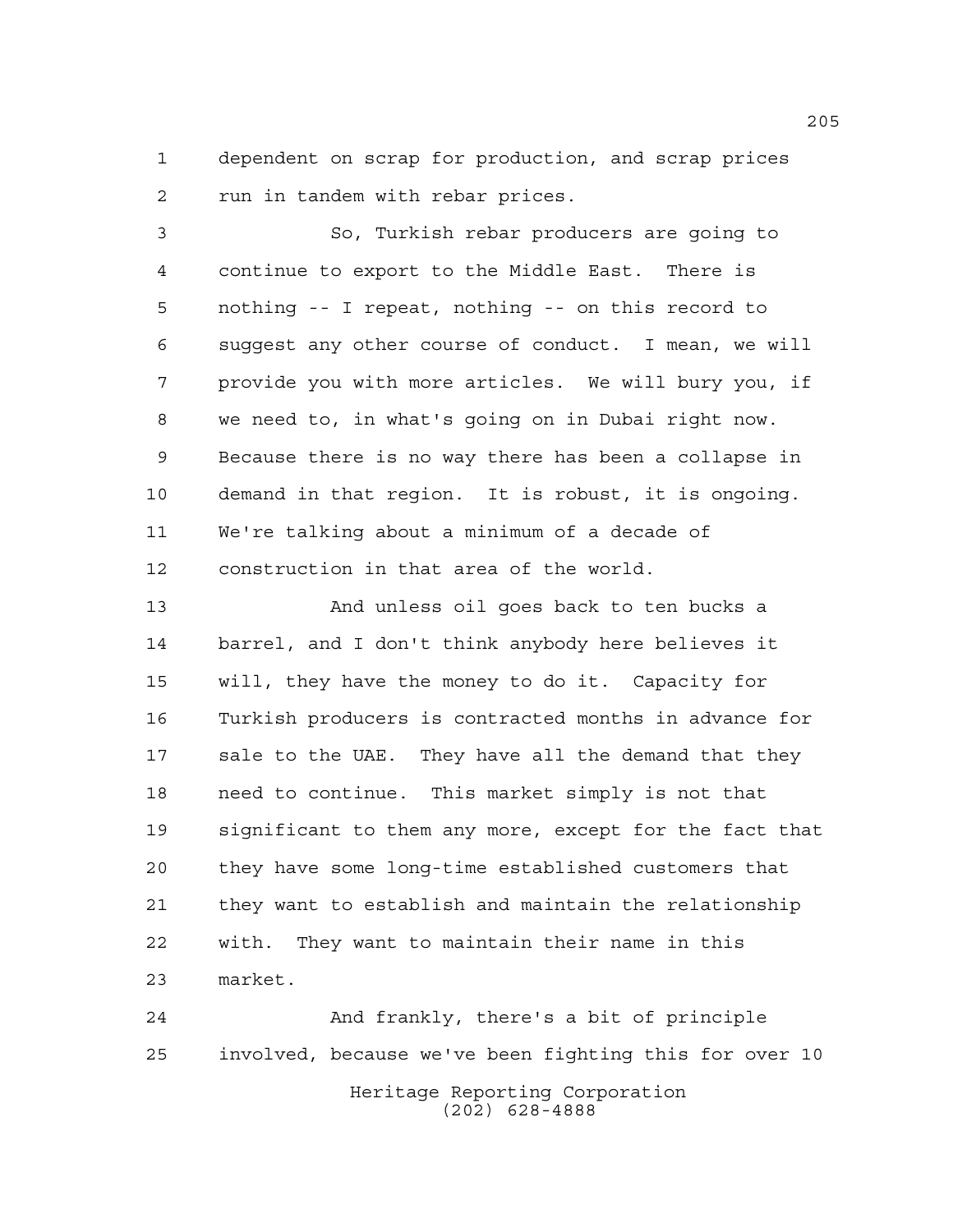dependent on scrap for production, and scrap prices run in tandem with rebar prices.

So, Turkish rebar producers are going to continue to export to the Middle East. There is nothing -- I repeat, nothing -- on this record to suggest any other course of conduct. I mean, we will provide you with more articles. We will bury you, if we need to, in what's going on in Dubai right now. Because there is no way there has been a collapse in demand in that region. It is robust, it is ongoing. We're talking about a minimum of a decade of construction in that area of the world.

And unless oil goes back to ten bucks a barrel, and I don't think anybody here believes it will, they have the money to do it. Capacity for Turkish producers is contracted months in advance for sale to the UAE. They have all the demand that they need to continue. This market simply is not that significant to them any more, except for the fact that they have some long-time established customers that they want to establish and maintain the relationship with. They want to maintain their name in this market.

And frankly, there's a bit of principle involved, because we've been fighting this for over 10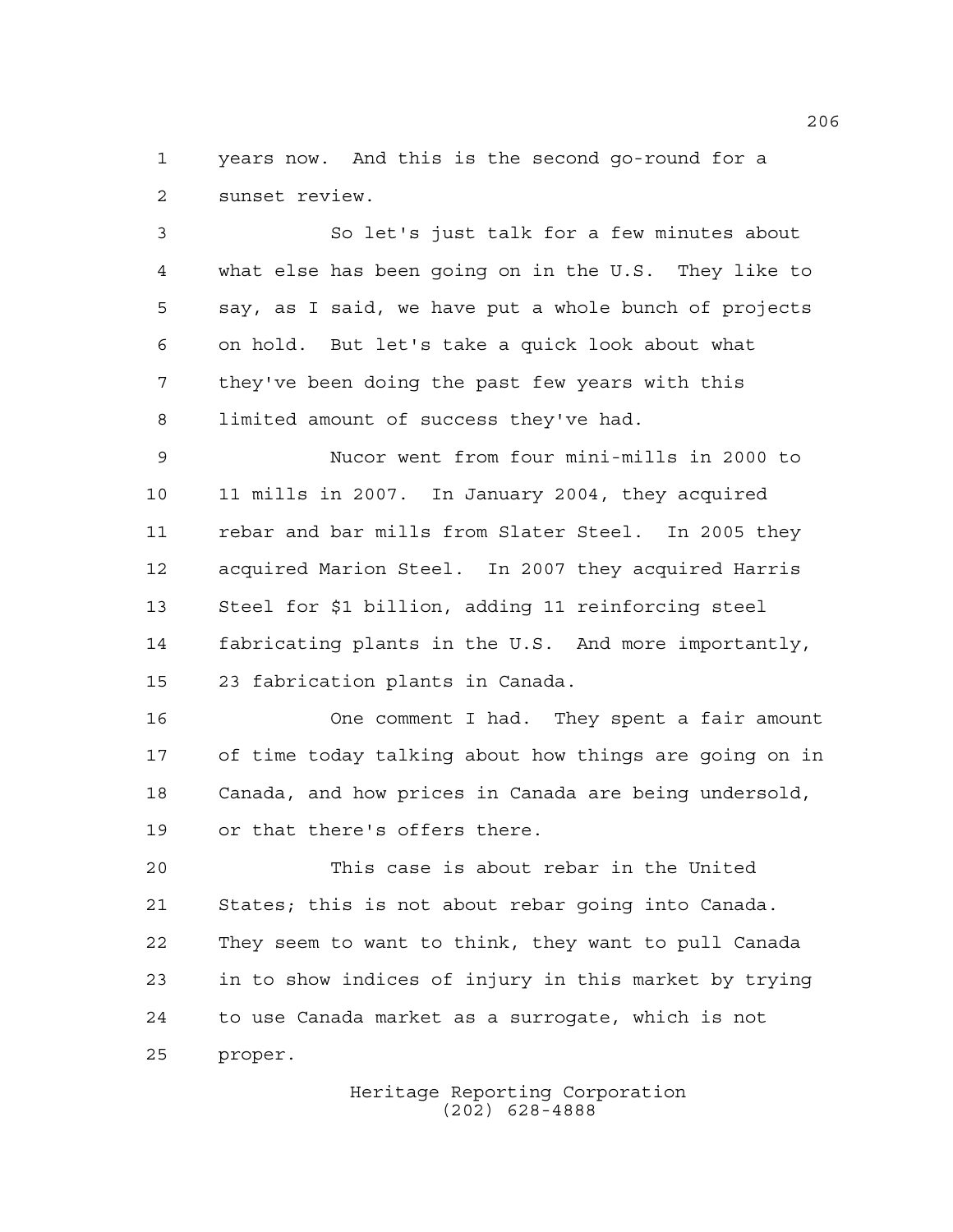years now. And this is the second go-round for a sunset review.

So let's just talk for a few minutes about what else has been going on in the U.S. They like to say, as I said, we have put a whole bunch of projects on hold. But let's take a quick look about what they've been doing the past few years with this limited amount of success they've had.

Nucor went from four mini-mills in 2000 to 11 mills in 2007. In January 2004, they acquired rebar and bar mills from Slater Steel. In 2005 they acquired Marion Steel. In 2007 they acquired Harris Steel for $1 billion, adding 11 reinforcing steel fabricating plants in the U.S. And more importantly, 23 fabrication plants in Canada.

One comment I had. They spent a fair amount of time today talking about how things are going on in Canada, and how prices in Canada are being undersold, or that there's offers there.

This case is about rebar in the United States; this is not about rebar going into Canada. They seem to want to think, they want to pull Canada in to show indices of injury in this market by trying to use Canada market as a surrogate, which is not proper.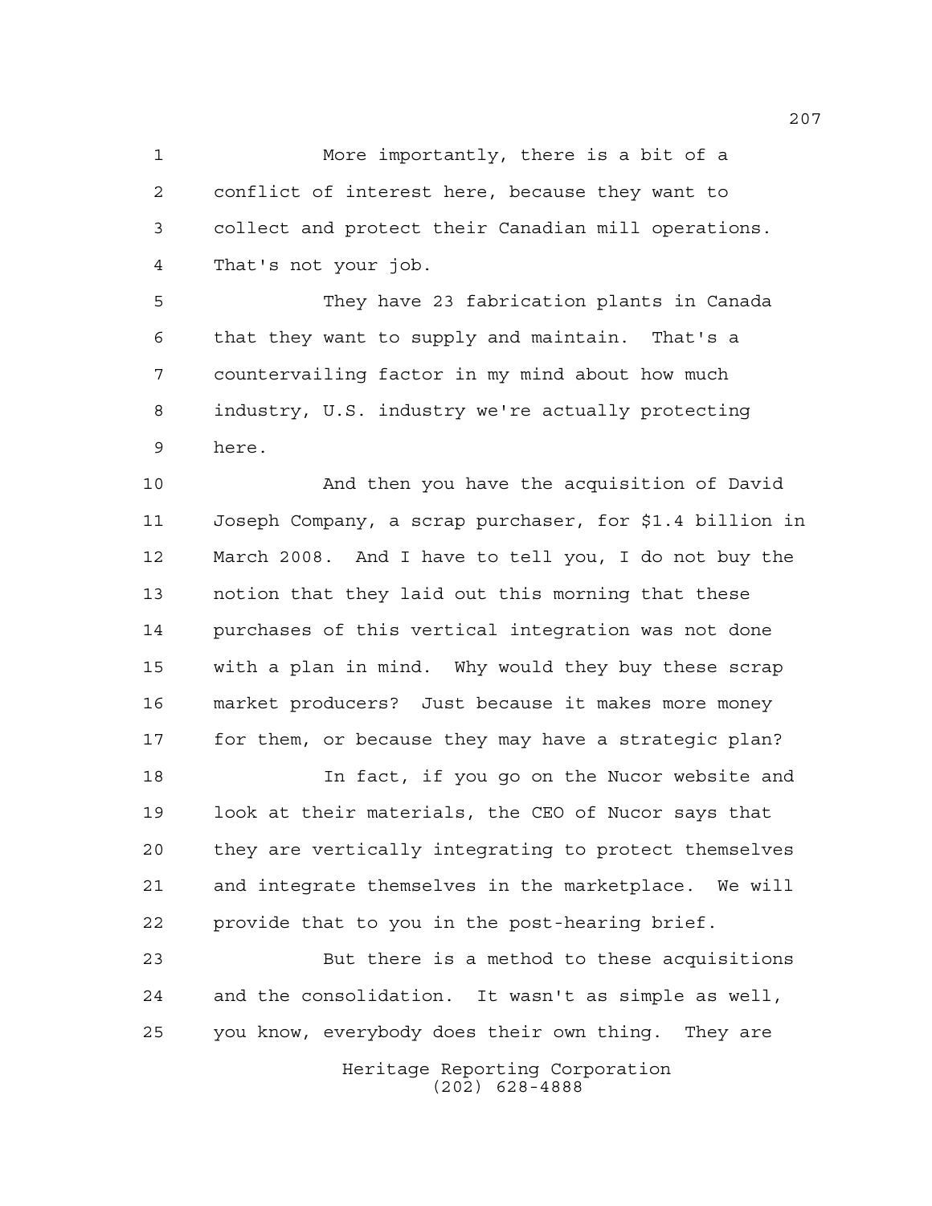More importantly, there is a bit of a conflict of interest here, because they want to collect and protect their Canadian mill operations. That's not your job.

They have 23 fabrication plants in Canada that they want to supply and maintain. That's a countervailing factor in my mind about how much industry, U.S. industry we're actually protecting here.

And then you have the acquisition of David Joseph Company, a scrap purchaser, for $1.4 billion in March 2008. And I have to tell you, I do not buy the notion that they laid out this morning that these purchases of this vertical integration was not done with a plan in mind. Why would they buy these scrap market producers? Just because it makes more money for them, or because they may have a strategic plan?

In fact, if you go on the Nucor website and look at their materials, the CEO of Nucor says that they are vertically integrating to protect themselves and integrate themselves in the marketplace. We will provide that to you in the post-hearing brief.

But there is a method to these acquisitions and the consolidation. It wasn't as simple as well, you know, everybody does their own thing. They are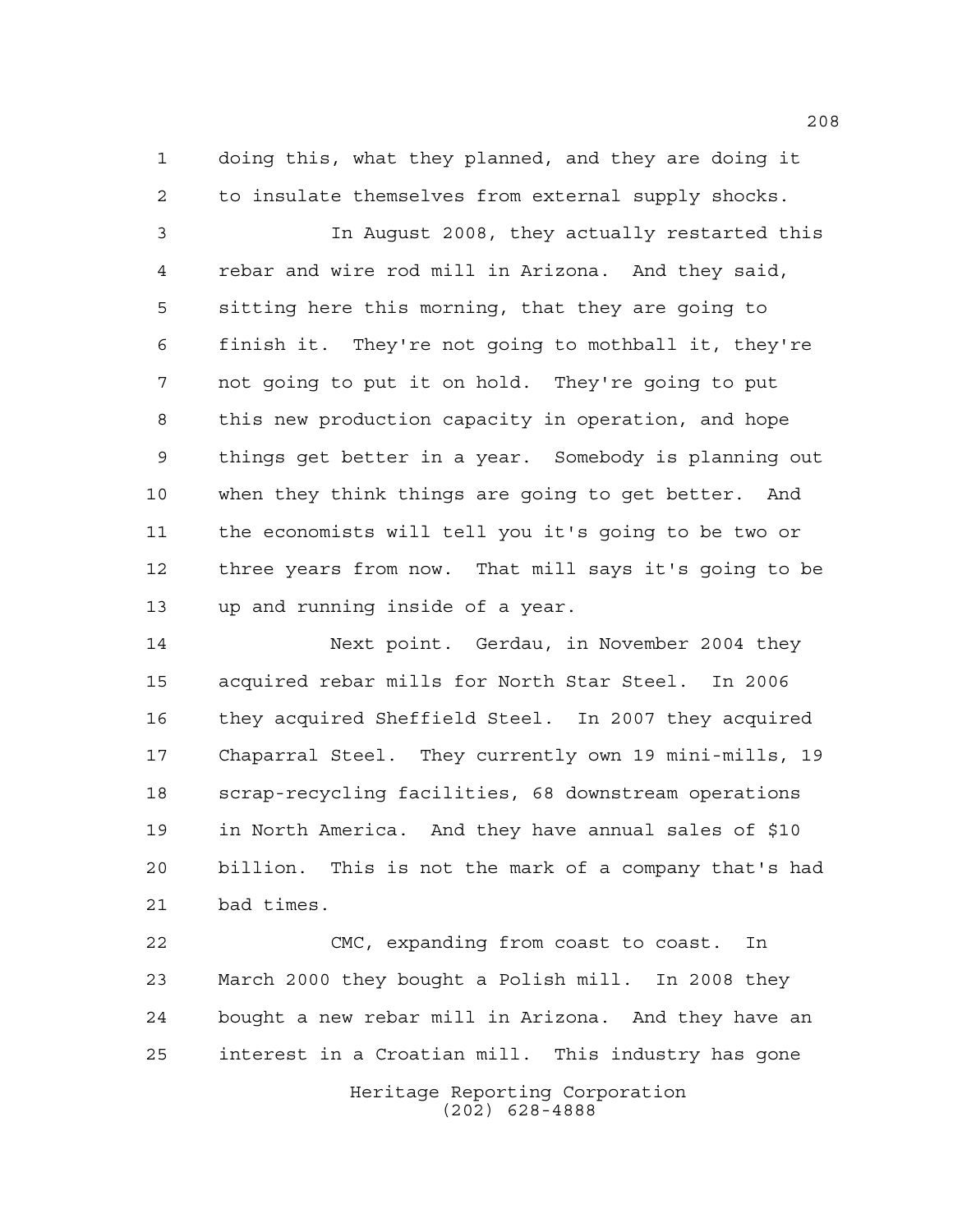doing this, what they planned, and they are doing it to insulate themselves from external supply shocks.

In August 2008, they actually restarted this rebar and wire rod mill in Arizona. And they said, sitting here this morning, that they are going to finish it. They're not going to mothball it, they're not going to put it on hold. They're going to put this new production capacity in operation, and hope things get better in a year. Somebody is planning out when they think things are going to get better. And the economists will tell you it's going to be two or three years from now. That mill says it's going to be up and running inside of a year.

Next point. Gerdau, in November 2004 they acquired rebar mills for North Star Steel. In 2006 they acquired Sheffield Steel. In 2007 they acquired Chaparral Steel. They currently own 19 mini-mills, 19 scrap-recycling facilities, 68 downstream operations in North America. And they have annual sales of $10 billion. This is not the mark of a company that's had bad times.

CMC, expanding from coast to coast. In March 2000 they bought a Polish mill. In 2008 they bought a new rebar mill in Arizona. And they have an interest in a Croatian mill. This industry has gone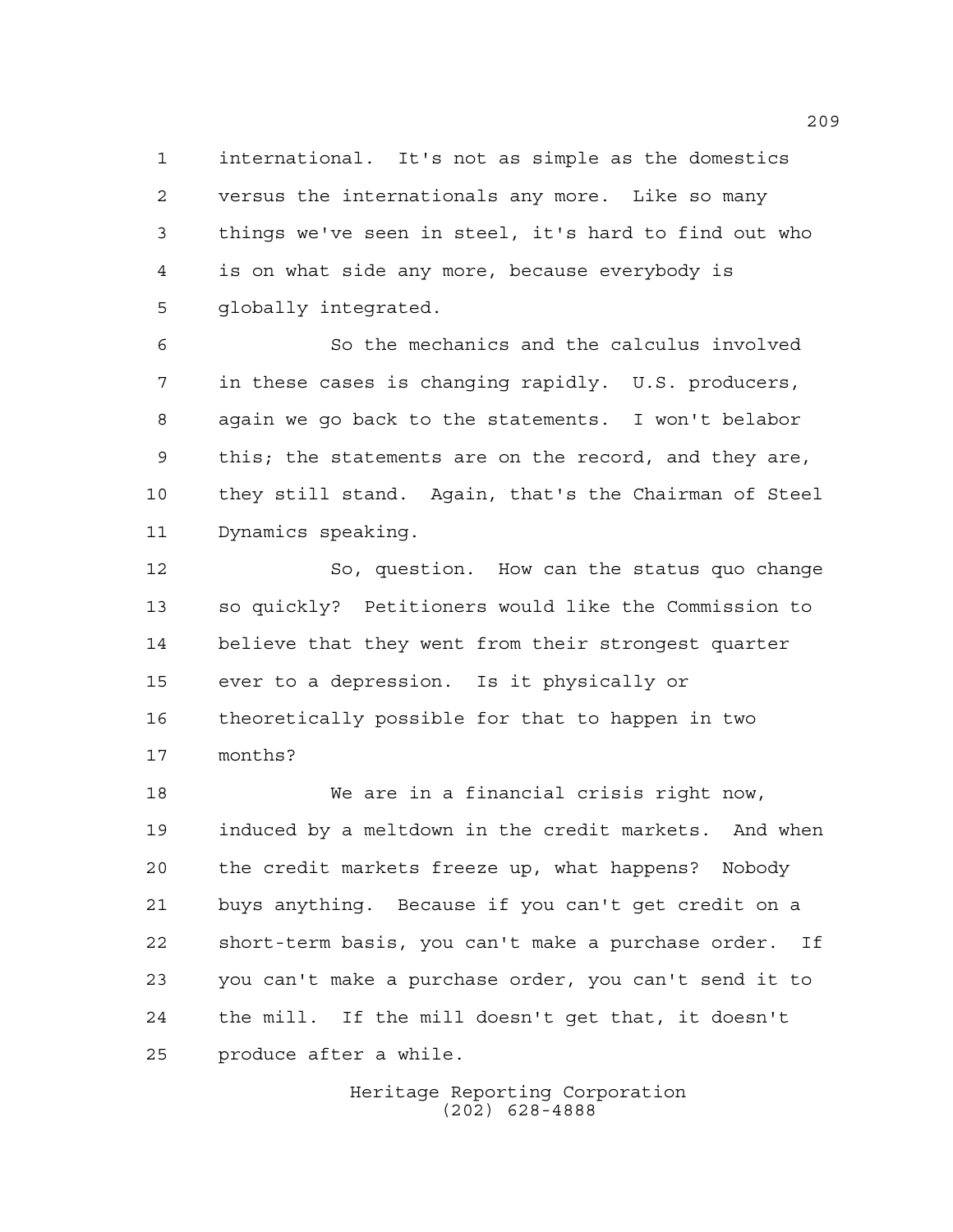international. It's not as simple as the domestics versus the internationals any more. Like so many things we've seen in steel, it's hard to find out who is on what side any more, because everybody is globally integrated.

So the mechanics and the calculus involved in these cases is changing rapidly. U.S. producers, again we go back to the statements. I won't belabor this; the statements are on the record, and they are, they still stand. Again, that's the Chairman of Steel Dynamics speaking.

So, question. How can the status quo change so quickly? Petitioners would like the Commission to believe that they went from their strongest quarter ever to a depression. Is it physically or theoretically possible for that to happen in two months?

We are in a financial crisis right now, induced by a meltdown in the credit markets. And when the credit markets freeze up, what happens? Nobody buys anything. Because if you can't get credit on a short-term basis, you can't make a purchase order. If you can't make a purchase order, you can't send it to the mill. If the mill doesn't get that, it doesn't produce after a while.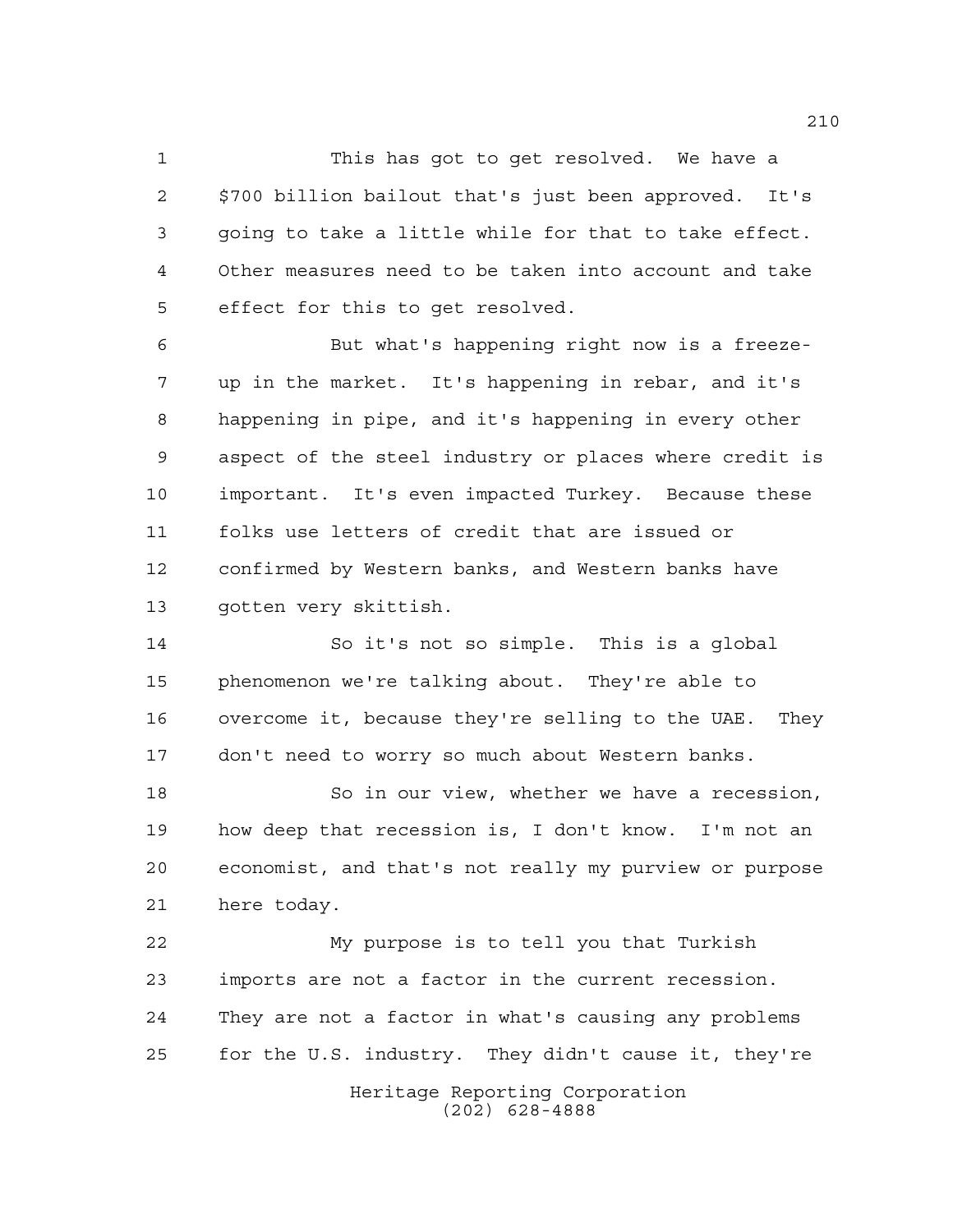This has got to get resolved. We have a $700 billion bailout that's just been approved. It's going to take a little while for that to take effect. Other measures need to be taken into account and take effect for this to get resolved.

But what's happening right now is a freeze-up in the market. It's happening in rebar, and it's happening in pipe, and it's happening in every other aspect of the steel industry or places where credit is important. It's even impacted Turkey. Because these folks use letters of credit that are issued or confirmed by Western banks, and Western banks have gotten very skittish.

So it's not so simple. This is a global phenomenon we're talking about. They're able to overcome it, because they're selling to the UAE. They don't need to worry so much about Western banks.

So in our view, whether we have a recession, how deep that recession is, I don't know. I'm not an economist, and that's not really my purview or purpose here today.

My purpose is to tell you that Turkish imports are not a factor in the current recession. They are not a factor in what's causing any problems for the U.S. industry. They didn't cause it, they're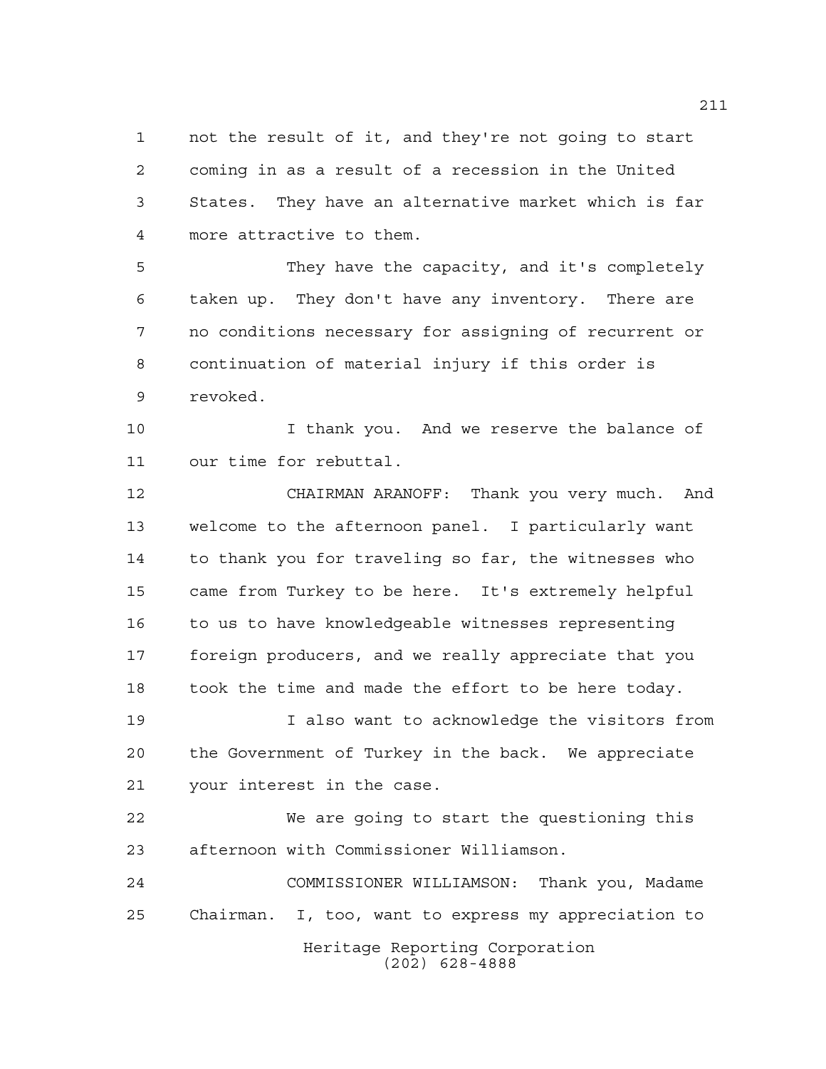not the result of it, and they're not going to start coming in as a result of a recession in the United States. They have an alternative market which is far more attractive to them.

They have the capacity, and it's completely taken up. They don't have any inventory. There are no conditions necessary for assigning of recurrent or continuation of material injury if this order is revoked.

I thank you. And we reserve the balance of our time for rebuttal.

CHAIRMAN ARANOFF: Thank you very much. And welcome to the afternoon panel. I particularly want to thank you for traveling so far, the witnesses who came from Turkey to be here. It's extremely helpful to us to have knowledgeable witnesses representing foreign producers, and we really appreciate that you took the time and made the effort to be here today.

I also want to acknowledge the visitors from the Government of Turkey in the back. We appreciate your interest in the case.

We are going to start the questioning this afternoon with Commissioner Williamson.

COMMISSIONER WILLIAMSON: Thank you, Madame Chairman. I, too, want to express my appreciation to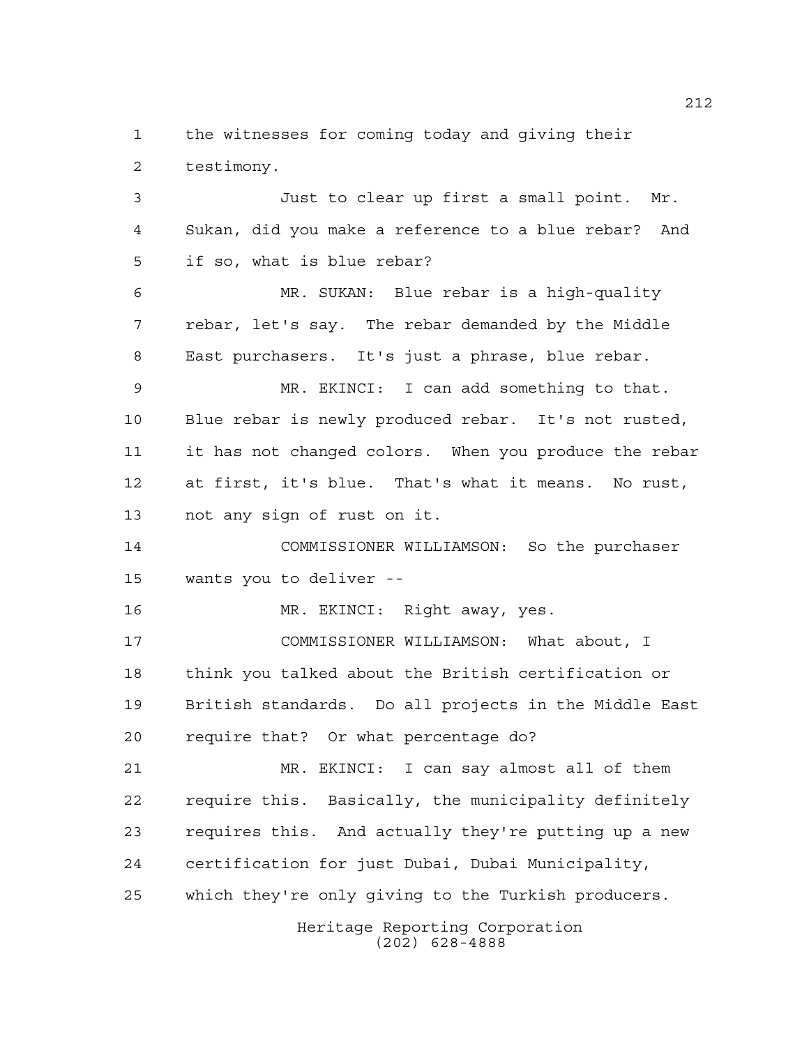the witnesses for coming today and giving their testimony.

Just to clear up first a small point. Mr. Sukan, did you make a reference to a blue rebar? And if so, what is blue rebar?

MR. SUKAN: Blue rebar is a high-quality rebar, let's say. The rebar demanded by the Middle East purchasers. It's just a phrase, blue rebar.

MR. EKINCI: I can add something to that. Blue rebar is newly produced rebar. It's not rusted, it has not changed colors. When you produce the rebar at first, it's blue. That's what it means. No rust, not any sign of rust on it.

COMMISSIONER WILLIAMSON: So the purchaser wants you to deliver --

MR. EKINCI: Right away, yes.

COMMISSIONER WILLIAMSON: What about, I think you talked about the British certification or British standards. Do all projects in the Middle East require that? Or what percentage do?

MR. EKINCI: I can say almost all of them require this. Basically, the municipality definitely requires this. And actually they're putting up a new certification for just Dubai, Dubai Municipality, which they're only giving to the Turkish producers.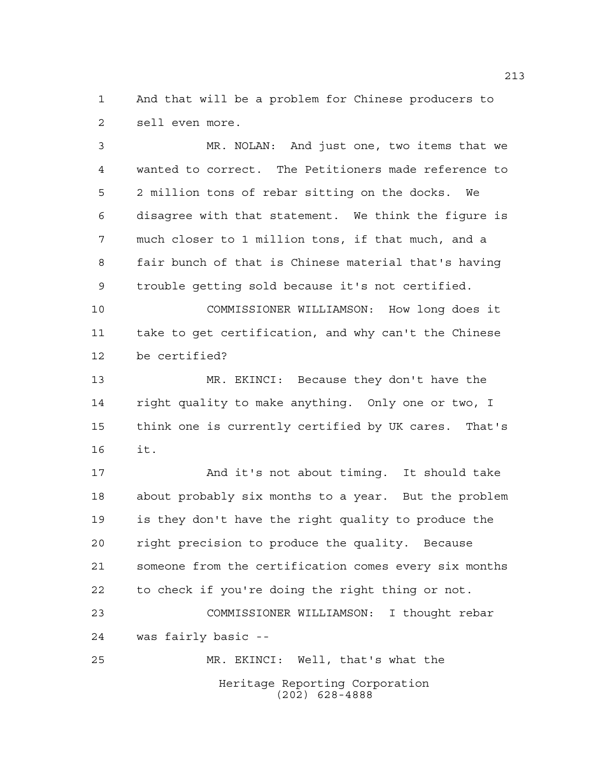And that will be a problem for Chinese producers to sell even more.

MR. NOLAN: And just one, two items that we wanted to correct. The Petitioners made reference to 2 million tons of rebar sitting on the docks. We disagree with that statement. We think the figure is much closer to 1 million tons, if that much, and a fair bunch of that is Chinese material that's having trouble getting sold because it's not certified.

COMMISSIONER WILLIAMSON: How long does it take to get certification, and why can't the Chinese be certified?

MR. EKINCI: Because they don't have the right quality to make anything. Only one or two, I think one is currently certified by UK cares. That's it.

And it's not about timing. It should take about probably six months to a year. But the problem is they don't have the right quality to produce the right precision to produce the quality. Because someone from the certification comes every six months to check if you're doing the right thing or not.

COMMISSIONER WILLIAMSON: I thought rebar was fairly basic --

MR. EKINCI: Well, that's what the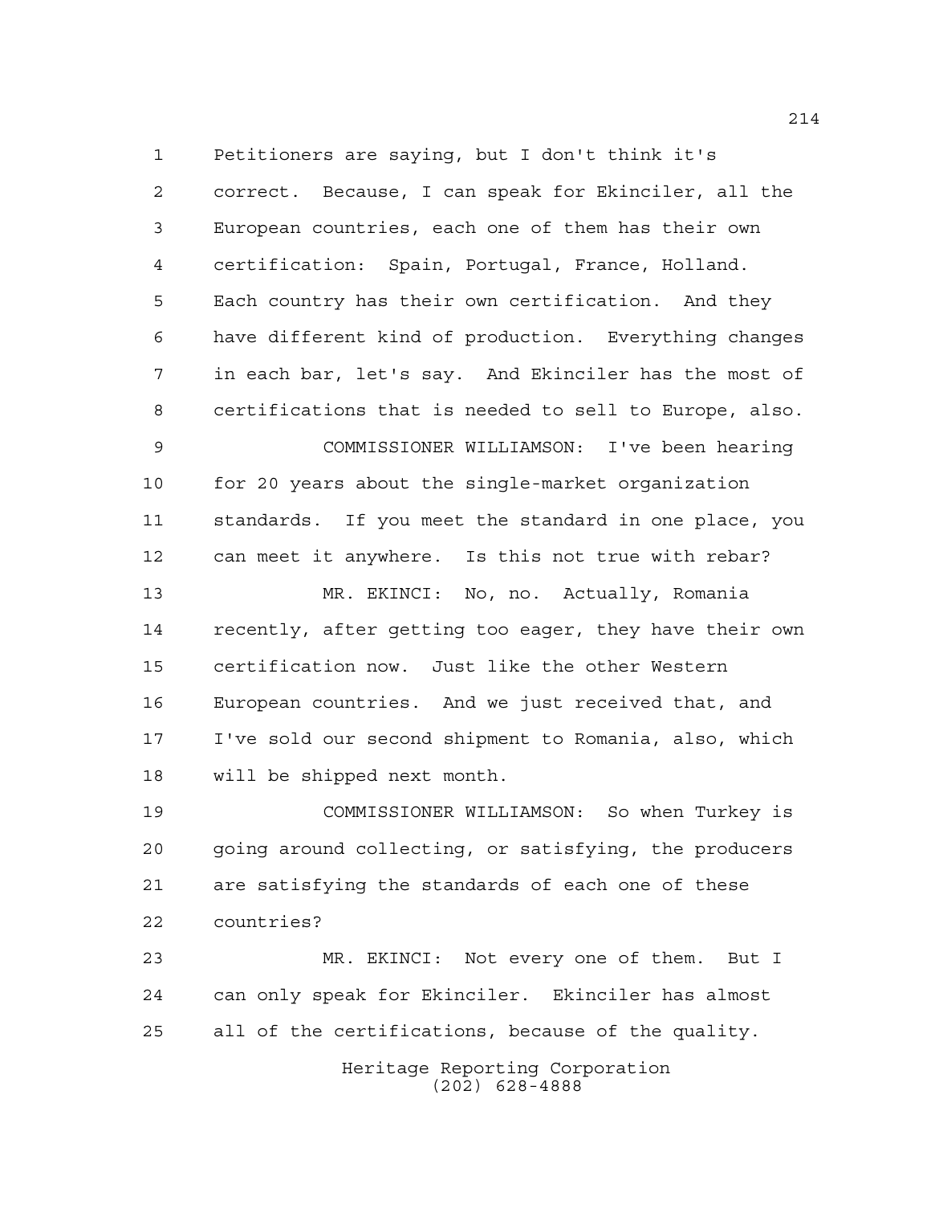Petitioners are saying, but I don't think it's correct. Because, I can speak for Ekinciler, all the European countries, each one of them has their own certification: Spain, Portugal, France, Holland. Each country has their own certification. And they have different kind of production. Everything changes in each bar, let's say. And Ekinciler has the most of certifications that is needed to sell to Europe, also.

COMMISSIONER WILLIAMSON: I've been hearing for 20 years about the single-market organization standards. If you meet the standard in one place, you can meet it anywhere. Is this not true with rebar?

MR. EKINCI: No, no. Actually, Romania recently, after getting too eager, they have their own certification now. Just like the other Western European countries. And we just received that, and I've sold our second shipment to Romania, also, which will be shipped next month.

COMMISSIONER WILLIAMSON: So when Turkey is going around collecting, or satisfying, the producers are satisfying the standards of each one of these countries?

MR. EKINCI: Not every one of them. But I can only speak for Ekinciler. Ekinciler has almost all of the certifications, because of the quality.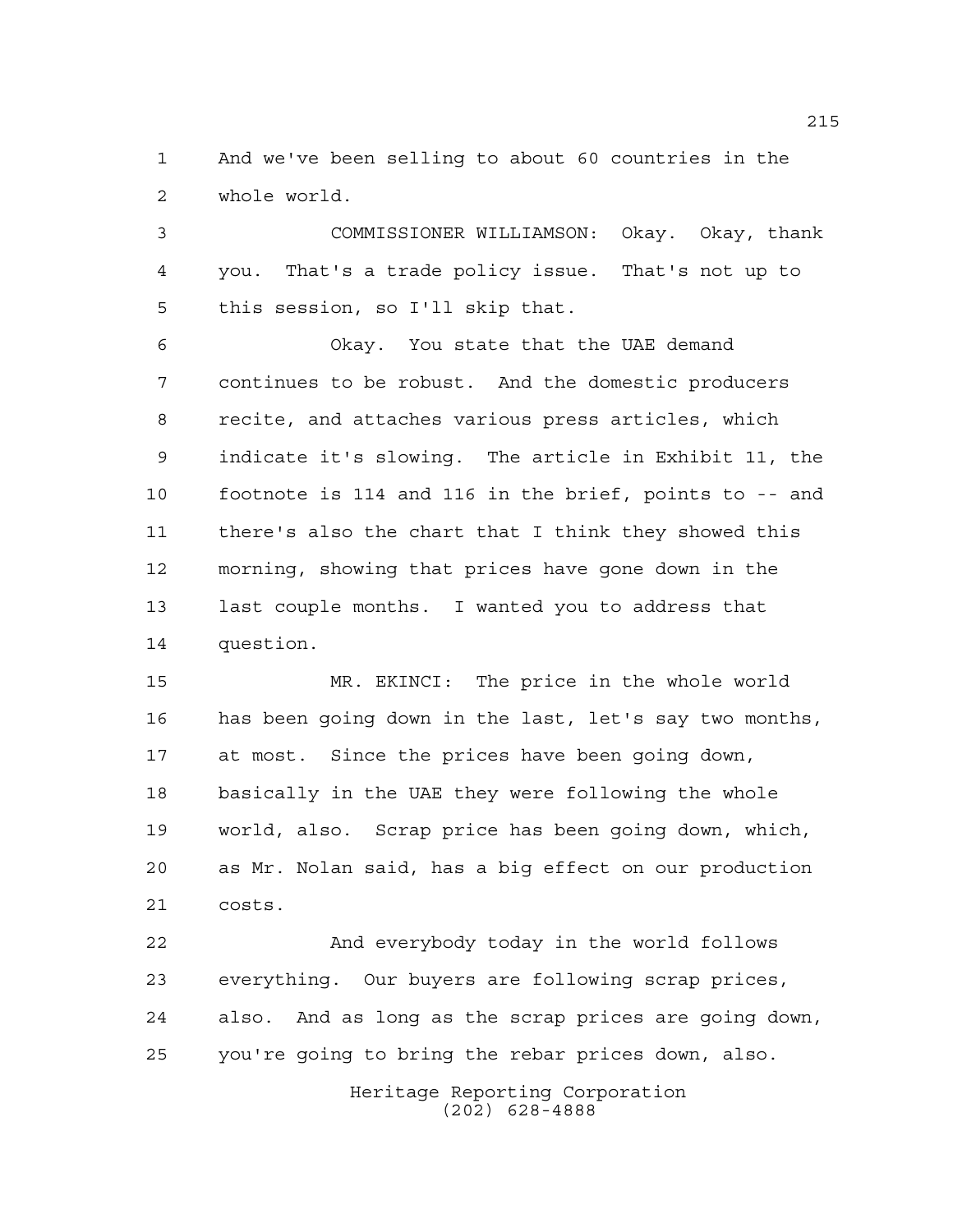And we've been selling to about 60 countries in the whole world.

COMMISSIONER WILLIAMSON: Okay. Okay, thank you. That's a trade policy issue. That's not up to this session, so I'll skip that.

Okay. You state that the UAE demand continues to be robust. And the domestic producers recite, and attaches various press articles, which indicate it's slowing. The article in Exhibit 11, the footnote is 114 and 116 in the brief, points to -- and there's also the chart that I think they showed this morning, showing that prices have gone down in the last couple months. I wanted you to address that question.

MR. EKINCI: The price in the whole world has been going down in the last, let's say two months, at most. Since the prices have been going down, basically in the UAE they were following the whole world, also. Scrap price has been going down, which, as Mr. Nolan said, has a big effect on our production costs.

And everybody today in the world follows everything. Our buyers are following scrap prices, also. And as long as the scrap prices are going down, you're going to bring the rebar prices down, also.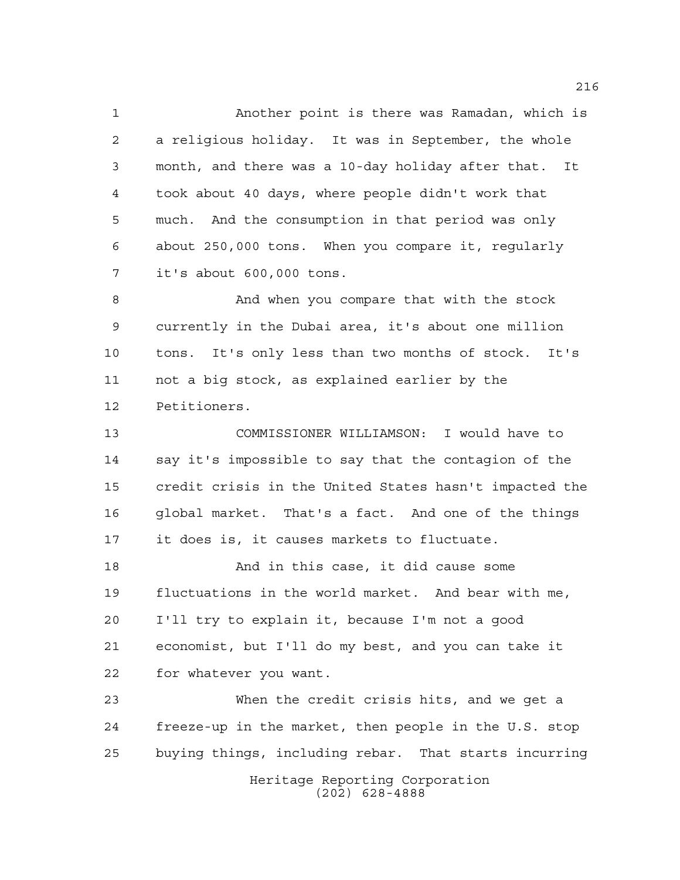Another point is there was Ramadan, which is a religious holiday. It was in September, the whole month, and there was a 10-day holiday after that. It took about 40 days, where people didn't work that much. And the consumption in that period was only about 250,000 tons. When you compare it, regularly it's about 600,000 tons.

And when you compare that with the stock currently in the Dubai area, it's about one million tons. It's only less than two months of stock. It's not a big stock, as explained earlier by the Petitioners.

COMMISSIONER WILLIAMSON: I would have to say it's impossible to say that the contagion of the credit crisis in the United States hasn't impacted the global market. That's a fact. And one of the things it does is, it causes markets to fluctuate.

And in this case, it did cause some fluctuations in the world market. And bear with me, I'll try to explain it, because I'm not a good economist, but I'll do my best, and you can take it for whatever you want.

When the credit crisis hits, and we get a freeze-up in the market, then people in the U.S. stop buying things, including rebar. That starts incurring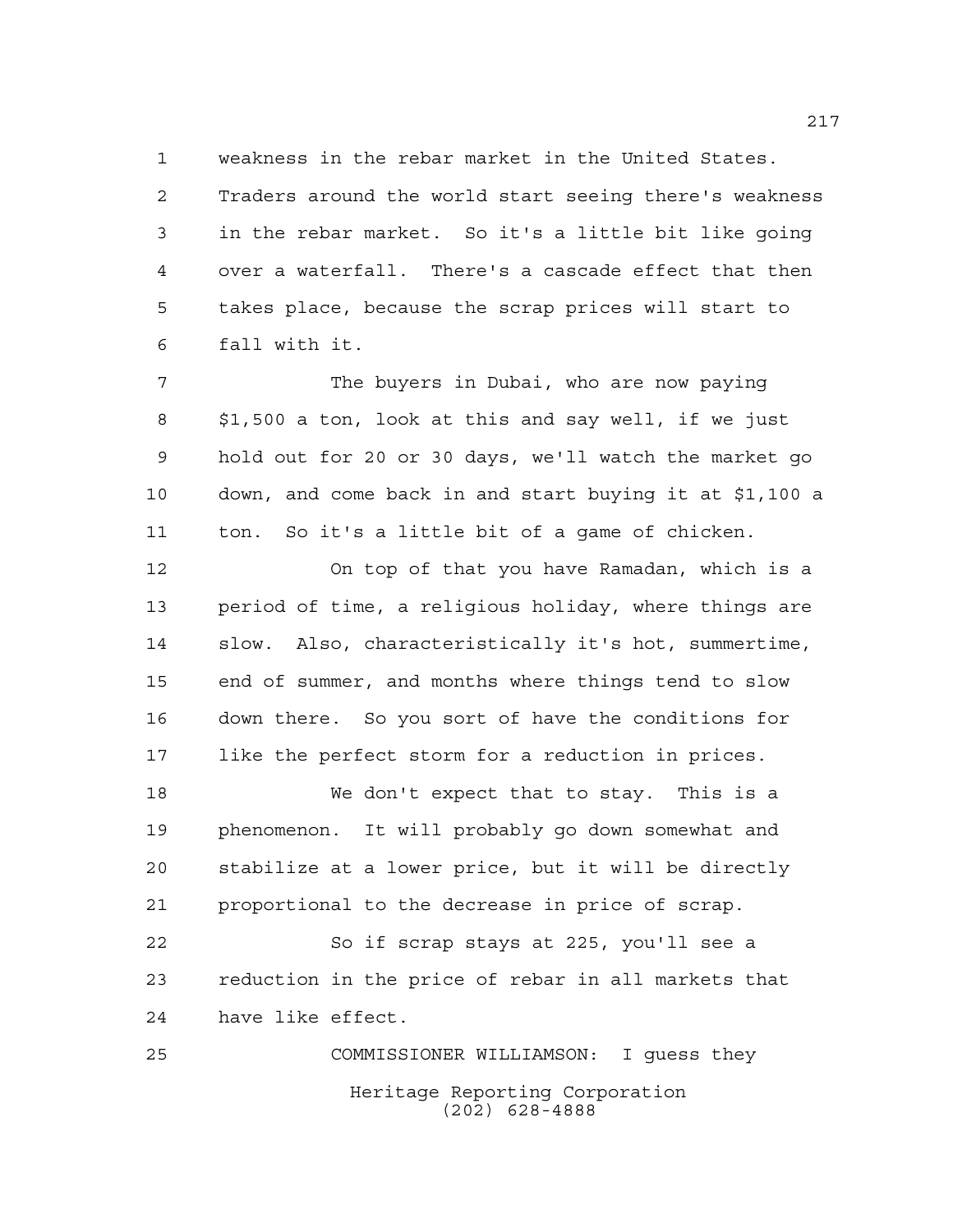weakness in the rebar market in the United States. Traders around the world start seeing there's weakness in the rebar market. So it's a little bit like going over a waterfall. There's a cascade effect that then takes place, because the scrap prices will start to fall with it.

The buyers in Dubai, who are now paying $1,500 a ton, look at this and say well, if we just hold out for 20 or 30 days, we'll watch the market go down, and come back in and start buying it at $1,100 a ton. So it's a little bit of a game of chicken.

On top of that you have Ramadan, which is a period of time, a religious holiday, where things are slow. Also, characteristically it's hot, summertime, end of summer, and months where things tend to slow down there. So you sort of have the conditions for like the perfect storm for a reduction in prices.

We don't expect that to stay. This is a phenomenon. It will probably go down somewhat and stabilize at a lower price, but it will be directly proportional to the decrease in price of scrap.

So if scrap stays at 225, you'll see a reduction in the price of rebar in all markets that have like effect.

COMMISSIONER WILLIAMSON: I guess they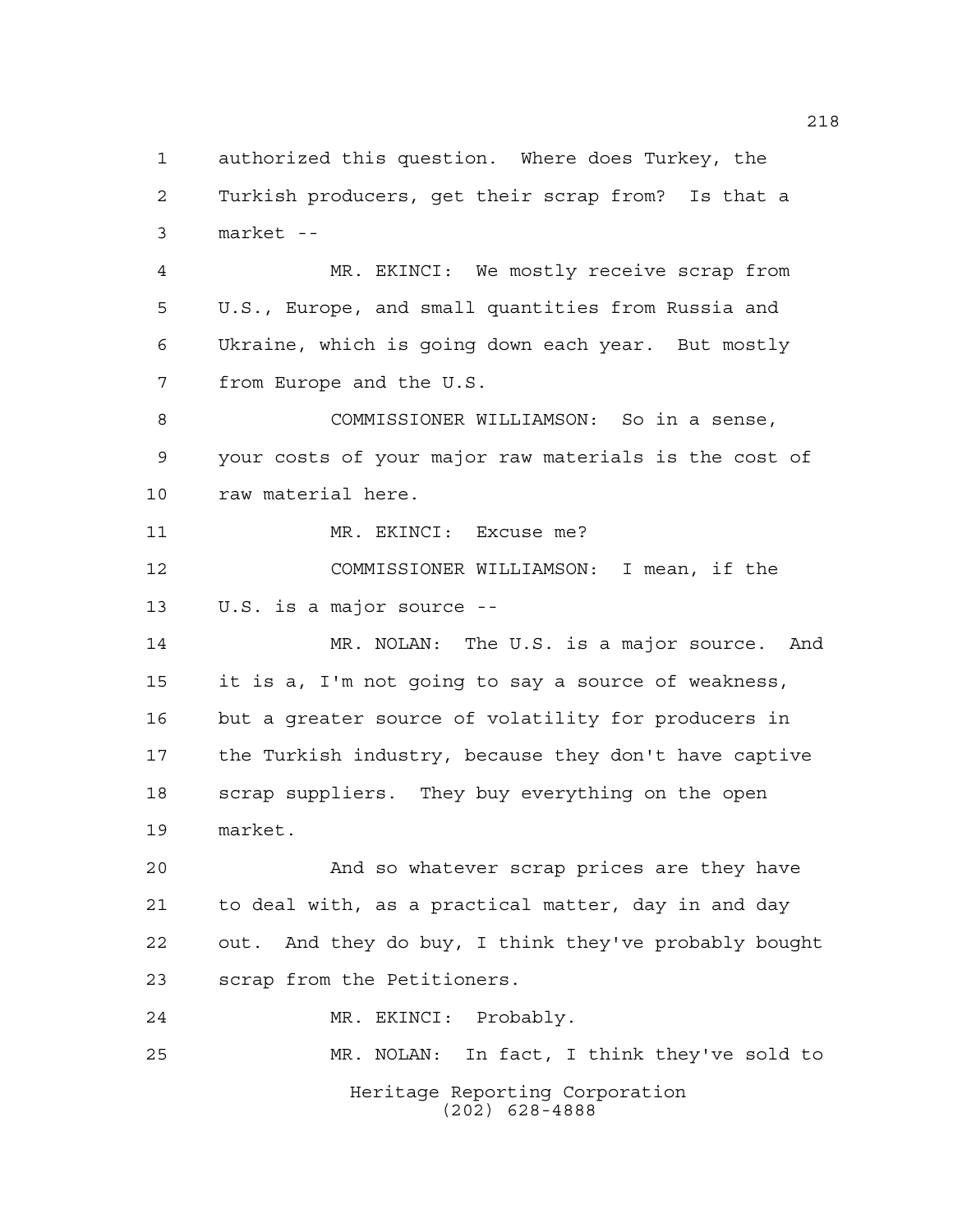authorized this question. Where does Turkey, the Turkish producers, get their scrap from? Is that a market --

MR. EKINCI: We mostly receive scrap from U.S., Europe, and small quantities from Russia and Ukraine, which is going down each year. But mostly from Europe and the U.S.

COMMISSIONER WILLIAMSON: So in a sense, your costs of your major raw materials is the cost of raw material here.

MR. EKINCI: Excuse me?

COMMISSIONER WILLIAMSON: I mean, if the U.S. is a major source --

MR. NOLAN: The U.S. is a major source. And it is a, I'm not going to say a source of weakness, but a greater source of volatility for producers in the Turkish industry, because they don't have captive scrap suppliers. They buy everything on the open market.

And so whatever scrap prices are they have to deal with, as a practical matter, day in and day out. And they do buy, I think they've probably bought scrap from the Petitioners.

MR. EKINCI: Probably.

MR. NOLAN: In fact, I think they've sold to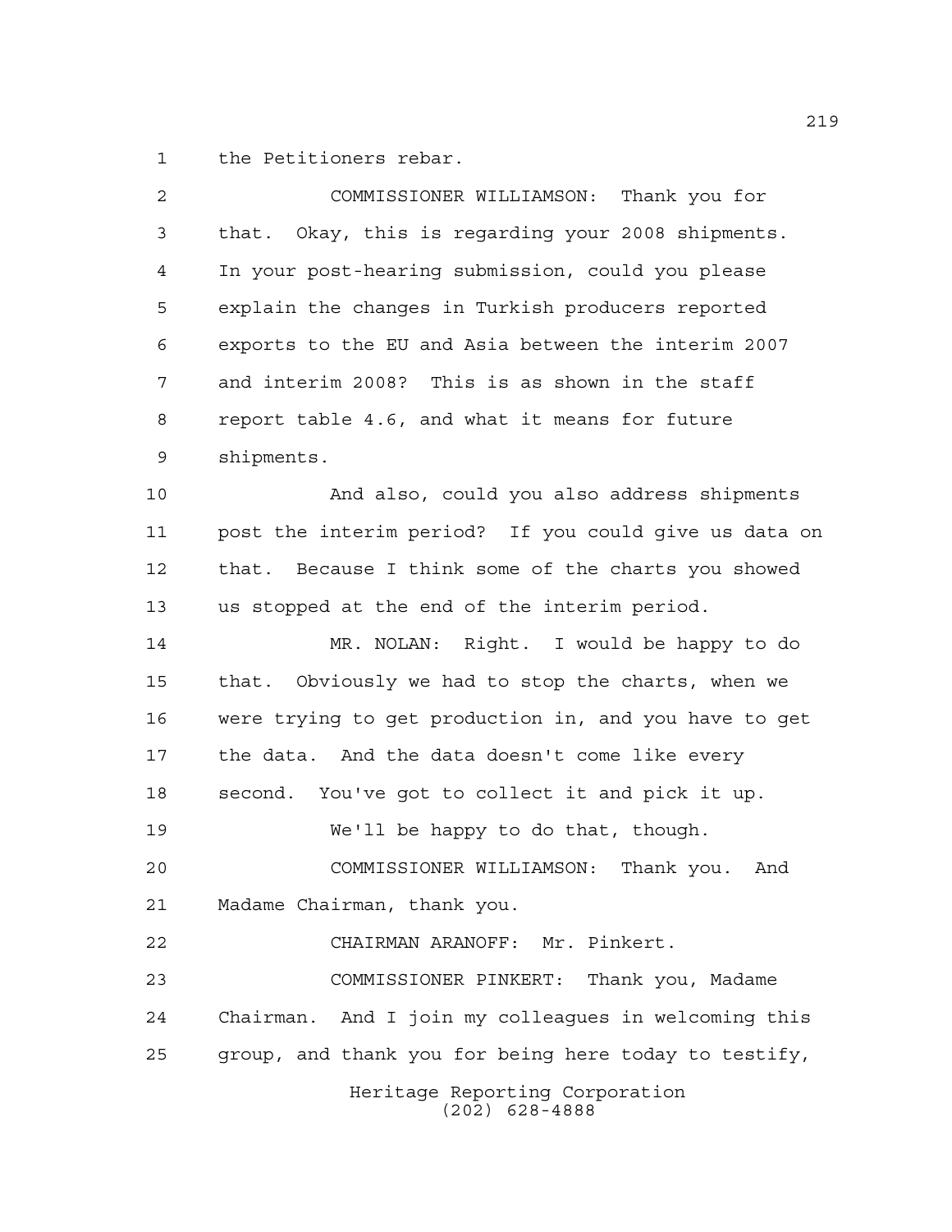the Petitioners rebar.

COMMISSIONER WILLIAMSON: Thank you for that. Okay, this is regarding your 2008 shipments. In your post-hearing submission, could you please explain the changes in Turkish producers reported exports to the EU and Asia between the interim 2007 and interim 2008? This is as shown in the staff report table 4.6, and what it means for future shipments.

And also, could you also address shipments post the interim period? If you could give us data on that. Because I think some of the charts you showed us stopped at the end of the interim period.

MR. NOLAN: Right. I would be happy to do that. Obviously we had to stop the charts, when we were trying to get production in, and you have to get the data. And the data doesn't come like every second. You've got to collect it and pick it up.

We'll be happy to do that, though.

COMMISSIONER WILLIAMSON: Thank you. And Madame Chairman, thank you.

CHAIRMAN ARANOFF: Mr. Pinkert.

COMMISSIONER PINKERT: Thank you, Madame Chairman. And I join my colleagues in welcoming this group, and thank you for being here today to testify,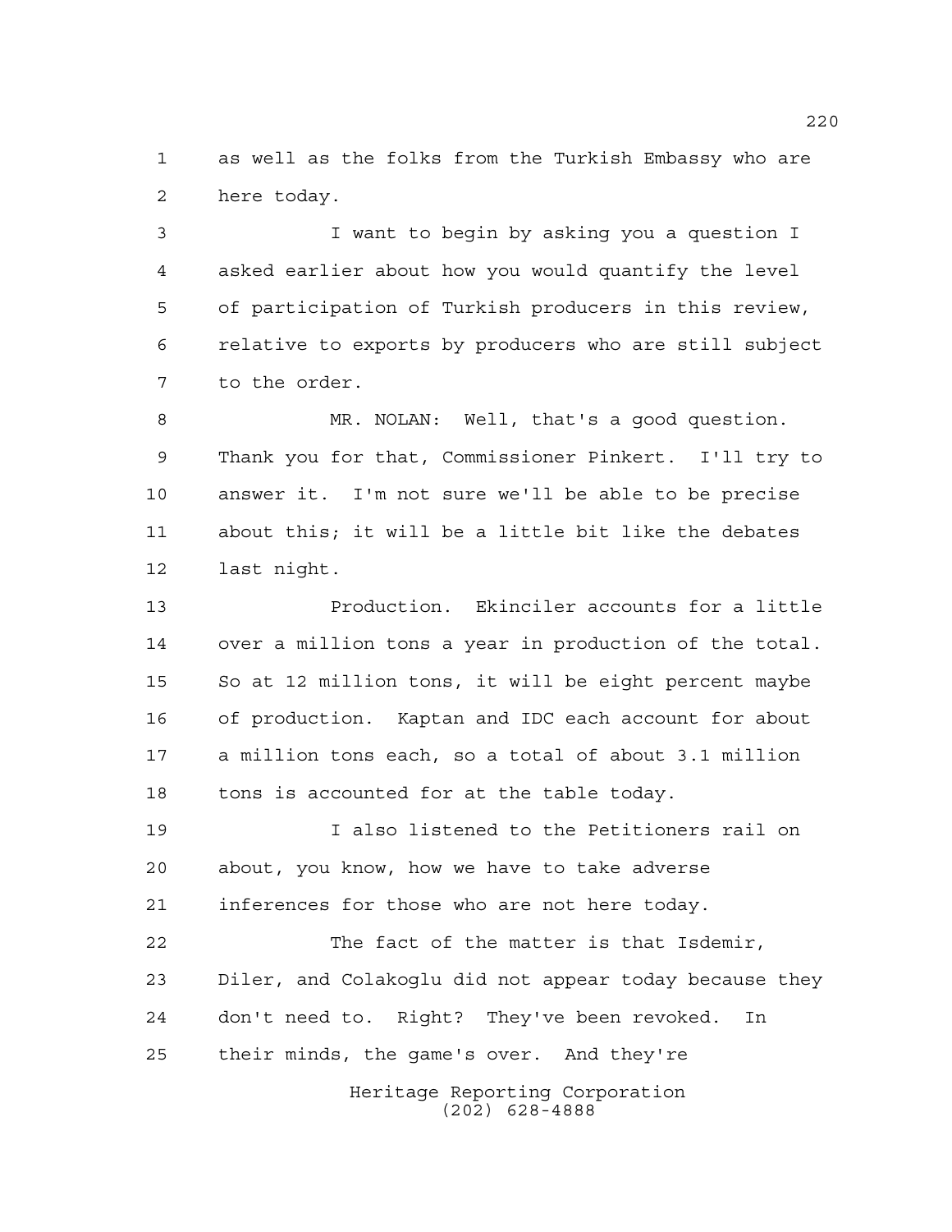as well as the folks from the Turkish Embassy who are here today.

I want to begin by asking you a question I asked earlier about how you would quantify the level of participation of Turkish producers in this review, relative to exports by producers who are still subject to the order.

MR. NOLAN: Well, that's a good question. Thank you for that, Commissioner Pinkert. I'll try to answer it. I'm not sure we'll be able to be precise about this; it will be a little bit like the debates last night.

Production. Ekinciler accounts for a little over a million tons a year in production of the total. So at 12 million tons, it will be eight percent maybe of production. Kaptan and IDC each account for about a million tons each, so a total of about 3.1 million tons is accounted for at the table today.

I also listened to the Petitioners rail on about, you know, how we have to take adverse inferences for those who are not here today.

The fact of the matter is that Isdemir, Diler, and Colakoglu did not appear today because they don't need to. Right? They've been revoked. In their minds, the game's over. And they're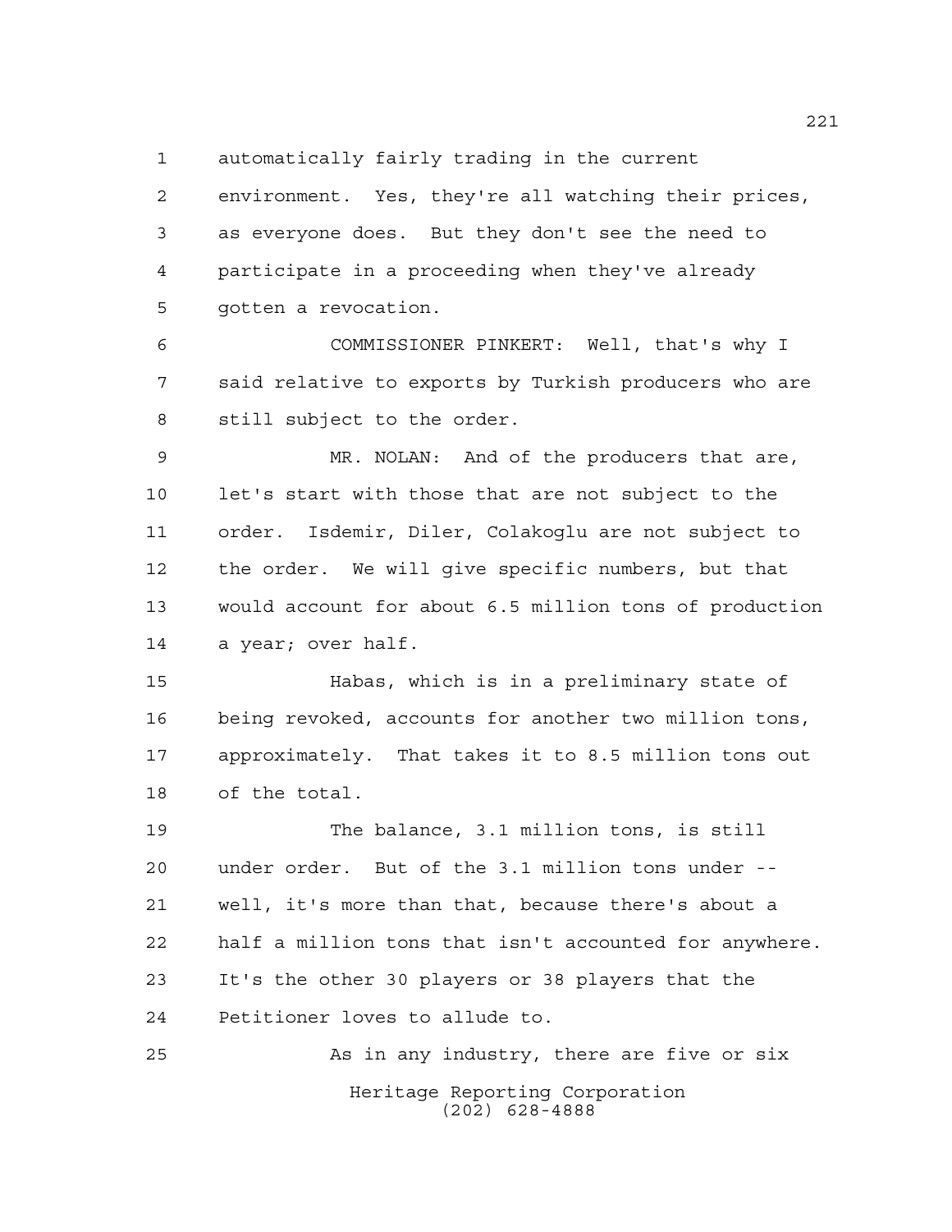automatically fairly trading in the current environment. Yes, they're all watching their prices, as everyone does. But they don't see the need to participate in a proceeding when they've already gotten a revocation.

COMMISSIONER PINKERT: Well, that's why I said relative to exports by Turkish producers who are still subject to the order.

MR. NOLAN: And of the producers that are, let's start with those that are not subject to the order. Isdemir, Diler, Colakoglu are not subject to the order. We will give specific numbers, but that would account for about 6.5 million tons of production a year; over half.

Habas, which is in a preliminary state of being revoked, accounts for another two million tons, approximately. That takes it to 8.5 million tons out of the total.

The balance, 3.1 million tons, is still under order. But of the 3.1 million tons under -- well, it's more than that, because there's about a half a million tons that isn't accounted for anywhere. It's the other 30 players or 38 players that the Petitioner loves to allude to.

As in any industry, there are five or six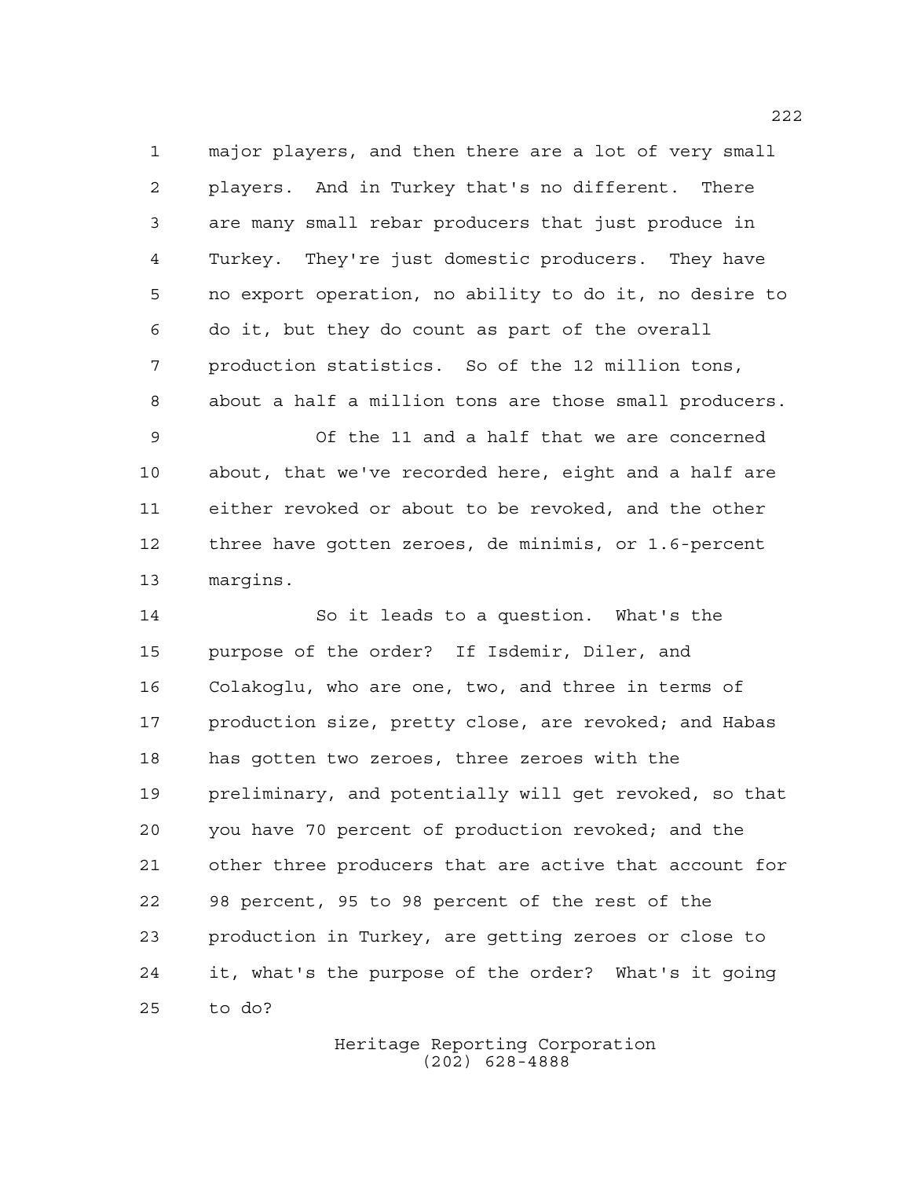major players, and then there are a lot of very small players. And in Turkey that's no different. There are many small rebar producers that just produce in Turkey. They're just domestic producers. They have no export operation, no ability to do it, no desire to do it, but they do count as part of the overall production statistics. So of the 12 million tons, about a half a million tons are those small producers.

Of the 11 and a half that we are concerned about, that we've recorded here, eight and a half are either revoked or about to be revoked, and the other three have gotten zeroes, de minimis, or 1.6-percent margins.

So it leads to a question. What's the purpose of the order? If Isdemir, Diler, and Colakoglu, who are one, two, and three in terms of production size, pretty close, are revoked; and Habas has gotten two zeroes, three zeroes with the preliminary, and potentially will get revoked, so that you have 70 percent of production revoked; and the other three producers that are active that account for 98 percent, 95 to 98 percent of the rest of the production in Turkey, are getting zeroes or close to it, what's the purpose of the order? What's it going to do?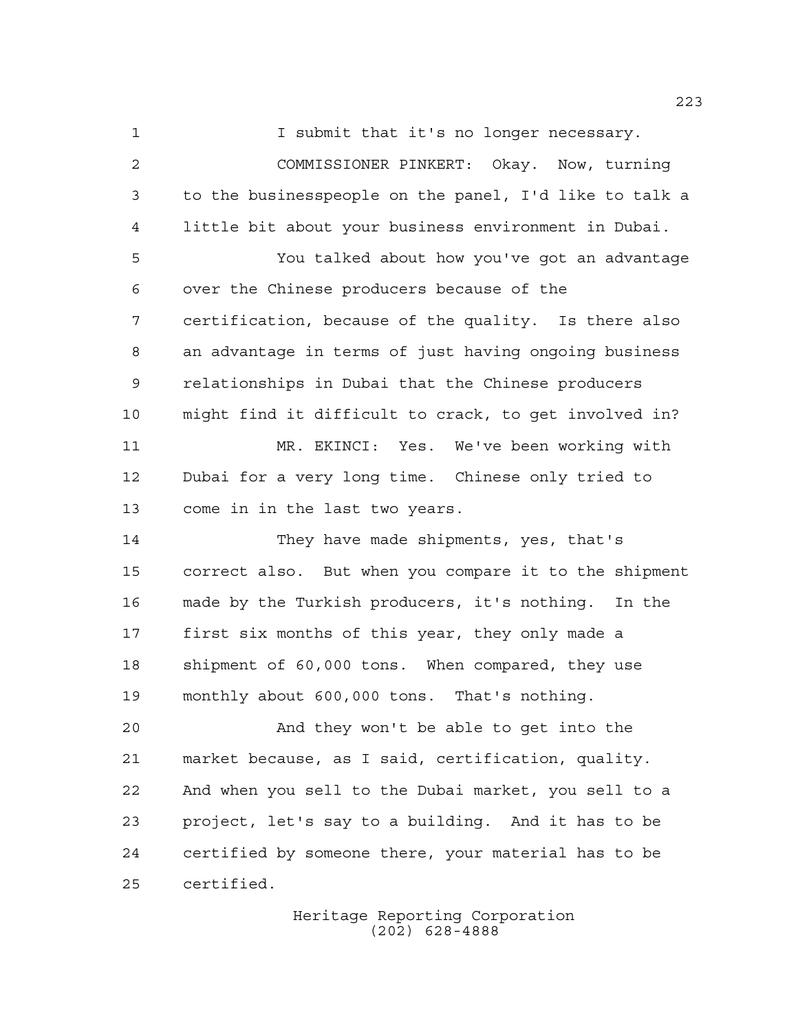I submit that it's no longer necessary.

COMMISSIONER PINKERT: Okay. Now, turning to the businesspeople on the panel, I'd like to talk a little bit about your business environment in Dubai.

You talked about how you've got an advantage over the Chinese producers because of the certification, because of the quality. Is there also an advantage in terms of just having ongoing business relationships in Dubai that the Chinese producers might find it difficult to crack, to get involved in?

MR. EKINCI: Yes. We've been working with Dubai for a very long time. Chinese only tried to come in in the last two years.

They have made shipments, yes, that's correct also. But when you compare it to the shipment made by the Turkish producers, it's nothing. In the first six months of this year, they only made a shipment of 60,000 tons. When compared, they use monthly about 600,000 tons. That's nothing.

And they won't be able to get into the market because, as I said, certification, quality. And when you sell to the Dubai market, you sell to a project, let's say to a building. And it has to be certified by someone there, your material has to be certified.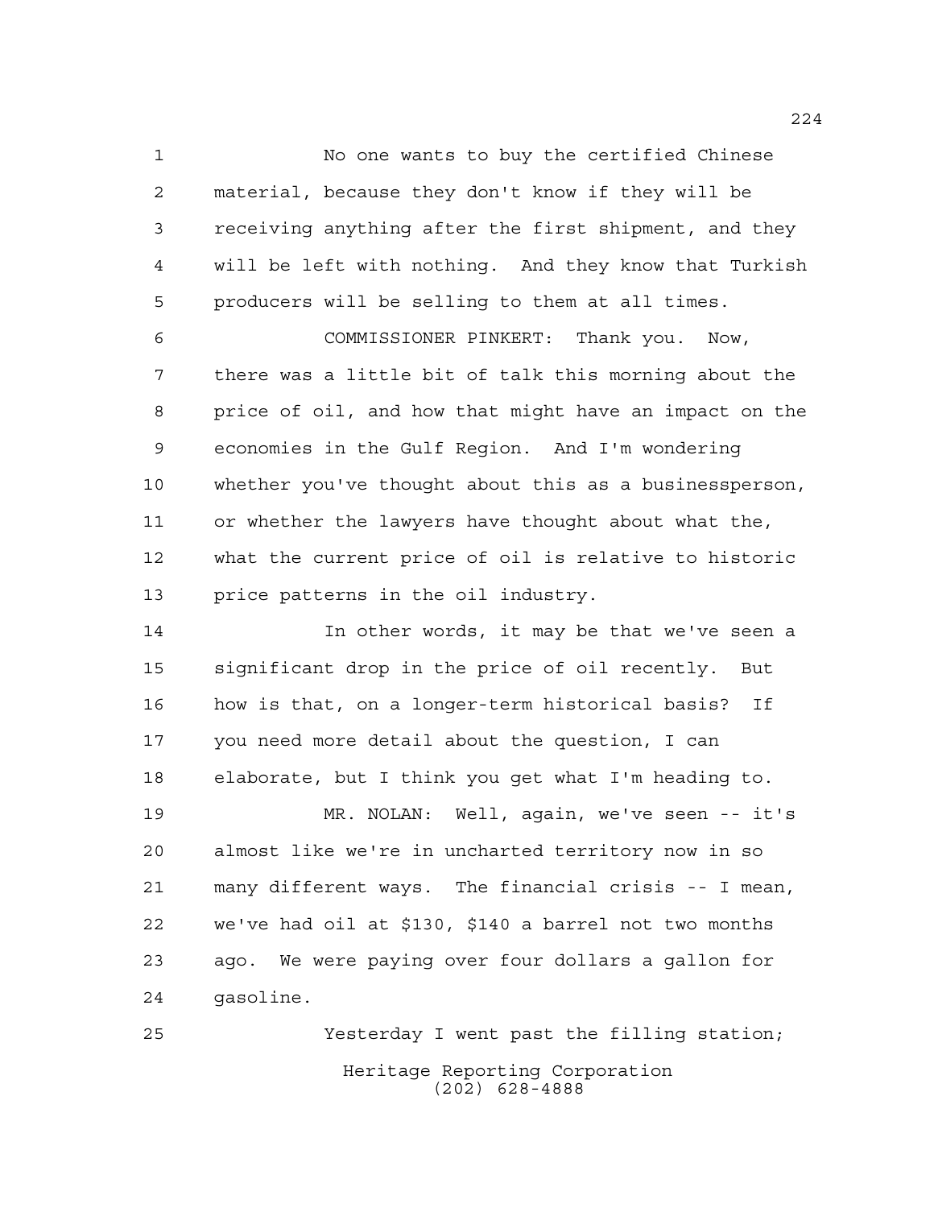No one wants to buy the certified Chinese material, because they don't know if they will be receiving anything after the first shipment, and they will be left with nothing. And they know that Turkish producers will be selling to them at all times.

COMMISSIONER PINKERT: Thank you. Now, there was a little bit of talk this morning about the price of oil, and how that might have an impact on the economies in the Gulf Region. And I'm wondering whether you've thought about this as a businessperson, or whether the lawyers have thought about what the, what the current price of oil is relative to historic price patterns in the oil industry.

In other words, it may be that we've seen a significant drop in the price of oil recently. But how is that, on a longer-term historical basis? If you need more detail about the question, I can elaborate, but I think you get what I'm heading to.

MR. NOLAN: Well, again, we've seen -- it's almost like we're in uncharted territory now in so many different ways. The financial crisis -- I mean, we've had oil at $130, $140 a barrel not two months ago. We were paying over four dollars a gallon for gasoline.

Yesterday I went past the filling station;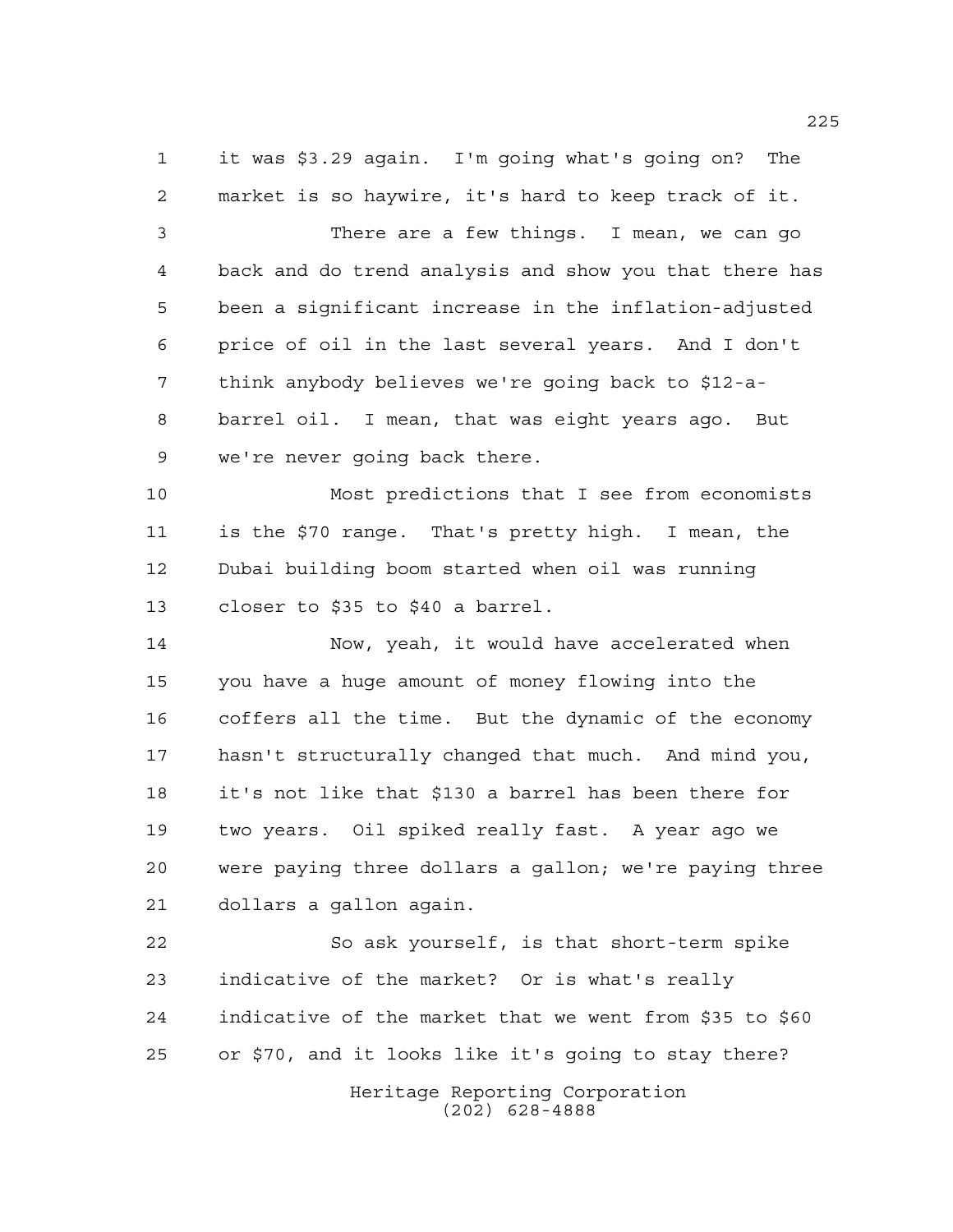it was $3.29 again. I'm going what's going on? The market is so haywire, it's hard to keep track of it.

There are a few things. I mean, we can go back and do trend analysis and show you that there has been a significant increase in the inflation-adjusted price of oil in the last several years. And I don't think anybody believes we're going back to $12-a-barrel oil. I mean, that was eight years ago. But we're never going back there.

Most predictions that I see from economists is the $70 range. That's pretty high. I mean, the Dubai building boom started when oil was running closer to $35 to $40 a barrel.

Now, yeah, it would have accelerated when you have a huge amount of money flowing into the coffers all the time. But the dynamic of the economy hasn't structurally changed that much. And mind you, it's not like that $130 a barrel has been there for two years. Oil spiked really fast. A year ago we were paying three dollars a gallon; we're paying three dollars a gallon again.

So ask yourself, is that short-term spike indicative of the market? Or is what's really indicative of the market that we went from $35 to $60 or $70, and it looks like it's going to stay there?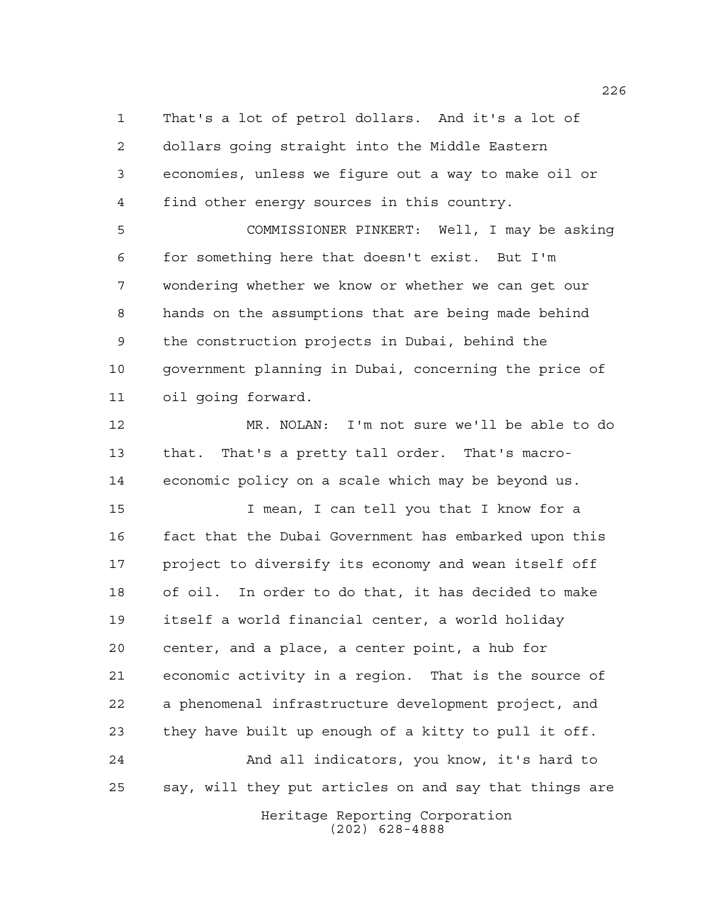That's a lot of petrol dollars. And it's a lot of dollars going straight into the Middle Eastern economies, unless we figure out a way to make oil or find other energy sources in this country.

COMMISSIONER PINKERT: Well, I may be asking for something here that doesn't exist. But I'm wondering whether we know or whether we can get our hands on the assumptions that are being made behind the construction projects in Dubai, behind the government planning in Dubai, concerning the price of oil going forward.

MR. NOLAN: I'm not sure we'll be able to do that. That's a pretty tall order. That's macro-economic policy on a scale which may be beyond us.

I mean, I can tell you that I know for a fact that the Dubai Government has embarked upon this project to diversify its economy and wean itself off of oil. In order to do that, it has decided to make itself a world financial center, a world holiday center, and a place, a center point, a hub for economic activity in a region. That is the source of a phenomenal infrastructure development project, and they have built up enough of a kitty to pull it off.

And all indicators, you know, it's hard to say, will they put articles on and say that things are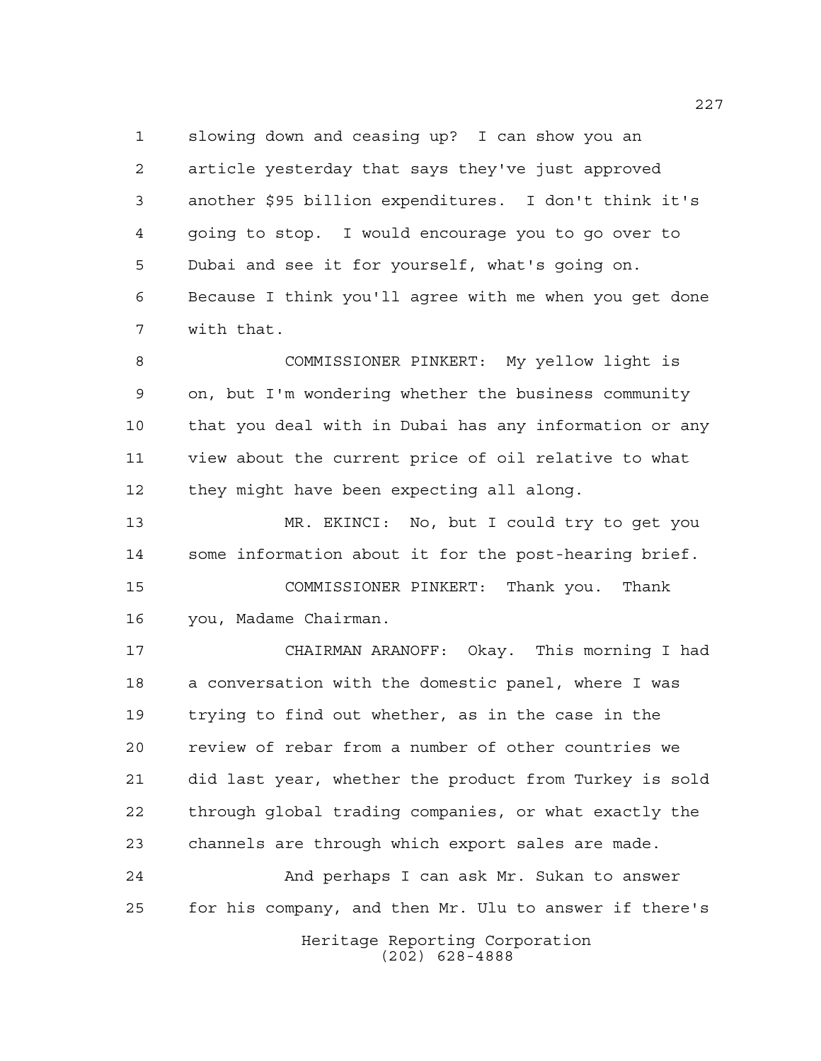slowing down and ceasing up? I can show you an article yesterday that says they've just approved another $95 billion expenditures. I don't think it's going to stop. I would encourage you to go over to Dubai and see it for yourself, what's going on. Because I think you'll agree with me when you get done with that.

COMMISSIONER PINKERT: My yellow light is on, but I'm wondering whether the business community that you deal with in Dubai has any information or any view about the current price of oil relative to what they might have been expecting all along.

MR. EKINCI: No, but I could try to get you some information about it for the post-hearing brief.

COMMISSIONER PINKERT: Thank you. Thank you, Madame Chairman.

CHAIRMAN ARANOFF: Okay. This morning I had a conversation with the domestic panel, where I was trying to find out whether, as in the case in the review of rebar from a number of other countries we did last year, whether the product from Turkey is sold through global trading companies, or what exactly the channels are through which export sales are made.

And perhaps I can ask Mr. Sukan to answer for his company, and then Mr. Ulu to answer if there's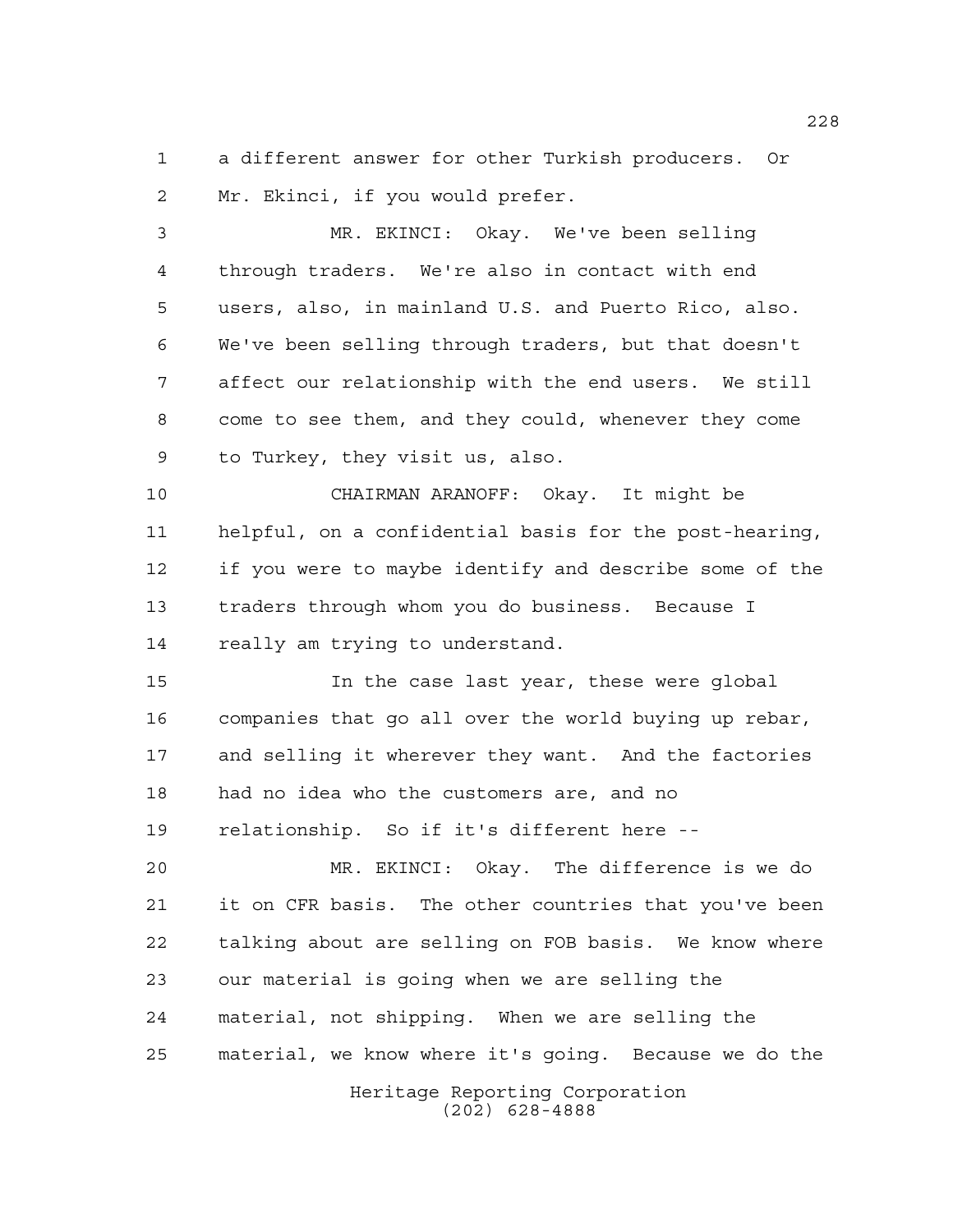a different answer for other Turkish producers. Or Mr. Ekinci, if you would prefer.

MR. EKINCI: Okay. We've been selling through traders. We're also in contact with end users, also, in mainland U.S. and Puerto Rico, also. We've been selling through traders, but that doesn't affect our relationship with the end users. We still come to see them, and they could, whenever they come to Turkey, they visit us, also.

CHAIRMAN ARANOFF: Okay. It might be helpful, on a confidential basis for the post-hearing, if you were to maybe identify and describe some of the traders through whom you do business. Because I really am trying to understand.

In the case last year, these were global companies that go all over the world buying up rebar, and selling it wherever they want. And the factories had no idea who the customers are, and no relationship. So if it's different here --

MR. EKINCI: Okay. The difference is we do it on CFR basis. The other countries that you've been talking about are selling on FOB basis. We know where our material is going when we are selling the material, not shipping. When we are selling the material, we know where it's going. Because we do the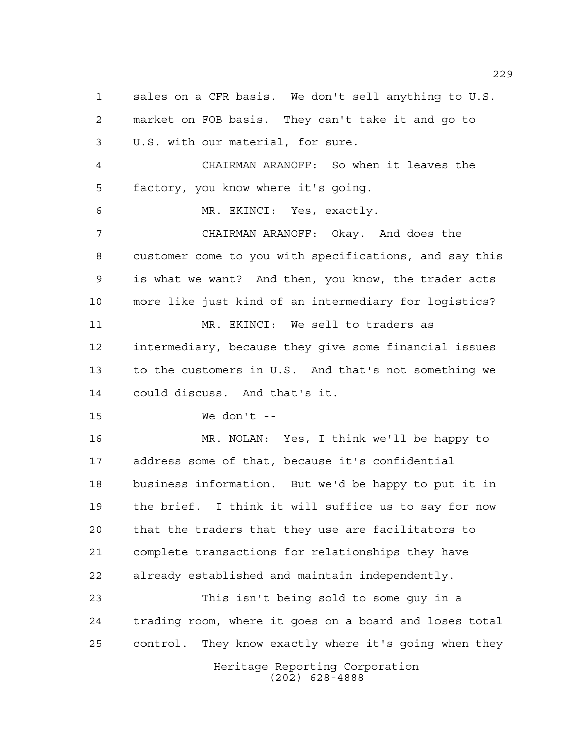sales on a CFR basis. We don't sell anything to U.S. market on FOB basis. They can't take it and go to U.S. with our material, for sure.

CHAIRMAN ARANOFF: So when it leaves the factory, you know where it's going.

MR. EKINCI: Yes, exactly.

CHAIRMAN ARANOFF: Okay. And does the customer come to you with specifications, and say this is what we want? And then, you know, the trader acts more like just kind of an intermediary for logistics?

MR. EKINCI: We sell to traders as intermediary, because they give some financial issues to the customers in U.S. And that's not something we could discuss. And that's it.

We don't --

MR. NOLAN: Yes, I think we'll be happy to address some of that, because it's confidential business information. But we'd be happy to put it in the brief. I think it will suffice us to say for now that the traders that they use are facilitators to complete transactions for relationships they have already established and maintain independently.

This isn't being sold to some guy in a trading room, where it goes on a board and loses total control. They know exactly where it's going when they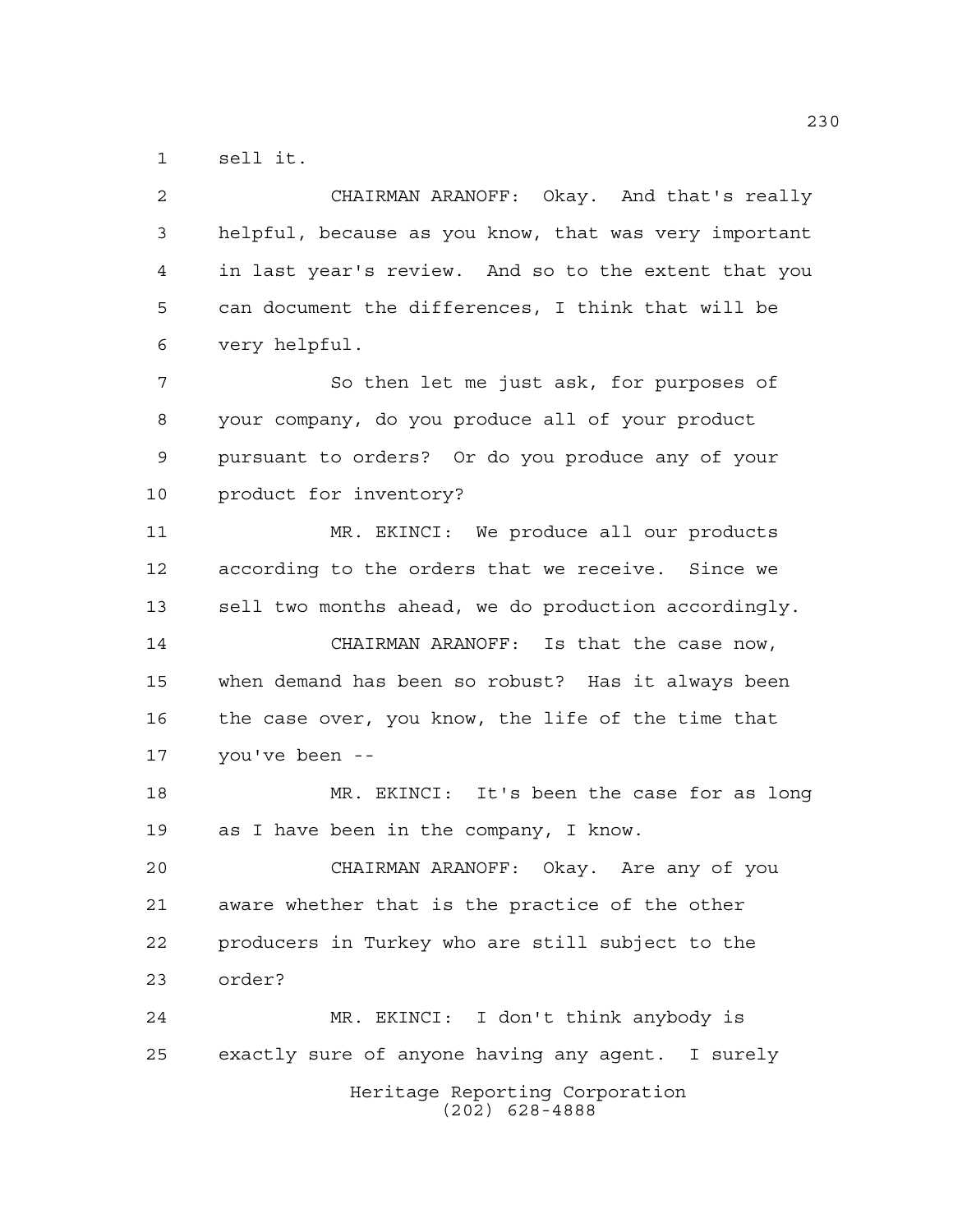sell it.

CHAIRMAN ARANOFF: Okay. And that's really helpful, because as you know, that was very important in last year's review. And so to the extent that you can document the differences, I think that will be very helpful.

So then let me just ask, for purposes of your company, do you produce all of your product pursuant to orders? Or do you produce any of your product for inventory?

MR. EKINCI: We produce all our products according to the orders that we receive. Since we sell two months ahead, we do production accordingly.

CHAIRMAN ARANOFF: Is that the case now, when demand has been so robust? Has it always been the case over, you know, the life of the time that you've been --

MR. EKINCI: It's been the case for as long as I have been in the company, I know.

CHAIRMAN ARANOFF: Okay. Are any of you aware whether that is the practice of the other producers in Turkey who are still subject to the order?

MR. EKINCI: I don't think anybody is exactly sure of anyone having any agent. I surely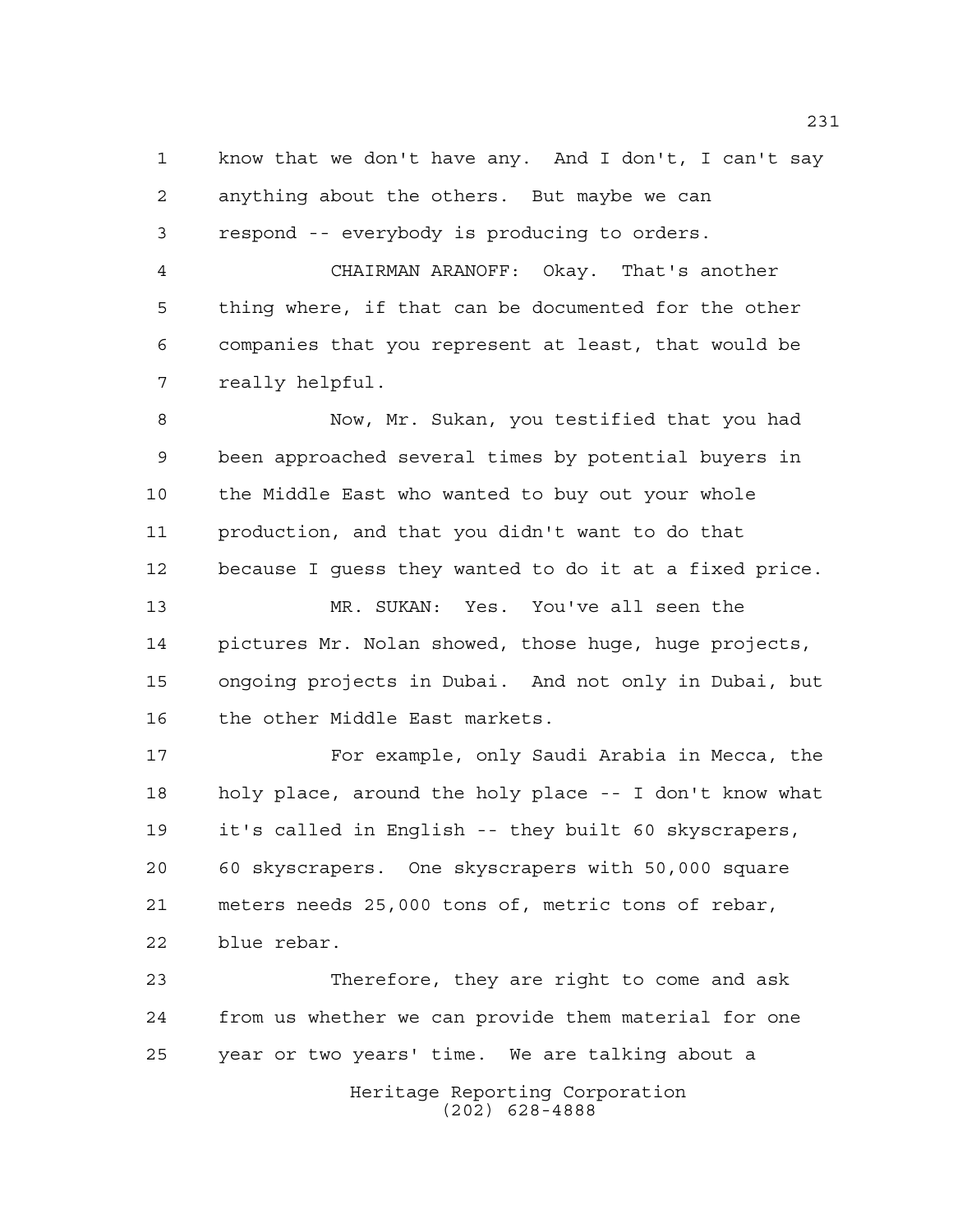know that we don't have any. And I don't, I can't say anything about the others. But maybe we can respond -- everybody is producing to orders.

CHAIRMAN ARANOFF: Okay. That's another thing where, if that can be documented for the other companies that you represent at least, that would be really helpful.

Now, Mr. Sukan, you testified that you had been approached several times by potential buyers in the Middle East who wanted to buy out your whole production, and that you didn't want to do that because I guess they wanted to do it at a fixed price.

MR. SUKAN: Yes. You've all seen the pictures Mr. Nolan showed, those huge, huge projects, ongoing projects in Dubai. And not only in Dubai, but the other Middle East markets.

For example, only Saudi Arabia in Mecca, the holy place, around the holy place -- I don't know what it's called in English -- they built 60 skyscrapers, 60 skyscrapers. One skyscrapers with 50,000 square meters needs 25,000 tons of, metric tons of rebar, blue rebar.

Therefore, they are right to come and ask from us whether we can provide them material for one year or two years' time. We are talking about a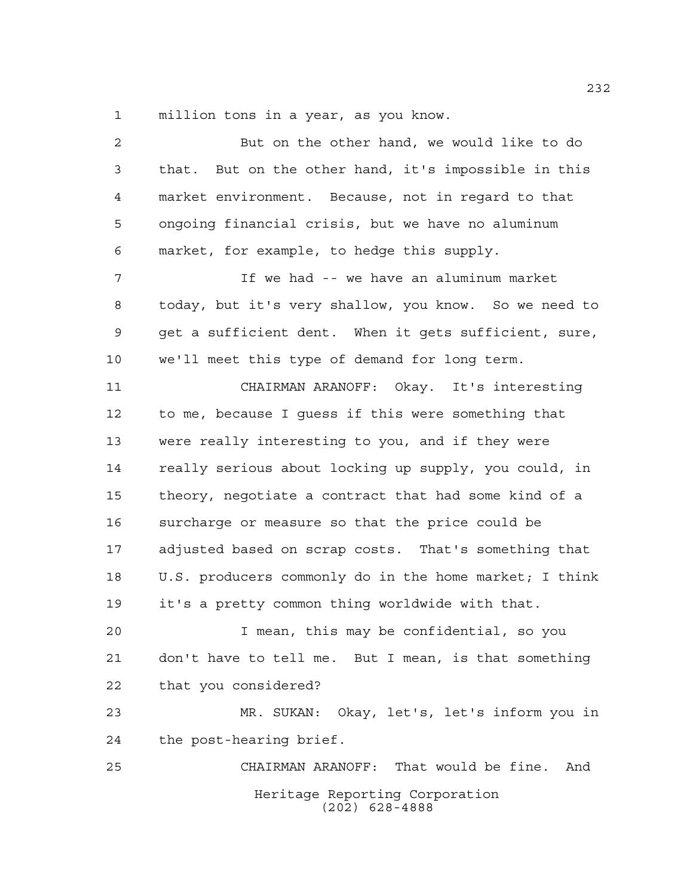million tons in a year, as you know.

But on the other hand, we would like to do that. But on the other hand, it's impossible in this market environment. Because, not in regard to that ongoing financial crisis, but we have no aluminum market, for example, to hedge this supply.

If we had -- we have an aluminum market today, but it's very shallow, you know. So we need to get a sufficient dent. When it gets sufficient, sure, we'll meet this type of demand for long term.

CHAIRMAN ARANOFF: Okay. It's interesting to me, because I guess if this were something that were really interesting to you, and if they were really serious about locking up supply, you could, in theory, negotiate a contract that had some kind of a surcharge or measure so that the price could be adjusted based on scrap costs. That's something that U.S. producers commonly do in the home market; I think it's a pretty common thing worldwide with that.

I mean, this may be confidential, so you don't have to tell me. But I mean, is that something that you considered?

MR. SUKAN: Okay, let's, let's inform you in the post-hearing brief.

CHAIRMAN ARANOFF: That would be fine. And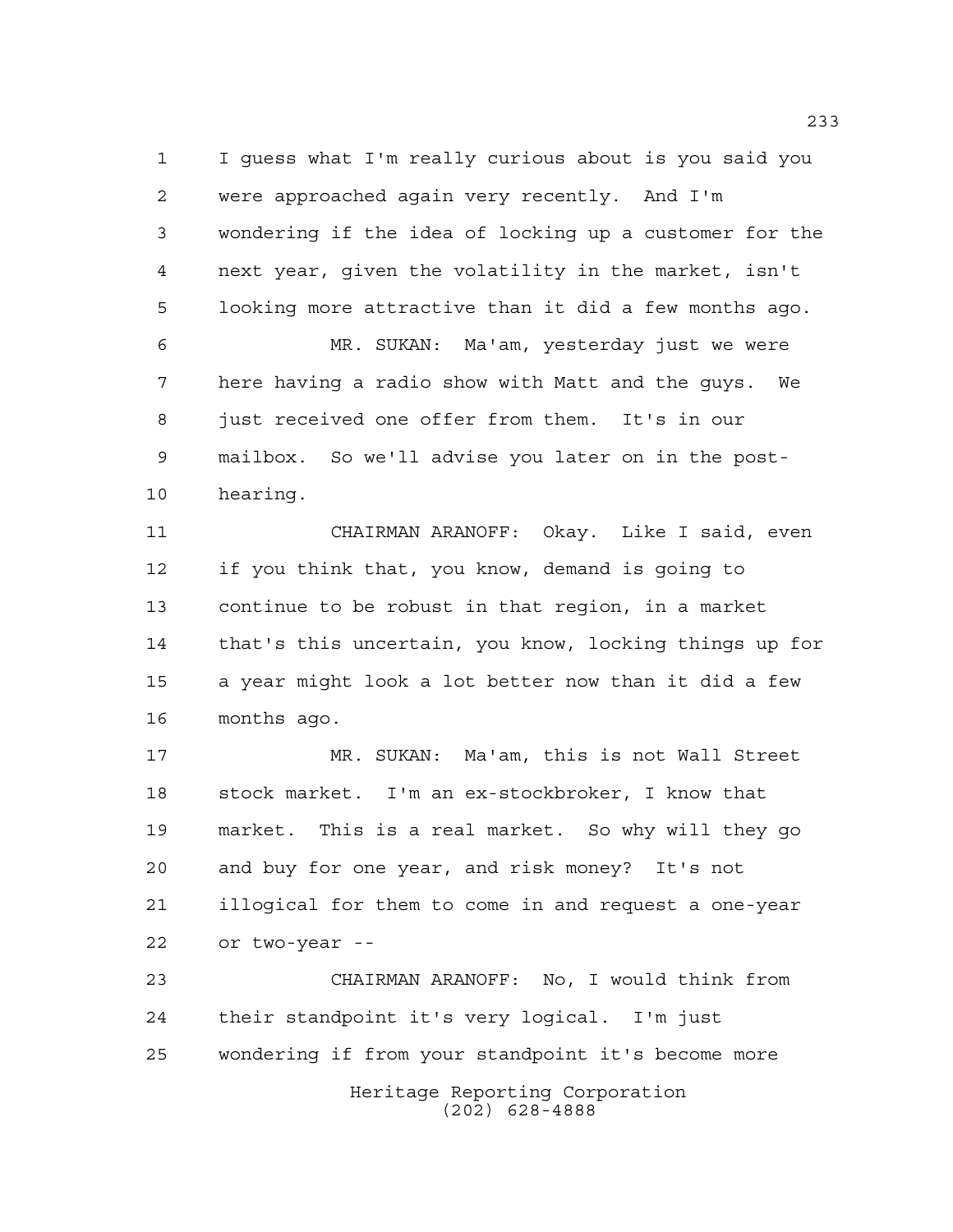I guess what I'm really curious about is you said you were approached again very recently. And I'm wondering if the idea of locking up a customer for the next year, given the volatility in the market, isn't looking more attractive than it did a few months ago.

MR. SUKAN: Ma'am, yesterday just we were here having a radio show with Matt and the guys. We just received one offer from them. It's in our mailbox. So we'll advise you later on in the post-hearing.

CHAIRMAN ARANOFF: Okay. Like I said, even if you think that, you know, demand is going to continue to be robust in that region, in a market that's this uncertain, you know, locking things up for a year might look a lot better now than it did a few months ago.

MR. SUKAN: Ma'am, this is not Wall Street stock market. I'm an ex-stockbroker, I know that market. This is a real market. So why will they go and buy for one year, and risk money? It's not illogical for them to come in and request a one-year or two-year --

CHAIRMAN ARANOFF: No, I would think from their standpoint it's very logical. I'm just wondering if from your standpoint it's become more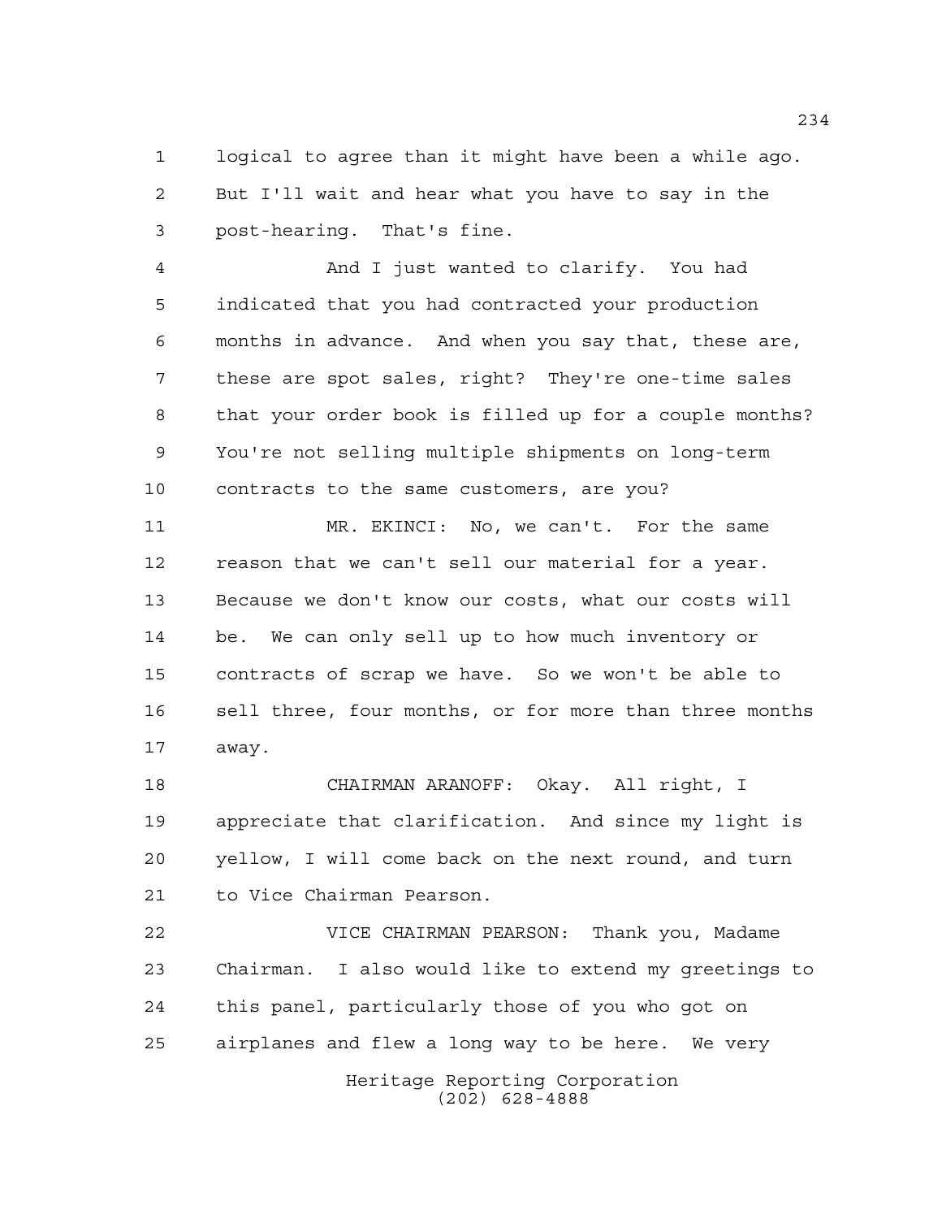logical to agree than it might have been a while ago. But I'll wait and hear what you have to say in the post-hearing. That's fine.

And I just wanted to clarify. You had indicated that you had contracted your production months in advance. And when you say that, these are, these are spot sales, right? They're one-time sales that your order book is filled up for a couple months? You're not selling multiple shipments on long-term contracts to the same customers, are you?

MR. EKINCI: No, we can't. For the same reason that we can't sell our material for a year. Because we don't know our costs, what our costs will be. We can only sell up to how much inventory or contracts of scrap we have. So we won't be able to sell three, four months, or for more than three months away.

CHAIRMAN ARANOFF: Okay. All right, I appreciate that clarification. And since my light is yellow, I will come back on the next round, and turn to Vice Chairman Pearson.

VICE CHAIRMAN PEARSON: Thank you, Madame Chairman. I also would like to extend my greetings to this panel, particularly those of you who got on airplanes and flew a long way to be here. We very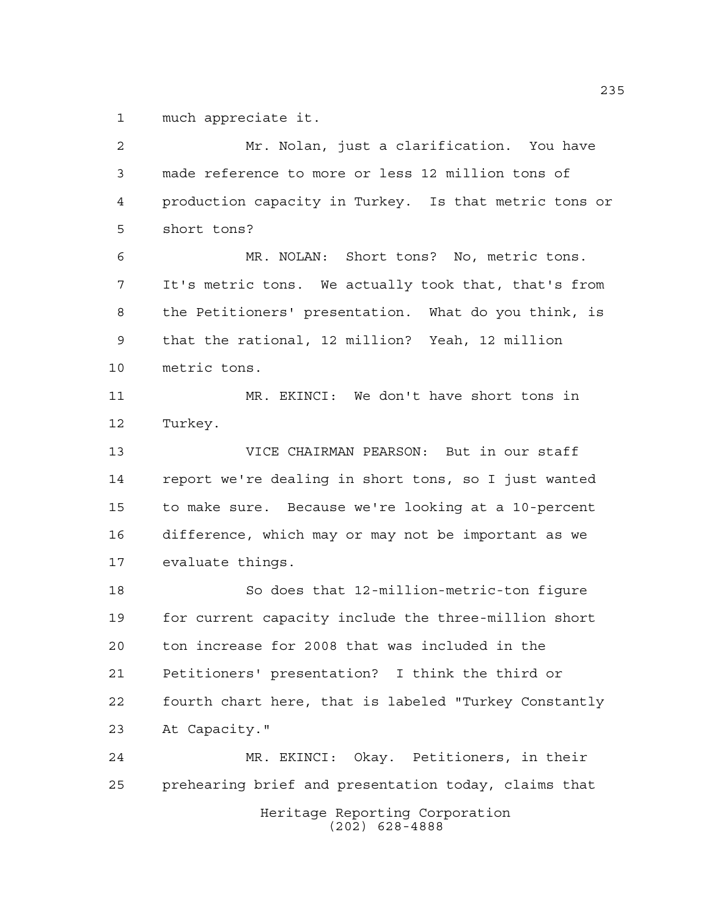much appreciate it.

Mr. Nolan, just a clarification. You have made reference to more or less 12 million tons of production capacity in Turkey. Is that metric tons or short tons?

MR. NOLAN: Short tons? No, metric tons. It's metric tons. We actually took that, that's from the Petitioners' presentation. What do you think, is that the rational, 12 million? Yeah, 12 million metric tons.

MR. EKINCI: We don't have short tons in Turkey.

VICE CHAIRMAN PEARSON: But in our staff report we're dealing in short tons, so I just wanted to make sure. Because we're looking at a 10-percent difference, which may or may not be important as we evaluate things.

So does that 12-million-metric-ton figure for current capacity include the three-million short ton increase for 2008 that was included in the Petitioners' presentation? I think the third or fourth chart here, that is labeled "Turkey Constantly At Capacity."

MR. EKINCI: Okay. Petitioners, in their prehearing brief and presentation today, claims that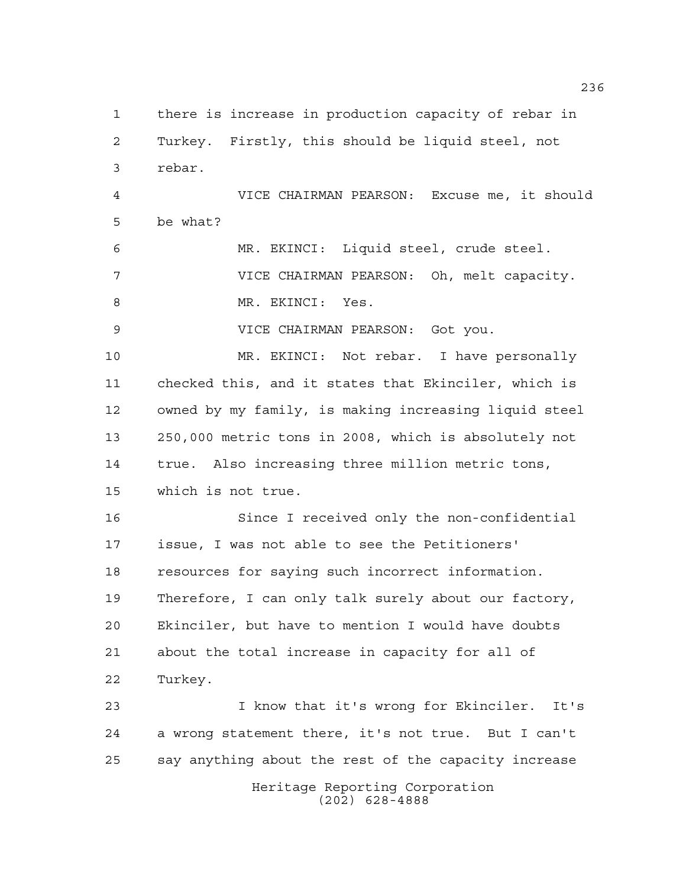there is increase in production capacity of rebar in Turkey. Firstly, this should be liquid steel, not rebar.

VICE CHAIRMAN PEARSON: Excuse me, it should be what?

MR. EKINCI: Liquid steel, crude steel.

VICE CHAIRMAN PEARSON: Oh, melt capacity.

MR. EKINCI: Yes.

VICE CHAIRMAN PEARSON: Got you.

MR. EKINCI: Not rebar. I have personally checked this, and it states that Ekinciler, which is owned by my family, is making increasing liquid steel 250,000 metric tons in 2008, which is absolutely not true. Also increasing three million metric tons, which is not true.

Since I received only the non-confidential issue, I was not able to see the Petitioners' resources for saying such incorrect information. Therefore, I can only talk surely about our factory, Ekinciler, but have to mention I would have doubts about the total increase in capacity for all of Turkey.

I know that it's wrong for Ekinciler. It's a wrong statement there, it's not true. But I can't say anything about the rest of the capacity increase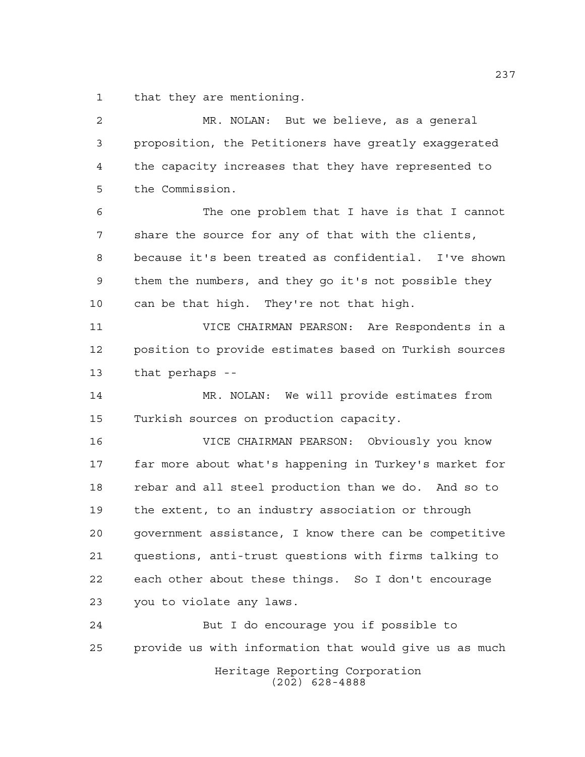that they are mentioning.

MR. NOLAN: But we believe, as a general proposition, the Petitioners have greatly exaggerated the capacity increases that they have represented to the Commission.

The one problem that I have is that I cannot share the source for any of that with the clients, because it's been treated as confidential. I've shown them the numbers, and they go it's not possible they can be that high. They're not that high.

VICE CHAIRMAN PEARSON: Are Respondents in a position to provide estimates based on Turkish sources that perhaps --

MR. NOLAN: We will provide estimates from Turkish sources on production capacity.

VICE CHAIRMAN PEARSON: Obviously you know far more about what's happening in Turkey's market for rebar and all steel production than we do. And so to the extent, to an industry association or through government assistance, I know there can be competitive questions, anti-trust questions with firms talking to each other about these things. So I don't encourage you to violate any laws.

But I do encourage you if possible to provide us with information that would give us as much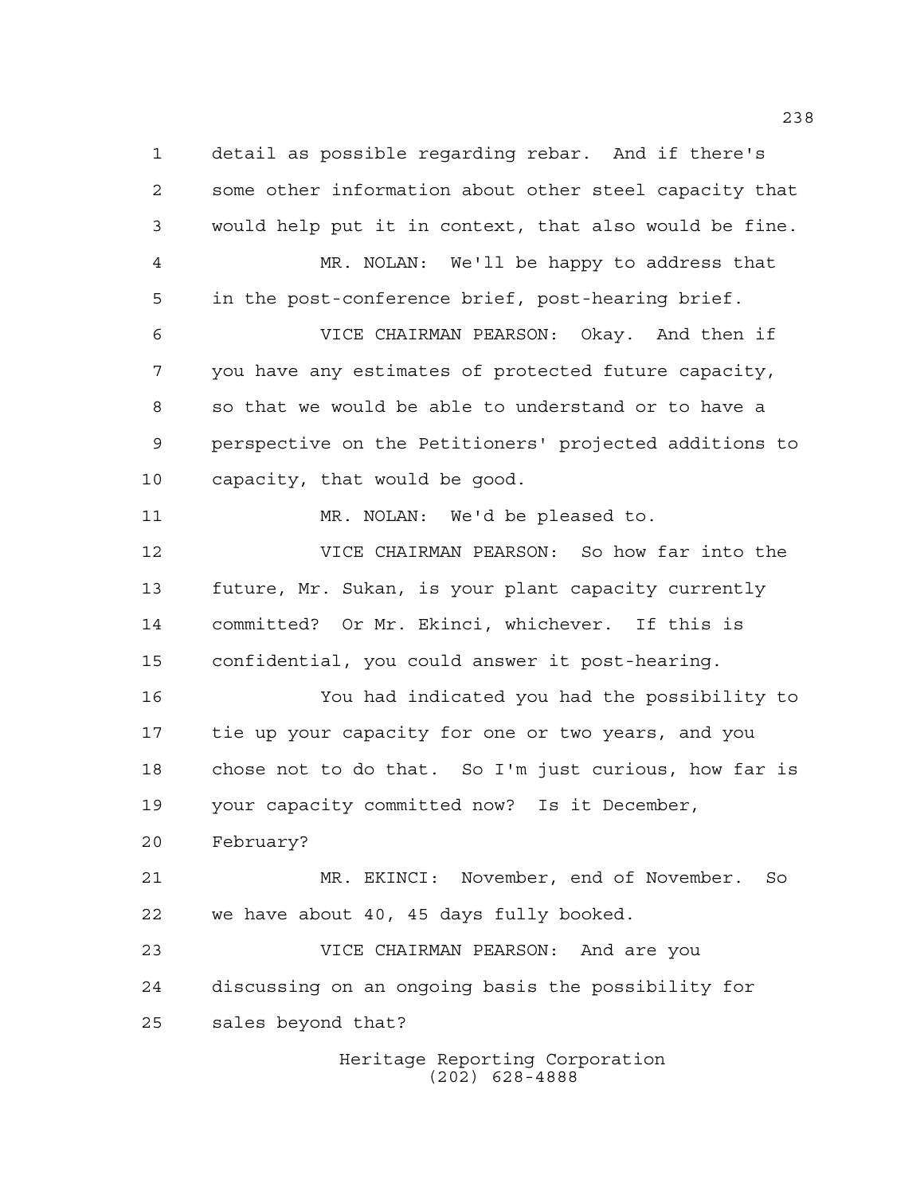detail as possible regarding rebar. And if there's some other information about other steel capacity that would help put it in context, that also would be fine.

MR. NOLAN: We'll be happy to address that in the post-conference brief, post-hearing brief.

VICE CHAIRMAN PEARSON: Okay. And then if you have any estimates of protected future capacity, so that we would be able to understand or to have a perspective on the Petitioners' projected additions to capacity, that would be good.

MR. NOLAN: We'd be pleased to.

VICE CHAIRMAN PEARSON: So how far into the future, Mr. Sukan, is your plant capacity currently committed? Or Mr. Ekinci, whichever. If this is confidential, you could answer it post-hearing.

You had indicated you had the possibility to tie up your capacity for one or two years, and you chose not to do that. So I'm just curious, how far is your capacity committed now? Is it December, February?

MR. EKINCI: November, end of November. So we have about 40, 45 days fully booked.

VICE CHAIRMAN PEARSON: And are you discussing on an ongoing basis the possibility for sales beyond that?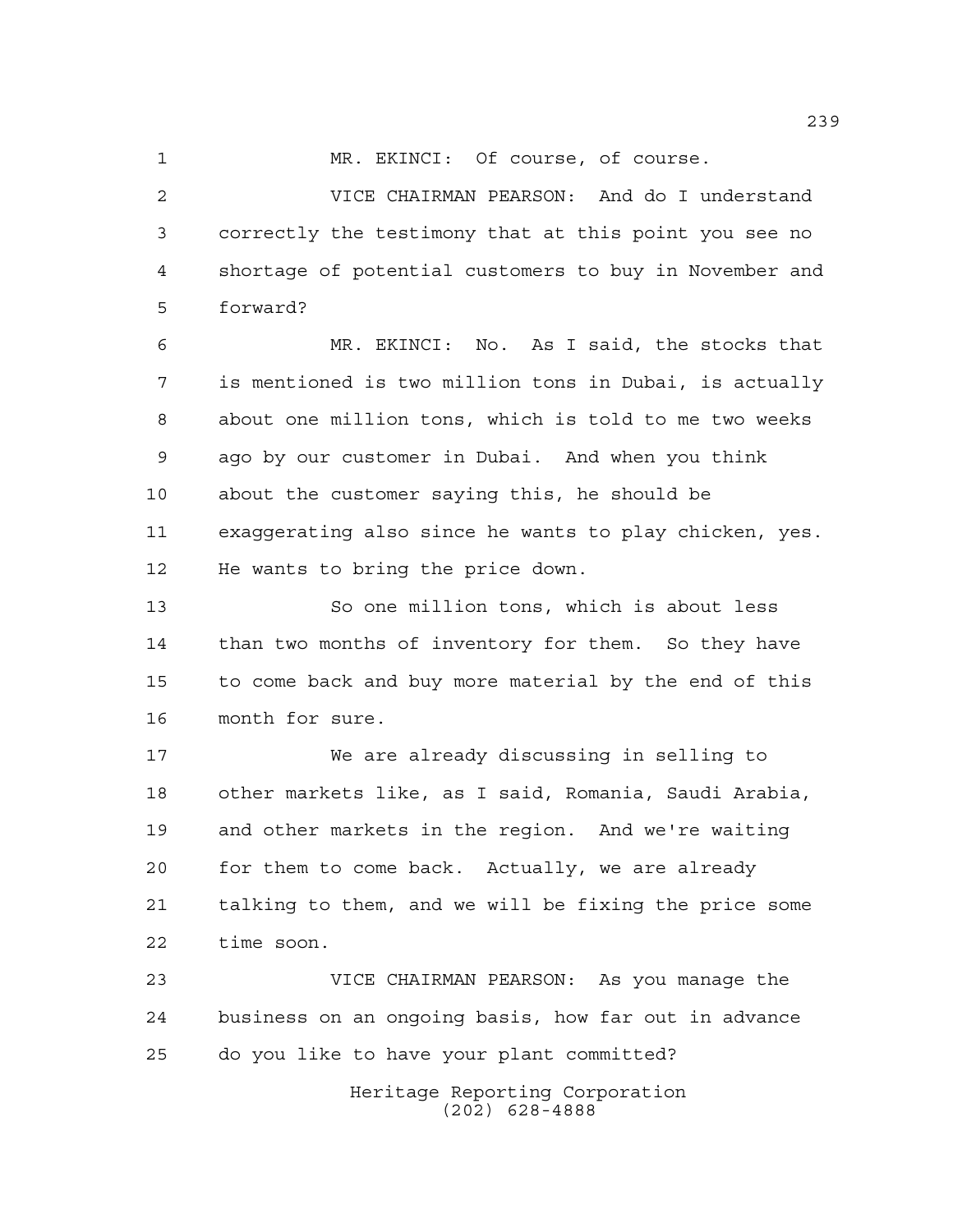MR. EKINCI: Of course, of course.

VICE CHAIRMAN PEARSON: And do I understand correctly the testimony that at this point you see no shortage of potential customers to buy in November and forward?

MR. EKINCI: No. As I said, the stocks that is mentioned is two million tons in Dubai, is actually about one million tons, which is told to me two weeks ago by our customer in Dubai. And when you think about the customer saying this, he should be exaggerating also since he wants to play chicken, yes. He wants to bring the price down.

So one million tons, which is about less than two months of inventory for them. So they have to come back and buy more material by the end of this month for sure.

We are already discussing in selling to other markets like, as I said, Romania, Saudi Arabia, and other markets in the region. And we're waiting for them to come back. Actually, we are already talking to them, and we will be fixing the price some time soon.

VICE CHAIRMAN PEARSON: As you manage the business on an ongoing basis, how far out in advance do you like to have your plant committed?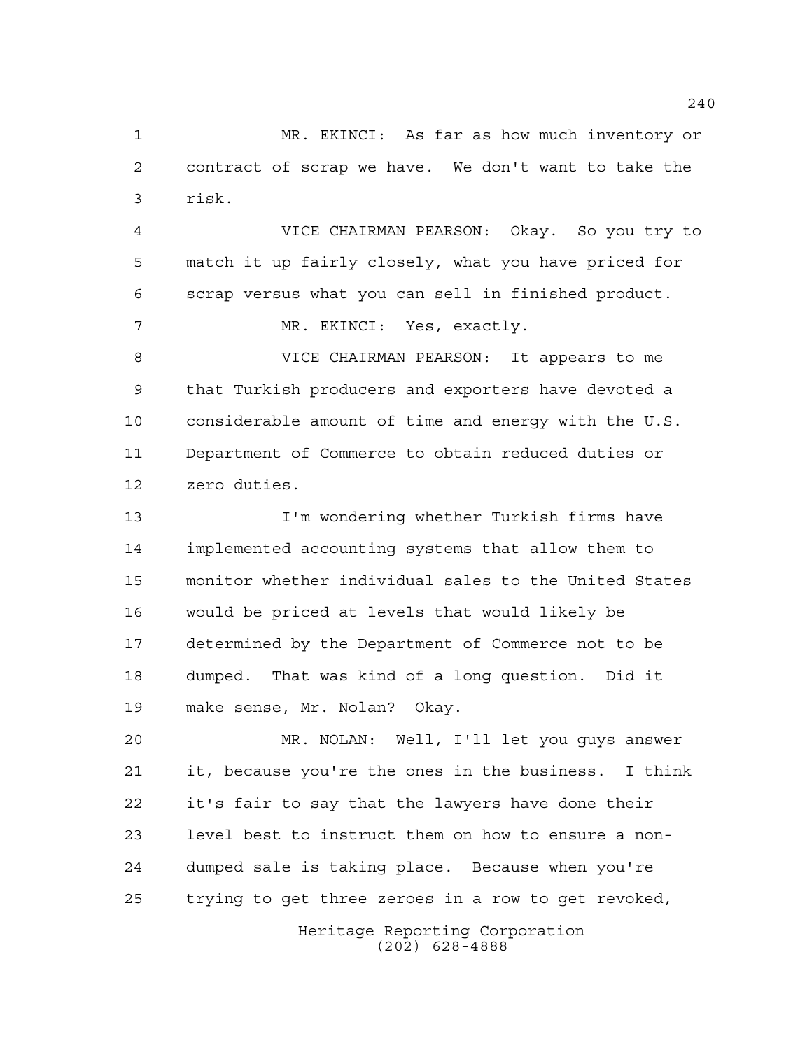MR. EKINCI: As far as how much inventory or contract of scrap we have. We don't want to take the risk.

VICE CHAIRMAN PEARSON: Okay. So you try to match it up fairly closely, what you have priced for scrap versus what you can sell in finished product.

MR. EKINCI: Yes, exactly.

VICE CHAIRMAN PEARSON: It appears to me that Turkish producers and exporters have devoted a considerable amount of time and energy with the U.S. Department of Commerce to obtain reduced duties or zero duties.

I'm wondering whether Turkish firms have implemented accounting systems that allow them to monitor whether individual sales to the United States would be priced at levels that would likely be determined by the Department of Commerce not to be dumped. That was kind of a long question. Did it make sense, Mr. Nolan? Okay.

MR. NOLAN: Well, I'll let you guys answer it, because you're the ones in the business. I think it's fair to say that the lawyers have done their level best to instruct them on how to ensure a non-dumped sale is taking place. Because when you're trying to get three zeroes in a row to get revoked,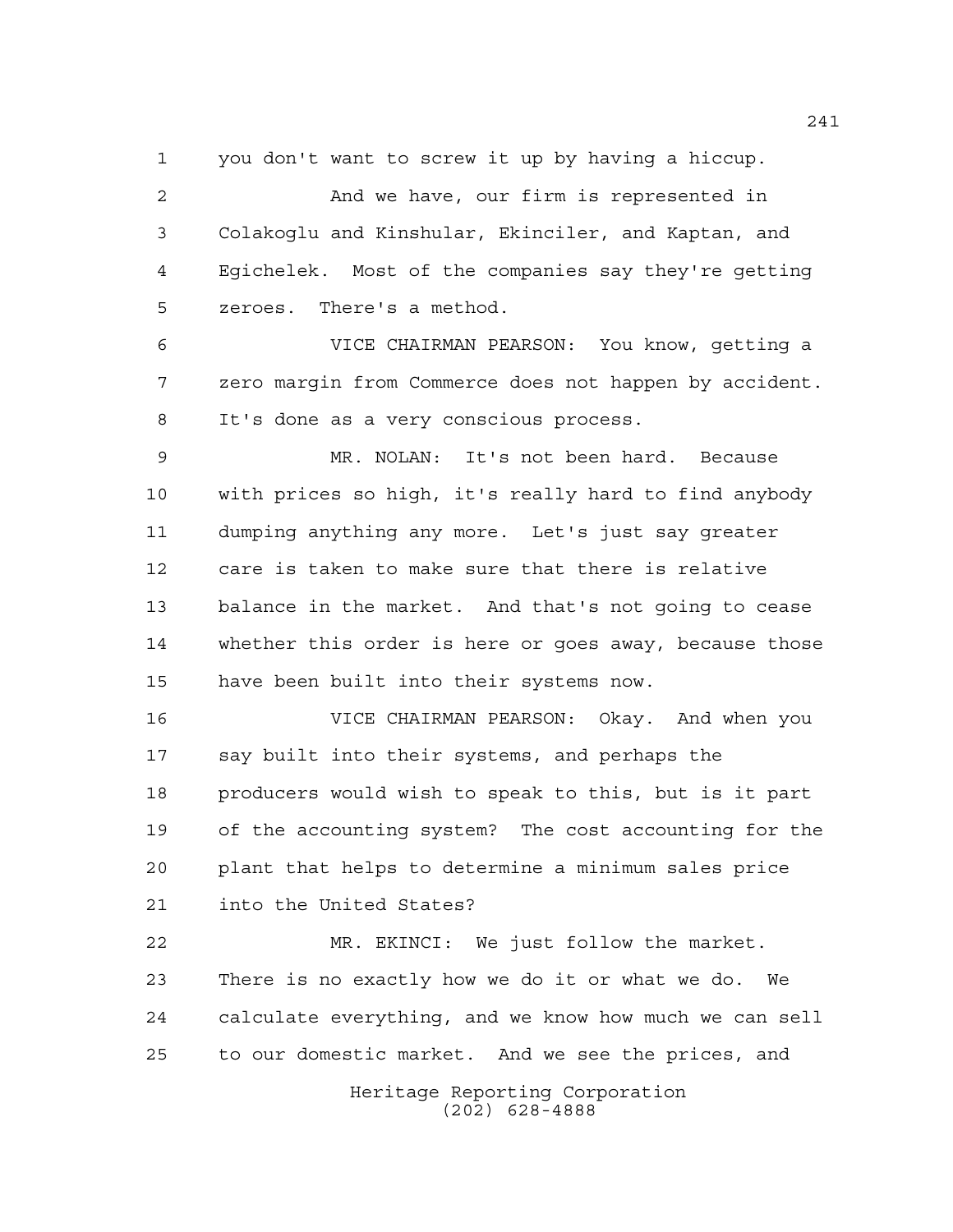you don't want to screw it up by having a hiccup.

And we have, our firm is represented in Colakoglu and Kinshular, Ekinciler, and Kaptan, and Egichelek. Most of the companies say they're getting zeroes. There's a method.

VICE CHAIRMAN PEARSON: You know, getting a zero margin from Commerce does not happen by accident. It's done as a very conscious process.

MR. NOLAN: It's not been hard. Because with prices so high, it's really hard to find anybody dumping anything any more. Let's just say greater care is taken to make sure that there is relative balance in the market. And that's not going to cease whether this order is here or goes away, because those have been built into their systems now.

VICE CHAIRMAN PEARSON: Okay. And when you say built into their systems, and perhaps the producers would wish to speak to this, but is it part of the accounting system? The cost accounting for the plant that helps to determine a minimum sales price into the United States?

MR. EKINCI: We just follow the market. There is no exactly how we do it or what we do. We calculate everything, and we know how much we can sell to our domestic market. And we see the prices, and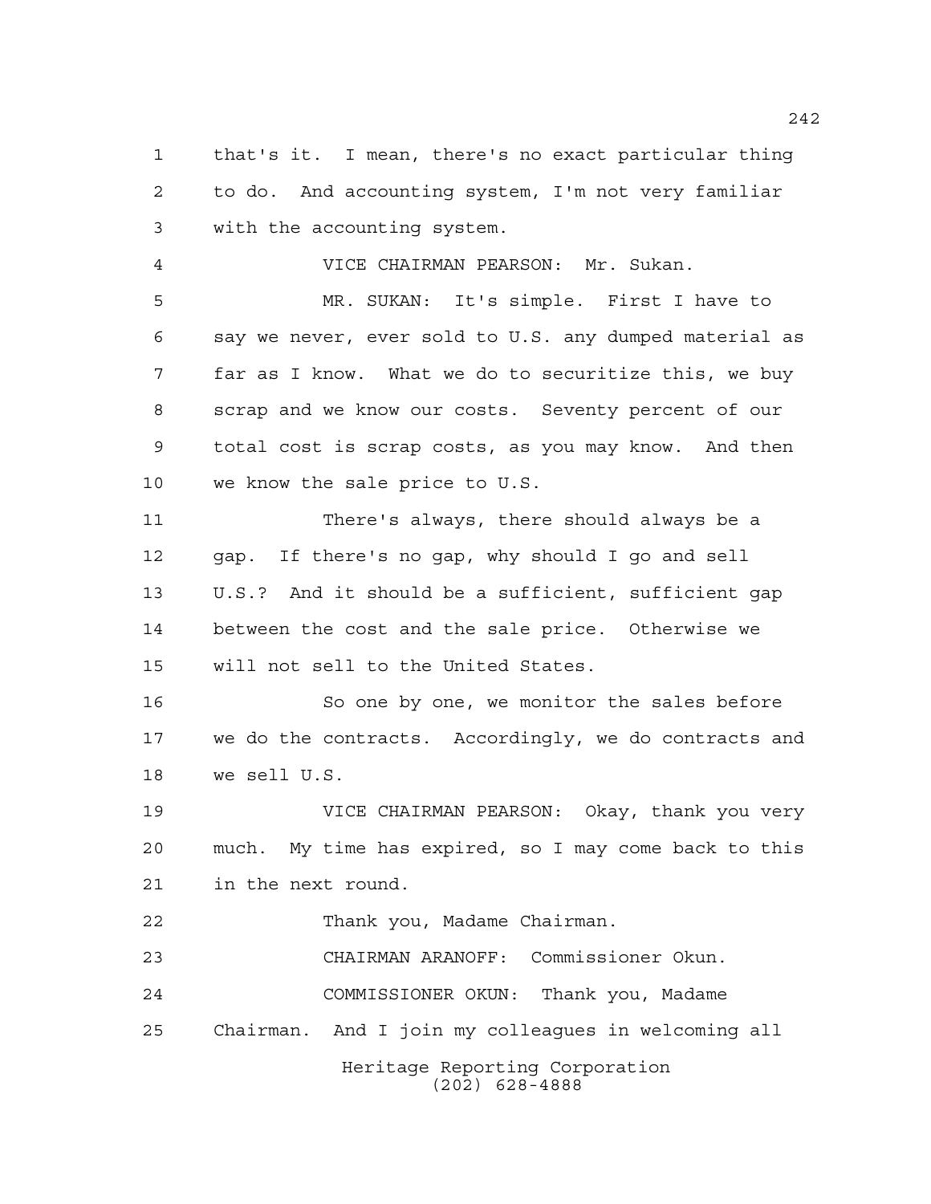that's it. I mean, there's no exact particular thing to do. And accounting system, I'm not very familiar with the accounting system.

VICE CHAIRMAN PEARSON: Mr. Sukan.

MR. SUKAN: It's simple. First I have to say we never, ever sold to U.S. any dumped material as far as I know. What we do to securitize this, we buy scrap and we know our costs. Seventy percent of our total cost is scrap costs, as you may know. And then we know the sale price to U.S.

There's always, there should always be a gap. If there's no gap, why should I go and sell U.S.? And it should be a sufficient, sufficient gap between the cost and the sale price. Otherwise we will not sell to the United States.

So one by one, we monitor the sales before we do the contracts. Accordingly, we do contracts and we sell U.S.

VICE CHAIRMAN PEARSON: Okay, thank you very much. My time has expired, so I may come back to this in the next round.

Thank you, Madame Chairman.

CHAIRMAN ARANOFF: Commissioner Okun.

COMMISSIONER OKUN: Thank you, Madame Chairman. And I join my colleagues in welcoming all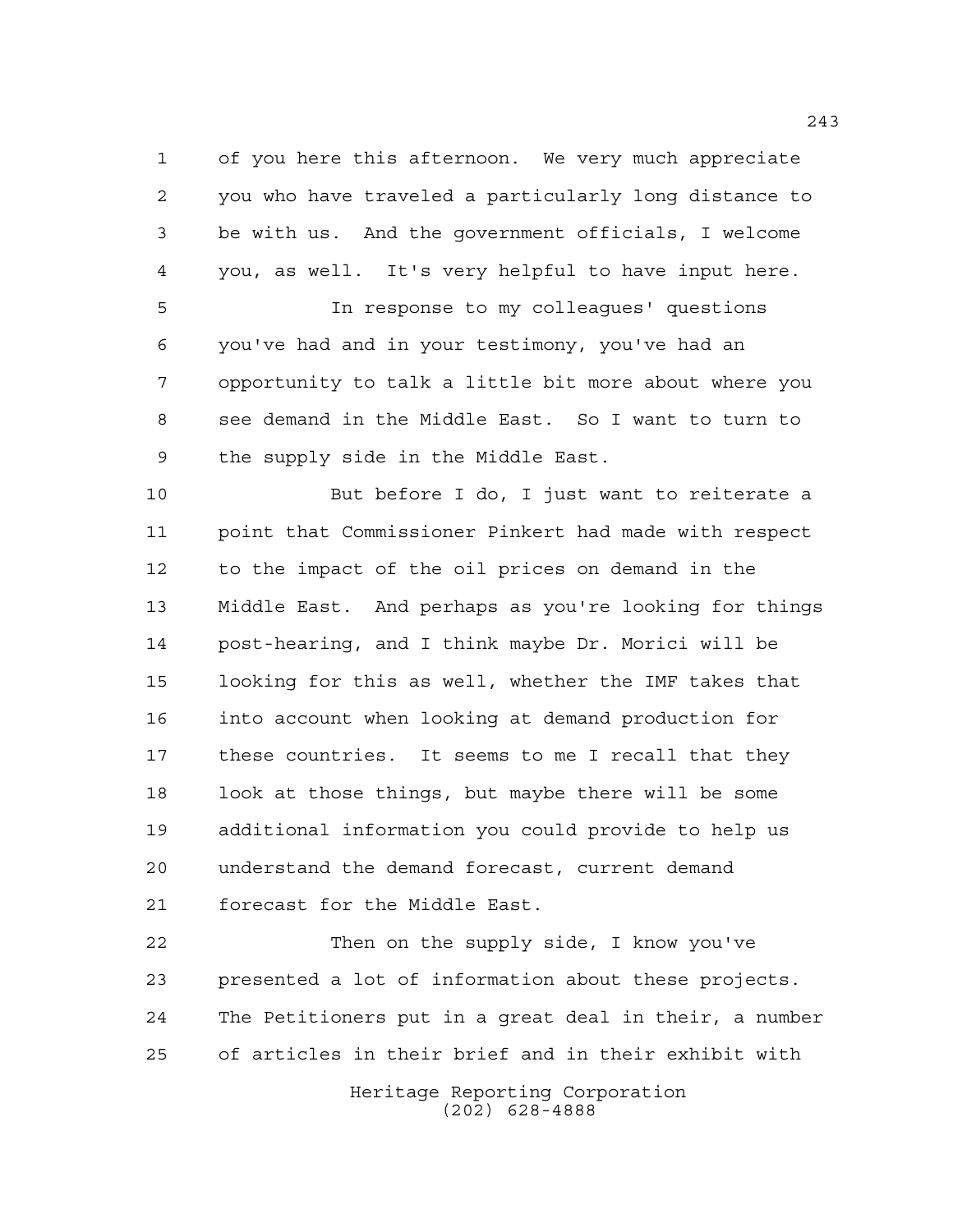of you here this afternoon. We very much appreciate you who have traveled a particularly long distance to be with us. And the government officials, I welcome you, as well. It's very helpful to have input here.

In response to my colleagues' questions you've had and in your testimony, you've had an opportunity to talk a little bit more about where you see demand in the Middle East. So I want to turn to the supply side in the Middle East.

But before I do, I just want to reiterate a point that Commissioner Pinkert had made with respect to the impact of the oil prices on demand in the Middle East. And perhaps as you're looking for things post-hearing, and I think maybe Dr. Morici will be looking for this as well, whether the IMF takes that into account when looking at demand production for these countries. It seems to me I recall that they look at those things, but maybe there will be some additional information you could provide to help us understand the demand forecast, current demand forecast for the Middle East.

Then on the supply side, I know you've presented a lot of information about these projects. The Petitioners put in a great deal in their, a number of articles in their brief and in their exhibit with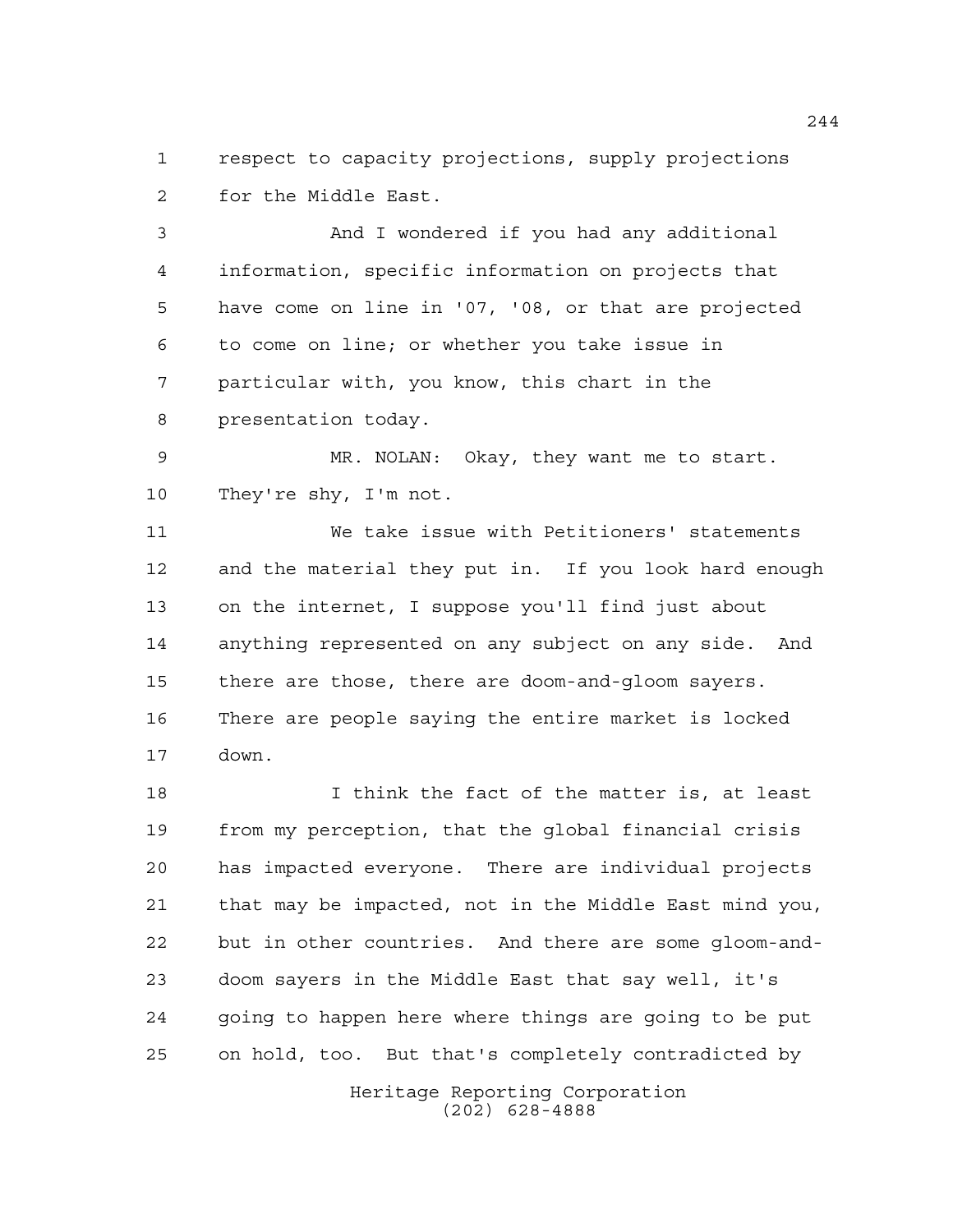respect to capacity projections, supply projections for the Middle East.

And I wondered if you had any additional information, specific information on projects that have come on line in '07, '08, or that are projected to come on line; or whether you take issue in particular with, you know, this chart in the presentation today.

MR. NOLAN: Okay, they want me to start. They're shy, I'm not.

We take issue with Petitioners' statements and the material they put in. If you look hard enough on the internet, I suppose you'll find just about anything represented on any subject on any side. And there are those, there are doom-and-gloom sayers. There are people saying the entire market is locked down.

I think the fact of the matter is, at least from my perception, that the global financial crisis has impacted everyone. There are individual projects that may be impacted, not in the Middle East mind you, but in other countries. And there are some gloom-and-doom sayers in the Middle East that say well, it's going to happen here where things are going to be put on hold, too. But that's completely contradicted by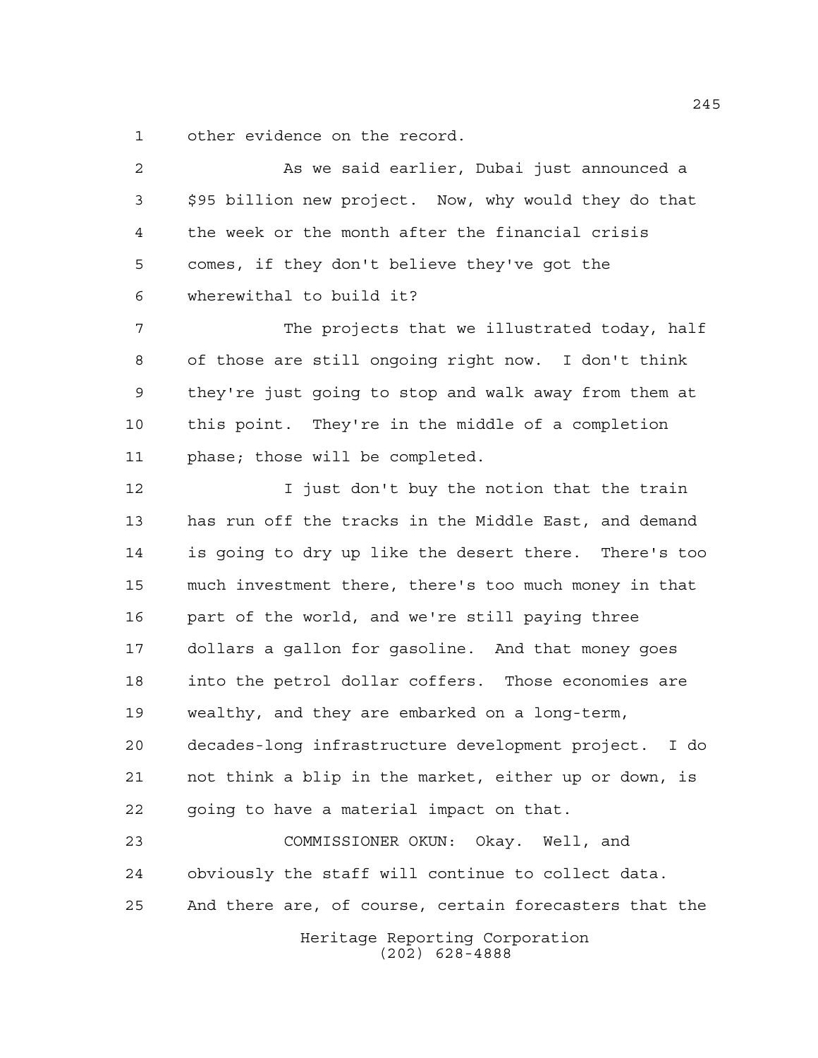other evidence on the record.

As we said earlier, Dubai just announced a $95 billion new project. Now, why would they do that the week or the month after the financial crisis comes, if they don't believe they've got the wherewithal to build it?

The projects that we illustrated today, half of those are still ongoing right now. I don't think they're just going to stop and walk away from them at this point. They're in the middle of a completion phase; those will be completed.

I just don't buy the notion that the train has run off the tracks in the Middle East, and demand is going to dry up like the desert there. There's too much investment there, there's too much money in that part of the world, and we're still paying three dollars a gallon for gasoline. And that money goes into the petrol dollar coffers. Those economies are wealthy, and they are embarked on a long-term, decades-long infrastructure development project. I do not think a blip in the market, either up or down, is going to have a material impact on that.

COMMISSIONER OKUN: Okay. Well, and obviously the staff will continue to collect data. And there are, of course, certain forecasters that the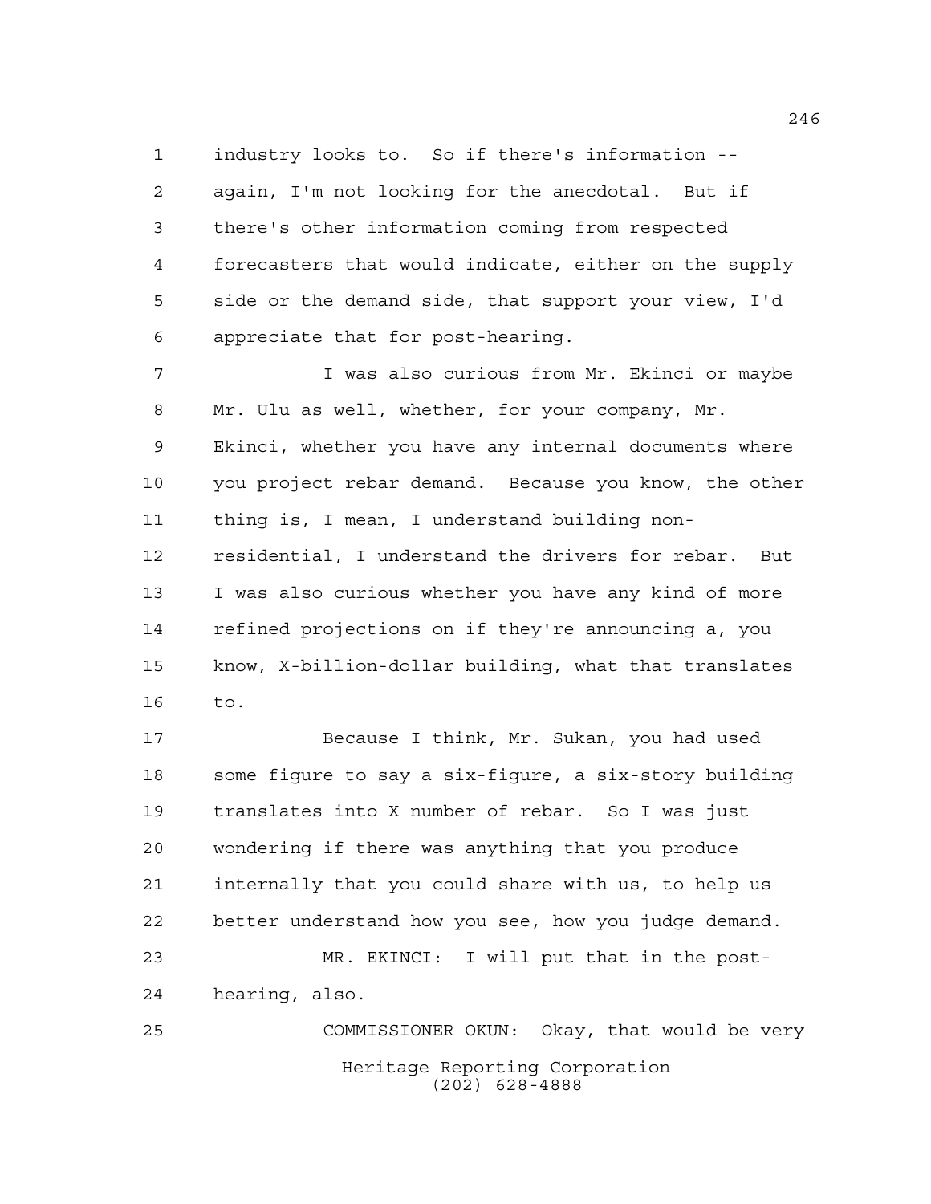industry looks to. So if there's information -- again, I'm not looking for the anecdotal. But if there's other information coming from respected forecasters that would indicate, either on the supply side or the demand side, that support your view, I'd appreciate that for post-hearing.

I was also curious from Mr. Ekinci or maybe Mr. Ulu as well, whether, for your company, Mr. Ekinci, whether you have any internal documents where you project rebar demand. Because you know, the other thing is, I mean, I understand building non-residential, I understand the drivers for rebar. But I was also curious whether you have any kind of more refined projections on if they're announcing a, you know, X-billion-dollar building, what that translates to.

Because I think, Mr. Sukan, you had used some figure to say a six-figure, a six-story building translates into X number of rebar. So I was just wondering if there was anything that you produce internally that you could share with us, to help us better understand how you see, how you judge demand.

MR. EKINCI: I will put that in the post-hearing, also.

COMMISSIONER OKUN: Okay, that would be very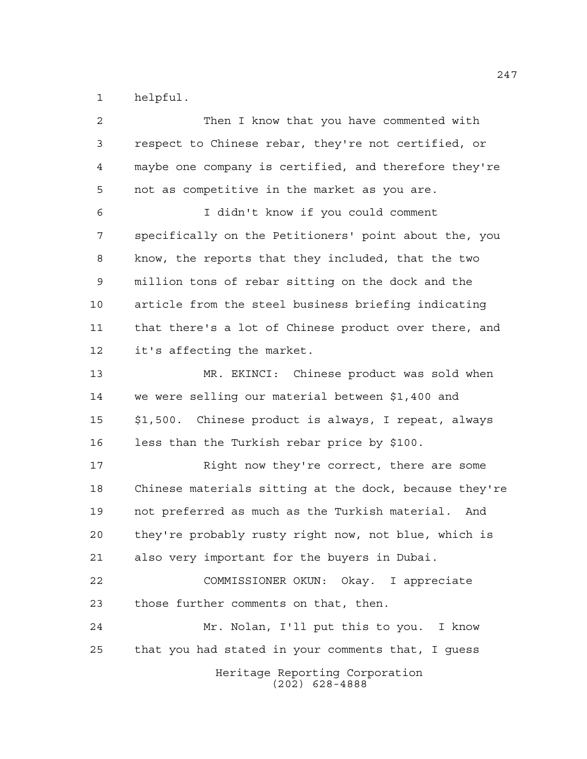helpful.

Then I know that you have commented with respect to Chinese rebar, they're not certified, or maybe one company is certified, and therefore they're not as competitive in the market as you are.

I didn't know if you could comment specifically on the Petitioners' point about the, you know, the reports that they included, that the two million tons of rebar sitting on the dock and the article from the steel business briefing indicating that there's a lot of Chinese product over there, and it's affecting the market.

MR. EKINCI: Chinese product was sold when we were selling our material between $1,400 and $1,500. Chinese product is always, I repeat, always less than the Turkish rebar price by $100.

Right now they're correct, there are some Chinese materials sitting at the dock, because they're not preferred as much as the Turkish material. And they're probably rusty right now, not blue, which is also very important for the buyers in Dubai.

COMMISSIONER OKUN: Okay. I appreciate those further comments on that, then.

Mr. Nolan, I'll put this to you. I know that you had stated in your comments that, I guess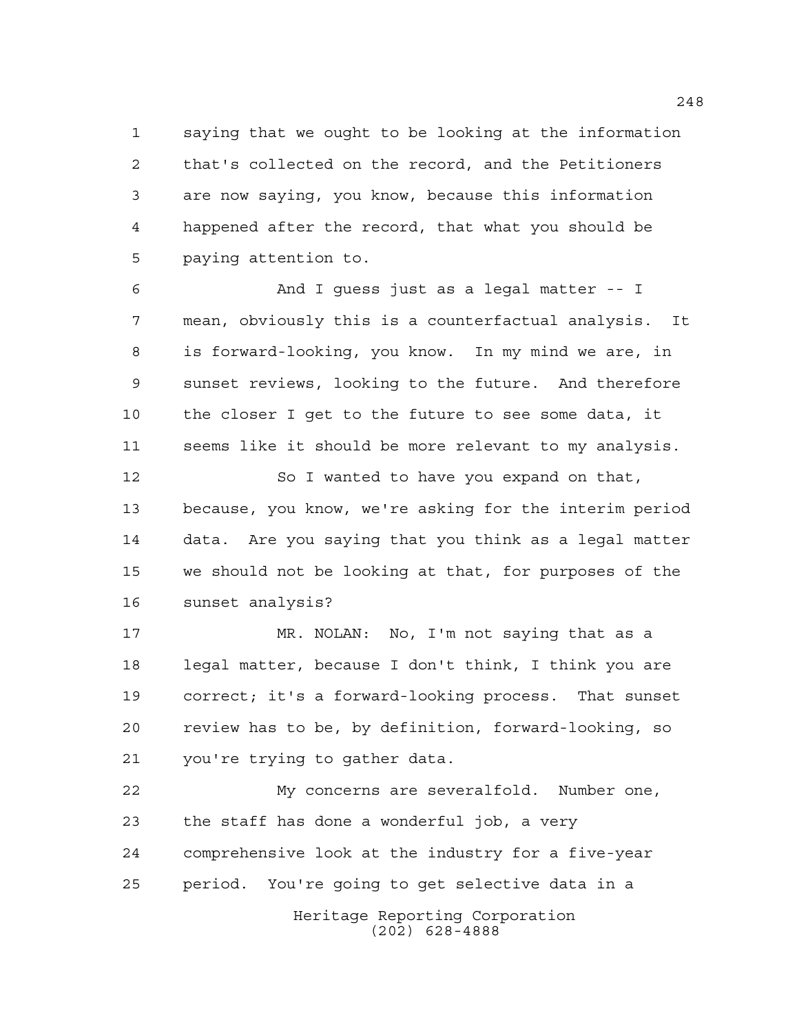saying that we ought to be looking at the information that's collected on the record, and the Petitioners are now saying, you know, because this information happened after the record, that what you should be paying attention to.

And I guess just as a legal matter -- I mean, obviously this is a counterfactual analysis. It is forward-looking, you know. In my mind we are, in sunset reviews, looking to the future. And therefore the closer I get to the future to see some data, it seems like it should be more relevant to my analysis.

So I wanted to have you expand on that, because, you know, we're asking for the interim period data. Are you saying that you think as a legal matter we should not be looking at that, for purposes of the sunset analysis?

MR. NOLAN: No, I'm not saying that as a legal matter, because I don't think, I think you are correct; it's a forward-looking process. That sunset review has to be, by definition, forward-looking, so you're trying to gather data.

My concerns are severalfold. Number one, the staff has done a wonderful job, a very comprehensive look at the industry for a five-year period. You're going to get selective data in a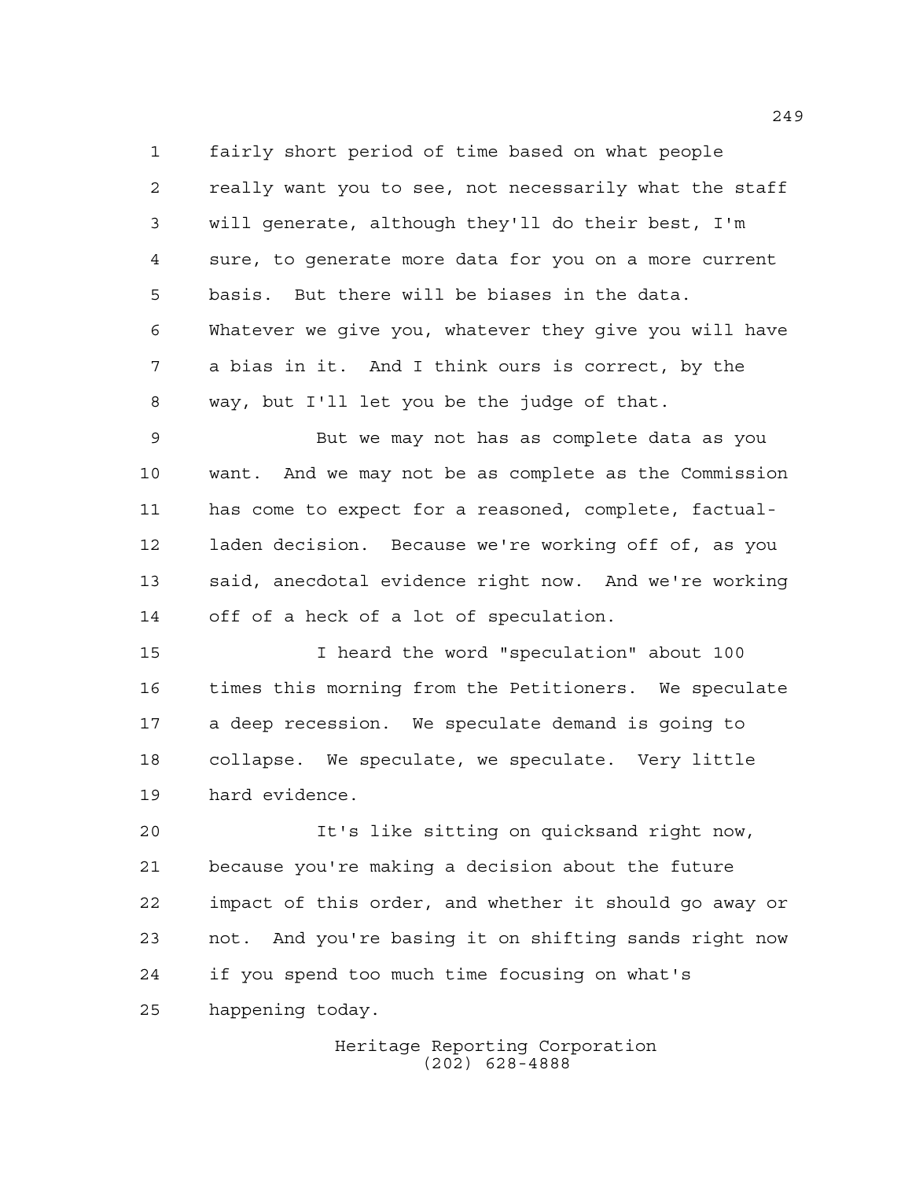fairly short period of time based on what people really want you to see, not necessarily what the staff will generate, although they'll do their best, I'm sure, to generate more data for you on a more current basis. But there will be biases in the data. Whatever we give you, whatever they give you will have a bias in it. And I think ours is correct, by the way, but I'll let you be the judge of that.

But we may not has as complete data as you want. And we may not be as complete as the Commission has come to expect for a reasoned, complete, factual-laden decision. Because we're working off of, as you said, anecdotal evidence right now. And we're working off of a heck of a lot of speculation.

I heard the word "speculation" about 100 times this morning from the Petitioners. We speculate a deep recession. We speculate demand is going to collapse. We speculate, we speculate. Very little hard evidence.

It's like sitting on quicksand right now, because you're making a decision about the future impact of this order, and whether it should go away or not. And you're basing it on shifting sands right now if you spend too much time focusing on what's happening today.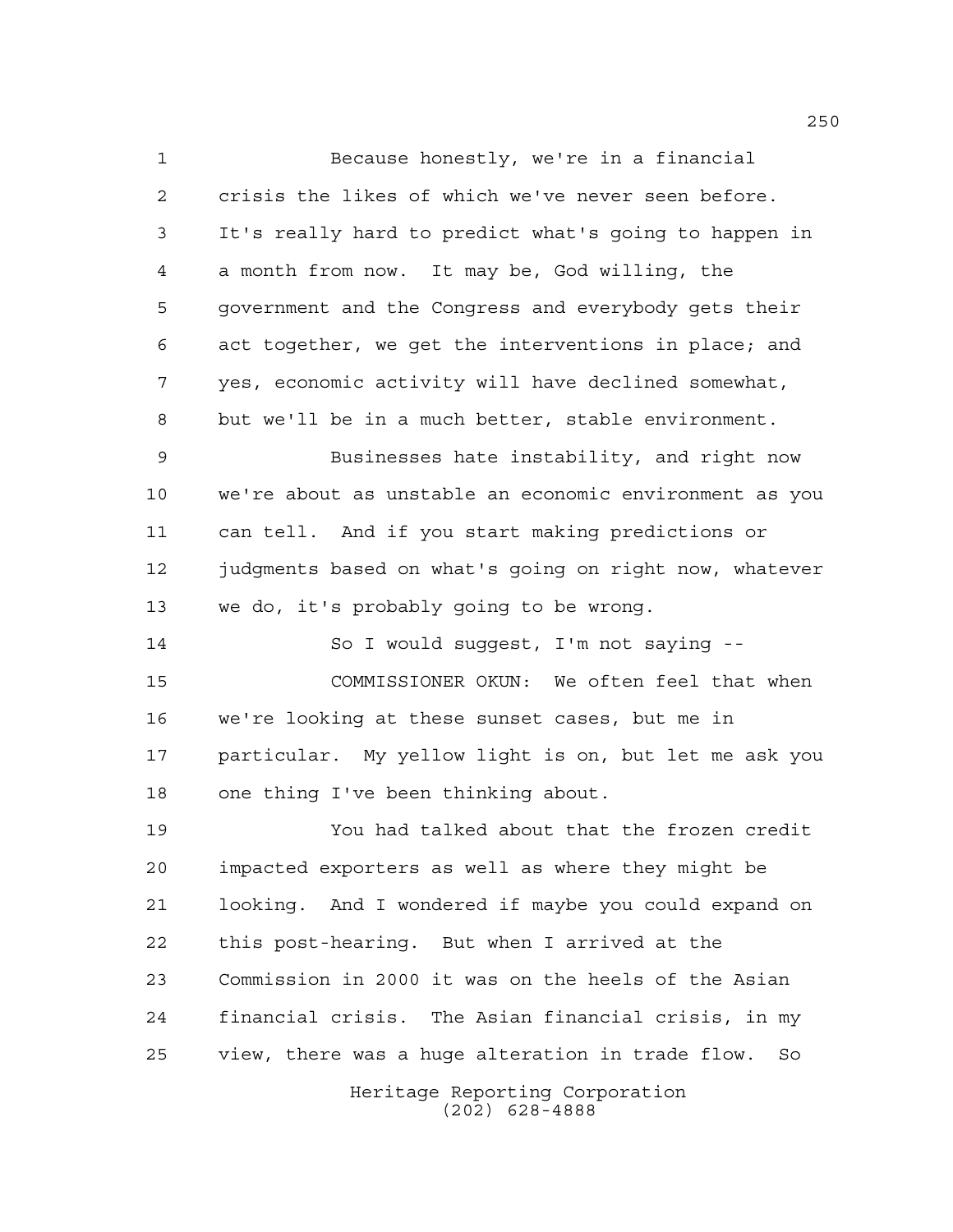Because honestly, we're in a financial crisis the likes of which we've never seen before. It's really hard to predict what's going to happen in a month from now. It may be, God willing, the government and the Congress and everybody gets their act together, we get the interventions in place; and yes, economic activity will have declined somewhat, but we'll be in a much better, stable environment.

Businesses hate instability, and right now we're about as unstable an economic environment as you can tell. And if you start making predictions or judgments based on what's going on right now, whatever we do, it's probably going to be wrong.

So I would suggest, I'm not saying --

COMMISSIONER OKUN: We often feel that when we're looking at these sunset cases, but me in particular. My yellow light is on, but let me ask you one thing I've been thinking about.

You had talked about that the frozen credit impacted exporters as well as where they might be looking. And I wondered if maybe you could expand on this post-hearing. But when I arrived at the Commission in 2000 it was on the heels of the Asian financial crisis. The Asian financial crisis, in my view, there was a huge alteration in trade flow. So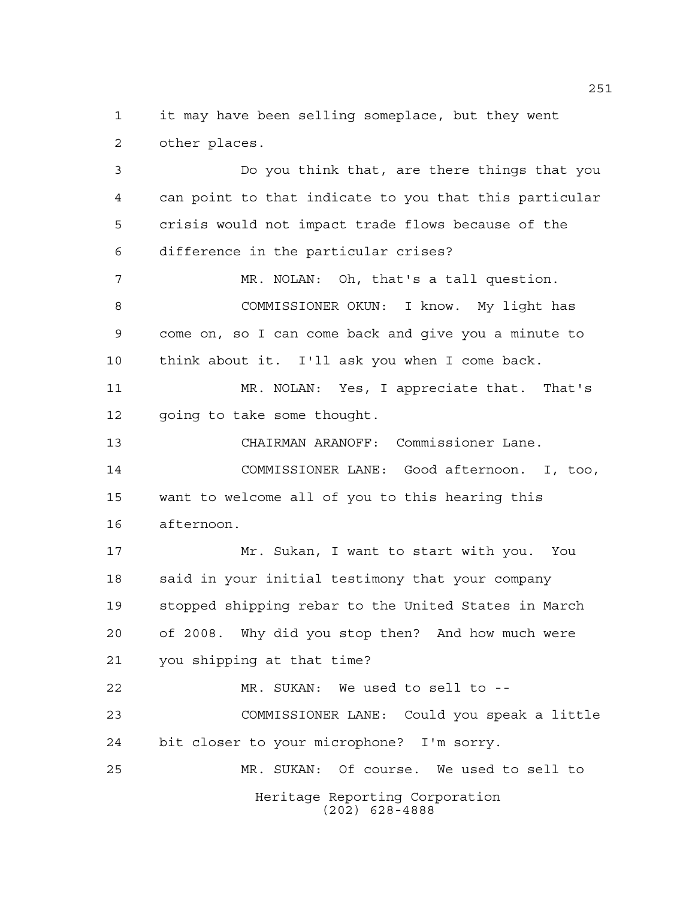it may have been selling someplace, but they went other places.

Do you think that, are there things that you can point to that indicate to you that this particular crisis would not impact trade flows because of the difference in the particular crises?

MR. NOLAN: Oh, that's a tall question.

COMMISSIONER OKUN: I know. My light has come on, so I can come back and give you a minute to think about it. I'll ask you when I come back.

MR. NOLAN: Yes, I appreciate that. That's going to take some thought.

CHAIRMAN ARANOFF: Commissioner Lane.

COMMISSIONER LANE: Good afternoon. I, too, want to welcome all of you to this hearing this afternoon.

Mr. Sukan, I want to start with you. You said in your initial testimony that your company stopped shipping rebar to the United States in March of 2008. Why did you stop then? And how much were you shipping at that time?

MR. SUKAN: We used to sell to --

COMMISSIONER LANE: Could you speak a little bit closer to your microphone? I'm sorry.

MR. SUKAN: Of course. We used to sell to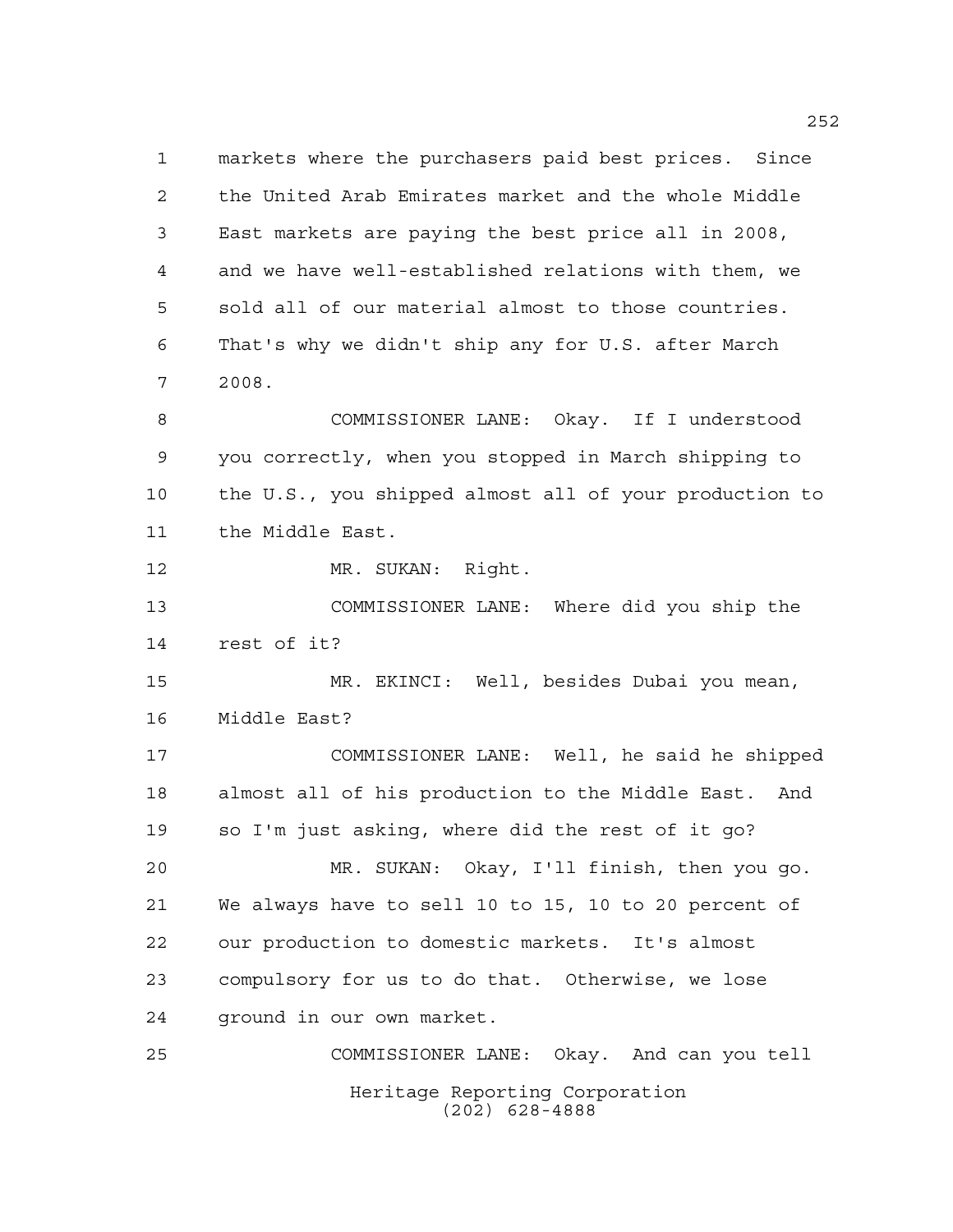markets where the purchasers paid best prices. Since the United Arab Emirates market and the whole Middle East markets are paying the best price all in 2008, and we have well-established relations with them, we sold all of our material almost to those countries. That's why we didn't ship any for U.S. after March 2008.

COMMISSIONER LANE: Okay. If I understood you correctly, when you stopped in March shipping to the U.S., you shipped almost all of your production to the Middle East.

MR. SUKAN: Right.

COMMISSIONER LANE: Where did you ship the rest of it?

MR. EKINCI: Well, besides Dubai you mean, Middle East?

COMMISSIONER LANE: Well, he said he shipped almost all of his production to the Middle East. And so I'm just asking, where did the rest of it go?

MR. SUKAN: Okay, I'll finish, then you go. We always have to sell 10 to 15, 10 to 20 percent of our production to domestic markets. It's almost compulsory for us to do that. Otherwise, we lose ground in our own market.

COMMISSIONER LANE: Okay. And can you tell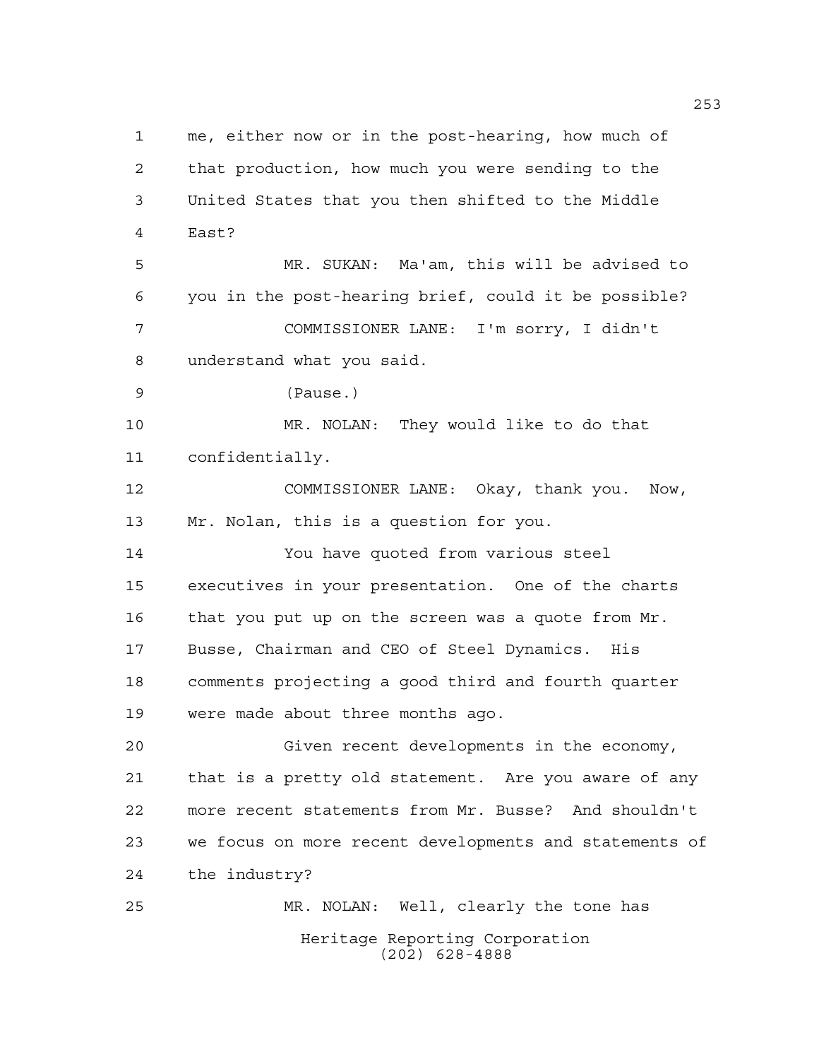1 me, either now or in the post-hearing, how much of
2 that production, how much you were sending to the
3 United States that you then shifted to the Middle
4 East?

5 MR. SUKAN: Ma'am, this will be advised to
6 you in the post-hearing brief, could it be possible?

7 COMMISSIONER LANE: I'm sorry, I didn't
8 understand what you said.

9 (Pause.)

10 MR. NOLAN: They would like to do that
11 confidentially.

12 COMMISSIONER LANE: Okay, thank you. Now,
13 Mr. Nolan, this is a question for you.

14 You have quoted from various steel
15 executives in your presentation. One of the charts
16 that you put up on the screen was a quote from Mr.
17 Busse, Chairman and CEO of Steel Dynamics. His
18 comments projecting a good third and fourth quarter
19 were made about three months ago.

20 Given recent developments in the economy,
21 that is a pretty old statement. Are you aware of any
22 more recent statements from Mr. Busse? And shouldn't
23 we focus on more recent developments and statements of
24 the industry?

25 MR. NOLAN: Well, clearly the tone has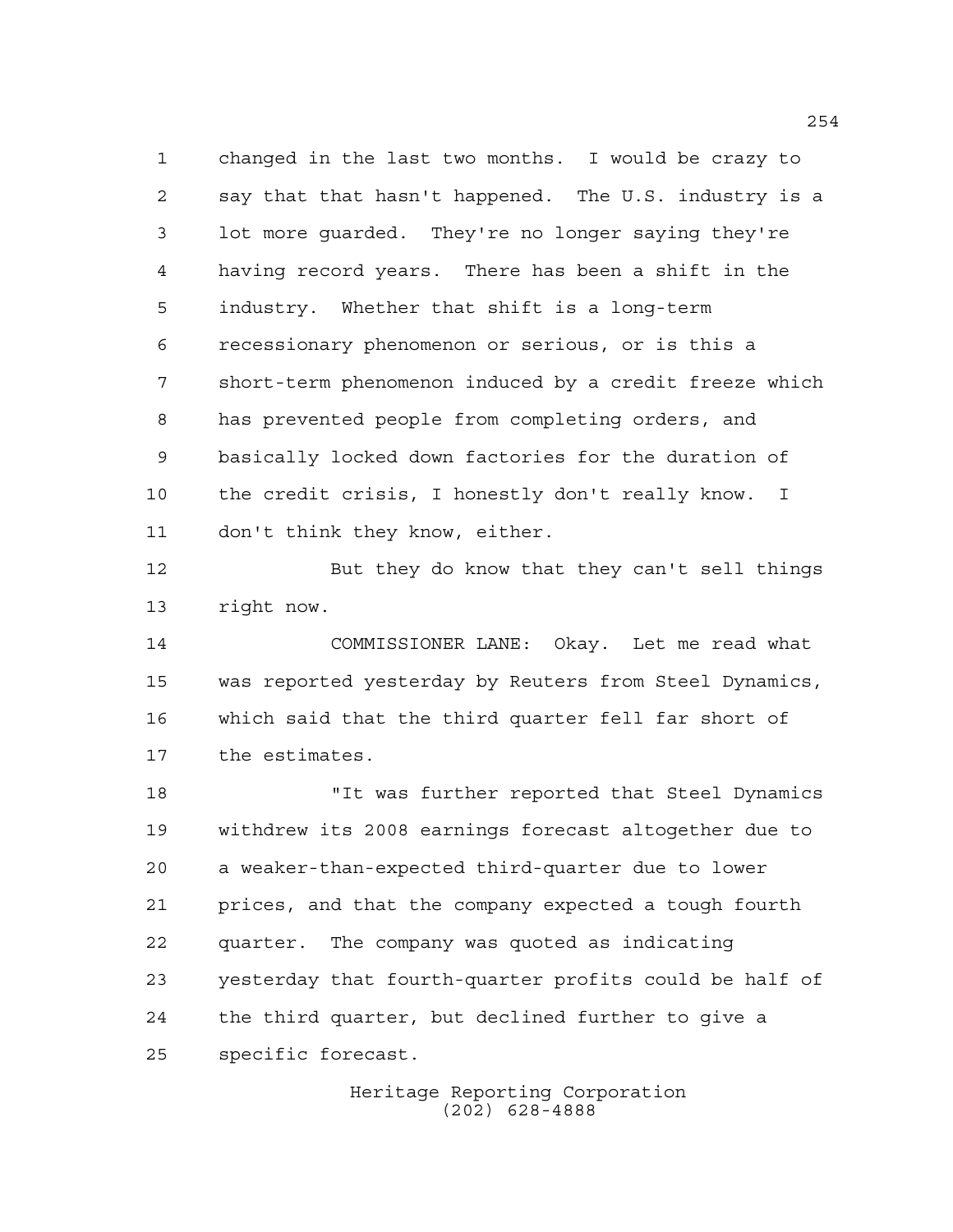changed in the last two months. I would be crazy to say that that hasn't happened. The U.S. industry is a lot more guarded. They're no longer saying they're having record years. There has been a shift in the industry. Whether that shift is a long-term recessionary phenomenon or serious, or is this a short-term phenomenon induced by a credit freeze which has prevented people from completing orders, and basically locked down factories for the duration of the credit crisis, I honestly don't really know. I don't think they know, either.

But they do know that they can't sell things right now.

COMMISSIONER LANE: Okay. Let me read what was reported yesterday by Reuters from Steel Dynamics, which said that the third quarter fell far short of the estimates.

"It was further reported that Steel Dynamics withdrew its 2008 earnings forecast altogether due to a weaker-than-expected third-quarter due to lower prices, and that the company expected a tough fourth quarter. The company was quoted as indicating yesterday that fourth-quarter profits could be half of the third quarter, but declined further to give a specific forecast.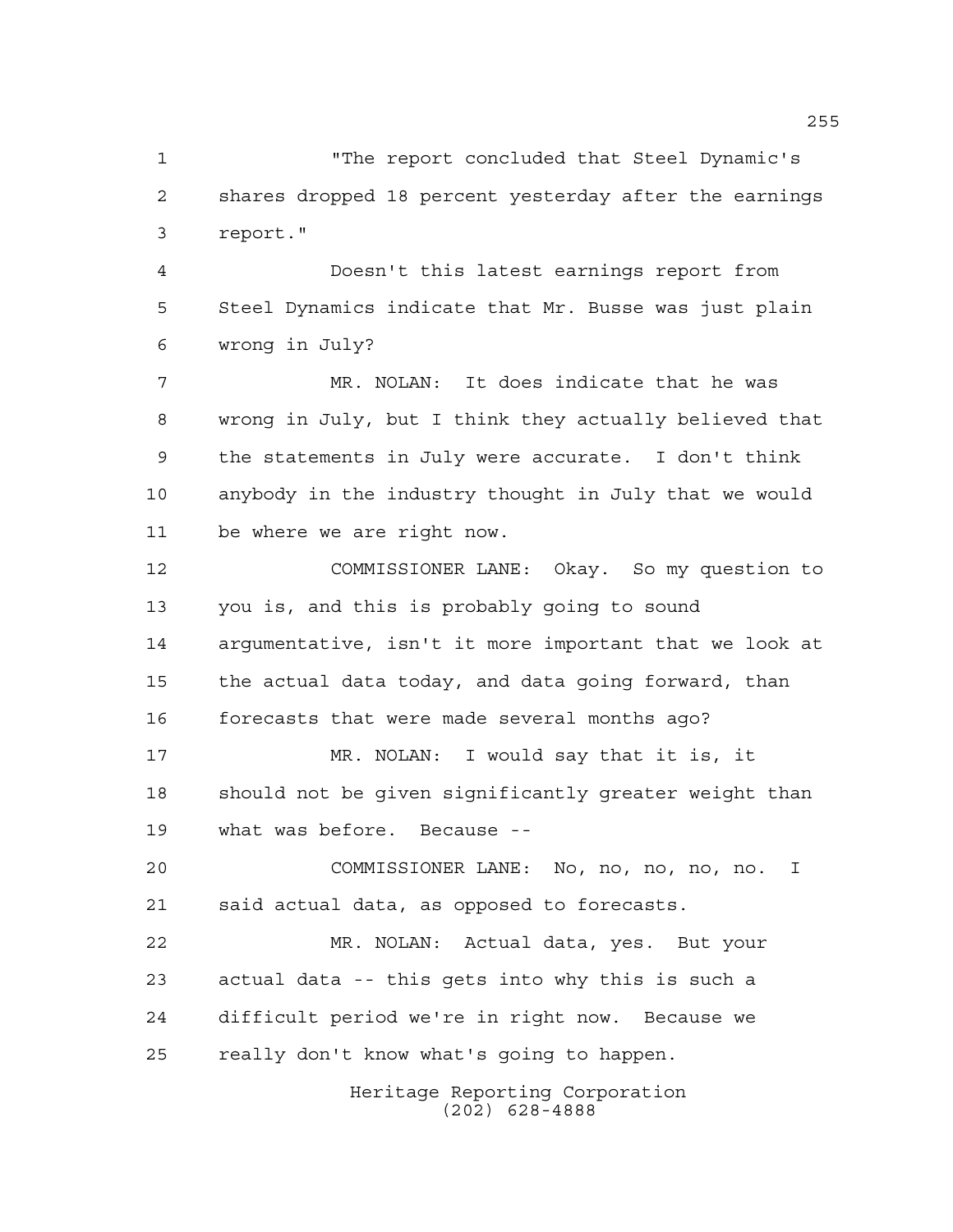"The report concluded that Steel Dynamic's shares dropped 18 percent yesterday after the earnings report."

Doesn't this latest earnings report from Steel Dynamics indicate that Mr. Busse was just plain wrong in July?

MR. NOLAN: It does indicate that he was wrong in July, but I think they actually believed that the statements in July were accurate. I don't think anybody in the industry thought in July that we would be where we are right now.

COMMISSIONER LANE: Okay. So my question to you is, and this is probably going to sound argumentative, isn't it more important that we look at the actual data today, and data going forward, than forecasts that were made several months ago?

MR. NOLAN: I would say that it is, it should not be given significantly greater weight than what was before. Because --

COMMISSIONER LANE: No, no, no, no, no. I said actual data, as opposed to forecasts.

MR. NOLAN: Actual data, yes. But your actual data -- this gets into why this is such a difficult period we're in right now. Because we really don't know what's going to happen.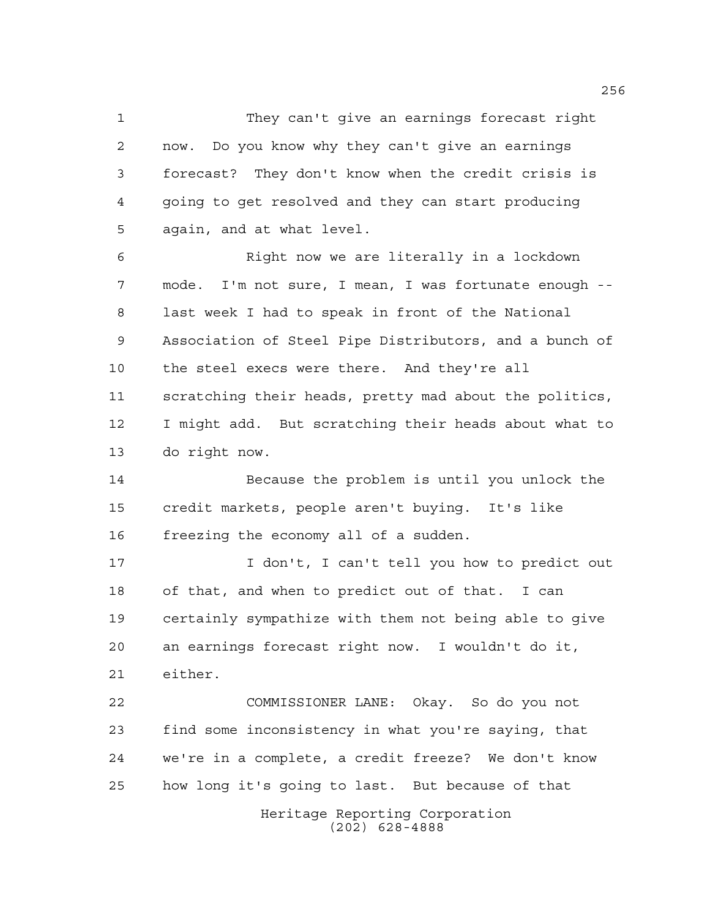They can't give an earnings forecast right now. Do you know why they can't give an earnings forecast? They don't know when the credit crisis is going to get resolved and they can start producing again, and at what level.

Right now we are literally in a lockdown mode. I'm not sure, I mean, I was fortunate enough -- last week I had to speak in front of the National Association of Steel Pipe Distributors, and a bunch of the steel execs were there. And they're all scratching their heads, pretty mad about the politics, I might add. But scratching their heads about what to do right now.

Because the problem is until you unlock the credit markets, people aren't buying. It's like freezing the economy all of a sudden.

I don't, I can't tell you how to predict out of that, and when to predict out of that. I can certainly sympathize with them not being able to give an earnings forecast right now. I wouldn't do it, either.

COMMISSIONER LANE: Okay. So do you not find some inconsistency in what you're saying, that we're in a complete, a credit freeze? We don't know how long it's going to last. But because of that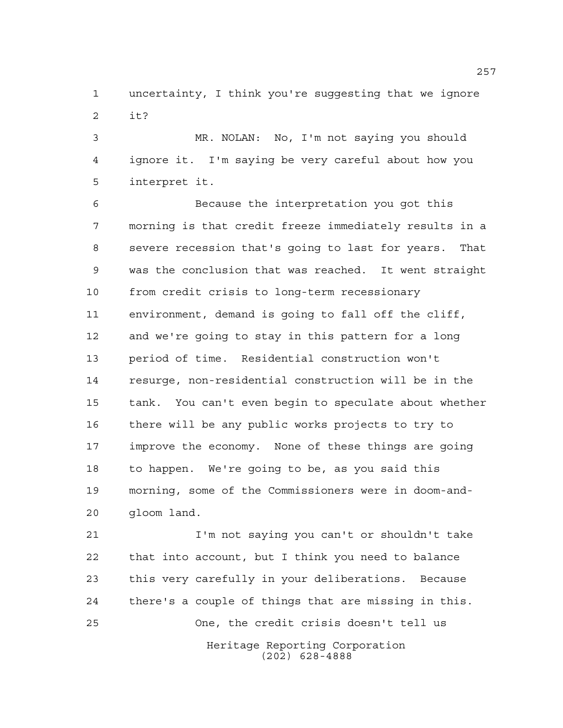uncertainty, I think you're suggesting that we ignore it?

MR. NOLAN: No, I'm not saying you should ignore it. I'm saying be very careful about how you interpret it.

Because the interpretation you got this morning is that credit freeze immediately results in a severe recession that's going to last for years. That was the conclusion that was reached. It went straight from credit crisis to long-term recessionary environment, demand is going to fall off the cliff, and we're going to stay in this pattern for a long period of time. Residential construction won't resurge, non-residential construction will be in the tank. You can't even begin to speculate about whether there will be any public works projects to try to improve the economy. None of these things are going to happen. We're going to be, as you said this morning, some of the Commissioners were in doom-and-gloom land.

I'm not saying you can't or shouldn't take that into account, but I think you need to balance this very carefully in your deliberations. Because there's a couple of things that are missing in this.

One, the credit crisis doesn't tell us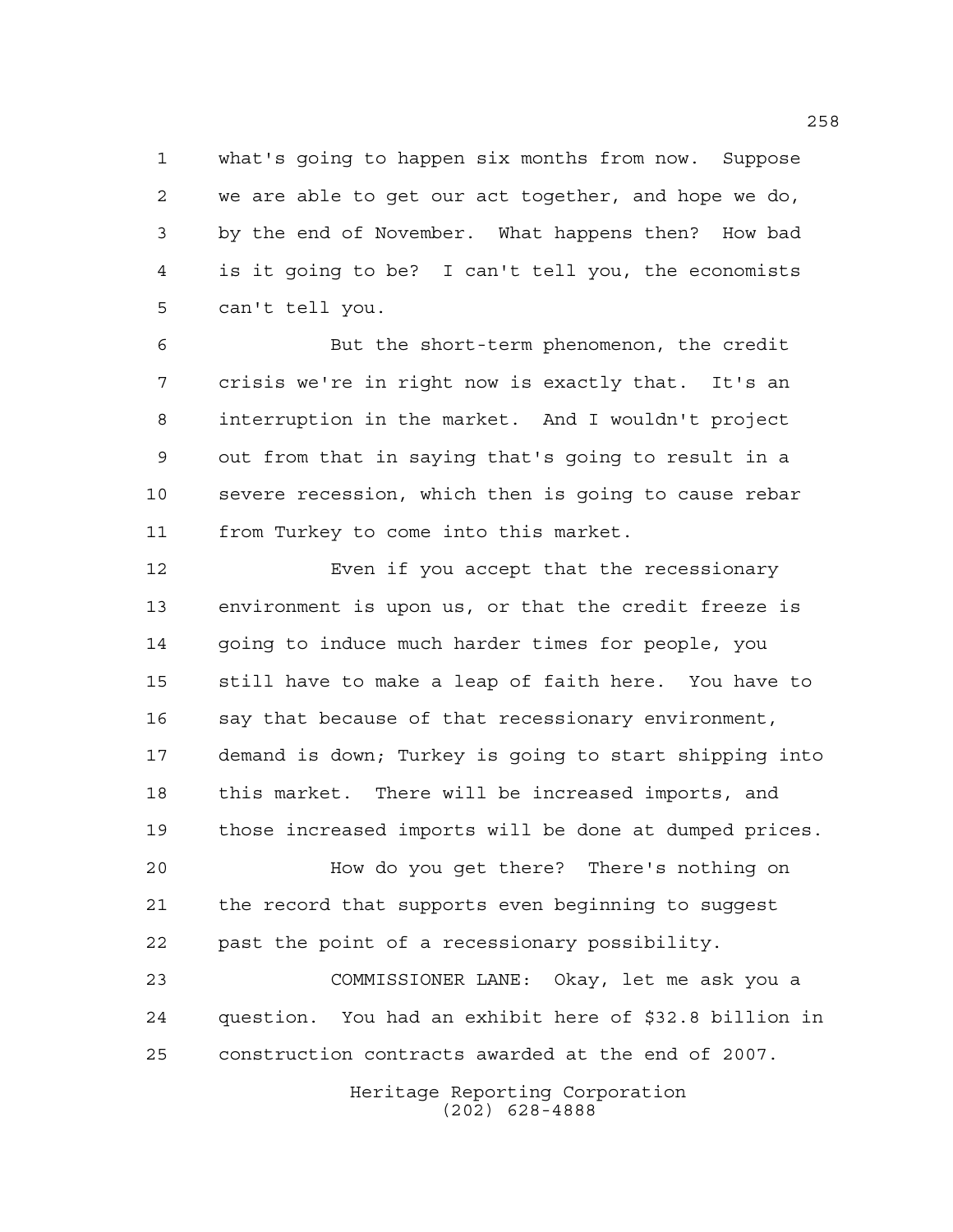what's going to happen six months from now. Suppose we are able to get our act together, and hope we do, by the end of November. What happens then? How bad is it going to be? I can't tell you, the economists can't tell you.

But the short-term phenomenon, the credit crisis we're in right now is exactly that. It's an interruption in the market. And I wouldn't project out from that in saying that's going to result in a severe recession, which then is going to cause rebar from Turkey to come into this market.

Even if you accept that the recessionary environment is upon us, or that the credit freeze is going to induce much harder times for people, you still have to make a leap of faith here. You have to say that because of that recessionary environment, demand is down; Turkey is going to start shipping into this market. There will be increased imports, and those increased imports will be done at dumped prices.

How do you get there? There's nothing on the record that supports even beginning to suggest past the point of a recessionary possibility.

COMMISSIONER LANE: Okay, let me ask you a question. You had an exhibit here of $32.8 billion in construction contracts awarded at the end of 2007.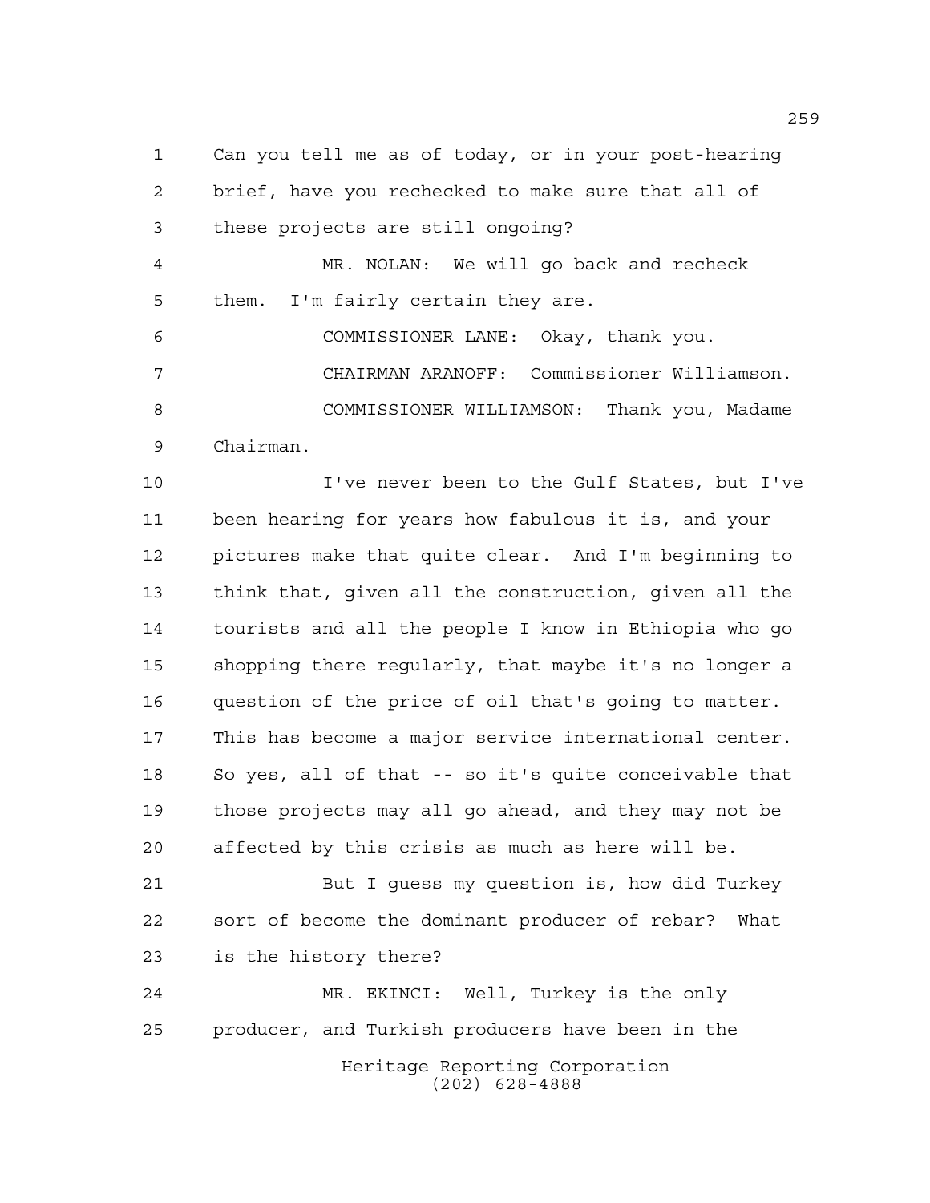Can you tell me as of today, or in your post-hearing brief, have you rechecked to make sure that all of these projects are still ongoing?

MR. NOLAN: We will go back and recheck them. I'm fairly certain they are.

COMMISSIONER LANE: Okay, thank you.

CHAIRMAN ARANOFF: Commissioner Williamson.

COMMISSIONER WILLIAMSON: Thank you, Madame Chairman.

I've never been to the Gulf States, but I've been hearing for years how fabulous it is, and your pictures make that quite clear. And I'm beginning to think that, given all the construction, given all the tourists and all the people I know in Ethiopia who go shopping there regularly, that maybe it's no longer a question of the price of oil that's going to matter. This has become a major service international center. So yes, all of that -- so it's quite conceivable that those projects may all go ahead, and they may not be affected by this crisis as much as here will be.

But I guess my question is, how did Turkey sort of become the dominant producer of rebar? What is the history there?

MR. EKINCI: Well, Turkey is the only producer, and Turkish producers have been in the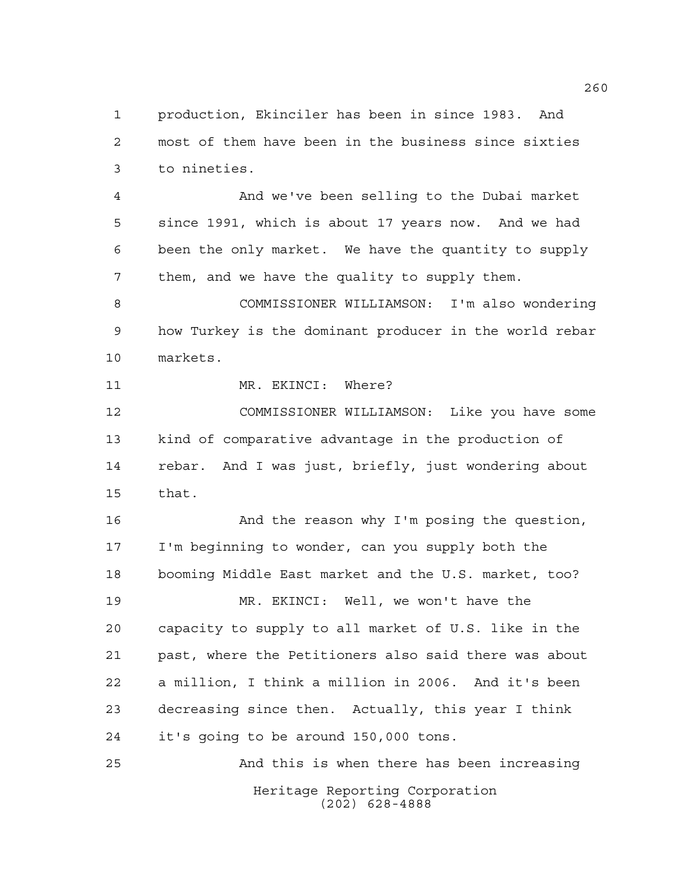production, Ekinciler has been in since 1983. And most of them have been in the business since sixties to nineties.

And we've been selling to the Dubai market since 1991, which is about 17 years now. And we had been the only market. We have the quantity to supply them, and we have the quality to supply them.

COMMISSIONER WILLIAMSON: I'm also wondering how Turkey is the dominant producer in the world rebar markets.

MR. EKINCI: Where?

COMMISSIONER WILLIAMSON: Like you have some kind of comparative advantage in the production of rebar. And I was just, briefly, just wondering about that.

And the reason why I'm posing the question, I'm beginning to wonder, can you supply both the booming Middle East market and the U.S. market, too?

MR. EKINCI: Well, we won't have the capacity to supply to all market of U.S. like in the past, where the Petitioners also said there was about a million, I think a million in 2006. And it's been decreasing since then. Actually, this year I think it's going to be around 150,000 tons.

And this is when there has been increasing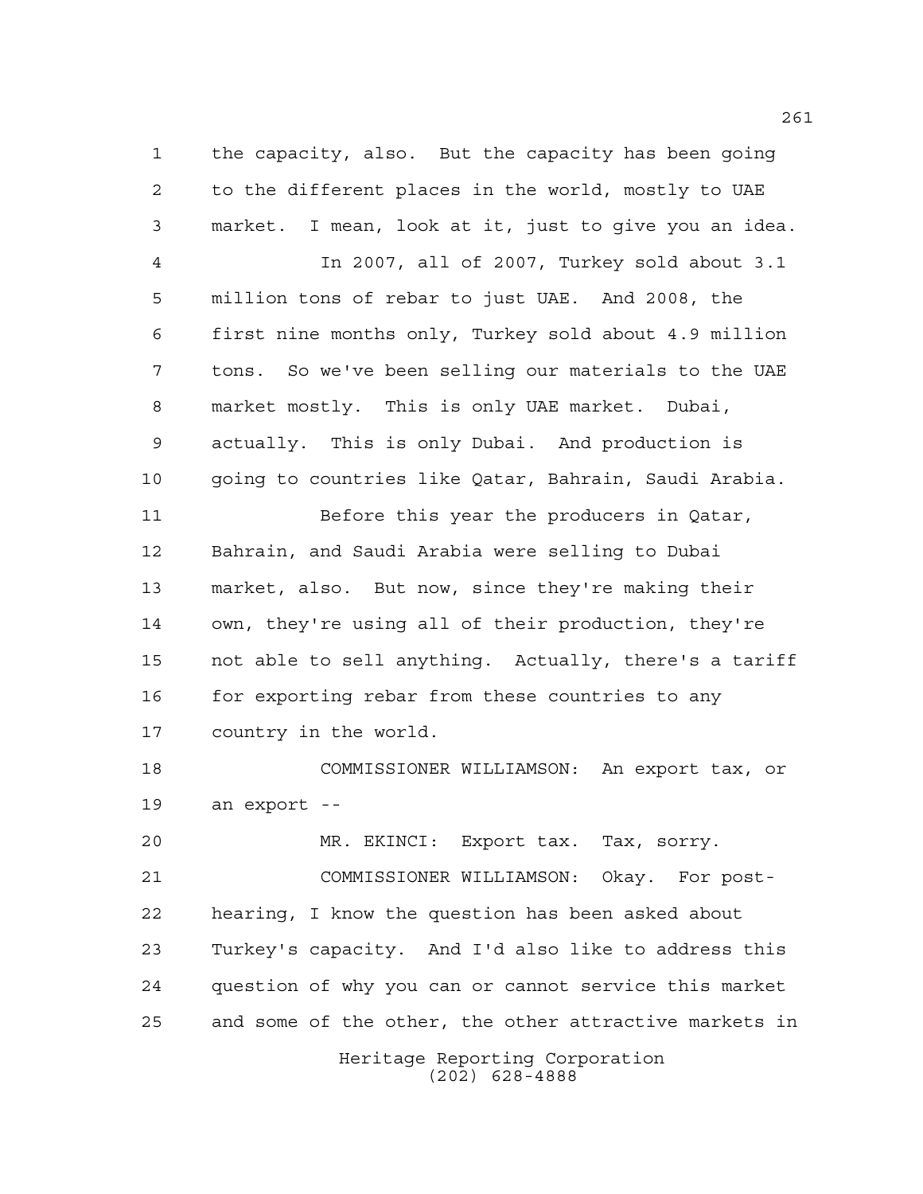the capacity, also. But the capacity has been going to the different places in the world, mostly to UAE market. I mean, look at it, just to give you an idea.

In 2007, all of 2007, Turkey sold about 3.1 million tons of rebar to just UAE. And 2008, the first nine months only, Turkey sold about 4.9 million tons. So we've been selling our materials to the UAE market mostly. This is only UAE market. Dubai, actually. This is only Dubai. And production is going to countries like Qatar, Bahrain, Saudi Arabia.

Before this year the producers in Qatar, Bahrain, and Saudi Arabia were selling to Dubai market, also. But now, since they're making their own, they're using all of their production, they're not able to sell anything. Actually, there's a tariff for exporting rebar from these countries to any country in the world.

COMMISSIONER WILLIAMSON: An export tax, or an export --

MR. EKINCI: Export tax. Tax, sorry.

COMMISSIONER WILLIAMSON: Okay. For post-hearing, I know the question has been asked about Turkey's capacity. And I'd also like to address this question of why you can or cannot service this market and some of the other, the other attractive markets in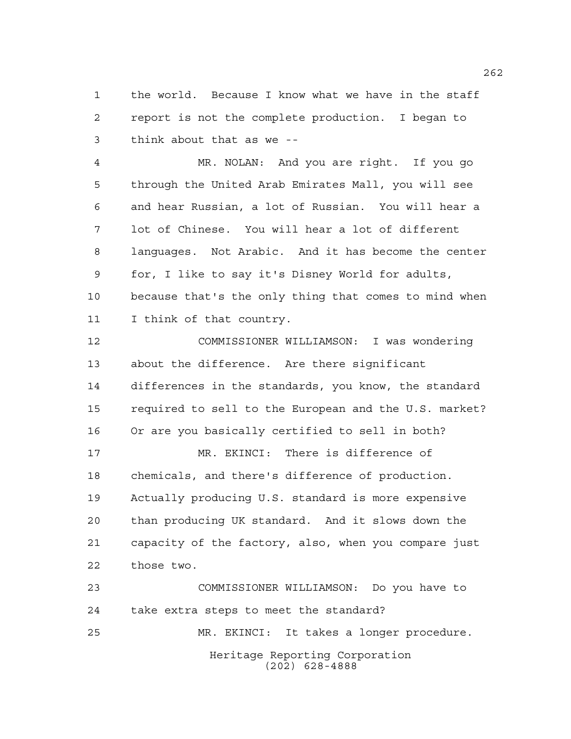the world. Because I know what we have in the staff report is not the complete production. I began to think about that as we --

MR. NOLAN: And you are right. If you go through the United Arab Emirates Mall, you will see and hear Russian, a lot of Russian. You will hear a lot of Chinese. You will hear a lot of different languages. Not Arabic. And it has become the center for, I like to say it's Disney World for adults, because that's the only thing that comes to mind when I think of that country.

COMMISSIONER WILLIAMSON: I was wondering about the difference. Are there significant differences in the standards, you know, the standard required to sell to the European and the U.S. market? Or are you basically certified to sell in both?

MR. EKINCI: There is difference of chemicals, and there's difference of production. Actually producing U.S. standard is more expensive than producing UK standard. And it slows down the capacity of the factory, also, when you compare just those two.

COMMISSIONER WILLIAMSON: Do you have to take extra steps to meet the standard?

MR. EKINCI: It takes a longer procedure.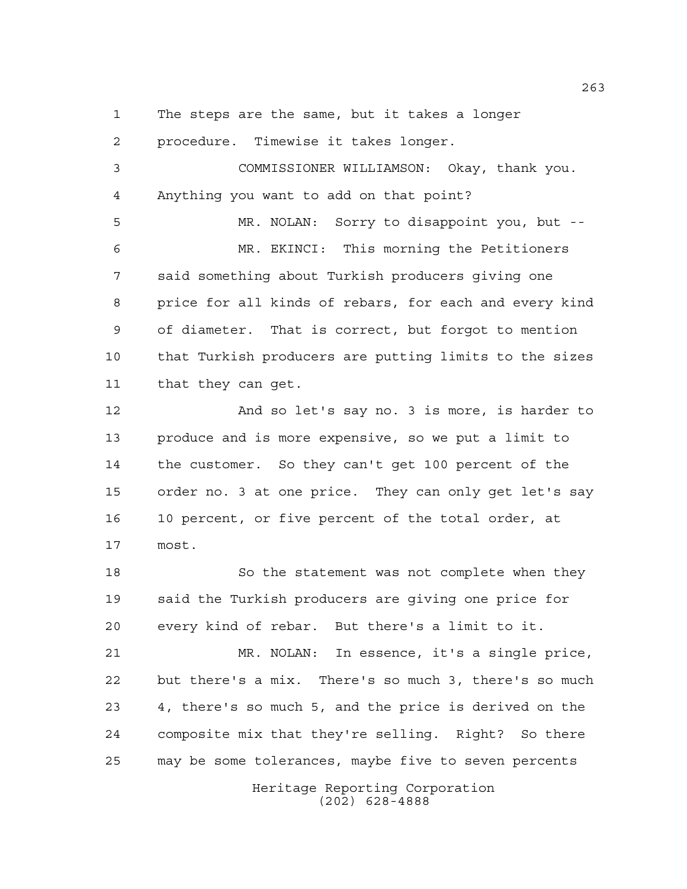The steps are the same, but it takes a longer procedure. Timewise it takes longer.

COMMISSIONER WILLIAMSON: Okay, thank you. Anything you want to add on that point?

MR. NOLAN: Sorry to disappoint you, but --

MR. EKINCI: This morning the Petitioners said something about Turkish producers giving one price for all kinds of rebars, for each and every kind of diameter. That is correct, but forgot to mention that Turkish producers are putting limits to the sizes that they can get.

And so let's say no. 3 is more, is harder to produce and is more expensive, so we put a limit to the customer. So they can't get 100 percent of the order no. 3 at one price. They can only get let's say 10 percent, or five percent of the total order, at most.

So the statement was not complete when they said the Turkish producers are giving one price for every kind of rebar. But there's a limit to it.

MR. NOLAN: In essence, it's a single price, but there's a mix. There's so much 3, there's so much 4, there's so much 5, and the price is derived on the composite mix that they're selling. Right? So there may be some tolerances, maybe five to seven percents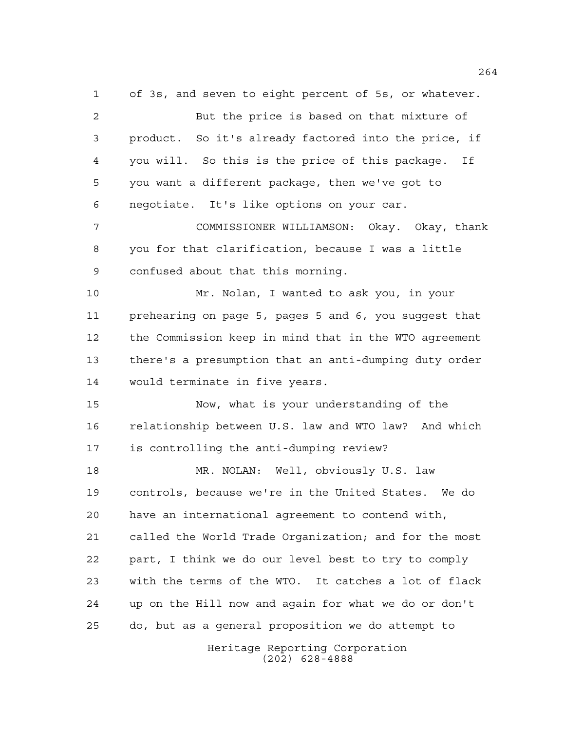of 3s, and seven to eight percent of 5s, or whatever.

But the price is based on that mixture of product. So it's already factored into the price, if you will. So this is the price of this package. If you want a different package, then we've got to negotiate. It's like options on your car.

COMMISSIONER WILLIAMSON: Okay. Okay, thank you for that clarification, because I was a little confused about that this morning.

Mr. Nolan, I wanted to ask you, in your prehearing on page 5, pages 5 and 6, you suggest that the Commission keep in mind that in the WTO agreement there's a presumption that an anti-dumping duty order would terminate in five years.

Now, what is your understanding of the relationship between U.S. law and WTO law? And which is controlling the anti-dumping review?

MR. NOLAN: Well, obviously U.S. law controls, because we're in the United States. We do have an international agreement to contend with, called the World Trade Organization; and for the most part, I think we do our level best to try to comply with the terms of the WTO. It catches a lot of flack up on the Hill now and again for what we do or don't do, but as a general proposition we do attempt to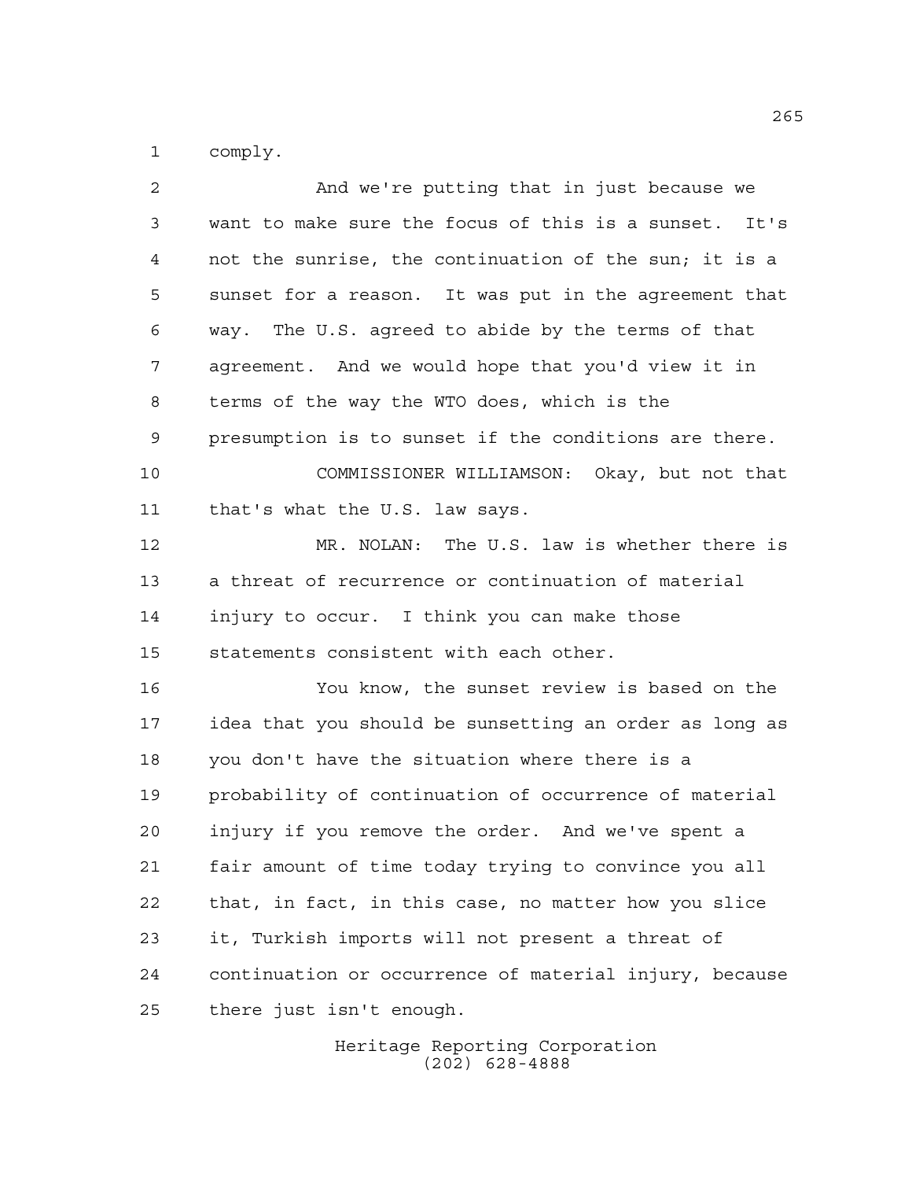comply.

And we're putting that in just because we want to make sure the focus of this is a sunset. It's not the sunrise, the continuation of the sun; it is a sunset for a reason. It was put in the agreement that way. The U.S. agreed to abide by the terms of that agreement. And we would hope that you'd view it in terms of the way the WTO does, which is the presumption is to sunset if the conditions are there.

COMMISSIONER WILLIAMSON: Okay, but not that that's what the U.S. law says.

MR. NOLAN: The U.S. law is whether there is a threat of recurrence or continuation of material injury to occur. I think you can make those statements consistent with each other.

You know, the sunset review is based on the idea that you should be sunsetting an order as long as you don't have the situation where there is a probability of continuation of occurrence of material injury if you remove the order. And we've spent a fair amount of time today trying to convince you all that, in fact, in this case, no matter how you slice it, Turkish imports will not present a threat of continuation or occurrence of material injury, because there just isn't enough.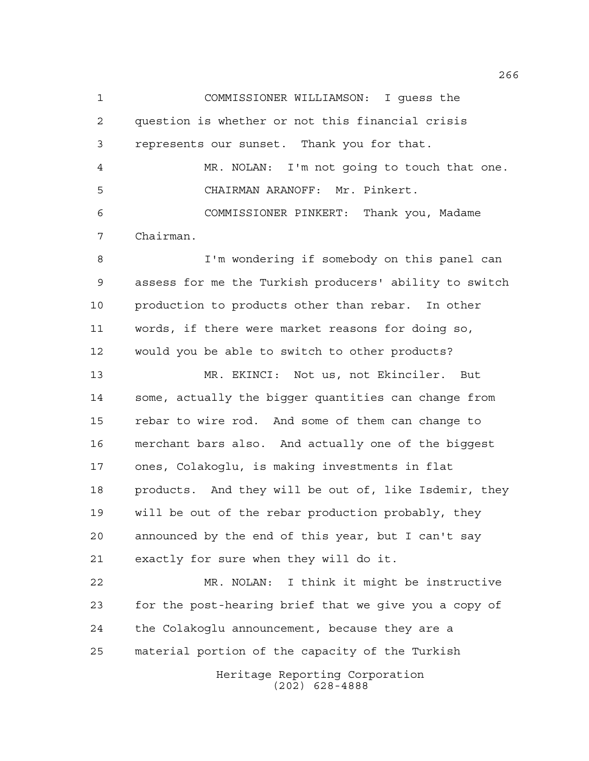COMMISSIONER WILLIAMSON: I guess the question is whether or not this financial crisis represents our sunset. Thank you for that.

MR. NOLAN: I'm not going to touch that one.

CHAIRMAN ARANOFF: Mr. Pinkert.

COMMISSIONER PINKERT: Thank you, Madame Chairman.

I'm wondering if somebody on this panel can assess for me the Turkish producers' ability to switch production to products other than rebar. In other words, if there were market reasons for doing so, would you be able to switch to other products?

MR. EKINCI: Not us, not Ekinciler. But some, actually the bigger quantities can change from rebar to wire rod. And some of them can change to merchant bars also. And actually one of the biggest ones, Colakoglu, is making investments in flat products. And they will be out of, like Isdemir, they will be out of the rebar production probably, they announced by the end of this year, but I can't say exactly for sure when they will do it.

MR. NOLAN: I think it might be instructive for the post-hearing brief that we give you a copy of the Colakoglu announcement, because they are a material portion of the capacity of the Turkish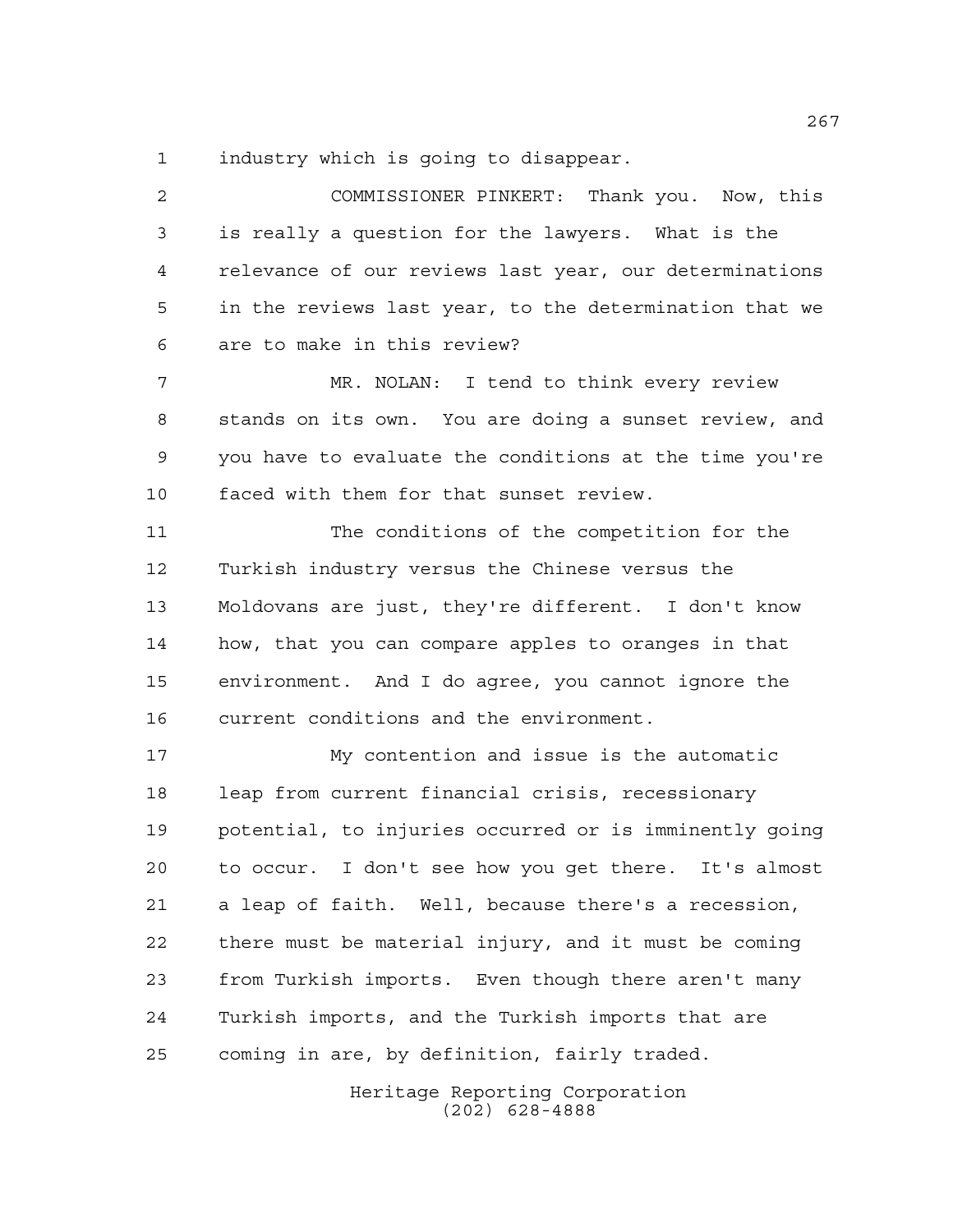industry which is going to disappear.

COMMISSIONER PINKERT: Thank you. Now, this is really a question for the lawyers. What is the relevance of our reviews last year, our determinations in the reviews last year, to the determination that we are to make in this review?

MR. NOLAN: I tend to think every review stands on its own. You are doing a sunset review, and you have to evaluate the conditions at the time you're faced with them for that sunset review.

The conditions of the competition for the Turkish industry versus the Chinese versus the Moldovans are just, they're different. I don't know how, that you can compare apples to oranges in that environment. And I do agree, you cannot ignore the current conditions and the environment.

My contention and issue is the automatic leap from current financial crisis, recessionary potential, to injuries occurred or is imminently going to occur. I don't see how you get there. It's almost a leap of faith. Well, because there's a recession, there must be material injury, and it must be coming from Turkish imports. Even though there aren't many Turkish imports, and the Turkish imports that are coming in are, by definition, fairly traded.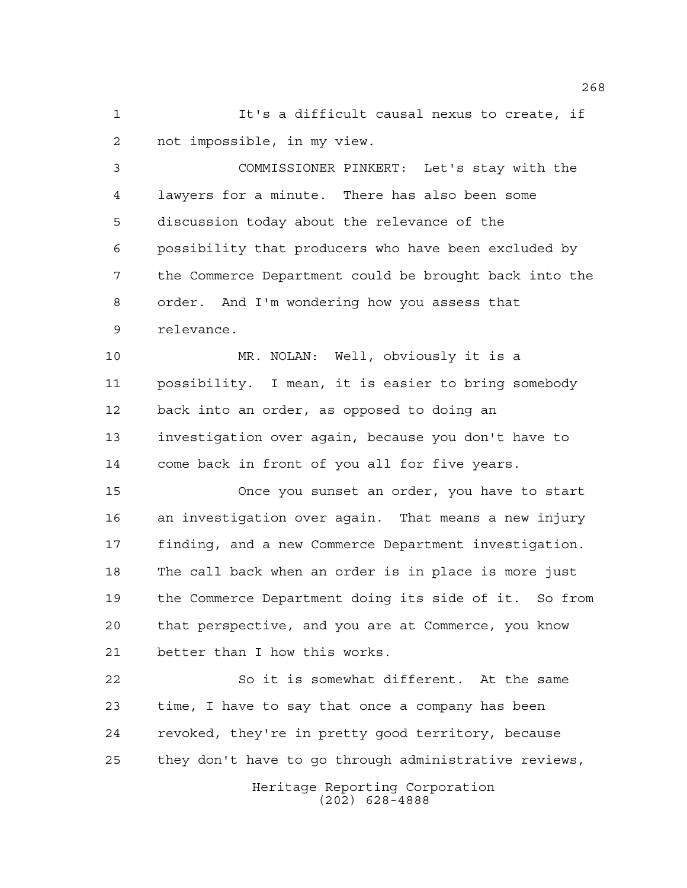It's a difficult causal nexus to create, if not impossible, in my view.

COMMISSIONER PINKERT: Let's stay with the lawyers for a minute. There has also been some discussion today about the relevance of the possibility that producers who have been excluded by the Commerce Department could be brought back into the order. And I'm wondering how you assess that relevance.

MR. NOLAN: Well, obviously it is a possibility. I mean, it is easier to bring somebody back into an order, as opposed to doing an investigation over again, because you don't have to come back in front of you all for five years.

Once you sunset an order, you have to start an investigation over again. That means a new injury finding, and a new Commerce Department investigation. The call back when an order is in place is more just the Commerce Department doing its side of it. So from that perspective, and you are at Commerce, you know better than I how this works.

So it is somewhat different. At the same time, I have to say that once a company has been revoked, they're in pretty good territory, because they don't have to go through administrative reviews,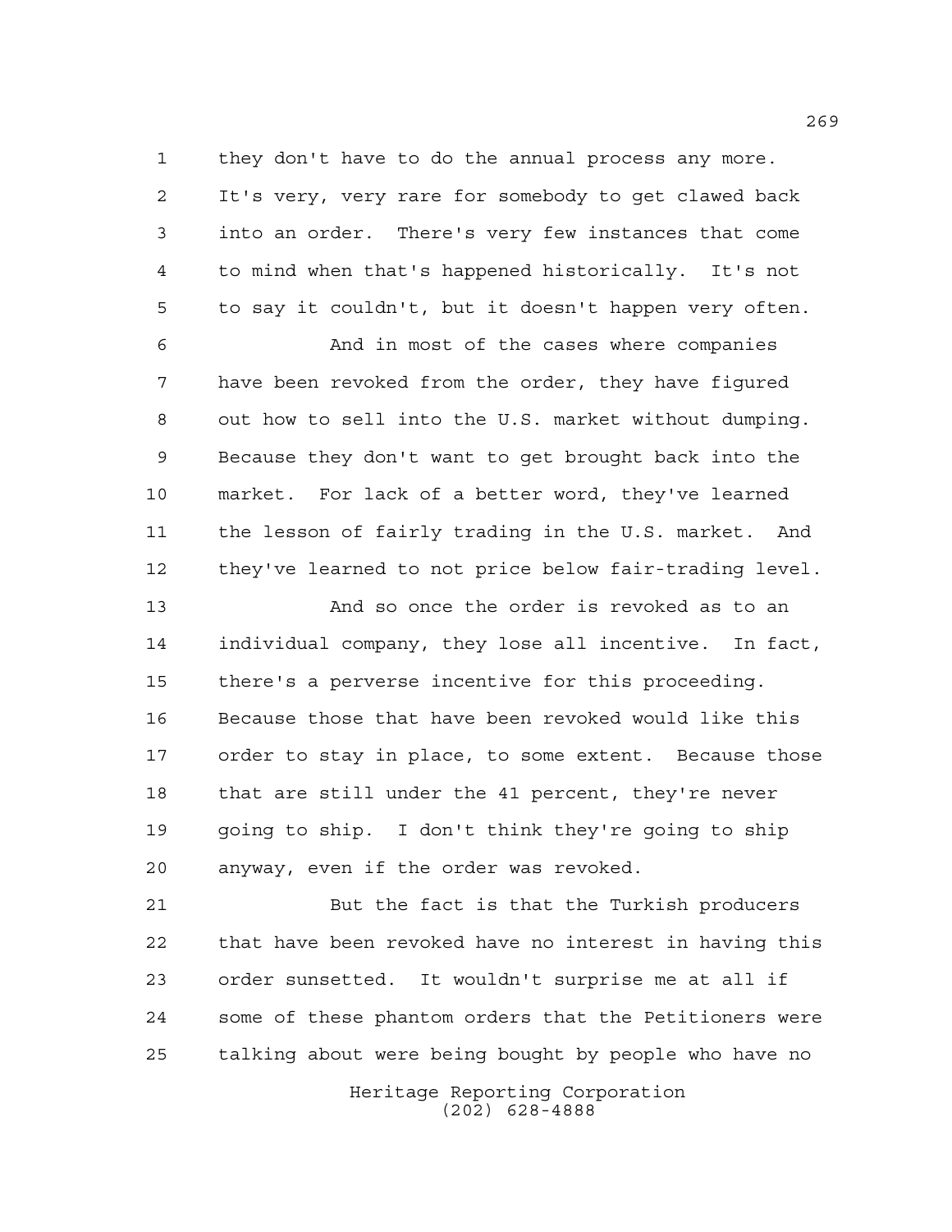they don't have to do the annual process any more. It's very, very rare for somebody to get clawed back into an order. There's very few instances that come to mind when that's happened historically. It's not to say it couldn't, but it doesn't happen very often.

And in most of the cases where companies have been revoked from the order, they have figured out how to sell into the U.S. market without dumping. Because they don't want to get brought back into the market. For lack of a better word, they've learned the lesson of fairly trading in the U.S. market. And they've learned to not price below fair-trading level.

And so once the order is revoked as to an individual company, they lose all incentive. In fact, there's a perverse incentive for this proceeding. Because those that have been revoked would like this order to stay in place, to some extent. Because those that are still under the 41 percent, they're never going to ship. I don't think they're going to ship anyway, even if the order was revoked.

But the fact is that the Turkish producers that have been revoked have no interest in having this order sunsetted. It wouldn't surprise me at all if some of these phantom orders that the Petitioners were talking about were being bought by people who have no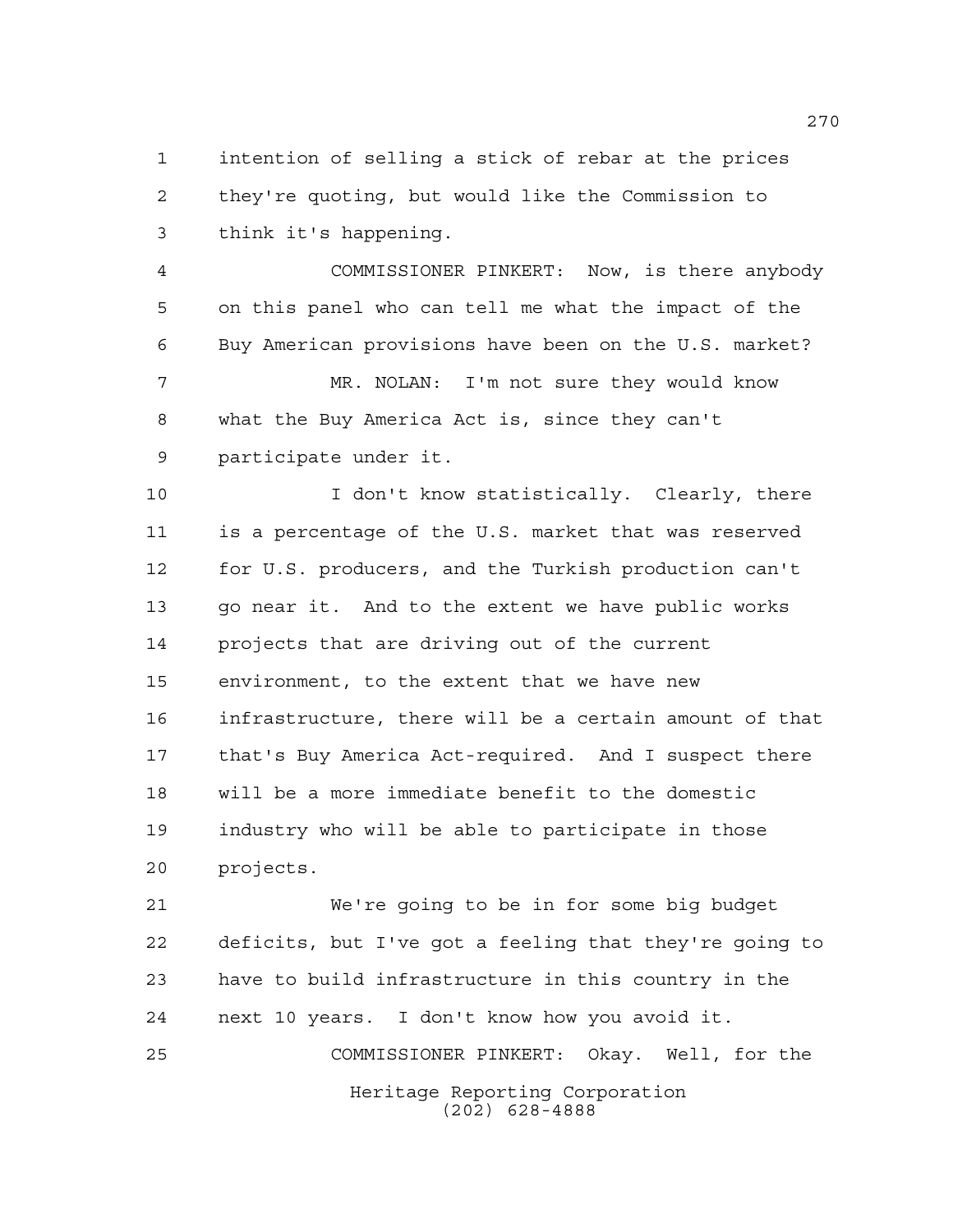intention of selling a stick of rebar at the prices they're quoting, but would like the Commission to think it's happening.

COMMISSIONER PINKERT: Now, is there anybody on this panel who can tell me what the impact of the Buy American provisions have been on the U.S. market?

MR. NOLAN: I'm not sure they would know what the Buy America Act is, since they can't participate under it.

I don't know statistically. Clearly, there is a percentage of the U.S. market that was reserved for U.S. producers, and the Turkish production can't go near it. And to the extent we have public works projects that are driving out of the current environment, to the extent that we have new infrastructure, there will be a certain amount of that that's Buy America Act-required. And I suspect there will be a more immediate benefit to the domestic industry who will be able to participate in those projects.

We're going to be in for some big budget deficits, but I've got a feeling that they're going to have to build infrastructure in this country in the next 10 years. I don't know how you avoid it.

COMMISSIONER PINKERT: Okay. Well, for the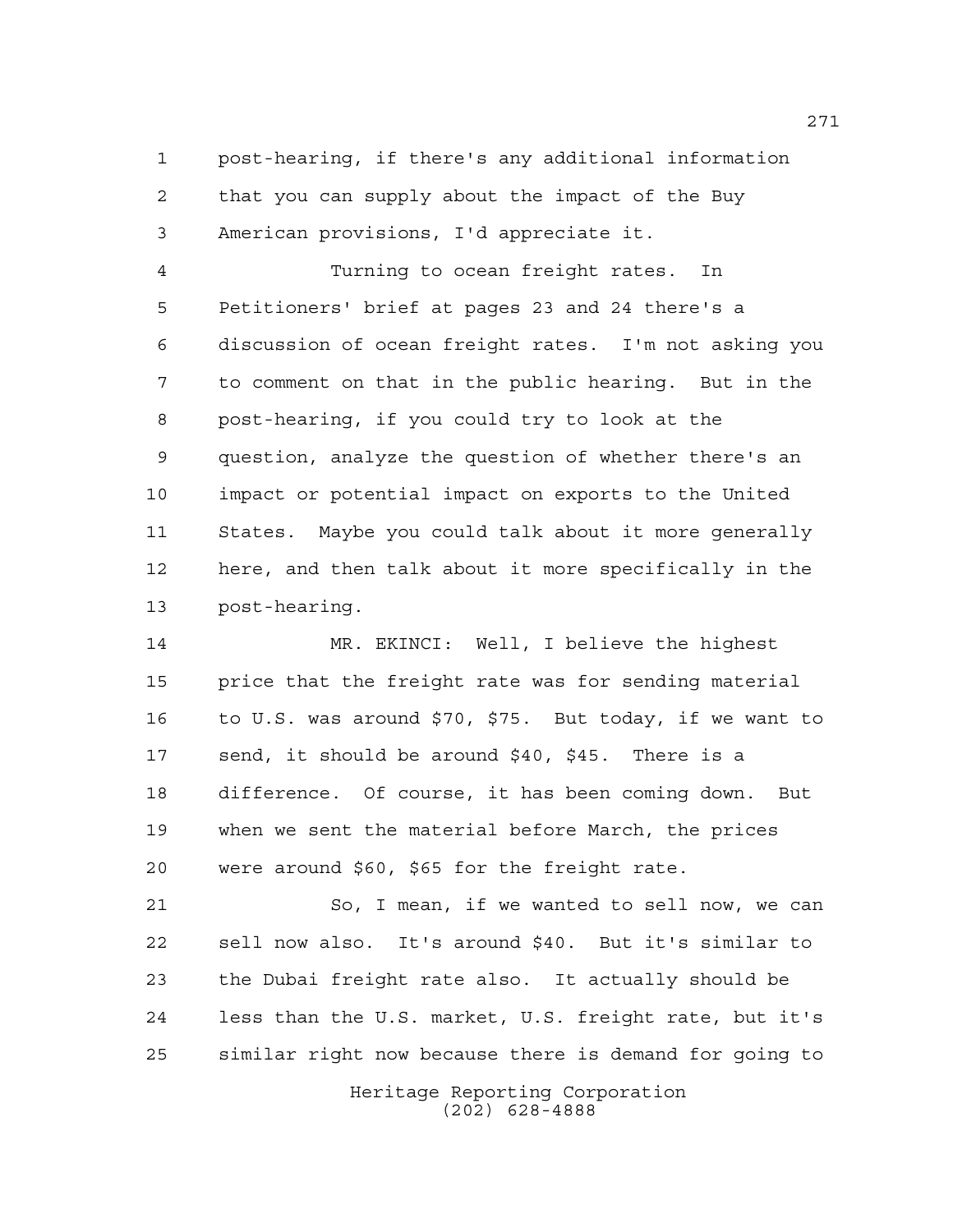post-hearing, if there's any additional information that you can supply about the impact of the Buy American provisions, I'd appreciate it.

Turning to ocean freight rates. In Petitioners' brief at pages 23 and 24 there's a discussion of ocean freight rates. I'm not asking you to comment on that in the public hearing. But in the post-hearing, if you could try to look at the question, analyze the question of whether there's an impact or potential impact on exports to the United States. Maybe you could talk about it more generally here, and then talk about it more specifically in the post-hearing.

MR. EKINCI: Well, I believe the highest price that the freight rate was for sending material to U.S. was around $70, $75. But today, if we want to send, it should be around $40, $45. There is a difference. Of course, it has been coming down. But when we sent the material before March, the prices were around $60, $65 for the freight rate.

So, I mean, if we wanted to sell now, we can sell now also. It's around $40. But it's similar to the Dubai freight rate also. It actually should be less than the U.S. market, U.S. freight rate, but it's similar right now because there is demand for going to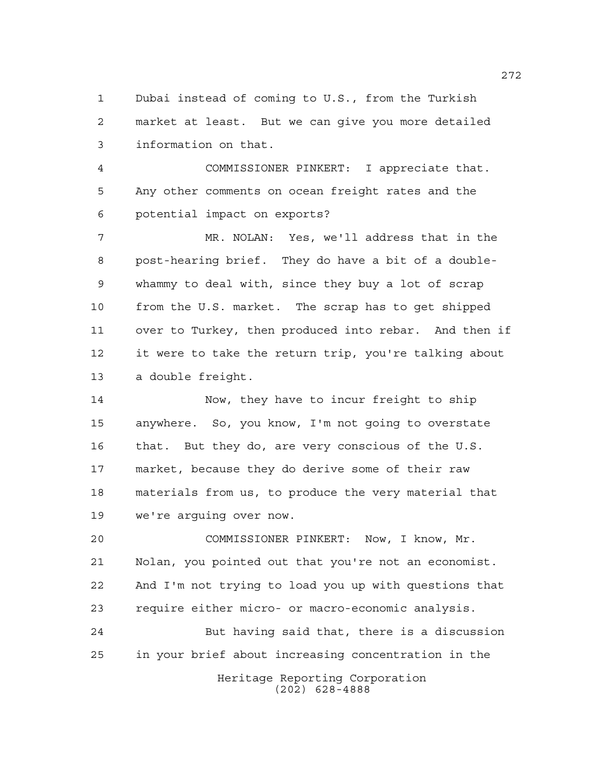Dubai instead of coming to U.S., from the Turkish market at least. But we can give you more detailed information on that.

COMMISSIONER PINKERT: I appreciate that. Any other comments on ocean freight rates and the potential impact on exports?

MR. NOLAN: Yes, we'll address that in the post-hearing brief. They do have a bit of a double-whammy to deal with, since they buy a lot of scrap from the U.S. market. The scrap has to get shipped over to Turkey, then produced into rebar. And then if it were to take the return trip, you're talking about a double freight.

Now, they have to incur freight to ship anywhere. So, you know, I'm not going to overstate that. But they do, are very conscious of the U.S. market, because they do derive some of their raw materials from us, to produce the very material that we're arguing over now.

COMMISSIONER PINKERT: Now, I know, Mr. Nolan, you pointed out that you're not an economist. And I'm not trying to load you up with questions that require either micro- or macro-economic analysis.

But having said that, there is a discussion in your brief about increasing concentration in the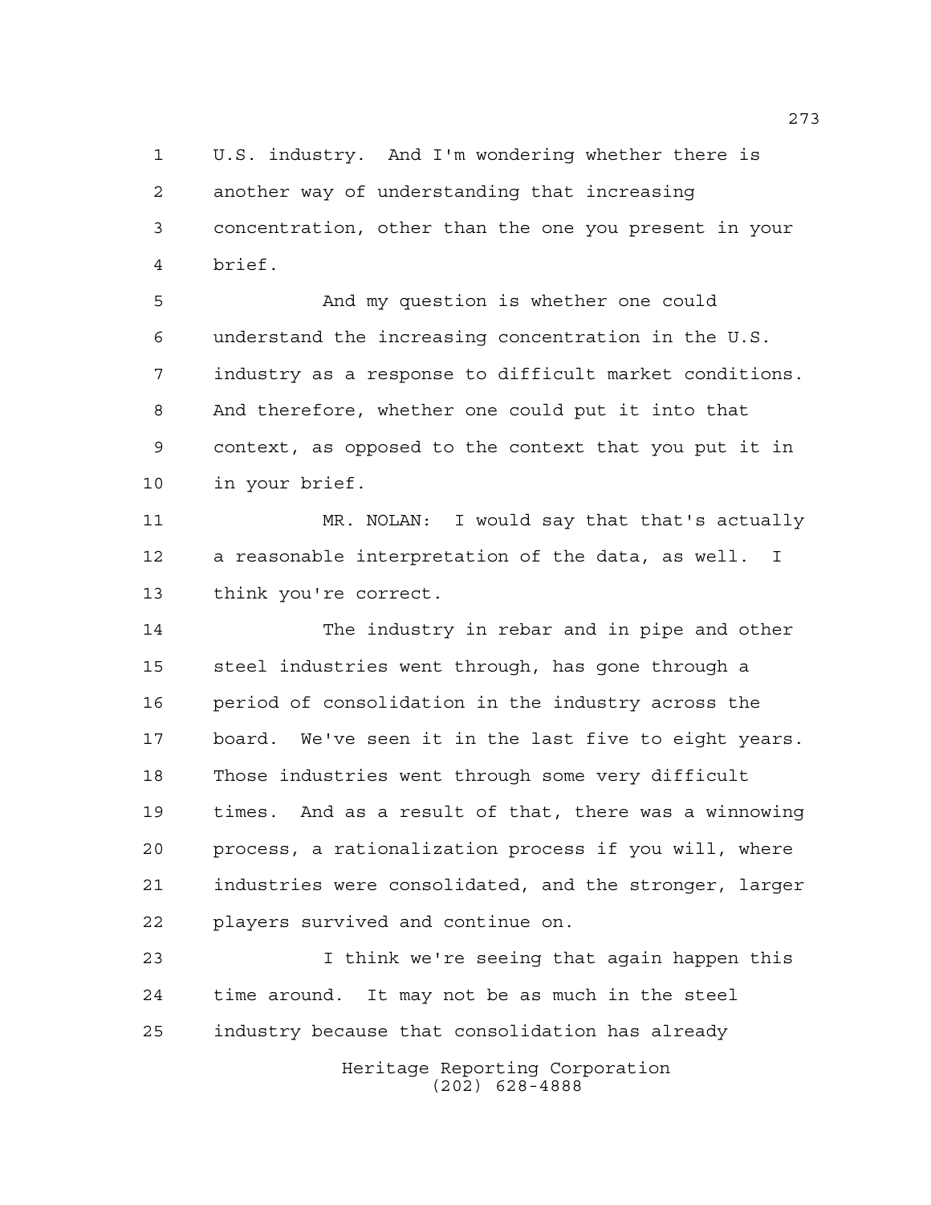U.S. industry. And I'm wondering whether there is another way of understanding that increasing concentration, other than the one you present in your brief.

And my question is whether one could understand the increasing concentration in the U.S. industry as a response to difficult market conditions. And therefore, whether one could put it into that context, as opposed to the context that you put it in in your brief.

MR. NOLAN: I would say that that's actually a reasonable interpretation of the data, as well. I think you're correct.

The industry in rebar and in pipe and other steel industries went through, has gone through a period of consolidation in the industry across the board. We've seen it in the last five to eight years. Those industries went through some very difficult times. And as a result of that, there was a winnowing process, a rationalization process if you will, where industries were consolidated, and the stronger, larger players survived and continue on.

I think we're seeing that again happen this time around. It may not be as much in the steel industry because that consolidation has already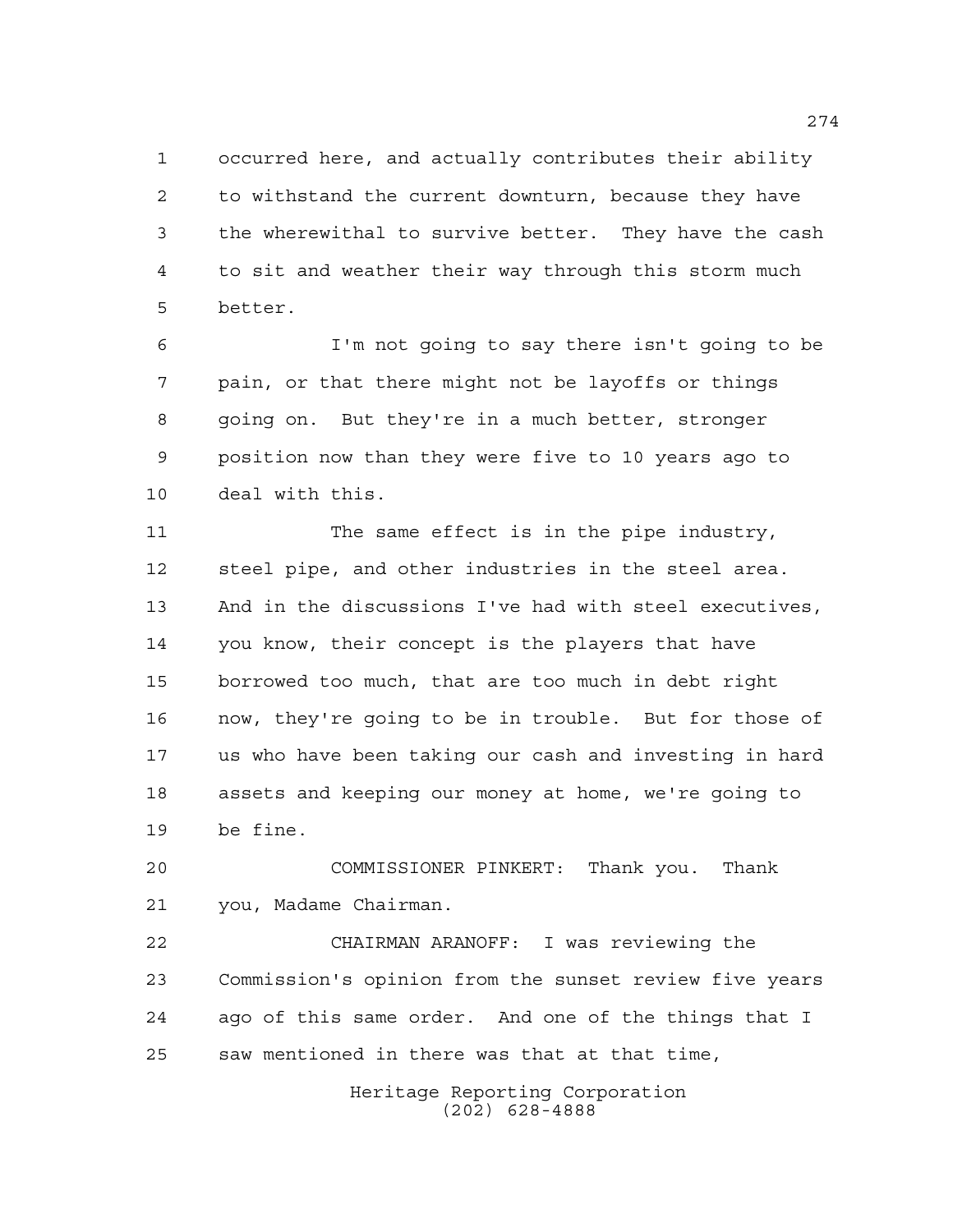occurred here, and actually contributes their ability to withstand the current downturn, because they have the wherewithal to survive better. They have the cash to sit and weather their way through this storm much better.

I'm not going to say there isn't going to be pain, or that there might not be layoffs or things going on. But they're in a much better, stronger position now than they were five to 10 years ago to deal with this.

The same effect is in the pipe industry, steel pipe, and other industries in the steel area. And in the discussions I've had with steel executives, you know, their concept is the players that have borrowed too much, that are too much in debt right now, they're going to be in trouble. But for those of us who have been taking our cash and investing in hard assets and keeping our money at home, we're going to be fine.

COMMISSIONER PINKERT: Thank you. Thank you, Madame Chairman.

CHAIRMAN ARANOFF: I was reviewing the Commission's opinion from the sunset review five years ago of this same order. And one of the things that I saw mentioned in there was that at that time,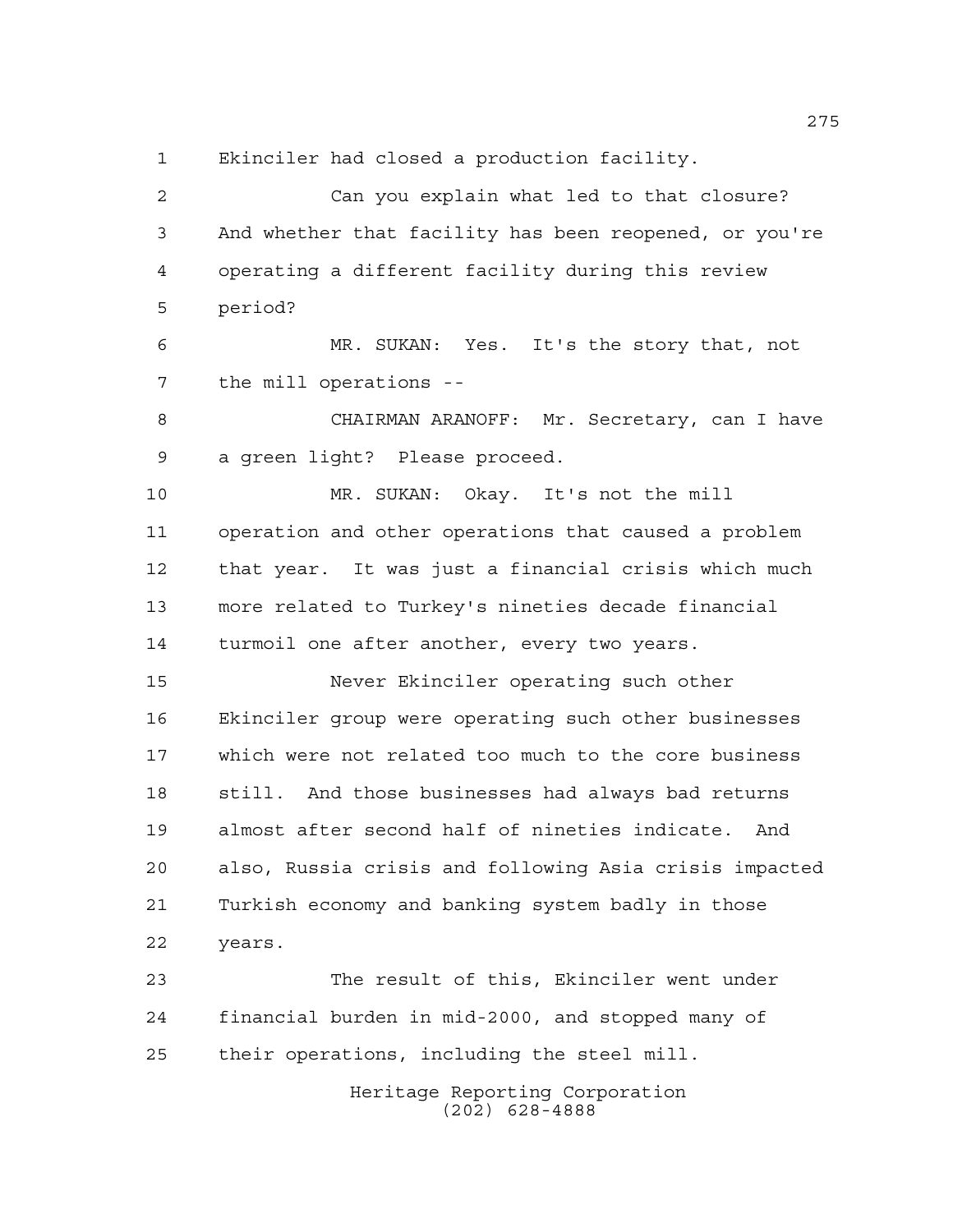Ekinciler had closed a production facility.

Can you explain what led to that closure? And whether that facility has been reopened, or you're operating a different facility during this review period?

MR. SUKAN: Yes. It's the story that, not the mill operations --

CHAIRMAN ARANOFF: Mr. Secretary, can I have a green light? Please proceed.

MR. SUKAN: Okay. It's not the mill operation and other operations that caused a problem that year. It was just a financial crisis which much more related to Turkey's nineties decade financial turmoil one after another, every two years.

Never Ekinciler operating such other Ekinciler group were operating such other businesses which were not related too much to the core business still. And those businesses had always bad returns almost after second half of nineties indicate. And also, Russia crisis and following Asia crisis impacted Turkish economy and banking system badly in those years.

The result of this, Ekinciler went under financial burden in mid-2000, and stopped many of their operations, including the steel mill.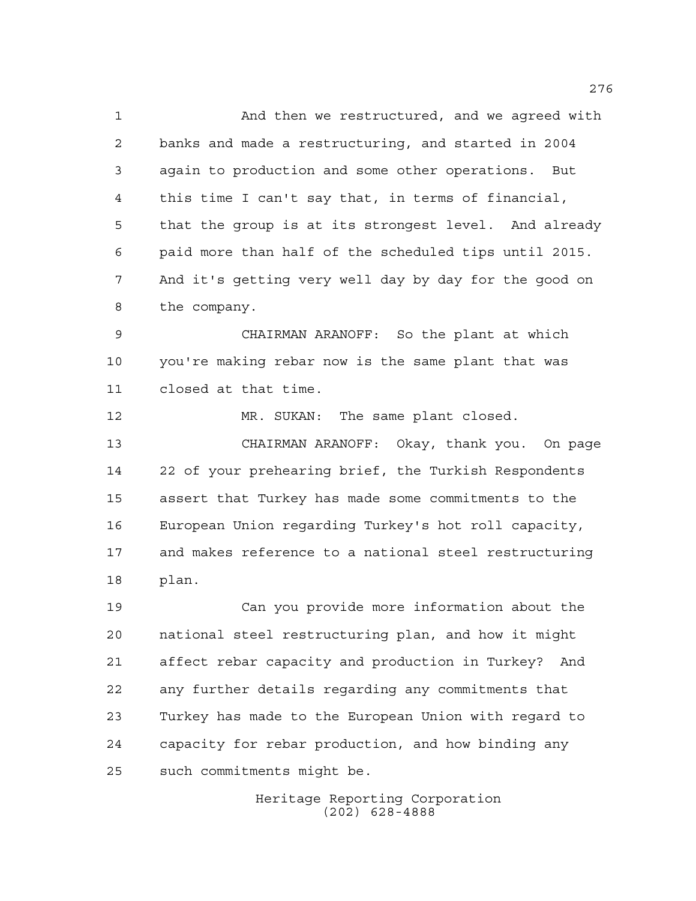And then we restructured, and we agreed with banks and made a restructuring, and started in 2004 again to production and some other operations. But this time I can't say that, in terms of financial, that the group is at its strongest level. And already paid more than half of the scheduled tips until 2015. And it's getting very well day by day for the good on the company.

CHAIRMAN ARANOFF: So the plant at which you're making rebar now is the same plant that was closed at that time.

MR. SUKAN: The same plant closed.

CHAIRMAN ARANOFF: Okay, thank you. On page 22 of your prehearing brief, the Turkish Respondents assert that Turkey has made some commitments to the European Union regarding Turkey's hot roll capacity, and makes reference to a national steel restructuring plan.

Can you provide more information about the national steel restructuring plan, and how it might affect rebar capacity and production in Turkey? And any further details regarding any commitments that Turkey has made to the European Union with regard to capacity for rebar production, and how binding any such commitments might be.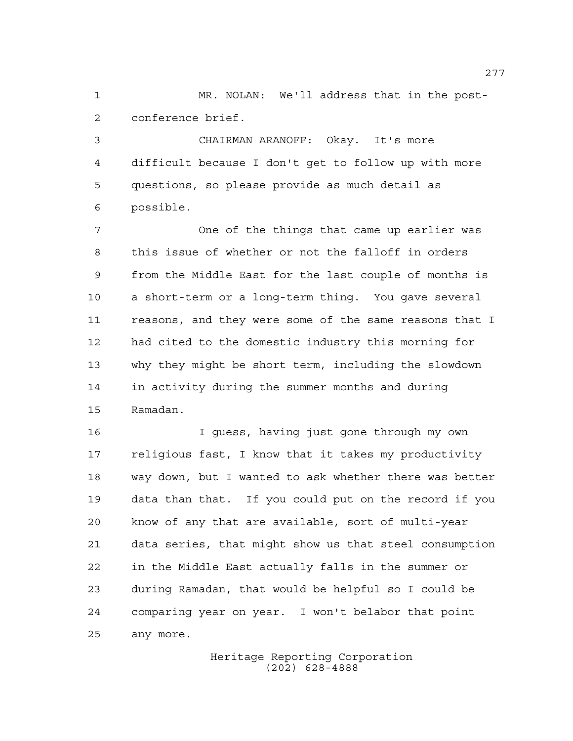MR. NOLAN: We'll address that in the post-conference brief.

CHAIRMAN ARANOFF: Okay. It's more difficult because I don't get to follow up with more questions, so please provide as much detail as possible.

One of the things that came up earlier was this issue of whether or not the falloff in orders from the Middle East for the last couple of months is a short-term or a long-term thing. You gave several reasons, and they were some of the same reasons that I had cited to the domestic industry this morning for why they might be short term, including the slowdown in activity during the summer months and during Ramadan.

I guess, having just gone through my own religious fast, I know that it takes my productivity way down, but I wanted to ask whether there was better data than that. If you could put on the record if you know of any that are available, sort of multi-year data series, that might show us that steel consumption in the Middle East actually falls in the summer or during Ramadan, that would be helpful so I could be comparing year on year. I won't belabor that point any more.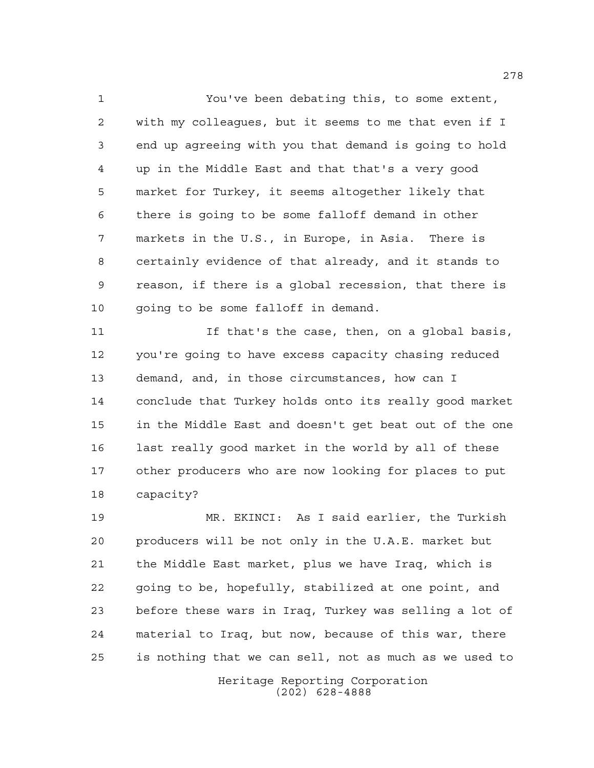You've been debating this, to some extent, with my colleagues, but it seems to me that even if I end up agreeing with you that demand is going to hold up in the Middle East and that that's a very good market for Turkey, it seems altogether likely that there is going to be some falloff demand in other markets in the U.S., in Europe, in Asia. There is certainly evidence of that already, and it stands to reason, if there is a global recession, that there is going to be some falloff in demand.

If that's the case, then, on a global basis, you're going to have excess capacity chasing reduced demand, and, in those circumstances, how can I conclude that Turkey holds onto its really good market in the Middle East and doesn't get beat out of the one last really good market in the world by all of these other producers who are now looking for places to put capacity?

MR. EKINCI: As I said earlier, the Turkish producers will be not only in the U.A.E. market but the Middle East market, plus we have Iraq, which is going to be, hopefully, stabilized at one point, and before these wars in Iraq, Turkey was selling a lot of material to Iraq, but now, because of this war, there is nothing that we can sell, not as much as we used to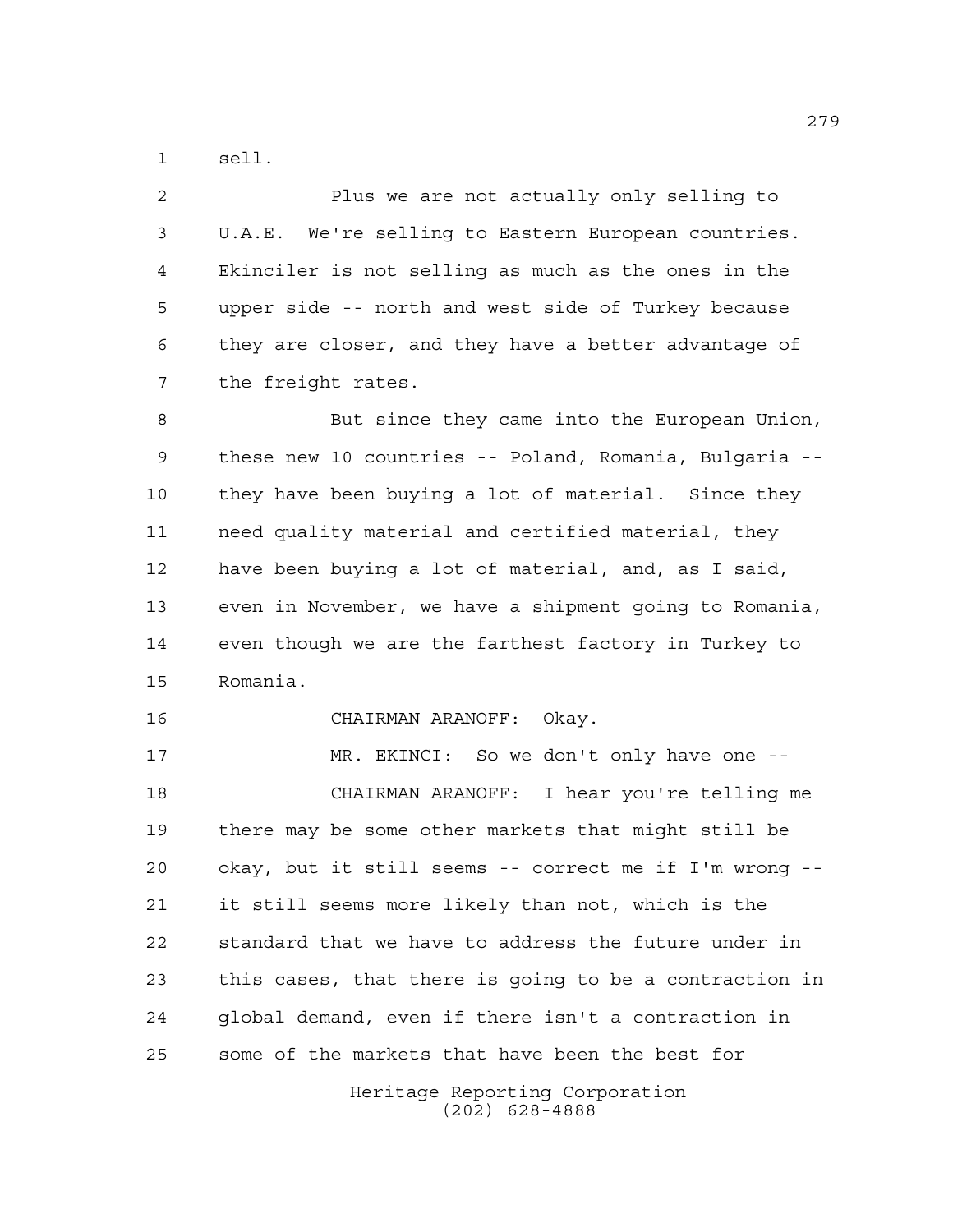sell.

Plus we are not actually only selling to U.A.E. We're selling to Eastern European countries. Ekinciler is not selling as much as the ones in the upper side -- north and west side of Turkey because they are closer, and they have a better advantage of the freight rates.

But since they came into the European Union, these new 10 countries -- Poland, Romania, Bulgaria -- they have been buying a lot of material. Since they need quality material and certified material, they have been buying a lot of material, and, as I said, even in November, we have a shipment going to Romania, even though we are the farthest factory in Turkey to Romania.

CHAIRMAN ARANOFF: Okay.

MR. EKINCI: So we don't only have one --

CHAIRMAN ARANOFF: I hear you're telling me there may be some other markets that might still be okay, but it still seems -- correct me if I'm wrong -- it still seems more likely than not, which is the standard that we have to address the future under in this cases, that there is going to be a contraction in global demand, even if there isn't a contraction in some of the markets that have been the best for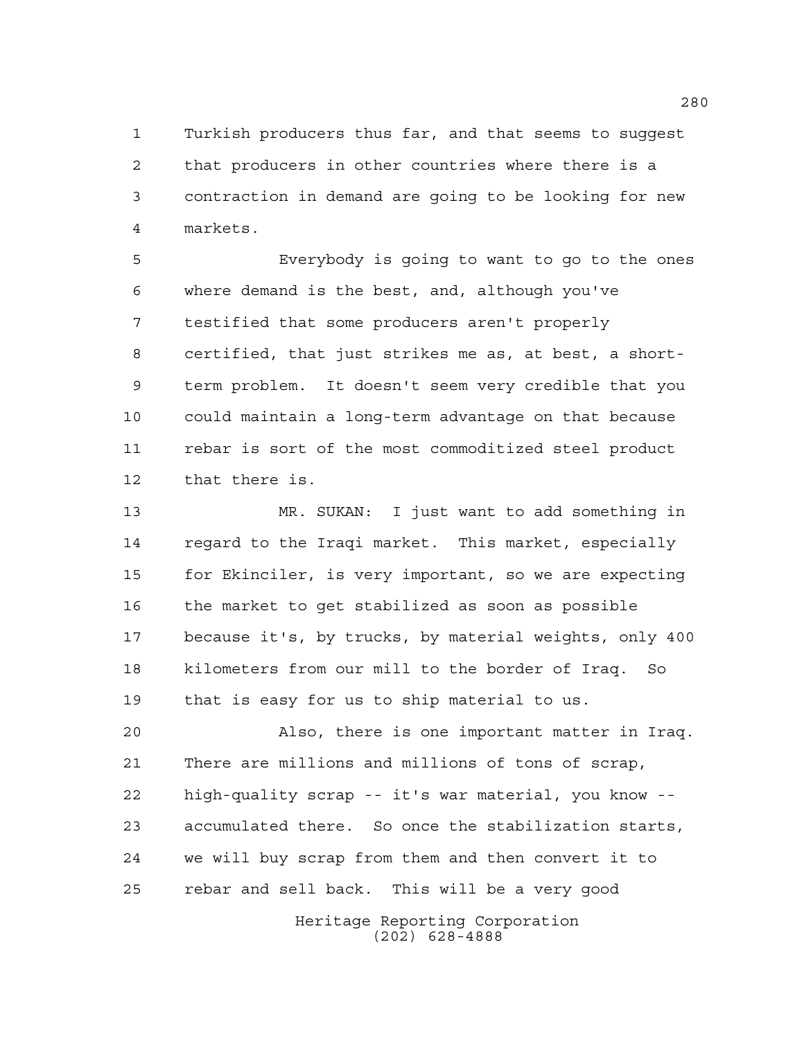Turkish producers thus far, and that seems to suggest that producers in other countries where there is a contraction in demand are going to be looking for new markets.

Everybody is going to want to go to the ones where demand is the best, and, although you've testified that some producers aren't properly certified, that just strikes me as, at best, a short-term problem. It doesn't seem very credible that you could maintain a long-term advantage on that because rebar is sort of the most commoditized steel product that there is.

MR. SUKAN: I just want to add something in regard to the Iraqi market. This market, especially for Ekinciler, is very important, so we are expecting the market to get stabilized as soon as possible because it's, by trucks, by material weights, only 400 kilometers from our mill to the border of Iraq. So that is easy for us to ship material to us.

Also, there is one important matter in Iraq. There are millions and millions of tons of scrap, high-quality scrap -- it's war material, you know -- accumulated there. So once the stabilization starts, we will buy scrap from them and then convert it to rebar and sell back. This will be a very good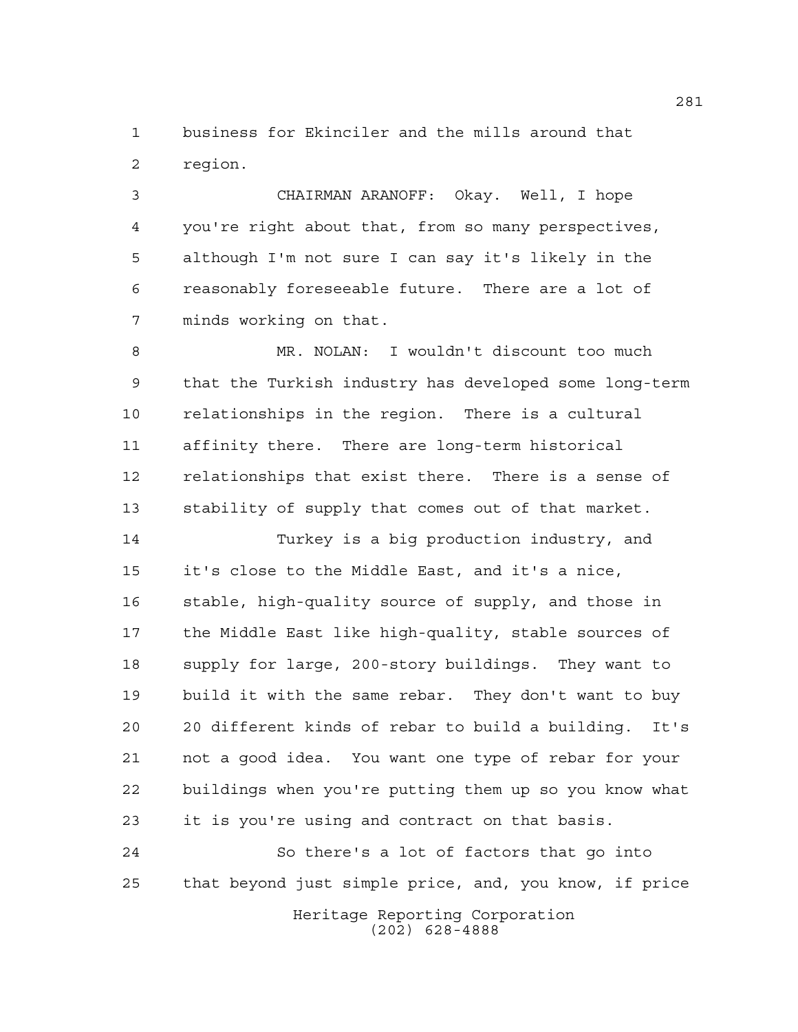business for Ekinciler and the mills around that region.

CHAIRMAN ARANOFF: Okay. Well, I hope you're right about that, from so many perspectives, although I'm not sure I can say it's likely in the reasonably foreseeable future. There are a lot of minds working on that.

MR. NOLAN: I wouldn't discount too much that the Turkish industry has developed some long-term relationships in the region. There is a cultural affinity there. There are long-term historical relationships that exist there. There is a sense of stability of supply that comes out of that market.

Turkey is a big production industry, and it's close to the Middle East, and it's a nice, stable, high-quality source of supply, and those in the Middle East like high-quality, stable sources of supply for large, 200-story buildings. They want to build it with the same rebar. They don't want to buy 20 different kinds of rebar to build a building. It's not a good idea. You want one type of rebar for your buildings when you're putting them up so you know what it is you're using and contract on that basis.

So there's a lot of factors that go into that beyond just simple price, and, you know, if price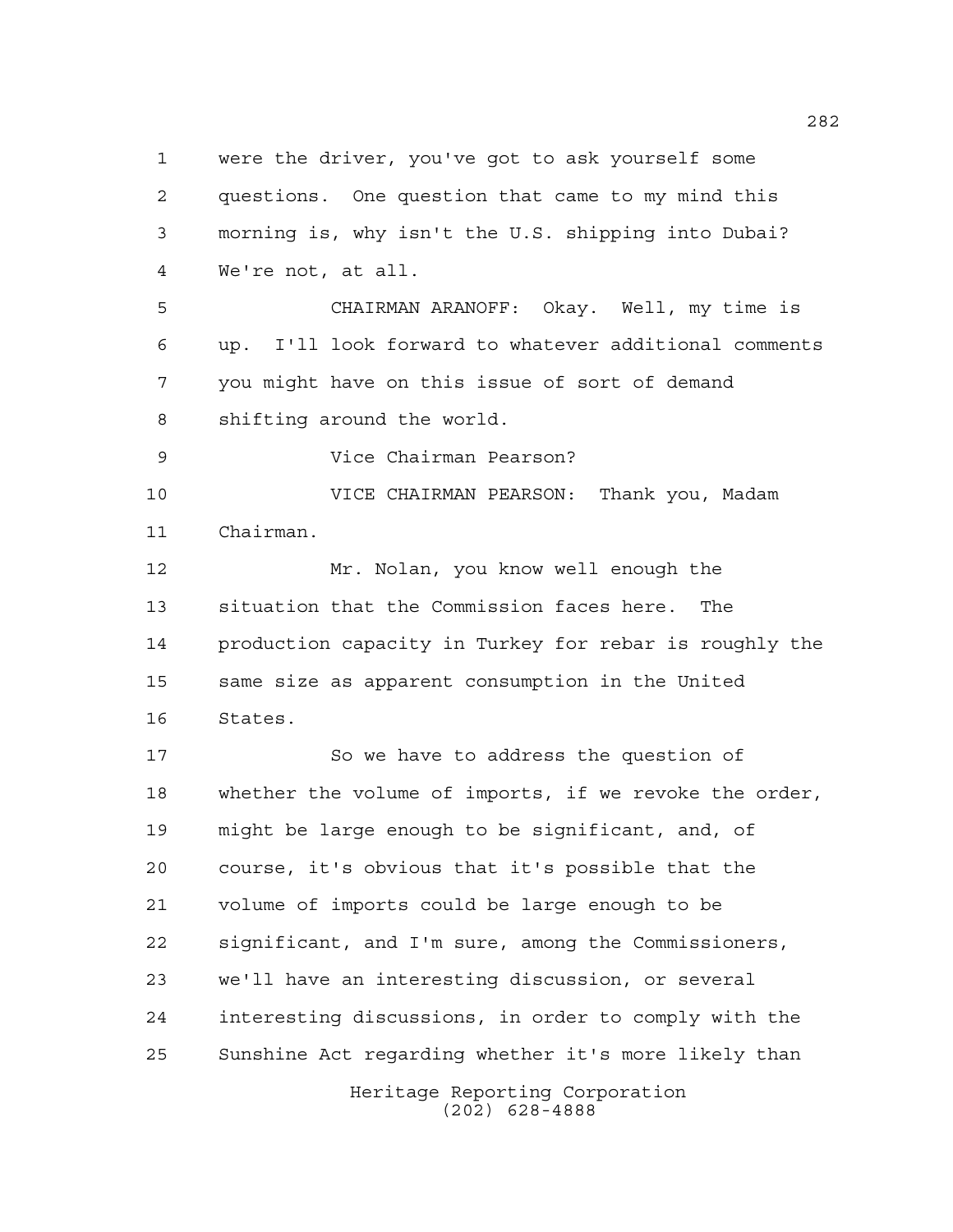were the driver, you've got to ask yourself some questions. One question that came to my mind this morning is, why isn't the U.S. shipping into Dubai? We're not, at all.

CHAIRMAN ARANOFF: Okay. Well, my time is up. I'll look forward to whatever additional comments you might have on this issue of sort of demand shifting around the world.

Vice Chairman Pearson?

VICE CHAIRMAN PEARSON: Thank you, Madam Chairman.

Mr. Nolan, you know well enough the situation that the Commission faces here. The production capacity in Turkey for rebar is roughly the same size as apparent consumption in the United States.

So we have to address the question of whether the volume of imports, if we revoke the order, might be large enough to be significant, and, of course, it's obvious that it's possible that the volume of imports could be large enough to be significant, and I'm sure, among the Commissioners, we'll have an interesting discussion, or several interesting discussions, in order to comply with the Sunshine Act regarding whether it's more likely than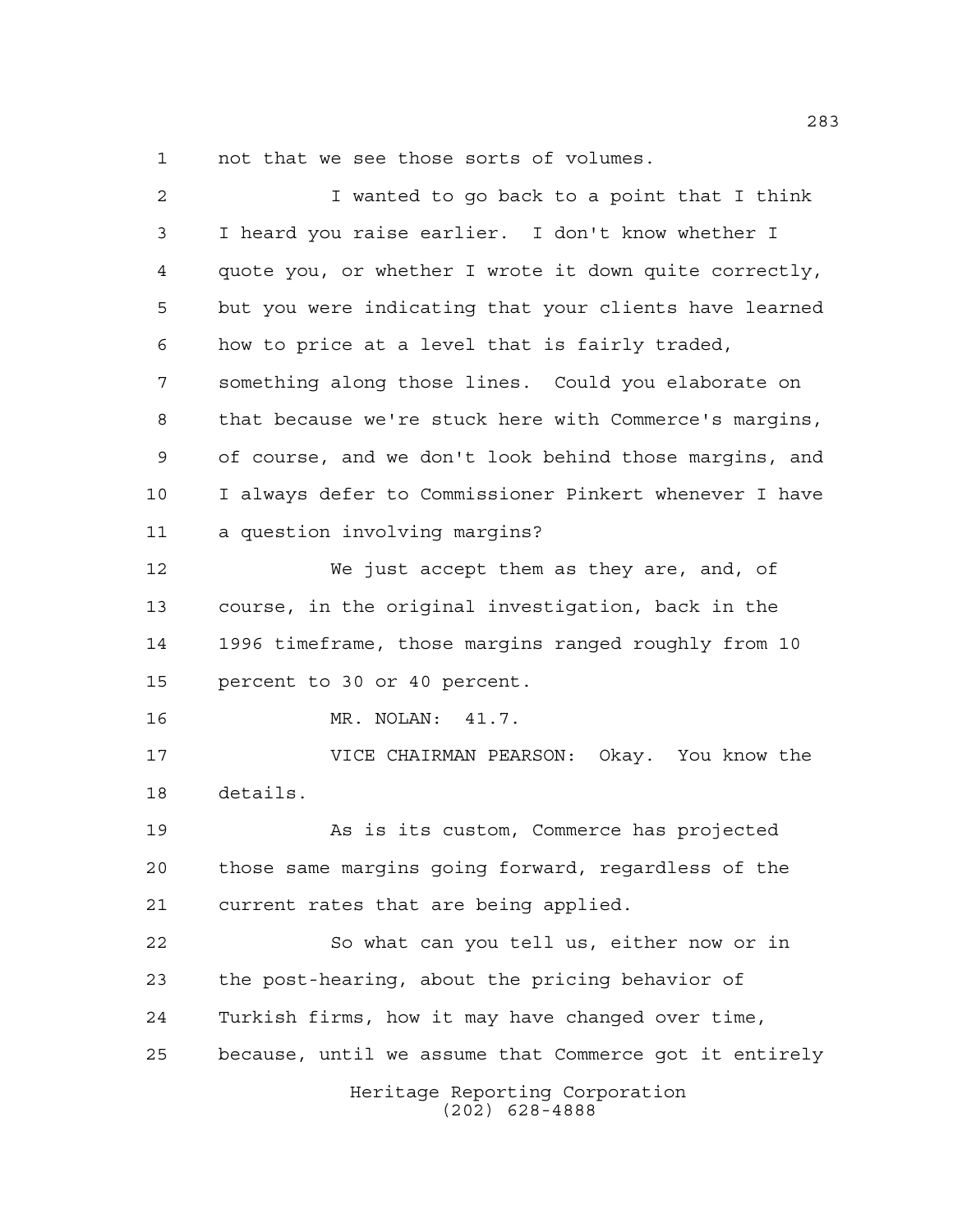not that we see those sorts of volumes.

I wanted to go back to a point that I think I heard you raise earlier. I don't know whether I quote you, or whether I wrote it down quite correctly, but you were indicating that your clients have learned how to price at a level that is fairly traded, something along those lines. Could you elaborate on that because we're stuck here with Commerce's margins, of course, and we don't look behind those margins, and I always defer to Commissioner Pinkert whenever I have a question involving margins?

We just accept them as they are, and, of course, in the original investigation, back in the 1996 timeframe, those margins ranged roughly from 10 percent to 30 or 40 percent.

MR. NOLAN: 41.7.

VICE CHAIRMAN PEARSON: Okay. You know the details.

As is its custom, Commerce has projected those same margins going forward, regardless of the current rates that are being applied.

So what can you tell us, either now or in the post-hearing, about the pricing behavior of Turkish firms, how it may have changed over time, because, until we assume that Commerce got it entirely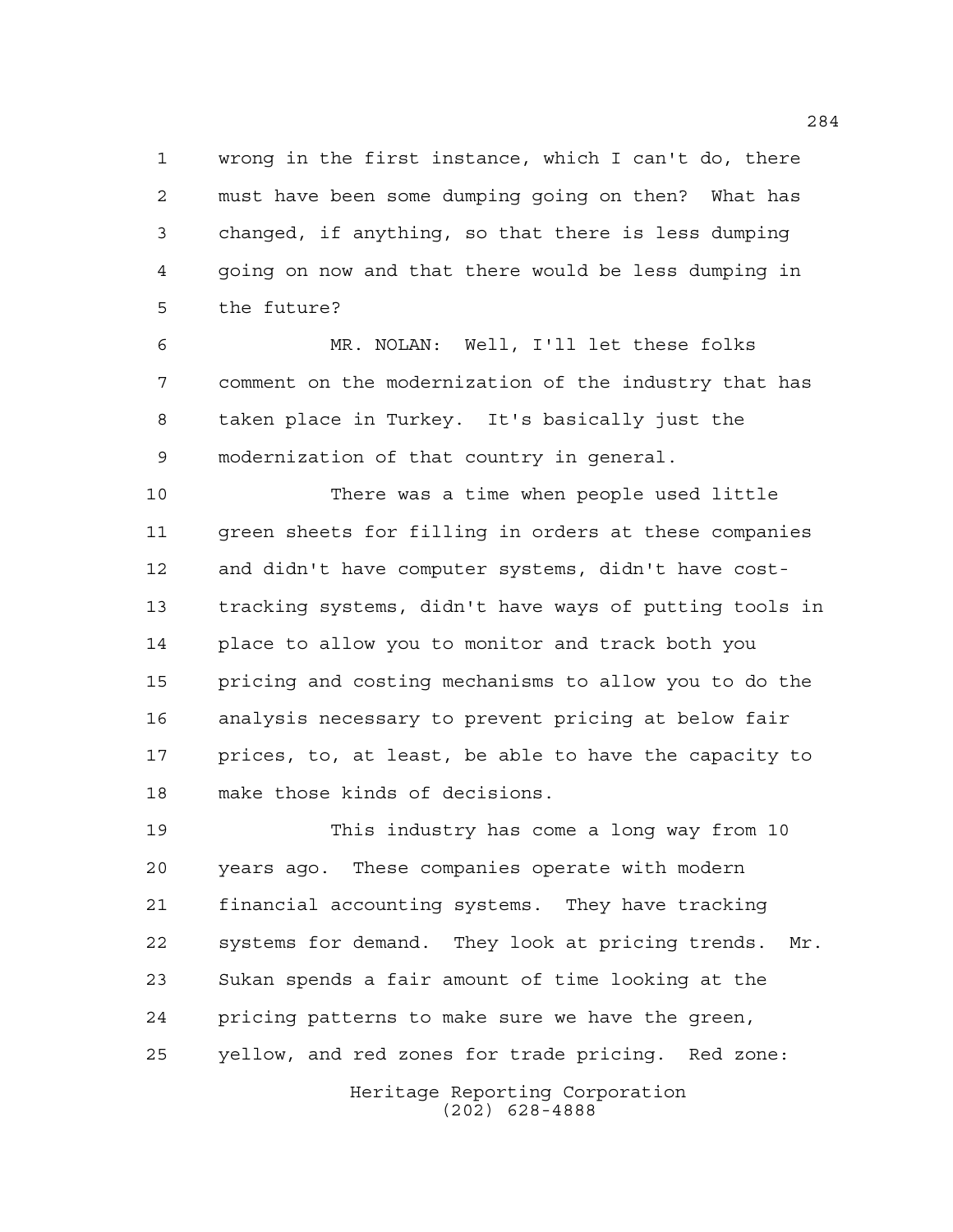wrong in the first instance, which I can't do, there must have been some dumping going on then? What has changed, if anything, so that there is less dumping going on now and that there would be less dumping in the future?

MR. NOLAN: Well, I'll let these folks comment on the modernization of the industry that has taken place in Turkey. It's basically just the modernization of that country in general.

There was a time when people used little green sheets for filling in orders at these companies and didn't have computer systems, didn't have cost-tracking systems, didn't have ways of putting tools in place to allow you to monitor and track both you pricing and costing mechanisms to allow you to do the analysis necessary to prevent pricing at below fair prices, to, at least, be able to have the capacity to make those kinds of decisions.

This industry has come a long way from 10 years ago. These companies operate with modern financial accounting systems. They have tracking systems for demand. They look at pricing trends. Mr. Sukan spends a fair amount of time looking at the pricing patterns to make sure we have the green, yellow, and red zones for trade pricing. Red zone: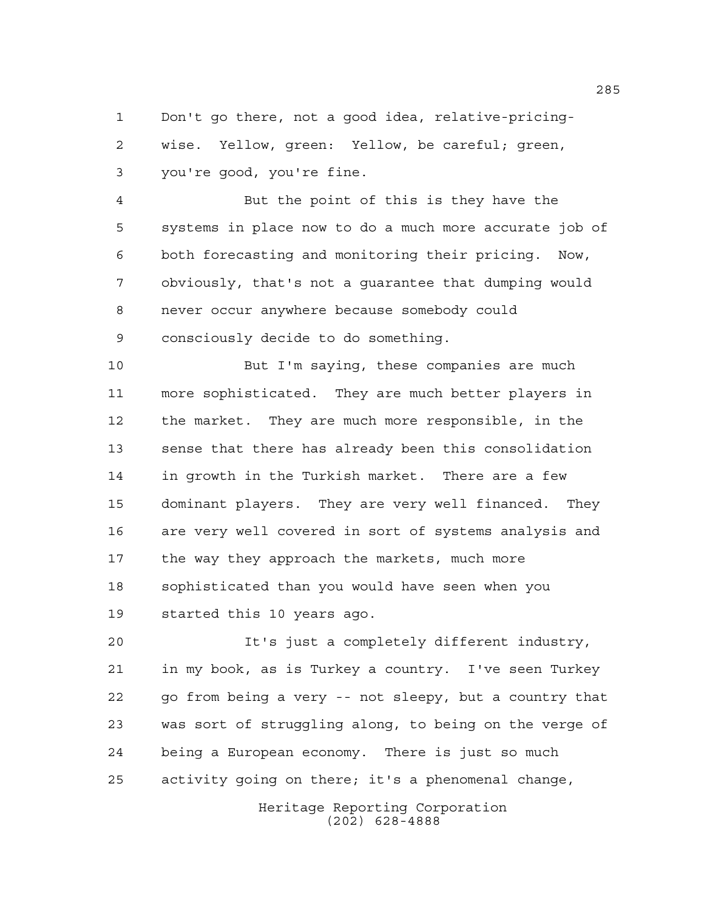Don't go there, not a good idea, relative-pricing-wise. Yellow, green: Yellow, be careful; green, you're good, you're fine.

But the point of this is they have the systems in place now to do a much more accurate job of both forecasting and monitoring their pricing. Now, obviously, that's not a guarantee that dumping would never occur anywhere because somebody could consciously decide to do something.

But I'm saying, these companies are much more sophisticated. They are much better players in the market. They are much more responsible, in the sense that there has already been this consolidation in growth in the Turkish market. There are a few dominant players. They are very well financed. They are very well covered in sort of systems analysis and the way they approach the markets, much more sophisticated than you would have seen when you started this 10 years ago.

It's just a completely different industry, in my book, as is Turkey a country. I've seen Turkey go from being a very -- not sleepy, but a country that was sort of struggling along, to being on the verge of being a European economy. There is just so much activity going on there; it's a phenomenal change,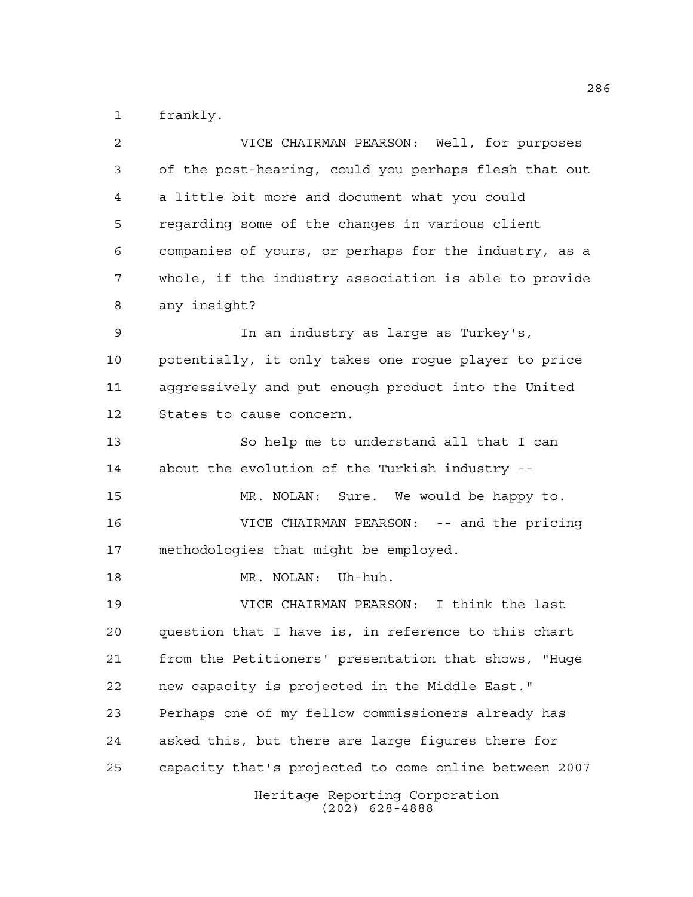frankly.

VICE CHAIRMAN PEARSON: Well, for purposes of the post-hearing, could you perhaps flesh that out a little bit more and document what you could regarding some of the changes in various client companies of yours, or perhaps for the industry, as a whole, if the industry association is able to provide any insight?

In an industry as large as Turkey's, potentially, it only takes one rogue player to price aggressively and put enough product into the United States to cause concern.

So help me to understand all that I can about the evolution of the Turkish industry --

MR. NOLAN: Sure. We would be happy to.

VICE CHAIRMAN PEARSON: -- and the pricing methodologies that might be employed.

MR. NOLAN: Uh-huh.

VICE CHAIRMAN PEARSON: I think the last question that I have is, in reference to this chart from the Petitioners' presentation that shows, "Huge new capacity is projected in the Middle East." Perhaps one of my fellow commissioners already has asked this, but there are large figures there for capacity that's projected to come online between 2007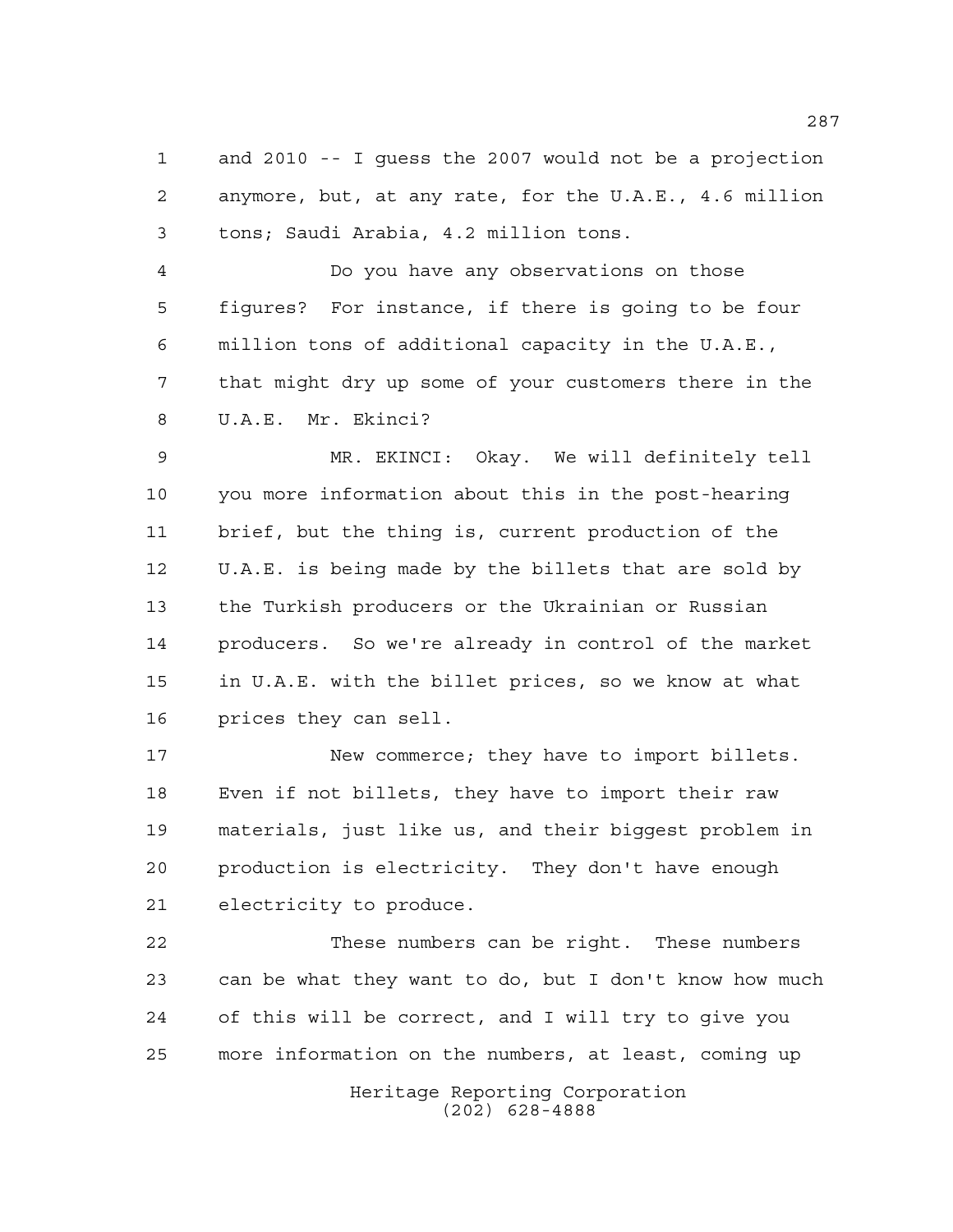and 2010 -- I guess the 2007 would not be a projection anymore, but, at any rate, for the U.A.E., 4.6 million tons; Saudi Arabia, 4.2 million tons.

Do you have any observations on those figures? For instance, if there is going to be four million tons of additional capacity in the U.A.E., that might dry up some of your customers there in the U.A.E. Mr. Ekinci?

MR. EKINCI: Okay. We will definitely tell you more information about this in the post-hearing brief, but the thing is, current production of the U.A.E. is being made by the billets that are sold by the Turkish producers or the Ukrainian or Russian producers. So we're already in control of the market in U.A.E. with the billet prices, so we know at what prices they can sell.

New commerce; they have to import billets. Even if not billets, they have to import their raw materials, just like us, and their biggest problem in production is electricity. They don't have enough electricity to produce.

These numbers can be right. These numbers can be what they want to do, but I don't know how much of this will be correct, and I will try to give you more information on the numbers, at least, coming up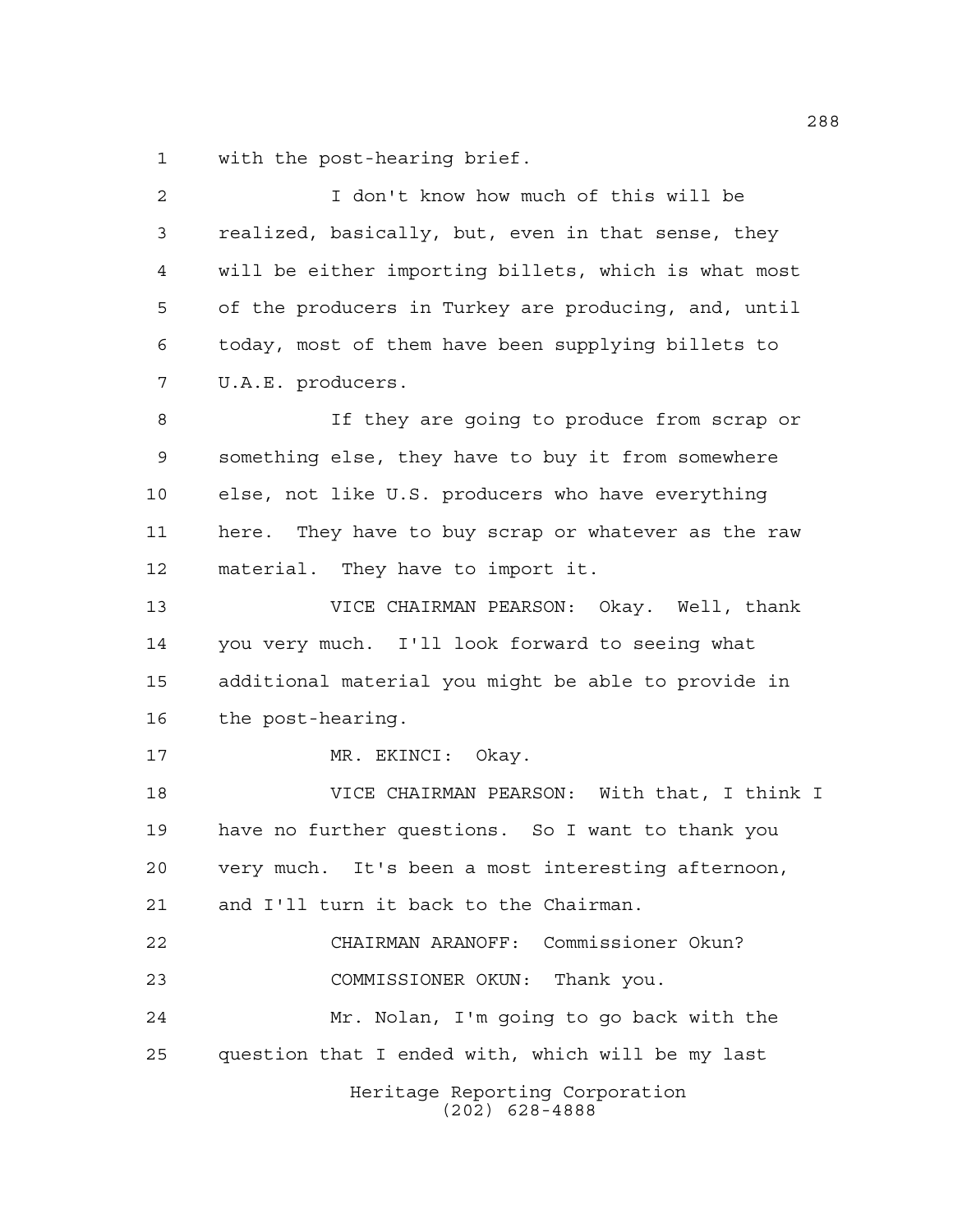with the post-hearing brief.

I don't know how much of this will be realized, basically, but, even in that sense, they will be either importing billets, which is what most of the producers in Turkey are producing, and, until today, most of them have been supplying billets to U.A.E. producers.

If they are going to produce from scrap or something else, they have to buy it from somewhere else, not like U.S. producers who have everything here. They have to buy scrap or whatever as the raw material. They have to import it.

VICE CHAIRMAN PEARSON: Okay. Well, thank you very much. I'll look forward to seeing what additional material you might be able to provide in the post-hearing.

MR. EKINCI: Okay.

VICE CHAIRMAN PEARSON: With that, I think I have no further questions. So I want to thank you very much. It's been a most interesting afternoon, and I'll turn it back to the Chairman.

CHAIRMAN ARANOFF: Commissioner Okun?

COMMISSIONER OKUN: Thank you.

Mr. Nolan, I'm going to go back with the question that I ended with, which will be my last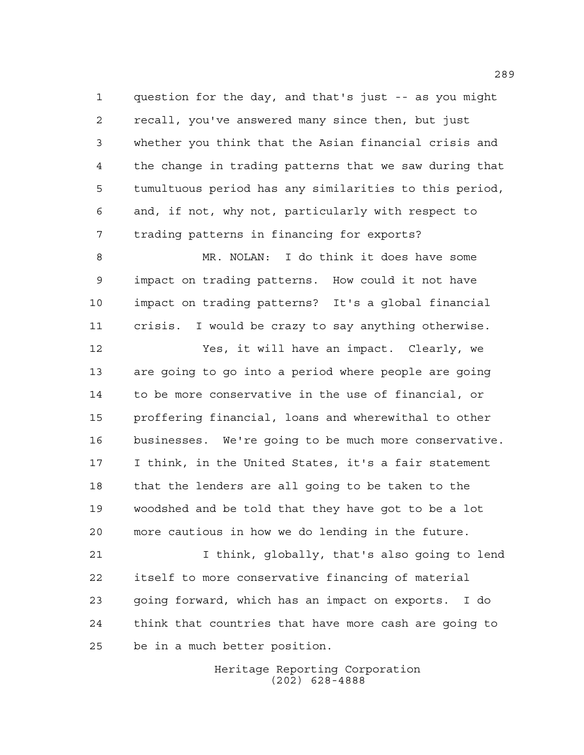question for the day, and that's just -- as you might recall, you've answered many since then, but just whether you think that the Asian financial crisis and the change in trading patterns that we saw during that tumultuous period has any similarities to this period, and, if not, why not, particularly with respect to trading patterns in financing for exports?

MR. NOLAN: I do think it does have some impact on trading patterns. How could it not have impact on trading patterns? It's a global financial crisis. I would be crazy to say anything otherwise.

Yes, it will have an impact. Clearly, we are going to go into a period where people are going to be more conservative in the use of financial, or proffering financial, loans and wherewithal to other businesses. We're going to be much more conservative. I think, in the United States, it's a fair statement that the lenders are all going to be taken to the woodshed and be told that they have got to be a lot more cautious in how we do lending in the future.

I think, globally, that's also going to lend itself to more conservative financing of material going forward, which has an impact on exports. I do think that countries that have more cash are going to be in a much better position.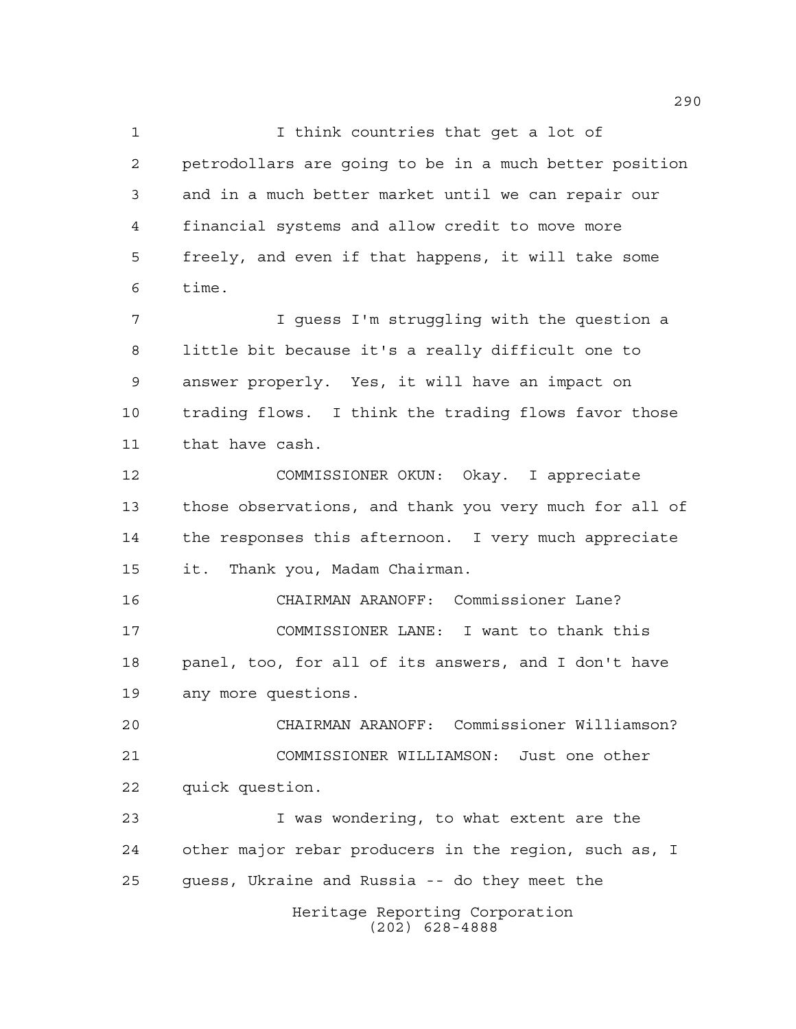I think countries that get a lot of petrodollars are going to be in a much better position and in a much better market until we can repair our financial systems and allow credit to move more freely, and even if that happens, it will take some time.

I guess I'm struggling with the question a little bit because it's a really difficult one to answer properly. Yes, it will have an impact on trading flows. I think the trading flows favor those that have cash.

COMMISSIONER OKUN: Okay. I appreciate those observations, and thank you very much for all of the responses this afternoon. I very much appreciate it. Thank you, Madam Chairman.

CHAIRMAN ARANOFF: Commissioner Lane?

COMMISSIONER LANE: I want to thank this panel, too, for all of its answers, and I don't have any more questions.

CHAIRMAN ARANOFF: Commissioner Williamson?

COMMISSIONER WILLIAMSON: Just one other quick question.

I was wondering, to what extent are the other major rebar producers in the region, such as, I guess, Ukraine and Russia -- do they meet the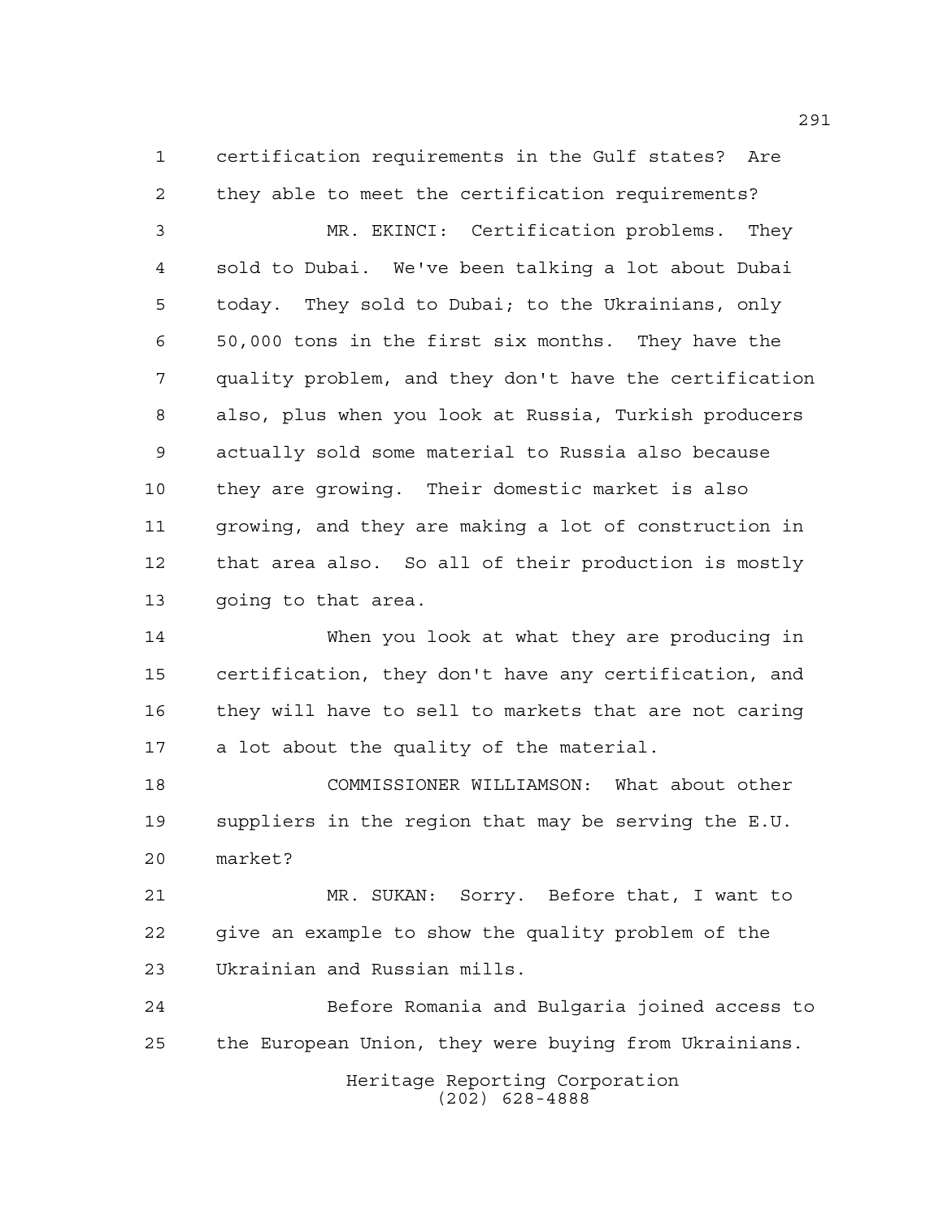certification requirements in the Gulf states? Are they able to meet the certification requirements?

MR. EKINCI: Certification problems. They sold to Dubai. We've been talking a lot about Dubai today. They sold to Dubai; to the Ukrainians, only 50,000 tons in the first six months. They have the quality problem, and they don't have the certification also, plus when you look at Russia, Turkish producers actually sold some material to Russia also because they are growing. Their domestic market is also growing, and they are making a lot of construction in that area also. So all of their production is mostly going to that area.

When you look at what they are producing in certification, they don't have any certification, and they will have to sell to markets that are not caring a lot about the quality of the material.

COMMISSIONER WILLIAMSON: What about other suppliers in the region that may be serving the E.U. market?

MR. SUKAN: Sorry. Before that, I want to give an example to show the quality problem of the Ukrainian and Russian mills.

Before Romania and Bulgaria joined access to the European Union, they were buying from Ukrainians.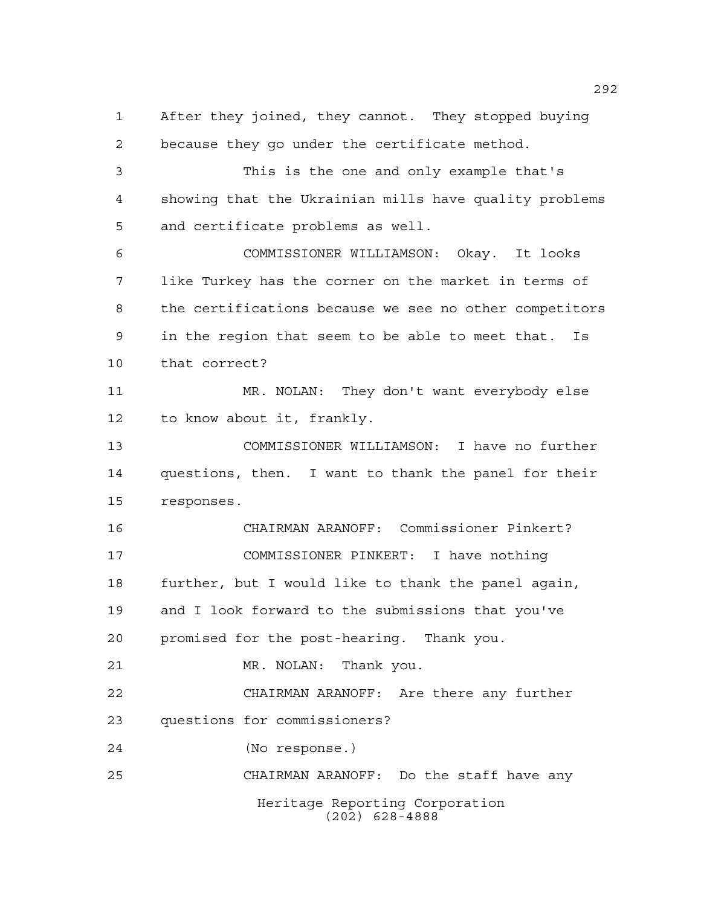After they joined, they cannot. They stopped buying because they go under the certificate method.

This is the one and only example that's showing that the Ukrainian mills have quality problems and certificate problems as well.

COMMISSIONER WILLIAMSON: Okay. It looks like Turkey has the corner on the market in terms of the certifications because we see no other competitors in the region that seem to be able to meet that. Is that correct?

MR. NOLAN: They don't want everybody else to know about it, frankly.

COMMISSIONER WILLIAMSON: I have no further questions, then. I want to thank the panel for their responses.

CHAIRMAN ARANOFF: Commissioner Pinkert?

COMMISSIONER PINKERT: I have nothing further, but I would like to thank the panel again, and I look forward to the submissions that you've promised for the post-hearing. Thank you.

MR. NOLAN: Thank you.

CHAIRMAN ARANOFF: Are there any further questions for commissioners?

(No response.)

CHAIRMAN ARANOFF: Do the staff have any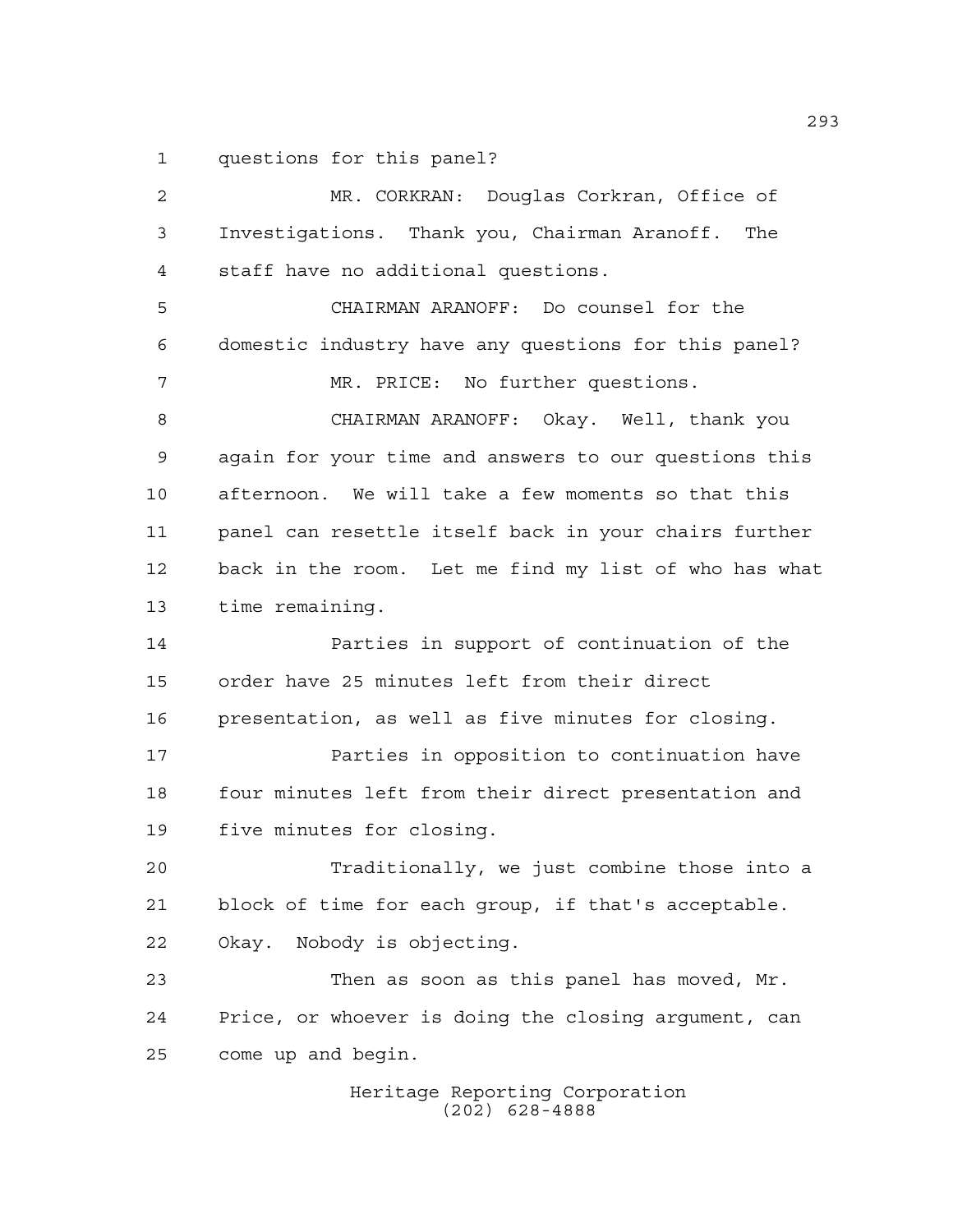questions for this panel?

MR. CORKRAN: Douglas Corkran, Office of Investigations. Thank you, Chairman Aranoff. The staff have no additional questions.

CHAIRMAN ARANOFF: Do counsel for the domestic industry have any questions for this panel?

MR. PRICE: No further questions.

CHAIRMAN ARANOFF: Okay. Well, thank you again for your time and answers to our questions this afternoon. We will take a few moments so that this panel can resettle itself back in your chairs further back in the room. Let me find my list of who has what time remaining.

Parties in support of continuation of the order have 25 minutes left from their direct presentation, as well as five minutes for closing.

Parties in opposition to continuation have four minutes left from their direct presentation and five minutes for closing.

Traditionally, we just combine those into a block of time for each group, if that's acceptable. Okay. Nobody is objecting.

Then as soon as this panel has moved, Mr. Price, or whoever is doing the closing argument, can come up and begin.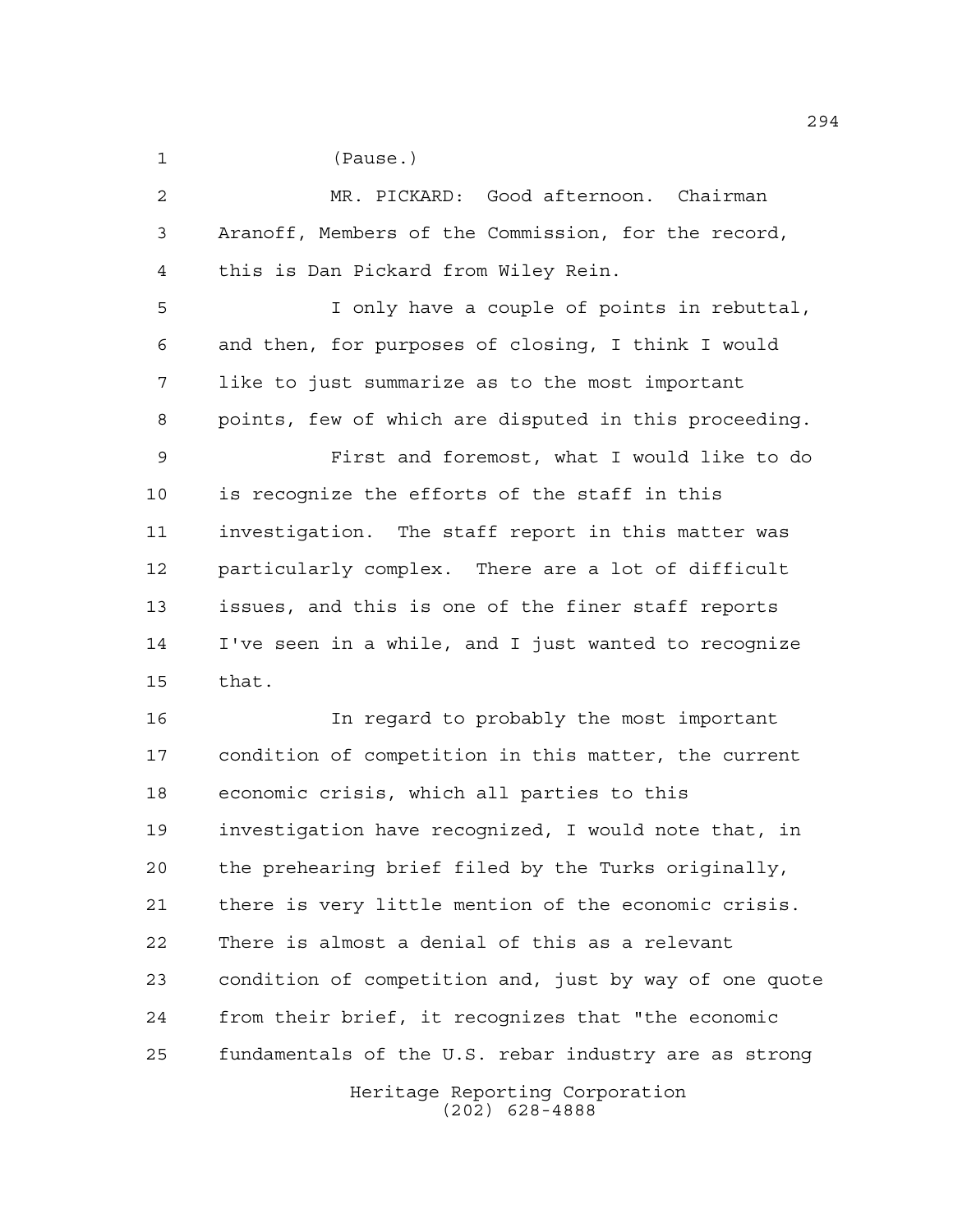(Pause.)

MR. PICKARD: Good afternoon. Chairman Aranoff, Members of the Commission, for the record, this is Dan Pickard from Wiley Rein.

I only have a couple of points in rebuttal, and then, for purposes of closing, I think I would like to just summarize as to the most important points, few of which are disputed in this proceeding.

First and foremost, what I would like to do is recognize the efforts of the staff in this investigation. The staff report in this matter was particularly complex. There are a lot of difficult issues, and this is one of the finer staff reports I've seen in a while, and I just wanted to recognize that.

In regard to probably the most important condition of competition in this matter, the current economic crisis, which all parties to this investigation have recognized, I would note that, in the prehearing brief filed by the Turks originally, there is very little mention of the economic crisis. There is almost a denial of this as a relevant condition of competition and, just by way of one quote from their brief, it recognizes that "the economic fundamentals of the U.S. rebar industry are as strong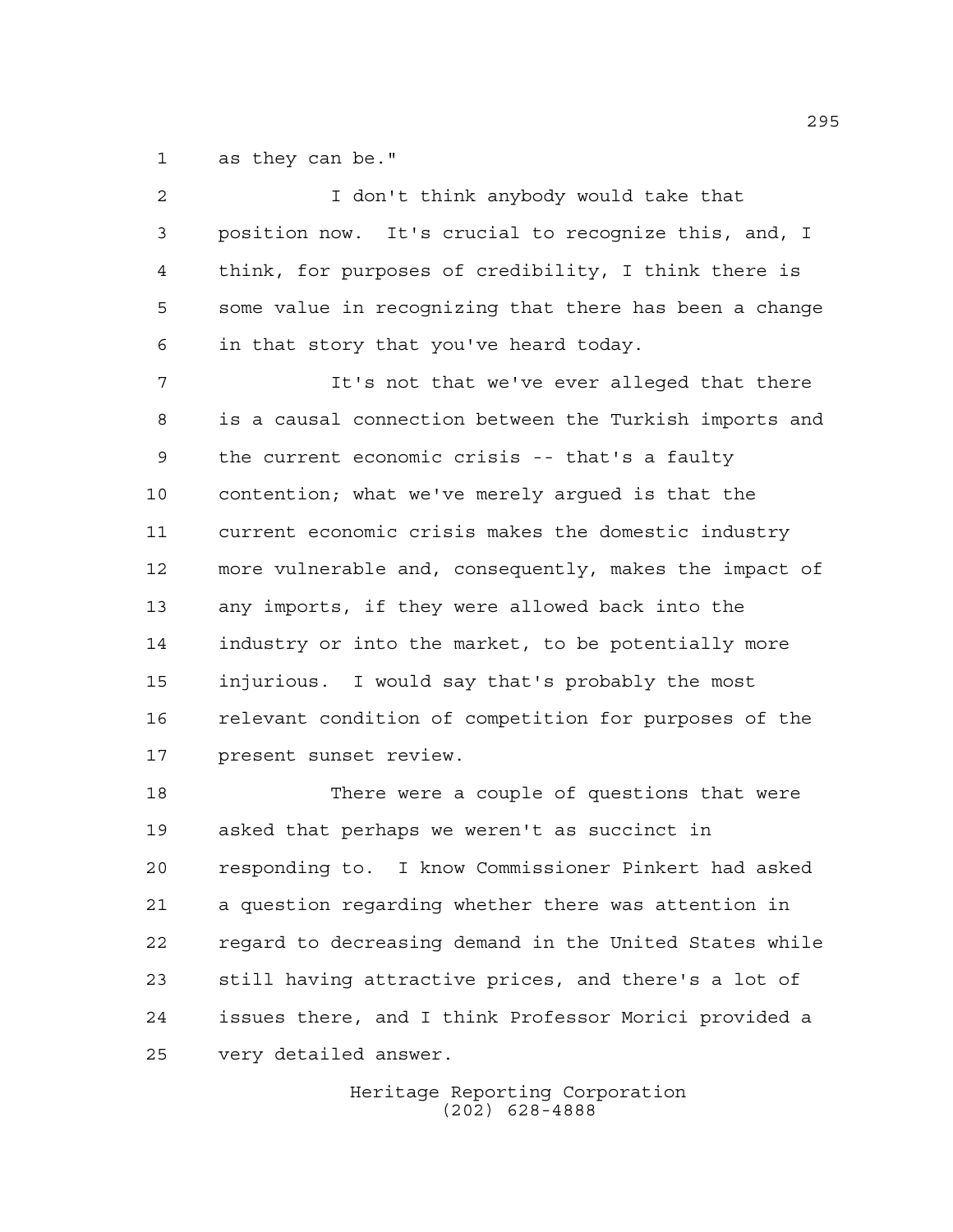as they can be."

I don't think anybody would take that position now. It's crucial to recognize this, and, I think, for purposes of credibility, I think there is some value in recognizing that there has been a change in that story that you've heard today.

It's not that we've ever alleged that there is a causal connection between the Turkish imports and the current economic crisis -- that's a faulty contention; what we've merely argued is that the current economic crisis makes the domestic industry more vulnerable and, consequently, makes the impact of any imports, if they were allowed back into the industry or into the market, to be potentially more injurious. I would say that's probably the most relevant condition of competition for purposes of the present sunset review.

There were a couple of questions that were asked that perhaps we weren't as succinct in responding to. I know Commissioner Pinkert had asked a question regarding whether there was attention in regard to decreasing demand in the United States while still having attractive prices, and there's a lot of issues there, and I think Professor Morici provided a very detailed answer.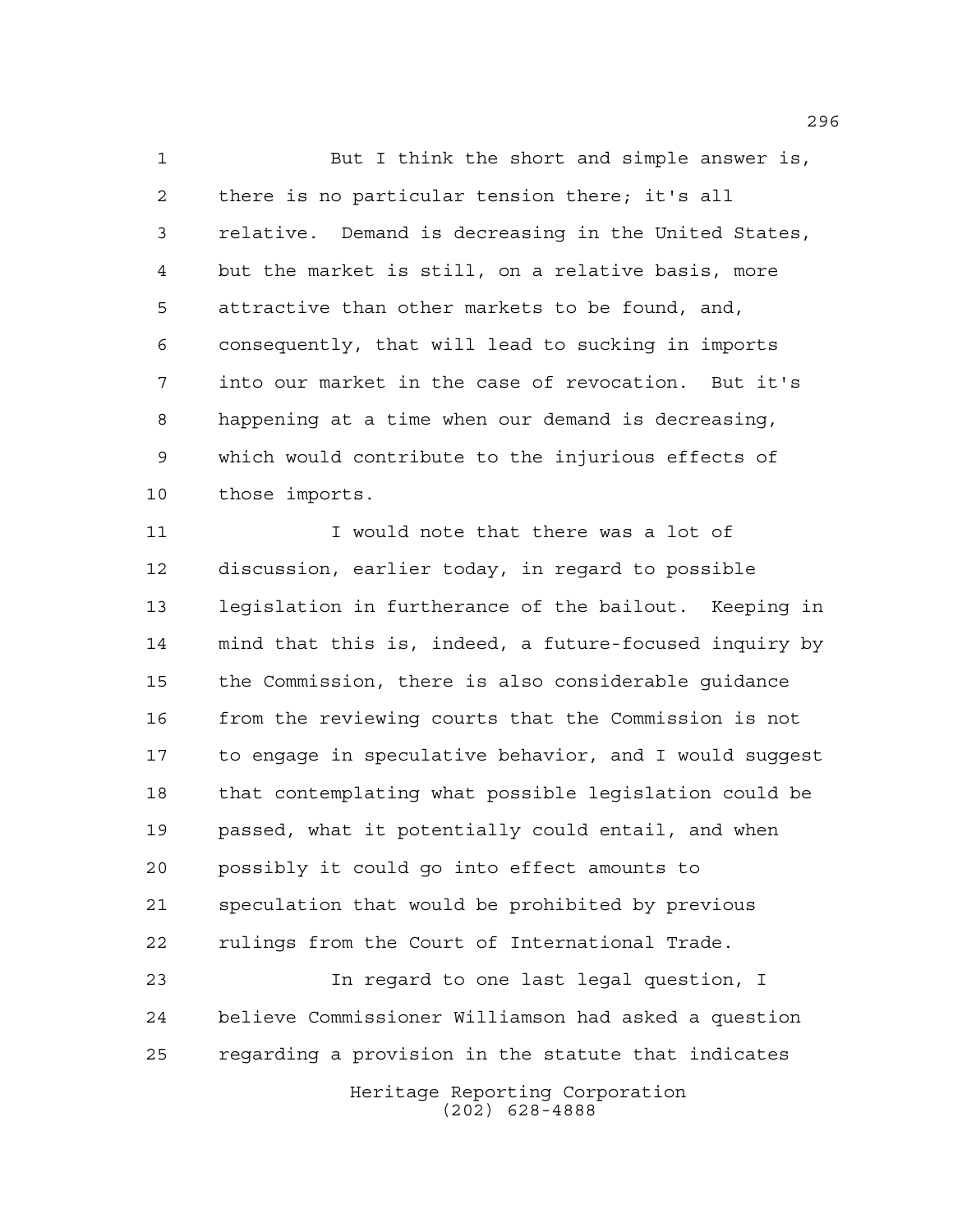But I think the short and simple answer is, there is no particular tension there; it's all relative. Demand is decreasing in the United States, but the market is still, on a relative basis, more attractive than other markets to be found, and, consequently, that will lead to sucking in imports into our market in the case of revocation. But it's happening at a time when our demand is decreasing, which would contribute to the injurious effects of those imports.

I would note that there was a lot of discussion, earlier today, in regard to possible legislation in furtherance of the bailout. Keeping in mind that this is, indeed, a future-focused inquiry by the Commission, there is also considerable guidance from the reviewing courts that the Commission is not to engage in speculative behavior, and I would suggest that contemplating what possible legislation could be passed, what it potentially could entail, and when possibly it could go into effect amounts to speculation that would be prohibited by previous rulings from the Court of International Trade.

In regard to one last legal question, I believe Commissioner Williamson had asked a question regarding a provision in the statute that indicates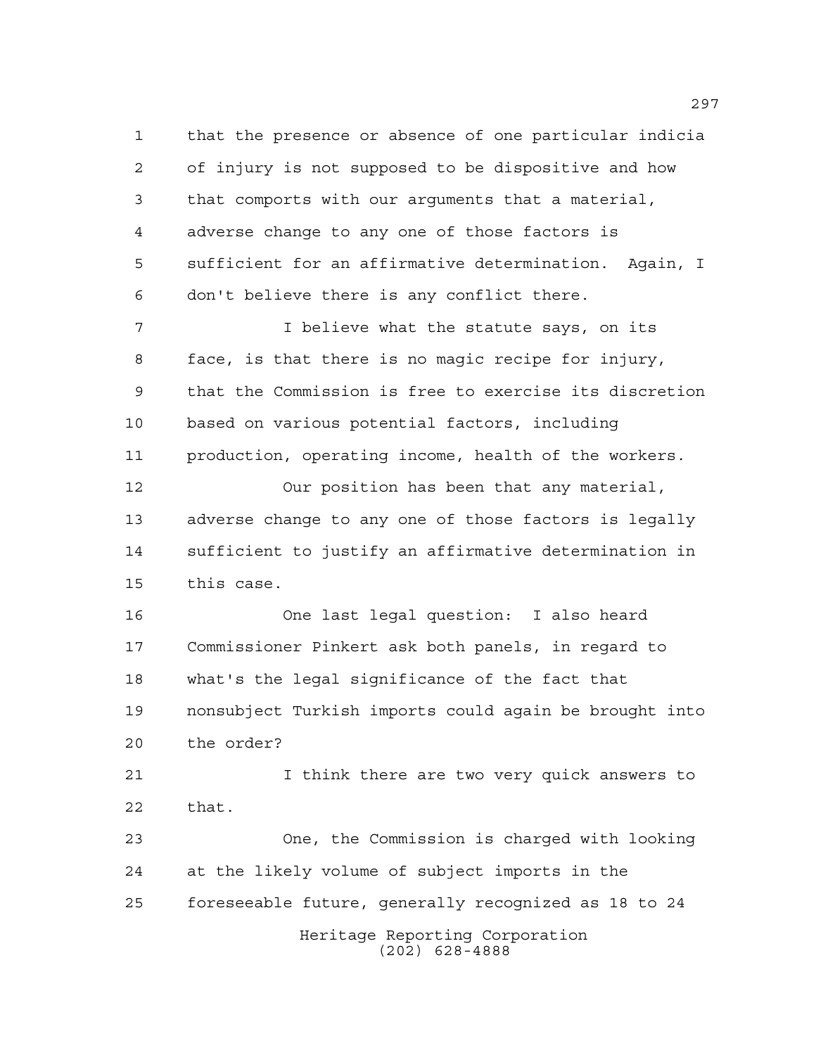that the presence or absence of one particular indicia of injury is not supposed to be dispositive and how that comports with our arguments that a material, adverse change to any one of those factors is sufficient for an affirmative determination. Again, I don't believe there is any conflict there.

I believe what the statute says, on its face, is that there is no magic recipe for injury, that the Commission is free to exercise its discretion based on various potential factors, including production, operating income, health of the workers.

Our position has been that any material, adverse change to any one of those factors is legally sufficient to justify an affirmative determination in this case.

One last legal question: I also heard Commissioner Pinkert ask both panels, in regard to what's the legal significance of the fact that nonsubject Turkish imports could again be brought into the order?

I think there are two very quick answers to that.

One, the Commission is charged with looking at the likely volume of subject imports in the foreseeable future, generally recognized as 18 to 24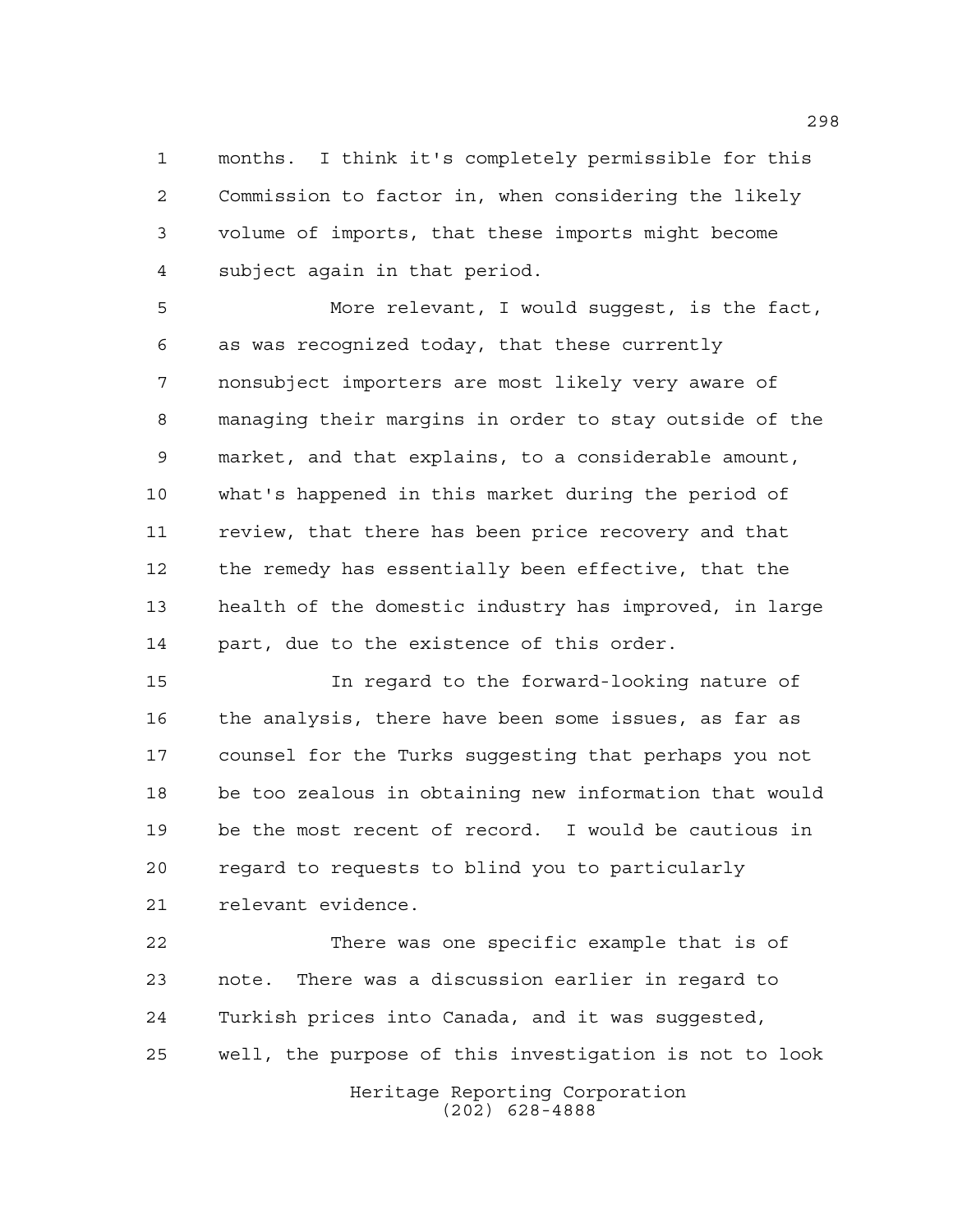months. I think it's completely permissible for this Commission to factor in, when considering the likely volume of imports, that these imports might become subject again in that period.

More relevant, I would suggest, is the fact, as was recognized today, that these currently nonsubject importers are most likely very aware of managing their margins in order to stay outside of the market, and that explains, to a considerable amount, what's happened in this market during the period of review, that there has been price recovery and that the remedy has essentially been effective, that the health of the domestic industry has improved, in large part, due to the existence of this order.

In regard to the forward-looking nature of the analysis, there have been some issues, as far as counsel for the Turks suggesting that perhaps you not be too zealous in obtaining new information that would be the most recent of record. I would be cautious in regard to requests to blind you to particularly relevant evidence.

There was one specific example that is of note. There was a discussion earlier in regard to Turkish prices into Canada, and it was suggested, well, the purpose of this investigation is not to look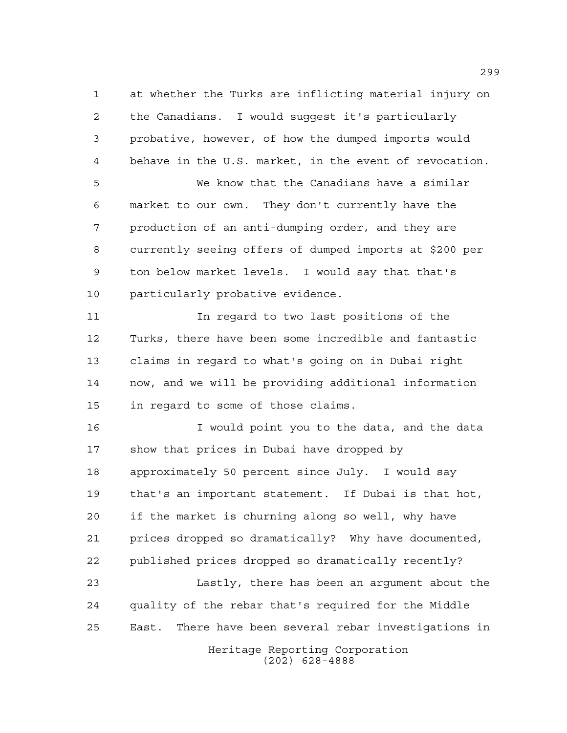at whether the Turks are inflicting material injury on the Canadians. I would suggest it's particularly probative, however, of how the dumped imports would behave in the U.S. market, in the event of revocation.

We know that the Canadians have a similar market to our own. They don't currently have the production of an anti-dumping order, and they are currently seeing offers of dumped imports at $200 per ton below market levels. I would say that that's particularly probative evidence.

In regard to two last positions of the Turks, there have been some incredible and fantastic claims in regard to what's going on in Dubai right now, and we will be providing additional information in regard to some of those claims.

I would point you to the data, and the data show that prices in Dubai have dropped by approximately 50 percent since July. I would say that's an important statement. If Dubai is that hot, if the market is churning along so well, why have prices dropped so dramatically? Why have documented, published prices dropped so dramatically recently?

Lastly, there has been an argument about the quality of the rebar that's required for the Middle East. There have been several rebar investigations in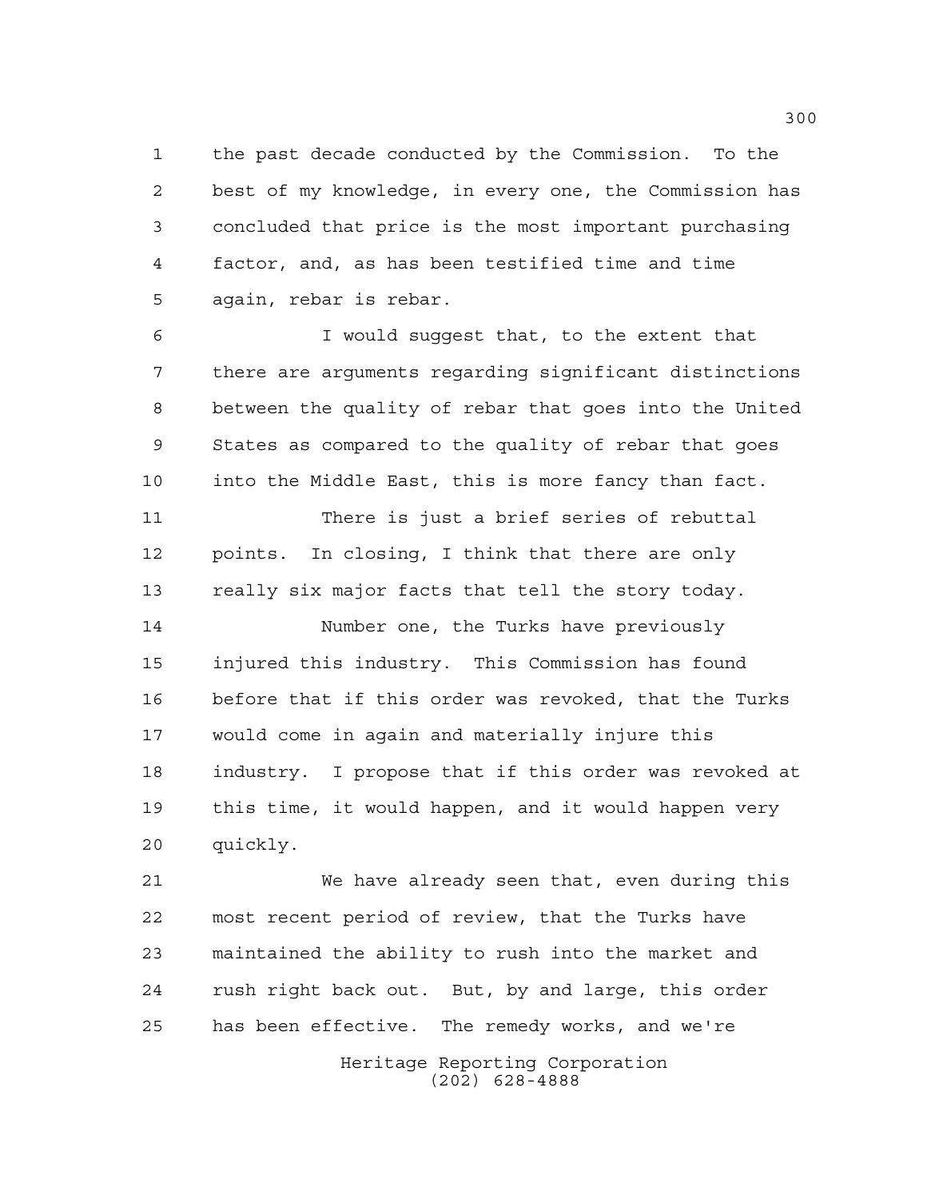the past decade conducted by the Commission. To the best of my knowledge, in every one, the Commission has concluded that price is the most important purchasing factor, and, as has been testified time and time again, rebar is rebar.

I would suggest that, to the extent that there are arguments regarding significant distinctions between the quality of rebar that goes into the United States as compared to the quality of rebar that goes into the Middle East, this is more fancy than fact.

There is just a brief series of rebuttal points. In closing, I think that there are only really six major facts that tell the story today.

Number one, the Turks have previously injured this industry. This Commission has found before that if this order was revoked, that the Turks would come in again and materially injure this industry. I propose that if this order was revoked at this time, it would happen, and it would happen very quickly.

We have already seen that, even during this most recent period of review, that the Turks have maintained the ability to rush into the market and rush right back out. But, by and large, this order has been effective. The remedy works, and we're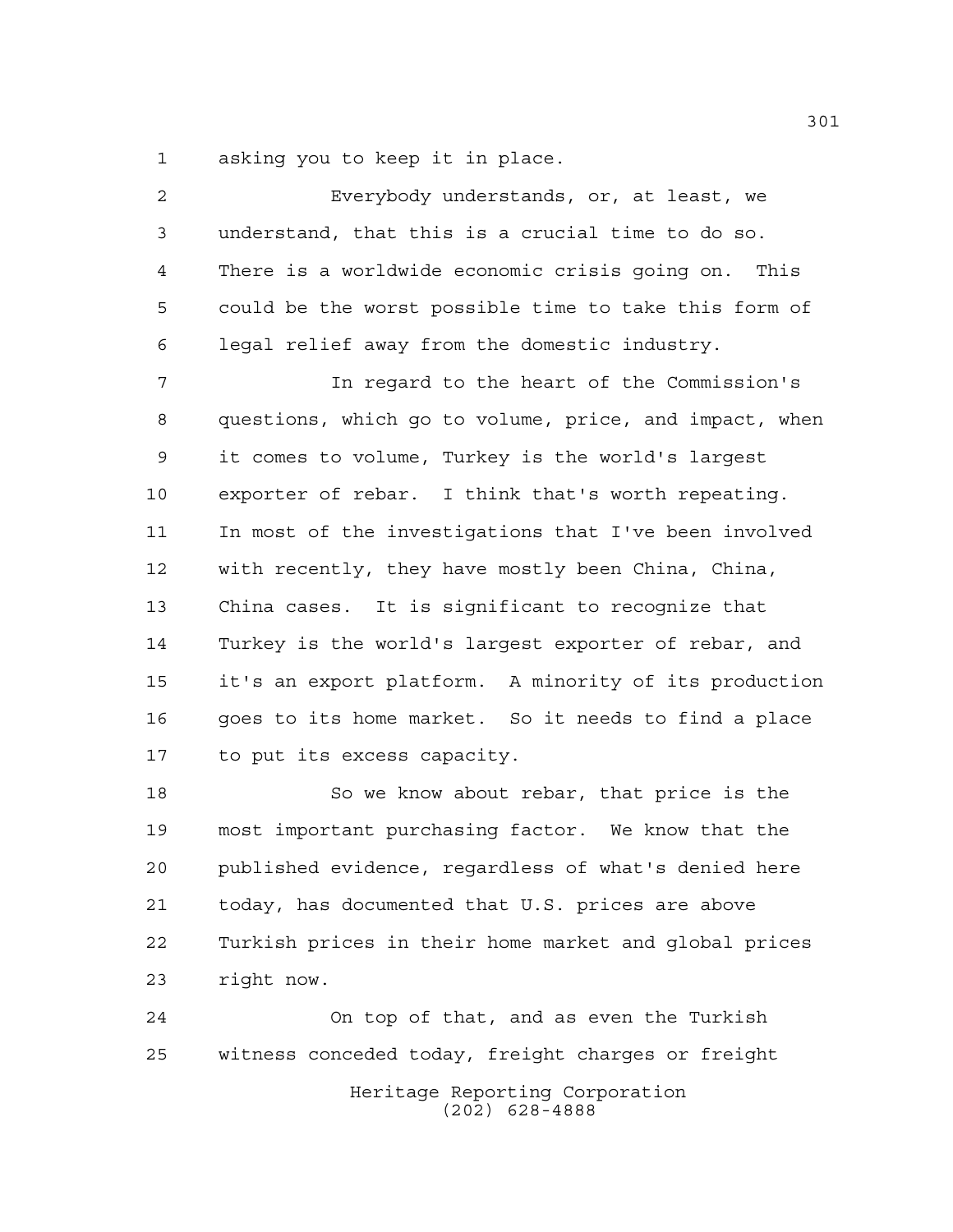asking you to keep it in place.

Everybody understands, or, at least, we understand, that this is a crucial time to do so. There is a worldwide economic crisis going on. This could be the worst possible time to take this form of legal relief away from the domestic industry.

In regard to the heart of the Commission's questions, which go to volume, price, and impact, when it comes to volume, Turkey is the world's largest exporter of rebar. I think that's worth repeating. In most of the investigations that I've been involved with recently, they have mostly been China, China, China cases. It is significant to recognize that Turkey is the world's largest exporter of rebar, and it's an export platform. A minority of its production goes to its home market. So it needs to find a place to put its excess capacity.

So we know about rebar, that price is the most important purchasing factor. We know that the published evidence, regardless of what's denied here today, has documented that U.S. prices are above Turkish prices in their home market and global prices right now.

On top of that, and as even the Turkish witness conceded today, freight charges or freight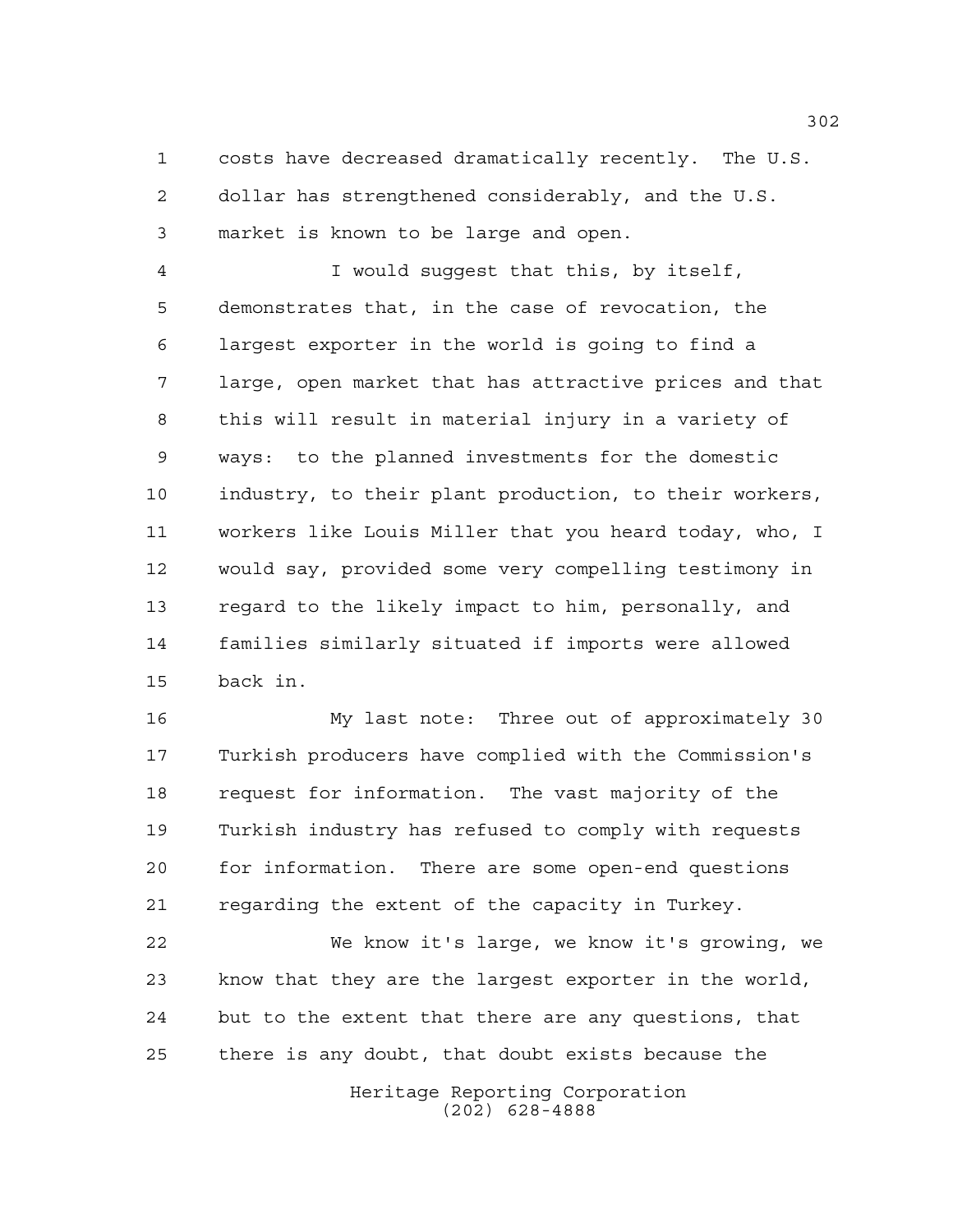costs have decreased dramatically recently. The U.S. dollar has strengthened considerably, and the U.S. market is known to be large and open.

I would suggest that this, by itself, demonstrates that, in the case of revocation, the largest exporter in the world is going to find a large, open market that has attractive prices and that this will result in material injury in a variety of ways: to the planned investments for the domestic industry, to their plant production, to their workers, workers like Louis Miller that you heard today, who, I would say, provided some very compelling testimony in regard to the likely impact to him, personally, and families similarly situated if imports were allowed back in.

My last note: Three out of approximately 30 Turkish producers have complied with the Commission's request for information. The vast majority of the Turkish industry has refused to comply with requests for information. There are some open-end questions regarding the extent of the capacity in Turkey.

We know it's large, we know it's growing, we know that they are the largest exporter in the world, but to the extent that there are any questions, that there is any doubt, that doubt exists because the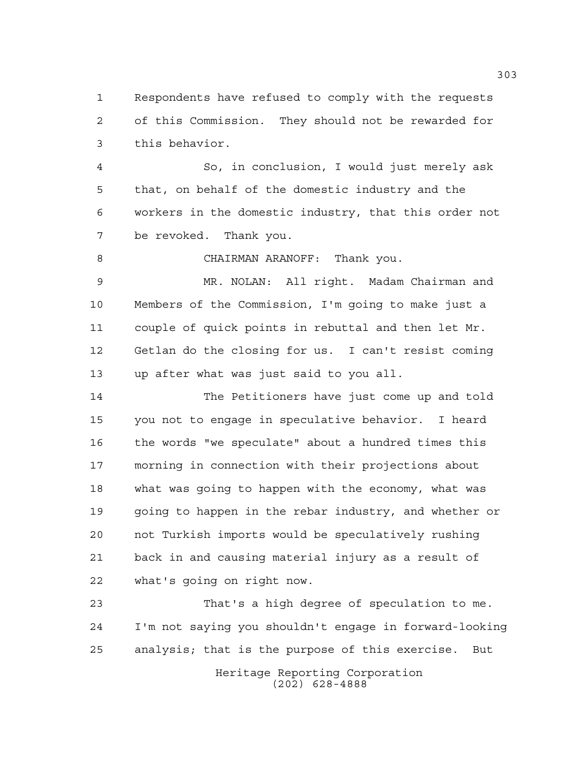Respondents have refused to comply with the requests of this Commission. They should not be rewarded for this behavior.

So, in conclusion, I would just merely ask that, on behalf of the domestic industry and the workers in the domestic industry, that this order not be revoked. Thank you.

CHAIRMAN ARANOFF: Thank you.

MR. NOLAN: All right. Madam Chairman and Members of the Commission, I'm going to make just a couple of quick points in rebuttal and then let Mr. Getlan do the closing for us. I can't resist coming up after what was just said to you all.

The Petitioners have just come up and told you not to engage in speculative behavior. I heard the words "we speculate" about a hundred times this morning in connection with their projections about what was going to happen with the economy, what was going to happen in the rebar industry, and whether or not Turkish imports would be speculatively rushing back in and causing material injury as a result of what's going on right now.

That's a high degree of speculation to me. I'm not saying you shouldn't engage in forward-looking analysis; that is the purpose of this exercise. But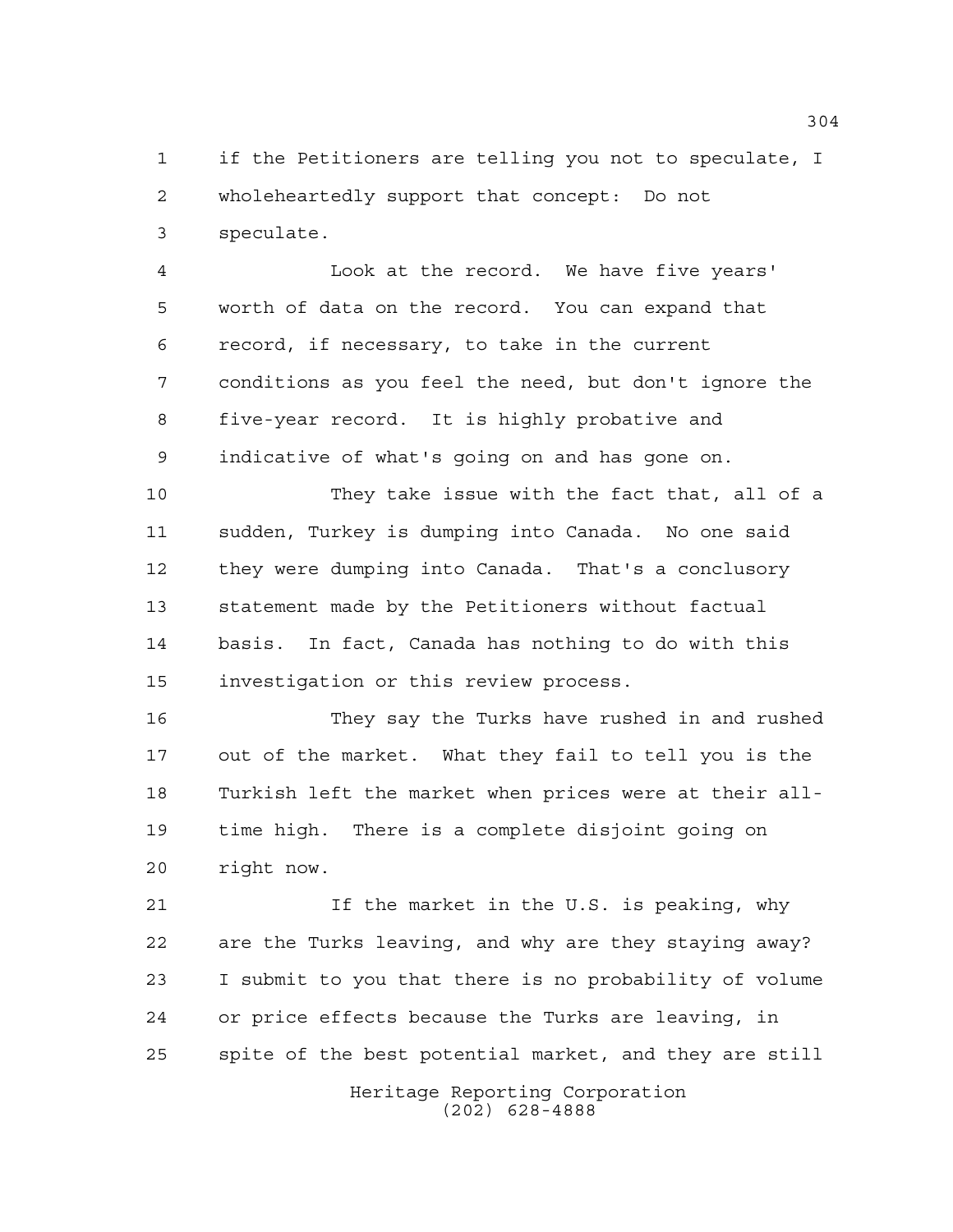if the Petitioners are telling you not to speculate, I wholeheartedly support that concept: Do not speculate.

Look at the record. We have five years' worth of data on the record. You can expand that record, if necessary, to take in the current conditions as you feel the need, but don't ignore the five-year record. It is highly probative and indicative of what's going on and has gone on.

They take issue with the fact that, all of a sudden, Turkey is dumping into Canada. No one said they were dumping into Canada. That's a conclusory statement made by the Petitioners without factual basis. In fact, Canada has nothing to do with this investigation or this review process.

They say the Turks have rushed in and rushed out of the market. What they fail to tell you is the Turkish left the market when prices were at their all-time high. There is a complete disjoint going on right now.

If the market in the U.S. is peaking, why are the Turks leaving, and why are they staying away? I submit to you that there is no probability of volume or price effects because the Turks are leaving, in spite of the best potential market, and they are still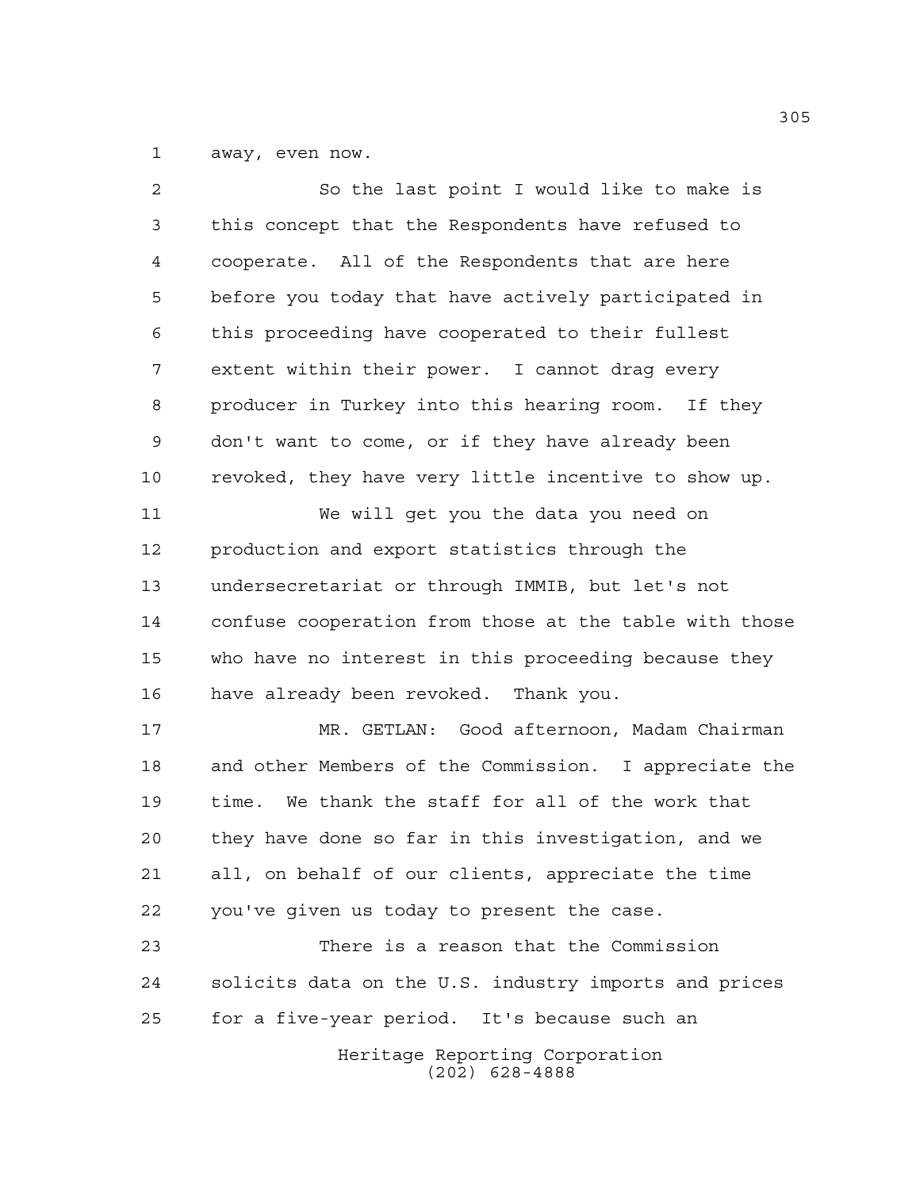away, even now.

So the last point I would like to make is this concept that the Respondents have refused to cooperate. All of the Respondents that are here before you today that have actively participated in this proceeding have cooperated to their fullest extent within their power. I cannot drag every producer in Turkey into this hearing room. If they don't want to come, or if they have already been revoked, they have very little incentive to show up.

We will get you the data you need on production and export statistics through the undersecretariat or through IMMIB, but let's not confuse cooperation from those at the table with those who have no interest in this proceeding because they have already been revoked. Thank you.

MR. GETLAN: Good afternoon, Madam Chairman and other Members of the Commission. I appreciate the time. We thank the staff for all of the work that they have done so far in this investigation, and we all, on behalf of our clients, appreciate the time you've given us today to present the case.

There is a reason that the Commission solicits data on the U.S. industry imports and prices for a five-year period. It's because such an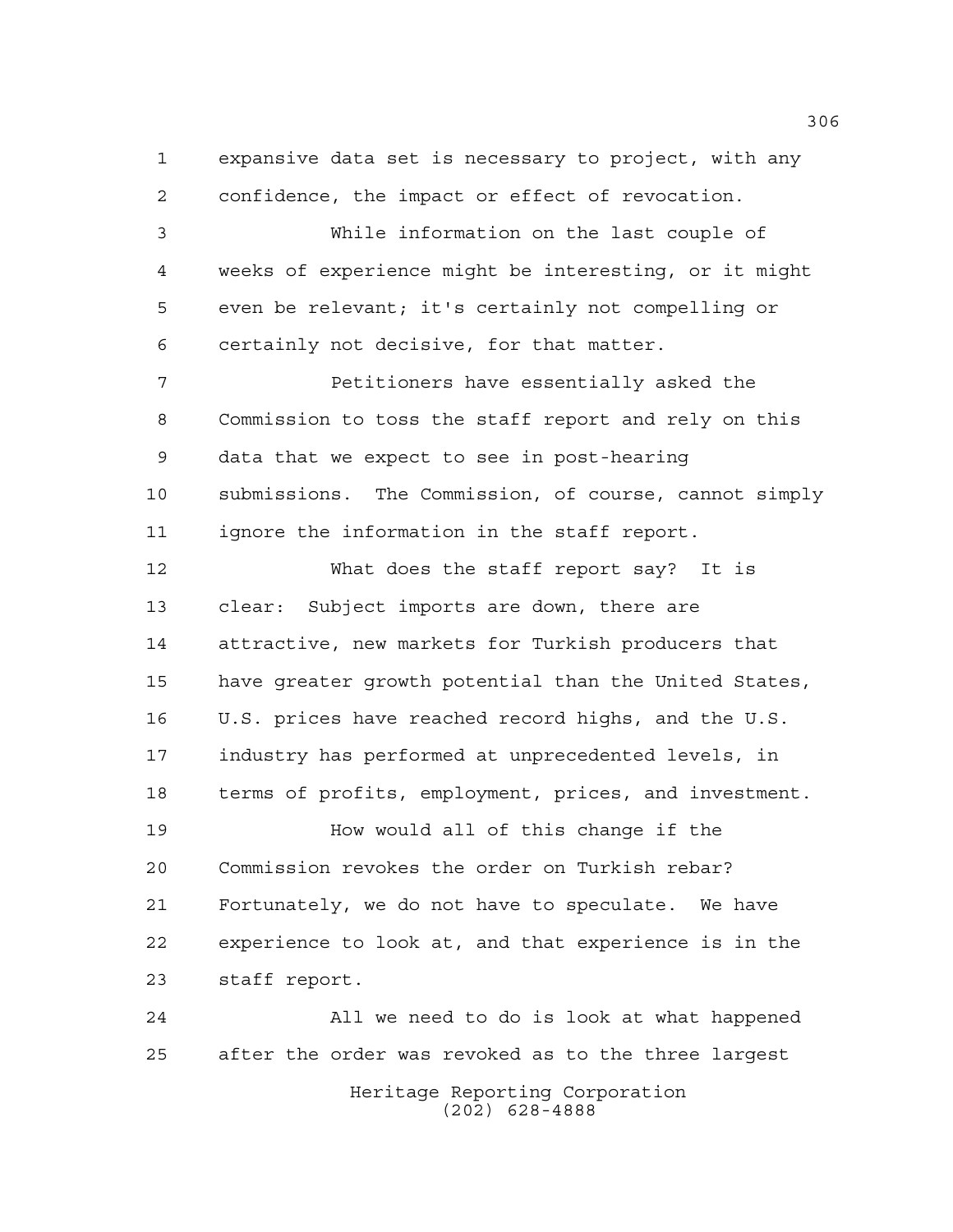expansive data set is necessary to project, with any confidence, the impact or effect of revocation.

While information on the last couple of weeks of experience might be interesting, or it might even be relevant; it's certainly not compelling or certainly not decisive, for that matter.

Petitioners have essentially asked the Commission to toss the staff report and rely on this data that we expect to see in post-hearing submissions. The Commission, of course, cannot simply ignore the information in the staff report.

What does the staff report say? It is clear: Subject imports are down, there are attractive, new markets for Turkish producers that have greater growth potential than the United States, U.S. prices have reached record highs, and the U.S. industry has performed at unprecedented levels, in terms of profits, employment, prices, and investment.

How would all of this change if the Commission revokes the order on Turkish rebar? Fortunately, we do not have to speculate. We have experience to look at, and that experience is in the staff report.

All we need to do is look at what happened after the order was revoked as to the three largest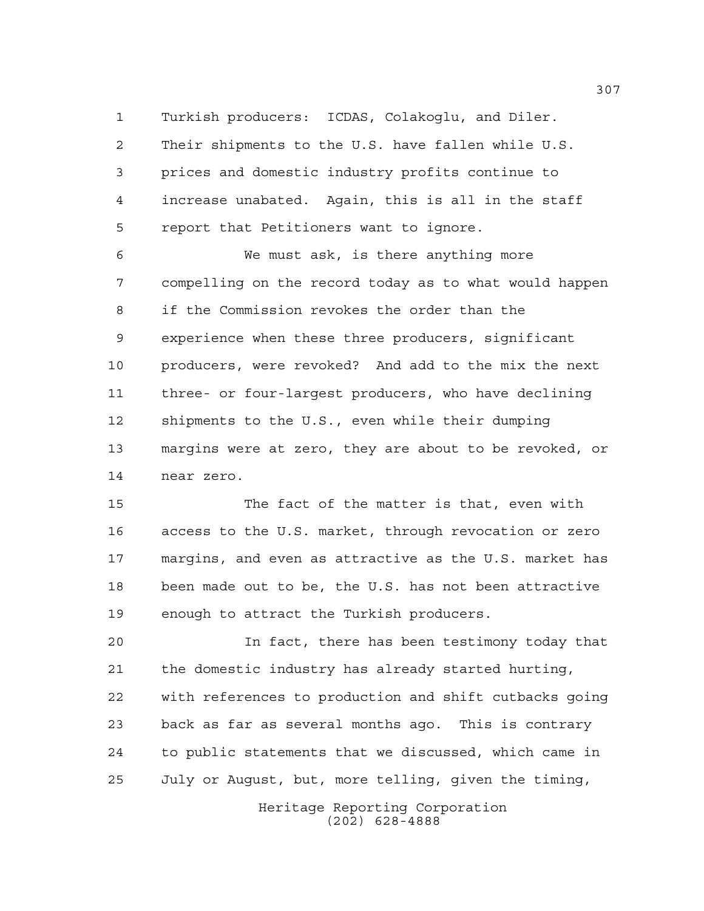Turkish producers: ICDAS, Colakoglu, and Diler. Their shipments to the U.S. have fallen while U.S. prices and domestic industry profits continue to increase unabated. Again, this is all in the staff report that Petitioners want to ignore.

We must ask, is there anything more compelling on the record today as to what would happen if the Commission revokes the order than the experience when these three producers, significant producers, were revoked? And add to the mix the next three- or four-largest producers, who have declining shipments to the U.S., even while their dumping margins were at zero, they are about to be revoked, or near zero.

The fact of the matter is that, even with access to the U.S. market, through revocation or zero margins, and even as attractive as the U.S. market has been made out to be, the U.S. has not been attractive enough to attract the Turkish producers.

In fact, there has been testimony today that the domestic industry has already started hurting, with references to production and shift cutbacks going back as far as several months ago. This is contrary to public statements that we discussed, which came in July or August, but, more telling, given the timing,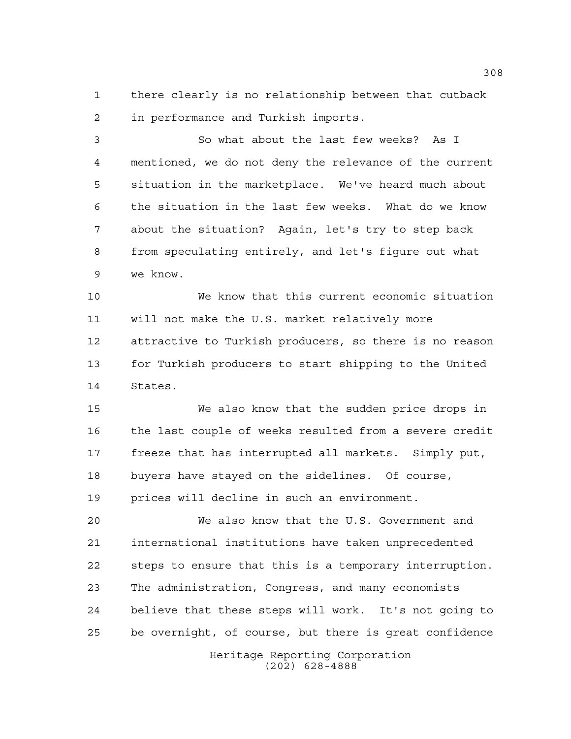there clearly is no relationship between that cutback in performance and Turkish imports.

So what about the last few weeks? As I mentioned, we do not deny the relevance of the current situation in the marketplace. We've heard much about the situation in the last few weeks. What do we know about the situation? Again, let's try to step back from speculating entirely, and let's figure out what we know.

We know that this current economic situation will not make the U.S. market relatively more attractive to Turkish producers, so there is no reason for Turkish producers to start shipping to the United States.

We also know that the sudden price drops in the last couple of weeks resulted from a severe credit freeze that has interrupted all markets. Simply put, buyers have stayed on the sidelines. Of course, prices will decline in such an environment.

We also know that the U.S. Government and international institutions have taken unprecedented steps to ensure that this is a temporary interruption. The administration, Congress, and many economists believe that these steps will work. It's not going to be overnight, of course, but there is great confidence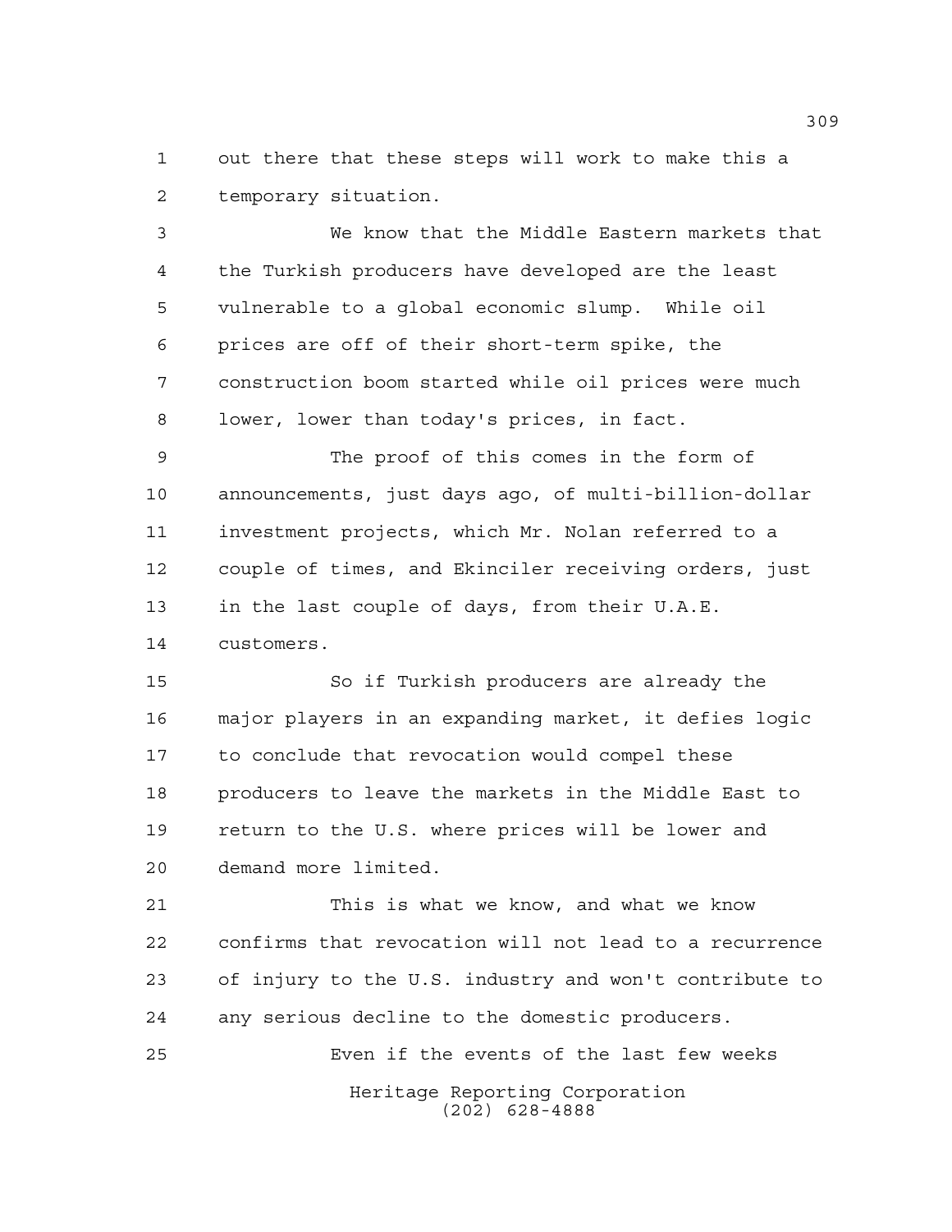out there that these steps will work to make this a temporary situation.

We know that the Middle Eastern markets that the Turkish producers have developed are the least vulnerable to a global economic slump. While oil prices are off of their short-term spike, the construction boom started while oil prices were much lower, lower than today's prices, in fact.

The proof of this comes in the form of announcements, just days ago, of multi-billion-dollar investment projects, which Mr. Nolan referred to a couple of times, and Ekinciler receiving orders, just in the last couple of days, from their U.A.E. customers.

So if Turkish producers are already the major players in an expanding market, it defies logic to conclude that revocation would compel these producers to leave the markets in the Middle East to return to the U.S. where prices will be lower and demand more limited.

This is what we know, and what we know confirms that revocation will not lead to a recurrence of injury to the U.S. industry and won't contribute to any serious decline to the domestic producers.

Even if the events of the last few weeks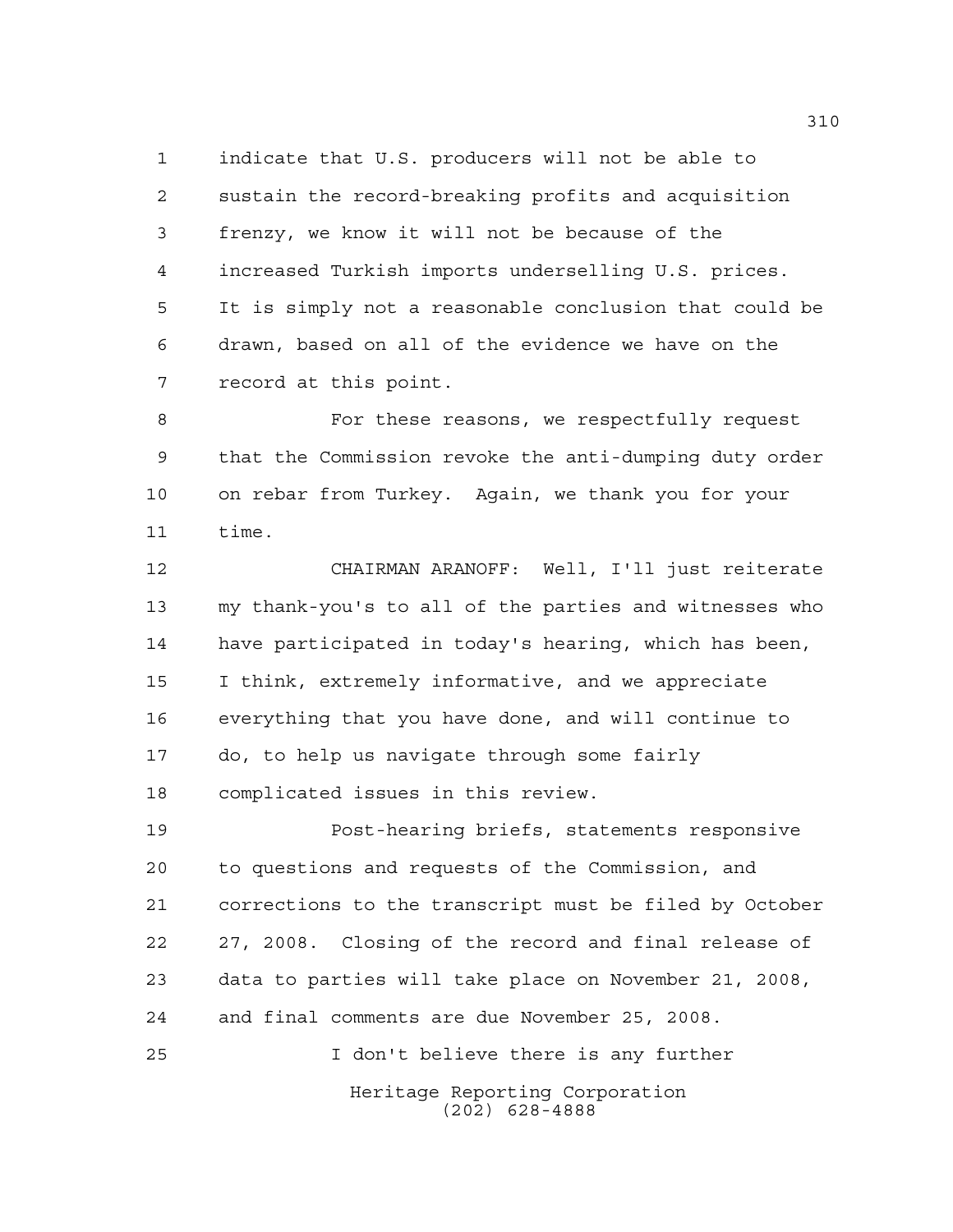indicate that U.S. producers will not be able to sustain the record-breaking profits and acquisition frenzy, we know it will not be because of the increased Turkish imports underselling U.S. prices. It is simply not a reasonable conclusion that could be drawn, based on all of the evidence we have on the record at this point.

For these reasons, we respectfully request that the Commission revoke the anti-dumping duty order on rebar from Turkey. Again, we thank you for your time.

CHAIRMAN ARANOFF: Well, I'll just reiterate my thank-you's to all of the parties and witnesses who have participated in today's hearing, which has been, I think, extremely informative, and we appreciate everything that you have done, and will continue to do, to help us navigate through some fairly complicated issues in this review.

Post-hearing briefs, statements responsive to questions and requests of the Commission, and corrections to the transcript must be filed by October 27, 2008. Closing of the record and final release of data to parties will take place on November 21, 2008, and final comments are due November 25, 2008.

I don't believe there is any further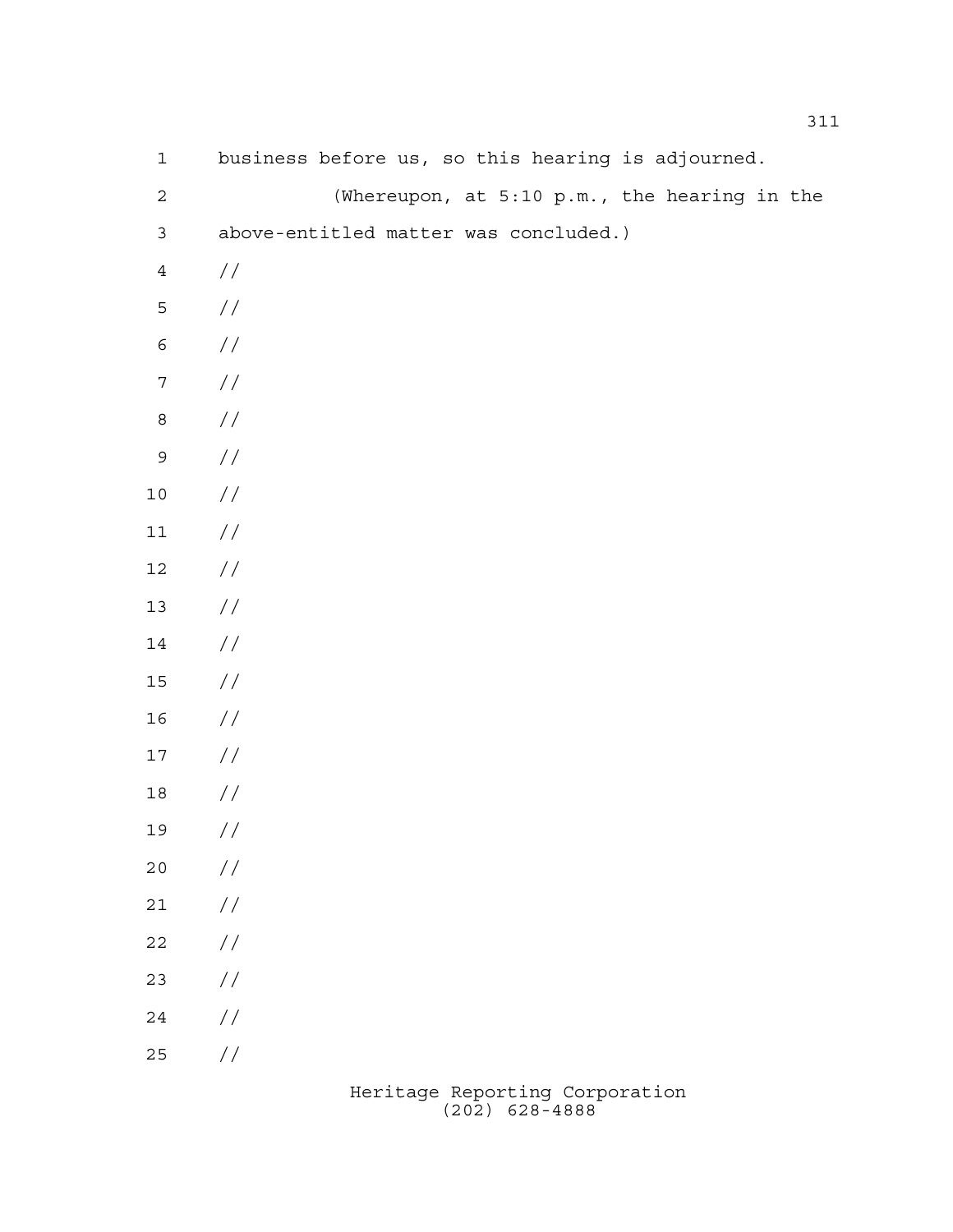business before us, so this hearing is adjourned.

(Whereupon, at 5:10 p.m., the hearing in the above-entitled matter was concluded.)

//

//

//

//

//

//

//

//

//

//

//

//

//

//

//

//

//

//

//

//

//

//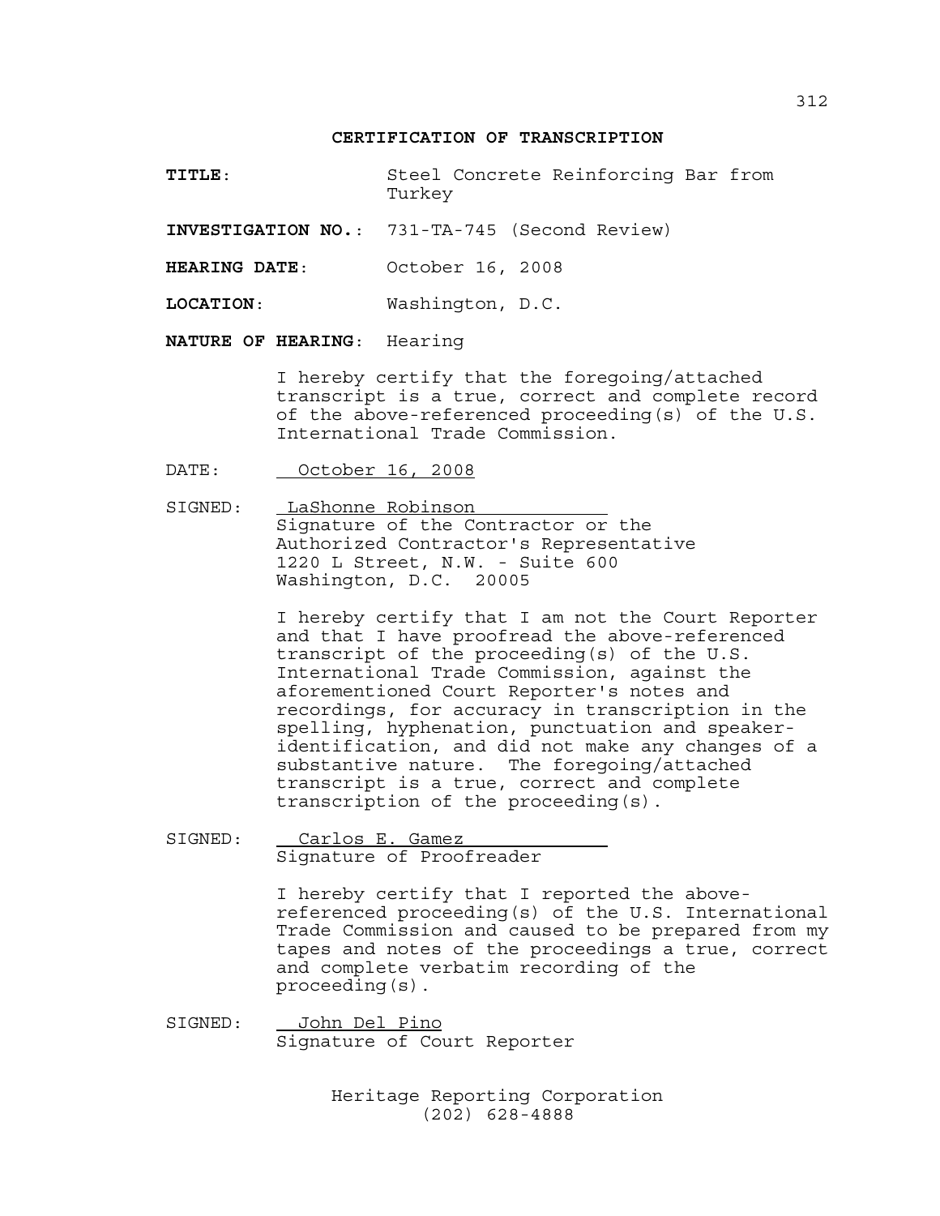## CERTIFICATION OF TRANSCRIPTION

**TITLE**: Steel Concrete Reinforcing Bar from Turkey

**INVESTIGATION NO.**: 731-TA-745 (Second Review)

**HEARING DATE**: October 16, 2008

**LOCATION**: Washington, D.C.

**NATURE OF HEARING**: Hearing

I hereby certify that the foregoing/attached transcript is a true, correct and complete record of the above-referenced proceeding(s) of the U.S. International Trade Commission.

DATE: October 16, 2008

SIGNED: LaShonne Robinson
Signature of the Contractor or the Authorized Contractor's Representative
1220 L Street, N.W. - Suite 600
Washington, D.C. 20005

I hereby certify that I am not the Court Reporter and that I have proofread the above-referenced transcript of the proceeding(s) of the U.S. International Trade Commission, against the aforementioned Court Reporter's notes and recordings, for accuracy in transcription in the spelling, hyphenation, punctuation and speaker-identification, and did not make any changes of a substantive nature. The foregoing/attached transcript is a true, correct and complete transcription of the proceeding(s).

SIGNED: Carlos E. Gamez
Signature of Proofreader

I hereby certify that I reported the above-referenced proceeding(s) of the U.S. International Trade Commission and caused to be prepared from my tapes and notes of the proceedings a true, correct and complete verbatim recording of the proceeding(s).

SIGNED: John Del Pino
Signature of Court Reporter